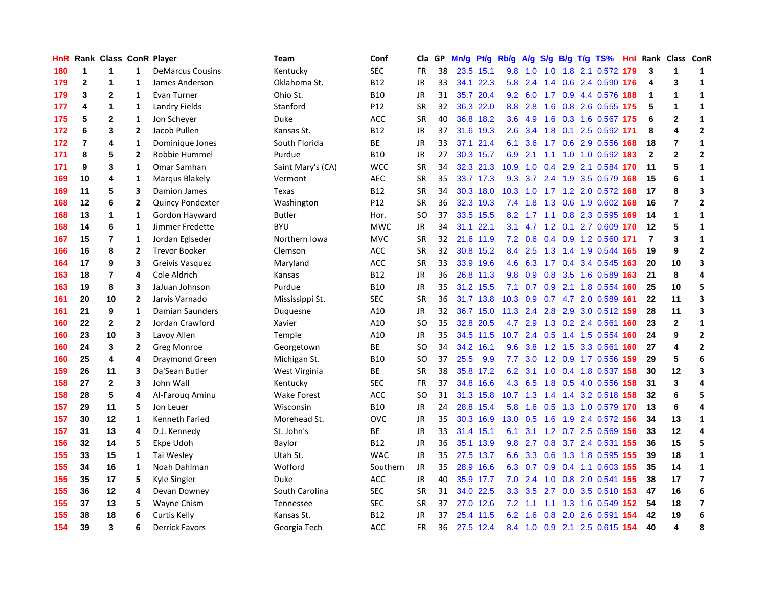| HnR | Rank | Class | ConR | Player | Team | Conf | Cla | GP | Mn/g | Pt/g | Rb/g | A/g | S/g | B/g | T/g | TS% | HnI | Rank | Class | ConR |
|---|---|---|---|---|---|---|---|---|---|---|---|---|---|---|---|---|---|---|---|---|
| 180 | 1 | 1 | 1 | DeMarcus Cousins | Kentucky | SEC | FR | 38 | 23.5 | 15.1 | 9.8 | 1.0 | 1.0 | 1.8 | 2.1 | 0.572 | 179 | 3 | 1 | 1 |
| 179 | 2 | 1 | 1 | James Anderson | Oklahoma St. | B12 | JR | 33 | 34.1 | 22.3 | 5.8 | 2.4 | 1.4 | 0.6 | 2.4 | 0.590 | 176 | 4 | 3 | 1 |
| 179 | 3 | 2 | 1 | Evan Turner | Ohio St. | B10 | JR | 31 | 35.7 | 20.4 | 9.2 | 6.0 | 1.7 | 0.9 | 4.4 | 0.576 | 188 | 1 | 1 | 1 |
| 177 | 4 | 1 | 1 | Landry Fields | Stanford | P12 | SR | 32 | 36.3 | 22.0 | 8.8 | 2.8 | 1.6 | 0.8 | 2.6 | 0.555 | 175 | 5 | 1 | 1 |
| 175 | 5 | 2 | 1 | Jon Scheyer | Duke | ACC | SR | 40 | 36.8 | 18.2 | 3.6 | 4.9 | 1.6 | 0.3 | 1.6 | 0.567 | 175 | 6 | 2 | 1 |
| 172 | 6 | 3 | 2 | Jacob Pullen | Kansas St. | B12 | JR | 37 | 31.6 | 19.3 | 2.6 | 3.4 | 1.8 | 0.1 | 2.5 | 0.592 | 171 | 8 | 4 | 2 |
| 172 | 7 | 4 | 1 | Dominique Jones | South Florida | BE | JR | 33 | 37.1 | 21.4 | 6.1 | 3.6 | 1.7 | 0.6 | 2.9 | 0.556 | 168 | 18 | 7 | 1 |
| 171 | 8 | 5 | 2 | Robbie Hummel | Purdue | B10 | JR | 27 | 30.3 | 15.7 | 6.9 | 2.1 | 1.1 | 1.0 | 1.0 | 0.592 | 183 | 2 | 2 | 2 |
| 171 | 9 | 3 | 1 | Omar Samhan | Saint Mary's (CA) | WCC | SR | 34 | 32.3 | 21.3 | 10.9 | 1.0 | 0.4 | 2.9 | 2.1 | 0.584 | 170 | 11 | 5 | 1 |
| 169 | 10 | 4 | 1 | Marqus Blakely | Vermont | AEC | SR | 35 | 33.7 | 17.3 | 9.3 | 3.7 | 2.4 | 1.9 | 3.5 | 0.579 | 168 | 15 | 6 | 1 |
| 169 | 11 | 5 | 3 | Damion James | Texas | B12 | SR | 34 | 30.3 | 18.0 | 10.3 | 1.0 | 1.7 | 1.2 | 2.0 | 0.572 | 168 | 17 | 8 | 3 |
| 168 | 12 | 6 | 2 | Quincy Pondexter | Washington | P12 | SR | 36 | 32.3 | 19.3 | 7.4 | 1.8 | 1.3 | 0.6 | 1.9 | 0.602 | 168 | 16 | 7 | 2 |
| 168 | 13 | 1 | 1 | Gordon Hayward | Butler | Hor. | SO | 37 | 33.5 | 15.5 | 8.2 | 1.7 | 1.1 | 0.8 | 2.3 | 0.595 | 169 | 14 | 1 | 1 |
| 168 | 14 | 6 | 1 | Jimmer Fredette | BYU | MWC | JR | 34 | 31.1 | 22.1 | 3.1 | 4.7 | 1.2 | 0.1 | 2.7 | 0.609 | 170 | 12 | 5 | 1 |
| 167 | 15 | 7 | 1 | Jordan Eglseder | Northern Iowa | MVC | SR | 32 | 21.6 | 11.9 | 7.2 | 0.6 | 0.4 | 0.9 | 1.2 | 0.560 | 171 | 7 | 3 | 1 |
| 166 | 16 | 8 | 2 | Trevor Booker | Clemson | ACC | SR | 32 | 30.8 | 15.2 | 8.4 | 2.5 | 1.3 | 1.4 | 1.9 | 0.544 | 165 | 19 | 9 | 2 |
| 164 | 17 | 9 | 3 | Greivis Vasquez | Maryland | ACC | SR | 33 | 33.9 | 19.6 | 4.6 | 6.3 | 1.7 | 0.4 | 3.4 | 0.545 | 163 | 20 | 10 | 3 |
| 163 | 18 | 7 | 4 | Cole Aldrich | Kansas | B12 | JR | 36 | 26.8 | 11.3 | 9.8 | 0.9 | 0.8 | 3.5 | 1.6 | 0.589 | 163 | 21 | 8 | 4 |
| 163 | 19 | 8 | 3 | JaJuan Johnson | Purdue | B10 | JR | 35 | 31.2 | 15.5 | 7.1 | 0.7 | 0.9 | 2.1 | 1.8 | 0.554 | 160 | 25 | 10 | 5 |
| 161 | 20 | 10 | 2 | Jarvis Varnado | Mississippi St. | SEC | SR | 36 | 31.7 | 13.8 | 10.3 | 0.9 | 0.7 | 4.7 | 2.0 | 0.589 | 161 | 22 | 11 | 3 |
| 161 | 21 | 9 | 1 | Damian Saunders | Duquesne | A10 | JR | 32 | 36.7 | 15.0 | 11.3 | 2.4 | 2.8 | 2.9 | 3.0 | 0.512 | 159 | 28 | 11 | 3 |
| 160 | 22 | 2 | 2 | Jordan Crawford | Xavier | A10 | SO | 35 | 32.8 | 20.5 | 4.7 | 2.9 | 1.3 | 0.2 | 2.4 | 0.561 | 160 | 23 | 2 | 1 |
| 160 | 23 | 10 | 3 | Lavoy Allen | Temple | A10 | JR | 35 | 34.5 | 11.5 | 10.7 | 2.4 | 0.5 | 1.4 | 1.5 | 0.554 | 160 | 24 | 9 | 2 |
| 160 | 24 | 3 | 2 | Greg Monroe | Georgetown | BE | SO | 34 | 34.2 | 16.1 | 9.6 | 3.8 | 1.2 | 1.5 | 3.3 | 0.561 | 160 | 27 | 4 | 2 |
| 160 | 25 | 4 | 4 | Draymond Green | Michigan St. | B10 | SO | 37 | 25.5 | 9.9 | 7.7 | 3.0 | 1.2 | 0.9 | 1.7 | 0.556 | 159 | 29 | 5 | 6 |
| 159 | 26 | 11 | 3 | Da'Sean Butler | West Virginia | BE | SR | 38 | 35.8 | 17.2 | 6.2 | 3.1 | 1.0 | 0.4 | 1.8 | 0.537 | 158 | 30 | 12 | 3 |
| 158 | 27 | 2 | 3 | John Wall | Kentucky | SEC | FR | 37 | 34.8 | 16.6 | 4.3 | 6.5 | 1.8 | 0.5 | 4.0 | 0.556 | 158 | 31 | 3 | 4 |
| 158 | 28 | 5 | 4 | Al-Farouq Aminu | Wake Forest | ACC | SO | 31 | 31.3 | 15.8 | 10.7 | 1.3 | 1.4 | 1.4 | 3.2 | 0.518 | 158 | 32 | 6 | 5 |
| 157 | 29 | 11 | 5 | Jon Leuer | Wisconsin | B10 | JR | 24 | 28.8 | 15.4 | 5.8 | 1.6 | 0.5 | 1.3 | 1.0 | 0.579 | 170 | 13 | 6 | 4 |
| 157 | 30 | 12 | 1 | Kenneth Faried | Morehead St. | OVC | JR | 35 | 30.3 | 16.9 | 13.0 | 0.5 | 1.6 | 1.9 | 2.4 | 0.572 | 156 | 34 | 13 | 1 |
| 157 | 31 | 13 | 4 | D.J. Kennedy | St. John's | BE | JR | 33 | 31.4 | 15.1 | 6.1 | 3.1 | 1.2 | 0.7 | 2.5 | 0.569 | 156 | 33 | 12 | 4 |
| 156 | 32 | 14 | 5 | Ekpe Udoh | Baylor | B12 | JR | 36 | 35.1 | 13.9 | 9.8 | 2.7 | 0.8 | 3.7 | 2.4 | 0.531 | 155 | 36 | 15 | 5 |
| 155 | 33 | 15 | 1 | Tai Wesley | Utah St. | WAC | JR | 35 | 27.5 | 13.7 | 6.6 | 3.3 | 0.6 | 1.3 | 1.8 | 0.595 | 155 | 39 | 18 | 1 |
| 155 | 34 | 16 | 1 | Noah Dahlman | Wofford | Southern | JR | 35 | 28.9 | 16.6 | 6.3 | 0.7 | 0.9 | 0.4 | 1.1 | 0.603 | 155 | 35 | 14 | 1 |
| 155 | 35 | 17 | 5 | Kyle Singler | Duke | ACC | JR | 40 | 35.9 | 17.7 | 7.0 | 2.4 | 1.0 | 0.8 | 2.0 | 0.541 | 155 | 38 | 17 | 7 |
| 155 | 36 | 12 | 4 | Devan Downey | South Carolina | SEC | SR | 31 | 34.0 | 22.5 | 3.3 | 3.5 | 2.7 | 0.0 | 3.5 | 0.510 | 153 | 47 | 16 | 6 |
| 155 | 37 | 13 | 5 | Wayne Chism | Tennessee | SEC | SR | 37 | 27.0 | 12.6 | 7.2 | 1.1 | 1.1 | 1.3 | 1.6 | 0.549 | 152 | 54 | 18 | 7 |
| 155 | 38 | 18 | 6 | Curtis Kelly | Kansas St. | B12 | JR | 37 | 25.4 | 11.5 | 6.2 | 1.6 | 0.8 | 2.0 | 2.6 | 0.591 | 154 | 42 | 19 | 6 |
| 154 | 39 | 3 | 6 | Derrick Favors | Georgia Tech | ACC | FR | 36 | 27.5 | 12.4 | 8.4 | 1.0 | 0.9 | 2.1 | 2.5 | 0.615 | 154 | 40 | 4 | 8 |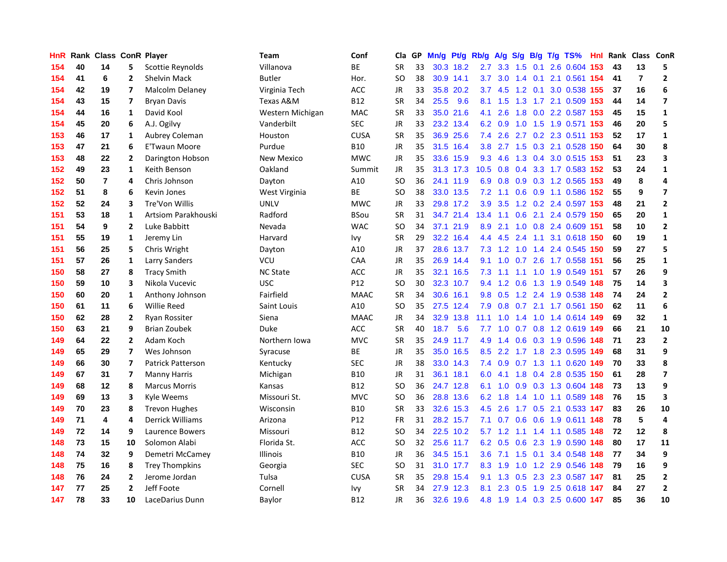| HnR | Rank | Class | ConR | Player | Team | Conf | Cla | GP | Mn/g | Pt/g | Rb/g | A/g | S/g | B/g | T/g | TS% | HnI | Rank | Class | ConR |
|---|---|---|---|---|---|---|---|---|---|---|---|---|---|---|---|---|---|---|---|---|
| 154 | 40 | 14 | 5 | Scottie Reynolds | Villanova | BE | SR | 33 | 30.3 | 18.2 | 2.7 | 3.3 | 1.5 | 0.1 | 2.6 | 0.604 | 153 | 43 | 13 | 5 |
| 154 | 41 | 6 | 2 | Shelvin Mack | Butler | Hor. | SO | 38 | 30.9 | 14.1 | 3.7 | 3.0 | 1.4 | 0.1 | 2.1 | 0.561 | 154 | 41 | 7 | 2 |
| 154 | 42 | 19 | 7 | Malcolm Delaney | Virginia Tech | ACC | JR | 33 | 35.8 | 20.2 | 3.7 | 4.5 | 1.2 | 0.1 | 3.0 | 0.538 | 155 | 37 | 16 | 6 |
| 154 | 43 | 15 | 7 | Bryan Davis | Texas A&M | B12 | SR | 34 | 25.5 | 9.6 | 8.1 | 1.5 | 1.3 | 1.7 | 2.1 | 0.509 | 153 | 44 | 14 | 7 |
| 154 | 44 | 16 | 1 | David Kool | Western Michigan | MAC | SR | 33 | 35.0 | 21.6 | 4.1 | 2.6 | 1.8 | 0.0 | 2.2 | 0.587 | 153 | 45 | 15 | 1 |
| 154 | 45 | 20 | 6 | A.J. Ogilvy | Vanderbilt | SEC | JR | 33 | 23.2 | 13.4 | 6.2 | 0.9 | 1.0 | 1.5 | 1.9 | 0.571 | 153 | 46 | 20 | 5 |
| 153 | 46 | 17 | 1 | Aubrey Coleman | Houston | CUSA | SR | 35 | 36.9 | 25.6 | 7.4 | 2.6 | 2.7 | 0.2 | 2.3 | 0.511 | 153 | 52 | 17 | 1 |
| 153 | 47 | 21 | 6 | E'Twaun Moore | Purdue | B10 | JR | 35 | 31.5 | 16.4 | 3.8 | 2.7 | 1.5 | 0.3 | 2.1 | 0.528 | 150 | 64 | 30 | 8 |
| 153 | 48 | 22 | 2 | Darington Hobson | New Mexico | MWC | JR | 35 | 33.6 | 15.9 | 9.3 | 4.6 | 1.3 | 0.4 | 3.0 | 0.515 | 153 | 51 | 23 | 3 |
| 152 | 49 | 23 | 1 | Keith Benson | Oakland | Summit | JR | 35 | 31.3 | 17.3 | 10.5 | 0.8 | 0.4 | 3.3 | 1.7 | 0.583 | 152 | 53 | 24 | 1 |
| 152 | 50 | 7 | 4 | Chris Johnson | Dayton | A10 | SO | 36 | 24.1 | 11.9 | 6.9 | 0.8 | 0.9 | 0.3 | 1.2 | 0.565 | 153 | 49 | 8 | 4 |
| 152 | 51 | 8 | 6 | Kevin Jones | West Virginia | BE | SO | 38 | 33.0 | 13.5 | 7.2 | 1.1 | 0.6 | 0.9 | 1.1 | 0.586 | 152 | 55 | 9 | 7 |
| 152 | 52 | 24 | 3 | Tre'Von Willis | UNLV | MWC | JR | 33 | 29.8 | 17.2 | 3.9 | 3.5 | 1.2 | 0.2 | 2.4 | 0.597 | 153 | 48 | 21 | 2 |
| 151 | 53 | 18 | 1 | Artsiom Parakhouski | Radford | BSou | SR | 31 | 34.7 | 21.4 | 13.4 | 1.1 | 0.6 | 2.1 | 2.4 | 0.579 | 150 | 65 | 20 | 1 |
| 151 | 54 | 9 | 2 | Luke Babbitt | Nevada | WAC | SO | 34 | 37.1 | 21.9 | 8.9 | 2.1 | 1.0 | 0.8 | 2.4 | 0.609 | 151 | 58 | 10 | 2 |
| 151 | 55 | 19 | 1 | Jeremy Lin | Harvard | Ivy | SR | 29 | 32.2 | 16.4 | 4.4 | 4.5 | 2.4 | 1.1 | 3.1 | 0.618 | 150 | 60 | 19 | 1 |
| 151 | 56 | 25 | 5 | Chris Wright | Dayton | A10 | JR | 37 | 28.6 | 13.7 | 7.3 | 1.2 | 1.0 | 1.4 | 2.4 | 0.545 | 150 | 59 | 27 | 5 |
| 151 | 57 | 26 | 1 | Larry Sanders | VCU | CAA | JR | 35 | 26.9 | 14.4 | 9.1 | 1.0 | 0.7 | 2.6 | 1.7 | 0.558 | 151 | 56 | 25 | 1 |
| 150 | 58 | 27 | 8 | Tracy Smith | NC State | ACC | JR | 35 | 32.1 | 16.5 | 7.3 | 1.1 | 1.1 | 1.0 | 1.9 | 0.549 | 151 | 57 | 26 | 9 |
| 150 | 59 | 10 | 3 | Nikola Vucevic | USC | P12 | SO | 30 | 32.3 | 10.7 | 9.4 | 1.2 | 0.6 | 1.3 | 1.9 | 0.549 | 148 | 75 | 14 | 3 |
| 150 | 60 | 20 | 1 | Anthony Johnson | Fairfield | MAAC | SR | 34 | 30.6 | 16.1 | 9.8 | 0.5 | 1.2 | 2.4 | 1.9 | 0.538 | 148 | 74 | 24 | 2 |
| 150 | 61 | 11 | 6 | Willie Reed | Saint Louis | A10 | SO | 35 | 27.5 | 12.4 | 7.9 | 0.8 | 0.7 | 2.1 | 1.7 | 0.561 | 150 | 62 | 11 | 6 |
| 150 | 62 | 28 | 2 | Ryan Rossiter | Siena | MAAC | JR | 34 | 32.9 | 13.8 | 11.1 | 1.0 | 1.4 | 1.0 | 1.4 | 0.614 | 149 | 69 | 32 | 1 |
| 150 | 63 | 21 | 9 | Brian Zoubek | Duke | ACC | SR | 40 | 18.7 | 5.6 | 7.7 | 1.0 | 0.7 | 0.8 | 1.2 | 0.619 | 149 | 66 | 21 | 10 |
| 149 | 64 | 22 | 2 | Adam Koch | Northern Iowa | MVC | SR | 35 | 24.9 | 11.7 | 4.9 | 1.4 | 0.6 | 0.3 | 1.9 | 0.596 | 148 | 71 | 23 | 2 |
| 149 | 65 | 29 | 7 | Wes Johnson | Syracuse | BE | JR | 35 | 35.0 | 16.5 | 8.5 | 2.2 | 1.7 | 1.8 | 2.3 | 0.595 | 149 | 68 | 31 | 9 |
| 149 | 66 | 30 | 7 | Patrick Patterson | Kentucky | SEC | JR | 38 | 33.0 | 14.3 | 7.4 | 0.9 | 0.7 | 1.3 | 1.1 | 0.620 | 149 | 70 | 33 | 8 |
| 149 | 67 | 31 | 7 | Manny Harris | Michigan | B10 | JR | 31 | 36.1 | 18.1 | 6.0 | 4.1 | 1.8 | 0.4 | 2.8 | 0.535 | 150 | 61 | 28 | 7 |
| 149 | 68 | 12 | 8 | Marcus Morris | Kansas | B12 | SO | 36 | 24.7 | 12.8 | 6.1 | 1.0 | 0.9 | 0.3 | 1.3 | 0.604 | 148 | 73 | 13 | 9 |
| 149 | 69 | 13 | 3 | Kyle Weems | Missouri St. | MVC | SO | 36 | 28.8 | 13.6 | 6.2 | 1.8 | 1.4 | 1.0 | 1.1 | 0.589 | 148 | 76 | 15 | 3 |
| 149 | 70 | 23 | 8 | Trevon Hughes | Wisconsin | B10 | SR | 33 | 32.6 | 15.3 | 4.5 | 2.6 | 1.7 | 0.5 | 2.1 | 0.533 | 147 | 83 | 26 | 10 |
| 149 | 71 | 4 | 4 | Derrick Williams | Arizona | P12 | FR | 31 | 28.2 | 15.7 | 7.1 | 0.7 | 0.6 | 0.6 | 1.9 | 0.611 | 148 | 78 | 5 | 4 |
| 149 | 72 | 14 | 9 | Laurence Bowers | Missouri | B12 | SO | 34 | 22.5 | 10.2 | 5.7 | 1.2 | 1.1 | 1.4 | 1.1 | 0.585 | 148 | 72 | 12 | 8 |
| 148 | 73 | 15 | 10 | Solomon Alabi | Florida St. | ACC | SO | 32 | 25.6 | 11.7 | 6.2 | 0.5 | 0.6 | 2.3 | 1.9 | 0.590 | 148 | 80 | 17 | 11 |
| 148 | 74 | 32 | 9 | Demetri McCamey | Illinois | B10 | JR | 36 | 34.5 | 15.1 | 3.6 | 7.1 | 1.5 | 0.1 | 3.4 | 0.548 | 148 | 77 | 34 | 9 |
| 148 | 75 | 16 | 8 | Trey Thompkins | Georgia | SEC | SO | 31 | 31.0 | 17.7 | 8.3 | 1.9 | 1.0 | 1.2 | 2.9 | 0.546 | 148 | 79 | 16 | 9 |
| 148 | 76 | 24 | 2 | Jerome Jordan | Tulsa | CUSA | SR | 35 | 29.8 | 15.4 | 9.1 | 1.3 | 0.5 | 2.3 | 2.3 | 0.587 | 147 | 81 | 25 | 2 |
| 147 | 77 | 25 | 2 | Jeff Foote | Cornell | Ivy | SR | 34 | 27.9 | 12.3 | 8.1 | 2.3 | 0.5 | 1.9 | 2.5 | 0.618 | 147 | 84 | 27 | 2 |
| 147 | 78 | 33 | 10 | LaceDarius Dunn | Baylor | B12 | JR | 36 | 32.6 | 19.6 | 4.8 | 1.9 | 1.4 | 0.3 | 2.5 | 0.600 | 147 | 85 | 36 | 10 |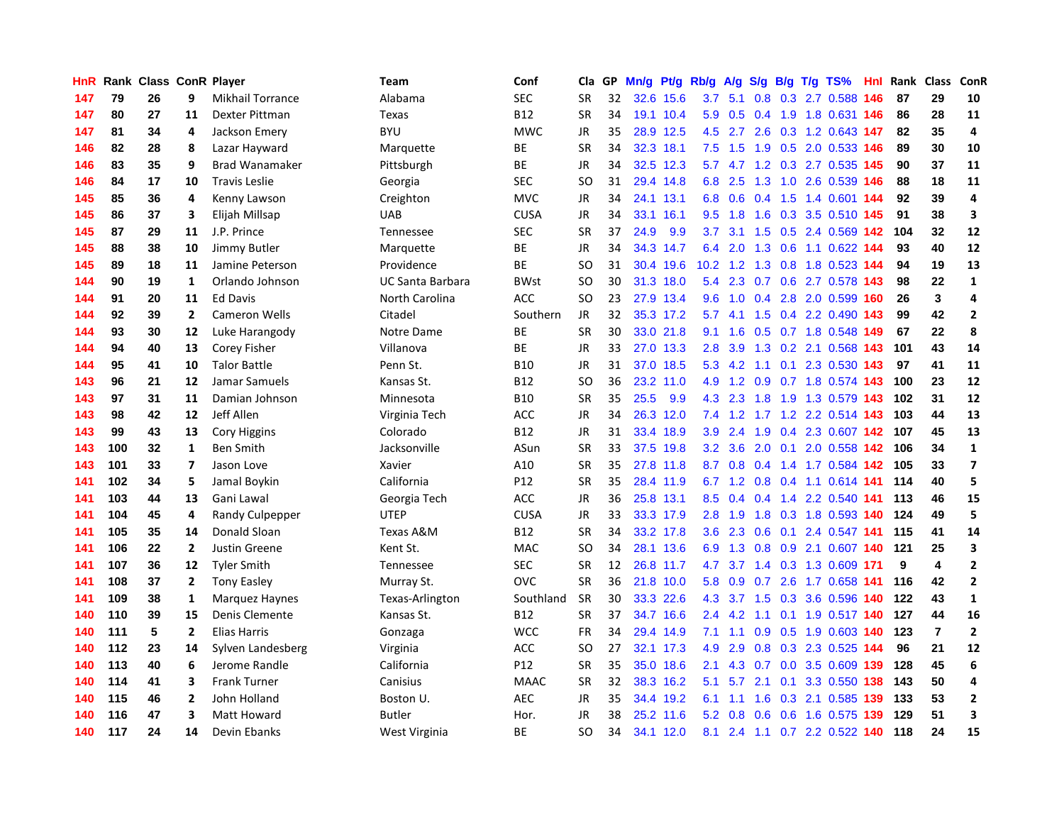| HnR | Rank | Class | ConR | Player | Team | Conf | Cla | GP | Mn/g | Pt/g | Rb/g | A/g | S/g | B/g | T/g | TS% | HnI | Rank | Class | ConR |
|---|---|---|---|---|---|---|---|---|---|---|---|---|---|---|---|---|---|---|---|---|
| 147 | 79 | 26 | 9 | Mikhail Torrance | Alabama | SEC | SR | 32 | 32.6 | 15.6 | 3.7 | 5.1 | 0.8 | 0.3 | 2.7 | 0.588 | 146 | 87 | 29 | 10 |
| 147 | 80 | 27 | 11 | Dexter Pittman | Texas | B12 | SR | 34 | 19.1 | 10.4 | 5.9 | 0.5 | 0.4 | 1.9 | 1.8 | 0.631 | 146 | 86 | 28 | 11 |
| 147 | 81 | 34 | 4 | Jackson Emery | BYU | MWC | JR | 35 | 28.9 | 12.5 | 4.5 | 2.7 | 2.6 | 0.3 | 1.2 | 0.643 | 147 | 82 | 35 | 4 |
| 146 | 82 | 28 | 8 | Lazar Hayward | Marquette | BE | SR | 34 | 32.3 | 18.1 | 7.5 | 1.5 | 1.9 | 0.5 | 2.0 | 0.533 | 146 | 89 | 30 | 10 |
| 146 | 83 | 35 | 9 | Brad Wanamaker | Pittsburgh | BE | JR | 34 | 32.5 | 12.3 | 5.7 | 4.7 | 1.2 | 0.3 | 2.7 | 0.535 | 145 | 90 | 37 | 11 |
| 146 | 84 | 17 | 10 | Travis Leslie | Georgia | SEC | SO | 31 | 29.4 | 14.8 | 6.8 | 2.5 | 1.3 | 1.0 | 2.6 | 0.539 | 146 | 88 | 18 | 11 |
| 145 | 85 | 36 | 4 | Kenny Lawson | Creighton | MVC | JR | 34 | 24.1 | 13.1 | 6.8 | 0.6 | 0.4 | 1.5 | 1.4 | 0.601 | 144 | 92 | 39 | 4 |
| 145 | 86 | 37 | 3 | Elijah Millsap | UAB | CUSA | JR | 34 | 33.1 | 16.1 | 9.5 | 1.8 | 1.6 | 0.3 | 3.5 | 0.510 | 145 | 91 | 38 | 3 |
| 145 | 87 | 29 | 11 | J.P. Prince | Tennessee | SEC | SR | 37 | 24.9 | 9.9 | 3.7 | 3.1 | 1.5 | 0.5 | 2.4 | 0.569 | 142 | 104 | 32 | 12 |
| 145 | 88 | 38 | 10 | Jimmy Butler | Marquette | BE | JR | 34 | 34.3 | 14.7 | 6.4 | 2.0 | 1.3 | 0.6 | 1.1 | 0.622 | 144 | 93 | 40 | 12 |
| 145 | 89 | 18 | 11 | Jamine Peterson | Providence | BE | SO | 31 | 30.4 | 19.6 | 10.2 | 1.2 | 1.3 | 0.8 | 1.8 | 0.523 | 144 | 94 | 19 | 13 |
| 144 | 90 | 19 | 1 | Orlando Johnson | UC Santa Barbara | BWst | SO | 30 | 31.3 | 18.0 | 5.4 | 2.3 | 0.7 | 0.6 | 2.7 | 0.578 | 143 | 98 | 22 | 1 |
| 144 | 91 | 20 | 11 | Ed Davis | North Carolina | ACC | SO | 23 | 27.9 | 13.4 | 9.6 | 1.0 | 0.4 | 2.8 | 2.0 | 0.599 | 160 | 26 | 3 | 4 |
| 144 | 92 | 39 | 2 | Cameron Wells | Citadel | Southern | JR | 32 | 35.3 | 17.2 | 5.7 | 4.1 | 1.5 | 0.4 | 2.2 | 0.490 | 143 | 99 | 42 | 2 |
| 144 | 93 | 30 | 12 | Luke Harangody | Notre Dame | BE | SR | 30 | 33.0 | 21.8 | 9.1 | 1.6 | 0.5 | 0.7 | 1.8 | 0.548 | 149 | 67 | 22 | 8 |
| 144 | 94 | 40 | 13 | Corey Fisher | Villanova | BE | JR | 33 | 27.0 | 13.3 | 2.8 | 3.9 | 1.3 | 0.2 | 2.1 | 0.568 | 143 | 101 | 43 | 14 |
| 144 | 95 | 41 | 10 | Talor Battle | Penn St. | B10 | JR | 31 | 37.0 | 18.5 | 5.3 | 4.2 | 1.1 | 0.1 | 2.3 | 0.530 | 143 | 97 | 41 | 11 |
| 143 | 96 | 21 | 12 | Jamar Samuels | Kansas St. | B12 | SO | 36 | 23.2 | 11.0 | 4.9 | 1.2 | 0.9 | 0.7 | 1.8 | 0.574 | 143 | 100 | 23 | 12 |
| 143 | 97 | 31 | 11 | Damian Johnson | Minnesota | B10 | SR | 35 | 25.5 | 9.9 | 4.3 | 2.3 | 1.8 | 1.9 | 1.3 | 0.579 | 143 | 102 | 31 | 12 |
| 143 | 98 | 42 | 12 | Jeff Allen | Virginia Tech | ACC | JR | 34 | 26.3 | 12.0 | 7.4 | 1.2 | 1.7 | 1.2 | 2.2 | 0.514 | 143 | 103 | 44 | 13 |
| 143 | 99 | 43 | 13 | Cory Higgins | Colorado | B12 | JR | 31 | 33.4 | 18.9 | 3.9 | 2.4 | 1.9 | 0.4 | 2.3 | 0.607 | 142 | 107 | 45 | 13 |
| 143 | 100 | 32 | 1 | Ben Smith | Jacksonville | ASun | SR | 33 | 37.5 | 19.8 | 3.2 | 3.6 | 2.0 | 0.1 | 2.0 | 0.558 | 142 | 106 | 34 | 1 |
| 143 | 101 | 33 | 7 | Jason Love | Xavier | A10 | SR | 35 | 27.8 | 11.8 | 8.7 | 0.8 | 0.4 | 1.4 | 1.7 | 0.584 | 142 | 105 | 33 | 7 |
| 141 | 102 | 34 | 5 | Jamal Boykin | California | P12 | SR | 35 | 28.4 | 11.9 | 6.7 | 1.2 | 0.8 | 0.4 | 1.1 | 0.614 | 141 | 114 | 40 | 5 |
| 141 | 103 | 44 | 13 | Gani Lawal | Georgia Tech | ACC | JR | 36 | 25.8 | 13.1 | 8.5 | 0.4 | 0.4 | 1.4 | 2.2 | 0.540 | 141 | 113 | 46 | 15 |
| 141 | 104 | 45 | 4 | Randy Culpepper | UTEP | CUSA | JR | 33 | 33.3 | 17.9 | 2.8 | 1.9 | 1.8 | 0.3 | 1.8 | 0.593 | 140 | 124 | 49 | 5 |
| 141 | 105 | 35 | 14 | Donald Sloan | Texas A&M | B12 | SR | 34 | 33.2 | 17.8 | 3.6 | 2.3 | 0.6 | 0.1 | 2.4 | 0.547 | 141 | 115 | 41 | 14 |
| 141 | 106 | 22 | 2 | Justin Greene | Kent St. | MAC | SO | 34 | 28.1 | 13.6 | 6.9 | 1.3 | 0.8 | 0.9 | 2.1 | 0.607 | 140 | 121 | 25 | 3 |
| 141 | 107 | 36 | 12 | Tyler Smith | Tennessee | SEC | SR | 12 | 26.8 | 11.7 | 4.7 | 3.7 | 1.4 | 0.3 | 1.3 | 0.609 | 171 | 9 | 4 | 2 |
| 141 | 108 | 37 | 2 | Tony Easley | Murray St. | OVC | SR | 36 | 21.8 | 10.0 | 5.8 | 0.9 | 0.7 | 2.6 | 1.7 | 0.658 | 141 | 116 | 42 | 2 |
| 141 | 109 | 38 | 1 | Marquez Haynes | Texas-Arlington | Southland | SR | 30 | 33.3 | 22.6 | 4.3 | 3.7 | 1.5 | 0.3 | 3.6 | 0.596 | 140 | 122 | 43 | 1 |
| 140 | 110 | 39 | 15 | Denis Clemente | Kansas St. | B12 | SR | 37 | 34.7 | 16.6 | 2.4 | 4.2 | 1.1 | 0.1 | 1.9 | 0.517 | 140 | 127 | 44 | 16 |
| 140 | 111 | 5 | 2 | Elias Harris | Gonzaga | WCC | FR | 34 | 29.4 | 14.9 | 7.1 | 1.1 | 0.9 | 0.5 | 1.9 | 0.603 | 140 | 123 | 7 | 2 |
| 140 | 112 | 23 | 14 | Sylven Landesberg | Virginia | ACC | SO | 27 | 32.1 | 17.3 | 4.9 | 2.9 | 0.8 | 0.3 | 2.3 | 0.525 | 144 | 96 | 21 | 12 |
| 140 | 113 | 40 | 6 | Jerome Randle | California | P12 | SR | 35 | 35.0 | 18.6 | 2.1 | 4.3 | 0.7 | 0.0 | 3.5 | 0.609 | 139 | 128 | 45 | 6 |
| 140 | 114 | 41 | 3 | Frank Turner | Canisius | MAAC | SR | 32 | 38.3 | 16.2 | 5.1 | 5.7 | 2.1 | 0.1 | 3.3 | 0.550 | 138 | 143 | 50 | 4 |
| 140 | 115 | 46 | 2 | John Holland | Boston U. | AEC | JR | 35 | 34.4 | 19.2 | 6.1 | 1.1 | 1.6 | 0.3 | 2.1 | 0.585 | 139 | 133 | 53 | 2 |
| 140 | 116 | 47 | 3 | Matt Howard | Butler | Hor. | JR | 38 | 25.2 | 11.6 | 5.2 | 0.8 | 0.6 | 0.6 | 1.6 | 0.575 | 139 | 129 | 51 | 3 |
| 140 | 117 | 24 | 14 | Devin Ebanks | West Virginia | BE | SO | 34 | 34.1 | 12.0 | 8.1 | 2.4 | 1.1 | 0.7 | 2.2 | 0.522 | 140 | 118 | 24 | 15 |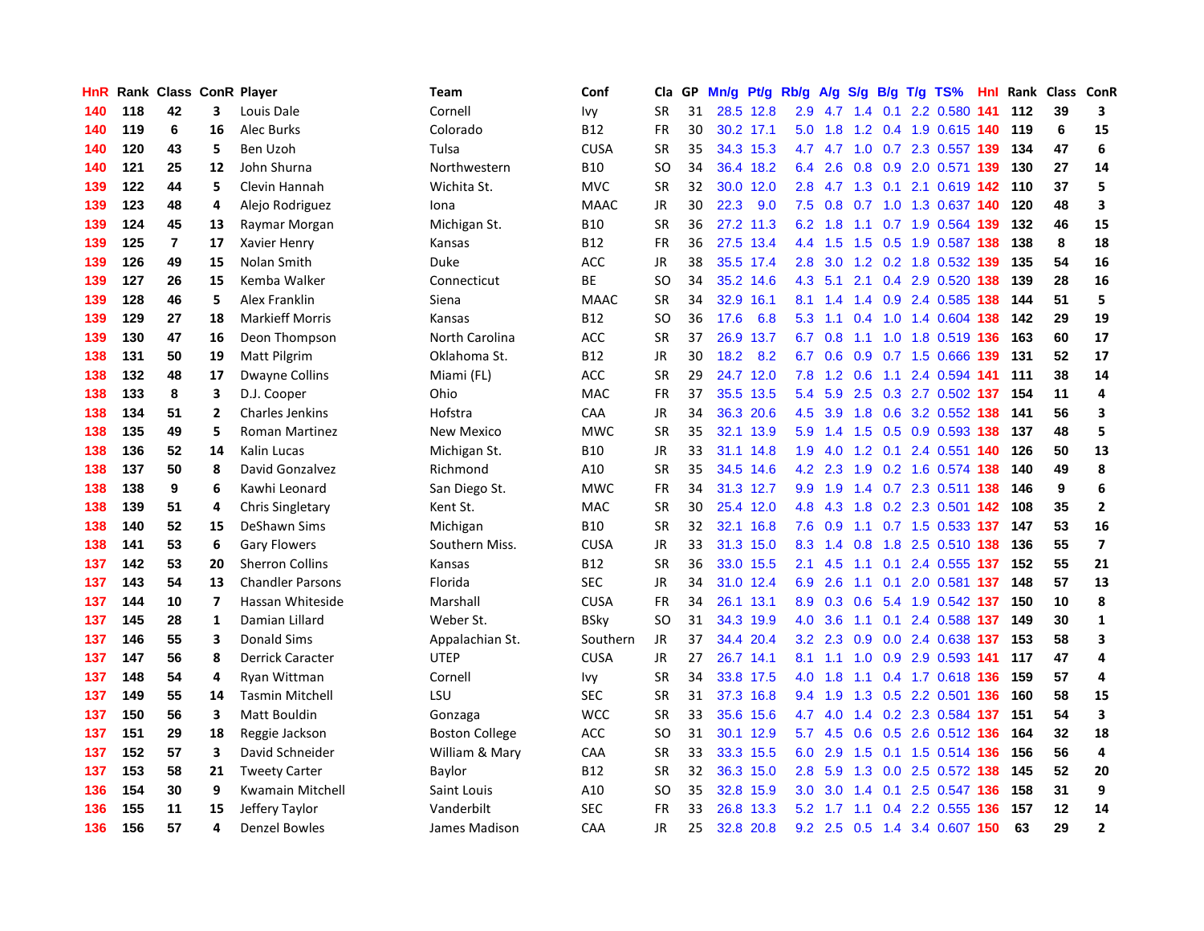| HnR | Rank | Class | ConR | Player | Team | Conf | Cla | GP | Mn/g | Pt/g | Rb/g | A/g | S/g | B/g | T/g | TS% | Hnl | Rank | Class | ConR |
|---|---|---|---|---|---|---|---|---|---|---|---|---|---|---|---|---|---|---|---|---|
| 140 | 118 | 42 | 3 | Louis Dale | Cornell | Ivy | SR | 31 | 28.5 | 12.8 | 2.9 | 4.7 | 1.4 | 0.1 | 2.2 | 0.580 | 141 | 112 | 39 | 3 |
| 140 | 119 | 6 | 16 | Alec Burks | Colorado | B12 | FR | 30 | 30.2 | 17.1 | 5.0 | 1.8 | 1.2 | 0.4 | 1.9 | 0.615 | 140 | 119 | 6 | 15 |
| 140 | 120 | 43 | 5 | Ben Uzoh | Tulsa | CUSA | SR | 35 | 34.3 | 15.3 | 4.7 | 4.7 | 1.0 | 0.7 | 2.3 | 0.557 | 139 | 134 | 47 | 6 |
| 140 | 121 | 25 | 12 | John Shurna | Northwestern | B10 | SO | 34 | 36.4 | 18.2 | 6.4 | 2.6 | 0.8 | 0.9 | 2.0 | 0.571 | 139 | 130 | 27 | 14 |
| 139 | 122 | 44 | 5 | Clevin Hannah | Wichita St. | MVC | SR | 32 | 30.0 | 12.0 | 2.8 | 4.7 | 1.3 | 0.1 | 2.1 | 0.619 | 142 | 110 | 37 | 5 |
| 139 | 123 | 48 | 4 | Alejo Rodriguez | Iona | MAAC | JR | 30 | 22.3 | 9.0 | 7.5 | 0.8 | 0.7 | 1.0 | 1.3 | 0.637 | 140 | 120 | 48 | 3 |
| 139 | 124 | 45 | 13 | Raymar Morgan | Michigan St. | B10 | SR | 36 | 27.2 | 11.3 | 6.2 | 1.8 | 1.1 | 0.7 | 1.9 | 0.564 | 139 | 132 | 46 | 15 |
| 139 | 125 | 7 | 17 | Xavier Henry | Kansas | B12 | FR | 36 | 27.5 | 13.4 | 4.4 | 1.5 | 1.5 | 0.5 | 1.9 | 0.587 | 138 | 138 | 8 | 18 |
| 139 | 126 | 49 | 15 | Nolan Smith | Duke | ACC | JR | 38 | 35.5 | 17.4 | 2.8 | 3.0 | 1.2 | 0.2 | 1.8 | 0.532 | 139 | 135 | 54 | 16 |
| 139 | 127 | 26 | 15 | Kemba Walker | Connecticut | BE | SO | 34 | 35.2 | 14.6 | 4.3 | 5.1 | 2.1 | 0.4 | 2.9 | 0.520 | 138 | 139 | 28 | 16 |
| 139 | 128 | 46 | 5 | Alex Franklin | Siena | MAAC | SR | 34 | 32.9 | 16.1 | 8.1 | 1.4 | 1.4 | 0.9 | 2.4 | 0.585 | 138 | 144 | 51 | 5 |
| 139 | 129 | 27 | 18 | Markieff Morris | Kansas | B12 | SO | 36 | 17.6 | 6.8 | 5.3 | 1.1 | 0.4 | 1.0 | 1.4 | 0.604 | 138 | 142 | 29 | 19 |
| 139 | 130 | 47 | 16 | Deon Thompson | North Carolina | ACC | SR | 37 | 26.9 | 13.7 | 6.7 | 0.8 | 1.1 | 1.0 | 1.8 | 0.519 | 136 | 163 | 60 | 17 |
| 138 | 131 | 50 | 19 | Matt Pilgrim | Oklahoma St. | B12 | JR | 30 | 18.2 | 8.2 | 6.7 | 0.6 | 0.9 | 0.7 | 1.5 | 0.666 | 139 | 131 | 52 | 17 |
| 138 | 132 | 48 | 17 | Dwayne Collins | Miami (FL) | ACC | SR | 29 | 24.7 | 12.0 | 7.8 | 1.2 | 0.6 | 1.1 | 2.4 | 0.594 | 141 | 111 | 38 | 14 |
| 138 | 133 | 8 | 3 | D.J. Cooper | Ohio | MAC | FR | 37 | 35.5 | 13.5 | 5.4 | 5.9 | 2.5 | 0.3 | 2.7 | 0.502 | 137 | 154 | 11 | 4 |
| 138 | 134 | 51 | 2 | Charles Jenkins | Hofstra | CAA | JR | 34 | 36.3 | 20.6 | 4.5 | 3.9 | 1.8 | 0.6 | 3.2 | 0.552 | 138 | 141 | 56 | 3 |
| 138 | 135 | 49 | 5 | Roman Martinez | New Mexico | MWC | SR | 35 | 32.1 | 13.9 | 5.9 | 1.4 | 1.5 | 0.5 | 0.9 | 0.593 | 138 | 137 | 48 | 5 |
| 138 | 136 | 52 | 14 | Kalin Lucas | Michigan St. | B10 | JR | 33 | 31.1 | 14.8 | 1.9 | 4.0 | 1.2 | 0.1 | 2.4 | 0.551 | 140 | 126 | 50 | 13 |
| 138 | 137 | 50 | 8 | David Gonzalvez | Richmond | A10 | SR | 35 | 34.5 | 14.6 | 4.2 | 2.3 | 1.9 | 0.2 | 1.6 | 0.574 | 138 | 140 | 49 | 8 |
| 138 | 138 | 9 | 6 | Kawhi Leonard | San Diego St. | MWC | FR | 34 | 31.3 | 12.7 | 9.9 | 1.9 | 1.4 | 0.7 | 2.3 | 0.511 | 138 | 146 | 9 | 6 |
| 138 | 139 | 51 | 4 | Chris Singletary | Kent St. | MAC | SR | 30 | 25.4 | 12.0 | 4.8 | 4.3 | 1.8 | 0.2 | 2.3 | 0.501 | 142 | 108 | 35 | 2 |
| 138 | 140 | 52 | 15 | DeShawn Sims | Michigan | B10 | SR | 32 | 32.1 | 16.8 | 7.6 | 0.9 | 1.1 | 0.7 | 1.5 | 0.533 | 137 | 147 | 53 | 16 |
| 138 | 141 | 53 | 6 | Gary Flowers | Southern Miss. | CUSA | JR | 33 | 31.3 | 15.0 | 8.3 | 1.4 | 0.8 | 1.8 | 2.5 | 0.510 | 138 | 136 | 55 | 7 |
| 137 | 142 | 53 | 20 | Sherron Collins | Kansas | B12 | SR | 36 | 33.0 | 15.5 | 2.1 | 4.5 | 1.1 | 0.1 | 2.4 | 0.555 | 137 | 152 | 55 | 21 |
| 137 | 143 | 54 | 13 | Chandler Parsons | Florida | SEC | JR | 34 | 31.0 | 12.4 | 6.9 | 2.6 | 1.1 | 0.1 | 2.0 | 0.581 | 137 | 148 | 57 | 13 |
| 137 | 144 | 10 | 7 | Hassan Whiteside | Marshall | CUSA | FR | 34 | 26.1 | 13.1 | 8.9 | 0.3 | 0.6 | 5.4 | 1.9 | 0.542 | 137 | 150 | 10 | 8 |
| 137 | 145 | 28 | 1 | Damian Lillard | Weber St. | BSky | SO | 31 | 34.3 | 19.9 | 4.0 | 3.6 | 1.1 | 0.1 | 2.4 | 0.588 | 137 | 149 | 30 | 1 |
| 137 | 146 | 55 | 3 | Donald Sims | Appalachian St. | Southern | JR | 37 | 34.4 | 20.4 | 3.2 | 2.3 | 0.9 | 0.0 | 2.4 | 0.638 | 137 | 153 | 58 | 3 |
| 137 | 147 | 56 | 8 | Derrick Caracter | UTEP | CUSA | JR | 27 | 26.7 | 14.1 | 8.1 | 1.1 | 1.0 | 0.9 | 2.9 | 0.593 | 141 | 117 | 47 | 4 |
| 137 | 148 | 54 | 4 | Ryan Wittman | Cornell | Ivy | SR | 34 | 33.8 | 17.5 | 4.0 | 1.8 | 1.1 | 0.4 | 1.7 | 0.618 | 136 | 159 | 57 | 4 |
| 137 | 149 | 55 | 14 | Tasmin Mitchell | LSU | SEC | SR | 31 | 37.3 | 16.8 | 9.4 | 1.9 | 1.3 | 0.5 | 2.2 | 0.501 | 136 | 160 | 58 | 15 |
| 137 | 150 | 56 | 3 | Matt Bouldin | Gonzaga | WCC | SR | 33 | 35.6 | 15.6 | 4.7 | 4.0 | 1.4 | 0.2 | 2.3 | 0.584 | 137 | 151 | 54 | 3 |
| 137 | 151 | 29 | 18 | Reggie Jackson | Boston College | ACC | SO | 31 | 30.1 | 12.9 | 5.7 | 4.5 | 0.6 | 0.5 | 2.6 | 0.512 | 136 | 164 | 32 | 18 |
| 137 | 152 | 57 | 3 | David Schneider | William & Mary | CAA | SR | 33 | 33.3 | 15.5 | 6.0 | 2.9 | 1.5 | 0.1 | 1.5 | 0.514 | 136 | 156 | 56 | 4 |
| 137 | 153 | 58 | 21 | Tweety Carter | Baylor | B12 | SR | 32 | 36.3 | 15.0 | 2.8 | 5.9 | 1.3 | 0.0 | 2.5 | 0.572 | 138 | 145 | 52 | 20 |
| 136 | 154 | 30 | 9 | Kwamain Mitchell | Saint Louis | A10 | SO | 35 | 32.8 | 15.9 | 3.0 | 3.0 | 1.4 | 0.1 | 2.5 | 0.547 | 136 | 158 | 31 | 9 |
| 136 | 155 | 11 | 15 | Jeffery Taylor | Vanderbilt | SEC | FR | 33 | 26.8 | 13.3 | 5.2 | 1.7 | 1.1 | 0.4 | 2.2 | 0.555 | 136 | 157 | 12 | 14 |
| 136 | 156 | 57 | 4 | Denzel Bowles | James Madison | CAA | JR | 25 | 32.8 | 20.8 | 9.2 | 2.5 | 0.5 | 1.4 | 3.4 | 0.607 | 150 | 63 | 29 | 2 |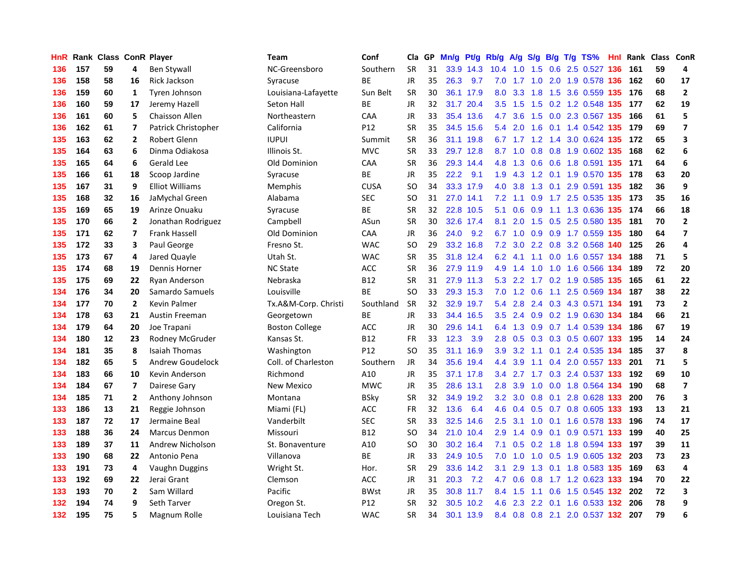| HnR | Rank | Class | ConR | Player | Team | Conf | Cla | GP | Mn/g | Pt/g | Rb/g | A/g | S/g | B/g | T/g | TS% | HnI | Rank | Class | ConR |
|---|---|---|---|---|---|---|---|---|---|---|---|---|---|---|---|---|---|---|---|---|
| 136 | 157 | 59 | 4 | Ben Stywall | NC-Greensboro | Southern | SR | 31 | 33.9 | 14.3 | 10.4 | 1.0 | 1.5 | 0.6 | 2.5 | 0.527 | 136 | 161 | 59 | 4 |
| 136 | 158 | 58 | 16 | Rick Jackson | Syracuse | BE | JR | 35 | 26.3 | 9.7 | 7.0 | 1.7 | 1.0 | 2.0 | 1.9 | 0.578 | 136 | 162 | 60 | 17 |
| 136 | 159 | 60 | 1 | Tyren Johnson | Louisiana-Lafayette | Sun Belt | SR | 30 | 36.1 | 17.9 | 8.0 | 3.3 | 1.8 | 1.5 | 3.6 | 0.559 | 135 | 176 | 68 | 2 |
| 136 | 160 | 59 | 17 | Jeremy Hazell | Seton Hall | BE | JR | 32 | 31.7 | 20.4 | 3.5 | 1.5 | 1.5 | 0.2 | 1.2 | 0.548 | 135 | 177 | 62 | 19 |
| 136 | 161 | 60 | 5 | Chaisson Allen | Northeastern | CAA | JR | 33 | 35.4 | 13.6 | 4.7 | 3.6 | 1.5 | 0.0 | 2.3 | 0.567 | 135 | 166 | 61 | 5 |
| 136 | 162 | 61 | 7 | Patrick Christopher | California | P12 | SR | 35 | 34.5 | 15.6 | 5.4 | 2.0 | 1.6 | 0.1 | 1.4 | 0.542 | 135 | 179 | 69 | 7 |
| 135 | 163 | 62 | 2 | Robert Glenn | IUPUI | Summit | SR | 36 | 31.1 | 19.8 | 6.7 | 1.7 | 1.2 | 1.4 | 3.0 | 0.624 | 135 | 172 | 65 | 3 |
| 135 | 164 | 63 | 6 | Dinma Odiakosa | Illinois St. | MVC | SR | 33 | 29.7 | 12.8 | 8.7 | 1.0 | 0.8 | 0.8 | 1.9 | 0.602 | 135 | 168 | 62 | 6 |
| 135 | 165 | 64 | 6 | Gerald Lee | Old Dominion | CAA | SR | 36 | 29.3 | 14.4 | 4.8 | 1.3 | 0.6 | 0.6 | 1.8 | 0.591 | 135 | 171 | 64 | 6 |
| 135 | 166 | 61 | 18 | Scoop Jardine | Syracuse | BE | JR | 35 | 22.2 | 9.1 | 1.9 | 4.3 | 1.2 | 0.1 | 1.9 | 0.570 | 135 | 178 | 63 | 20 |
| 135 | 167 | 31 | 9 | Elliot Williams | Memphis | CUSA | SO | 34 | 33.3 | 17.9 | 4.0 | 3.8 | 1.3 | 0.1 | 2.9 | 0.591 | 135 | 182 | 36 | 9 |
| 135 | 168 | 32 | 16 | JaMychal Green | Alabama | SEC | SO | 31 | 27.0 | 14.1 | 7.2 | 1.1 | 0.9 | 1.7 | 2.5 | 0.535 | 135 | 173 | 35 | 16 |
| 135 | 169 | 65 | 19 | Arinze Onuaku | Syracuse | BE | SR | 32 | 22.8 | 10.5 | 5.1 | 0.6 | 0.9 | 1.1 | 1.3 | 0.636 | 135 | 174 | 66 | 18 |
| 135 | 170 | 66 | 2 | Jonathan Rodriguez | Campbell | ASun | SR | 30 | 32.6 | 17.4 | 8.1 | 2.0 | 1.5 | 0.5 | 2.5 | 0.580 | 135 | 181 | 70 | 2 |
| 135 | 171 | 62 | 7 | Frank Hassell | Old Dominion | CAA | JR | 36 | 24.0 | 9.2 | 6.7 | 1.0 | 0.9 | 0.9 | 1.7 | 0.559 | 135 | 180 | 64 | 7 |
| 135 | 172 | 33 | 3 | Paul George | Fresno St. | WAC | SO | 29 | 33.2 | 16.8 | 7.2 | 3.0 | 2.2 | 0.8 | 3.2 | 0.568 | 140 | 125 | 26 | 4 |
| 135 | 173 | 67 | 4 | Jared Quayle | Utah St. | WAC | SR | 35 | 31.8 | 12.4 | 6.2 | 4.1 | 1.1 | 0.0 | 1.6 | 0.557 | 134 | 188 | 71 | 5 |
| 135 | 174 | 68 | 19 | Dennis Horner | NC State | ACC | SR | 36 | 27.9 | 11.9 | 4.9 | 1.4 | 1.0 | 1.0 | 1.6 | 0.566 | 134 | 189 | 72 | 20 |
| 135 | 175 | 69 | 22 | Ryan Anderson | Nebraska | B12 | SR | 31 | 27.9 | 11.3 | 5.3 | 2.2 | 1.7 | 0.2 | 1.9 | 0.585 | 135 | 165 | 61 | 22 |
| 134 | 176 | 34 | 20 | Samardo Samuels | Louisville | BE | SO | 33 | 29.3 | 15.3 | 7.0 | 1.2 | 0.6 | 1.1 | 2.5 | 0.569 | 134 | 187 | 38 | 22 |
| 134 | 177 | 70 | 2 | Kevin Palmer | Tx.A&M-Corp. Christi | Southland | SR | 32 | 32.9 | 19.7 | 5.4 | 2.8 | 2.4 | 0.3 | 4.3 | 0.571 | 134 | 191 | 73 | 2 |
| 134 | 178 | 63 | 21 | Austin Freeman | Georgetown | BE | JR | 33 | 34.4 | 16.5 | 3.5 | 2.4 | 0.9 | 0.2 | 1.9 | 0.630 | 134 | 184 | 66 | 21 |
| 134 | 179 | 64 | 20 | Joe Trapani | Boston College | ACC | JR | 30 | 29.6 | 14.1 | 6.4 | 1.3 | 0.9 | 0.7 | 1.4 | 0.539 | 134 | 186 | 67 | 19 |
| 134 | 180 | 12 | 23 | Rodney McGruder | Kansas St. | B12 | FR | 33 | 12.3 | 3.9 | 2.8 | 0.5 | 0.3 | 0.3 | 0.5 | 0.607 | 133 | 195 | 14 | 24 |
| 134 | 181 | 35 | 8 | Isaiah Thomas | Washington | P12 | SO | 35 | 31.1 | 16.9 | 3.9 | 3.2 | 1.1 | 0.1 | 2.4 | 0.535 | 134 | 185 | 37 | 8 |
| 134 | 182 | 65 | 5 | Andrew Goudelock | Coll. of Charleston | Southern | JR | 34 | 35.6 | 19.4 | 4.4 | 3.9 | 1.1 | 0.4 | 2.0 | 0.557 | 133 | 201 | 71 | 5 |
| 134 | 183 | 66 | 10 | Kevin Anderson | Richmond | A10 | JR | 35 | 37.1 | 17.8 | 3.4 | 2.7 | 1.7 | 0.3 | 2.4 | 0.537 | 133 | 192 | 69 | 10 |
| 134 | 184 | 67 | 7 | Dairese Gary | New Mexico | MWC | JR | 35 | 28.6 | 13.1 | 2.8 | 3.9 | 1.0 | 0.0 | 1.8 | 0.564 | 134 | 190 | 68 | 7 |
| 134 | 185 | 71 | 2 | Anthony Johnson | Montana | BSky | SR | 32 | 34.9 | 19.2 | 3.2 | 3.0 | 0.8 | 0.1 | 2.8 | 0.628 | 133 | 200 | 76 | 3 |
| 133 | 186 | 13 | 21 | Reggie Johnson | Miami (FL) | ACC | FR | 32 | 13.6 | 6.4 | 4.6 | 0.4 | 0.5 | 0.7 | 0.8 | 0.605 | 133 | 193 | 13 | 21 |
| 133 | 187 | 72 | 17 | Jermaine Beal | Vanderbilt | SEC | SR | 33 | 32.5 | 14.6 | 2.5 | 3.1 | 1.0 | 0.1 | 1.6 | 0.578 | 133 | 196 | 74 | 17 |
| 133 | 188 | 36 | 24 | Marcus Denmon | Missouri | B12 | SO | 34 | 21.0 | 10.4 | 2.9 | 1.4 | 0.9 | 0.1 | 0.9 | 0.571 | 133 | 199 | 40 | 25 |
| 133 | 189 | 37 | 11 | Andrew Nicholson | St. Bonaventure | A10 | SO | 30 | 30.2 | 16.4 | 7.1 | 0.5 | 0.2 | 1.8 | 1.8 | 0.594 | 133 | 197 | 39 | 11 |
| 133 | 190 | 68 | 22 | Antonio Pena | Villanova | BE | JR | 33 | 24.9 | 10.5 | 7.0 | 1.0 | 1.0 | 0.5 | 1.9 | 0.605 | 132 | 203 | 73 | 23 |
| 133 | 191 | 73 | 4 | Vaughn Duggins | Wright St. | Hor. | SR | 29 | 33.6 | 14.2 | 3.1 | 2.9 | 1.3 | 0.1 | 1.8 | 0.583 | 135 | 169 | 63 | 4 |
| 133 | 192 | 69 | 22 | Jerai Grant | Clemson | ACC | JR | 31 | 20.3 | 7.2 | 4.7 | 0.6 | 0.8 | 1.7 | 1.2 | 0.623 | 133 | 194 | 70 | 22 |
| 133 | 193 | 70 | 2 | Sam Willard | Pacific | BWst | JR | 35 | 30.8 | 11.7 | 8.4 | 1.5 | 1.1 | 0.6 | 1.5 | 0.545 | 132 | 202 | 72 | 3 |
| 132 | 194 | 74 | 9 | Seth Tarver | Oregon St. | P12 | SR | 32 | 30.5 | 10.2 | 4.6 | 2.3 | 2.2 | 0.1 | 1.6 | 0.533 | 132 | 206 | 78 | 9 |
| 132 | 195 | 75 | 5 | Magnum Rolle | Louisiana Tech | WAC | SR | 34 | 30.1 | 13.9 | 8.4 | 0.8 | 0.8 | 2.1 | 2.0 | 0.537 | 132 | 207 | 79 | 6 |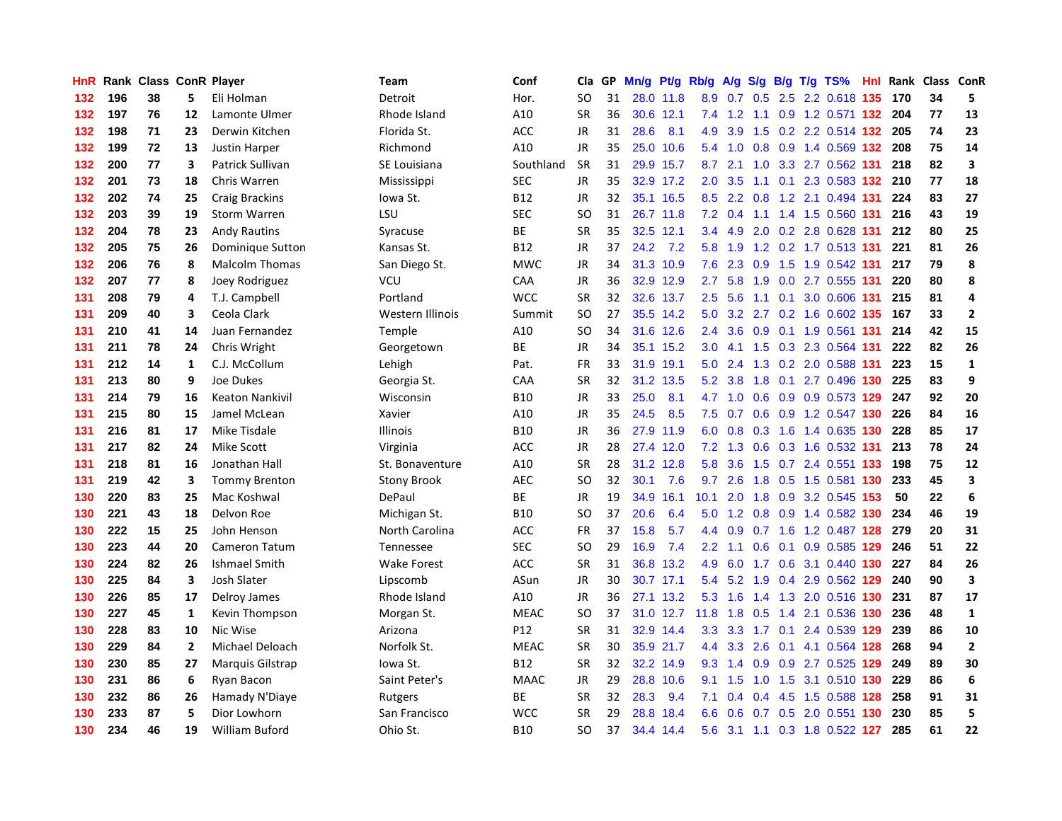| HnR | Rank | Class | ConR | Player | Team | Conf | Cla | GP | Mn/g | Pt/g | Rb/g | A/g | S/g | B/g | T/g | TS% | HnI | Rank | Class | ConR |
|---|---|---|---|---|---|---|---|---|---|---|---|---|---|---|---|---|---|---|---|---|
| 132 | 196 | 38 | 5 | Eli Holman | Detroit | Hor. | SO | 31 | 28.0 | 11.8 | 8.9 | 0.7 | 0.5 | 2.5 | 2.2 | 0.618 | 135 | 170 | 34 | 5 |
| 132 | 197 | 76 | 12 | Lamonte Ulmer | Rhode Island | A10 | SR | 36 | 30.6 | 12.1 | 7.4 | 1.2 | 1.1 | 0.9 | 1.2 | 0.571 | 132 | 204 | 77 | 13 |
| 132 | 198 | 71 | 23 | Derwin Kitchen | Florida St. | ACC | JR | 31 | 28.6 | 8.1 | 4.9 | 3.9 | 1.5 | 0.2 | 2.2 | 0.514 | 132 | 205 | 74 | 23 |
| 132 | 199 | 72 | 13 | Justin Harper | Richmond | A10 | JR | 35 | 25.0 | 10.6 | 5.4 | 1.0 | 0.8 | 0.9 | 1.4 | 0.569 | 132 | 208 | 75 | 14 |
| 132 | 200 | 77 | 3 | Patrick Sullivan | SE Louisiana | Southland | SR | 31 | 29.9 | 15.7 | 8.7 | 2.1 | 1.0 | 3.3 | 2.7 | 0.562 | 131 | 218 | 82 | 3 |
| 132 | 201 | 73 | 18 | Chris Warren | Mississippi | SEC | JR | 35 | 32.9 | 17.2 | 2.0 | 3.5 | 1.1 | 0.1 | 2.3 | 0.583 | 132 | 210 | 77 | 18 |
| 132 | 202 | 74 | 25 | Craig Brackins | Iowa St. | B12 | JR | 32 | 35.1 | 16.5 | 8.5 | 2.2 | 0.8 | 1.2 | 2.1 | 0.494 | 131 | 224 | 83 | 27 |
| 132 | 203 | 39 | 19 | Storm Warren | LSU | SEC | SO | 31 | 26.7 | 11.8 | 7.2 | 0.4 | 1.1 | 1.4 | 1.5 | 0.560 | 131 | 216 | 43 | 19 |
| 132 | 204 | 78 | 23 | Andy Rautins | Syracuse | BE | SR | 35 | 32.5 | 12.1 | 3.4 | 4.9 | 2.0 | 0.2 | 2.8 | 0.628 | 131 | 212 | 80 | 25 |
| 132 | 205 | 75 | 26 | Dominique Sutton | Kansas St. | B12 | JR | 37 | 24.2 | 7.2 | 5.8 | 1.9 | 1.2 | 0.2 | 1.7 | 0.513 | 131 | 221 | 81 | 26 |
| 132 | 206 | 76 | 8 | Malcolm Thomas | San Diego St. | MWC | JR | 34 | 31.3 | 10.9 | 7.6 | 2.3 | 0.9 | 1.5 | 1.9 | 0.542 | 131 | 217 | 79 | 8 |
| 132 | 207 | 77 | 8 | Joey Rodriguez | VCU | CAA | JR | 36 | 32.9 | 12.9 | 2.7 | 5.8 | 1.9 | 0.0 | 2.7 | 0.555 | 131 | 220 | 80 | 8 |
| 131 | 208 | 79 | 4 | T.J. Campbell | Portland | WCC | SR | 32 | 32.6 | 13.7 | 2.5 | 5.6 | 1.1 | 0.1 | 3.0 | 0.606 | 131 | 215 | 81 | 4 |
| 131 | 209 | 40 | 3 | Ceola Clark | Western Illinois | Summit | SO | 27 | 35.5 | 14.2 | 5.0 | 3.2 | 2.7 | 0.2 | 1.6 | 0.602 | 135 | 167 | 33 | 2 |
| 131 | 210 | 41 | 14 | Juan Fernandez | Temple | A10 | SO | 34 | 31.6 | 12.6 | 2.4 | 3.6 | 0.9 | 0.1 | 1.9 | 0.561 | 131 | 214 | 42 | 15 |
| 131 | 211 | 78 | 24 | Chris Wright | Georgetown | BE | JR | 34 | 35.1 | 15.2 | 3.0 | 4.1 | 1.5 | 0.3 | 2.3 | 0.564 | 131 | 222 | 82 | 26 |
| 131 | 212 | 14 | 1 | C.J. McCollum | Lehigh | Pat. | FR | 33 | 31.9 | 19.1 | 5.0 | 2.4 | 1.3 | 0.2 | 2.0 | 0.588 | 131 | 223 | 15 | 1 |
| 131 | 213 | 80 | 9 | Joe Dukes | Georgia St. | CAA | SR | 32 | 31.2 | 13.5 | 5.2 | 3.8 | 1.8 | 0.1 | 2.7 | 0.496 | 130 | 225 | 83 | 9 |
| 131 | 214 | 79 | 16 | Keaton Nankivil | Wisconsin | B10 | JR | 33 | 25.0 | 8.1 | 4.7 | 1.0 | 0.6 | 0.9 | 0.9 | 0.573 | 129 | 247 | 92 | 20 |
| 131 | 215 | 80 | 15 | Jamel McLean | Xavier | A10 | JR | 35 | 24.5 | 8.5 | 7.5 | 0.7 | 0.6 | 0.9 | 1.2 | 0.547 | 130 | 226 | 84 | 16 |
| 131 | 216 | 81 | 17 | Mike Tisdale | Illinois | B10 | JR | 36 | 27.9 | 11.9 | 6.0 | 0.8 | 0.3 | 1.6 | 1.4 | 0.635 | 130 | 228 | 85 | 17 |
| 131 | 217 | 82 | 24 | Mike Scott | Virginia | ACC | JR | 28 | 27.4 | 12.0 | 7.2 | 1.3 | 0.6 | 0.3 | 1.6 | 0.532 | 131 | 213 | 78 | 24 |
| 131 | 218 | 81 | 16 | Jonathan Hall | St. Bonaventure | A10 | SR | 28 | 31.2 | 12.8 | 5.8 | 3.6 | 1.5 | 0.7 | 2.4 | 0.551 | 133 | 198 | 75 | 12 |
| 131 | 219 | 42 | 3 | Tommy Brenton | Stony Brook | AEC | SO | 32 | 30.1 | 7.6 | 9.7 | 2.6 | 1.8 | 0.5 | 1.5 | 0.581 | 130 | 233 | 45 | 3 |
| 130 | 220 | 83 | 25 | Mac Koshwal | DePaul | BE | JR | 19 | 34.9 | 16.1 | 10.1 | 2.0 | 1.8 | 0.9 | 3.2 | 0.545 | 153 | 50 | 22 | 6 |
| 130 | 221 | 43 | 18 | Delvon Roe | Michigan St. | B10 | SO | 37 | 20.6 | 6.4 | 5.0 | 1.2 | 0.8 | 0.9 | 1.4 | 0.582 | 130 | 234 | 46 | 19 |
| 130 | 222 | 15 | 25 | John Henson | North Carolina | ACC | FR | 37 | 15.8 | 5.7 | 4.4 | 0.9 | 0.7 | 1.6 | 1.2 | 0.487 | 128 | 279 | 20 | 31 |
| 130 | 223 | 44 | 20 | Cameron Tatum | Tennessee | SEC | SO | 29 | 16.9 | 7.4 | 2.2 | 1.1 | 0.6 | 0.1 | 0.9 | 0.585 | 129 | 246 | 51 | 22 |
| 130 | 224 | 82 | 26 | Ishmael Smith | Wake Forest | ACC | SR | 31 | 36.8 | 13.2 | 4.9 | 6.0 | 1.7 | 0.6 | 3.1 | 0.440 | 130 | 227 | 84 | 26 |
| 130 | 225 | 84 | 3 | Josh Slater | Lipscomb | ASun | JR | 30 | 30.7 | 17.1 | 5.4 | 5.2 | 1.9 | 0.4 | 2.9 | 0.562 | 129 | 240 | 90 | 3 |
| 130 | 226 | 85 | 17 | Delroy James | Rhode Island | A10 | JR | 36 | 27.1 | 13.2 | 5.3 | 1.6 | 1.4 | 1.3 | 2.0 | 0.516 | 130 | 231 | 87 | 17 |
| 130 | 227 | 45 | 1 | Kevin Thompson | Morgan St. | MEAC | SO | 37 | 31.0 | 12.7 | 11.8 | 1.8 | 0.5 | 1.4 | 2.1 | 0.536 | 130 | 236 | 48 | 1 |
| 130 | 228 | 83 | 10 | Nic Wise | Arizona | P12 | SR | 31 | 32.9 | 14.4 | 3.3 | 3.3 | 1.7 | 0.1 | 2.4 | 0.539 | 129 | 239 | 86 | 10 |
| 130 | 229 | 84 | 2 | Michael Deloach | Norfolk St. | MEAC | SR | 30 | 35.9 | 21.7 | 4.4 | 3.3 | 2.6 | 0.1 | 4.1 | 0.564 | 128 | 268 | 94 | 2 |
| 130 | 230 | 85 | 27 | Marquis Gilstrap | Iowa St. | B12 | SR | 32 | 32.2 | 14.9 | 9.3 | 1.4 | 0.9 | 0.9 | 2.7 | 0.525 | 129 | 249 | 89 | 30 |
| 130 | 231 | 86 | 6 | Ryan Bacon | Saint Peter's | MAAC | JR | 29 | 28.8 | 10.6 | 9.1 | 1.5 | 1.0 | 1.5 | 3.1 | 0.510 | 130 | 229 | 86 | 6 |
| 130 | 232 | 86 | 26 | Hamady N'Diaye | Rutgers | BE | SR | 32 | 28.3 | 9.4 | 7.1 | 0.4 | 0.4 | 4.5 | 1.5 | 0.588 | 128 | 258 | 91 | 31 |
| 130 | 233 | 87 | 5 | Dior Lowhorn | San Francisco | WCC | SR | 29 | 28.8 | 18.4 | 6.6 | 0.6 | 0.7 | 0.5 | 2.0 | 0.551 | 130 | 230 | 85 | 5 |
| 130 | 234 | 46 | 19 | William Buford | Ohio St. | B10 | SO | 37 | 34.4 | 14.4 | 5.6 | 3.1 | 1.1 | 0.3 | 1.8 | 0.522 | 127 | 285 | 61 | 22 |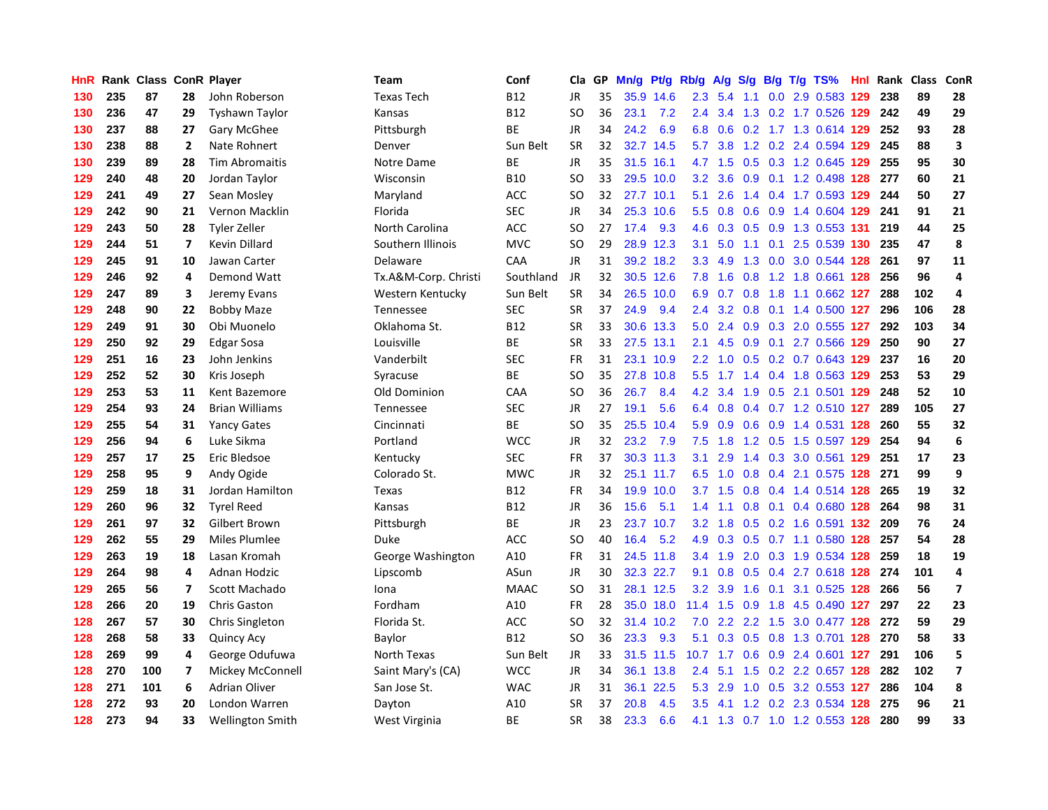| HnR | Rank | Class | ConR | Player | Team | Conf | Cla | GP | Mn/g | Pt/g | Rb/g | A/g | S/g | B/g | T/g | TS% | HnI | Rank | Class | ConR |
|---|---|---|---|---|---|---|---|---|---|---|---|---|---|---|---|---|---|---|---|---|
| 130 | 235 | 87 | 28 | John Roberson | Texas Tech | B12 | JR | 35 | 35.9 | 14.6 | 2.3 | 5.4 | 1.1 | 0.0 | 2.9 | 0.583 | 129 | 238 | 89 | 28 |
| 130 | 236 | 47 | 29 | Tyshawn Taylor | Kansas | B12 | SO | 36 | 23.1 | 7.2 | 2.4 | 3.4 | 1.3 | 0.2 | 1.7 | 0.526 | 129 | 242 | 49 | 29 |
| 130 | 237 | 88 | 27 | Gary McGhee | Pittsburgh | BE | JR | 34 | 24.2 | 6.9 | 6.8 | 0.6 | 0.2 | 1.7 | 1.3 | 0.614 | 129 | 252 | 93 | 28 |
| 130 | 238 | 88 | 2 | Nate Rohnert | Denver | Sun Belt | SR | 32 | 32.7 | 14.5 | 5.7 | 3.8 | 1.2 | 0.2 | 2.4 | 0.594 | 129 | 245 | 88 | 3 |
| 130 | 239 | 89 | 28 | Tim Abromaitis | Notre Dame | BE | JR | 35 | 31.5 | 16.1 | 4.7 | 1.5 | 0.5 | 0.3 | 1.2 | 0.645 | 129 | 255 | 95 | 30 |
| 129 | 240 | 48 | 20 | Jordan Taylor | Wisconsin | B10 | SO | 33 | 29.5 | 10.0 | 3.2 | 3.6 | 0.9 | 0.1 | 1.2 | 0.498 | 128 | 277 | 60 | 21 |
| 129 | 241 | 49 | 27 | Sean Mosley | Maryland | ACC | SO | 32 | 27.7 | 10.1 | 5.1 | 2.6 | 1.4 | 0.4 | 1.7 | 0.593 | 129 | 244 | 50 | 27 |
| 129 | 242 | 90 | 21 | Vernon Macklin | Florida | SEC | JR | 34 | 25.3 | 10.6 | 5.5 | 0.8 | 0.6 | 0.9 | 1.4 | 0.604 | 129 | 241 | 91 | 21 |
| 129 | 243 | 50 | 28 | Tyler Zeller | North Carolina | ACC | SO | 27 | 17.4 | 9.3 | 4.6 | 0.3 | 0.5 | 0.9 | 1.3 | 0.553 | 131 | 219 | 44 | 25 |
| 129 | 244 | 51 | 7 | Kevin Dillard | Southern Illinois | MVC | SO | 29 | 28.9 | 12.3 | 3.1 | 5.0 | 1.1 | 0.1 | 2.5 | 0.539 | 130 | 235 | 47 | 8 |
| 129 | 245 | 91 | 10 | Jawan Carter | Delaware | CAA | JR | 31 | 39.2 | 18.2 | 3.3 | 4.9 | 1.3 | 0.0 | 3.0 | 0.544 | 128 | 261 | 97 | 11 |
| 129 | 246 | 92 | 4 | Demond Watt | Tx.A&M-Corp. Christi | Southland | JR | 32 | 30.5 | 12.6 | 7.8 | 1.6 | 0.8 | 1.2 | 1.8 | 0.661 | 128 | 256 | 96 | 4 |
| 129 | 247 | 89 | 3 | Jeremy Evans | Western Kentucky | Sun Belt | SR | 34 | 26.5 | 10.0 | 6.9 | 0.7 | 0.8 | 1.8 | 1.1 | 0.662 | 127 | 288 | 102 | 4 |
| 129 | 248 | 90 | 22 | Bobby Maze | Tennessee | SEC | SR | 37 | 24.9 | 9.4 | 2.4 | 3.2 | 0.8 | 0.1 | 1.4 | 0.500 | 127 | 296 | 106 | 28 |
| 129 | 249 | 91 | 30 | Obi Muonelo | Oklahoma St. | B12 | SR | 33 | 30.6 | 13.3 | 5.0 | 2.4 | 0.9 | 0.3 | 2.0 | 0.555 | 127 | 292 | 103 | 34 |
| 129 | 250 | 92 | 29 | Edgar Sosa | Louisville | BE | SR | 33 | 27.5 | 13.1 | 2.1 | 4.5 | 0.9 | 0.1 | 2.7 | 0.566 | 129 | 250 | 90 | 27 |
| 129 | 251 | 16 | 23 | John Jenkins | Vanderbilt | SEC | FR | 31 | 23.1 | 10.9 | 2.2 | 1.0 | 0.5 | 0.2 | 0.7 | 0.643 | 129 | 237 | 16 | 20 |
| 129 | 252 | 52 | 30 | Kris Joseph | Syracuse | BE | SO | 35 | 27.8 | 10.8 | 5.5 | 1.7 | 1.4 | 0.4 | 1.8 | 0.563 | 129 | 253 | 53 | 29 |
| 129 | 253 | 53 | 11 | Kent Bazemore | Old Dominion | CAA | SO | 36 | 26.7 | 8.4 | 4.2 | 3.4 | 1.9 | 0.5 | 2.1 | 0.501 | 129 | 248 | 52 | 10 |
| 129 | 254 | 93 | 24 | Brian Williams | Tennessee | SEC | JR | 27 | 19.1 | 5.6 | 6.4 | 0.8 | 0.4 | 0.7 | 1.2 | 0.510 | 127 | 289 | 105 | 27 |
| 129 | 255 | 54 | 31 | Yancy Gates | Cincinnati | BE | SO | 35 | 25.5 | 10.4 | 5.9 | 0.9 | 0.6 | 0.9 | 1.4 | 0.531 | 128 | 260 | 55 | 32 |
| 129 | 256 | 94 | 6 | Luke Sikma | Portland | WCC | JR | 32 | 23.2 | 7.9 | 7.5 | 1.8 | 1.2 | 0.5 | 1.5 | 0.597 | 129 | 254 | 94 | 6 |
| 129 | 257 | 17 | 25 | Eric Bledsoe | Kentucky | SEC | FR | 37 | 30.3 | 11.3 | 3.1 | 2.9 | 1.4 | 0.3 | 3.0 | 0.561 | 129 | 251 | 17 | 23 |
| 129 | 258 | 95 | 9 | Andy Ogide | Colorado St. | MWC | JR | 32 | 25.1 | 11.7 | 6.5 | 1.0 | 0.8 | 0.4 | 2.1 | 0.575 | 128 | 271 | 99 | 9 |
| 129 | 259 | 18 | 31 | Jordan Hamilton | Texas | B12 | FR | 34 | 19.9 | 10.0 | 3.7 | 1.5 | 0.8 | 0.4 | 1.4 | 0.514 | 128 | 265 | 19 | 32 |
| 129 | 260 | 96 | 32 | Tyrel Reed | Kansas | B12 | JR | 36 | 15.6 | 5.1 | 1.4 | 1.1 | 0.8 | 0.1 | 0.4 | 0.680 | 128 | 264 | 98 | 31 |
| 129 | 261 | 97 | 32 | Gilbert Brown | Pittsburgh | BE | JR | 23 | 23.7 | 10.7 | 3.2 | 1.8 | 0.5 | 0.2 | 1.6 | 0.591 | 132 | 209 | 76 | 24 |
| 129 | 262 | 55 | 29 | Miles Plumlee | Duke | ACC | SO | 40 | 16.4 | 5.2 | 4.9 | 0.3 | 0.5 | 0.7 | 1.1 | 0.580 | 128 | 257 | 54 | 28 |
| 129 | 263 | 19 | 18 | Lasan Kromah | George Washington | A10 | FR | 31 | 24.5 | 11.8 | 3.4 | 1.9 | 2.0 | 0.3 | 1.9 | 0.534 | 128 | 259 | 18 | 19 |
| 129 | 264 | 98 | 4 | Adnan Hodzic | Lipscomb | ASun | JR | 30 | 32.3 | 22.7 | 9.1 | 0.8 | 0.5 | 0.4 | 2.7 | 0.618 | 128 | 274 | 101 | 4 |
| 129 | 265 | 56 | 7 | Scott Machado | Iona | MAAC | SO | 31 | 28.1 | 12.5 | 3.2 | 3.9 | 1.6 | 0.1 | 3.1 | 0.525 | 128 | 266 | 56 | 7 |
| 128 | 266 | 20 | 19 | Chris Gaston | Fordham | A10 | FR | 28 | 35.0 | 18.0 | 11.4 | 1.5 | 0.9 | 1.8 | 4.5 | 0.490 | 127 | 297 | 22 | 23 |
| 128 | 267 | 57 | 30 | Chris Singleton | Florida St. | ACC | SO | 32 | 31.4 | 10.2 | 7.0 | 2.2 | 2.2 | 1.5 | 3.0 | 0.477 | 128 | 272 | 59 | 29 |
| 128 | 268 | 58 | 33 | Quincy Acy | Baylor | B12 | SO | 36 | 23.3 | 9.3 | 5.1 | 0.3 | 0.5 | 0.8 | 1.3 | 0.701 | 128 | 270 | 58 | 33 |
| 128 | 269 | 99 | 4 | George Odufuwa | North Texas | Sun Belt | JR | 33 | 31.5 | 11.5 | 10.7 | 1.7 | 0.6 | 0.9 | 2.4 | 0.601 | 127 | 291 | 106 | 5 |
| 128 | 270 | 100 | 7 | Mickey McConnell | Saint Mary's (CA) | WCC | JR | 34 | 36.1 | 13.8 | 2.4 | 5.1 | 1.5 | 0.2 | 2.2 | 0.657 | 128 | 282 | 102 | 7 |
| 128 | 271 | 101 | 6 | Adrian Oliver | San Jose St. | WAC | JR | 31 | 36.1 | 22.5 | 5.3 | 2.9 | 1.0 | 0.5 | 3.2 | 0.553 | 127 | 286 | 104 | 8 |
| 128 | 272 | 93 | 20 | London Warren | Dayton | A10 | SR | 37 | 20.8 | 4.5 | 3.5 | 4.1 | 1.2 | 0.2 | 2.3 | 0.534 | 128 | 275 | 96 | 21 |
| 128 | 273 | 94 | 33 | Wellington Smith | West Virginia | BE | SR | 38 | 23.3 | 6.6 | 4.1 | 1.3 | 0.7 | 1.0 | 1.2 | 0.553 | 128 | 280 | 99 | 33 |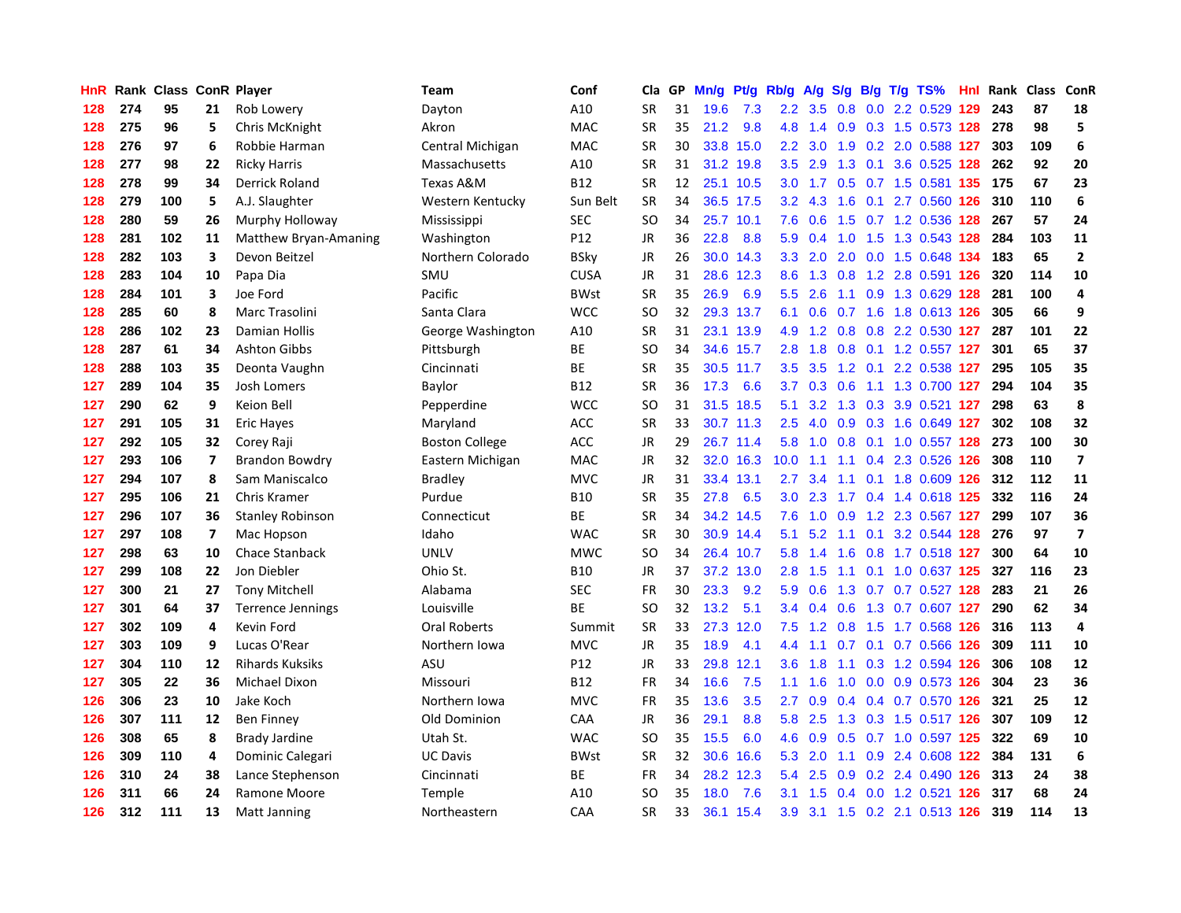| HnR | Rank | Class | ConR | Player | Team | Conf | Cla | GP | Mn/g | Pt/g | Rb/g | A/g | S/g | B/g | T/g | TS% | Hnl | Rank | Class | ConR |
|---|---|---|---|---|---|---|---|---|---|---|---|---|---|---|---|---|---|---|---|---|
| 128 | 274 | 95 | 21 | Rob Lowery | Dayton | A10 | SR | 31 | 19.6 | 7.3 | 2.2 | 3.5 | 0.8 | 0.0 | 2.2 | 0.529 | 129 | 243 | 87 | 18 |
| 128 | 275 | 96 | 5 | Chris McKnight | Akron | MAC | SR | 35 | 21.2 | 9.8 | 4.8 | 1.4 | 0.9 | 0.3 | 1.5 | 0.573 | 128 | 278 | 98 | 5 |
| 128 | 276 | 97 | 6 | Robbie Harman | Central Michigan | MAC | SR | 30 | 33.8 | 15.0 | 2.2 | 3.0 | 1.9 | 0.2 | 2.0 | 0.588 | 127 | 303 | 109 | 6 |
| 128 | 277 | 98 | 22 | Ricky Harris | Massachusetts | A10 | SR | 31 | 31.2 | 19.8 | 3.5 | 2.9 | 1.3 | 0.1 | 3.6 | 0.525 | 128 | 262 | 92 | 20 |
| 128 | 278 | 99 | 34 | Derrick Roland | Texas A&M | B12 | SR | 12 | 25.1 | 10.5 | 3.0 | 1.7 | 0.5 | 0.7 | 1.5 | 0.581 | 135 | 175 | 67 | 23 |
| 128 | 279 | 100 | 5 | A.J. Slaughter | Western Kentucky | Sun Belt | SR | 34 | 36.5 | 17.5 | 3.2 | 4.3 | 1.6 | 0.1 | 2.7 | 0.560 | 126 | 310 | 110 | 6 |
| 128 | 280 | 59 | 26 | Murphy Holloway | Mississippi | SEC | SO | 34 | 25.7 | 10.1 | 7.6 | 0.6 | 1.5 | 0.7 | 1.2 | 0.536 | 128 | 267 | 57 | 24 |
| 128 | 281 | 102 | 11 | Matthew Bryan-Amaning | Washington | P12 | JR | 36 | 22.8 | 8.8 | 5.9 | 0.4 | 1.0 | 1.5 | 1.3 | 0.543 | 128 | 284 | 103 | 11 |
| 128 | 282 | 103 | 3 | Devon Beitzel | Northern Colorado | BSky | JR | 26 | 30.0 | 14.3 | 3.3 | 2.0 | 2.0 | 0.0 | 1.5 | 0.648 | 134 | 183 | 65 | 2 |
| 128 | 283 | 104 | 10 | Papa Dia | SMU | CUSA | JR | 31 | 28.6 | 12.3 | 8.6 | 1.3 | 0.8 | 1.2 | 2.8 | 0.591 | 126 | 320 | 114 | 10 |
| 128 | 284 | 101 | 3 | Joe Ford | Pacific | BWst | SR | 35 | 26.9 | 6.9 | 5.5 | 2.6 | 1.1 | 0.9 | 1.3 | 0.629 | 128 | 281 | 100 | 4 |
| 128 | 285 | 60 | 8 | Marc Trasolini | Santa Clara | WCC | SO | 32 | 29.3 | 13.7 | 6.1 | 0.6 | 0.7 | 1.6 | 1.8 | 0.613 | 126 | 305 | 66 | 9 |
| 128 | 286 | 102 | 23 | Damian Hollis | George Washington | A10 | SR | 31 | 23.1 | 13.9 | 4.9 | 1.2 | 0.8 | 0.8 | 2.2 | 0.530 | 127 | 287 | 101 | 22 |
| 128 | 287 | 61 | 34 | Ashton Gibbs | Pittsburgh | BE | SO | 34 | 34.6 | 15.7 | 2.8 | 1.8 | 0.8 | 0.1 | 1.2 | 0.557 | 127 | 301 | 65 | 37 |
| 128 | 288 | 103 | 35 | Deonta Vaughn | Cincinnati | BE | SR | 35 | 30.5 | 11.7 | 3.5 | 3.5 | 1.2 | 0.1 | 2.2 | 0.538 | 127 | 295 | 105 | 35 |
| 127 | 289 | 104 | 35 | Josh Lomers | Baylor | B12 | SR | 36 | 17.3 | 6.6 | 3.7 | 0.3 | 0.6 | 1.1 | 1.3 | 0.700 | 127 | 294 | 104 | 35 |
| 127 | 290 | 62 | 9 | Keion Bell | Pepperdine | WCC | SO | 31 | 31.5 | 18.5 | 5.1 | 3.2 | 1.3 | 0.3 | 3.9 | 0.521 | 127 | 298 | 63 | 8 |
| 127 | 291 | 105 | 31 | Eric Hayes | Maryland | ACC | SR | 33 | 30.7 | 11.3 | 2.5 | 4.0 | 0.9 | 0.3 | 1.6 | 0.649 | 127 | 302 | 108 | 32 |
| 127 | 292 | 105 | 32 | Corey Raji | Boston College | ACC | JR | 29 | 26.7 | 11.4 | 5.8 | 1.0 | 0.8 | 0.1 | 1.0 | 0.557 | 128 | 273 | 100 | 30 |
| 127 | 293 | 106 | 7 | Brandon Bowdry | Eastern Michigan | MAC | JR | 32 | 32.0 | 16.3 | 10.0 | 1.1 | 1.1 | 0.4 | 2.3 | 0.526 | 126 | 308 | 110 | 7 |
| 127 | 294 | 107 | 8 | Sam Maniscalco | Bradley | MVC | JR | 31 | 33.4 | 13.1 | 2.7 | 3.4 | 1.1 | 0.1 | 1.8 | 0.609 | 126 | 312 | 112 | 11 |
| 127 | 295 | 106 | 21 | Chris Kramer | Purdue | B10 | SR | 35 | 27.8 | 6.5 | 3.0 | 2.3 | 1.7 | 0.4 | 1.4 | 0.618 | 125 | 332 | 116 | 24 |
| 127 | 296 | 107 | 36 | Stanley Robinson | Connecticut | BE | SR | 34 | 34.2 | 14.5 | 7.6 | 1.0 | 0.9 | 1.2 | 2.3 | 0.567 | 127 | 299 | 107 | 36 |
| 127 | 297 | 108 | 7 | Mac Hopson | Idaho | WAC | SR | 30 | 30.9 | 14.4 | 5.1 | 5.2 | 1.1 | 0.1 | 3.2 | 0.544 | 128 | 276 | 97 | 7 |
| 127 | 298 | 63 | 10 | Chace Stanback | UNLV | MWC | SO | 34 | 26.4 | 10.7 | 5.8 | 1.4 | 1.6 | 0.8 | 1.7 | 0.518 | 127 | 300 | 64 | 10 |
| 127 | 299 | 108 | 22 | Jon Diebler | Ohio St. | B10 | JR | 37 | 37.2 | 13.0 | 2.8 | 1.5 | 1.1 | 0.1 | 1.0 | 0.637 | 125 | 327 | 116 | 23 |
| 127 | 300 | 21 | 27 | Tony Mitchell | Alabama | SEC | FR | 30 | 23.3 | 9.2 | 5.9 | 0.6 | 1.3 | 0.7 | 0.7 | 0.527 | 128 | 283 | 21 | 26 |
| 127 | 301 | 64 | 37 | Terrence Jennings | Louisville | BE | SO | 32 | 13.2 | 5.1 | 3.4 | 0.4 | 0.6 | 1.3 | 0.7 | 0.607 | 127 | 290 | 62 | 34 |
| 127 | 302 | 109 | 4 | Kevin Ford | Oral Roberts | Summit | SR | 33 | 27.3 | 12.0 | 7.5 | 1.2 | 0.8 | 1.5 | 1.7 | 0.568 | 126 | 316 | 113 | 4 |
| 127 | 303 | 109 | 9 | Lucas O'Rear | Northern Iowa | MVC | JR | 35 | 18.9 | 4.1 | 4.4 | 1.1 | 0.7 | 0.1 | 0.7 | 0.566 | 126 | 309 | 111 | 10 |
| 127 | 304 | 110 | 12 | Rihards Kuksiks | ASU | P12 | JR | 33 | 29.8 | 12.1 | 3.6 | 1.8 | 1.1 | 0.3 | 1.2 | 0.594 | 126 | 306 | 108 | 12 |
| 127 | 305 | 22 | 36 | Michael Dixon | Missouri | B12 | FR | 34 | 16.6 | 7.5 | 1.1 | 1.6 | 1.0 | 0.0 | 0.9 | 0.573 | 126 | 304 | 23 | 36 |
| 126 | 306 | 23 | 10 | Jake Koch | Northern Iowa | MVC | FR | 35 | 13.6 | 3.5 | 2.7 | 0.9 | 0.4 | 0.4 | 0.7 | 0.570 | 126 | 321 | 25 | 12 |
| 126 | 307 | 111 | 12 | Ben Finney | Old Dominion | CAA | JR | 36 | 29.1 | 8.8 | 5.8 | 2.5 | 1.3 | 0.3 | 1.5 | 0.517 | 126 | 307 | 109 | 12 |
| 126 | 308 | 65 | 8 | Brady Jardine | Utah St. | WAC | SO | 35 | 15.5 | 6.0 | 4.6 | 0.9 | 0.5 | 0.7 | 1.0 | 0.597 | 125 | 322 | 69 | 10 |
| 126 | 309 | 110 | 4 | Dominic Calegari | UC Davis | BWst | SR | 32 | 30.6 | 16.6 | 5.3 | 2.0 | 1.1 | 0.9 | 2.4 | 0.608 | 122 | 384 | 131 | 6 |
| 126 | 310 | 24 | 38 | Lance Stephenson | Cincinnati | BE | FR | 34 | 28.2 | 12.3 | 5.4 | 2.5 | 0.9 | 0.2 | 2.4 | 0.490 | 126 | 313 | 24 | 38 |
| 126 | 311 | 66 | 24 | Ramone Moore | Temple | A10 | SO | 35 | 18.0 | 7.6 | 3.1 | 1.5 | 0.4 | 0.0 | 1.2 | 0.521 | 126 | 317 | 68 | 24 |
| 126 | 312 | 111 | 13 | Matt Janning | Northeastern | CAA | SR | 33 | 36.1 | 15.4 | 3.9 | 3.1 | 1.5 | 0.2 | 2.1 | 0.513 | 126 | 319 | 114 | 13 |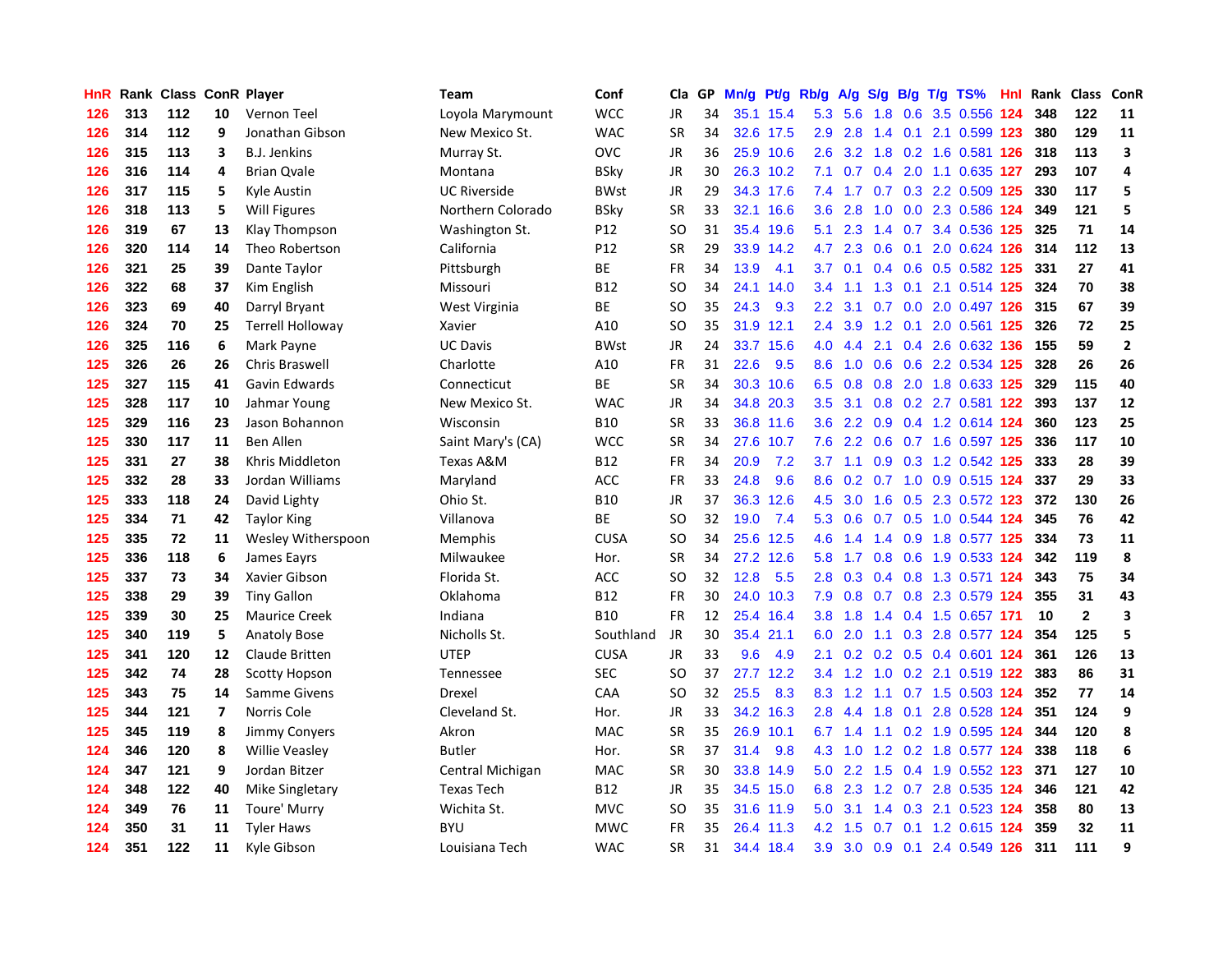| HnR | Rank | Class | ConR | Player | Team | Conf | Cla | GP | Mn/g | Pt/g | Rb/g | A/g | S/g | B/g | T/g | TS% | HnI | Rank | Class | ConR |
|---|---|---|---|---|---|---|---|---|---|---|---|---|---|---|---|---|---|---|---|---|
| 126 | 313 | 112 | 10 | Vernon Teel | Loyola Marymount | WCC | JR | 34 | 35.1 | 15.4 | 5.3 | 5.6 | 1.8 | 0.6 | 3.5 | 0.556 | 124 | 348 | 122 | 11 |
| 126 | 314 | 112 | 9 | Jonathan Gibson | New Mexico St. | WAC | SR | 34 | 32.6 | 17.5 | 2.9 | 2.8 | 1.4 | 0.1 | 2.1 | 0.599 | 123 | 380 | 129 | 11 |
| 126 | 315 | 113 | 3 | B.J. Jenkins | Murray St. | OVC | JR | 36 | 25.9 | 10.6 | 2.6 | 3.2 | 1.8 | 0.2 | 1.6 | 0.581 | 126 | 318 | 113 | 3 |
| 126 | 316 | 114 | 4 | Brian Qvale | Montana | BSky | JR | 30 | 26.3 | 10.2 | 7.1 | 0.7 | 0.4 | 2.0 | 1.1 | 0.635 | 127 | 293 | 107 | 4 |
| 126 | 317 | 115 | 5 | Kyle Austin | UC Riverside | BWst | JR | 29 | 34.3 | 17.6 | 7.4 | 1.7 | 0.7 | 0.3 | 2.2 | 0.509 | 125 | 330 | 117 | 5 |
| 126 | 318 | 113 | 5 | Will Figures | Northern Colorado | BSky | SR | 33 | 32.1 | 16.6 | 3.6 | 2.8 | 1.0 | 0.0 | 2.3 | 0.586 | 124 | 349 | 121 | 5 |
| 126 | 319 | 67 | 13 | Klay Thompson | Washington St. | P12 | SO | 31 | 35.4 | 19.6 | 5.1 | 2.3 | 1.4 | 0.7 | 3.4 | 0.536 | 125 | 325 | 71 | 14 |
| 126 | 320 | 114 | 14 | Theo Robertson | California | P12 | SR | 29 | 33.9 | 14.2 | 4.7 | 2.3 | 0.6 | 0.1 | 2.0 | 0.624 | 126 | 314 | 112 | 13 |
| 126 | 321 | 25 | 39 | Dante Taylor | Pittsburgh | BE | FR | 34 | 13.9 | 4.1 | 3.7 | 0.1 | 0.4 | 0.6 | 0.5 | 0.582 | 125 | 331 | 27 | 41 |
| 126 | 322 | 68 | 37 | Kim English | Missouri | B12 | SO | 34 | 24.1 | 14.0 | 3.4 | 1.1 | 1.3 | 0.1 | 2.1 | 0.514 | 125 | 324 | 70 | 38 |
| 126 | 323 | 69 | 40 | Darryl Bryant | West Virginia | BE | SO | 35 | 24.3 | 9.3 | 2.2 | 3.1 | 0.7 | 0.0 | 2.0 | 0.497 | 126 | 315 | 67 | 39 |
| 126 | 324 | 70 | 25 | Terrell Holloway | Xavier | A10 | SO | 35 | 31.9 | 12.1 | 2.4 | 3.9 | 1.2 | 0.1 | 2.0 | 0.561 | 125 | 326 | 72 | 25 |
| 126 | 325 | 116 | 6 | Mark Payne | UC Davis | BWst | JR | 24 | 33.7 | 15.6 | 4.0 | 4.4 | 2.1 | 0.4 | 2.6 | 0.632 | 136 | 155 | 59 | 2 |
| 125 | 326 | 26 | 26 | Chris Braswell | Charlotte | A10 | FR | 31 | 22.6 | 9.5 | 8.6 | 1.0 | 0.6 | 0.6 | 2.2 | 0.534 | 125 | 328 | 26 | 26 |
| 125 | 327 | 115 | 41 | Gavin Edwards | Connecticut | BE | SR | 34 | 30.3 | 10.6 | 6.5 | 0.8 | 0.8 | 2.0 | 1.8 | 0.633 | 125 | 329 | 115 | 40 |
| 125 | 328 | 117 | 10 | Jahmar Young | New Mexico St. | WAC | JR | 34 | 34.8 | 20.3 | 3.5 | 3.1 | 0.8 | 0.2 | 2.7 | 0.581 | 122 | 393 | 137 | 12 |
| 125 | 329 | 116 | 23 | Jason Bohannon | Wisconsin | B10 | SR | 33 | 36.8 | 11.6 | 3.6 | 2.2 | 0.9 | 0.4 | 1.2 | 0.614 | 124 | 360 | 123 | 25 |
| 125 | 330 | 117 | 11 | Ben Allen | Saint Mary's (CA) | WCC | SR | 34 | 27.6 | 10.7 | 7.6 | 2.2 | 0.6 | 0.7 | 1.6 | 0.597 | 125 | 336 | 117 | 10 |
| 125 | 331 | 27 | 38 | Khris Middleton | Texas A&M | B12 | FR | 34 | 20.9 | 7.2 | 3.7 | 1.1 | 0.9 | 0.3 | 1.2 | 0.542 | 125 | 333 | 28 | 39 |
| 125 | 332 | 28 | 33 | Jordan Williams | Maryland | ACC | FR | 33 | 24.8 | 9.6 | 8.6 | 0.2 | 0.7 | 1.0 | 0.9 | 0.515 | 124 | 337 | 29 | 33 |
| 125 | 333 | 118 | 24 | David Lighty | Ohio St. | B10 | JR | 37 | 36.3 | 12.6 | 4.5 | 3.0 | 1.6 | 0.5 | 2.3 | 0.572 | 123 | 372 | 130 | 26 |
| 125 | 334 | 71 | 42 | Taylor King | Villanova | BE | SO | 32 | 19.0 | 7.4 | 5.3 | 0.6 | 0.7 | 0.5 | 1.0 | 0.544 | 124 | 345 | 76 | 42 |
| 125 | 335 | 72 | 11 | Wesley Witherspoon | Memphis | CUSA | SO | 34 | 25.6 | 12.5 | 4.6 | 1.4 | 1.4 | 0.9 | 1.8 | 0.577 | 125 | 334 | 73 | 11 |
| 125 | 336 | 118 | 6 | James Eayrs | Milwaukee | Hor. | SR | 34 | 27.2 | 12.6 | 5.8 | 1.7 | 0.8 | 0.6 | 1.9 | 0.533 | 124 | 342 | 119 | 8 |
| 125 | 337 | 73 | 34 | Xavier Gibson | Florida St. | ACC | SO | 32 | 12.8 | 5.5 | 2.8 | 0.3 | 0.4 | 0.8 | 1.3 | 0.571 | 124 | 343 | 75 | 34 |
| 125 | 338 | 29 | 39 | Tiny Gallon | Oklahoma | B12 | FR | 30 | 24.0 | 10.3 | 7.9 | 0.8 | 0.7 | 0.8 | 2.3 | 0.579 | 124 | 355 | 31 | 43 |
| 125 | 339 | 30 | 25 | Maurice Creek | Indiana | B10 | FR | 12 | 25.4 | 16.4 | 3.8 | 1.8 | 1.4 | 0.4 | 1.5 | 0.657 | 171 | 10 | 2 | 3 |
| 125 | 340 | 119 | 5 | Anatoly Bose | Nicholls St. | Southland | JR | 30 | 35.4 | 21.1 | 6.0 | 2.0 | 1.1 | 0.3 | 2.8 | 0.577 | 124 | 354 | 125 | 5 |
| 125 | 341 | 120 | 12 | Claude Britten | UTEP | CUSA | JR | 33 | 9.6 | 4.9 | 2.1 | 0.2 | 0.2 | 0.5 | 0.4 | 0.601 | 124 | 361 | 126 | 13 |
| 125 | 342 | 74 | 28 | Scotty Hopson | Tennessee | SEC | SO | 37 | 27.7 | 12.2 | 3.4 | 1.2 | 1.0 | 0.2 | 2.1 | 0.519 | 122 | 383 | 86 | 31 |
| 125 | 343 | 75 | 14 | Samme Givens | Drexel | CAA | SO | 32 | 25.5 | 8.3 | 8.3 | 1.2 | 1.1 | 0.7 | 1.5 | 0.503 | 124 | 352 | 77 | 14 |
| 125 | 344 | 121 | 7 | Norris Cole | Cleveland St. | Hor. | JR | 33 | 34.2 | 16.3 | 2.8 | 4.4 | 1.8 | 0.1 | 2.8 | 0.528 | 124 | 351 | 124 | 9 |
| 125 | 345 | 119 | 8 | Jimmy Conyers | Akron | MAC | SR | 35 | 26.9 | 10.1 | 6.7 | 1.4 | 1.1 | 0.2 | 1.9 | 0.595 | 124 | 344 | 120 | 8 |
| 124 | 346 | 120 | 8 | Willie Veasley | Butler | Hor. | SR | 37 | 31.4 | 9.8 | 4.3 | 1.0 | 1.2 | 0.2 | 1.8 | 0.577 | 124 | 338 | 118 | 6 |
| 124 | 347 | 121 | 9 | Jordan Bitzer | Central Michigan | MAC | SR | 30 | 33.8 | 14.9 | 5.0 | 2.2 | 1.5 | 0.4 | 1.9 | 0.552 | 123 | 371 | 127 | 10 |
| 124 | 348 | 122 | 40 | Mike Singletary | Texas Tech | B12 | JR | 35 | 34.5 | 15.0 | 6.8 | 2.3 | 1.2 | 0.7 | 2.8 | 0.535 | 124 | 346 | 121 | 42 |
| 124 | 349 | 76 | 11 | Toure' Murry | Wichita St. | MVC | SO | 35 | 31.6 | 11.9 | 5.0 | 3.1 | 1.4 | 0.3 | 2.1 | 0.523 | 124 | 358 | 80 | 13 |
| 124 | 350 | 31 | 11 | Tyler Haws | BYU | MWC | FR | 35 | 26.4 | 11.3 | 4.2 | 1.5 | 0.7 | 0.1 | 1.2 | 0.615 | 124 | 359 | 32 | 11 |
| 124 | 351 | 122 | 11 | Kyle Gibson | Louisiana Tech | WAC | SR | 31 | 34.4 | 18.4 | 3.9 | 3.0 | 0.9 | 0.1 | 2.4 | 0.549 | 126 | 311 | 111 | 9 |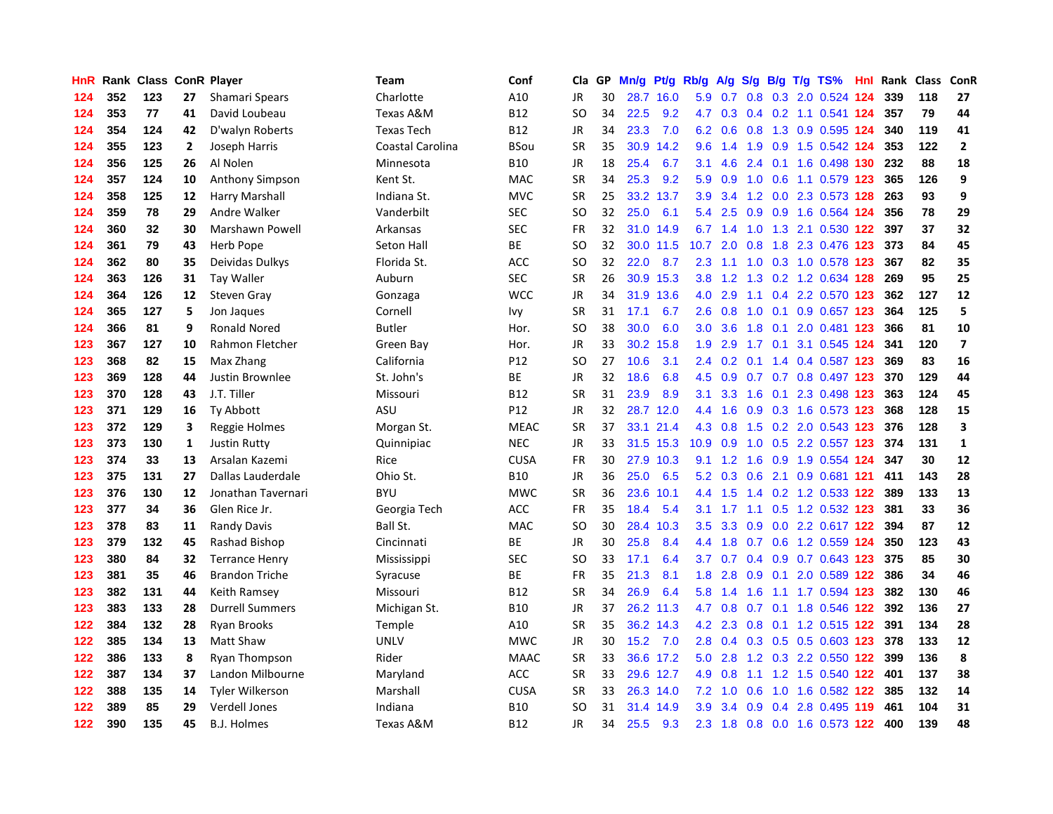| HnR | Rank | Class | ConR | Player | Team | Conf | Cla | GP | Mn/g | Pt/g | Rb/g | A/g | S/g | B/g | T/g | TS% | HnI | Rank | Class | ConR |
|---|---|---|---|---|---|---|---|---|---|---|---|---|---|---|---|---|---|---|---|---|
| 124 | 352 | 123 | 27 | Shamari Spears | Charlotte | A10 | JR | 30 | 28.7 | 16.0 | 5.9 | 0.7 | 0.8 | 0.3 | 2.0 | 0.524 | 124 | 339 | 118 | 27 |
| 124 | 353 | 77 | 41 | David Loubeau | Texas A&M | B12 | SO | 34 | 22.5 | 9.2 | 4.7 | 0.3 | 0.4 | 0.2 | 1.1 | 0.541 | 124 | 357 | 79 | 44 |
| 124 | 354 | 124 | 42 | D'walyn Roberts | Texas Tech | B12 | JR | 34 | 23.3 | 7.0 | 6.2 | 0.6 | 0.8 | 1.3 | 0.9 | 0.595 | 124 | 340 | 119 | 41 |
| 124 | 355 | 123 | 2 | Joseph Harris | Coastal Carolina | BSou | SR | 35 | 30.9 | 14.2 | 9.6 | 1.4 | 1.9 | 0.9 | 1.5 | 0.542 | 124 | 353 | 122 | 2 |
| 124 | 356 | 125 | 26 | Al Nolen | Minnesota | B10 | JR | 18 | 25.4 | 6.7 | 3.1 | 4.6 | 2.4 | 0.1 | 1.6 | 0.498 | 130 | 232 | 88 | 18 |
| 124 | 357 | 124 | 10 | Anthony Simpson | Kent St. | MAC | SR | 34 | 25.3 | 9.2 | 5.9 | 0.9 | 1.0 | 0.6 | 1.1 | 0.579 | 123 | 365 | 126 | 9 |
| 124 | 358 | 125 | 12 | Harry Marshall | Indiana St. | MVC | SR | 25 | 33.2 | 13.7 | 3.9 | 3.4 | 1.2 | 0.0 | 2.3 | 0.573 | 128 | 263 | 93 | 9 |
| 124 | 359 | 78 | 29 | Andre Walker | Vanderbilt | SEC | SO | 32 | 25.0 | 6.1 | 5.4 | 2.5 | 0.9 | 0.9 | 1.6 | 0.564 | 124 | 356 | 78 | 29 |
| 124 | 360 | 32 | 30 | Marshawn Powell | Arkansas | SEC | FR | 32 | 31.0 | 14.9 | 6.7 | 1.4 | 1.0 | 1.3 | 2.1 | 0.530 | 122 | 397 | 37 | 32 |
| 124 | 361 | 79 | 43 | Herb Pope | Seton Hall | BE | SO | 32 | 30.0 | 11.5 | 10.7 | 2.0 | 0.8 | 1.8 | 2.3 | 0.476 | 123 | 373 | 84 | 45 |
| 124 | 362 | 80 | 35 | Deividas Dulkys | Florida St. | ACC | SO | 32 | 22.0 | 8.7 | 2.3 | 1.1 | 1.0 | 0.3 | 1.0 | 0.578 | 123 | 367 | 82 | 35 |
| 124 | 363 | 126 | 31 | Tay Waller | Auburn | SEC | SR | 26 | 30.9 | 15.3 | 3.8 | 1.2 | 1.3 | 0.2 | 1.2 | 0.634 | 128 | 269 | 95 | 25 |
| 124 | 364 | 126 | 12 | Steven Gray | Gonzaga | WCC | JR | 34 | 31.9 | 13.6 | 4.0 | 2.9 | 1.1 | 0.4 | 2.2 | 0.570 | 123 | 362 | 127 | 12 |
| 124 | 365 | 127 | 5 | Jon Jaques | Cornell | Ivy | SR | 31 | 17.1 | 6.7 | 2.6 | 0.8 | 1.0 | 0.1 | 0.9 | 0.657 | 123 | 364 | 125 | 5 |
| 124 | 366 | 81 | 9 | Ronald Nored | Butler | Hor. | SO | 38 | 30.0 | 6.0 | 3.0 | 3.6 | 1.8 | 0.1 | 2.0 | 0.481 | 123 | 366 | 81 | 10 |
| 123 | 367 | 127 | 10 | Rahmon Fletcher | Green Bay | Hor. | JR | 33 | 30.2 | 15.8 | 1.9 | 2.9 | 1.7 | 0.1 | 3.1 | 0.545 | 124 | 341 | 120 | 7 |
| 123 | 368 | 82 | 15 | Max Zhang | California | P12 | SO | 27 | 10.6 | 3.1 | 2.4 | 0.2 | 0.1 | 1.4 | 0.4 | 0.587 | 123 | 369 | 83 | 16 |
| 123 | 369 | 128 | 44 | Justin Brownlee | St. John's | BE | JR | 32 | 18.6 | 6.8 | 4.5 | 0.9 | 0.7 | 0.7 | 0.8 | 0.497 | 123 | 370 | 129 | 44 |
| 123 | 370 | 128 | 43 | J.T. Tiller | Missouri | B12 | SR | 31 | 23.9 | 8.9 | 3.1 | 3.3 | 1.6 | 0.1 | 2.3 | 0.498 | 123 | 363 | 124 | 45 |
| 123 | 371 | 129 | 16 | Ty Abbott | ASU | P12 | JR | 32 | 28.7 | 12.0 | 4.4 | 1.6 | 0.9 | 0.3 | 1.6 | 0.573 | 123 | 368 | 128 | 15 |
| 123 | 372 | 129 | 3 | Reggie Holmes | Morgan St. | MEAC | SR | 37 | 33.1 | 21.4 | 4.3 | 0.8 | 1.5 | 0.2 | 2.0 | 0.543 | 123 | 376 | 128 | 3 |
| 123 | 373 | 130 | 1 | Justin Rutty | Quinnipiac | NEC | JR | 33 | 31.5 | 15.3 | 10.9 | 0.9 | 1.0 | 0.5 | 2.2 | 0.557 | 123 | 374 | 131 | 1 |
| 123 | 374 | 33 | 13 | Arsalan Kazemi | Rice | CUSA | FR | 30 | 27.9 | 10.3 | 9.1 | 1.2 | 1.6 | 0.9 | 1.9 | 0.554 | 124 | 347 | 30 | 12 |
| 123 | 375 | 131 | 27 | Dallas Lauderdale | Ohio St. | B10 | JR | 36 | 25.0 | 6.5 | 5.2 | 0.3 | 0.6 | 2.1 | 0.9 | 0.681 | 121 | 411 | 143 | 28 |
| 123 | 376 | 130 | 12 | Jonathan Tavernari | BYU | MWC | SR | 36 | 23.6 | 10.1 | 4.4 | 1.5 | 1.4 | 0.2 | 1.2 | 0.533 | 122 | 389 | 133 | 13 |
| 123 | 377 | 34 | 36 | Glen Rice Jr. | Georgia Tech | ACC | FR | 35 | 18.4 | 5.4 | 3.1 | 1.7 | 1.1 | 0.5 | 1.2 | 0.532 | 123 | 381 | 33 | 36 |
| 123 | 378 | 83 | 11 | Randy Davis | Ball St. | MAC | SO | 30 | 28.4 | 10.3 | 3.5 | 3.3 | 0.9 | 0.0 | 2.2 | 0.617 | 122 | 394 | 87 | 12 |
| 123 | 379 | 132 | 45 | Rashad Bishop | Cincinnati | BE | JR | 30 | 25.8 | 8.4 | 4.4 | 1.8 | 0.7 | 0.6 | 1.2 | 0.559 | 124 | 350 | 123 | 43 |
| 123 | 380 | 84 | 32 | Terrance Henry | Mississippi | SEC | SO | 33 | 17.1 | 6.4 | 3.7 | 0.7 | 0.4 | 0.9 | 0.7 | 0.643 | 123 | 375 | 85 | 30 |
| 123 | 381 | 35 | 46 | Brandon Triche | Syracuse | BE | FR | 35 | 21.3 | 8.1 | 1.8 | 2.8 | 0.9 | 0.1 | 2.0 | 0.589 | 122 | 386 | 34 | 46 |
| 123 | 382 | 131 | 44 | Keith Ramsey | Missouri | B12 | SR | 34 | 26.9 | 6.4 | 5.8 | 1.4 | 1.6 | 1.1 | 1.7 | 0.594 | 123 | 382 | 130 | 46 |
| 123 | 383 | 133 | 28 | Durrell Summers | Michigan St. | B10 | JR | 37 | 26.2 | 11.3 | 4.7 | 0.8 | 0.7 | 0.1 | 1.8 | 0.546 | 122 | 392 | 136 | 27 |
| 122 | 384 | 132 | 28 | Ryan Brooks | Temple | A10 | SR | 35 | 36.2 | 14.3 | 4.2 | 2.3 | 0.8 | 0.1 | 1.2 | 0.515 | 122 | 391 | 134 | 28 |
| 122 | 385 | 134 | 13 | Matt Shaw | UNLV | MWC | JR | 30 | 15.2 | 7.0 | 2.8 | 0.4 | 0.3 | 0.5 | 0.5 | 0.603 | 123 | 378 | 133 | 12 |
| 122 | 386 | 133 | 8 | Ryan Thompson | Rider | MAAC | SR | 33 | 36.6 | 17.2 | 5.0 | 2.8 | 1.2 | 0.3 | 2.2 | 0.550 | 122 | 399 | 136 | 8 |
| 122 | 387 | 134 | 37 | Landon Milbourne | Maryland | ACC | SR | 33 | 29.6 | 12.7 | 4.9 | 0.8 | 1.1 | 1.2 | 1.5 | 0.540 | 122 | 401 | 137 | 38 |
| 122 | 388 | 135 | 14 | Tyler Wilkerson | Marshall | CUSA | SR | 33 | 26.3 | 14.0 | 7.2 | 1.0 | 0.6 | 1.0 | 1.6 | 0.582 | 122 | 385 | 132 | 14 |
| 122 | 389 | 85 | 29 | Verdell Jones | Indiana | B10 | SO | 31 | 31.4 | 14.9 | 3.9 | 3.4 | 0.9 | 0.4 | 2.8 | 0.495 | 119 | 461 | 104 | 31 |
| 122 | 390 | 135 | 45 | B.J. Holmes | Texas A&M | B12 | JR | 34 | 25.5 | 9.3 | 2.3 | 1.8 | 0.8 | 0.0 | 1.6 | 0.573 | 122 | 400 | 139 | 48 |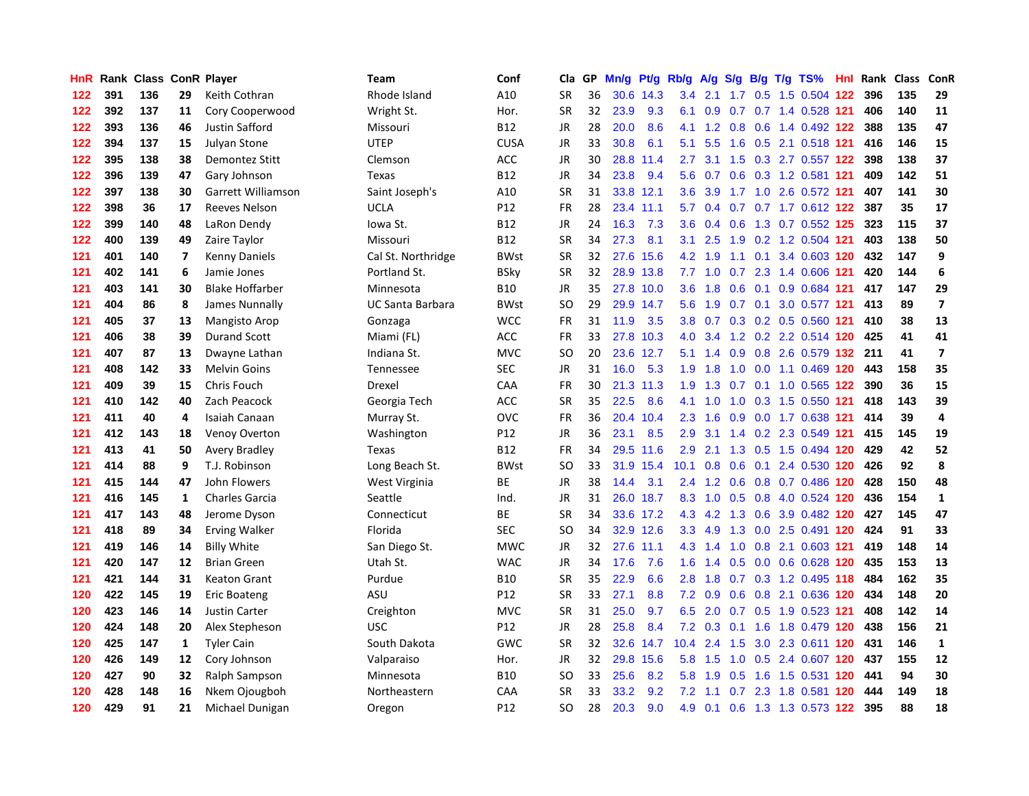| HnR | Rank | Class | ConR | Player | Team | Conf | Cla | GP | Mn/g | Pt/g | Rb/g | A/g | S/g | B/g | T/g | TS% | HnI | Rank | Class | ConR |
|---|---|---|---|---|---|---|---|---|---|---|---|---|---|---|---|---|---|---|---|---|
| 122 | 391 | 136 | 29 | Keith Cothran | Rhode Island | A10 | SR | 36 | 30.6 | 14.3 | 3.4 | 2.1 | 1.7 | 0.5 | 1.5 | 0.504 | 122 | 396 | 135 | 29 |
| 122 | 392 | 137 | 11 | Cory Cooperwood | Wright St. | Hor. | SR | 32 | 23.9 | 9.3 | 6.1 | 0.9 | 0.7 | 0.7 | 1.4 | 0.528 | 121 | 406 | 140 | 11 |
| 122 | 393 | 136 | 46 | Justin Safford | Missouri | B12 | JR | 28 | 20.0 | 8.6 | 4.1 | 1.2 | 0.8 | 0.6 | 1.4 | 0.492 | 122 | 388 | 135 | 47 |
| 122 | 394 | 137 | 15 | Julyan Stone | UTEP | CUSA | JR | 33 | 30.8 | 6.1 | 5.1 | 5.5 | 1.6 | 0.5 | 2.1 | 0.518 | 121 | 416 | 146 | 15 |
| 122 | 395 | 138 | 38 | Demontez Stitt | Clemson | ACC | JR | 30 | 28.8 | 11.4 | 2.7 | 3.1 | 1.5 | 0.3 | 2.7 | 0.557 | 122 | 398 | 138 | 37 |
| 122 | 396 | 139 | 47 | Gary Johnson | Texas | B12 | JR | 34 | 23.8 | 9.4 | 5.6 | 0.7 | 0.6 | 0.3 | 1.2 | 0.581 | 121 | 409 | 142 | 51 |
| 122 | 397 | 138 | 30 | Garrett Williamson | Saint Joseph's | A10 | SR | 31 | 33.8 | 12.1 | 3.6 | 3.9 | 1.7 | 1.0 | 2.6 | 0.572 | 121 | 407 | 141 | 30 |
| 122 | 398 | 36 | 17 | Reeves Nelson | UCLA | P12 | FR | 28 | 23.4 | 11.1 | 5.7 | 0.4 | 0.7 | 0.7 | 1.7 | 0.612 | 122 | 387 | 35 | 17 |
| 122 | 399 | 140 | 48 | LaRon Dendy | Iowa St. | B12 | JR | 24 | 16.3 | 7.3 | 3.6 | 0.4 | 0.6 | 1.3 | 0.7 | 0.552 | 125 | 323 | 115 | 37 |
| 122 | 400 | 139 | 49 | Zaire Taylor | Missouri | B12 | SR | 34 | 27.3 | 8.1 | 3.1 | 2.5 | 1.9 | 0.2 | 1.2 | 0.504 | 121 | 403 | 138 | 50 |
| 121 | 401 | 140 | 7 | Kenny Daniels | Cal St. Northridge | BWst | SR | 32 | 27.6 | 15.6 | 4.2 | 1.9 | 1.1 | 0.1 | 3.4 | 0.603 | 120 | 432 | 147 | 9 |
| 121 | 402 | 141 | 6 | Jamie Jones | Portland St. | BSky | SR | 32 | 28.9 | 13.8 | 7.7 | 1.0 | 0.7 | 2.3 | 1.4 | 0.606 | 121 | 420 | 144 | 6 |
| 121 | 403 | 141 | 30 | Blake Hoffarber | Minnesota | B10 | JR | 35 | 27.8 | 10.0 | 3.6 | 1.8 | 0.6 | 0.1 | 0.9 | 0.684 | 121 | 417 | 147 | 29 |
| 121 | 404 | 86 | 8 | James Nunnally | UC Santa Barbara | BWst | SO | 29 | 29.9 | 14.7 | 5.6 | 1.9 | 0.7 | 0.1 | 3.0 | 0.577 | 121 | 413 | 89 | 7 |
| 121 | 405 | 37 | 13 | Mangisto Arop | Gonzaga | WCC | FR | 31 | 11.9 | 3.5 | 3.8 | 0.7 | 0.3 | 0.2 | 0.5 | 0.560 | 121 | 410 | 38 | 13 |
| 121 | 406 | 38 | 39 | Durand Scott | Miami (FL) | ACC | FR | 33 | 27.8 | 10.3 | 4.0 | 3.4 | 1.2 | 0.2 | 2.2 | 0.514 | 120 | 425 | 41 | 41 |
| 121 | 407 | 87 | 13 | Dwayne Lathan | Indiana St. | MVC | SO | 20 | 23.6 | 12.7 | 5.1 | 1.4 | 0.9 | 0.8 | 2.6 | 0.579 | 132 | 211 | 41 | 7 |
| 121 | 408 | 142 | 33 | Melvin Goins | Tennessee | SEC | JR | 31 | 16.0 | 5.3 | 1.9 | 1.8 | 1.0 | 0.0 | 1.1 | 0.469 | 120 | 443 | 158 | 35 |
| 121 | 409 | 39 | 15 | Chris Fouch | Drexel | CAA | FR | 30 | 21.3 | 11.3 | 1.9 | 1.3 | 0.7 | 0.1 | 1.0 | 0.565 | 122 | 390 | 36 | 15 |
| 121 | 410 | 142 | 40 | Zach Peacock | Georgia Tech | ACC | SR | 35 | 22.5 | 8.6 | 4.1 | 1.0 | 1.0 | 0.3 | 1.5 | 0.550 | 121 | 418 | 143 | 39 |
| 121 | 411 | 40 | 4 | Isaiah Canaan | Murray St. | OVC | FR | 36 | 20.4 | 10.4 | 2.3 | 1.6 | 0.9 | 0.0 | 1.7 | 0.638 | 121 | 414 | 39 | 4 |
| 121 | 412 | 143 | 18 | Venoy Overton | Washington | P12 | JR | 36 | 23.1 | 8.5 | 2.9 | 3.1 | 1.4 | 0.2 | 2.3 | 0.549 | 121 | 415 | 145 | 19 |
| 121 | 413 | 41 | 50 | Avery Bradley | Texas | B12 | FR | 34 | 29.5 | 11.6 | 2.9 | 2.1 | 1.3 | 0.5 | 1.5 | 0.494 | 120 | 429 | 42 | 52 |
| 121 | 414 | 88 | 9 | T.J. Robinson | Long Beach St. | BWst | SO | 33 | 31.9 | 15.4 | 10.1 | 0.8 | 0.6 | 0.1 | 2.4 | 0.530 | 120 | 426 | 92 | 8 |
| 121 | 415 | 144 | 47 | John Flowers | West Virginia | BE | JR | 38 | 14.4 | 3.1 | 2.4 | 1.2 | 0.6 | 0.8 | 0.7 | 0.486 | 120 | 428 | 150 | 48 |
| 121 | 416 | 145 | 1 | Charles Garcia | Seattle | Ind. | JR | 31 | 26.0 | 18.7 | 8.3 | 1.0 | 0.5 | 0.8 | 4.0 | 0.524 | 120 | 436 | 154 | 1 |
| 121 | 417 | 143 | 48 | Jerome Dyson | Connecticut | BE | SR | 34 | 33.6 | 17.2 | 4.3 | 4.2 | 1.3 | 0.6 | 3.9 | 0.482 | 120 | 427 | 145 | 47 |
| 121 | 418 | 89 | 34 | Erving Walker | Florida | SEC | SO | 34 | 32.9 | 12.6 | 3.3 | 4.9 | 1.3 | 0.0 | 2.5 | 0.491 | 120 | 424 | 91 | 33 |
| 121 | 419 | 146 | 14 | Billy White | San Diego St. | MWC | JR | 32 | 27.6 | 11.1 | 4.3 | 1.4 | 1.0 | 0.8 | 2.1 | 0.603 | 121 | 419 | 148 | 14 |
| 121 | 420 | 147 | 12 | Brian Green | Utah St. | WAC | JR | 34 | 17.6 | 7.6 | 1.6 | 1.4 | 0.5 | 0.0 | 0.6 | 0.628 | 120 | 435 | 153 | 13 |
| 121 | 421 | 144 | 31 | Keaton Grant | Purdue | B10 | SR | 35 | 22.9 | 6.6 | 2.8 | 1.8 | 0.7 | 0.3 | 1.2 | 0.495 | 118 | 484 | 162 | 35 |
| 120 | 422 | 145 | 19 | Eric Boateng | ASU | P12 | SR | 33 | 27.1 | 8.8 | 7.2 | 0.9 | 0.6 | 0.8 | 2.1 | 0.636 | 120 | 434 | 148 | 20 |
| 120 | 423 | 146 | 14 | Justin Carter | Creighton | MVC | SR | 31 | 25.0 | 9.7 | 6.5 | 2.0 | 0.7 | 0.5 | 1.9 | 0.523 | 121 | 408 | 142 | 14 |
| 120 | 424 | 148 | 20 | Alex Stepheson | USC | P12 | JR | 28 | 25.8 | 8.4 | 7.2 | 0.3 | 0.1 | 1.6 | 1.8 | 0.479 | 120 | 438 | 156 | 21 |
| 120 | 425 | 147 | 1 | Tyler Cain | South Dakota | GWC | SR | 32 | 32.6 | 14.7 | 10.4 | 2.4 | 1.5 | 3.0 | 2.3 | 0.611 | 120 | 431 | 146 | 1 |
| 120 | 426 | 149 | 12 | Cory Johnson | Valparaiso | Hor. | JR | 32 | 29.8 | 15.6 | 5.8 | 1.5 | 1.0 | 0.5 | 2.4 | 0.607 | 120 | 437 | 155 | 12 |
| 120 | 427 | 90 | 32 | Ralph Sampson | Minnesota | B10 | SO | 33 | 25.6 | 8.2 | 5.8 | 1.9 | 0.5 | 1.6 | 1.5 | 0.531 | 120 | 441 | 94 | 30 |
| 120 | 428 | 148 | 16 | Nkem Ojougboh | Northeastern | CAA | SR | 33 | 33.2 | 9.2 | 7.2 | 1.1 | 0.7 | 2.3 | 1.8 | 0.581 | 120 | 444 | 149 | 18 |
| 120 | 429 | 91 | 21 | Michael Dunigan | Oregon | P12 | SO | 28 | 20.3 | 9.0 | 4.9 | 0.1 | 0.6 | 1.3 | 1.3 | 0.573 | 122 | 395 | 88 | 18 |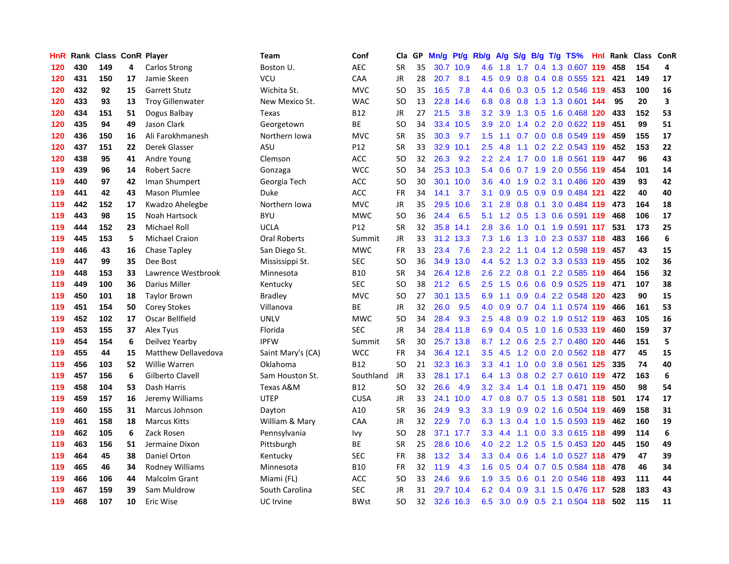| HnR | Rank | Class | ConR | Player | Team | Conf | Cla | GP | Mn/g | Pt/g | Rb/g | A/g | S/g | B/g | T/g | TS% | HnI | Rank | Class | ConR |
|---|---|---|---|---|---|---|---|---|---|---|---|---|---|---|---|---|---|---|---|---|
| 120 | 430 | 149 | 4 | Carlos Strong | Boston U. | AEC | SR | 35 | 30.7 | 10.9 | 4.6 | 1.8 | 1.7 | 0.4 | 1.3 | 0.607 | 119 | 458 | 154 | 4 |
| 120 | 431 | 150 | 17 | Jamie Skeen | VCU | CAA | JR | 28 | 20.7 | 8.1 | 4.5 | 0.9 | 0.8 | 0.4 | 0.8 | 0.555 | 121 | 421 | 149 | 17 |
| 120 | 432 | 92 | 15 | Garrett Stutz | Wichita St. | MVC | SO | 35 | 16.5 | 7.8 | 4.4 | 0.6 | 0.3 | 0.5 | 1.2 | 0.546 | 119 | 453 | 100 | 16 |
| 120 | 433 | 93 | 13 | Troy Gillenwater | New Mexico St. | WAC | SO | 13 | 22.8 | 14.6 | 6.8 | 0.8 | 0.8 | 1.3 | 1.3 | 0.601 | 144 | 95 | 20 | 3 |
| 120 | 434 | 151 | 51 | Dogus Balbay | Texas | B12 | JR | 27 | 21.5 | 3.8 | 3.2 | 3.9 | 1.3 | 0.5 | 1.6 | 0.468 | 120 | 433 | 152 | 53 |
| 120 | 435 | 94 | 49 | Jason Clark | Georgetown | BE | SO | 34 | 33.4 | 10.5 | 3.9 | 2.0 | 1.4 | 0.2 | 2.0 | 0.622 | 119 | 451 | 99 | 51 |
| 120 | 436 | 150 | 16 | Ali Farokhmanesh | Northern Iowa | MVC | SR | 35 | 30.3 | 9.7 | 1.5 | 1.1 | 0.7 | 0.0 | 0.8 | 0.549 | 119 | 459 | 155 | 17 |
| 120 | 437 | 151 | 22 | Derek Glasser | ASU | P12 | SR | 33 | 32.9 | 10.1 | 2.5 | 4.8 | 1.1 | 0.2 | 2.2 | 0.543 | 119 | 452 | 153 | 22 |
| 120 | 438 | 95 | 41 | Andre Young | Clemson | ACC | SO | 32 | 26.3 | 9.2 | 2.2 | 2.4 | 1.7 | 0.0 | 1.8 | 0.561 | 119 | 447 | 96 | 43 |
| 119 | 439 | 96 | 14 | Robert Sacre | Gonzaga | WCC | SO | 34 | 25.3 | 10.3 | 5.4 | 0.6 | 0.7 | 1.9 | 2.0 | 0.556 | 119 | 454 | 101 | 14 |
| 119 | 440 | 97 | 42 | Iman Shumpert | Georgia Tech | ACC | SO | 30 | 30.1 | 10.0 | 3.6 | 4.0 | 1.9 | 0.2 | 3.1 | 0.486 | 120 | 439 | 93 | 42 |
| 119 | 441 | 42 | 43 | Mason Plumlee | Duke | ACC | FR | 34 | 14.1 | 3.7 | 3.1 | 0.9 | 0.5 | 0.9 | 0.9 | 0.484 | 121 | 422 | 40 | 40 |
| 119 | 442 | 152 | 17 | Kwadzo Ahelegbe | Northern Iowa | MVC | JR | 35 | 29.5 | 10.6 | 3.1 | 2.8 | 0.8 | 0.1 | 3.0 | 0.484 | 119 | 473 | 164 | 18 |
| 119 | 443 | 98 | 15 | Noah Hartsock | BYU | MWC | SO | 36 | 24.4 | 6.5 | 5.1 | 1.2 | 0.5 | 1.3 | 0.6 | 0.591 | 119 | 468 | 106 | 17 |
| 119 | 444 | 152 | 23 | Michael Roll | UCLA | P12 | SR | 32 | 35.8 | 14.1 | 2.8 | 3.6 | 1.0 | 0.1 | 1.9 | 0.591 | 117 | 531 | 173 | 25 |
| 119 | 445 | 153 | 5 | Michael Craion | Oral Roberts | Summit | JR | 33 | 31.2 | 13.3 | 7.3 | 1.6 | 1.3 | 1.0 | 2.3 | 0.537 | 118 | 483 | 166 | 6 |
| 119 | 446 | 43 | 16 | Chase Tapley | San Diego St. | MWC | FR | 33 | 23.4 | 7.6 | 2.3 | 2.2 | 1.1 | 0.4 | 1.2 | 0.598 | 119 | 457 | 43 | 15 |
| 119 | 447 | 99 | 35 | Dee Bost | Mississippi St. | SEC | SO | 36 | 34.9 | 13.0 | 4.4 | 5.2 | 1.3 | 0.2 | 3.3 | 0.533 | 119 | 455 | 102 | 36 |
| 119 | 448 | 153 | 33 | Lawrence Westbrook | Minnesota | B10 | SR | 34 | 26.4 | 12.8 | 2.6 | 2.2 | 0.8 | 0.1 | 2.2 | 0.585 | 119 | 464 | 156 | 32 |
| 119 | 449 | 100 | 36 | Darius Miller | Kentucky | SEC | SO | 38 | 21.2 | 6.5 | 2.5 | 1.5 | 0.6 | 0.6 | 0.9 | 0.525 | 119 | 471 | 107 | 38 |
| 119 | 450 | 101 | 18 | Taylor Brown | Bradley | MVC | SO | 27 | 30.1 | 13.5 | 6.9 | 1.1 | 0.9 | 0.4 | 2.2 | 0.548 | 120 | 423 | 90 | 15 |
| 119 | 451 | 154 | 50 | Corey Stokes | Villanova | BE | JR | 32 | 26.0 | 9.5 | 4.0 | 0.9 | 0.7 | 0.4 | 1.1 | 0.574 | 119 | 466 | 161 | 53 |
| 119 | 452 | 102 | 17 | Oscar Bellfield | UNLV | MWC | SO | 34 | 28.4 | 9.3 | 2.5 | 4.8 | 0.9 | 0.2 | 1.9 | 0.512 | 119 | 463 | 105 | 16 |
| 119 | 453 | 155 | 37 | Alex Tyus | Florida | SEC | JR | 34 | 28.4 | 11.8 | 6.9 | 0.4 | 0.5 | 1.0 | 1.6 | 0.533 | 119 | 460 | 159 | 37 |
| 119 | 454 | 154 | 6 | Deilvez Yearby | IPFW | Summit | SR | 30 | 25.7 | 13.8 | 8.7 | 1.2 | 0.6 | 2.5 | 2.7 | 0.480 | 120 | 446 | 151 | 5 |
| 119 | 455 | 44 | 15 | Matthew Dellavedova | Saint Mary's (CA) | WCC | FR | 34 | 36.4 | 12.1 | 3.5 | 4.5 | 1.2 | 0.0 | 2.0 | 0.562 | 118 | 477 | 45 | 15 |
| 119 | 456 | 103 | 52 | Willie Warren | Oklahoma | B12 | SO | 21 | 32.3 | 16.3 | 3.3 | 4.1 | 1.0 | 0.0 | 3.8 | 0.561 | 125 | 335 | 74 | 40 |
| 119 | 457 | 156 | 6 | Gilberto Clavell | Sam Houston St. | Southland | JR | 33 | 28.1 | 17.1 | 6.4 | 1.3 | 0.8 | 0.2 | 2.7 | 0.610 | 119 | 472 | 163 | 6 |
| 119 | 458 | 104 | 53 | Dash Harris | Texas A&M | B12 | SO | 32 | 26.6 | 4.9 | 3.2 | 3.4 | 1.4 | 0.1 | 1.8 | 0.471 | 119 | 450 | 98 | 54 |
| 119 | 459 | 157 | 16 | Jeremy Williams | UTEP | CUSA | JR | 33 | 24.1 | 10.0 | 4.7 | 0.8 | 0.7 | 0.5 | 1.3 | 0.581 | 118 | 501 | 174 | 17 |
| 119 | 460 | 155 | 31 | Marcus Johnson | Dayton | A10 | SR | 36 | 24.9 | 9.3 | 3.3 | 1.9 | 0.9 | 0.2 | 1.6 | 0.504 | 119 | 469 | 158 | 31 |
| 119 | 461 | 158 | 18 | Marcus Kitts | William & Mary | CAA | JR | 32 | 22.9 | 7.0 | 6.3 | 1.3 | 0.4 | 1.0 | 1.5 | 0.593 | 119 | 462 | 160 | 19 |
| 119 | 462 | 105 | 6 | Zack Rosen | Pennsylvania | Ivy | SO | 28 | 37.1 | 17.7 | 3.3 | 4.4 | 1.1 | 0.0 | 3.3 | 0.615 | 118 | 499 | 114 | 6 |
| 119 | 463 | 156 | 51 | Jermaine Dixon | Pittsburgh | BE | SR | 25 | 28.6 | 10.6 | 4.0 | 2.2 | 1.2 | 0.5 | 1.5 | 0.453 | 120 | 445 | 150 | 49 |
| 119 | 464 | 45 | 38 | Daniel Orton | Kentucky | SEC | FR | 38 | 13.2 | 3.4 | 3.3 | 0.4 | 0.6 | 1.4 | 1.0 | 0.527 | 118 | 479 | 47 | 39 |
| 119 | 465 | 46 | 34 | Rodney Williams | Minnesota | B10 | FR | 32 | 11.9 | 4.3 | 1.6 | 0.5 | 0.4 | 0.7 | 0.5 | 0.584 | 118 | 478 | 46 | 34 |
| 119 | 466 | 106 | 44 | Malcolm Grant | Miami (FL) | ACC | SO | 33 | 24.6 | 9.6 | 1.9 | 3.5 | 0.6 | 0.1 | 2.0 | 0.546 | 118 | 493 | 111 | 44 |
| 119 | 467 | 159 | 39 | Sam Muldrow | South Carolina | SEC | JR | 31 | 29.7 | 10.4 | 6.2 | 0.4 | 0.9 | 3.1 | 1.5 | 0.476 | 117 | 528 | 183 | 43 |
| 119 | 468 | 107 | 10 | Eric Wise | UC Irvine | BWst | SO | 32 | 32.6 | 16.3 | 6.5 | 3.0 | 0.9 | 0.5 | 2.1 | 0.504 | 118 | 502 | 115 | 11 |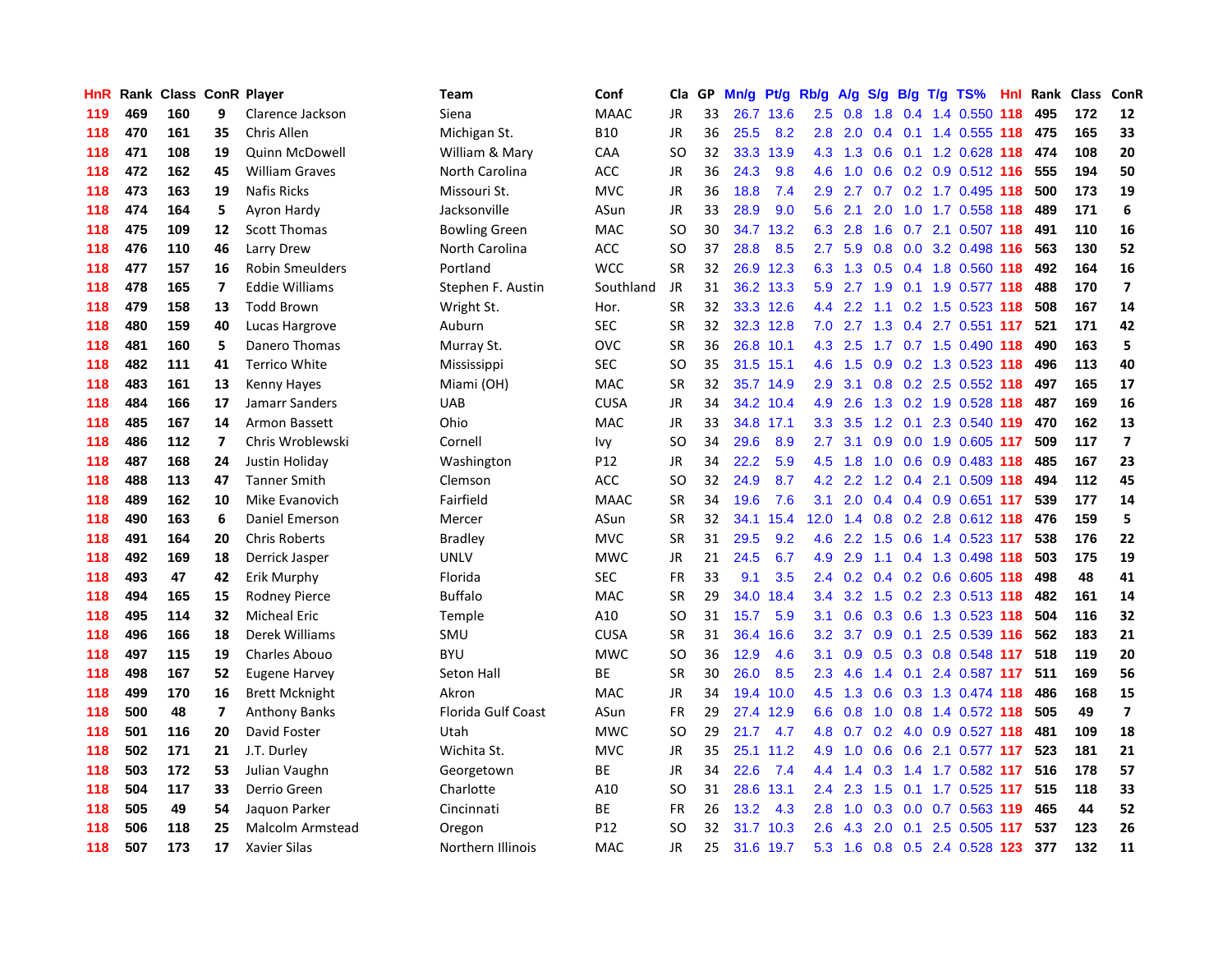| HnR | Rank | Class | ConR | Player | Team | Conf | Cla | GP | Mn/g | Pt/g | Rb/g | A/g | S/g | B/g | T/g | TS% | Hnl | Rank | Class | ConR |
|---|---|---|---|---|---|---|---|---|---|---|---|---|---|---|---|---|---|---|---|---|
| 119 | 469 | 160 | 9 | Clarence Jackson | Siena | MAAC | JR | 33 | 26.7 | 13.6 | 2.5 | 0.8 | 1.8 | 0.4 | 1.4 | 0.550 | 118 | 495 | 172 | 12 |
| 118 | 470 | 161 | 35 | Chris Allen | Michigan St. | B10 | JR | 36 | 25.5 | 8.2 | 2.8 | 2.0 | 0.4 | 0.1 | 1.4 | 0.555 | 118 | 475 | 165 | 33 |
| 118 | 471 | 108 | 19 | Quinn McDowell | William & Mary | CAA | SO | 32 | 33.3 | 13.9 | 4.3 | 1.3 | 0.6 | 0.1 | 1.2 | 0.628 | 118 | 474 | 108 | 20 |
| 118 | 472 | 162 | 45 | William Graves | North Carolina | ACC | JR | 36 | 24.3 | 9.8 | 4.6 | 1.0 | 0.6 | 0.2 | 0.9 | 0.512 | 116 | 555 | 194 | 50 |
| 118 | 473 | 163 | 19 | Nafis Ricks | Missouri St. | MVC | JR | 36 | 18.8 | 7.4 | 2.9 | 2.7 | 0.7 | 0.2 | 1.7 | 0.495 | 118 | 500 | 173 | 19 |
| 118 | 474 | 164 | 5 | Ayron Hardy | Jacksonville | ASun | JR | 33 | 28.9 | 9.0 | 5.6 | 2.1 | 2.0 | 1.0 | 1.7 | 0.558 | 118 | 489 | 171 | 6 |
| 118 | 475 | 109 | 12 | Scott Thomas | Bowling Green | MAC | SO | 30 | 34.7 | 13.2 | 6.3 | 2.8 | 1.6 | 0.7 | 2.1 | 0.507 | 118 | 491 | 110 | 16 |
| 118 | 476 | 110 | 46 | Larry Drew | North Carolina | ACC | SO | 37 | 28.8 | 8.5 | 2.7 | 5.9 | 0.8 | 0.0 | 3.2 | 0.498 | 116 | 563 | 130 | 52 |
| 118 | 477 | 157 | 16 | Robin Smeulders | Portland | WCC | SR | 32 | 26.9 | 12.3 | 6.3 | 1.3 | 0.5 | 0.4 | 1.8 | 0.560 | 118 | 492 | 164 | 16 |
| 118 | 478 | 165 | 7 | Eddie Williams | Stephen F. Austin | Southland | JR | 31 | 36.2 | 13.3 | 5.9 | 2.7 | 1.9 | 0.1 | 1.9 | 0.577 | 118 | 488 | 170 | 7 |
| 118 | 479 | 158 | 13 | Todd Brown | Wright St. | Hor. | SR | 32 | 33.3 | 12.6 | 4.4 | 2.2 | 1.1 | 0.2 | 1.5 | 0.523 | 118 | 508 | 167 | 14 |
| 118 | 480 | 159 | 40 | Lucas Hargrove | Auburn | SEC | SR | 32 | 32.3 | 12.8 | 7.0 | 2.7 | 1.3 | 0.4 | 2.7 | 0.551 | 117 | 521 | 171 | 42 |
| 118 | 481 | 160 | 5 | Danero Thomas | Murray St. | OVC | SR | 36 | 26.8 | 10.1 | 4.3 | 2.5 | 1.7 | 0.7 | 1.5 | 0.490 | 118 | 490 | 163 | 5 |
| 118 | 482 | 111 | 41 | Terrico White | Mississippi | SEC | SO | 35 | 31.5 | 15.1 | 4.6 | 1.5 | 0.9 | 0.2 | 1.3 | 0.523 | 118 | 496 | 113 | 40 |
| 118 | 483 | 161 | 13 | Kenny Hayes | Miami (OH) | MAC | SR | 32 | 35.7 | 14.9 | 2.9 | 3.1 | 0.8 | 0.2 | 2.5 | 0.552 | 118 | 497 | 165 | 17 |
| 118 | 484 | 166 | 17 | Jamarr Sanders | UAB | CUSA | JR | 34 | 34.2 | 10.4 | 4.9 | 2.6 | 1.3 | 0.2 | 1.9 | 0.528 | 118 | 487 | 169 | 16 |
| 118 | 485 | 167 | 14 | Armon Bassett | Ohio | MAC | JR | 33 | 34.8 | 17.1 | 3.3 | 3.5 | 1.2 | 0.1 | 2.3 | 0.540 | 119 | 470 | 162 | 13 |
| 118 | 486 | 112 | 7 | Chris Wroblewski | Cornell | Ivy | SO | 34 | 29.6 | 8.9 | 2.7 | 3.1 | 0.9 | 0.0 | 1.9 | 0.605 | 117 | 509 | 117 | 7 |
| 118 | 487 | 168 | 24 | Justin Holiday | Washington | P12 | JR | 34 | 22.2 | 5.9 | 4.5 | 1.8 | 1.0 | 0.6 | 0.9 | 0.483 | 118 | 485 | 167 | 23 |
| 118 | 488 | 113 | 47 | Tanner Smith | Clemson | ACC | SO | 32 | 24.9 | 8.7 | 4.2 | 2.2 | 1.2 | 0.4 | 2.1 | 0.509 | 118 | 494 | 112 | 45 |
| 118 | 489 | 162 | 10 | Mike Evanovich | Fairfield | MAAC | SR | 34 | 19.6 | 7.6 | 3.1 | 2.0 | 0.4 | 0.4 | 0.9 | 0.651 | 117 | 539 | 177 | 14 |
| 118 | 490 | 163 | 6 | Daniel Emerson | Mercer | ASun | SR | 32 | 34.1 | 15.4 | 12.0 | 1.4 | 0.8 | 0.2 | 2.8 | 0.612 | 118 | 476 | 159 | 5 |
| 118 | 491 | 164 | 20 | Chris Roberts | Bradley | MVC | SR | 31 | 29.5 | 9.2 | 4.6 | 2.2 | 1.5 | 0.6 | 1.4 | 0.523 | 117 | 538 | 176 | 22 |
| 118 | 492 | 169 | 18 | Derrick Jasper | UNLV | MWC | JR | 21 | 24.5 | 6.7 | 4.9 | 2.9 | 1.1 | 0.4 | 1.3 | 0.498 | 118 | 503 | 175 | 19 |
| 118 | 493 | 47 | 42 | Erik Murphy | Florida | SEC | FR | 33 | 9.1 | 3.5 | 2.4 | 0.2 | 0.4 | 0.2 | 0.6 | 0.605 | 118 | 498 | 48 | 41 |
| 118 | 494 | 165 | 15 | Rodney Pierce | Buffalo | MAC | SR | 29 | 34.0 | 18.4 | 3.4 | 3.2 | 1.5 | 0.2 | 2.3 | 0.513 | 118 | 482 | 161 | 14 |
| 118 | 495 | 114 | 32 | Micheal Eric | Temple | A10 | SO | 31 | 15.7 | 5.9 | 3.1 | 0.6 | 0.3 | 0.6 | 1.3 | 0.523 | 118 | 504 | 116 | 32 |
| 118 | 496 | 166 | 18 | Derek Williams | SMU | CUSA | SR | 31 | 36.4 | 16.6 | 3.2 | 3.7 | 0.9 | 0.1 | 2.5 | 0.539 | 116 | 562 | 183 | 21 |
| 118 | 497 | 115 | 19 | Charles Abouo | BYU | MWC | SO | 36 | 12.9 | 4.6 | 3.1 | 0.9 | 0.5 | 0.3 | 0.8 | 0.548 | 117 | 518 | 119 | 20 |
| 118 | 498 | 167 | 52 | Eugene Harvey | Seton Hall | BE | SR | 30 | 26.0 | 8.5 | 2.3 | 4.6 | 1.4 | 0.1 | 2.4 | 0.587 | 117 | 511 | 169 | 56 |
| 118 | 499 | 170 | 16 | Brett Mcknight | Akron | MAC | JR | 34 | 19.4 | 10.0 | 4.5 | 1.3 | 0.6 | 0.3 | 1.3 | 0.474 | 118 | 486 | 168 | 15 |
| 118 | 500 | 48 | 7 | Anthony Banks | Florida Gulf Coast | ASun | FR | 29 | 27.4 | 12.9 | 6.6 | 0.8 | 1.0 | 0.8 | 1.4 | 0.572 | 118 | 505 | 49 | 7 |
| 118 | 501 | 116 | 20 | David Foster | Utah | MWC | SO | 29 | 21.7 | 4.7 | 4.8 | 0.7 | 0.2 | 4.0 | 0.9 | 0.527 | 118 | 481 | 109 | 18 |
| 118 | 502 | 171 | 21 | J.T. Durley | Wichita St. | MVC | JR | 35 | 25.1 | 11.2 | 4.9 | 1.0 | 0.6 | 0.6 | 2.1 | 0.577 | 117 | 523 | 181 | 21 |
| 118 | 503 | 172 | 53 | Julian Vaughn | Georgetown | BE | JR | 34 | 22.6 | 7.4 | 4.4 | 1.4 | 0.3 | 1.4 | 1.7 | 0.582 | 117 | 516 | 178 | 57 |
| 118 | 504 | 117 | 33 | Derrio Green | Charlotte | A10 | SO | 31 | 28.6 | 13.1 | 2.4 | 2.3 | 1.5 | 0.1 | 1.7 | 0.525 | 117 | 515 | 118 | 33 |
| 118 | 505 | 49 | 54 | Jaquon Parker | Cincinnati | BE | FR | 26 | 13.2 | 4.3 | 2.8 | 1.0 | 0.3 | 0.0 | 0.7 | 0.563 | 119 | 465 | 44 | 52 |
| 118 | 506 | 118 | 25 | Malcolm Armstead | Oregon | P12 | SO | 32 | 31.7 | 10.3 | 2.6 | 4.3 | 2.0 | 0.1 | 2.5 | 0.505 | 117 | 537 | 123 | 26 |
| 118 | 507 | 173 | 17 | Xavier Silas | Northern Illinois | MAC | JR | 25 | 31.6 | 19.7 | 5.3 | 1.6 | 0.8 | 0.5 | 2.4 | 0.528 | 123 | 377 | 132 | 11 |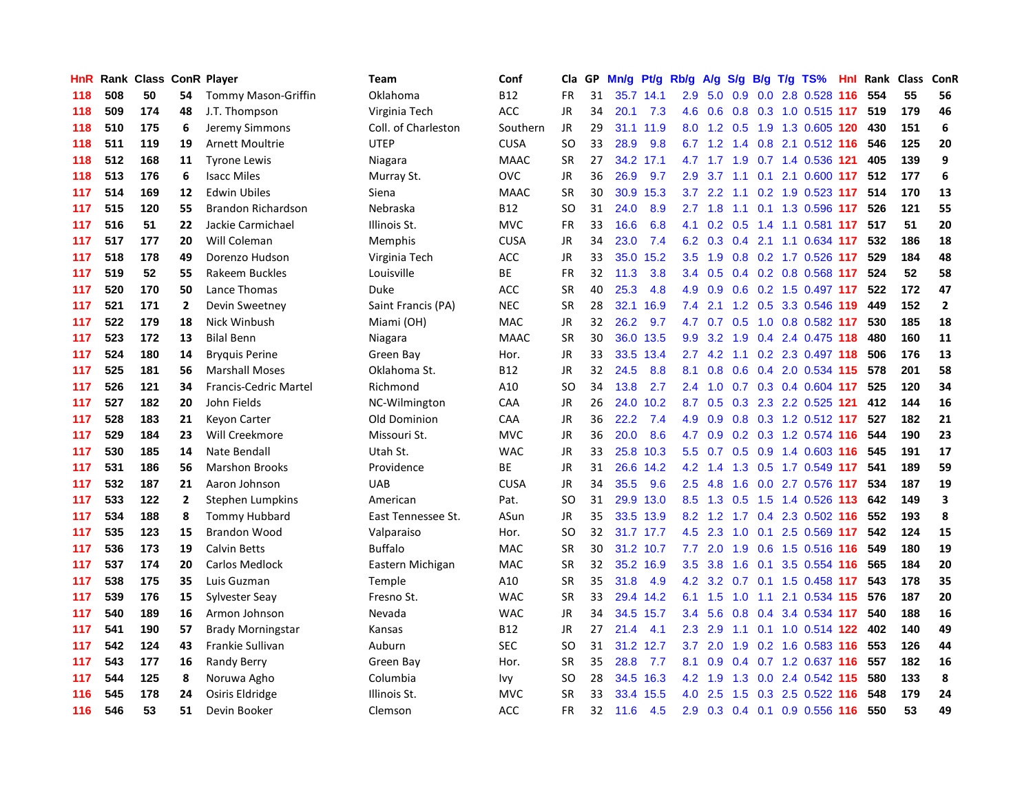| HnR | Rank | Class | ConR | Player | Team | Conf | Cla | GP | Mn/g | Pt/g | Rb/g | A/g | S/g | B/g | T/g | TS% | HnI | Rank | Class | ConR |
|---|---|---|---|---|---|---|---|---|---|---|---|---|---|---|---|---|---|---|---|---|
| 118 | 508 | 50 | 54 | Tommy Mason-Griffin | Oklahoma | B12 | FR | 31 | 35.7 | 14.1 | 2.9 | 5.0 | 0.9 | 0.0 | 2.8 | 0.528 | 116 | 554 | 55 | 56 |
| 118 | 509 | 174 | 48 | J.T. Thompson | Virginia Tech | ACC | JR | 34 | 20.1 | 7.3 | 4.6 | 0.6 | 0.8 | 0.3 | 1.0 | 0.515 | 117 | 519 | 179 | 46 |
| 118 | 510 | 175 | 6 | Jeremy Simmons | Coll. of Charleston | Southern | JR | 29 | 31.1 | 11.9 | 8.0 | 1.2 | 0.5 | 1.9 | 1.3 | 0.605 | 120 | 430 | 151 | 6 |
| 118 | 511 | 119 | 19 | Arnett Moultrie | UTEP | CUSA | SO | 33 | 28.9 | 9.8 | 6.7 | 1.2 | 1.4 | 0.8 | 2.1 | 0.512 | 116 | 546 | 125 | 20 |
| 118 | 512 | 168 | 11 | Tyrone Lewis | Niagara | MAAC | SR | 27 | 34.2 | 17.1 | 4.7 | 1.7 | 1.9 | 0.7 | 1.4 | 0.536 | 121 | 405 | 139 | 9 |
| 118 | 513 | 176 | 6 | Isacc Miles | Murray St. | OVC | JR | 36 | 26.9 | 9.7 | 2.9 | 3.7 | 1.1 | 0.1 | 2.1 | 0.600 | 117 | 512 | 177 | 6 |
| 117 | 514 | 169 | 12 | Edwin Ubiles | Siena | MAAC | SR | 30 | 30.9 | 15.3 | 3.7 | 2.2 | 1.1 | 0.2 | 1.9 | 0.523 | 117 | 514 | 170 | 13 |
| 117 | 515 | 120 | 55 | Brandon Richardson | Nebraska | B12 | SO | 31 | 24.0 | 8.9 | 2.7 | 1.8 | 1.1 | 0.1 | 1.3 | 0.596 | 117 | 526 | 121 | 55 |
| 117 | 516 | 51 | 22 | Jackie Carmichael | Illinois St. | MVC | FR | 33 | 16.6 | 6.8 | 4.1 | 0.2 | 0.5 | 1.4 | 1.1 | 0.581 | 117 | 517 | 51 | 20 |
| 117 | 517 | 177 | 20 | Will Coleman | Memphis | CUSA | JR | 34 | 23.0 | 7.4 | 6.2 | 0.3 | 0.4 | 2.1 | 1.1 | 0.634 | 117 | 532 | 186 | 18 |
| 117 | 518 | 178 | 49 | Dorenzo Hudson | Virginia Tech | ACC | JR | 33 | 35.0 | 15.2 | 3.5 | 1.9 | 0.8 | 0.2 | 1.7 | 0.526 | 117 | 529 | 184 | 48 |
| 117 | 519 | 52 | 55 | Rakeem Buckles | Louisville | BE | FR | 32 | 11.3 | 3.8 | 3.4 | 0.5 | 0.4 | 0.2 | 0.8 | 0.568 | 117 | 524 | 52 | 58 |
| 117 | 520 | 170 | 50 | Lance Thomas | Duke | ACC | SR | 40 | 25.3 | 4.8 | 4.9 | 0.9 | 0.6 | 0.2 | 1.5 | 0.497 | 117 | 522 | 172 | 47 |
| 117 | 521 | 171 | 2 | Devin Sweetney | Saint Francis (PA) | NEC | SR | 28 | 32.1 | 16.9 | 7.4 | 2.1 | 1.2 | 0.5 | 3.3 | 0.546 | 119 | 449 | 152 | 2 |
| 117 | 522 | 179 | 18 | Nick Winbush | Miami (OH) | MAC | JR | 32 | 26.2 | 9.7 | 4.7 | 0.7 | 0.5 | 1.0 | 0.8 | 0.582 | 117 | 530 | 185 | 18 |
| 117 | 523 | 172 | 13 | Bilal Benn | Niagara | MAAC | SR | 30 | 36.0 | 13.5 | 9.9 | 3.2 | 1.9 | 0.4 | 2.4 | 0.475 | 118 | 480 | 160 | 11 |
| 117 | 524 | 180 | 14 | Bryquis Perine | Green Bay | Hor. | JR | 33 | 33.5 | 13.4 | 2.7 | 4.2 | 1.1 | 0.2 | 2.3 | 0.497 | 118 | 506 | 176 | 13 |
| 117 | 525 | 181 | 56 | Marshall Moses | Oklahoma St. | B12 | JR | 32 | 24.5 | 8.8 | 8.1 | 0.8 | 0.6 | 0.4 | 2.0 | 0.534 | 115 | 578 | 201 | 58 |
| 117 | 526 | 121 | 34 | Francis-Cedric Martel | Richmond | A10 | SO | 34 | 13.8 | 2.7 | 2.4 | 1.0 | 0.7 | 0.3 | 0.4 | 0.604 | 117 | 525 | 120 | 34 |
| 117 | 527 | 182 | 20 | John Fields | NC-Wilmington | CAA | JR | 26 | 24.0 | 10.2 | 8.7 | 0.5 | 0.3 | 2.3 | 2.2 | 0.525 | 121 | 412 | 144 | 16 |
| 117 | 528 | 183 | 21 | Keyon Carter | Old Dominion | CAA | JR | 36 | 22.2 | 7.4 | 4.9 | 0.9 | 0.8 | 0.3 | 1.2 | 0.512 | 117 | 527 | 182 | 21 |
| 117 | 529 | 184 | 23 | Will Creekmore | Missouri St. | MVC | JR | 36 | 20.0 | 8.6 | 4.7 | 0.9 | 0.2 | 0.3 | 1.2 | 0.574 | 116 | 544 | 190 | 23 |
| 117 | 530 | 185 | 14 | Nate Bendall | Utah St. | WAC | JR | 33 | 25.8 | 10.3 | 5.5 | 0.7 | 0.5 | 0.9 | 1.4 | 0.603 | 116 | 545 | 191 | 17 |
| 117 | 531 | 186 | 56 | Marshon Brooks | Providence | BE | JR | 31 | 26.6 | 14.2 | 4.2 | 1.4 | 1.3 | 0.5 | 1.7 | 0.549 | 117 | 541 | 189 | 59 |
| 117 | 532 | 187 | 21 | Aaron Johnson | UAB | CUSA | JR | 34 | 35.5 | 9.6 | 2.5 | 4.8 | 1.6 | 0.0 | 2.7 | 0.576 | 117 | 534 | 187 | 19 |
| 117 | 533 | 122 | 2 | Stephen Lumpkins | American | Pat. | SO | 31 | 29.9 | 13.0 | 8.5 | 1.3 | 0.5 | 1.5 | 1.4 | 0.526 | 113 | 642 | 149 | 3 |
| 117 | 534 | 188 | 8 | Tommy Hubbard | East Tennessee St. | ASun | JR | 35 | 33.5 | 13.9 | 8.2 | 1.2 | 1.7 | 0.4 | 2.3 | 0.502 | 116 | 552 | 193 | 8 |
| 117 | 535 | 123 | 15 | Brandon Wood | Valparaiso | Hor. | SO | 32 | 31.7 | 17.7 | 4.5 | 2.3 | 1.0 | 0.1 | 2.5 | 0.569 | 117 | 542 | 124 | 15 |
| 117 | 536 | 173 | 19 | Calvin Betts | Buffalo | MAC | SR | 30 | 31.2 | 10.7 | 7.7 | 2.0 | 1.9 | 0.6 | 1.5 | 0.516 | 116 | 549 | 180 | 19 |
| 117 | 537 | 174 | 20 | Carlos Medlock | Eastern Michigan | MAC | SR | 32 | 35.2 | 16.9 | 3.5 | 3.8 | 1.6 | 0.1 | 3.5 | 0.554 | 116 | 565 | 184 | 20 |
| 117 | 538 | 175 | 35 | Luis Guzman | Temple | A10 | SR | 35 | 31.8 | 4.9 | 4.2 | 3.2 | 0.7 | 0.1 | 1.5 | 0.458 | 117 | 543 | 178 | 35 |
| 117 | 539 | 176 | 15 | Sylvester Seay | Fresno St. | WAC | SR | 33 | 29.4 | 14.2 | 6.1 | 1.5 | 1.0 | 1.1 | 2.1 | 0.534 | 115 | 576 | 187 | 20 |
| 117 | 540 | 189 | 16 | Armon Johnson | Nevada | WAC | JR | 34 | 34.5 | 15.7 | 3.4 | 5.6 | 0.8 | 0.4 | 3.4 | 0.534 | 117 | 540 | 188 | 16 |
| 117 | 541 | 190 | 57 | Brady Morningstar | Kansas | B12 | JR | 27 | 21.4 | 4.1 | 2.3 | 2.9 | 1.1 | 0.1 | 1.0 | 0.514 | 122 | 402 | 140 | 49 |
| 117 | 542 | 124 | 43 | Frankie Sullivan | Auburn | SEC | SO | 31 | 31.2 | 12.7 | 3.7 | 2.0 | 1.9 | 0.2 | 1.6 | 0.583 | 116 | 553 | 126 | 44 |
| 117 | 543 | 177 | 16 | Randy Berry | Green Bay | Hor. | SR | 35 | 28.8 | 7.7 | 8.1 | 0.9 | 0.4 | 0.7 | 1.2 | 0.637 | 116 | 557 | 182 | 16 |
| 117 | 544 | 125 | 8 | Noruwa Agho | Columbia | Ivy | SO | 28 | 34.5 | 16.3 | 4.2 | 1.9 | 1.3 | 0.0 | 2.4 | 0.542 | 115 | 580 | 133 | 8 |
| 116 | 545 | 178 | 24 | Osiris Eldridge | Illinois St. | MVC | SR | 33 | 33.4 | 15.5 | 4.0 | 2.5 | 1.5 | 0.3 | 2.5 | 0.522 | 116 | 548 | 179 | 24 |
| 116 | 546 | 53 | 51 | Devin Booker | Clemson | ACC | FR | 32 | 11.6 | 4.5 | 2.9 | 0.3 | 0.4 | 0.1 | 0.9 | 0.556 | 116 | 550 | 53 | 49 |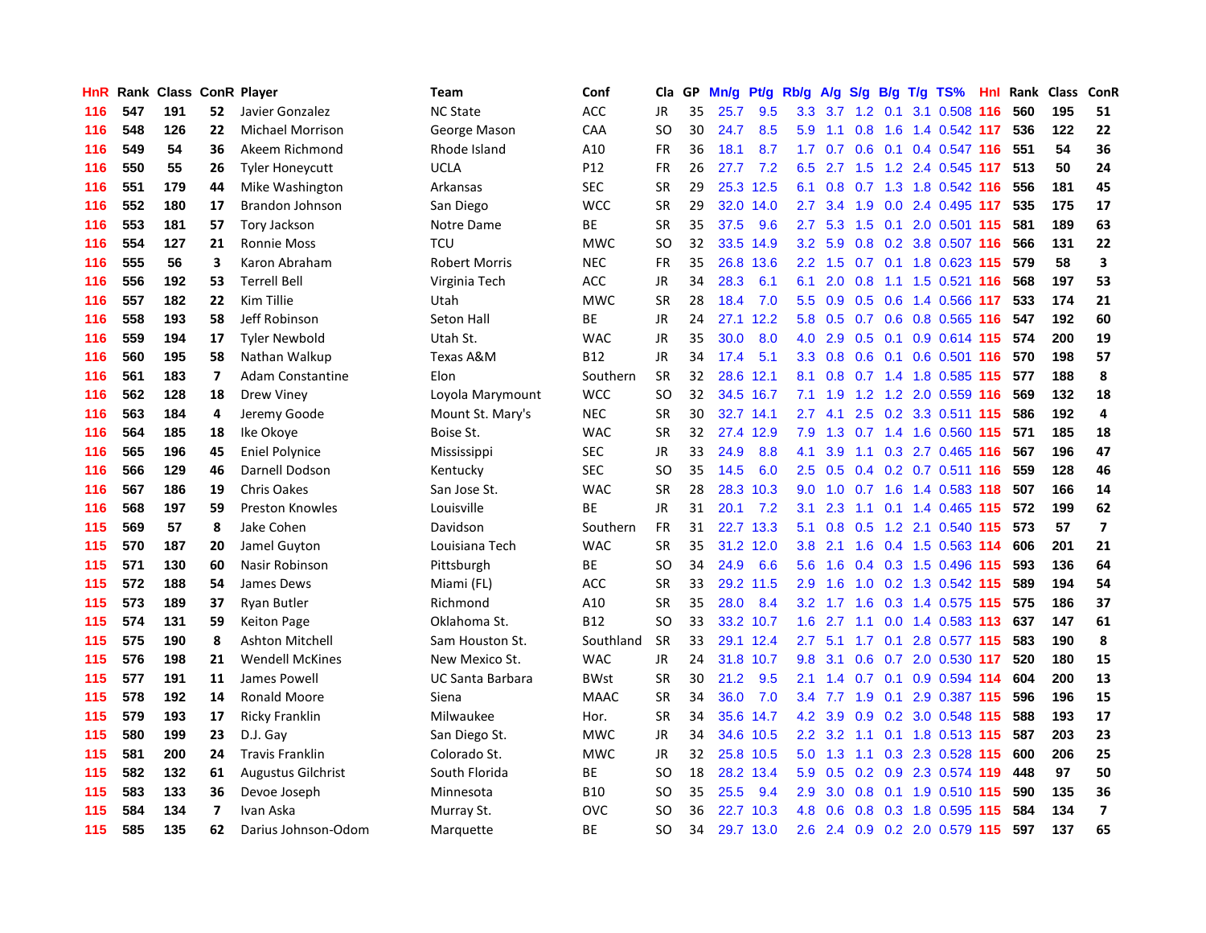| HnR | Rank | Class | ConR | Player | Team | Conf | Cla | GP | Mn/g | Pt/g | Rb/g | A/g | S/g | B/g | T/g | TS% | HnI | Rank | Class | ConR |
|---|---|---|---|---|---|---|---|---|---|---|---|---|---|---|---|---|---|---|---|---|
| 116 | 547 | 191 | 52 | Javier Gonzalez | NC State | ACC | JR | 35 | 25.7 | 9.5 | 3.3 | 3.7 | 1.2 | 0.1 | 3.1 | 0.508 | 116 | 560 | 195 | 51 |
| 116 | 548 | 126 | 22 | Michael Morrison | George Mason | CAA | SO | 30 | 24.7 | 8.5 | 5.9 | 1.1 | 0.8 | 1.6 | 1.4 | 0.542 | 117 | 536 | 122 | 22 |
| 116 | 549 | 54 | 36 | Akeem Richmond | Rhode Island | A10 | FR | 36 | 18.1 | 8.7 | 1.7 | 0.7 | 0.6 | 0.1 | 0.4 | 0.547 | 116 | 551 | 54 | 36 |
| 116 | 550 | 55 | 26 | Tyler Honeycutt | UCLA | P12 | FR | 26 | 27.7 | 7.2 | 6.5 | 2.7 | 1.5 | 1.2 | 2.4 | 0.545 | 117 | 513 | 50 | 24 |
| 116 | 551 | 179 | 44 | Mike Washington | Arkansas | SEC | SR | 29 | 25.3 | 12.5 | 6.1 | 0.8 | 0.7 | 1.3 | 1.8 | 0.542 | 116 | 556 | 181 | 45 |
| 116 | 552 | 180 | 17 | Brandon Johnson | San Diego | WCC | SR | 29 | 32.0 | 14.0 | 2.7 | 3.4 | 1.9 | 0.0 | 2.4 | 0.495 | 117 | 535 | 175 | 17 |
| 116 | 553 | 181 | 57 | Tory Jackson | Notre Dame | BE | SR | 35 | 37.5 | 9.6 | 2.7 | 5.3 | 1.5 | 0.1 | 2.0 | 0.501 | 115 | 581 | 189 | 63 |
| 116 | 554 | 127 | 21 | Ronnie Moss | TCU | MWC | SO | 32 | 33.5 | 14.9 | 3.2 | 5.9 | 0.8 | 0.2 | 3.8 | 0.507 | 116 | 566 | 131 | 22 |
| 116 | 555 | 56 | 3 | Karon Abraham | Robert Morris | NEC | FR | 35 | 26.8 | 13.6 | 2.2 | 1.5 | 0.7 | 0.1 | 1.8 | 0.623 | 115 | 579 | 58 | 3 |
| 116 | 556 | 192 | 53 | Terrell Bell | Virginia Tech | ACC | JR | 34 | 28.3 | 6.1 | 6.1 | 2.0 | 0.8 | 1.1 | 1.5 | 0.521 | 116 | 568 | 197 | 53 |
| 116 | 557 | 182 | 22 | Kim Tillie | Utah | MWC | SR | 28 | 18.4 | 7.0 | 5.5 | 0.9 | 0.5 | 0.6 | 1.4 | 0.566 | 117 | 533 | 174 | 21 |
| 116 | 558 | 193 | 58 | Jeff Robinson | Seton Hall | BE | JR | 24 | 27.1 | 12.2 | 5.8 | 0.5 | 0.7 | 0.6 | 0.8 | 0.565 | 116 | 547 | 192 | 60 |
| 116 | 559 | 194 | 17 | Tyler Newbold | Utah St. | WAC | JR | 35 | 30.0 | 8.0 | 4.0 | 2.9 | 0.5 | 0.1 | 0.9 | 0.614 | 115 | 574 | 200 | 19 |
| 116 | 560 | 195 | 58 | Nathan Walkup | Texas A&M | B12 | JR | 34 | 17.4 | 5.1 | 3.3 | 0.8 | 0.6 | 0.1 | 0.6 | 0.501 | 116 | 570 | 198 | 57 |
| 116 | 561 | 183 | 7 | Adam Constantine | Elon | Southern | SR | 32 | 28.6 | 12.1 | 8.1 | 0.8 | 0.7 | 1.4 | 1.8 | 0.585 | 115 | 577 | 188 | 8 |
| 116 | 562 | 128 | 18 | Drew Viney | Loyola Marymount | WCC | SO | 32 | 34.5 | 16.7 | 7.1 | 1.9 | 1.2 | 1.2 | 2.0 | 0.559 | 116 | 569 | 132 | 18 |
| 116 | 563 | 184 | 4 | Jeremy Goode | Mount St. Mary's | NEC | SR | 30 | 32.7 | 14.1 | 2.7 | 4.1 | 2.5 | 0.2 | 3.3 | 0.511 | 115 | 586 | 192 | 4 |
| 116 | 564 | 185 | 18 | Ike Okoye | Boise St. | WAC | SR | 32 | 27.4 | 12.9 | 7.9 | 1.3 | 0.7 | 1.4 | 1.6 | 0.560 | 115 | 571 | 185 | 18 |
| 116 | 565 | 196 | 45 | Eniel Polynice | Mississippi | SEC | JR | 33 | 24.9 | 8.8 | 4.1 | 3.9 | 1.1 | 0.3 | 2.7 | 0.465 | 116 | 567 | 196 | 47 |
| 116 | 566 | 129 | 46 | Darnell Dodson | Kentucky | SEC | SO | 35 | 14.5 | 6.0 | 2.5 | 0.5 | 0.4 | 0.2 | 0.7 | 0.511 | 116 | 559 | 128 | 46 |
| 116 | 567 | 186 | 19 | Chris Oakes | San Jose St. | WAC | SR | 28 | 28.3 | 10.3 | 9.0 | 1.0 | 0.7 | 1.6 | 1.4 | 0.583 | 118 | 507 | 166 | 14 |
| 116 | 568 | 197 | 59 | Preston Knowles | Louisville | BE | JR | 31 | 20.1 | 7.2 | 3.1 | 2.3 | 1.1 | 0.1 | 1.4 | 0.465 | 115 | 572 | 199 | 62 |
| 115 | 569 | 57 | 8 | Jake Cohen | Davidson | Southern | FR | 31 | 22.7 | 13.3 | 5.1 | 0.8 | 0.5 | 1.2 | 2.1 | 0.540 | 115 | 573 | 57 | 7 |
| 115 | 570 | 187 | 20 | Jamel Guyton | Louisiana Tech | WAC | SR | 35 | 31.2 | 12.0 | 3.8 | 2.1 | 1.6 | 0.4 | 1.5 | 0.563 | 114 | 606 | 201 | 21 |
| 115 | 571 | 130 | 60 | Nasir Robinson | Pittsburgh | BE | SO | 34 | 24.9 | 6.6 | 5.6 | 1.6 | 0.4 | 0.3 | 1.5 | 0.496 | 115 | 593 | 136 | 64 |
| 115 | 572 | 188 | 54 | James Dews | Miami (FL) | ACC | SR | 33 | 29.2 | 11.5 | 2.9 | 1.6 | 1.0 | 0.2 | 1.3 | 0.542 | 115 | 589 | 194 | 54 |
| 115 | 573 | 189 | 37 | Ryan Butler | Richmond | A10 | SR | 35 | 28.0 | 8.4 | 3.2 | 1.7 | 1.6 | 0.3 | 1.4 | 0.575 | 115 | 575 | 186 | 37 |
| 115 | 574 | 131 | 59 | Keiton Page | Oklahoma St. | B12 | SO | 33 | 33.2 | 10.7 | 1.6 | 2.7 | 1.1 | 0.0 | 1.4 | 0.583 | 113 | 637 | 147 | 61 |
| 115 | 575 | 190 | 8 | Ashton Mitchell | Sam Houston St. | Southland | SR | 33 | 29.1 | 12.4 | 2.7 | 5.1 | 1.7 | 0.1 | 2.8 | 0.577 | 115 | 583 | 190 | 8 |
| 115 | 576 | 198 | 21 | Wendell McKines | New Mexico St. | WAC | JR | 24 | 31.8 | 10.7 | 9.8 | 3.1 | 0.6 | 0.7 | 2.0 | 0.530 | 117 | 520 | 180 | 15 |
| 115 | 577 | 191 | 11 | James Powell | UC Santa Barbara | BWst | SR | 30 | 21.2 | 9.5 | 2.1 | 1.4 | 0.7 | 0.1 | 0.9 | 0.594 | 114 | 604 | 200 | 13 |
| 115 | 578 | 192 | 14 | Ronald Moore | Siena | MAAC | SR | 34 | 36.0 | 7.0 | 3.4 | 7.7 | 1.9 | 0.1 | 2.9 | 0.387 | 115 | 596 | 196 | 15 |
| 115 | 579 | 193 | 17 | Ricky Franklin | Milwaukee | Hor. | SR | 34 | 35.6 | 14.7 | 4.2 | 3.9 | 0.9 | 0.2 | 3.0 | 0.548 | 115 | 588 | 193 | 17 |
| 115 | 580 | 199 | 23 | D.J. Gay | San Diego St. | MWC | JR | 34 | 34.6 | 10.5 | 2.2 | 3.2 | 1.1 | 0.1 | 1.8 | 0.513 | 115 | 587 | 203 | 23 |
| 115 | 581 | 200 | 24 | Travis Franklin | Colorado St. | MWC | JR | 32 | 25.8 | 10.5 | 5.0 | 1.3 | 1.1 | 0.3 | 2.3 | 0.528 | 115 | 600 | 206 | 25 |
| 115 | 582 | 132 | 61 | Augustus Gilchrist | South Florida | BE | SO | 18 | 28.2 | 13.4 | 5.9 | 0.5 | 0.2 | 0.9 | 2.3 | 0.574 | 119 | 448 | 97 | 50 |
| 115 | 583 | 133 | 36 | Devoe Joseph | Minnesota | B10 | SO | 35 | 25.5 | 9.4 | 2.9 | 3.0 | 0.8 | 0.1 | 1.9 | 0.510 | 115 | 590 | 135 | 36 |
| 115 | 584 | 134 | 7 | Ivan Aska | Murray St. | OVC | SO | 36 | 22.7 | 10.3 | 4.8 | 0.6 | 0.8 | 0.3 | 1.8 | 0.595 | 115 | 584 | 134 | 7 |
| 115 | 585 | 135 | 62 | Darius Johnson-Odom | Marquette | BE | SO | 34 | 29.7 | 13.0 | 2.6 | 2.4 | 0.9 | 0.2 | 2.0 | 0.579 | 115 | 597 | 137 | 65 |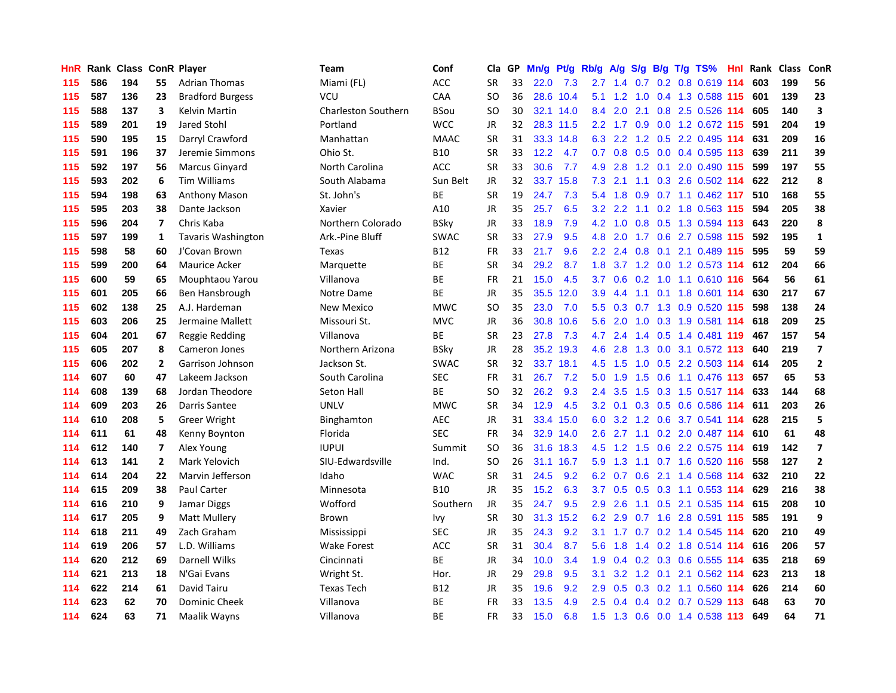| HnR | Rank | Class | ConR | Player | Team | Conf | Cla | GP | Mn/g | Pt/g | Rb/g | A/g | S/g | B/g | T/g | TS% | HnI | Rank | Class | ConR |
|---|---|---|---|---|---|---|---|---|---|---|---|---|---|---|---|---|---|---|---|---|
| 115 | 586 | 194 | 55 | Adrian Thomas | Miami (FL) | ACC | SR | 33 | 22.0 | 7.3 | 2.7 | 1.4 | 0.7 | 0.2 | 0.8 | 0.619 | 114 | 603 | 199 | 56 |
| 115 | 587 | 136 | 23 | Bradford Burgess | VCU | CAA | SO | 36 | 28.6 | 10.4 | 5.1 | 1.2 | 1.0 | 0.4 | 1.3 | 0.588 | 115 | 601 | 139 | 23 |
| 115 | 588 | 137 | 3 | Kelvin Martin | Charleston Southern | BSou | SO | 30 | 32.1 | 14.0 | 8.4 | 2.0 | 2.1 | 0.8 | 2.5 | 0.526 | 114 | 605 | 140 | 3 |
| 115 | 589 | 201 | 19 | Jared Stohl | Portland | WCC | JR | 32 | 28.3 | 11.5 | 2.2 | 1.7 | 0.9 | 0.0 | 1.2 | 0.672 | 115 | 591 | 204 | 19 |
| 115 | 590 | 195 | 15 | Darryl Crawford | Manhattan | MAAC | SR | 31 | 33.3 | 14.8 | 6.3 | 2.2 | 1.2 | 0.5 | 2.2 | 0.495 | 114 | 631 | 209 | 16 |
| 115 | 591 | 196 | 37 | Jeremie Simmons | Ohio St. | B10 | SR | 33 | 12.2 | 4.7 | 0.7 | 0.8 | 0.5 | 0.0 | 0.4 | 0.595 | 113 | 639 | 211 | 39 |
| 115 | 592 | 197 | 56 | Marcus Ginyard | North Carolina | ACC | SR | 33 | 30.6 | 7.7 | 4.9 | 2.8 | 1.2 | 0.1 | 2.0 | 0.490 | 115 | 599 | 197 | 55 |
| 115 | 593 | 202 | 6 | Tim Williams | South Alabama | Sun Belt | JR | 32 | 33.7 | 15.8 | 7.3 | 2.1 | 1.1 | 0.3 | 2.6 | 0.502 | 114 | 622 | 212 | 8 |
| 115 | 594 | 198 | 63 | Anthony Mason | St. John's | BE | SR | 19 | 24.7 | 7.3 | 5.4 | 1.8 | 0.9 | 0.7 | 1.1 | 0.462 | 117 | 510 | 168 | 55 |
| 115 | 595 | 203 | 38 | Dante Jackson | Xavier | A10 | JR | 35 | 25.7 | 6.5 | 3.2 | 2.2 | 1.1 | 0.2 | 1.8 | 0.563 | 115 | 594 | 205 | 38 |
| 115 | 596 | 204 | 7 | Chris Kaba | Northern Colorado | BSky | JR | 33 | 18.9 | 7.9 | 4.2 | 1.0 | 0.8 | 0.5 | 1.3 | 0.594 | 113 | 643 | 220 | 8 |
| 115 | 597 | 199 | 1 | Tavaris Washington | Ark.-Pine Bluff | SWAC | SR | 33 | 27.9 | 9.5 | 4.8 | 2.0 | 1.7 | 0.6 | 2.7 | 0.598 | 115 | 592 | 195 | 1 |
| 115 | 598 | 58 | 60 | J'Covan Brown | Texas | B12 | FR | 33 | 21.7 | 9.6 | 2.2 | 2.4 | 0.8 | 0.1 | 2.1 | 0.489 | 115 | 595 | 59 | 59 |
| 115 | 599 | 200 | 64 | Maurice Acker | Marquette | BE | SR | 34 | 29.2 | 8.7 | 1.8 | 3.7 | 1.2 | 0.0 | 1.2 | 0.573 | 114 | 612 | 204 | 66 |
| 115 | 600 | 59 | 65 | Mouphtaou Yarou | Villanova | BE | FR | 21 | 15.0 | 4.5 | 3.7 | 0.6 | 0.2 | 1.0 | 1.1 | 0.610 | 116 | 564 | 56 | 61 |
| 115 | 601 | 205 | 66 | Ben Hansbrough | Notre Dame | BE | JR | 35 | 35.5 | 12.0 | 3.9 | 4.4 | 1.1 | 0.1 | 1.8 | 0.601 | 114 | 630 | 217 | 67 |
| 115 | 602 | 138 | 25 | A.J. Hardeman | New Mexico | MWC | SO | 35 | 23.0 | 7.0 | 5.5 | 0.3 | 0.7 | 1.3 | 0.9 | 0.520 | 115 | 598 | 138 | 24 |
| 115 | 603 | 206 | 25 | Jermaine Mallett | Missouri St. | MVC | JR | 36 | 30.8 | 10.6 | 5.6 | 2.0 | 1.0 | 0.3 | 1.9 | 0.581 | 114 | 618 | 209 | 25 |
| 115 | 604 | 201 | 67 | Reggie Redding | Villanova | BE | SR | 23 | 27.8 | 7.3 | 4.7 | 2.4 | 1.4 | 0.5 | 1.4 | 0.481 | 119 | 467 | 157 | 54 |
| 115 | 605 | 207 | 8 | Cameron Jones | Northern Arizona | BSky | JR | 28 | 35.2 | 19.3 | 4.6 | 2.8 | 1.3 | 0.0 | 3.1 | 0.572 | 113 | 640 | 219 | 7 |
| 115 | 606 | 202 | 2 | Garrison Johnson | Jackson St. | SWAC | SR | 32 | 33.7 | 18.1 | 4.5 | 1.5 | 1.0 | 0.5 | 2.2 | 0.503 | 114 | 614 | 205 | 2 |
| 114 | 607 | 60 | 47 | Lakeem Jackson | South Carolina | SEC | FR | 31 | 26.7 | 7.2 | 5.0 | 1.9 | 1.5 | 0.6 | 1.1 | 0.476 | 113 | 657 | 65 | 53 |
| 114 | 608 | 139 | 68 | Jordan Theodore | Seton Hall | BE | SO | 32 | 26.2 | 9.3 | 2.4 | 3.5 | 1.5 | 0.3 | 1.5 | 0.517 | 114 | 633 | 144 | 68 |
| 114 | 609 | 203 | 26 | Darris Santee | UNLV | MWC | SR | 34 | 12.9 | 4.5 | 3.2 | 0.1 | 0.3 | 0.5 | 0.6 | 0.586 | 114 | 611 | 203 | 26 |
| 114 | 610 | 208 | 5 | Greer Wright | Binghamton | AEC | JR | 31 | 33.4 | 15.0 | 6.0 | 3.2 | 1.2 | 0.6 | 3.7 | 0.541 | 114 | 628 | 215 | 5 |
| 114 | 611 | 61 | 48 | Kenny Boynton | Florida | SEC | FR | 34 | 32.9 | 14.0 | 2.6 | 2.7 | 1.1 | 0.2 | 2.0 | 0.487 | 114 | 610 | 61 | 48 |
| 114 | 612 | 140 | 7 | Alex Young | IUPUI | Summit | SO | 36 | 31.6 | 18.3 | 4.5 | 1.2 | 1.5 | 0.6 | 2.2 | 0.575 | 114 | 619 | 142 | 7 |
| 114 | 613 | 141 | 2 | Mark Yelovich | SIU-Edwardsville | Ind. | SO | 26 | 31.1 | 16.7 | 5.9 | 1.3 | 1.1 | 0.7 | 1.6 | 0.520 | 116 | 558 | 127 | 2 |
| 114 | 614 | 204 | 22 | Marvin Jefferson | Idaho | WAC | SR | 31 | 24.5 | 9.2 | 6.2 | 0.7 | 0.6 | 2.1 | 1.4 | 0.568 | 114 | 632 | 210 | 22 |
| 114 | 615 | 209 | 38 | Paul Carter | Minnesota | B10 | JR | 35 | 15.2 | 6.3 | 3.7 | 0.5 | 0.5 | 0.3 | 1.1 | 0.553 | 114 | 629 | 216 | 38 |
| 114 | 616 | 210 | 9 | Jamar Diggs | Wofford | Southern | JR | 35 | 24.7 | 9.5 | 2.9 | 2.6 | 1.1 | 0.5 | 2.1 | 0.535 | 114 | 615 | 208 | 10 |
| 114 | 617 | 205 | 9 | Matt Mullery | Brown | Ivy | SR | 30 | 31.3 | 15.2 | 6.2 | 2.9 | 0.7 | 1.6 | 2.8 | 0.591 | 115 | 585 | 191 | 9 |
| 114 | 618 | 211 | 49 | Zach Graham | Mississippi | SEC | JR | 35 | 24.3 | 9.2 | 3.1 | 1.7 | 0.7 | 0.2 | 1.4 | 0.545 | 114 | 620 | 210 | 49 |
| 114 | 619 | 206 | 57 | L.D. Williams | Wake Forest | ACC | SR | 31 | 30.4 | 8.7 | 5.6 | 1.8 | 1.4 | 0.2 | 1.8 | 0.514 | 114 | 616 | 206 | 57 |
| 114 | 620 | 212 | 69 | Darnell Wilks | Cincinnati | BE | JR | 34 | 10.0 | 3.4 | 1.9 | 0.4 | 0.2 | 0.3 | 0.6 | 0.555 | 114 | 635 | 218 | 69 |
| 114 | 621 | 213 | 18 | N'Gai Evans | Wright St. | Hor. | JR | 29 | 29.8 | 9.5 | 3.1 | 3.2 | 1.2 | 0.1 | 2.1 | 0.562 | 114 | 623 | 213 | 18 |
| 114 | 622 | 214 | 61 | David Tairu | Texas Tech | B12 | JR | 35 | 19.6 | 9.2 | 2.9 | 0.5 | 0.3 | 0.2 | 1.1 | 0.560 | 114 | 626 | 214 | 60 |
| 114 | 623 | 62 | 70 | Dominic Cheek | Villanova | BE | FR | 33 | 13.5 | 4.9 | 2.5 | 0.4 | 0.4 | 0.2 | 0.7 | 0.529 | 113 | 648 | 63 | 70 |
| 114 | 624 | 63 | 71 | Maalik Wayns | Villanova | BE | FR | 33 | 15.0 | 6.8 | 1.5 | 1.3 | 0.6 | 0.0 | 1.4 | 0.538 | 113 | 649 | 64 | 71 |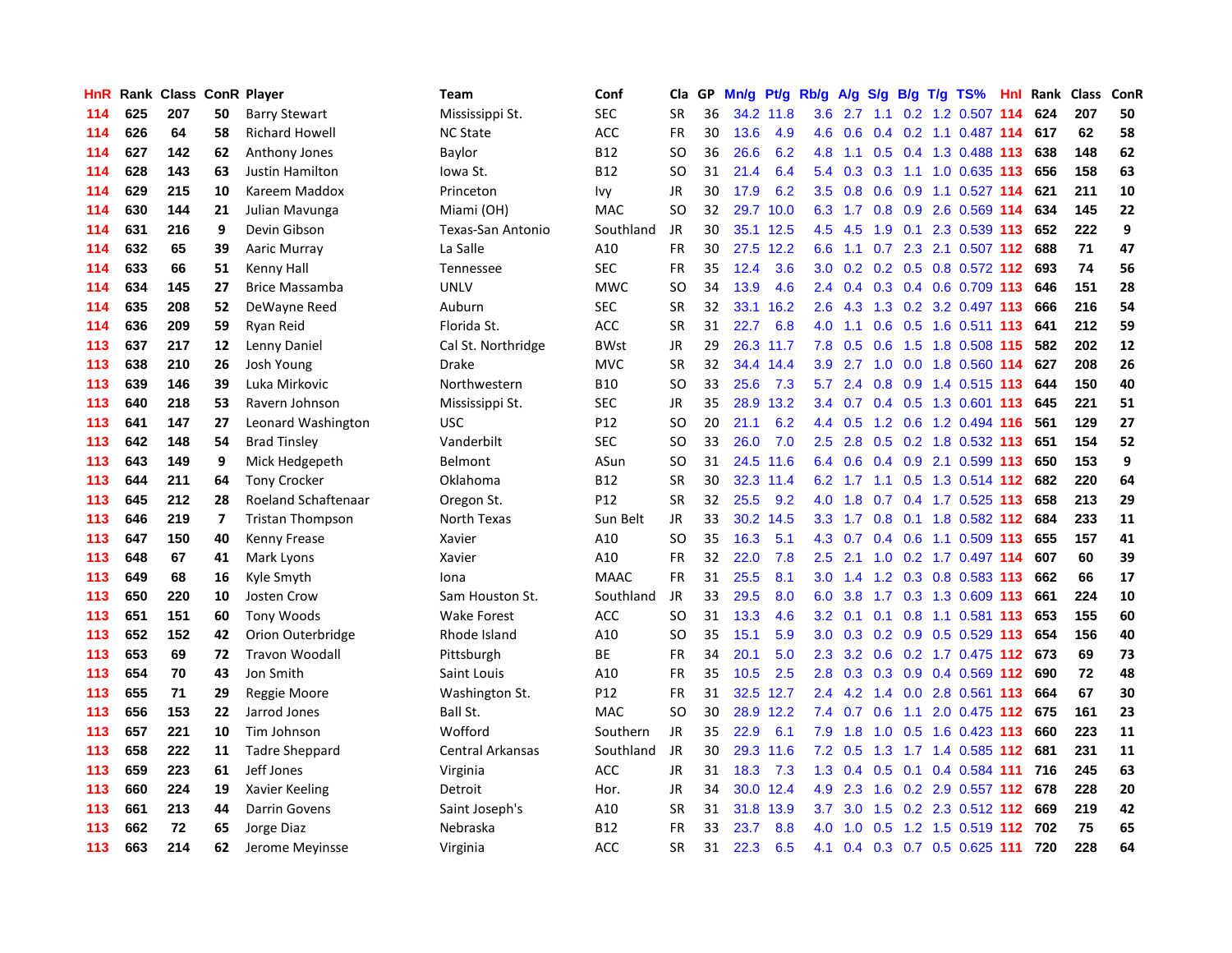| HnR | Rank | Class | ConR | Player | Team | Conf | Cla | GP | Mn/g | Pt/g | Rb/g | A/g | S/g | B/g | T/g | TS% | HnI | Rank | Class | ConR |
|---|---|---|---|---|---|---|---|---|---|---|---|---|---|---|---|---|---|---|---|---|
| 114 | 625 | 207 | 50 | Barry Stewart | Mississippi St. | SEC | SR | 36 | 34.2 | 11.8 | 3.6 | 2.7 | 1.1 | 0.2 | 1.2 | 0.507 | 114 | 624 | 207 | 50 |
| 114 | 626 | 64 | 58 | Richard Howell | NC State | ACC | FR | 30 | 13.6 | 4.9 | 4.6 | 0.6 | 0.4 | 0.2 | 1.1 | 0.487 | 114 | 617 | 62 | 58 |
| 114 | 627 | 142 | 62 | Anthony Jones | Baylor | B12 | SO | 36 | 26.6 | 6.2 | 4.8 | 1.1 | 0.5 | 0.4 | 1.3 | 0.488 | 113 | 638 | 148 | 62 |
| 114 | 628 | 143 | 63 | Justin Hamilton | Iowa St. | B12 | SO | 31 | 21.4 | 6.4 | 5.4 | 0.3 | 0.3 | 1.1 | 1.0 | 0.635 | 113 | 656 | 158 | 63 |
| 114 | 629 | 215 | 10 | Kareem Maddox | Princeton | Ivy | JR | 30 | 17.9 | 6.2 | 3.5 | 0.8 | 0.6 | 0.9 | 1.1 | 0.527 | 114 | 621 | 211 | 10 |
| 114 | 630 | 144 | 21 | Julian Mavunga | Miami (OH) | MAC | SO | 32 | 29.7 | 10.0 | 6.3 | 1.7 | 0.8 | 0.9 | 2.6 | 0.569 | 114 | 634 | 145 | 22 |
| 114 | 631 | 216 | 9 | Devin Gibson | Texas-San Antonio | Southland | JR | 30 | 35.1 | 12.5 | 4.5 | 4.5 | 1.9 | 0.1 | 2.3 | 0.539 | 113 | 652 | 222 | 9 |
| 114 | 632 | 65 | 39 | Aaric Murray | La Salle | A10 | FR | 30 | 27.5 | 12.2 | 6.6 | 1.1 | 0.7 | 2.3 | 2.1 | 0.507 | 112 | 688 | 71 | 47 |
| 114 | 633 | 66 | 51 | Kenny Hall | Tennessee | SEC | FR | 35 | 12.4 | 3.6 | 3.0 | 0.2 | 0.2 | 0.5 | 0.8 | 0.572 | 112 | 693 | 74 | 56 |
| 114 | 634 | 145 | 27 | Brice Massamba | UNLV | MWC | SO | 34 | 13.9 | 4.6 | 2.4 | 0.4 | 0.3 | 0.4 | 0.6 | 0.709 | 113 | 646 | 151 | 28 |
| 114 | 635 | 208 | 52 | DeWayne Reed | Auburn | SEC | SR | 32 | 33.1 | 16.2 | 2.6 | 4.3 | 1.3 | 0.2 | 3.2 | 0.497 | 113 | 666 | 216 | 54 |
| 114 | 636 | 209 | 59 | Ryan Reid | Florida St. | ACC | SR | 31 | 22.7 | 6.8 | 4.0 | 1.1 | 0.6 | 0.5 | 1.6 | 0.511 | 113 | 641 | 212 | 59 |
| 113 | 637 | 217 | 12 | Lenny Daniel | Cal St. Northridge | BWst | JR | 29 | 26.3 | 11.7 | 7.8 | 0.5 | 0.6 | 1.5 | 1.8 | 0.508 | 115 | 582 | 202 | 12 |
| 113 | 638 | 210 | 26 | Josh Young | Drake | MVC | SR | 32 | 34.4 | 14.4 | 3.9 | 2.7 | 1.0 | 0.0 | 1.8 | 0.560 | 114 | 627 | 208 | 26 |
| 113 | 639 | 146 | 39 | Luka Mirkovic | Northwestern | B10 | SO | 33 | 25.6 | 7.3 | 5.7 | 2.4 | 0.8 | 0.9 | 1.4 | 0.515 | 113 | 644 | 150 | 40 |
| 113 | 640 | 218 | 53 | Ravern Johnson | Mississippi St. | SEC | JR | 35 | 28.9 | 13.2 | 3.4 | 0.7 | 0.4 | 0.5 | 1.3 | 0.601 | 113 | 645 | 221 | 51 |
| 113 | 641 | 147 | 27 | Leonard Washington | USC | P12 | SO | 20 | 21.1 | 6.2 | 4.4 | 0.5 | 1.2 | 0.6 | 1.2 | 0.494 | 116 | 561 | 129 | 27 |
| 113 | 642 | 148 | 54 | Brad Tinsley | Vanderbilt | SEC | SO | 33 | 26.0 | 7.0 | 2.5 | 2.8 | 0.5 | 0.2 | 1.8 | 0.532 | 113 | 651 | 154 | 52 |
| 113 | 643 | 149 | 9 | Mick Hedgepeth | Belmont | ASun | SO | 31 | 24.5 | 11.6 | 6.4 | 0.6 | 0.4 | 0.9 | 2.1 | 0.599 | 113 | 650 | 153 | 9 |
| 113 | 644 | 211 | 64 | Tony Crocker | Oklahoma | B12 | SR | 30 | 32.3 | 11.4 | 6.2 | 1.7 | 1.1 | 0.5 | 1.3 | 0.514 | 112 | 682 | 220 | 64 |
| 113 | 645 | 212 | 28 | Roeland Schaftenaar | Oregon St. | P12 | SR | 32 | 25.5 | 9.2 | 4.0 | 1.8 | 0.7 | 0.4 | 1.7 | 0.525 | 113 | 658 | 213 | 29 |
| 113 | 646 | 219 | 7 | Tristan Thompson | North Texas | Sun Belt | JR | 33 | 30.2 | 14.5 | 3.3 | 1.7 | 0.8 | 0.1 | 1.8 | 0.582 | 112 | 684 | 233 | 11 |
| 113 | 647 | 150 | 40 | Kenny Frease | Xavier | A10 | SO | 35 | 16.3 | 5.1 | 4.3 | 0.7 | 0.4 | 0.6 | 1.1 | 0.509 | 113 | 655 | 157 | 41 |
| 113 | 648 | 67 | 41 | Mark Lyons | Xavier | A10 | FR | 32 | 22.0 | 7.8 | 2.5 | 2.1 | 1.0 | 0.2 | 1.7 | 0.497 | 114 | 607 | 60 | 39 |
| 113 | 649 | 68 | 16 | Kyle Smyth | Iona | MAAC | FR | 31 | 25.5 | 8.1 | 3.0 | 1.4 | 1.2 | 0.3 | 0.8 | 0.583 | 113 | 662 | 66 | 17 |
| 113 | 650 | 220 | 10 | Josten Crow | Sam Houston St. | Southland | JR | 33 | 29.5 | 8.0 | 6.0 | 3.8 | 1.7 | 0.3 | 1.3 | 0.609 | 113 | 661 | 224 | 10 |
| 113 | 651 | 151 | 60 | Tony Woods | Wake Forest | ACC | SO | 31 | 13.3 | 4.6 | 3.2 | 0.1 | 0.1 | 0.8 | 1.1 | 0.581 | 113 | 653 | 155 | 60 |
| 113 | 652 | 152 | 42 | Orion Outerbridge | Rhode Island | A10 | SO | 35 | 15.1 | 5.9 | 3.0 | 0.3 | 0.2 | 0.9 | 0.5 | 0.529 | 113 | 654 | 156 | 40 |
| 113 | 653 | 69 | 72 | Travon Woodall | Pittsburgh | BE | FR | 34 | 20.1 | 5.0 | 2.3 | 3.2 | 0.6 | 0.2 | 1.7 | 0.475 | 112 | 673 | 69 | 73 |
| 113 | 654 | 70 | 43 | Jon Smith | Saint Louis | A10 | FR | 35 | 10.5 | 2.5 | 2.8 | 0.3 | 0.3 | 0.9 | 0.4 | 0.569 | 112 | 690 | 72 | 48 |
| 113 | 655 | 71 | 29 | Reggie Moore | Washington St. | P12 | FR | 31 | 32.5 | 12.7 | 2.4 | 4.2 | 1.4 | 0.0 | 2.8 | 0.561 | 113 | 664 | 67 | 30 |
| 113 | 656 | 153 | 22 | Jarrod Jones | Ball St. | MAC | SO | 30 | 28.9 | 12.2 | 7.4 | 0.7 | 0.6 | 1.1 | 2.0 | 0.475 | 112 | 675 | 161 | 23 |
| 113 | 657 | 221 | 10 | Tim Johnson | Wofford | Southern | JR | 35 | 22.9 | 6.1 | 7.9 | 1.8 | 1.0 | 0.5 | 1.6 | 0.423 | 113 | 660 | 223 | 11 |
| 113 | 658 | 222 | 11 | Tadre Sheppard | Central Arkansas | Southland | JR | 30 | 29.3 | 11.6 | 7.2 | 0.5 | 1.3 | 1.7 | 1.4 | 0.585 | 112 | 681 | 231 | 11 |
| 113 | 659 | 223 | 61 | Jeff Jones | Virginia | ACC | JR | 31 | 18.3 | 7.3 | 1.3 | 0.4 | 0.5 | 0.1 | 0.4 | 0.584 | 111 | 716 | 245 | 63 |
| 113 | 660 | 224 | 19 | Xavier Keeling | Detroit | Hor. | JR | 34 | 30.0 | 12.4 | 4.9 | 2.3 | 1.6 | 0.2 | 2.9 | 0.557 | 112 | 678 | 228 | 20 |
| 113 | 661 | 213 | 44 | Darrin Govens | Saint Joseph's | A10 | SR | 31 | 31.8 | 13.9 | 3.7 | 3.0 | 1.5 | 0.2 | 2.3 | 0.512 | 112 | 669 | 219 | 42 |
| 113 | 662 | 72 | 65 | Jorge Diaz | Nebraska | B12 | FR | 33 | 23.7 | 8.8 | 4.0 | 1.0 | 0.5 | 1.2 | 1.5 | 0.519 | 112 | 702 | 75 | 65 |
| 113 | 663 | 214 | 62 | Jerome Meyinsse | Virginia | ACC | SR | 31 | 22.3 | 6.5 | 4.1 | 0.4 | 0.3 | 0.7 | 0.5 | 0.625 | 111 | 720 | 228 | 64 |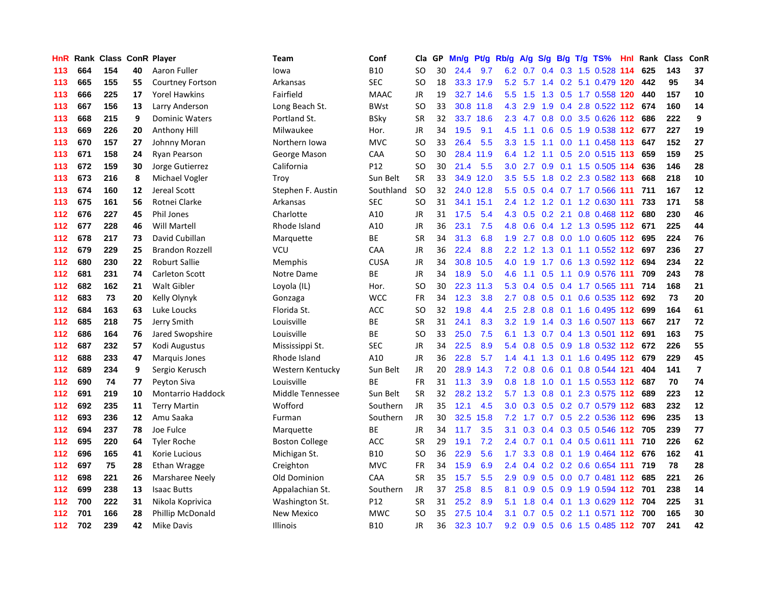| HnR | Rank | Class | ConR | Player | Team | Conf | Cla | GP | Mn/g | Pt/g | Rb/g | A/g | S/g | B/g | T/g | TS% | HnI | Rank | Class | ConR |
|---|---|---|---|---|---|---|---|---|---|---|---|---|---|---|---|---|---|---|---|---|
| 113 | 664 | 154 | 40 | Aaron Fuller | Iowa | B10 | SO | 30 | 24.4 | 9.7 | 6.2 | 0.7 | 0.4 | 0.3 | 1.5 | 0.528 | 114 | 625 | 143 | 37 |
| 113 | 665 | 155 | 55 | Courtney Fortson | Arkansas | SEC | SO | 18 | 33.3 | 17.9 | 5.2 | 5.7 | 1.4 | 0.2 | 5.1 | 0.479 | 120 | 442 | 95 | 34 |
| 113 | 666 | 225 | 17 | Yorel Hawkins | Fairfield | MAAC | JR | 19 | 32.7 | 14.6 | 5.5 | 1.5 | 1.3 | 0.5 | 1.7 | 0.558 | 120 | 440 | 157 | 10 |
| 113 | 667 | 156 | 13 | Larry Anderson | Long Beach St. | BWst | SO | 33 | 30.8 | 11.8 | 4.3 | 2.9 | 1.9 | 0.4 | 2.8 | 0.522 | 112 | 674 | 160 | 14 |
| 113 | 668 | 215 | 9 | Dominic Waters | Portland St. | BSky | SR | 32 | 33.7 | 18.6 | 2.3 | 4.7 | 0.8 | 0.0 | 3.5 | 0.626 | 112 | 686 | 222 | 9 |
| 113 | 669 | 226 | 20 | Anthony Hill | Milwaukee | Hor. | JR | 34 | 19.5 | 9.1 | 4.5 | 1.1 | 0.6 | 0.5 | 1.9 | 0.538 | 112 | 677 | 227 | 19 |
| 113 | 670 | 157 | 27 | Johnny Moran | Northern Iowa | MVC | SO | 33 | 26.4 | 5.5 | 3.3 | 1.5 | 1.1 | 0.0 | 1.1 | 0.458 | 113 | 647 | 152 | 27 |
| 113 | 671 | 158 | 24 | Ryan Pearson | George Mason | CAA | SO | 30 | 28.4 | 11.9 | 6.4 | 1.2 | 1.1 | 0.5 | 2.0 | 0.515 | 113 | 659 | 159 | 25 |
| 113 | 672 | 159 | 30 | Jorge Gutierrez | California | P12 | SO | 30 | 21.4 | 5.5 | 3.0 | 2.7 | 0.9 | 0.1 | 1.5 | 0.505 | 114 | 636 | 146 | 28 |
| 113 | 673 | 216 | 8 | Michael Vogler | Troy | Sun Belt | SR | 33 | 34.9 | 12.0 | 3.5 | 5.5 | 1.8 | 0.2 | 2.3 | 0.582 | 113 | 668 | 218 | 10 |
| 113 | 674 | 160 | 12 | Jereal Scott | Stephen F. Austin | Southland | SO | 32 | 24.0 | 12.8 | 5.5 | 0.5 | 0.4 | 0.7 | 1.7 | 0.566 | 111 | 711 | 167 | 12 |
| 113 | 675 | 161 | 56 | Rotnei Clarke | Arkansas | SEC | SO | 31 | 34.1 | 15.1 | 2.4 | 1.2 | 1.2 | 0.1 | 1.2 | 0.630 | 111 | 733 | 171 | 58 |
| 112 | 676 | 227 | 45 | Phil Jones | Charlotte | A10 | JR | 31 | 17.5 | 5.4 | 4.3 | 0.5 | 0.2 | 2.1 | 0.8 | 0.468 | 112 | 680 | 230 | 46 |
| 112 | 677 | 228 | 46 | Will Martell | Rhode Island | A10 | JR | 36 | 23.1 | 7.5 | 4.8 | 0.6 | 0.4 | 1.2 | 1.3 | 0.595 | 112 | 671 | 225 | 44 |
| 112 | 678 | 217 | 73 | David Cubillan | Marquette | BE | SR | 34 | 31.3 | 6.8 | 1.9 | 2.7 | 0.8 | 0.0 | 1.0 | 0.605 | 112 | 695 | 224 | 76 |
| 112 | 679 | 229 | 25 | Brandon Rozzell | VCU | CAA | JR | 36 | 22.4 | 8.8 | 2.2 | 1.2 | 1.3 | 0.1 | 1.1 | 0.552 | 112 | 697 | 236 | 27 |
| 112 | 680 | 230 | 22 | Roburt Sallie | Memphis | CUSA | JR | 34 | 30.8 | 10.5 | 4.0 | 1.9 | 1.7 | 0.6 | 1.3 | 0.592 | 112 | 694 | 234 | 22 |
| 112 | 681 | 231 | 74 | Carleton Scott | Notre Dame | BE | JR | 34 | 18.9 | 5.0 | 4.6 | 1.1 | 0.5 | 1.1 | 0.9 | 0.576 | 111 | 709 | 243 | 78 |
| 112 | 682 | 162 | 21 | Walt Gibler | Loyola (IL) | Hor. | SO | 30 | 22.3 | 11.3 | 5.3 | 0.4 | 0.5 | 0.4 | 1.7 | 0.565 | 111 | 714 | 168 | 21 |
| 112 | 683 | 73 | 20 | Kelly Olynyk | Gonzaga | WCC | FR | 34 | 12.3 | 3.8 | 2.7 | 0.8 | 0.5 | 0.1 | 0.6 | 0.535 | 112 | 692 | 73 | 20 |
| 112 | 684 | 163 | 63 | Luke Loucks | Florida St. | ACC | SO | 32 | 19.8 | 4.4 | 2.5 | 2.8 | 0.8 | 0.1 | 1.6 | 0.495 | 112 | 699 | 164 | 61 |
| 112 | 685 | 218 | 75 | Jerry Smith | Louisville | BE | SR | 31 | 24.1 | 8.3 | 3.2 | 1.9 | 1.4 | 0.3 | 1.6 | 0.507 | 113 | 667 | 217 | 72 |
| 112 | 686 | 164 | 76 | Jared Swopshire | Louisville | BE | SO | 33 | 25.0 | 7.5 | 6.1 | 1.3 | 0.7 | 0.4 | 1.3 | 0.501 | 112 | 691 | 163 | 75 |
| 112 | 687 | 232 | 57 | Kodi Augustus | Mississippi St. | SEC | JR | 34 | 22.5 | 8.9 | 5.4 | 0.8 | 0.5 | 0.9 | 1.8 | 0.532 | 112 | 672 | 226 | 55 |
| 112 | 688 | 233 | 47 | Marquis Jones | Rhode Island | A10 | JR | 36 | 22.8 | 5.7 | 1.4 | 4.1 | 1.3 | 0.1 | 1.6 | 0.495 | 112 | 679 | 229 | 45 |
| 112 | 689 | 234 | 9 | Sergio Kerusch | Western Kentucky | Sun Belt | JR | 20 | 28.9 | 14.3 | 7.2 | 0.8 | 0.6 | 0.1 | 0.8 | 0.544 | 121 | 404 | 141 | 7 |
| 112 | 690 | 74 | 77 | Peyton Siva | Louisville | BE | FR | 31 | 11.3 | 3.9 | 0.8 | 1.8 | 1.0 | 0.1 | 1.5 | 0.553 | 112 | 687 | 70 | 74 |
| 112 | 691 | 219 | 10 | Montarrio Haddock | Middle Tennessee | Sun Belt | SR | 32 | 28.2 | 13.2 | 5.7 | 1.3 | 0.8 | 0.1 | 2.3 | 0.575 | 112 | 689 | 223 | 12 |
| 112 | 692 | 235 | 11 | Terry Martin | Wofford | Southern | JR | 35 | 12.1 | 4.5 | 3.0 | 0.3 | 0.5 | 0.2 | 0.7 | 0.579 | 112 | 683 | 232 | 12 |
| 112 | 693 | 236 | 12 | Amu Saaka | Furman | Southern | JR | 30 | 32.5 | 15.8 | 7.2 | 1.7 | 0.7 | 0.5 | 2.2 | 0.536 | 112 | 696 | 235 | 13 |
| 112 | 694 | 237 | 78 | Joe Fulce | Marquette | BE | JR | 34 | 11.7 | 3.5 | 3.1 | 0.3 | 0.4 | 0.3 | 0.5 | 0.546 | 112 | 705 | 239 | 77 |
| 112 | 695 | 220 | 64 | Tyler Roche | Boston College | ACC | SR | 29 | 19.1 | 7.2 | 2.4 | 0.7 | 0.1 | 0.4 | 0.5 | 0.611 | 111 | 710 | 226 | 62 |
| 112 | 696 | 165 | 41 | Korie Lucious | Michigan St. | B10 | SO | 36 | 22.9 | 5.6 | 1.7 | 3.3 | 0.8 | 0.1 | 1.9 | 0.464 | 112 | 676 | 162 | 41 |
| 112 | 697 | 75 | 28 | Ethan Wragge | Creighton | MVC | FR | 34 | 15.9 | 6.9 | 2.4 | 0.4 | 0.2 | 0.2 | 0.6 | 0.654 | 111 | 719 | 78 | 28 |
| 112 | 698 | 221 | 26 | Marsharee Neely | Old Dominion | CAA | SR | 35 | 15.7 | 5.5 | 2.9 | 0.9 | 0.5 | 0.0 | 0.7 | 0.481 | 112 | 685 | 221 | 26 |
| 112 | 699 | 238 | 13 | Isaac Butts | Appalachian St. | Southern | JR | 37 | 25.8 | 8.5 | 8.1 | 0.9 | 0.5 | 0.9 | 1.9 | 0.594 | 112 | 701 | 238 | 14 |
| 112 | 700 | 222 | 31 | Nikola Koprivica | Washington St. | P12 | SR | 31 | 25.2 | 8.9 | 5.1 | 1.8 | 0.4 | 0.1 | 1.3 | 0.629 | 112 | 704 | 225 | 31 |
| 112 | 701 | 166 | 28 | Phillip McDonald | New Mexico | MWC | SO | 35 | 27.5 | 10.4 | 3.1 | 0.7 | 0.5 | 0.2 | 1.1 | 0.571 | 112 | 700 | 165 | 30 |
| 112 | 702 | 239 | 42 | Mike Davis | Illinois | B10 | JR | 36 | 32.3 | 10.7 | 9.2 | 0.9 | 0.5 | 0.6 | 1.5 | 0.485 | 112 | 707 | 241 | 42 |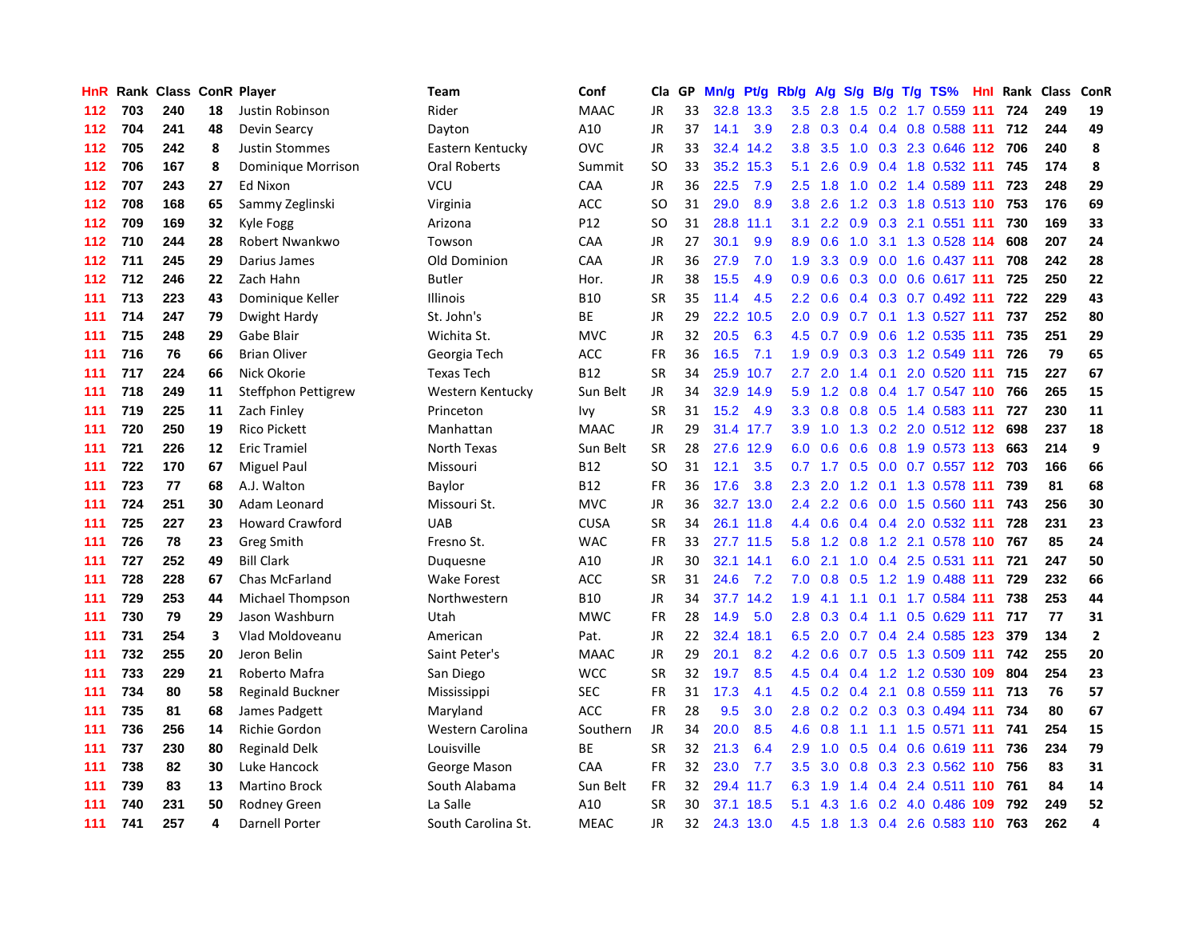| HnR | Rank | Class | ConR | Player | Team | Conf | Cla | GP | Mn/g | Pt/g | Rb/g | A/g | S/g | B/g | T/g | TS% | HnI | Rank | Class | ConR |
|---|---|---|---|---|---|---|---|---|---|---|---|---|---|---|---|---|---|---|---|---|
| 112 | 703 | 240 | 18 | Justin Robinson | Rider | MAAC | JR | 33 | 32.8 | 13.3 | 3.5 | 2.8 | 1.5 | 0.2 | 1.7 | 0.559 | 111 | 724 | 249 | 19 |
| 112 | 704 | 241 | 48 | Devin Searcy | Dayton | A10 | JR | 37 | 14.1 | 3.9 | 2.8 | 0.3 | 0.4 | 0.4 | 0.8 | 0.588 | 111 | 712 | 244 | 49 |
| 112 | 705 | 242 | 8 | Justin Stommes | Eastern Kentucky | OVC | JR | 33 | 32.4 | 14.2 | 3.8 | 3.5 | 1.0 | 0.3 | 2.3 | 0.646 | 112 | 706 | 240 | 8 |
| 112 | 706 | 167 | 8 | Dominique Morrison | Oral Roberts | Summit | SO | 33 | 35.2 | 15.3 | 5.1 | 2.6 | 0.9 | 0.4 | 1.8 | 0.532 | 111 | 745 | 174 | 8 |
| 112 | 707 | 243 | 27 | Ed Nixon | VCU | CAA | JR | 36 | 22.5 | 7.9 | 2.5 | 1.8 | 1.0 | 0.2 | 1.4 | 0.589 | 111 | 723 | 248 | 29 |
| 112 | 708 | 168 | 65 | Sammy Zeglinski | Virginia | ACC | SO | 31 | 29.0 | 8.9 | 3.8 | 2.6 | 1.2 | 0.3 | 1.8 | 0.513 | 110 | 753 | 176 | 69 |
| 112 | 709 | 169 | 32 | Kyle Fogg | Arizona | P12 | SO | 31 | 28.8 | 11.1 | 3.1 | 2.2 | 0.9 | 0.3 | 2.1 | 0.551 | 111 | 730 | 169 | 33 |
| 112 | 710 | 244 | 28 | Robert Nwankwo | Towson | CAA | JR | 27 | 30.1 | 9.9 | 8.9 | 0.6 | 1.0 | 3.1 | 1.3 | 0.528 | 114 | 608 | 207 | 24 |
| 112 | 711 | 245 | 29 | Darius James | Old Dominion | CAA | JR | 36 | 27.9 | 7.0 | 1.9 | 3.3 | 0.9 | 0.0 | 1.6 | 0.437 | 111 | 708 | 242 | 28 |
| 112 | 712 | 246 | 22 | Zach Hahn | Butler | Hor. | JR | 38 | 15.5 | 4.9 | 0.9 | 0.6 | 0.3 | 0.0 | 0.6 | 0.617 | 111 | 725 | 250 | 22 |
| 111 | 713 | 223 | 43 | Dominique Keller | Illinois | B10 | SR | 35 | 11.4 | 4.5 | 2.2 | 0.6 | 0.4 | 0.3 | 0.7 | 0.492 | 111 | 722 | 229 | 43 |
| 111 | 714 | 247 | 79 | Dwight Hardy | St. John's | BE | JR | 29 | 22.2 | 10.5 | 2.0 | 0.9 | 0.7 | 0.1 | 1.3 | 0.527 | 111 | 737 | 252 | 80 |
| 111 | 715 | 248 | 29 | Gabe Blair | Wichita St. | MVC | JR | 32 | 20.5 | 6.3 | 4.5 | 0.7 | 0.9 | 0.6 | 1.2 | 0.535 | 111 | 735 | 251 | 29 |
| 111 | 716 | 76 | 66 | Brian Oliver | Georgia Tech | ACC | FR | 36 | 16.5 | 7.1 | 1.9 | 0.9 | 0.3 | 0.3 | 1.2 | 0.549 | 111 | 726 | 79 | 65 |
| 111 | 717 | 224 | 66 | Nick Okorie | Texas Tech | B12 | SR | 34 | 25.9 | 10.7 | 2.7 | 2.0 | 1.4 | 0.1 | 2.0 | 0.520 | 111 | 715 | 227 | 67 |
| 111 | 718 | 249 | 11 | Steffphon Pettigrew | Western Kentucky | Sun Belt | JR | 34 | 32.9 | 14.9 | 5.9 | 1.2 | 0.8 | 0.4 | 1.7 | 0.547 | 110 | 766 | 265 | 15 |
| 111 | 719 | 225 | 11 | Zach Finley | Princeton | Ivy | SR | 31 | 15.2 | 4.9 | 3.3 | 0.8 | 0.8 | 0.5 | 1.4 | 0.583 | 111 | 727 | 230 | 11 |
| 111 | 720 | 250 | 19 | Rico Pickett | Manhattan | MAAC | JR | 29 | 31.4 | 17.7 | 3.9 | 1.0 | 1.3 | 0.2 | 2.0 | 0.512 | 112 | 698 | 237 | 18 |
| 111 | 721 | 226 | 12 | Eric Tramiel | North Texas | Sun Belt | SR | 28 | 27.6 | 12.9 | 6.0 | 0.6 | 0.6 | 0.8 | 1.9 | 0.573 | 113 | 663 | 214 | 9 |
| 111 | 722 | 170 | 67 | Miguel Paul | Missouri | B12 | SO | 31 | 12.1 | 3.5 | 0.7 | 1.7 | 0.5 | 0.0 | 0.7 | 0.557 | 112 | 703 | 166 | 66 |
| 111 | 723 | 77 | 68 | A.J. Walton | Baylor | B12 | FR | 36 | 17.6 | 3.8 | 2.3 | 2.0 | 1.2 | 0.1 | 1.3 | 0.578 | 111 | 739 | 81 | 68 |
| 111 | 724 | 251 | 30 | Adam Leonard | Missouri St. | MVC | JR | 36 | 32.7 | 13.0 | 2.4 | 2.2 | 0.6 | 0.0 | 1.5 | 0.560 | 111 | 743 | 256 | 30 |
| 111 | 725 | 227 | 23 | Howard Crawford | UAB | CUSA | SR | 34 | 26.1 | 11.8 | 4.4 | 0.6 | 0.4 | 0.4 | 2.0 | 0.532 | 111 | 728 | 231 | 23 |
| 111 | 726 | 78 | 23 | Greg Smith | Fresno St. | WAC | FR | 33 | 27.7 | 11.5 | 5.8 | 1.2 | 0.8 | 1.2 | 2.1 | 0.578 | 110 | 767 | 85 | 24 |
| 111 | 727 | 252 | 49 | Bill Clark | Duquesne | A10 | JR | 30 | 32.1 | 14.1 | 6.0 | 2.1 | 1.0 | 0.4 | 2.5 | 0.531 | 111 | 721 | 247 | 50 |
| 111 | 728 | 228 | 67 | Chas McFarland | Wake Forest | ACC | SR | 31 | 24.6 | 7.2 | 7.0 | 0.8 | 0.5 | 1.2 | 1.9 | 0.488 | 111 | 729 | 232 | 66 |
| 111 | 729 | 253 | 44 | Michael Thompson | Northwestern | B10 | JR | 34 | 37.7 | 14.2 | 1.9 | 4.1 | 1.1 | 0.1 | 1.7 | 0.584 | 111 | 738 | 253 | 44 |
| 111 | 730 | 79 | 29 | Jason Washburn | Utah | MWC | FR | 28 | 14.9 | 5.0 | 2.8 | 0.3 | 0.4 | 1.1 | 0.5 | 0.629 | 111 | 717 | 77 | 31 |
| 111 | 731 | 254 | 3 | Vlad Moldoveanu | American | Pat. | JR | 22 | 32.4 | 18.1 | 6.5 | 2.0 | 0.7 | 0.4 | 2.4 | 0.585 | 123 | 379 | 134 | 2 |
| 111 | 732 | 255 | 20 | Jeron Belin | Saint Peter's | MAAC | JR | 29 | 20.1 | 8.2 | 4.2 | 0.6 | 0.7 | 0.5 | 1.3 | 0.509 | 111 | 742 | 255 | 20 |
| 111 | 733 | 229 | 21 | Roberto Mafra | San Diego | WCC | SR | 32 | 19.7 | 8.5 | 4.5 | 0.4 | 0.4 | 1.2 | 1.2 | 0.530 | 109 | 804 | 254 | 23 |
| 111 | 734 | 80 | 58 | Reginald Buckner | Mississippi | SEC | FR | 31 | 17.3 | 4.1 | 4.5 | 0.2 | 0.4 | 2.1 | 0.8 | 0.559 | 111 | 713 | 76 | 57 |
| 111 | 735 | 81 | 68 | James Padgett | Maryland | ACC | FR | 28 | 9.5 | 3.0 | 2.8 | 0.2 | 0.2 | 0.3 | 0.3 | 0.494 | 111 | 734 | 80 | 67 |
| 111 | 736 | 256 | 14 | Richie Gordon | Western Carolina | Southern | JR | 34 | 20.0 | 8.5 | 4.6 | 0.8 | 1.1 | 1.1 | 1.5 | 0.571 | 111 | 741 | 254 | 15 |
| 111 | 737 | 230 | 80 | Reginald Delk | Louisville | BE | SR | 32 | 21.3 | 6.4 | 2.9 | 1.0 | 0.5 | 0.4 | 0.6 | 0.619 | 111 | 736 | 234 | 79 |
| 111 | 738 | 82 | 30 | Luke Hancock | George Mason | CAA | FR | 32 | 23.0 | 7.7 | 3.5 | 3.0 | 0.8 | 0.3 | 2.3 | 0.562 | 110 | 756 | 83 | 31 |
| 111 | 739 | 83 | 13 | Martino Brock | South Alabama | Sun Belt | FR | 32 | 29.4 | 11.7 | 6.3 | 1.9 | 1.4 | 0.4 | 2.4 | 0.511 | 110 | 761 | 84 | 14 |
| 111 | 740 | 231 | 50 | Rodney Green | La Salle | A10 | SR | 30 | 37.1 | 18.5 | 5.1 | 4.3 | 1.6 | 0.2 | 4.0 | 0.486 | 109 | 792 | 249 | 52 |
| 111 | 741 | 257 | 4 | Darnell Porter | South Carolina St. | MEAC | JR | 32 | 24.3 | 13.0 | 4.5 | 1.8 | 1.3 | 0.4 | 2.6 | 0.583 | 110 | 763 | 262 | 4 |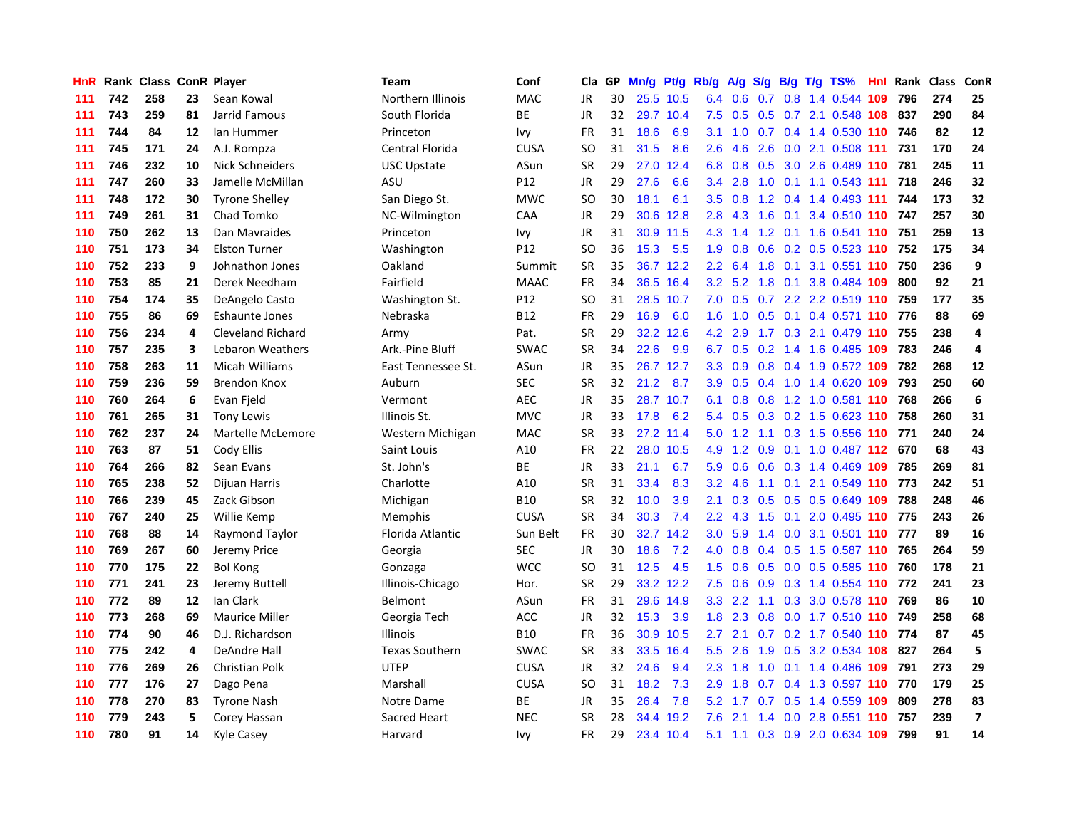| HnR | Rank | Class | ConR | Player | Team | Conf | Cla | GP | Mn/g | Pt/g | Rb/g | A/g | S/g | B/g | T/g | TS% | HnI | Rank | Class | ConR |
|---|---|---|---|---|---|---|---|---|---|---|---|---|---|---|---|---|---|---|---|---|
| 111 | 742 | 258 | 23 | Sean Kowal | Northern Illinois | MAC | JR | 30 | 25.5 | 10.5 | 6.4 | 0.6 | 0.7 | 0.8 | 1.4 | 0.544 | 109 | 796 | 274 | 25 |
| 111 | 743 | 259 | 81 | Jarrid Famous | South Florida | BE | JR | 32 | 29.7 | 10.4 | 7.5 | 0.5 | 0.5 | 0.7 | 2.1 | 0.548 | 108 | 837 | 290 | 84 |
| 111 | 744 | 84 | 12 | Ian Hummer | Princeton | Ivy | FR | 31 | 18.6 | 6.9 | 3.1 | 1.0 | 0.7 | 0.4 | 1.4 | 0.530 | 110 | 746 | 82 | 12 |
| 111 | 745 | 171 | 24 | A.J. Rompza | Central Florida | CUSA | SO | 31 | 31.5 | 8.6 | 2.6 | 4.6 | 2.6 | 0.0 | 2.1 | 0.508 | 111 | 731 | 170 | 24 |
| 111 | 746 | 232 | 10 | Nick Schneiders | USC Upstate | ASun | SR | 29 | 27.0 | 12.4 | 6.8 | 0.8 | 0.5 | 3.0 | 2.6 | 0.489 | 110 | 781 | 245 | 11 |
| 111 | 747 | 260 | 33 | Jamelle McMillan | ASU | P12 | JR | 29 | 27.6 | 6.6 | 3.4 | 2.8 | 1.0 | 0.1 | 1.1 | 0.543 | 111 | 718 | 246 | 32 |
| 111 | 748 | 172 | 30 | Tyrone Shelley | San Diego St. | MWC | SO | 30 | 18.1 | 6.1 | 3.5 | 0.8 | 1.2 | 0.4 | 1.4 | 0.493 | 111 | 744 | 173 | 32 |
| 111 | 749 | 261 | 31 | Chad Tomko | NC-Wilmington | CAA | JR | 29 | 30.6 | 12.8 | 2.8 | 4.3 | 1.6 | 0.1 | 3.4 | 0.510 | 110 | 747 | 257 | 30 |
| 110 | 750 | 262 | 13 | Dan Mavraides | Princeton | Ivy | JR | 31 | 30.9 | 11.5 | 4.3 | 1.4 | 1.2 | 0.1 | 1.6 | 0.541 | 110 | 751 | 259 | 13 |
| 110 | 751 | 173 | 34 | Elston Turner | Washington | P12 | SO | 36 | 15.3 | 5.5 | 1.9 | 0.8 | 0.6 | 0.2 | 0.5 | 0.523 | 110 | 752 | 175 | 34 |
| 110 | 752 | 233 | 9 | Johnathon Jones | Oakland | Summit | SR | 35 | 36.7 | 12.2 | 2.2 | 6.4 | 1.8 | 0.1 | 3.1 | 0.551 | 110 | 750 | 236 | 9 |
| 110 | 753 | 85 | 21 | Derek Needham | Fairfield | MAAC | FR | 34 | 36.5 | 16.4 | 3.2 | 5.2 | 1.8 | 0.1 | 3.8 | 0.484 | 109 | 800 | 92 | 21 |
| 110 | 754 | 174 | 35 | DeAngelo Casto | Washington St. | P12 | SO | 31 | 28.5 | 10.7 | 7.0 | 0.5 | 0.7 | 2.2 | 2.2 | 0.519 | 110 | 759 | 177 | 35 |
| 110 | 755 | 86 | 69 | Eshaunte Jones | Nebraska | B12 | FR | 29 | 16.9 | 6.0 | 1.6 | 1.0 | 0.5 | 0.1 | 0.4 | 0.571 | 110 | 776 | 88 | 69 |
| 110 | 756 | 234 | 4 | Cleveland Richard | Army | Pat. | SR | 29 | 32.2 | 12.6 | 4.2 | 2.9 | 1.7 | 0.3 | 2.1 | 0.479 | 110 | 755 | 238 | 4 |
| 110 | 757 | 235 | 3 | Lebaron Weathers | Ark.-Pine Bluff | SWAC | SR | 34 | 22.6 | 9.9 | 6.7 | 0.5 | 0.2 | 1.4 | 1.6 | 0.485 | 109 | 783 | 246 | 4 |
| 110 | 758 | 263 | 11 | Micah Williams | East Tennessee St. | ASun | JR | 35 | 26.7 | 12.7 | 3.3 | 0.9 | 0.8 | 0.4 | 1.9 | 0.572 | 109 | 782 | 268 | 12 |
| 110 | 759 | 236 | 59 | Brendon Knox | Auburn | SEC | SR | 32 | 21.2 | 8.7 | 3.9 | 0.5 | 0.4 | 1.0 | 1.4 | 0.620 | 109 | 793 | 250 | 60 |
| 110 | 760 | 264 | 6 | Evan Fjeld | Vermont | AEC | JR | 35 | 28.7 | 10.7 | 6.1 | 0.8 | 0.8 | 1.2 | 1.0 | 0.581 | 110 | 768 | 266 | 6 |
| 110 | 761 | 265 | 31 | Tony Lewis | Illinois St. | MVC | JR | 33 | 17.8 | 6.2 | 5.4 | 0.5 | 0.3 | 0.2 | 1.5 | 0.623 | 110 | 758 | 260 | 31 |
| 110 | 762 | 237 | 24 | Martelle McLemore | Western Michigan | MAC | SR | 33 | 27.2 | 11.4 | 5.0 | 1.2 | 1.1 | 0.3 | 1.5 | 0.556 | 110 | 771 | 240 | 24 |
| 110 | 763 | 87 | 51 | Cody Ellis | Saint Louis | A10 | FR | 22 | 28.0 | 10.5 | 4.9 | 1.2 | 0.9 | 0.1 | 1.0 | 0.487 | 112 | 670 | 68 | 43 |
| 110 | 764 | 266 | 82 | Sean Evans | St. John's | BE | JR | 33 | 21.1 | 6.7 | 5.9 | 0.6 | 0.6 | 0.3 | 1.4 | 0.469 | 109 | 785 | 269 | 81 |
| 110 | 765 | 238 | 52 | Dijuan Harris | Charlotte | A10 | SR | 31 | 33.4 | 8.3 | 3.2 | 4.6 | 1.1 | 0.1 | 2.1 | 0.549 | 110 | 773 | 242 | 51 |
| 110 | 766 | 239 | 45 | Zack Gibson | Michigan | B10 | SR | 32 | 10.0 | 3.9 | 2.1 | 0.3 | 0.5 | 0.5 | 0.5 | 0.649 | 109 | 788 | 248 | 46 |
| 110 | 767 | 240 | 25 | Willie Kemp | Memphis | CUSA | SR | 34 | 30.3 | 7.4 | 2.2 | 4.3 | 1.5 | 0.1 | 2.0 | 0.495 | 110 | 775 | 243 | 26 |
| 110 | 768 | 88 | 14 | Raymond Taylor | Florida Atlantic | Sun Belt | FR | 30 | 32.7 | 14.2 | 3.0 | 5.9 | 1.4 | 0.0 | 3.1 | 0.501 | 110 | 777 | 89 | 16 |
| 110 | 769 | 267 | 60 | Jeremy Price | Georgia | SEC | JR | 30 | 18.6 | 7.2 | 4.0 | 0.8 | 0.4 | 0.5 | 1.5 | 0.587 | 110 | 765 | 264 | 59 |
| 110 | 770 | 175 | 22 | Bol Kong | Gonzaga | WCC | SO | 31 | 12.5 | 4.5 | 1.5 | 0.6 | 0.5 | 0.0 | 0.5 | 0.585 | 110 | 760 | 178 | 21 |
| 110 | 771 | 241 | 23 | Jeremy Buttell | Illinois-Chicago | Hor. | SR | 29 | 33.2 | 12.2 | 7.5 | 0.6 | 0.9 | 0.3 | 1.4 | 0.554 | 110 | 772 | 241 | 23 |
| 110 | 772 | 89 | 12 | Ian Clark | Belmont | ASun | FR | 31 | 29.6 | 14.9 | 3.3 | 2.2 | 1.1 | 0.3 | 3.0 | 0.578 | 110 | 769 | 86 | 10 |
| 110 | 773 | 268 | 69 | Maurice Miller | Georgia Tech | ACC | JR | 32 | 15.3 | 3.9 | 1.8 | 2.3 | 0.8 | 0.0 | 1.7 | 0.510 | 110 | 749 | 258 | 68 |
| 110 | 774 | 90 | 46 | D.J. Richardson | Illinois | B10 | FR | 36 | 30.9 | 10.5 | 2.7 | 2.1 | 0.7 | 0.2 | 1.7 | 0.540 | 110 | 774 | 87 | 45 |
| 110 | 775 | 242 | 4 | DeAndre Hall | Texas Southern | SWAC | SR | 33 | 33.5 | 16.4 | 5.5 | 2.6 | 1.9 | 0.5 | 3.2 | 0.534 | 108 | 827 | 264 | 5 |
| 110 | 776 | 269 | 26 | Christian Polk | UTEP | CUSA | JR | 32 | 24.6 | 9.4 | 2.3 | 1.8 | 1.0 | 0.1 | 1.4 | 0.486 | 109 | 791 | 273 | 29 |
| 110 | 777 | 176 | 27 | Dago Pena | Marshall | CUSA | SO | 31 | 18.2 | 7.3 | 2.9 | 1.8 | 0.7 | 0.4 | 1.3 | 0.597 | 110 | 770 | 179 | 25 |
| 110 | 778 | 270 | 83 | Tyrone Nash | Notre Dame | BE | JR | 35 | 26.4 | 7.8 | 5.2 | 1.7 | 0.7 | 0.5 | 1.4 | 0.559 | 109 | 809 | 278 | 83 |
| 110 | 779 | 243 | 5 | Corey Hassan | Sacred Heart | NEC | SR | 28 | 34.4 | 19.2 | 7.6 | 2.1 | 1.4 | 0.0 | 2.8 | 0.551 | 110 | 757 | 239 | 7 |
| 110 | 780 | 91 | 14 | Kyle Casey | Harvard | Ivy | FR | 29 | 23.4 | 10.4 | 5.1 | 1.1 | 0.3 | 0.9 | 2.0 | 0.634 | 109 | 799 | 91 | 14 |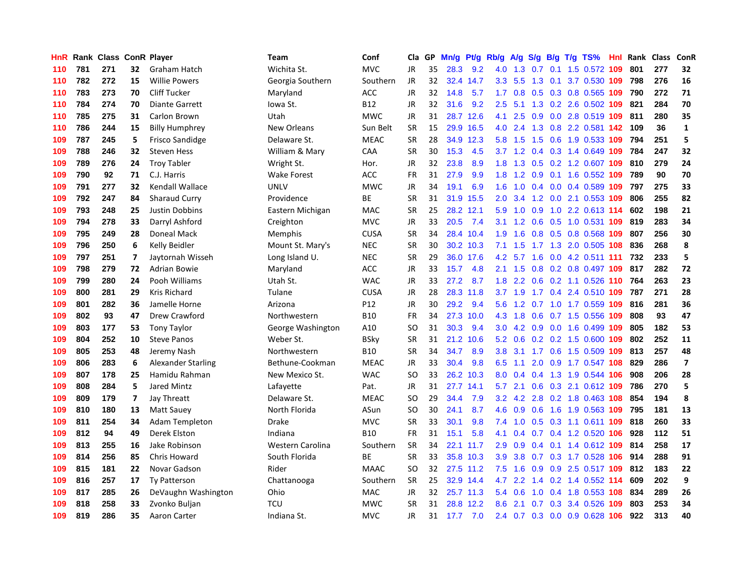| HnR | Rank | Class | ConR | Player | Team | Conf | Cla | GP | Mn/g | Pt/g | Rb/g | A/g | S/g | B/g | T/g | TS% | HnI | Rank | Class | ConR |
|---|---|---|---|---|---|---|---|---|---|---|---|---|---|---|---|---|---|---|---|---|
| 110 | 781 | 271 | 32 | Graham Hatch | Wichita St. | MVC | JR | 35 | 28.3 | 9.2 | 4.0 | 1.3 | 0.7 | 0.1 | 1.5 | 0.572 | 109 | 801 | 277 | 32 |
| 110 | 782 | 272 | 15 | Willie Powers | Georgia Southern | Southern | JR | 32 | 32.4 | 14.7 | 3.3 | 5.5 | 1.3 | 0.1 | 3.7 | 0.530 | 109 | 798 | 276 | 16 |
| 110 | 783 | 273 | 70 | Cliff Tucker | Maryland | ACC | JR | 32 | 14.8 | 5.7 | 1.7 | 0.8 | 0.5 | 0.3 | 0.8 | 0.565 | 109 | 790 | 272 | 71 |
| 110 | 784 | 274 | 70 | Diante Garrett | Iowa St. | B12 | JR | 32 | 31.6 | 9.2 | 2.5 | 5.1 | 1.3 | 0.2 | 2.6 | 0.502 | 109 | 821 | 284 | 70 |
| 110 | 785 | 275 | 31 | Carlon Brown | Utah | MWC | JR | 31 | 28.7 | 12.6 | 4.1 | 2.5 | 0.9 | 0.0 | 2.8 | 0.519 | 109 | 811 | 280 | 35 |
| 110 | 786 | 244 | 15 | Billy Humphrey | New Orleans | Sun Belt | SR | 15 | 29.9 | 16.5 | 4.0 | 2.4 | 1.3 | 0.8 | 2.2 | 0.581 | 142 | 109 | 36 | 1 |
| 109 | 787 | 245 | 5 | Frisco Sandidge | Delaware St. | MEAC | SR | 28 | 34.9 | 12.3 | 5.8 | 1.5 | 1.5 | 0.6 | 1.9 | 0.533 | 109 | 794 | 251 | 5 |
| 109 | 788 | 246 | 32 | Steven Hess | William & Mary | CAA | SR | 30 | 15.3 | 4.5 | 3.7 | 1.2 | 0.4 | 0.3 | 1.4 | 0.649 | 109 | 784 | 247 | 32 |
| 109 | 789 | 276 | 24 | Troy Tabler | Wright St. | Hor. | JR | 32 | 23.8 | 8.9 | 1.8 | 1.3 | 0.5 | 0.2 | 1.2 | 0.607 | 109 | 810 | 279 | 24 |
| 109 | 790 | 92 | 71 | C.J. Harris | Wake Forest | ACC | FR | 31 | 27.9 | 9.9 | 1.8 | 1.2 | 0.9 | 0.1 | 1.6 | 0.552 | 109 | 789 | 90 | 70 |
| 109 | 791 | 277 | 32 | Kendall Wallace | UNLV | MWC | JR | 34 | 19.1 | 6.9 | 1.6 | 1.0 | 0.4 | 0.0 | 0.4 | 0.589 | 109 | 797 | 275 | 33 |
| 109 | 792 | 247 | 84 | Sharaud Curry | Providence | BE | SR | 31 | 31.9 | 15.5 | 2.0 | 3.4 | 1.2 | 0.0 | 2.1 | 0.553 | 109 | 806 | 255 | 82 |
| 109 | 793 | 248 | 25 | Justin Dobbins | Eastern Michigan | MAC | SR | 25 | 28.2 | 12.1 | 5.9 | 1.0 | 0.9 | 1.0 | 2.2 | 0.613 | 114 | 602 | 198 | 21 |
| 109 | 794 | 278 | 33 | Darryl Ashford | Creighton | MVC | JR | 33 | 20.5 | 7.4 | 3.1 | 1.2 | 0.6 | 0.5 | 1.0 | 0.531 | 109 | 819 | 283 | 34 |
| 109 | 795 | 249 | 28 | Doneal Mack | Memphis | CUSA | SR | 34 | 28.4 | 10.4 | 1.9 | 1.6 | 0.8 | 0.5 | 0.8 | 0.568 | 109 | 807 | 256 | 30 |
| 109 | 796 | 250 | 6 | Kelly Beidler | Mount St. Mary's | NEC | SR | 30 | 30.2 | 10.3 | 7.1 | 1.5 | 1.7 | 1.3 | 2.0 | 0.505 | 108 | 836 | 268 | 8 |
| 109 | 797 | 251 | 7 | Jaytornah Wisseh | Long Island U. | NEC | SR | 29 | 36.0 | 17.6 | 4.2 | 5.7 | 1.6 | 0.0 | 4.2 | 0.511 | 111 | 732 | 233 | 5 |
| 109 | 798 | 279 | 72 | Adrian Bowie | Maryland | ACC | JR | 33 | 15.7 | 4.8 | 2.1 | 1.5 | 0.8 | 0.2 | 0.8 | 0.497 | 109 | 817 | 282 | 72 |
| 109 | 799 | 280 | 24 | Pooh Williams | Utah St. | WAC | JR | 33 | 27.2 | 8.7 | 1.8 | 2.2 | 0.6 | 0.2 | 1.1 | 0.526 | 110 | 764 | 263 | 23 |
| 109 | 800 | 281 | 29 | Kris Richard | Tulane | CUSA | JR | 28 | 28.3 | 11.8 | 3.7 | 1.9 | 1.7 | 0.4 | 2.4 | 0.510 | 109 | 787 | 271 | 28 |
| 109 | 801 | 282 | 36 | Jamelle Horne | Arizona | P12 | JR | 30 | 29.2 | 9.4 | 5.6 | 1.2 | 0.7 | 1.0 | 1.7 | 0.559 | 109 | 816 | 281 | 36 |
| 109 | 802 | 93 | 47 | Drew Crawford | Northwestern | B10 | FR | 34 | 27.3 | 10.0 | 4.3 | 1.8 | 0.6 | 0.7 | 1.5 | 0.556 | 109 | 808 | 93 | 47 |
| 109 | 803 | 177 | 53 | Tony Taylor | George Washington | A10 | SO | 31 | 30.3 | 9.4 | 3.0 | 4.2 | 0.9 | 0.0 | 1.6 | 0.499 | 109 | 805 | 182 | 53 |
| 109 | 804 | 252 | 10 | Steve Panos | Weber St. | BSky | SR | 31 | 21.2 | 10.6 | 5.2 | 0.6 | 0.2 | 0.2 | 1.5 | 0.600 | 109 | 802 | 252 | 11 |
| 109 | 805 | 253 | 48 | Jeremy Nash | Northwestern | B10 | SR | 34 | 34.7 | 8.9 | 3.8 | 3.1 | 1.7 | 0.6 | 1.5 | 0.509 | 109 | 813 | 257 | 48 |
| 109 | 806 | 283 | 6 | Alexander Starling | Bethune-Cookman | MEAC | JR | 33 | 30.4 | 9.8 | 6.5 | 1.1 | 2.0 | 0.9 | 1.7 | 0.547 | 108 | 829 | 286 | 7 |
| 109 | 807 | 178 | 25 | Hamidu Rahman | New Mexico St. | WAC | SO | 33 | 26.2 | 10.3 | 8.0 | 0.4 | 0.4 | 1.3 | 1.9 | 0.544 | 106 | 908 | 206 | 28 |
| 109 | 808 | 284 | 5 | Jared Mintz | Lafayette | Pat. | JR | 31 | 27.7 | 14.1 | 5.7 | 2.1 | 0.6 | 0.3 | 2.1 | 0.612 | 109 | 786 | 270 | 5 |
| 109 | 809 | 179 | 7 | Jay Threatt | Delaware St. | MEAC | SO | 29 | 34.4 | 7.9 | 3.2 | 4.2 | 2.8 | 0.2 | 1.8 | 0.463 | 108 | 854 | 194 | 8 |
| 109 | 810 | 180 | 13 | Matt Sauey | North Florida | ASun | SO | 30 | 24.1 | 8.7 | 4.6 | 0.9 | 0.6 | 1.6 | 1.9 | 0.563 | 109 | 795 | 181 | 13 |
| 109 | 811 | 254 | 34 | Adam Templeton | Drake | MVC | SR | 33 | 30.1 | 9.8 | 7.4 | 1.0 | 0.5 | 0.3 | 1.1 | 0.611 | 109 | 818 | 260 | 33 |
| 109 | 812 | 94 | 49 | Derek Elston | Indiana | B10 | FR | 31 | 15.1 | 5.8 | 4.1 | 0.4 | 0.7 | 0.4 | 1.2 | 0.520 | 106 | 928 | 112 | 51 |
| 109 | 813 | 255 | 16 | Jake Robinson | Western Carolina | Southern | SR | 34 | 22.1 | 11.7 | 2.9 | 0.9 | 0.4 | 0.1 | 1.4 | 0.612 | 109 | 814 | 258 | 17 |
| 109 | 814 | 256 | 85 | Chris Howard | South Florida | BE | SR | 33 | 35.8 | 10.3 | 3.9 | 3.8 | 0.7 | 0.3 | 1.7 | 0.528 | 106 | 914 | 288 | 91 |
| 109 | 815 | 181 | 22 | Novar Gadson | Rider | MAAC | SO | 32 | 27.5 | 11.2 | 7.5 | 1.6 | 0.9 | 0.9 | 2.5 | 0.517 | 109 | 812 | 183 | 22 |
| 109 | 816 | 257 | 17 | Ty Patterson | Chattanooga | Southern | SR | 25 | 32.9 | 14.4 | 4.7 | 2.2 | 1.4 | 0.2 | 1.4 | 0.552 | 114 | 609 | 202 | 9 |
| 109 | 817 | 285 | 26 | DeVaughn Washington | Ohio | MAC | JR | 32 | 25.7 | 11.3 | 5.4 | 0.6 | 1.0 | 0.4 | 1.8 | 0.553 | 108 | 834 | 289 | 26 |
| 109 | 818 | 258 | 33 | Zvonko Buljan | TCU | MWC | SR | 31 | 28.8 | 12.2 | 8.6 | 2.1 | 0.7 | 0.3 | 3.4 | 0.526 | 109 | 803 | 253 | 34 |
| 109 | 819 | 286 | 35 | Aaron Carter | Indiana St. | MVC | JR | 31 | 17.7 | 7.0 | 2.4 | 0.7 | 0.3 | 0.0 | 0.9 | 0.628 | 106 | 922 | 313 | 40 |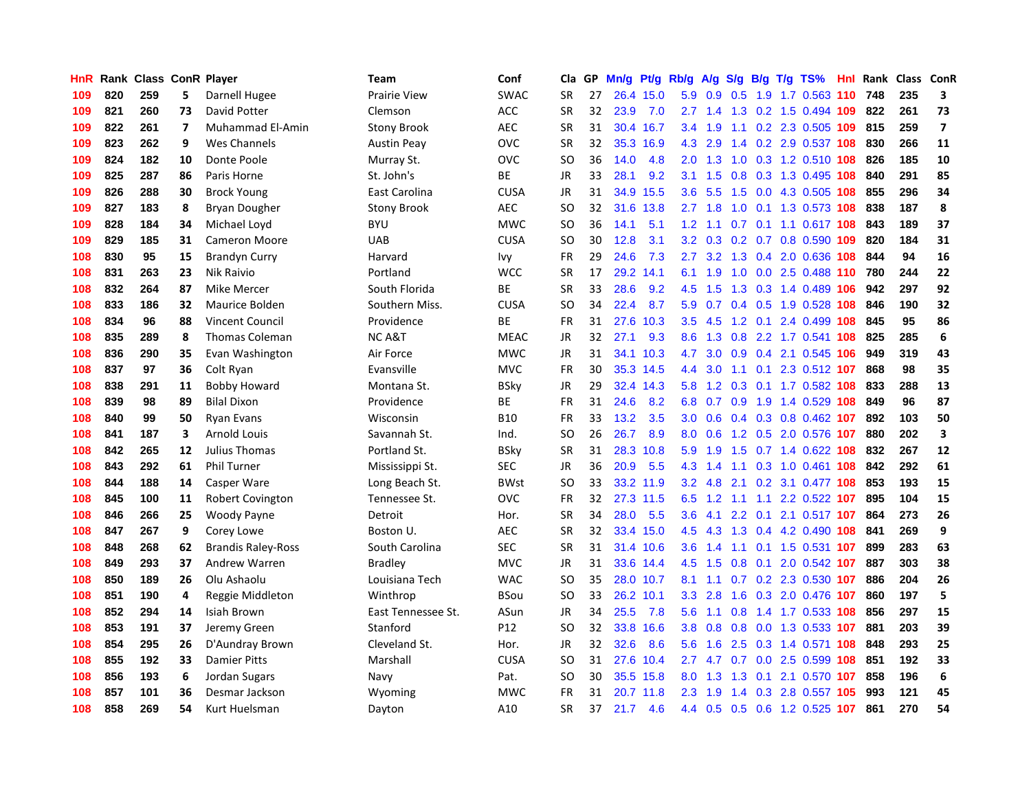| HnR | Rank | Class | ConR | Player | Team | Conf | Cla | GP | Mn/g | Pt/g | Rb/g | A/g | S/g | B/g | T/g | TS% | HnI | Rank | Class | ConR |
|---|---|---|---|---|---|---|---|---|---|---|---|---|---|---|---|---|---|---|---|---|
| 109 | 820 | 259 | 5 | Darnell Hugee | Prairie View | SWAC | SR | 27 | 26.4 | 15.0 | 5.9 | 0.9 | 0.5 | 1.9 | 1.7 | 0.563 | 110 | 748 | 235 | 3 |
| 109 | 821 | 260 | 73 | David Potter | Clemson | ACC | SR | 32 | 23.9 | 7.0 | 2.7 | 1.4 | 1.3 | 0.2 | 1.5 | 0.494 | 109 | 822 | 261 | 73 |
| 109 | 822 | 261 | 7 | Muhammad El-Amin | Stony Brook | AEC | SR | 31 | 30.4 | 16.7 | 3.4 | 1.9 | 1.1 | 0.2 | 2.3 | 0.505 | 109 | 815 | 259 | 7 |
| 109 | 823 | 262 | 9 | Wes Channels | Austin Peay | OVC | SR | 32 | 35.3 | 16.9 | 4.3 | 2.9 | 1.4 | 0.2 | 2.9 | 0.537 | 108 | 830 | 266 | 11 |
| 109 | 824 | 182 | 10 | Donte Poole | Murray St. | OVC | SO | 36 | 14.0 | 4.8 | 2.0 | 1.3 | 1.0 | 0.3 | 1.2 | 0.510 | 108 | 826 | 185 | 10 |
| 109 | 825 | 287 | 86 | Paris Horne | St. John's | BE | JR | 33 | 28.1 | 9.2 | 3.1 | 1.5 | 0.8 | 0.3 | 1.3 | 0.495 | 108 | 840 | 291 | 85 |
| 109 | 826 | 288 | 30 | Brock Young | East Carolina | CUSA | JR | 31 | 34.9 | 15.5 | 3.6 | 5.5 | 1.5 | 0.0 | 4.3 | 0.505 | 108 | 855 | 296 | 34 |
| 109 | 827 | 183 | 8 | Bryan Dougher | Stony Brook | AEC | SO | 32 | 31.6 | 13.8 | 2.7 | 1.8 | 1.0 | 0.1 | 1.3 | 0.573 | 108 | 838 | 187 | 8 |
| 109 | 828 | 184 | 34 | Michael Loyd | BYU | MWC | SO | 36 | 14.1 | 5.1 | 1.2 | 1.1 | 0.7 | 0.1 | 1.1 | 0.617 | 108 | 843 | 189 | 37 |
| 109 | 829 | 185 | 31 | Cameron Moore | UAB | CUSA | SO | 30 | 12.8 | 3.1 | 3.2 | 0.3 | 0.2 | 0.7 | 0.8 | 0.590 | 109 | 820 | 184 | 31 |
| 108 | 830 | 95 | 15 | Brandyn Curry | Harvard | Ivy | FR | 29 | 24.6 | 7.3 | 2.7 | 3.2 | 1.3 | 0.4 | 2.0 | 0.636 | 108 | 844 | 94 | 16 |
| 108 | 831 | 263 | 23 | Nik Raivio | Portland | WCC | SR | 17 | 29.2 | 14.1 | 6.1 | 1.9 | 1.0 | 0.0 | 2.5 | 0.488 | 110 | 780 | 244 | 22 |
| 108 | 832 | 264 | 87 | Mike Mercer | South Florida | BE | SR | 33 | 28.6 | 9.2 | 4.5 | 1.5 | 1.3 | 0.3 | 1.4 | 0.489 | 106 | 942 | 297 | 92 |
| 108 | 833 | 186 | 32 | Maurice Bolden | Southern Miss. | CUSA | SO | 34 | 22.4 | 8.7 | 5.9 | 0.7 | 0.4 | 0.5 | 1.9 | 0.528 | 108 | 846 | 190 | 32 |
| 108 | 834 | 96 | 88 | Vincent Council | Providence | BE | FR | 31 | 27.6 | 10.3 | 3.5 | 4.5 | 1.2 | 0.1 | 2.4 | 0.499 | 108 | 845 | 95 | 86 |
| 108 | 835 | 289 | 8 | Thomas Coleman | NC A&T | MEAC | JR | 32 | 27.1 | 9.3 | 8.6 | 1.3 | 0.8 | 2.2 | 1.7 | 0.541 | 108 | 825 | 285 | 6 |
| 108 | 836 | 290 | 35 | Evan Washington | Air Force | MWC | JR | 31 | 34.1 | 10.3 | 4.7 | 3.0 | 0.9 | 0.4 | 2.1 | 0.545 | 106 | 949 | 319 | 43 |
| 108 | 837 | 97 | 36 | Colt Ryan | Evansville | MVC | FR | 30 | 35.3 | 14.5 | 4.4 | 3.0 | 1.1 | 0.1 | 2.3 | 0.512 | 107 | 868 | 98 | 35 |
| 108 | 838 | 291 | 11 | Bobby Howard | Montana St. | BSky | JR | 29 | 32.4 | 14.3 | 5.8 | 1.2 | 0.3 | 0.1 | 1.7 | 0.582 | 108 | 833 | 288 | 13 |
| 108 | 839 | 98 | 89 | Bilal Dixon | Providence | BE | FR | 31 | 24.6 | 8.2 | 6.8 | 0.7 | 0.9 | 1.9 | 1.4 | 0.529 | 108 | 849 | 96 | 87 |
| 108 | 840 | 99 | 50 | Ryan Evans | Wisconsin | B10 | FR | 33 | 13.2 | 3.5 | 3.0 | 0.6 | 0.4 | 0.3 | 0.8 | 0.462 | 107 | 892 | 103 | 50 |
| 108 | 841 | 187 | 3 | Arnold Louis | Savannah St. | Ind. | SO | 26 | 26.7 | 8.9 | 8.0 | 0.6 | 1.2 | 0.5 | 2.0 | 0.576 | 107 | 880 | 202 | 3 |
| 108 | 842 | 265 | 12 | Julius Thomas | Portland St. | BSky | SR | 31 | 28.3 | 10.8 | 5.9 | 1.9 | 1.5 | 0.7 | 1.4 | 0.622 | 108 | 832 | 267 | 12 |
| 108 | 843 | 292 | 61 | Phil Turner | Mississippi St. | SEC | JR | 36 | 20.9 | 5.5 | 4.3 | 1.4 | 1.1 | 0.3 | 1.0 | 0.461 | 108 | 842 | 292 | 61 |
| 108 | 844 | 188 | 14 | Casper Ware | Long Beach St. | BWst | SO | 33 | 33.2 | 11.9 | 3.2 | 4.8 | 2.1 | 0.2 | 3.1 | 0.477 | 108 | 853 | 193 | 15 |
| 108 | 845 | 100 | 11 | Robert Covington | Tennessee St. | OVC | FR | 32 | 27.3 | 11.5 | 6.5 | 1.2 | 1.1 | 1.1 | 2.2 | 0.522 | 107 | 895 | 104 | 15 |
| 108 | 846 | 266 | 25 | Woody Payne | Detroit | Hor. | SR | 34 | 28.0 | 5.5 | 3.6 | 4.1 | 2.2 | 0.1 | 2.1 | 0.517 | 107 | 864 | 273 | 26 |
| 108 | 847 | 267 | 9 | Corey Lowe | Boston U. | AEC | SR | 32 | 33.4 | 15.0 | 4.5 | 4.3 | 1.3 | 0.4 | 4.2 | 0.490 | 108 | 841 | 269 | 9 |
| 108 | 848 | 268 | 62 | Brandis Raley-Ross | South Carolina | SEC | SR | 31 | 31.4 | 10.6 | 3.6 | 1.4 | 1.1 | 0.1 | 1.5 | 0.531 | 107 | 899 | 283 | 63 |
| 108 | 849 | 293 | 37 | Andrew Warren | Bradley | MVC | JR | 31 | 33.6 | 14.4 | 4.5 | 1.5 | 0.8 | 0.1 | 2.0 | 0.542 | 107 | 887 | 303 | 38 |
| 108 | 850 | 189 | 26 | Olu Ashaolu | Louisiana Tech | WAC | SO | 35 | 28.0 | 10.7 | 8.1 | 1.1 | 0.7 | 0.2 | 2.3 | 0.530 | 107 | 886 | 204 | 26 |
| 108 | 851 | 190 | 4 | Reggie Middleton | Winthrop | BSou | SO | 33 | 26.2 | 10.1 | 3.3 | 2.8 | 1.6 | 0.3 | 2.0 | 0.476 | 107 | 860 | 197 | 5 |
| 108 | 852 | 294 | 14 | Isiah Brown | East Tennessee St. | ASun | JR | 34 | 25.5 | 7.8 | 5.6 | 1.1 | 0.8 | 1.4 | 1.7 | 0.533 | 108 | 856 | 297 | 15 |
| 108 | 853 | 191 | 37 | Jeremy Green | Stanford | P12 | SO | 32 | 33.8 | 16.6 | 3.8 | 0.8 | 0.8 | 0.0 | 1.3 | 0.533 | 107 | 881 | 203 | 39 |
| 108 | 854 | 295 | 26 | D'Aundray Brown | Cleveland St. | Hor. | JR | 32 | 32.6 | 8.6 | 5.6 | 1.6 | 2.5 | 0.3 | 1.4 | 0.571 | 108 | 848 | 293 | 25 |
| 108 | 855 | 192 | 33 | Damier Pitts | Marshall | CUSA | SO | 31 | 27.6 | 10.4 | 2.7 | 4.7 | 0.7 | 0.0 | 2.5 | 0.599 | 108 | 851 | 192 | 33 |
| 108 | 856 | 193 | 6 | Jordan Sugars | Navy | Pat. | SO | 30 | 35.5 | 15.8 | 8.0 | 1.3 | 1.3 | 0.1 | 2.1 | 0.570 | 107 | 858 | 196 | 6 |
| 108 | 857 | 101 | 36 | Desmar Jackson | Wyoming | MWC | FR | 31 | 20.7 | 11.8 | 2.3 | 1.9 | 1.4 | 0.3 | 2.8 | 0.557 | 105 | 993 | 121 | 45 |
| 108 | 858 | 269 | 54 | Kurt Huelsman | Dayton | A10 | SR | 37 | 21.7 | 4.6 | 4.4 | 0.5 | 0.5 | 0.6 | 1.2 | 0.525 | 107 | 861 | 270 | 54 |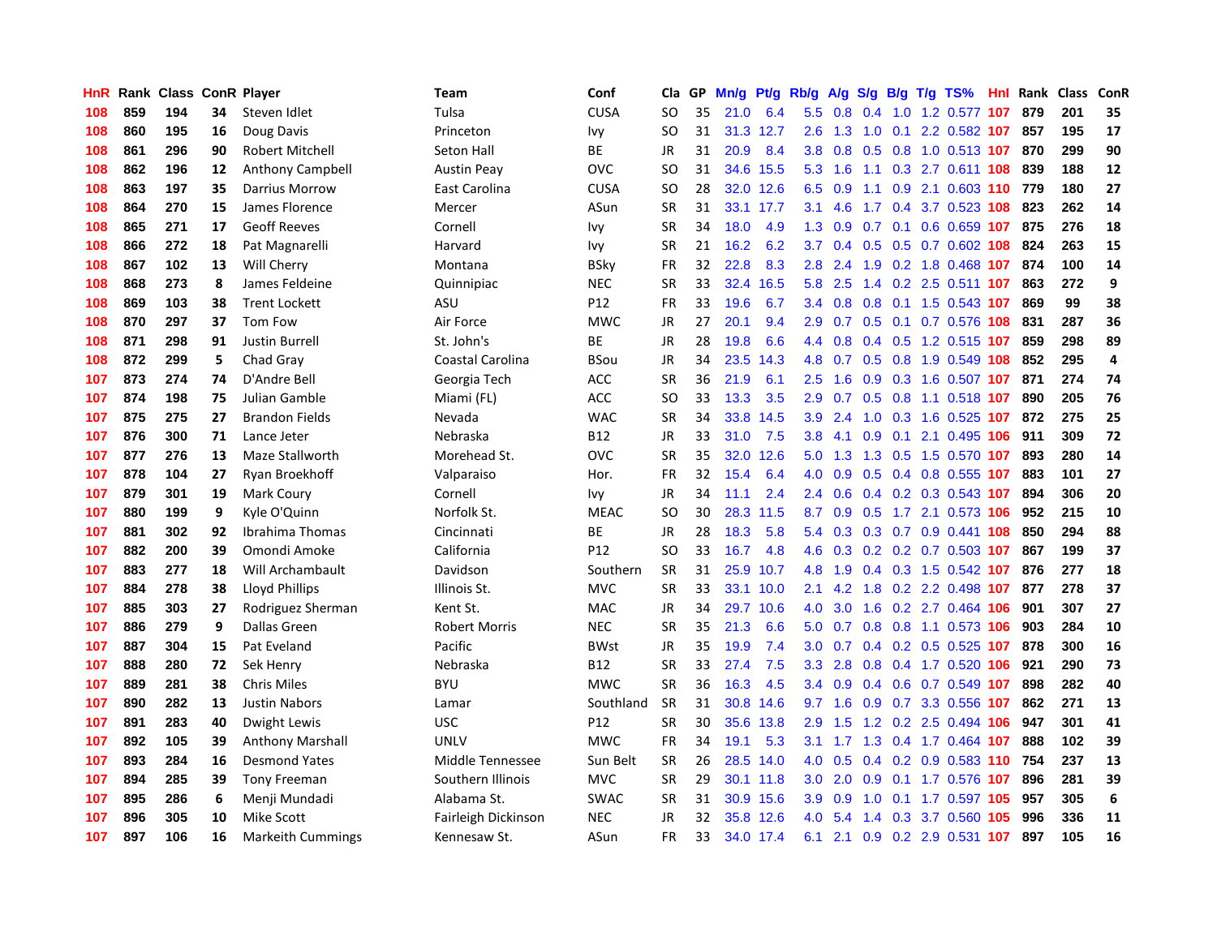| HnR | Rank | Class | ConR | Player | Team | Conf | Cla | GP | Mn/g | Pt/g | Rb/g | A/g | S/g | B/g | T/g | TS% | HnI | Rank | Class | ConR |
|---|---|---|---|---|---|---|---|---|---|---|---|---|---|---|---|---|---|---|---|---|
| 108 | 859 | 194 | 34 | Steven Idlet | Tulsa | CUSA | SO | 35 | 21.0 | 6.4 | 5.5 | 0.8 | 0.4 | 1.0 | 1.2 | 0.577 | 107 | 879 | 201 | 35 |
| 108 | 860 | 195 | 16 | Doug Davis | Princeton | Ivy | SO | 31 | 31.3 | 12.7 | 2.6 | 1.3 | 1.0 | 0.1 | 2.2 | 0.582 | 107 | 857 | 195 | 17 |
| 108 | 861 | 296 | 90 | Robert Mitchell | Seton Hall | BE | JR | 31 | 20.9 | 8.4 | 3.8 | 0.8 | 0.5 | 0.8 | 1.0 | 0.513 | 107 | 870 | 299 | 90 |
| 108 | 862 | 196 | 12 | Anthony Campbell | Austin Peay | OVC | SO | 31 | 34.6 | 15.5 | 5.3 | 1.6 | 1.1 | 0.3 | 2.7 | 0.611 | 108 | 839 | 188 | 12 |
| 108 | 863 | 197 | 35 | Darrius Morrow | East Carolina | CUSA | SO | 28 | 32.0 | 12.6 | 6.5 | 0.9 | 1.1 | 0.9 | 2.1 | 0.603 | 110 | 779 | 180 | 27 |
| 108 | 864 | 270 | 15 | James Florence | Mercer | ASun | SR | 31 | 33.1 | 17.7 | 3.1 | 4.6 | 1.7 | 0.4 | 3.7 | 0.523 | 108 | 823 | 262 | 14 |
| 108 | 865 | 271 | 17 | Geoff Reeves | Cornell | Ivy | SR | 34 | 18.0 | 4.9 | 1.3 | 0.9 | 0.7 | 0.1 | 0.6 | 0.659 | 107 | 875 | 276 | 18 |
| 108 | 866 | 272 | 18 | Pat Magnarelli | Harvard | Ivy | SR | 21 | 16.2 | 6.2 | 3.7 | 0.4 | 0.5 | 0.5 | 0.7 | 0.602 | 108 | 824 | 263 | 15 |
| 108 | 867 | 102 | 13 | Will Cherry | Montana | BSky | FR | 32 | 22.8 | 8.3 | 2.8 | 2.4 | 1.9 | 0.2 | 1.8 | 0.468 | 107 | 874 | 100 | 14 |
| 108 | 868 | 273 | 8 | James Feldeine | Quinnipiac | NEC | SR | 33 | 32.4 | 16.5 | 5.8 | 2.5 | 1.4 | 0.2 | 2.5 | 0.511 | 107 | 863 | 272 | 9 |
| 108 | 869 | 103 | 38 | Trent Lockett | ASU | P12 | FR | 33 | 19.6 | 6.7 | 3.4 | 0.8 | 0.8 | 0.1 | 1.5 | 0.543 | 107 | 869 | 99 | 38 |
| 108 | 870 | 297 | 37 | Tom Fow | Air Force | MWC | JR | 27 | 20.1 | 9.4 | 2.9 | 0.7 | 0.5 | 0.1 | 0.7 | 0.576 | 108 | 831 | 287 | 36 |
| 108 | 871 | 298 | 91 | Justin Burrell | St. John's | BE | JR | 28 | 19.8 | 6.6 | 4.4 | 0.8 | 0.4 | 0.5 | 1.2 | 0.515 | 107 | 859 | 298 | 89 |
| 108 | 872 | 299 | 5 | Chad Gray | Coastal Carolina | BSou | JR | 34 | 23.5 | 14.3 | 4.8 | 0.7 | 0.5 | 0.8 | 1.9 | 0.549 | 108 | 852 | 295 | 4 |
| 107 | 873 | 274 | 74 | D'Andre Bell | Georgia Tech | ACC | SR | 36 | 21.9 | 6.1 | 2.5 | 1.6 | 0.9 | 0.3 | 1.6 | 0.507 | 107 | 871 | 274 | 74 |
| 107 | 874 | 198 | 75 | Julian Gamble | Miami (FL) | ACC | SO | 33 | 13.3 | 3.5 | 2.9 | 0.7 | 0.5 | 0.8 | 1.1 | 0.518 | 107 | 890 | 205 | 76 |
| 107 | 875 | 275 | 27 | Brandon Fields | Nevada | WAC | SR | 34 | 33.8 | 14.5 | 3.9 | 2.4 | 1.0 | 0.3 | 1.6 | 0.525 | 107 | 872 | 275 | 25 |
| 107 | 876 | 300 | 71 | Lance Jeter | Nebraska | B12 | JR | 33 | 31.0 | 7.5 | 3.8 | 4.1 | 0.9 | 0.1 | 2.1 | 0.495 | 106 | 911 | 309 | 72 |
| 107 | 877 | 276 | 13 | Maze Stallworth | Morehead St. | OVC | SR | 35 | 32.0 | 12.6 | 5.0 | 1.3 | 1.3 | 0.5 | 1.5 | 0.570 | 107 | 893 | 280 | 14 |
| 107 | 878 | 104 | 27 | Ryan Broekhoff | Valparaiso | Hor. | FR | 32 | 15.4 | 6.4 | 4.0 | 0.9 | 0.5 | 0.4 | 0.8 | 0.555 | 107 | 883 | 101 | 27 |
| 107 | 879 | 301 | 19 | Mark Coury | Cornell | Ivy | JR | 34 | 11.1 | 2.4 | 2.4 | 0.6 | 0.4 | 0.2 | 0.3 | 0.543 | 107 | 894 | 306 | 20 |
| 107 | 880 | 199 | 9 | Kyle O'Quinn | Norfolk St. | MEAC | SO | 30 | 28.3 | 11.5 | 8.7 | 0.9 | 0.5 | 1.7 | 2.1 | 0.573 | 106 | 952 | 215 | 10 |
| 107 | 881 | 302 | 92 | Ibrahima Thomas | Cincinnati | BE | JR | 28 | 18.3 | 5.8 | 5.4 | 0.3 | 0.3 | 0.7 | 0.9 | 0.441 | 108 | 850 | 294 | 88 |
| 107 | 882 | 200 | 39 | Omondi Amoke | California | P12 | SO | 33 | 16.7 | 4.8 | 4.6 | 0.3 | 0.2 | 0.2 | 0.7 | 0.503 | 107 | 867 | 199 | 37 |
| 107 | 883 | 277 | 18 | Will Archambault | Davidson | Southern | SR | 31 | 25.9 | 10.7 | 4.8 | 1.9 | 0.4 | 0.3 | 1.5 | 0.542 | 107 | 876 | 277 | 18 |
| 107 | 884 | 278 | 38 | Lloyd Phillips | Illinois St. | MVC | SR | 33 | 33.1 | 10.0 | 2.1 | 4.2 | 1.8 | 0.2 | 2.2 | 0.498 | 107 | 877 | 278 | 37 |
| 107 | 885 | 303 | 27 | Rodriguez Sherman | Kent St. | MAC | JR | 34 | 29.7 | 10.6 | 4.0 | 3.0 | 1.6 | 0.2 | 2.7 | 0.464 | 106 | 901 | 307 | 27 |
| 107 | 886 | 279 | 9 | Dallas Green | Robert Morris | NEC | SR | 35 | 21.3 | 6.6 | 5.0 | 0.7 | 0.8 | 0.8 | 1.1 | 0.573 | 106 | 903 | 284 | 10 |
| 107 | 887 | 304 | 15 | Pat Eveland | Pacific | BWst | JR | 35 | 19.9 | 7.4 | 3.0 | 0.7 | 0.4 | 0.2 | 0.5 | 0.525 | 107 | 878 | 300 | 16 |
| 107 | 888 | 280 | 72 | Sek Henry | Nebraska | B12 | SR | 33 | 27.4 | 7.5 | 3.3 | 2.8 | 0.8 | 0.4 | 1.7 | 0.520 | 106 | 921 | 290 | 73 |
| 107 | 889 | 281 | 38 | Chris Miles | BYU | MWC | SR | 36 | 16.3 | 4.5 | 3.4 | 0.9 | 0.4 | 0.6 | 0.7 | 0.549 | 107 | 898 | 282 | 40 |
| 107 | 890 | 282 | 13 | Justin Nabors | Lamar | Southland | SR | 31 | 30.8 | 14.6 | 9.7 | 1.6 | 0.9 | 0.7 | 3.3 | 0.556 | 107 | 862 | 271 | 13 |
| 107 | 891 | 283 | 40 | Dwight Lewis | USC | P12 | SR | 30 | 35.6 | 13.8 | 2.9 | 1.5 | 1.2 | 0.2 | 2.5 | 0.494 | 106 | 947 | 301 | 41 |
| 107 | 892 | 105 | 39 | Anthony Marshall | UNLV | MWC | FR | 34 | 19.1 | 5.3 | 3.1 | 1.7 | 1.3 | 0.4 | 1.7 | 0.464 | 107 | 888 | 102 | 39 |
| 107 | 893 | 284 | 16 | Desmond Yates | Middle Tennessee | Sun Belt | SR | 26 | 28.5 | 14.0 | 4.0 | 0.5 | 0.4 | 0.2 | 0.9 | 0.583 | 110 | 754 | 237 | 13 |
| 107 | 894 | 285 | 39 | Tony Freeman | Southern Illinois | MVC | SR | 29 | 30.1 | 11.8 | 3.0 | 2.0 | 0.9 | 0.1 | 1.7 | 0.576 | 107 | 896 | 281 | 39 |
| 107 | 895 | 286 | 6 | Menji Mundadi | Alabama St. | SWAC | SR | 31 | 30.9 | 15.6 | 3.9 | 0.9 | 1.0 | 0.1 | 1.7 | 0.597 | 105 | 957 | 305 | 6 |
| 107 | 896 | 305 | 10 | Mike Scott | Fairleigh Dickinson | NEC | JR | 32 | 35.8 | 12.6 | 4.0 | 5.4 | 1.4 | 0.3 | 3.7 | 0.560 | 105 | 996 | 336 | 11 |
| 107 | 897 | 106 | 16 | Markeith Cummings | Kennesaw St. | ASun | FR | 33 | 34.0 | 17.4 | 6.1 | 2.1 | 0.9 | 0.2 | 2.9 | 0.531 | 107 | 897 | 105 | 16 |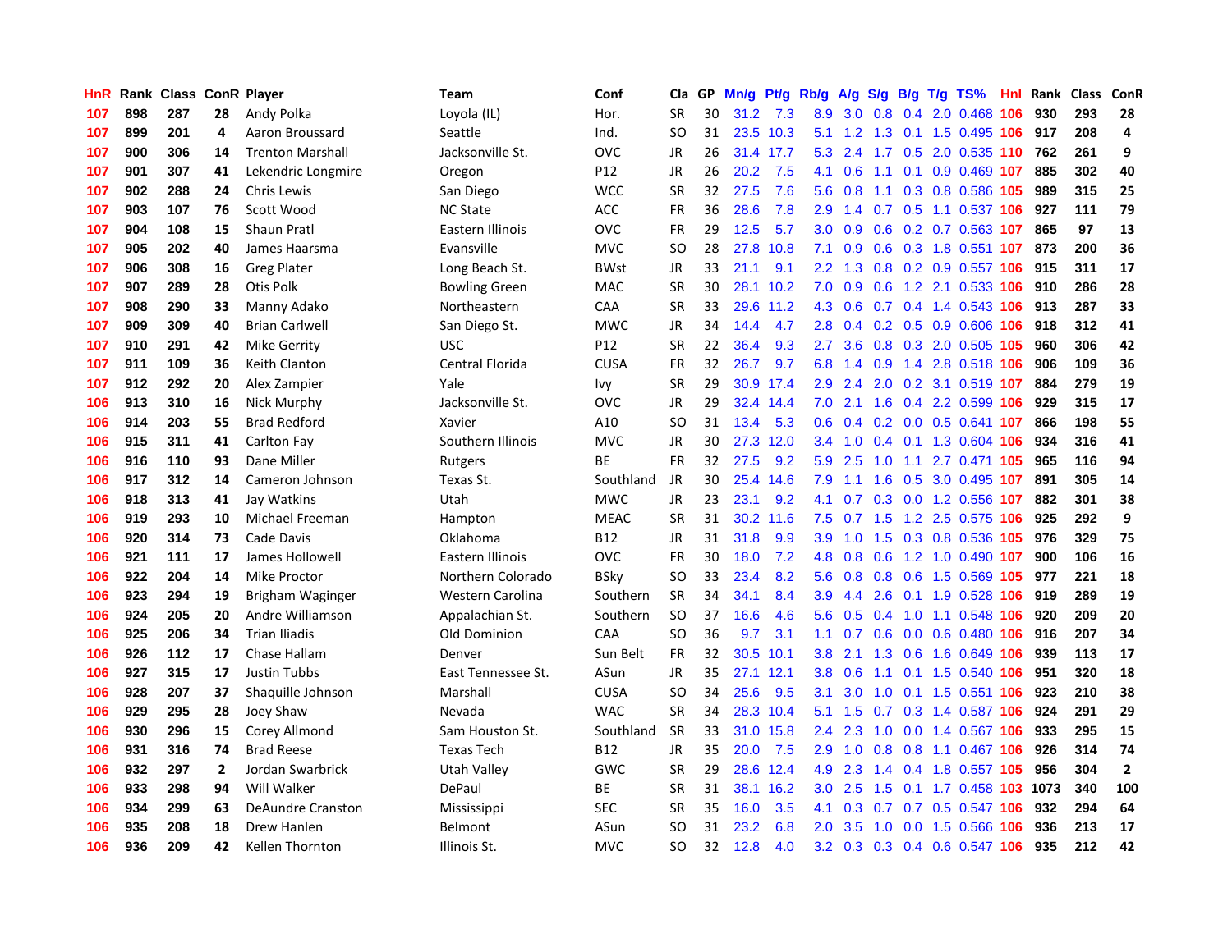| HnR | Rank | Class | ConR | Player | Team | Conf | Cla | GP | Mn/g | Pt/g | Rb/g | A/g | S/g | B/g | T/g | TS% | HnI | Rank | Class | ConR |
|---|---|---|---|---|---|---|---|---|---|---|---|---|---|---|---|---|---|---|---|---|
| 107 | 898 | 287 | 28 | Andy Polka | Loyola (IL) | Hor. | SR | 30 | 31.2 | 7.3 | 8.9 | 3.0 | 0.8 | 0.4 | 2.0 | 0.468 | 106 | 930 | 293 | 28 |
| 107 | 899 | 201 | 4 | Aaron Broussard | Seattle | Ind. | SO | 31 | 23.5 | 10.3 | 5.1 | 1.2 | 1.3 | 0.1 | 1.5 | 0.495 | 106 | 917 | 208 | 4 |
| 107 | 900 | 306 | 14 | Trenton Marshall | Jacksonville St. | OVC | JR | 26 | 31.4 | 17.7 | 5.3 | 2.4 | 1.7 | 0.5 | 2.0 | 0.535 | 110 | 762 | 261 | 9 |
| 107 | 901 | 307 | 41 | Lekendric Longmire | Oregon | P12 | JR | 26 | 20.2 | 7.5 | 4.1 | 0.6 | 1.1 | 0.1 | 0.9 | 0.469 | 107 | 885 | 302 | 40 |
| 107 | 902 | 288 | 24 | Chris Lewis | San Diego | WCC | SR | 32 | 27.5 | 7.6 | 5.6 | 0.8 | 1.1 | 0.3 | 0.8 | 0.586 | 105 | 989 | 315 | 25 |
| 107 | 903 | 107 | 76 | Scott Wood | NC State | ACC | FR | 36 | 28.6 | 7.8 | 2.9 | 1.4 | 0.7 | 0.5 | 1.1 | 0.537 | 106 | 927 | 111 | 79 |
| 107 | 904 | 108 | 15 | Shaun Pratl | Eastern Illinois | OVC | FR | 29 | 12.5 | 5.7 | 3.0 | 0.9 | 0.6 | 0.2 | 0.7 | 0.563 | 107 | 865 | 97 | 13 |
| 107 | 905 | 202 | 40 | James Haarsma | Evansville | MVC | SO | 28 | 27.8 | 10.8 | 7.1 | 0.9 | 0.6 | 0.3 | 1.8 | 0.551 | 107 | 873 | 200 | 36 |
| 107 | 906 | 308 | 16 | Greg Plater | Long Beach St. | BWst | JR | 33 | 21.1 | 9.1 | 2.2 | 1.3 | 0.8 | 0.2 | 0.9 | 0.557 | 106 | 915 | 311 | 17 |
| 107 | 907 | 289 | 28 | Otis Polk | Bowling Green | MAC | SR | 30 | 28.1 | 10.2 | 7.0 | 0.9 | 0.6 | 1.2 | 2.1 | 0.533 | 106 | 910 | 286 | 28 |
| 107 | 908 | 290 | 33 | Manny Adako | Northeastern | CAA | SR | 33 | 29.6 | 11.2 | 4.3 | 0.6 | 0.7 | 0.4 | 1.4 | 0.543 | 106 | 913 | 287 | 33 |
| 107 | 909 | 309 | 40 | Brian Carlwell | San Diego St. | MWC | JR | 34 | 14.4 | 4.7 | 2.8 | 0.4 | 0.2 | 0.5 | 0.9 | 0.606 | 106 | 918 | 312 | 41 |
| 107 | 910 | 291 | 42 | Mike Gerrity | USC | P12 | SR | 22 | 36.4 | 9.3 | 2.7 | 3.6 | 0.8 | 0.3 | 2.0 | 0.505 | 105 | 960 | 306 | 42 |
| 107 | 911 | 109 | 36 | Keith Clanton | Central Florida | CUSA | FR | 32 | 26.7 | 9.7 | 6.8 | 1.4 | 0.9 | 1.4 | 2.8 | 0.518 | 106 | 906 | 109 | 36 |
| 107 | 912 | 292 | 20 | Alex Zampier | Yale | Ivy | SR | 29 | 30.9 | 17.4 | 2.9 | 2.4 | 2.0 | 0.2 | 3.1 | 0.519 | 107 | 884 | 279 | 19 |
| 106 | 913 | 310 | 16 | Nick Murphy | Jacksonville St. | OVC | JR | 29 | 32.4 | 14.4 | 7.0 | 2.1 | 1.6 | 0.4 | 2.2 | 0.599 | 106 | 929 | 315 | 17 |
| 106 | 914 | 203 | 55 | Brad Redford | Xavier | A10 | SO | 31 | 13.4 | 5.3 | 0.6 | 0.4 | 0.2 | 0.0 | 0.5 | 0.641 | 107 | 866 | 198 | 55 |
| 106 | 915 | 311 | 41 | Carlton Fay | Southern Illinois | MVC | JR | 30 | 27.3 | 12.0 | 3.4 | 1.0 | 0.4 | 0.1 | 1.3 | 0.604 | 106 | 934 | 316 | 41 |
| 106 | 916 | 110 | 93 | Dane Miller | Rutgers | BE | FR | 32 | 27.5 | 9.2 | 5.9 | 2.5 | 1.0 | 1.1 | 2.7 | 0.471 | 105 | 965 | 116 | 94 |
| 106 | 917 | 312 | 14 | Cameron Johnson | Texas St. | Southland | JR | 30 | 25.4 | 14.6 | 7.9 | 1.1 | 1.6 | 0.5 | 3.0 | 0.495 | 107 | 891 | 305 | 14 |
| 106 | 918 | 313 | 41 | Jay Watkins | Utah | MWC | JR | 23 | 23.1 | 9.2 | 4.1 | 0.7 | 0.3 | 0.0 | 1.2 | 0.556 | 107 | 882 | 301 | 38 |
| 106 | 919 | 293 | 10 | Michael Freeman | Hampton | MEAC | SR | 31 | 30.2 | 11.6 | 7.5 | 0.7 | 1.5 | 1.2 | 2.5 | 0.575 | 106 | 925 | 292 | 9 |
| 106 | 920 | 314 | 73 | Cade Davis | Oklahoma | B12 | JR | 31 | 31.8 | 9.9 | 3.9 | 1.0 | 1.5 | 0.3 | 0.8 | 0.536 | 105 | 976 | 329 | 75 |
| 106 | 921 | 111 | 17 | James Hollowell | Eastern Illinois | OVC | FR | 30 | 18.0 | 7.2 | 4.8 | 0.8 | 0.6 | 1.2 | 1.0 | 0.490 | 107 | 900 | 106 | 16 |
| 106 | 922 | 204 | 14 | Mike Proctor | Northern Colorado | BSky | SO | 33 | 23.4 | 8.2 | 5.6 | 0.8 | 0.8 | 0.6 | 1.5 | 0.569 | 105 | 977 | 221 | 18 |
| 106 | 923 | 294 | 19 | Brigham Waginger | Western Carolina | Southern | SR | 34 | 34.1 | 8.4 | 3.9 | 4.4 | 2.6 | 0.1 | 1.9 | 0.528 | 106 | 919 | 289 | 19 |
| 106 | 924 | 205 | 20 | Andre Williamson | Appalachian St. | Southern | SO | 37 | 16.6 | 4.6 | 5.6 | 0.5 | 0.4 | 1.0 | 1.1 | 0.548 | 106 | 920 | 209 | 20 |
| 106 | 925 | 206 | 34 | Trian Iliadis | Old Dominion | CAA | SO | 36 | 9.7 | 3.1 | 1.1 | 0.7 | 0.6 | 0.0 | 0.6 | 0.480 | 106 | 916 | 207 | 34 |
| 106 | 926 | 112 | 17 | Chase Hallam | Denver | Sun Belt | FR | 32 | 30.5 | 10.1 | 3.8 | 2.1 | 1.3 | 0.6 | 1.6 | 0.649 | 106 | 939 | 113 | 17 |
| 106 | 927 | 315 | 17 | Justin Tubbs | East Tennessee St. | ASun | JR | 35 | 27.1 | 12.1 | 3.8 | 0.6 | 1.1 | 0.1 | 1.5 | 0.540 | 106 | 951 | 320 | 18 |
| 106 | 928 | 207 | 37 | Shaquille Johnson | Marshall | CUSA | SO | 34 | 25.6 | 9.5 | 3.1 | 3.0 | 1.0 | 0.1 | 1.5 | 0.551 | 106 | 923 | 210 | 38 |
| 106 | 929 | 295 | 28 | Joey Shaw | Nevada | WAC | SR | 34 | 28.3 | 10.4 | 5.1 | 1.5 | 0.7 | 0.3 | 1.4 | 0.587 | 106 | 924 | 291 | 29 |
| 106 | 930 | 296 | 15 | Corey Allmond | Sam Houston St. | Southland | SR | 33 | 31.0 | 15.8 | 2.4 | 2.3 | 1.0 | 0.0 | 1.4 | 0.567 | 106 | 933 | 295 | 15 |
| 106 | 931 | 316 | 74 | Brad Reese | Texas Tech | B12 | JR | 35 | 20.0 | 7.5 | 2.9 | 1.0 | 0.8 | 0.8 | 1.1 | 0.467 | 106 | 926 | 314 | 74 |
| 106 | 932 | 297 | 2 | Jordan Swarbrick | Utah Valley | GWC | SR | 29 | 28.6 | 12.4 | 4.9 | 2.3 | 1.4 | 0.4 | 1.8 | 0.557 | 105 | 956 | 304 | 2 |
| 106 | 933 | 298 | 94 | Will Walker | DePaul | BE | SR | 31 | 38.1 | 16.2 | 3.0 | 2.5 | 1.5 | 0.1 | 1.7 | 0.458 | 103 | 1073 | 340 | 100 |
| 106 | 934 | 299 | 63 | DeAundre Cranston | Mississippi | SEC | SR | 35 | 16.0 | 3.5 | 4.1 | 0.3 | 0.7 | 0.7 | 0.5 | 0.547 | 106 | 932 | 294 | 64 |
| 106 | 935 | 208 | 18 | Drew Hanlen | Belmont | ASun | SO | 31 | 23.2 | 6.8 | 2.0 | 3.5 | 1.0 | 0.0 | 1.5 | 0.566 | 106 | 936 | 213 | 17 |
| 106 | 936 | 209 | 42 | Kellen Thornton | Illinois St. | MVC | SO | 32 | 12.8 | 4.0 | 3.2 | 0.3 | 0.3 | 0.4 | 0.6 | 0.547 | 106 | 935 | 212 | 42 |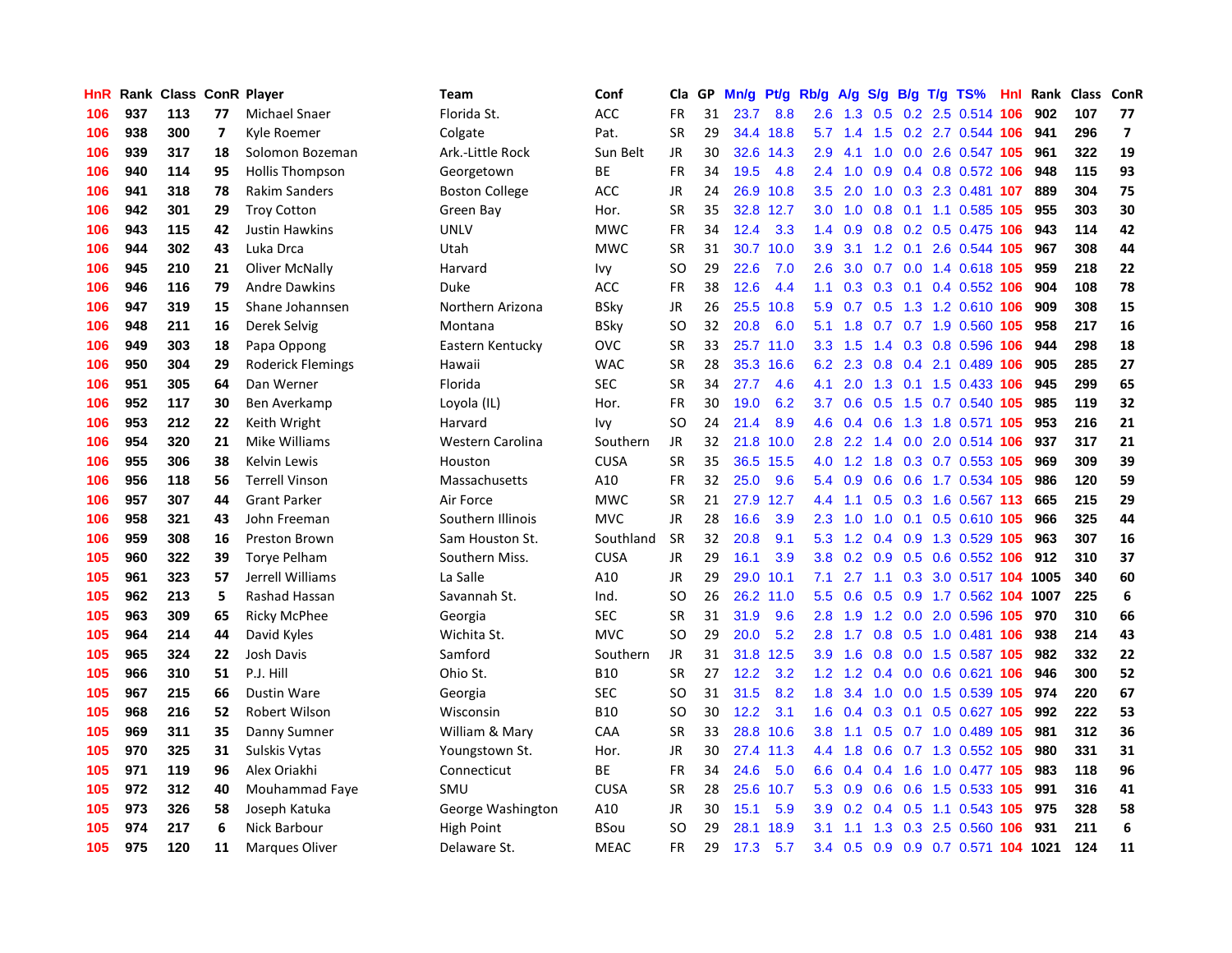| HnR | Rank | Class | ConR | Player | Team | Conf | Cla | GP | Mn/g | Pt/g | Rb/g | A/g | S/g | B/g | T/g | TS% | HnI | Rank | Class | ConR |
|---|---|---|---|---|---|---|---|---|---|---|---|---|---|---|---|---|---|---|---|---|
| 106 | 937 | 113 | 77 | Michael Snaer | Florida St. | ACC | FR | 31 | 23.7 | 8.8 | 2.6 | 1.3 | 0.5 | 0.2 | 2.5 | 0.514 | 106 | 902 | 107 | 77 |
| 106 | 938 | 300 | 7 | Kyle Roemer | Colgate | Pat. | SR | 29 | 34.4 | 18.8 | 5.7 | 1.4 | 1.5 | 0.2 | 2.7 | 0.544 | 106 | 941 | 296 | 7 |
| 106 | 939 | 317 | 18 | Solomon Bozeman | Ark.-Little Rock | Sun Belt | JR | 30 | 32.6 | 14.3 | 2.9 | 4.1 | 1.0 | 0.0 | 2.6 | 0.547 | 105 | 961 | 322 | 19 |
| 106 | 940 | 114 | 95 | Hollis Thompson | Georgetown | BE | FR | 34 | 19.5 | 4.8 | 2.4 | 1.0 | 0.9 | 0.4 | 0.8 | 0.572 | 106 | 948 | 115 | 93 |
| 106 | 941 | 318 | 78 | Rakim Sanders | Boston College | ACC | JR | 24 | 26.9 | 10.8 | 3.5 | 2.0 | 1.0 | 0.3 | 2.3 | 0.481 | 107 | 889 | 304 | 75 |
| 106 | 942 | 301 | 29 | Troy Cotton | Green Bay | Hor. | SR | 35 | 32.8 | 12.7 | 3.0 | 1.0 | 0.8 | 0.1 | 1.1 | 0.585 | 105 | 955 | 303 | 30 |
| 106 | 943 | 115 | 42 | Justin Hawkins | UNLV | MWC | FR | 34 | 12.4 | 3.3 | 1.4 | 0.9 | 0.8 | 0.2 | 0.5 | 0.475 | 106 | 943 | 114 | 42 |
| 106 | 944 | 302 | 43 | Luka Drca | Utah | MWC | SR | 31 | 30.7 | 10.0 | 3.9 | 3.1 | 1.2 | 0.1 | 2.6 | 0.544 | 105 | 967 | 308 | 44 |
| 106 | 945 | 210 | 21 | Oliver McNally | Harvard | Ivy | SO | 29 | 22.6 | 7.0 | 2.6 | 3.0 | 0.7 | 0.0 | 1.4 | 0.618 | 105 | 959 | 218 | 22 |
| 106 | 946 | 116 | 79 | Andre Dawkins | Duke | ACC | FR | 38 | 12.6 | 4.4 | 1.1 | 0.3 | 0.3 | 0.1 | 0.4 | 0.552 | 106 | 904 | 108 | 78 |
| 106 | 947 | 319 | 15 | Shane Johannsen | Northern Arizona | BSky | JR | 26 | 25.5 | 10.8 | 5.9 | 0.7 | 0.5 | 1.3 | 1.2 | 0.610 | 106 | 909 | 308 | 15 |
| 106 | 948 | 211 | 16 | Derek Selvig | Montana | BSky | SO | 32 | 20.8 | 6.0 | 5.1 | 1.8 | 0.7 | 0.7 | 1.9 | 0.560 | 105 | 958 | 217 | 16 |
| 106 | 949 | 303 | 18 | Papa Oppong | Eastern Kentucky | OVC | SR | 33 | 25.7 | 11.0 | 3.3 | 1.5 | 1.4 | 0.3 | 0.8 | 0.596 | 106 | 944 | 298 | 18 |
| 106 | 950 | 304 | 29 | Roderick Flemings | Hawaii | WAC | SR | 28 | 35.3 | 16.6 | 6.2 | 2.3 | 0.8 | 0.4 | 2.1 | 0.489 | 106 | 905 | 285 | 27 |
| 106 | 951 | 305 | 64 | Dan Werner | Florida | SEC | SR | 34 | 27.7 | 4.6 | 4.1 | 2.0 | 1.3 | 0.1 | 1.5 | 0.433 | 106 | 945 | 299 | 65 |
| 106 | 952 | 117 | 30 | Ben Averkamp | Loyola (IL) | Hor. | FR | 30 | 19.0 | 6.2 | 3.7 | 0.6 | 0.5 | 1.5 | 0.7 | 0.540 | 105 | 985 | 119 | 32 |
| 106 | 953 | 212 | 22 | Keith Wright | Harvard | Ivy | SO | 24 | 21.4 | 8.9 | 4.6 | 0.4 | 0.6 | 1.3 | 1.8 | 0.571 | 105 | 953 | 216 | 21 |
| 106 | 954 | 320 | 21 | Mike Williams | Western Carolina | Southern | JR | 32 | 21.8 | 10.0 | 2.8 | 2.2 | 1.4 | 0.0 | 2.0 | 0.514 | 106 | 937 | 317 | 21 |
| 106 | 955 | 306 | 38 | Kelvin Lewis | Houston | CUSA | SR | 35 | 36.5 | 15.5 | 4.0 | 1.2 | 1.8 | 0.3 | 0.7 | 0.553 | 105 | 969 | 309 | 39 |
| 106 | 956 | 118 | 56 | Terrell Vinson | Massachusetts | A10 | FR | 32 | 25.0 | 9.6 | 5.4 | 0.9 | 0.6 | 0.6 | 1.7 | 0.534 | 105 | 986 | 120 | 59 |
| 106 | 957 | 307 | 44 | Grant Parker | Air Force | MWC | SR | 21 | 27.9 | 12.7 | 4.4 | 1.1 | 0.5 | 0.3 | 1.6 | 0.567 | 113 | 665 | 215 | 29 |
| 106 | 958 | 321 | 43 | John Freeman | Southern Illinois | MVC | JR | 28 | 16.6 | 3.9 | 2.3 | 1.0 | 1.0 | 0.1 | 0.5 | 0.610 | 105 | 966 | 325 | 44 |
| 106 | 959 | 308 | 16 | Preston Brown | Sam Houston St. | Southland | SR | 32 | 20.8 | 9.1 | 5.3 | 1.2 | 0.4 | 0.9 | 1.3 | 0.529 | 105 | 963 | 307 | 16 |
| 105 | 960 | 322 | 39 | Torye Pelham | Southern Miss. | CUSA | JR | 29 | 16.1 | 3.9 | 3.8 | 0.2 | 0.9 | 0.5 | 0.6 | 0.552 | 106 | 912 | 310 | 37 |
| 105 | 961 | 323 | 57 | Jerrell Williams | La Salle | A10 | JR | 29 | 29.0 | 10.1 | 7.1 | 2.7 | 1.1 | 0.3 | 3.0 | 0.517 | 104 | 1005 | 340 | 60 |
| 105 | 962 | 213 | 5 | Rashad Hassan | Savannah St. | Ind. | SO | 26 | 26.2 | 11.0 | 5.5 | 0.6 | 0.5 | 0.9 | 1.7 | 0.562 | 104 | 1007 | 225 | 6 |
| 105 | 963 | 309 | 65 | Ricky McPhee | Georgia | SEC | SR | 31 | 31.9 | 9.6 | 2.8 | 1.9 | 1.2 | 0.0 | 2.0 | 0.596 | 105 | 970 | 310 | 66 |
| 105 | 964 | 214 | 44 | David Kyles | Wichita St. | MVC | SO | 29 | 20.0 | 5.2 | 2.8 | 1.7 | 0.8 | 0.5 | 1.0 | 0.481 | 106 | 938 | 214 | 43 |
| 105 | 965 | 324 | 22 | Josh Davis | Samford | Southern | JR | 31 | 31.8 | 12.5 | 3.9 | 1.6 | 0.8 | 0.0 | 1.5 | 0.587 | 105 | 982 | 332 | 22 |
| 105 | 966 | 310 | 51 | P.J. Hill | Ohio St. | B10 | SR | 27 | 12.2 | 3.2 | 1.2 | 1.2 | 0.4 | 0.0 | 0.6 | 0.621 | 106 | 946 | 300 | 52 |
| 105 | 967 | 215 | 66 | Dustin Ware | Georgia | SEC | SO | 31 | 31.5 | 8.2 | 1.8 | 3.4 | 1.0 | 0.0 | 1.5 | 0.539 | 105 | 974 | 220 | 67 |
| 105 | 968 | 216 | 52 | Robert Wilson | Wisconsin | B10 | SO | 30 | 12.2 | 3.1 | 1.6 | 0.4 | 0.3 | 0.1 | 0.5 | 0.627 | 105 | 992 | 222 | 53 |
| 105 | 969 | 311 | 35 | Danny Sumner | William & Mary | CAA | SR | 33 | 28.8 | 10.6 | 3.8 | 1.1 | 0.5 | 0.7 | 1.0 | 0.489 | 105 | 981 | 312 | 36 |
| 105 | 970 | 325 | 31 | Sulskis Vytas | Youngstown St. | Hor. | JR | 30 | 27.4 | 11.3 | 4.4 | 1.8 | 0.6 | 0.7 | 1.3 | 0.552 | 105 | 980 | 331 | 31 |
| 105 | 971 | 119 | 96 | Alex Oriakhi | Connecticut | BE | FR | 34 | 24.6 | 5.0 | 6.6 | 0.4 | 0.4 | 1.6 | 1.0 | 0.477 | 105 | 983 | 118 | 96 |
| 105 | 972 | 312 | 40 | Mouhammad Faye | SMU | CUSA | SR | 28 | 25.6 | 10.7 | 5.3 | 0.9 | 0.6 | 0.6 | 1.5 | 0.533 | 105 | 991 | 316 | 41 |
| 105 | 973 | 326 | 58 | Joseph Katuka | George Washington | A10 | JR | 30 | 15.1 | 5.9 | 3.9 | 0.2 | 0.4 | 0.5 | 1.1 | 0.543 | 105 | 975 | 328 | 58 |
| 105 | 974 | 217 | 6 | Nick Barbour | High Point | BSou | SO | 29 | 28.1 | 18.9 | 3.1 | 1.1 | 1.3 | 0.3 | 2.5 | 0.560 | 106 | 931 | 211 | 6 |
| 105 | 975 | 120 | 11 | Marques Oliver | Delaware St. | MEAC | FR | 29 | 17.3 | 5.7 | 3.4 | 0.5 | 0.9 | 0.9 | 0.7 | 0.571 | 104 | 1021 | 124 | 11 |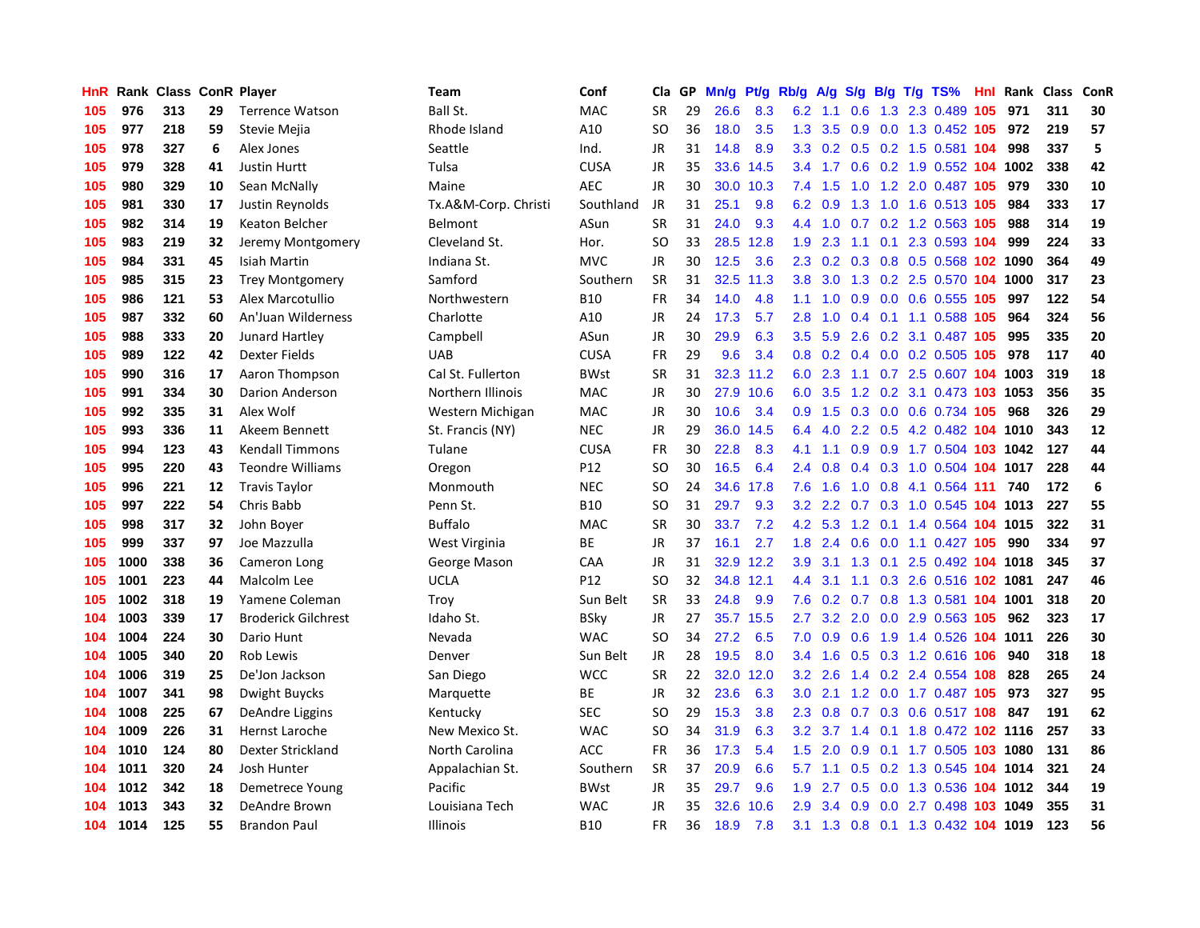| HnR | Rank | Class | ConR | Player | Team | Conf | Cla | GP | Mn/g | Pt/g | Rb/g | A/g | S/g | B/g | T/g | TS% | HnI | Rank | Class | ConR |
|---|---|---|---|---|---|---|---|---|---|---|---|---|---|---|---|---|---|---|---|---|
| 105 | 976 | 313 | 29 | Terrence Watson | Ball St. | MAC | SR | 29 | 26.6 | 8.3 | 6.2 | 1.1 | 0.6 | 1.3 | 2.3 | 0.489 | 105 | 971 | 311 | 30 |
| 105 | 977 | 218 | 59 | Stevie Mejia | Rhode Island | A10 | SO | 36 | 18.0 | 3.5 | 1.3 | 3.5 | 0.9 | 0.0 | 1.3 | 0.452 | 105 | 972 | 219 | 57 |
| 105 | 978 | 327 | 6 | Alex Jones | Seattle | Ind. | JR | 31 | 14.8 | 8.9 | 3.3 | 0.2 | 0.5 | 0.2 | 1.5 | 0.581 | 104 | 998 | 337 | 5 |
| 105 | 979 | 328 | 41 | Justin Hurtt | Tulsa | CUSA | JR | 35 | 33.6 | 14.5 | 3.4 | 1.7 | 0.6 | 0.2 | 1.9 | 0.552 | 104 | 1002 | 338 | 42 |
| 105 | 980 | 329 | 10 | Sean McNally | Maine | AEC | JR | 30 | 30.0 | 10.3 | 7.4 | 1.5 | 1.0 | 1.2 | 2.0 | 0.487 | 105 | 979 | 330 | 10 |
| 105 | 981 | 330 | 17 | Justin Reynolds | Tx.A&M-Corp. Christi | Southland | JR | 31 | 25.1 | 9.8 | 6.2 | 0.9 | 1.3 | 1.0 | 1.6 | 0.513 | 105 | 984 | 333 | 17 |
| 105 | 982 | 314 | 19 | Keaton Belcher | Belmont | ASun | SR | 31 | 24.0 | 9.3 | 4.4 | 1.0 | 0.7 | 0.2 | 1.2 | 0.563 | 105 | 988 | 314 | 19 |
| 105 | 983 | 219 | 32 | Jeremy Montgomery | Cleveland St. | Hor. | SO | 33 | 28.5 | 12.8 | 1.9 | 2.3 | 1.1 | 0.1 | 2.3 | 0.593 | 104 | 999 | 224 | 33 |
| 105 | 984 | 331 | 45 | Isiah Martin | Indiana St. | MVC | JR | 30 | 12.5 | 3.6 | 2.3 | 0.2 | 0.3 | 0.8 | 0.5 | 0.568 | 102 | 1090 | 364 | 49 |
| 105 | 985 | 315 | 23 | Trey Montgomery | Samford | Southern | SR | 31 | 32.5 | 11.3 | 3.8 | 3.0 | 1.3 | 0.2 | 2.5 | 0.570 | 104 | 1000 | 317 | 23 |
| 105 | 986 | 121 | 53 | Alex Marcotullio | Northwestern | B10 | FR | 34 | 14.0 | 4.8 | 1.1 | 1.0 | 0.9 | 0.0 | 0.6 | 0.555 | 105 | 997 | 122 | 54 |
| 105 | 987 | 332 | 60 | An'Juan Wilderness | Charlotte | A10 | JR | 24 | 17.3 | 5.7 | 2.8 | 1.0 | 0.4 | 0.1 | 1.1 | 0.588 | 105 | 964 | 324 | 56 |
| 105 | 988 | 333 | 20 | Junard Hartley | Campbell | ASun | JR | 30 | 29.9 | 6.3 | 3.5 | 5.9 | 2.6 | 0.2 | 3.1 | 0.487 | 105 | 995 | 335 | 20 |
| 105 | 989 | 122 | 42 | Dexter Fields | UAB | CUSA | FR | 29 | 9.6 | 3.4 | 0.8 | 0.2 | 0.4 | 0.0 | 0.2 | 0.505 | 105 | 978 | 117 | 40 |
| 105 | 990 | 316 | 17 | Aaron Thompson | Cal St. Fullerton | BWst | SR | 31 | 32.3 | 11.2 | 6.0 | 2.3 | 1.1 | 0.7 | 2.5 | 0.607 | 104 | 1003 | 319 | 18 |
| 105 | 991 | 334 | 30 | Darion Anderson | Northern Illinois | MAC | JR | 30 | 27.9 | 10.6 | 6.0 | 3.5 | 1.2 | 0.2 | 3.1 | 0.473 | 103 | 1053 | 356 | 35 |
| 105 | 992 | 335 | 31 | Alex Wolf | Western Michigan | MAC | JR | 30 | 10.6 | 3.4 | 0.9 | 1.5 | 0.3 | 0.0 | 0.6 | 0.734 | 105 | 968 | 326 | 29 |
| 105 | 993 | 336 | 11 | Akeem Bennett | St. Francis (NY) | NEC | JR | 29 | 36.0 | 14.5 | 6.4 | 4.0 | 2.2 | 0.5 | 4.2 | 0.482 | 104 | 1010 | 343 | 12 |
| 105 | 994 | 123 | 43 | Kendall Timmons | Tulane | CUSA | FR | 30 | 22.8 | 8.3 | 4.1 | 1.1 | 0.9 | 0.9 | 1.7 | 0.504 | 103 | 1042 | 127 | 44 |
| 105 | 995 | 220 | 43 | Teondre Williams | Oregon | P12 | SO | 30 | 16.5 | 6.4 | 2.4 | 0.8 | 0.4 | 0.3 | 1.0 | 0.504 | 104 | 1017 | 228 | 44 |
| 105 | 996 | 221 | 12 | Travis Taylor | Monmouth | NEC | SO | 24 | 34.6 | 17.8 | 7.6 | 1.6 | 1.0 | 0.8 | 4.1 | 0.564 | 111 | 740 | 172 | 6 |
| 105 | 997 | 222 | 54 | Chris Babb | Penn St. | B10 | SO | 31 | 29.7 | 9.3 | 3.2 | 2.2 | 0.7 | 0.3 | 1.0 | 0.545 | 104 | 1013 | 227 | 55 |
| 105 | 998 | 317 | 32 | John Boyer | Buffalo | MAC | SR | 30 | 33.7 | 7.2 | 4.2 | 5.3 | 1.2 | 0.1 | 1.4 | 0.564 | 104 | 1015 | 322 | 31 |
| 105 | 999 | 337 | 97 | Joe Mazzulla | West Virginia | BE | JR | 37 | 16.1 | 2.7 | 1.8 | 2.4 | 0.6 | 0.0 | 1.1 | 0.427 | 105 | 990 | 334 | 97 |
| 105 | 1000 | 338 | 36 | Cameron Long | George Mason | CAA | JR | 31 | 32.9 | 12.2 | 3.9 | 3.1 | 1.3 | 0.1 | 2.5 | 0.492 | 104 | 1018 | 345 | 37 |
| 105 | 1001 | 223 | 44 | Malcolm Lee | UCLA | P12 | SO | 32 | 34.8 | 12.1 | 4.4 | 3.1 | 1.1 | 0.3 | 2.6 | 0.516 | 102 | 1081 | 247 | 46 |
| 105 | 1002 | 318 | 19 | Yamene Coleman | Troy | Sun Belt | SR | 33 | 24.8 | 9.9 | 7.6 | 0.2 | 0.7 | 0.8 | 1.3 | 0.581 | 104 | 1001 | 318 | 20 |
| 104 | 1003 | 339 | 17 | Broderick Gilchrest | Idaho St. | BSky | JR | 27 | 35.7 | 15.5 | 2.7 | 3.2 | 2.0 | 0.0 | 2.9 | 0.563 | 105 | 962 | 323 | 17 |
| 104 | 1004 | 224 | 30 | Dario Hunt | Nevada | WAC | SO | 34 | 27.2 | 6.5 | 7.0 | 0.9 | 0.6 | 1.9 | 1.4 | 0.526 | 104 | 1011 | 226 | 30 |
| 104 | 1005 | 340 | 20 | Rob Lewis | Denver | Sun Belt | JR | 28 | 19.5 | 8.0 | 3.4 | 1.6 | 0.5 | 0.3 | 1.2 | 0.616 | 106 | 940 | 318 | 18 |
| 104 | 1006 | 319 | 25 | De'Jon Jackson | San Diego | WCC | SR | 22 | 32.0 | 12.0 | 3.2 | 2.6 | 1.4 | 0.2 | 2.4 | 0.554 | 108 | 828 | 265 | 24 |
| 104 | 1007 | 341 | 98 | Dwight Buycks | Marquette | BE | JR | 32 | 23.6 | 6.3 | 3.0 | 2.1 | 1.2 | 0.0 | 1.7 | 0.487 | 105 | 973 | 327 | 95 |
| 104 | 1008 | 225 | 67 | DeAndre Liggins | Kentucky | SEC | SO | 29 | 15.3 | 3.8 | 2.3 | 0.8 | 0.7 | 0.3 | 0.6 | 0.517 | 108 | 847 | 191 | 62 |
| 104 | 1009 | 226 | 31 | Hernst Laroche | New Mexico St. | WAC | SO | 34 | 31.9 | 6.3 | 3.2 | 3.7 | 1.4 | 0.1 | 1.8 | 0.472 | 102 | 1116 | 257 | 33 |
| 104 | 1010 | 124 | 80 | Dexter Strickland | North Carolina | ACC | FR | 36 | 17.3 | 5.4 | 1.5 | 2.0 | 0.9 | 0.1 | 1.7 | 0.505 | 103 | 1080 | 131 | 86 |
| 104 | 1011 | 320 | 24 | Josh Hunter | Appalachian St. | Southern | SR | 37 | 20.9 | 6.6 | 5.7 | 1.1 | 0.5 | 0.2 | 1.3 | 0.545 | 104 | 1014 | 321 | 24 |
| 104 | 1012 | 342 | 18 | Demetrece Young | Pacific | BWst | JR | 35 | 29.7 | 9.6 | 1.9 | 2.7 | 0.5 | 0.0 | 1.3 | 0.536 | 104 | 1012 | 344 | 19 |
| 104 | 1013 | 343 | 32 | DeAndre Brown | Louisiana Tech | WAC | JR | 35 | 32.6 | 10.6 | 2.9 | 3.4 | 0.9 | 0.0 | 2.7 | 0.498 | 103 | 1049 | 355 | 31 |
| 104 | 1014 | 125 | 55 | Brandon Paul | Illinois | B10 | FR | 36 | 18.9 | 7.8 | 3.1 | 1.3 | 0.8 | 0.1 | 1.3 | 0.432 | 104 | 1019 | 123 | 56 |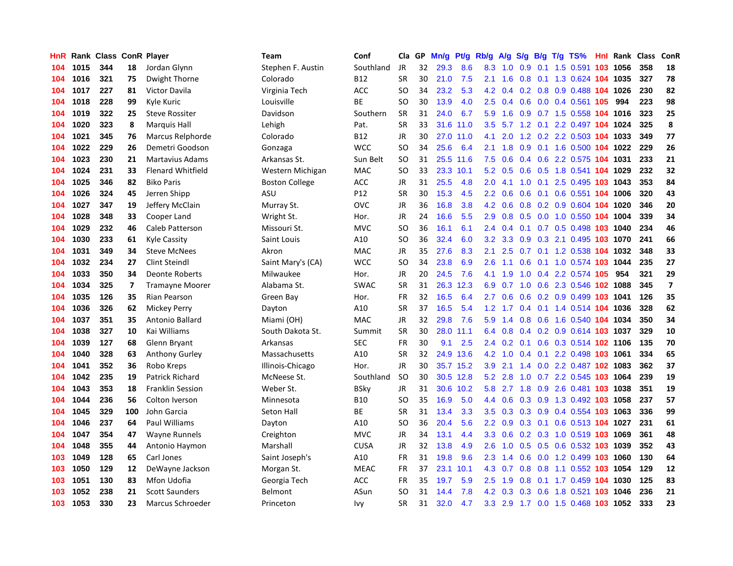| HnR | Rank | Class | ConR | Player | Team | Conf | Cla | GP | Mn/g | Pt/g | Rb/g | A/g | S/g | B/g | T/g | TS% | HnI | Rank | Class | ConR |
|---|---|---|---|---|---|---|---|---|---|---|---|---|---|---|---|---|---|---|---|---|
| 104 | 1015 | 344 | 18 | Jordan Glynn | Stephen F. Austin | Southland | JR | 32 | 29.3 | 8.6 | 8.3 | 1.0 | 0.9 | 0.1 | 1.5 | 0.591 | 103 | 1056 | 358 | 18 |
| 104 | 1016 | 321 | 75 | Dwight Thorne | Colorado | B12 | SR | 30 | 21.0 | 7.5 | 2.1 | 1.6 | 0.8 | 0.1 | 1.3 | 0.624 | 104 | 1035 | 327 | 78 |
| 104 | 1017 | 227 | 81 | Victor Davila | Virginia Tech | ACC | SO | 34 | 23.2 | 5.3 | 4.2 | 0.4 | 0.2 | 0.8 | 0.9 | 0.488 | 104 | 1026 | 230 | 82 |
| 104 | 1018 | 228 | 99 | Kyle Kuric | Louisville | BE | SO | 30 | 13.9 | 4.0 | 2.5 | 0.4 | 0.6 | 0.0 | 0.4 | 0.561 | 105 | 994 | 223 | 98 |
| 104 | 1019 | 322 | 25 | Steve Rossiter | Davidson | Southern | SR | 31 | 24.0 | 6.7 | 5.9 | 1.6 | 0.9 | 0.7 | 1.5 | 0.558 | 104 | 1016 | 323 | 25 |
| 104 | 1020 | 323 | 8 | Marquis Hall | Lehigh | Pat. | SR | 33 | 31.6 | 11.0 | 3.5 | 5.7 | 1.2 | 0.1 | 2.2 | 0.497 | 104 | 1024 | 325 | 8 |
| 104 | 1021 | 345 | 76 | Marcus Relphorde | Colorado | B12 | JR | 30 | 27.0 | 11.0 | 4.1 | 2.0 | 1.2 | 0.2 | 2.2 | 0.503 | 104 | 1033 | 349 | 77 |
| 104 | 1022 | 229 | 26 | Demetri Goodson | Gonzaga | WCC | SO | 34 | 25.6 | 6.4 | 2.1 | 1.8 | 0.9 | 0.1 | 1.6 | 0.500 | 104 | 1022 | 229 | 26 |
| 104 | 1023 | 230 | 21 | Martavius Adams | Arkansas St. | Sun Belt | SO | 31 | 25.5 | 11.6 | 7.5 | 0.6 | 0.4 | 0.6 | 2.2 | 0.575 | 104 | 1031 | 233 | 21 |
| 104 | 1024 | 231 | 33 | Flenard Whitfield | Western Michigan | MAC | SO | 33 | 23.3 | 10.1 | 5.2 | 0.5 | 0.6 | 0.5 | 1.8 | 0.541 | 104 | 1029 | 232 | 32 |
| 104 | 1025 | 346 | 82 | Biko Paris | Boston College | ACC | JR | 31 | 25.5 | 4.8 | 2.0 | 4.1 | 1.0 | 0.1 | 2.5 | 0.495 | 103 | 1043 | 353 | 84 |
| 104 | 1026 | 324 | 45 | Jerren Shipp | ASU | P12 | SR | 30 | 15.3 | 4.5 | 2.2 | 0.6 | 0.6 | 0.1 | 0.6 | 0.551 | 104 | 1006 | 320 | 43 |
| 104 | 1027 | 347 | 19 | Jeffery McClain | Murray St. | OVC | JR | 36 | 16.8 | 3.8 | 4.2 | 0.6 | 0.8 | 0.2 | 0.9 | 0.604 | 104 | 1020 | 346 | 20 |
| 104 | 1028 | 348 | 33 | Cooper Land | Wright St. | Hor. | JR | 24 | 16.6 | 5.5 | 2.9 | 0.8 | 0.5 | 0.0 | 1.0 | 0.550 | 104 | 1004 | 339 | 34 |
| 104 | 1029 | 232 | 46 | Caleb Patterson | Missouri St. | MVC | SO | 36 | 16.1 | 6.1 | 2.4 | 0.4 | 0.1 | 0.7 | 0.5 | 0.498 | 103 | 1040 | 234 | 46 |
| 104 | 1030 | 233 | 61 | Kyle Cassity | Saint Louis | A10 | SO | 36 | 32.4 | 6.0 | 3.2 | 3.3 | 0.9 | 0.3 | 2.1 | 0.495 | 103 | 1070 | 241 | 66 |
| 104 | 1031 | 349 | 34 | Steve McNees | Akron | MAC | JR | 35 | 27.6 | 8.3 | 2.1 | 2.5 | 0.7 | 0.1 | 1.2 | 0.538 | 104 | 1032 | 348 | 33 |
| 104 | 1032 | 234 | 27 | Clint Steindl | Saint Mary's (CA) | WCC | SO | 34 | 23.8 | 6.9 | 2.6 | 1.1 | 0.6 | 0.1 | 1.0 | 0.574 | 103 | 1044 | 235 | 27 |
| 104 | 1033 | 350 | 34 | Deonte Roberts | Milwaukee | Hor. | JR | 20 | 24.5 | 7.6 | 4.1 | 1.9 | 1.0 | 0.4 | 2.2 | 0.574 | 105 | 954 | 321 | 29 |
| 104 | 1034 | 325 | 7 | Tramayne Moorer | Alabama St. | SWAC | SR | 31 | 26.3 | 12.3 | 6.9 | 0.7 | 1.0 | 0.6 | 2.3 | 0.546 | 102 | 1088 | 345 | 7 |
| 104 | 1035 | 126 | 35 | Rian Pearson | Green Bay | Hor. | FR | 32 | 16.5 | 6.4 | 2.7 | 0.6 | 0.6 | 0.2 | 0.9 | 0.499 | 103 | 1041 | 126 | 35 |
| 104 | 1036 | 326 | 62 | Mickey Perry | Dayton | A10 | SR | 37 | 16.5 | 5.4 | 1.2 | 1.7 | 0.4 | 0.1 | 1.4 | 0.514 | 104 | 1036 | 328 | 62 |
| 104 | 1037 | 351 | 35 | Antonio Ballard | Miami (OH) | MAC | JR | 32 | 29.8 | 7.6 | 5.9 | 1.4 | 0.8 | 0.6 | 1.6 | 0.540 | 104 | 1034 | 350 | 34 |
| 104 | 1038 | 327 | 10 | Kai Williams | South Dakota St. | Summit | SR | 30 | 28.0 | 11.1 | 6.4 | 0.8 | 0.4 | 0.2 | 0.9 | 0.614 | 103 | 1037 | 329 | 10 |
| 104 | 1039 | 127 | 68 | Glenn Bryant | Arkansas | SEC | FR | 30 | 9.1 | 2.5 | 2.4 | 0.2 | 0.1 | 0.6 | 0.3 | 0.514 | 102 | 1106 | 135 | 70 |
| 104 | 1040 | 328 | 63 | Anthony Gurley | Massachusetts | A10 | SR | 32 | 24.9 | 13.6 | 4.2 | 1.0 | 0.4 | 0.1 | 2.2 | 0.498 | 103 | 1061 | 334 | 65 |
| 104 | 1041 | 352 | 36 | Robo Kreps | Illinois-Chicago | Hor. | JR | 30 | 35.7 | 15.2 | 3.9 | 2.1 | 1.4 | 0.0 | 2.2 | 0.487 | 102 | 1083 | 362 | 37 |
| 104 | 1042 | 235 | 19 | Patrick Richard | McNeese St. | Southland | SO | 30 | 30.5 | 12.8 | 5.2 | 2.8 | 1.0 | 0.7 | 2.2 | 0.545 | 103 | 1064 | 239 | 19 |
| 104 | 1043 | 353 | 18 | Franklin Session | Weber St. | BSky | JR | 31 | 30.6 | 10.2 | 5.8 | 2.7 | 1.8 | 0.9 | 2.6 | 0.481 | 103 | 1038 | 351 | 19 |
| 104 | 1044 | 236 | 56 | Colton Iverson | Minnesota | B10 | SO | 35 | 16.9 | 5.0 | 4.4 | 0.6 | 0.3 | 0.9 | 1.3 | 0.492 | 103 | 1058 | 237 | 57 |
| 104 | 1045 | 329 | 100 | John Garcia | Seton Hall | BE | SR | 31 | 13.4 | 3.3 | 3.5 | 0.3 | 0.3 | 0.9 | 0.4 | 0.554 | 103 | 1063 | 336 | 99 |
| 104 | 1046 | 237 | 64 | Paul Williams | Dayton | A10 | SO | 36 | 20.4 | 5.6 | 2.2 | 0.9 | 0.3 | 0.1 | 0.6 | 0.513 | 104 | 1027 | 231 | 61 |
| 104 | 1047 | 354 | 47 | Wayne Runnels | Creighton | MVC | JR | 34 | 13.1 | 4.4 | 3.3 | 0.6 | 0.2 | 0.3 | 1.0 | 0.519 | 103 | 1069 | 361 | 48 |
| 104 | 1048 | 355 | 44 | Antonio Haymon | Marshall | CUSA | JR | 32 | 13.8 | 4.9 | 2.6 | 1.0 | 0.5 | 0.5 | 0.6 | 0.532 | 103 | 1039 | 352 | 43 |
| 103 | 1049 | 128 | 65 | Carl Jones | Saint Joseph's | A10 | FR | 31 | 19.8 | 9.6 | 2.3 | 1.4 | 0.6 | 0.0 | 1.2 | 0.499 | 103 | 1060 | 130 | 64 |
| 103 | 1050 | 129 | 12 | DeWayne Jackson | Morgan St. | MEAC | FR | 37 | 23.1 | 10.1 | 4.3 | 0.7 | 0.8 | 0.8 | 1.1 | 0.552 | 103 | 1054 | 129 | 12 |
| 103 | 1051 | 130 | 83 | Mfon Udofia | Georgia Tech | ACC | FR | 35 | 19.7 | 5.9 | 2.5 | 1.9 | 0.8 | 0.1 | 1.7 | 0.459 | 104 | 1030 | 125 | 83 |
| 103 | 1052 | 238 | 21 | Scott Saunders | Belmont | ASun | SO | 31 | 14.4 | 7.8 | 4.2 | 0.3 | 0.3 | 0.6 | 1.8 | 0.521 | 103 | 1046 | 236 | 21 |
| 103 | 1053 | 330 | 23 | Marcus Schroeder | Princeton | Ivy | SR | 31 | 32.0 | 4.7 | 3.3 | 2.9 | 1.7 | 0.0 | 1.5 | 0.468 | 103 | 1052 | 333 | 23 |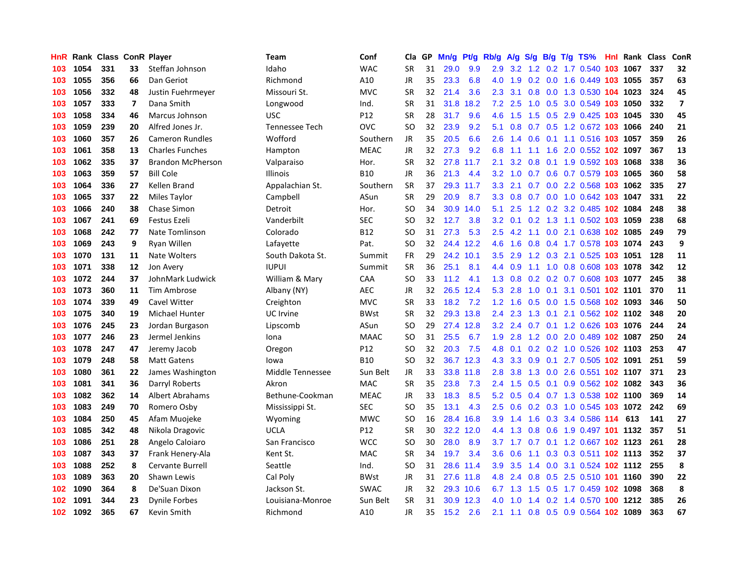| HnR | Rank | Class | ConR | Player | Team | Conf | Cla | GP | Mn/g | Pt/g | Rb/g | A/g | S/g | B/g | T/g | TS% | HnI | Rank | Class | ConR |
|---|---|---|---|---|---|---|---|---|---|---|---|---|---|---|---|---|---|---|---|---|
| 103 | 1054 | 331 | 33 | Steffan Johnson | Idaho | WAC | SR | 31 | 29.0 | 9.9 | 2.9 | 3.2 | 1.2 | 0.2 | 1.7 | 0.540 | 103 | 1067 | 337 | 32 |
| 103 | 1055 | 356 | 66 | Dan Geriot | Richmond | A10 | JR | 35 | 23.3 | 6.8 | 4.0 | 1.9 | 0.2 | 0.0 | 1.6 | 0.449 | 103 | 1055 | 357 | 63 |
| 103 | 1056 | 332 | 48 | Justin Fuehrmeyer | Missouri St. | MVC | SR | 32 | 21.4 | 3.6 | 2.3 | 3.1 | 0.8 | 0.0 | 1.3 | 0.530 | 104 | 1023 | 324 | 45 |
| 103 | 1057 | 333 | 7 | Dana Smith | Longwood | Ind. | SR | 31 | 31.8 | 18.2 | 7.2 | 2.5 | 1.0 | 0.5 | 3.0 | 0.549 | 103 | 1050 | 332 | 7 |
| 103 | 1058 | 334 | 46 | Marcus Johnson | USC | P12 | SR | 28 | 31.7 | 9.6 | 4.6 | 1.5 | 1.5 | 0.5 | 2.9 | 0.425 | 103 | 1045 | 330 | 45 |
| 103 | 1059 | 239 | 20 | Alfred Jones Jr. | Tennessee Tech | OVC | SO | 32 | 23.9 | 9.2 | 5.1 | 0.8 | 0.7 | 0.5 | 1.2 | 0.672 | 103 | 1066 | 240 | 21 |
| 103 | 1060 | 357 | 26 | Cameron Rundles | Wofford | Southern | JR | 35 | 20.5 | 6.6 | 2.6 | 1.4 | 0.6 | 0.1 | 1.1 | 0.516 | 103 | 1057 | 359 | 26 |
| 103 | 1061 | 358 | 13 | Charles Funches | Hampton | MEAC | JR | 32 | 27.3 | 9.2 | 6.8 | 1.1 | 1.1 | 1.6 | 2.0 | 0.552 | 102 | 1097 | 367 | 13 |
| 103 | 1062 | 335 | 37 | Brandon McPherson | Valparaiso | Hor. | SR | 32 | 27.8 | 11.7 | 2.1 | 3.2 | 0.8 | 0.1 | 1.9 | 0.592 | 103 | 1068 | 338 | 36 |
| 103 | 1063 | 359 | 57 | Bill Cole | Illinois | B10 | JR | 36 | 21.3 | 4.4 | 3.2 | 1.0 | 0.7 | 0.6 | 0.7 | 0.579 | 103 | 1065 | 360 | 58 |
| 103 | 1064 | 336 | 27 | Kellen Brand | Appalachian St. | Southern | SR | 37 | 29.3 | 11.7 | 3.3 | 2.1 | 0.7 | 0.0 | 2.2 | 0.568 | 103 | 1062 | 335 | 27 |
| 103 | 1065 | 337 | 22 | Miles Taylor | Campbell | ASun | SR | 29 | 20.9 | 8.7 | 3.3 | 0.8 | 0.7 | 0.0 | 1.0 | 0.642 | 103 | 1047 | 331 | 22 |
| 103 | 1066 | 240 | 38 | Chase Simon | Detroit | Hor. | SO | 34 | 30.9 | 14.0 | 5.1 | 2.5 | 1.2 | 0.2 | 3.2 | 0.485 | 102 | 1084 | 248 | 38 |
| 103 | 1067 | 241 | 69 | Festus Ezeli | Vanderbilt | SEC | SO | 32 | 12.7 | 3.8 | 3.2 | 0.1 | 0.2 | 1.3 | 1.1 | 0.502 | 103 | 1059 | 238 | 68 |
| 103 | 1068 | 242 | 77 | Nate Tomlinson | Colorado | B12 | SO | 31 | 27.3 | 5.3 | 2.5 | 4.2 | 1.1 | 0.0 | 2.1 | 0.638 | 102 | 1085 | 249 | 79 |
| 103 | 1069 | 243 | 9 | Ryan Willen | Lafayette | Pat. | SO | 32 | 24.4 | 12.2 | 4.6 | 1.6 | 0.8 | 0.4 | 1.7 | 0.578 | 103 | 1074 | 243 | 9 |
| 103 | 1070 | 131 | 11 | Nate Wolters | South Dakota St. | Summit | FR | 29 | 24.2 | 10.1 | 3.5 | 2.9 | 1.2 | 0.3 | 2.1 | 0.525 | 103 | 1051 | 128 | 11 |
| 103 | 1071 | 338 | 12 | Jon Avery | IUPUI | Summit | SR | 36 | 25.1 | 8.1 | 4.4 | 0.9 | 1.1 | 1.0 | 0.8 | 0.608 | 103 | 1078 | 342 | 12 |
| 103 | 1072 | 244 | 37 | JohnMark Ludwick | William & Mary | CAA | SO | 33 | 11.2 | 4.1 | 1.3 | 0.8 | 0.2 | 0.2 | 0.7 | 0.608 | 103 | 1077 | 245 | 38 |
| 103 | 1073 | 360 | 11 | Tim Ambrose | Albany (NY) | AEC | JR | 32 | 26.5 | 12.4 | 5.3 | 2.8 | 1.0 | 0.1 | 3.1 | 0.501 | 102 | 1101 | 370 | 11 |
| 103 | 1074 | 339 | 49 | Cavel Witter | Creighton | MVC | SR | 33 | 18.2 | 7.2 | 1.2 | 1.6 | 0.5 | 0.0 | 1.5 | 0.568 | 102 | 1093 | 346 | 50 |
| 103 | 1075 | 340 | 19 | Michael Hunter | UC Irvine | BWst | SR | 32 | 29.3 | 13.8 | 2.4 | 2.3 | 1.3 | 0.1 | 2.1 | 0.562 | 102 | 1102 | 348 | 20 |
| 103 | 1076 | 245 | 23 | Jordan Burgason | Lipscomb | ASun | SO | 29 | 27.4 | 12.8 | 3.2 | 2.4 | 0.7 | 0.1 | 1.2 | 0.626 | 103 | 1076 | 244 | 24 |
| 103 | 1077 | 246 | 23 | Jermel Jenkins | Iona | MAAC | SO | 31 | 25.5 | 6.7 | 1.9 | 2.8 | 1.2 | 0.0 | 2.0 | 0.489 | 102 | 1087 | 250 | 24 |
| 103 | 1078 | 247 | 47 | Jeremy Jacob | Oregon | P12 | SO | 32 | 20.3 | 7.5 | 4.8 | 0.1 | 0.2 | 0.2 | 1.0 | 0.526 | 102 | 1103 | 253 | 47 |
| 103 | 1079 | 248 | 58 | Matt Gatens | Iowa | B10 | SO | 32 | 36.7 | 12.3 | 4.3 | 3.3 | 0.9 | 0.1 | 2.7 | 0.505 | 102 | 1091 | 251 | 59 |
| 103 | 1080 | 361 | 22 | James Washington | Middle Tennessee | Sun Belt | JR | 33 | 33.8 | 11.8 | 2.8 | 3.8 | 1.3 | 0.0 | 2.6 | 0.551 | 102 | 1107 | 371 | 23 |
| 103 | 1081 | 341 | 36 | Darryl Roberts | Akron | MAC | SR | 35 | 23.8 | 7.3 | 2.4 | 1.5 | 0.5 | 0.1 | 0.9 | 0.562 | 102 | 1082 | 343 | 36 |
| 103 | 1082 | 362 | 14 | Albert Abrahams | Bethune-Cookman | MEAC | JR | 33 | 18.3 | 8.5 | 5.2 | 0.5 | 0.4 | 0.7 | 1.3 | 0.538 | 102 | 1100 | 369 | 14 |
| 103 | 1083 | 249 | 70 | Romero Osby | Mississippi St. | SEC | SO | 35 | 13.1 | 4.3 | 2.5 | 0.6 | 0.2 | 0.3 | 1.0 | 0.545 | 103 | 1072 | 242 | 69 |
| 103 | 1084 | 250 | 45 | Afam Muojeke | Wyoming | MWC | SO | 16 | 28.4 | 16.8 | 3.9 | 1.4 | 1.6 | 0.3 | 3.4 | 0.586 | 114 | 613 | 141 | 27 |
| 103 | 1085 | 342 | 48 | Nikola Dragovic | UCLA | P12 | SR | 30 | 32.2 | 12.0 | 4.4 | 1.3 | 0.8 | 0.6 | 1.9 | 0.497 | 101 | 1132 | 357 | 51 |
| 103 | 1086 | 251 | 28 | Angelo Caloiaro | San Francisco | WCC | SO | 30 | 28.0 | 8.9 | 3.7 | 1.7 | 0.7 | 0.1 | 1.2 | 0.667 | 102 | 1123 | 261 | 28 |
| 103 | 1087 | 343 | 37 | Frank Henery-Ala | Kent St. | MAC | SR | 34 | 19.7 | 3.4 | 3.6 | 0.6 | 1.1 | 0.3 | 0.3 | 0.511 | 102 | 1113 | 352 | 37 |
| 103 | 1088 | 252 | 8 | Cervante Burrell | Seattle | Ind. | SO | 31 | 28.6 | 11.4 | 3.9 | 3.5 | 1.4 | 0.0 | 3.1 | 0.524 | 102 | 1112 | 255 | 8 |
| 103 | 1089 | 363 | 20 | Shawn Lewis | Cal Poly | BWst | JR | 31 | 27.6 | 11.8 | 4.8 | 2.4 | 0.8 | 0.5 | 2.5 | 0.510 | 101 | 1160 | 390 | 22 |
| 102 | 1090 | 364 | 8 | De'Suan Dixon | Jackson St. | SWAC | JR | 32 | 29.3 | 10.6 | 6.7 | 1.3 | 1.5 | 0.5 | 1.7 | 0.459 | 102 | 1098 | 368 | 8 |
| 102 | 1091 | 344 | 23 | Dynile Forbes | Louisiana-Monroe | Sun Belt | SR | 31 | 30.9 | 12.3 | 4.0 | 1.0 | 1.4 | 0.2 | 1.4 | 0.570 | 100 | 1212 | 385 | 26 |
| 102 | 1092 | 365 | 67 | Kevin Smith | Richmond | A10 | JR | 35 | 15.2 | 2.6 | 2.1 | 1.1 | 0.8 | 0.5 | 0.9 | 0.564 | 102 | 1089 | 363 | 67 |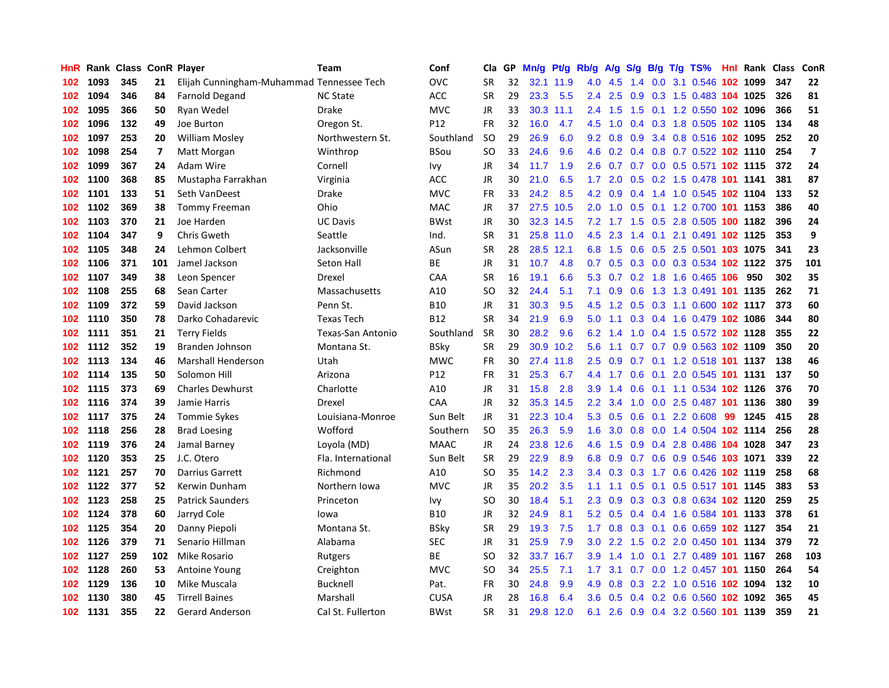| HnR | Rank | Class | ConR | Player | Team | Conf | Cla | GP | Mn/g | Pt/g | Rb/g | A/g | S/g | B/g | T/g | TS% | HnI | Rank | Class | ConR |
|---|---|---|---|---|---|---|---|---|---|---|---|---|---|---|---|---|---|---|---|---|
| 102 | 1093 | 345 | 21 | Elijah Cunningham-Muhammad | Tennessee Tech | OVC | SR | 32 | 32.1 | 11.9 | 4.0 | 4.5 | 1.4 | 0.0 | 3.1 | 0.546 | 102 | 1099 | 347 | 22 |
| 102 | 1094 | 346 | 84 | Farnold Degand | NC State | ACC | SR | 29 | 23.3 | 5.5 | 2.4 | 2.5 | 0.9 | 0.3 | 1.5 | 0.483 | 104 | 1025 | 326 | 81 |
| 102 | 1095 | 366 | 50 | Ryan Wedel | Drake | MVC | JR | 33 | 30.3 | 11.1 | 2.4 | 1.5 | 1.5 | 0.1 | 1.2 | 0.550 | 102 | 1096 | 366 | 51 |
| 102 | 1096 | 132 | 49 | Joe Burton | Oregon St. | P12 | FR | 32 | 16.0 | 4.7 | 4.5 | 1.0 | 0.4 | 0.3 | 1.8 | 0.505 | 102 | 1105 | 134 | 48 |
| 102 | 1097 | 253 | 20 | William Mosley | Northwestern St. | Southland | SO | 29 | 26.9 | 6.0 | 9.2 | 0.8 | 0.9 | 3.4 | 0.8 | 0.516 | 102 | 1095 | 252 | 20 |
| 102 | 1098 | 254 | 7 | Matt Morgan | Winthrop | BSou | SO | 33 | 24.6 | 9.6 | 4.6 | 0.2 | 0.4 | 0.8 | 0.7 | 0.522 | 102 | 1110 | 254 | 7 |
| 102 | 1099 | 367 | 24 | Adam Wire | Cornell | Ivy | JR | 34 | 11.7 | 1.9 | 2.6 | 0.7 | 0.7 | 0.0 | 0.5 | 0.571 | 102 | 1115 | 372 | 24 |
| 102 | 1100 | 368 | 85 | Mustapha Farrakhan | Virginia | ACC | JR | 30 | 21.0 | 6.5 | 1.7 | 2.0 | 0.5 | 0.2 | 1.5 | 0.478 | 101 | 1141 | 381 | 87 |
| 102 | 1101 | 133 | 51 | Seth VanDeest | Drake | MVC | FR | 33 | 24.2 | 8.5 | 4.2 | 0.9 | 0.4 | 1.4 | 1.0 | 0.545 | 102 | 1104 | 133 | 52 |
| 102 | 1102 | 369 | 38 | Tommy Freeman | Ohio | MAC | JR | 37 | 27.5 | 10.5 | 2.0 | 1.0 | 0.5 | 0.1 | 1.2 | 0.700 | 101 | 1153 | 386 | 40 |
| 102 | 1103 | 370 | 21 | Joe Harden | UC Davis | BWst | JR | 30 | 32.3 | 14.5 | 7.2 | 1.7 | 1.5 | 0.5 | 2.8 | 0.505 | 100 | 1182 | 396 | 24 |
| 102 | 1104 | 347 | 9 | Chris Gweth | Seattle | Ind. | SR | 31 | 25.8 | 11.0 | 4.5 | 2.3 | 1.4 | 0.1 | 2.1 | 0.491 | 102 | 1125 | 353 | 9 |
| 102 | 1105 | 348 | 24 | Lehmon Colbert | Jacksonville | ASun | SR | 28 | 28.5 | 12.1 | 6.8 | 1.5 | 0.6 | 0.5 | 2.5 | 0.501 | 103 | 1075 | 341 | 23 |
| 102 | 1106 | 371 | 101 | Jamel Jackson | Seton Hall | BE | JR | 31 | 10.7 | 4.8 | 0.7 | 0.5 | 0.3 | 0.0 | 0.3 | 0.534 | 102 | 1122 | 375 | 101 |
| 102 | 1107 | 349 | 38 | Leon Spencer | Drexel | CAA | SR | 16 | 19.1 | 6.6 | 5.3 | 0.7 | 0.2 | 1.8 | 1.6 | 0.465 | 106 | 950 | 302 | 35 |
| 102 | 1108 | 255 | 68 | Sean Carter | Massachusetts | A10 | SO | 32 | 24.4 | 5.1 | 7.1 | 0.9 | 0.6 | 1.3 | 1.3 | 0.491 | 101 | 1135 | 262 | 71 |
| 102 | 1109 | 372 | 59 | David Jackson | Penn St. | B10 | JR | 31 | 30.3 | 9.5 | 4.5 | 1.2 | 0.5 | 0.3 | 1.1 | 0.600 | 102 | 1117 | 373 | 60 |
| 102 | 1110 | 350 | 78 | Darko Cohadarevic | Texas Tech | B12 | SR | 34 | 21.9 | 6.9 | 5.0 | 1.1 | 0.3 | 0.4 | 1.6 | 0.479 | 102 | 1086 | 344 | 80 |
| 102 | 1111 | 351 | 21 | Terry Fields | Texas-San Antonio | Southland | SR | 30 | 28.2 | 9.6 | 6.2 | 1.4 | 1.0 | 0.4 | 1.5 | 0.572 | 102 | 1128 | 355 | 22 |
| 102 | 1112 | 352 | 19 | Branden Johnson | Montana St. | BSky | SR | 29 | 30.9 | 10.2 | 5.6 | 1.1 | 0.7 | 0.7 | 0.9 | 0.563 | 102 | 1109 | 350 | 20 |
| 102 | 1113 | 134 | 46 | Marshall Henderson | Utah | MWC | FR | 30 | 27.4 | 11.8 | 2.5 | 0.9 | 0.7 | 0.1 | 1.2 | 0.518 | 101 | 1137 | 138 | 46 |
| 102 | 1114 | 135 | 50 | Solomon Hill | Arizona | P12 | FR | 31 | 25.3 | 6.7 | 4.4 | 1.7 | 0.6 | 0.1 | 2.0 | 0.545 | 101 | 1131 | 137 | 50 |
| 102 | 1115 | 373 | 69 | Charles Dewhurst | Charlotte | A10 | JR | 31 | 15.8 | 2.8 | 3.9 | 1.4 | 0.6 | 0.1 | 1.1 | 0.534 | 102 | 1126 | 376 | 70 |
| 102 | 1116 | 374 | 39 | Jamie Harris | Drexel | CAA | JR | 32 | 35.3 | 14.5 | 2.2 | 3.4 | 1.0 | 0.0 | 2.5 | 0.487 | 101 | 1136 | 380 | 39 |
| 102 | 1117 | 375 | 24 | Tommie Sykes | Louisiana-Monroe | Sun Belt | JR | 31 | 22.3 | 10.4 | 5.3 | 0.5 | 0.6 | 0.1 | 2.2 | 0.608 | 99 | 1245 | 415 | 28 |
| 102 | 1118 | 256 | 28 | Brad Loesing | Wofford | Southern | SO | 35 | 26.3 | 5.9 | 1.6 | 3.0 | 0.8 | 0.0 | 1.4 | 0.504 | 102 | 1114 | 256 | 28 |
| 102 | 1119 | 376 | 24 | Jamal Barney | Loyola (MD) | MAAC | JR | 24 | 23.8 | 12.6 | 4.6 | 1.5 | 0.9 | 0.4 | 2.8 | 0.486 | 104 | 1028 | 347 | 23 |
| 102 | 1120 | 353 | 25 | J.C. Otero | Fla. International | Sun Belt | SR | 29 | 22.9 | 8.9 | 6.8 | 0.9 | 0.7 | 0.6 | 0.9 | 0.546 | 103 | 1071 | 339 | 22 |
| 102 | 1121 | 257 | 70 | Darrius Garrett | Richmond | A10 | SO | 35 | 14.2 | 2.3 | 3.4 | 0.3 | 0.3 | 1.7 | 0.6 | 0.426 | 102 | 1119 | 258 | 68 |
| 102 | 1122 | 377 | 52 | Kerwin Dunham | Northern Iowa | MVC | JR | 35 | 20.2 | 3.5 | 1.1 | 1.1 | 0.5 | 0.1 | 0.5 | 0.517 | 101 | 1145 | 383 | 53 |
| 102 | 1123 | 258 | 25 | Patrick Saunders | Princeton | Ivy | SO | 30 | 18.4 | 5.1 | 2.3 | 0.9 | 0.3 | 0.3 | 0.8 | 0.634 | 102 | 1120 | 259 | 25 |
| 102 | 1124 | 378 | 60 | Jarryd Cole | Iowa | B10 | JR | 32 | 24.9 | 8.1 | 5.2 | 0.5 | 0.4 | 0.4 | 1.6 | 0.584 | 101 | 1133 | 378 | 61 |
| 102 | 1125 | 354 | 20 | Danny Piepoli | Montana St. | BSky | SR | 29 | 19.3 | 7.5 | 1.7 | 0.8 | 0.3 | 0.1 | 0.6 | 0.659 | 102 | 1127 | 354 | 21 |
| 102 | 1126 | 379 | 71 | Senario Hillman | Alabama | SEC | JR | 31 | 25.9 | 7.9 | 3.0 | 2.2 | 1.5 | 0.2 | 2.0 | 0.450 | 101 | 1134 | 379 | 72 |
| 102 | 1127 | 259 | 102 | Mike Rosario | Rutgers | BE | SO | 32 | 33.7 | 16.7 | 3.9 | 1.4 | 1.0 | 0.1 | 2.7 | 0.489 | 101 | 1167 | 268 | 103 |
| 102 | 1128 | 260 | 53 | Antoine Young | Creighton | MVC | SO | 34 | 25.5 | 7.1 | 1.7 | 3.1 | 0.7 | 0.0 | 1.2 | 0.457 | 101 | 1150 | 264 | 54 |
| 102 | 1129 | 136 | 10 | Mike Muscala | Bucknell | Pat. | FR | 30 | 24.8 | 9.9 | 4.9 | 0.8 | 0.3 | 2.2 | 1.0 | 0.516 | 102 | 1094 | 132 | 10 |
| 102 | 1130 | 380 | 45 | Tirrell Baines | Marshall | CUSA | JR | 28 | 16.8 | 6.4 | 3.6 | 0.5 | 0.4 | 0.2 | 0.6 | 0.560 | 102 | 1092 | 365 | 45 |
| 102 | 1131 | 355 | 22 | Gerard Anderson | Cal St. Fullerton | BWst | SR | 31 | 29.8 | 12.0 | 6.1 | 2.6 | 0.9 | 0.4 | 3.2 | 0.560 | 101 | 1139 | 359 | 21 |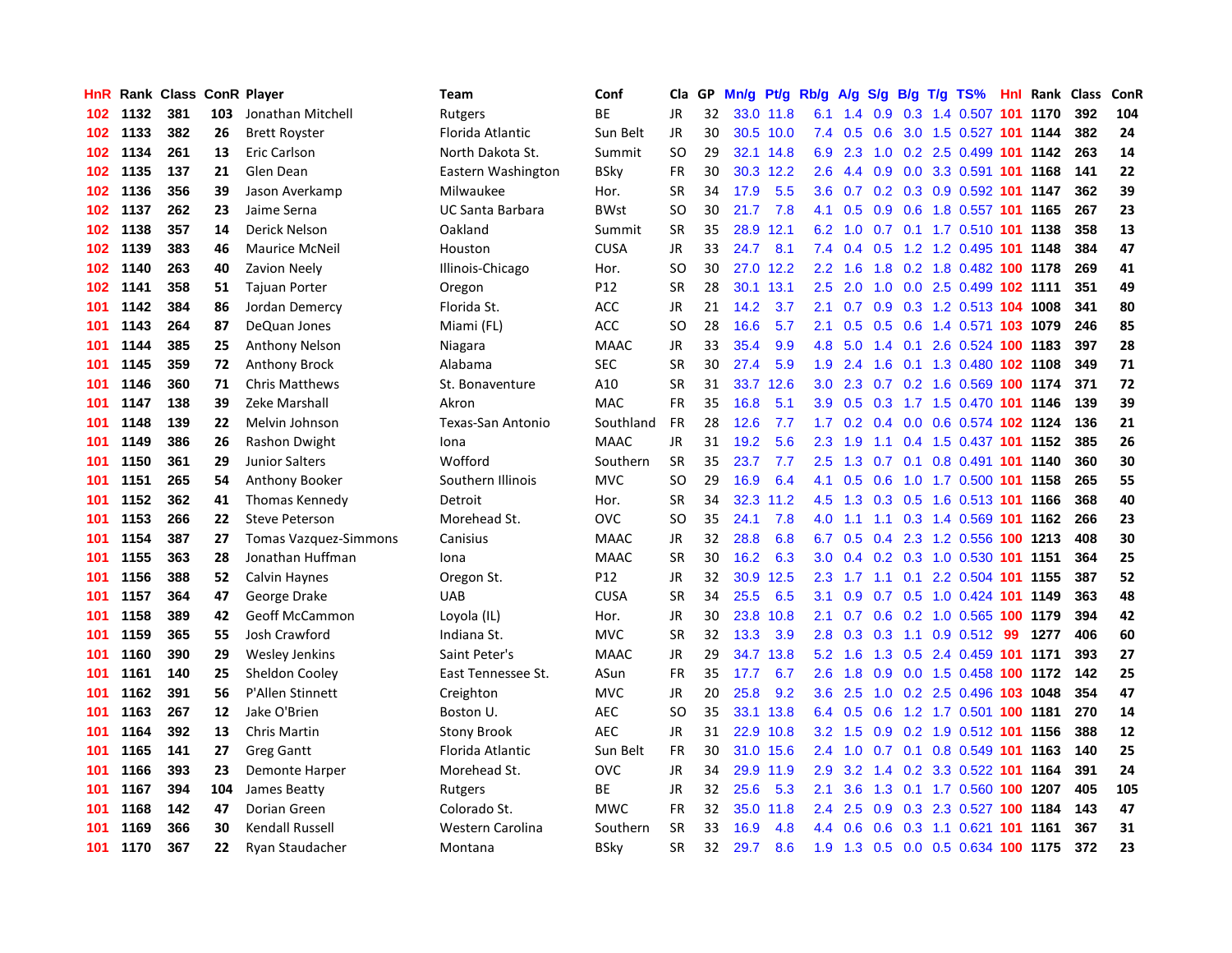| HnR | Rank | Class | ConR | Player | Team | Conf | Cla | GP | Mn/g | Pt/g | Rb/g | A/g | S/g | B/g | T/g | TS% | HnI | Rank | Class | ConR |
|---|---|---|---|---|---|---|---|---|---|---|---|---|---|---|---|---|---|---|---|---|
| 102 | 1132 | 381 | 103 | Jonathan Mitchell | Rutgers | BE | JR | 32 | 33.0 | 11.8 | 6.1 | 1.4 | 0.9 | 0.3 | 1.4 | 0.507 | 101 | 1170 | 392 | 104 |
| 102 | 1133 | 382 | 26 | Brett Royster | Florida Atlantic | Sun Belt | JR | 30 | 30.5 | 10.0 | 7.4 | 0.5 | 0.6 | 3.0 | 1.5 | 0.527 | 101 | 1144 | 382 | 24 |
| 102 | 1134 | 261 | 13 | Eric Carlson | North Dakota St. | Summit | SO | 29 | 32.1 | 14.8 | 6.9 | 2.3 | 1.0 | 0.2 | 2.5 | 0.499 | 101 | 1142 | 263 | 14 |
| 102 | 1135 | 137 | 21 | Glen Dean | Eastern Washington | BSky | FR | 30 | 30.3 | 12.2 | 2.6 | 4.4 | 0.9 | 0.0 | 3.3 | 0.591 | 101 | 1168 | 141 | 22 |
| 102 | 1136 | 356 | 39 | Jason Averkamp | Milwaukee | Hor. | SR | 34 | 17.9 | 5.5 | 3.6 | 0.7 | 0.2 | 0.3 | 0.9 | 0.592 | 101 | 1147 | 362 | 39 |
| 102 | 1137 | 262 | 23 | Jaime Serna | UC Santa Barbara | BWst | SO | 30 | 21.7 | 7.8 | 4.1 | 0.5 | 0.9 | 0.6 | 1.8 | 0.557 | 101 | 1165 | 267 | 23 |
| 102 | 1138 | 357 | 14 | Derick Nelson | Oakland | Summit | SR | 35 | 28.9 | 12.1 | 6.2 | 1.0 | 0.7 | 0.1 | 1.7 | 0.510 | 101 | 1138 | 358 | 13 |
| 102 | 1139 | 383 | 46 | Maurice McNeil | Houston | CUSA | JR | 33 | 24.7 | 8.1 | 7.4 | 0.4 | 0.5 | 1.2 | 1.2 | 0.495 | 101 | 1148 | 384 | 47 |
| 102 | 1140 | 263 | 40 | Zavion Neely | Illinois-Chicago | Hor. | SO | 30 | 27.0 | 12.2 | 2.2 | 1.6 | 1.8 | 0.2 | 1.8 | 0.482 | 100 | 1178 | 269 | 41 |
| 102 | 1141 | 358 | 51 | Tajuan Porter | Oregon | P12 | SR | 28 | 30.1 | 13.1 | 2.5 | 2.0 | 1.0 | 0.0 | 2.5 | 0.499 | 102 | 1111 | 351 | 49 |
| 101 | 1142 | 384 | 86 | Jordan Demercy | Florida St. | ACC | JR | 21 | 14.2 | 3.7 | 2.1 | 0.7 | 0.9 | 0.3 | 1.2 | 0.513 | 104 | 1008 | 341 | 80 |
| 101 | 1143 | 264 | 87 | DeQuan Jones | Miami (FL) | ACC | SO | 28 | 16.6 | 5.7 | 2.1 | 0.5 | 0.5 | 0.6 | 1.4 | 0.571 | 103 | 1079 | 246 | 85 |
| 101 | 1144 | 385 | 25 | Anthony Nelson | Niagara | MAAC | JR | 33 | 35.4 | 9.9 | 4.8 | 5.0 | 1.4 | 0.1 | 2.6 | 0.524 | 100 | 1183 | 397 | 28 |
| 101 | 1145 | 359 | 72 | Anthony Brock | Alabama | SEC | SR | 30 | 27.4 | 5.9 | 1.9 | 2.4 | 1.6 | 0.1 | 1.3 | 0.480 | 102 | 1108 | 349 | 71 |
| 101 | 1146 | 360 | 71 | Chris Matthews | St. Bonaventure | A10 | SR | 31 | 33.7 | 12.6 | 3.0 | 2.3 | 0.7 | 0.2 | 1.6 | 0.569 | 100 | 1174 | 371 | 72 |
| 101 | 1147 | 138 | 39 | Zeke Marshall | Akron | MAC | FR | 35 | 16.8 | 5.1 | 3.9 | 0.5 | 0.3 | 1.7 | 1.5 | 0.470 | 101 | 1146 | 139 | 39 |
| 101 | 1148 | 139 | 22 | Melvin Johnson | Texas-San Antonio | Southland | FR | 28 | 12.6 | 7.7 | 1.7 | 0.2 | 0.4 | 0.0 | 0.6 | 0.574 | 102 | 1124 | 136 | 21 |
| 101 | 1149 | 386 | 26 | Rashon Dwight | Iona | MAAC | JR | 31 | 19.2 | 5.6 | 2.3 | 1.9 | 1.1 | 0.4 | 1.5 | 0.437 | 101 | 1152 | 385 | 26 |
| 101 | 1150 | 361 | 29 | Junior Salters | Wofford | Southern | SR | 35 | 23.7 | 7.7 | 2.5 | 1.3 | 0.7 | 0.1 | 0.8 | 0.491 | 101 | 1140 | 360 | 30 |
| 101 | 1151 | 265 | 54 | Anthony Booker | Southern Illinois | MVC | SO | 29 | 16.9 | 6.4 | 4.1 | 0.5 | 0.6 | 1.0 | 1.7 | 0.500 | 101 | 1158 | 265 | 55 |
| 101 | 1152 | 362 | 41 | Thomas Kennedy | Detroit | Hor. | SR | 34 | 32.3 | 11.2 | 4.5 | 1.3 | 0.3 | 0.5 | 1.6 | 0.513 | 101 | 1166 | 368 | 40 |
| 101 | 1153 | 266 | 22 | Steve Peterson | Morehead St. | OVC | SO | 35 | 24.1 | 7.8 | 4.0 | 1.1 | 1.1 | 0.3 | 1.4 | 0.569 | 101 | 1162 | 266 | 23 |
| 101 | 1154 | 387 | 27 | Tomas Vazquez-Simmons | Canisius | MAAC | JR | 32 | 28.8 | 6.8 | 6.7 | 0.5 | 0.4 | 2.3 | 1.2 | 0.556 | 100 | 1213 | 408 | 30 |
| 101 | 1155 | 363 | 28 | Jonathan Huffman | Iona | MAAC | SR | 30 | 16.2 | 6.3 | 3.0 | 0.4 | 0.2 | 0.3 | 1.0 | 0.530 | 101 | 1151 | 364 | 25 |
| 101 | 1156 | 388 | 52 | Calvin Haynes | Oregon St. | P12 | JR | 32 | 30.9 | 12.5 | 2.3 | 1.7 | 1.1 | 0.1 | 2.2 | 0.504 | 101 | 1155 | 387 | 52 |
| 101 | 1157 | 364 | 47 | George Drake | UAB | CUSA | SR | 34 | 25.5 | 6.5 | 3.1 | 0.9 | 0.7 | 0.5 | 1.0 | 0.424 | 101 | 1149 | 363 | 48 |
| 101 | 1158 | 389 | 42 | Geoff McCammon | Loyola (IL) | Hor. | JR | 30 | 23.8 | 10.8 | 2.1 | 0.7 | 0.6 | 0.2 | 1.0 | 0.565 | 100 | 1179 | 394 | 42 |
| 101 | 1159 | 365 | 55 | Josh Crawford | Indiana St. | MVC | SR | 32 | 13.3 | 3.9 | 2.8 | 0.3 | 0.3 | 1.1 | 0.9 | 0.512 | 99 | 1277 | 406 | 60 |
| 101 | 1160 | 390 | 29 | Wesley Jenkins | Saint Peter's | MAAC | JR | 29 | 34.7 | 13.8 | 5.2 | 1.6 | 1.3 | 0.5 | 2.4 | 0.459 | 101 | 1171 | 393 | 27 |
| 101 | 1161 | 140 | 25 | Sheldon Cooley | East Tennessee St. | ASun | FR | 35 | 17.7 | 6.7 | 2.6 | 1.8 | 0.9 | 0.0 | 1.5 | 0.458 | 100 | 1172 | 142 | 25 |
| 101 | 1162 | 391 | 56 | P'Allen Stinnett | Creighton | MVC | JR | 20 | 25.8 | 9.2 | 3.6 | 2.5 | 1.0 | 0.2 | 2.5 | 0.496 | 103 | 1048 | 354 | 47 |
| 101 | 1163 | 267 | 12 | Jake O'Brien | Boston U. | AEC | SO | 35 | 33.1 | 13.8 | 6.4 | 0.5 | 0.6 | 1.2 | 1.7 | 0.501 | 100 | 1181 | 270 | 14 |
| 101 | 1164 | 392 | 13 | Chris Martin | Stony Brook | AEC | JR | 31 | 22.9 | 10.8 | 3.2 | 1.5 | 0.9 | 0.2 | 1.9 | 0.512 | 101 | 1156 | 388 | 12 |
| 101 | 1165 | 141 | 27 | Greg Gantt | Florida Atlantic | Sun Belt | FR | 30 | 31.0 | 15.6 | 2.4 | 1.0 | 0.7 | 0.1 | 0.8 | 0.549 | 101 | 1163 | 140 | 25 |
| 101 | 1166 | 393 | 23 | Demonte Harper | Morehead St. | OVC | JR | 34 | 29.9 | 11.9 | 2.9 | 3.2 | 1.4 | 0.2 | 3.3 | 0.522 | 101 | 1164 | 391 | 24 |
| 101 | 1167 | 394 | 104 | James Beatty | Rutgers | BE | JR | 32 | 25.6 | 5.3 | 2.1 | 3.6 | 1.3 | 0.1 | 1.7 | 0.560 | 100 | 1207 | 405 | 105 |
| 101 | 1168 | 142 | 47 | Dorian Green | Colorado St. | MWC | FR | 32 | 35.0 | 11.8 | 2.4 | 2.5 | 0.9 | 0.3 | 2.3 | 0.527 | 100 | 1184 | 143 | 47 |
| 101 | 1169 | 366 | 30 | Kendall Russell | Western Carolina | Southern | SR | 33 | 16.9 | 4.8 | 4.4 | 0.6 | 0.6 | 0.3 | 1.1 | 0.621 | 101 | 1161 | 367 | 31 |
| 101 | 1170 | 367 | 22 | Ryan Staudacher | Montana | BSky | SR | 32 | 29.7 | 8.6 | 1.9 | 1.3 | 0.5 | 0.0 | 0.5 | 0.634 | 100 | 1175 | 372 | 23 |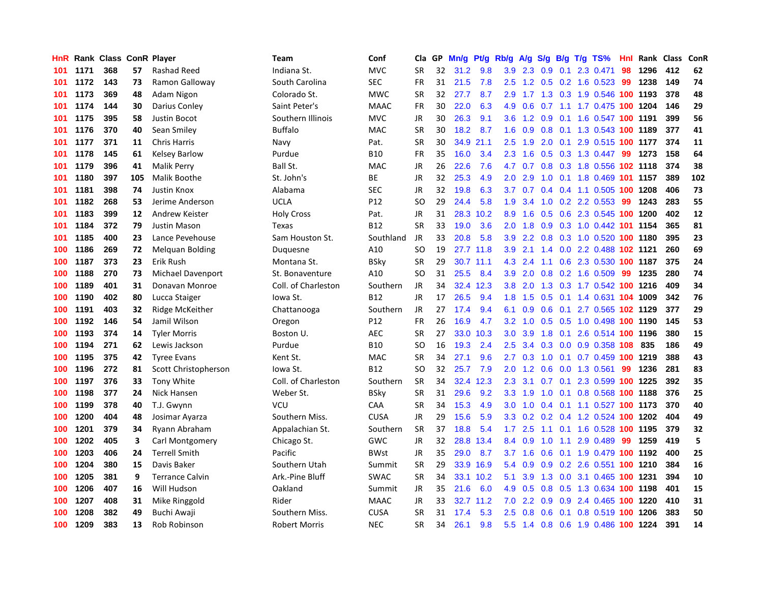| HnR | Rank | Class | ConR | Player | Team | Conf | Cla | GP | Mn/g | Pt/g | Rb/g | A/g | S/g | B/g | T/g | TS% | HnI | Rank | Class | ConR |
|---|---|---|---|---|---|---|---|---|---|---|---|---|---|---|---|---|---|---|---|---|
| 101 | 1171 | 368 | 57 | Rashad Reed | Indiana St. | MVC | SR | 32 | 31.2 | 9.8 | 3.9 | 2.3 | 0.9 | 0.1 | 2.3 | 0.471 | 98 | 1296 | 412 | 62 |
| 101 | 1172 | 143 | 73 | Ramon Galloway | South Carolina | SEC | FR | 31 | 21.5 | 7.8 | 2.5 | 1.2 | 0.5 | 0.2 | 1.6 | 0.523 | 99 | 1238 | 149 | 74 |
| 101 | 1173 | 369 | 48 | Adam Nigon | Colorado St. | MWC | SR | 32 | 27.7 | 8.7 | 2.9 | 1.7 | 1.3 | 0.3 | 1.9 | 0.546 | 100 | 1193 | 378 | 48 |
| 101 | 1174 | 144 | 30 | Darius Conley | Saint Peter's | MAAC | FR | 30 | 22.0 | 6.3 | 4.9 | 0.6 | 0.7 | 1.1 | 1.7 | 0.475 | 100 | 1204 | 146 | 29 |
| 101 | 1175 | 395 | 58 | Justin Bocot | Southern Illinois | MVC | JR | 30 | 26.3 | 9.1 | 3.6 | 1.2 | 0.9 | 0.1 | 1.6 | 0.547 | 100 | 1191 | 399 | 56 |
| 101 | 1176 | 370 | 40 | Sean Smiley | Buffalo | MAC | SR | 30 | 18.2 | 8.7 | 1.6 | 0.9 | 0.8 | 0.1 | 1.3 | 0.543 | 100 | 1189 | 377 | 41 |
| 101 | 1177 | 371 | 11 | Chris Harris | Navy | Pat. | SR | 30 | 34.9 | 21.1 | 2.5 | 1.9 | 2.0 | 0.1 | 2.9 | 0.515 | 100 | 1177 | 374 | 11 |
| 101 | 1178 | 145 | 61 | Kelsey Barlow | Purdue | B10 | FR | 35 | 16.0 | 3.4 | 2.3 | 1.6 | 0.5 | 0.3 | 1.3 | 0.447 | 99 | 1273 | 158 | 64 |
| 101 | 1179 | 396 | 41 | Malik Perry | Ball St. | MAC | JR | 26 | 22.6 | 7.6 | 4.7 | 0.7 | 0.8 | 0.3 | 1.8 | 0.556 | 102 | 1118 | 374 | 38 |
| 101 | 1180 | 397 | 105 | Malik Boothe | St. John's | BE | JR | 32 | 25.3 | 4.9 | 2.0 | 2.9 | 1.0 | 0.1 | 1.8 | 0.469 | 101 | 1157 | 389 | 102 |
| 101 | 1181 | 398 | 74 | Justin Knox | Alabama | SEC | JR | 32 | 19.8 | 6.3 | 3.7 | 0.7 | 0.4 | 0.4 | 1.1 | 0.505 | 100 | 1208 | 406 | 73 |
| 101 | 1182 | 268 | 53 | Jerime Anderson | UCLA | P12 | SO | 29 | 24.4 | 5.8 | 1.9 | 3.4 | 1.0 | 0.2 | 2.2 | 0.553 | 99 | 1243 | 283 | 55 |
| 101 | 1183 | 399 | 12 | Andrew Keister | Holy Cross | Pat. | JR | 31 | 28.3 | 10.2 | 8.9 | 1.6 | 0.5 | 0.6 | 2.3 | 0.545 | 100 | 1200 | 402 | 12 |
| 101 | 1184 | 372 | 79 | Justin Mason | Texas | B12 | SR | 33 | 19.0 | 3.6 | 2.0 | 1.8 | 0.9 | 0.3 | 1.0 | 0.442 | 101 | 1154 | 365 | 81 |
| 101 | 1185 | 400 | 23 | Lance Pevehouse | Sam Houston St. | Southland | JR | 33 | 20.8 | 5.8 | 3.9 | 2.2 | 0.8 | 0.3 | 1.0 | 0.520 | 100 | 1180 | 395 | 23 |
| 100 | 1186 | 269 | 72 | Melquan Bolding | Duquesne | A10 | SO | 19 | 27.7 | 11.8 | 3.9 | 2.1 | 1.4 | 0.0 | 2.2 | 0.488 | 102 | 1121 | 260 | 69 |
| 100 | 1187 | 373 | 23 | Erik Rush | Montana St. | BSky | SR | 29 | 30.7 | 11.1 | 4.3 | 2.4 | 1.1 | 0.6 | 2.3 | 0.530 | 100 | 1187 | 375 | 24 |
| 100 | 1188 | 270 | 73 | Michael Davenport | St. Bonaventure | A10 | SO | 31 | 25.5 | 8.4 | 3.9 | 2.0 | 0.8 | 0.2 | 1.6 | 0.509 | 99 | 1235 | 280 | 74 |
| 100 | 1189 | 401 | 31 | Donavan Monroe | Coll. of Charleston | Southern | JR | 34 | 32.4 | 12.3 | 3.8 | 2.0 | 1.3 | 0.3 | 1.7 | 0.542 | 100 | 1216 | 409 | 34 |
| 100 | 1190 | 402 | 80 | Lucca Staiger | Iowa St. | B12 | JR | 17 | 26.5 | 9.4 | 1.8 | 1.5 | 0.5 | 0.1 | 1.4 | 0.631 | 104 | 1009 | 342 | 76 |
| 100 | 1191 | 403 | 32 | Ridge McKeither | Chattanooga | Southern | JR | 27 | 17.4 | 9.4 | 6.1 | 0.9 | 0.6 | 0.1 | 2.7 | 0.565 | 102 | 1129 | 377 | 29 |
| 100 | 1192 | 146 | 54 | Jamil Wilson | Oregon | P12 | FR | 26 | 16.9 | 4.7 | 3.2 | 1.0 | 0.5 | 0.5 | 1.0 | 0.498 | 100 | 1190 | 145 | 53 |
| 100 | 1193 | 374 | 14 | Tyler Morris | Boston U. | AEC | SR | 27 | 33.0 | 10.3 | 3.0 | 3.9 | 1.8 | 0.1 | 2.6 | 0.514 | 100 | 1196 | 380 | 15 |
| 100 | 1194 | 271 | 62 | Lewis Jackson | Purdue | B10 | SO | 16 | 19.3 | 2.4 | 2.5 | 3.4 | 0.3 | 0.0 | 0.9 | 0.358 | 108 | 835 | 186 | 49 |
| 100 | 1195 | 375 | 42 | Tyree Evans | Kent St. | MAC | SR | 34 | 27.1 | 9.6 | 2.7 | 0.3 | 1.0 | 0.1 | 0.7 | 0.459 | 100 | 1219 | 388 | 43 |
| 100 | 1196 | 272 | 81 | Scott Christopherson | Iowa St. | B12 | SO | 32 | 25.7 | 7.9 | 2.0 | 1.2 | 0.6 | 0.0 | 1.3 | 0.561 | 99 | 1236 | 281 | 83 |
| 100 | 1197 | 376 | 33 | Tony White | Coll. of Charleston | Southern | SR | 34 | 32.4 | 12.3 | 2.3 | 3.1 | 0.7 | 0.1 | 2.3 | 0.599 | 100 | 1225 | 392 | 35 |
| 100 | 1198 | 377 | 24 | Nick Hansen | Weber St. | BSky | SR | 31 | 29.6 | 9.2 | 3.3 | 1.9 | 1.0 | 0.1 | 0.8 | 0.568 | 100 | 1188 | 376 | 25 |
| 100 | 1199 | 378 | 40 | T.J. Gwynn | VCU | CAA | SR | 34 | 15.3 | 4.9 | 3.0 | 1.0 | 0.4 | 0.1 | 1.1 | 0.527 | 100 | 1173 | 370 | 40 |
| 100 | 1200 | 404 | 48 | Josimar Ayarza | Southern Miss. | CUSA | JR | 29 | 15.6 | 5.9 | 3.3 | 0.2 | 0.2 | 0.4 | 1.2 | 0.524 | 100 | 1202 | 404 | 49 |
| 100 | 1201 | 379 | 34 | Ryann Abraham | Appalachian St. | Southern | SR | 37 | 18.8 | 5.4 | 1.7 | 2.5 | 1.1 | 0.1 | 1.6 | 0.528 | 100 | 1195 | 379 | 32 |
| 100 | 1202 | 405 | 3 | Carl Montgomery | Chicago St. | GWC | JR | 32 | 28.8 | 13.4 | 8.4 | 0.9 | 1.0 | 1.1 | 2.9 | 0.489 | 99 | 1259 | 419 | 5 |
| 100 | 1203 | 406 | 24 | Terrell Smith | Pacific | BWst | JR | 35 | 29.0 | 8.7 | 3.7 | 1.6 | 0.6 | 0.1 | 1.9 | 0.479 | 100 | 1192 | 400 | 25 |
| 100 | 1204 | 380 | 15 | Davis Baker | Southern Utah | Summit | SR | 29 | 33.9 | 16.9 | 5.4 | 0.9 | 0.9 | 0.2 | 2.6 | 0.551 | 100 | 1210 | 384 | 16 |
| 100 | 1205 | 381 | 9 | Terrance Calvin | Ark.-Pine Bluff | SWAC | SR | 34 | 33.1 | 10.2 | 5.1 | 3.9 | 1.3 | 0.0 | 3.1 | 0.465 | 100 | 1231 | 394 | 10 |
| 100 | 1206 | 407 | 16 | Will Hudson | Oakland | Summit | JR | 35 | 21.6 | 6.0 | 4.9 | 0.5 | 0.8 | 0.5 | 1.3 | 0.634 | 100 | 1198 | 401 | 15 |
| 100 | 1207 | 408 | 31 | Mike Ringgold | Rider | MAAC | JR | 33 | 32.7 | 11.2 | 7.0 | 2.2 | 0.9 | 0.9 | 2.4 | 0.465 | 100 | 1220 | 410 | 31 |
| 100 | 1208 | 382 | 49 | Buchi Awaji | Southern Miss. | CUSA | SR | 31 | 17.4 | 5.3 | 2.5 | 0.8 | 0.6 | 0.1 | 0.8 | 0.519 | 100 | 1206 | 383 | 50 |
| 100 | 1209 | 383 | 13 | Rob Robinson | Robert Morris | NEC | SR | 34 | 26.1 | 9.8 | 5.5 | 1.4 | 0.8 | 0.6 | 1.9 | 0.486 | 100 | 1224 | 391 | 14 |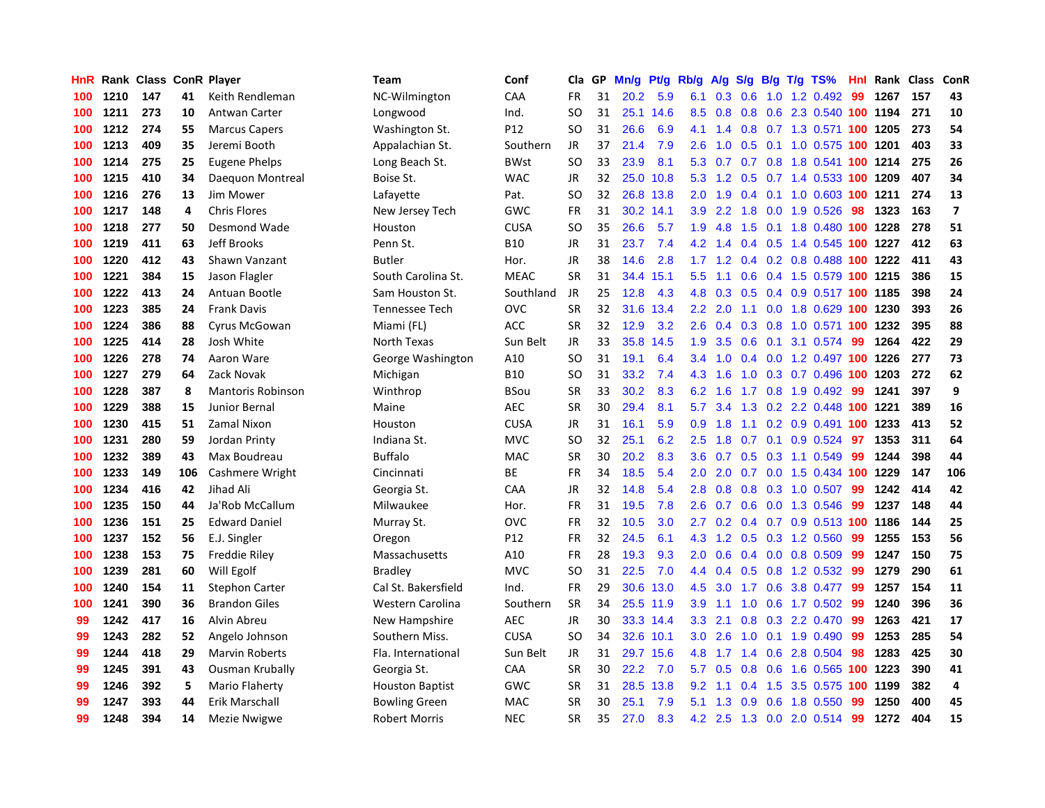| HnR | Rank | Class | ConR | Player | Team | Conf | Cla | GP | Mn/g | Pt/g | Rb/g | A/g | S/g | B/g | T/g | TS% | HnI | Rank | Class | ConR |
|---|---|---|---|---|---|---|---|---|---|---|---|---|---|---|---|---|---|---|---|---|
| 100 | 1210 | 147 | 41 | Keith Rendleman | NC-Wilmington | CAA | FR | 31 | 20.2 | 5.9 | 6.1 | 0.3 | 0.6 | 1.0 | 1.2 | 0.492 | 99 | 1267 | 157 | 43 |
| 100 | 1211 | 273 | 10 | Antwan Carter | Longwood | Ind. | SO | 31 | 25.1 | 14.6 | 8.5 | 0.8 | 0.8 | 0.6 | 2.3 | 0.540 | 100 | 1194 | 271 | 10 |
| 100 | 1212 | 274 | 55 | Marcus Capers | Washington St. | P12 | SO | 31 | 26.6 | 6.9 | 4.1 | 1.4 | 0.8 | 0.7 | 1.3 | 0.571 | 100 | 1205 | 273 | 54 |
| 100 | 1213 | 409 | 35 | Jeremi Booth | Appalachian St. | Southern | JR | 37 | 21.4 | 7.9 | 2.6 | 1.0 | 0.5 | 0.1 | 1.0 | 0.575 | 100 | 1201 | 403 | 33 |
| 100 | 1214 | 275 | 25 | Eugene Phelps | Long Beach St. | BWst | SO | 33 | 23.9 | 8.1 | 5.3 | 0.7 | 0.7 | 0.8 | 1.8 | 0.541 | 100 | 1214 | 275 | 26 |
| 100 | 1215 | 410 | 34 | Daequon Montreal | Boise St. | WAC | JR | 32 | 25.0 | 10.8 | 5.3 | 1.2 | 0.5 | 0.7 | 1.4 | 0.533 | 100 | 1209 | 407 | 34 |
| 100 | 1216 | 276 | 13 | Jim Mower | Lafayette | Pat. | SO | 32 | 26.8 | 13.8 | 2.0 | 1.9 | 0.4 | 0.1 | 1.0 | 0.603 | 100 | 1211 | 274 | 13 |
| 100 | 1217 | 148 | 4 | Chris Flores | New Jersey Tech | GWC | FR | 31 | 30.2 | 14.1 | 3.9 | 2.2 | 1.8 | 0.0 | 1.9 | 0.526 | 98 | 1323 | 163 | 7 |
| 100 | 1218 | 277 | 50 | Desmond Wade | Houston | CUSA | SO | 35 | 26.6 | 5.7 | 1.9 | 4.8 | 1.5 | 0.1 | 1.8 | 0.480 | 100 | 1228 | 278 | 51 |
| 100 | 1219 | 411 | 63 | Jeff Brooks | Penn St. | B10 | JR | 31 | 23.7 | 7.4 | 4.2 | 1.4 | 0.4 | 0.5 | 1.4 | 0.545 | 100 | 1227 | 412 | 63 |
| 100 | 1220 | 412 | 43 | Shawn Vanzant | Butler | Hor. | JR | 38 | 14.6 | 2.8 | 1.7 | 1.2 | 0.4 | 0.2 | 0.8 | 0.488 | 100 | 1222 | 411 | 43 |
| 100 | 1221 | 384 | 15 | Jason Flagler | South Carolina St. | MEAC | SR | 31 | 34.4 | 15.1 | 5.5 | 1.1 | 0.6 | 0.4 | 1.5 | 0.579 | 100 | 1215 | 386 | 15 |
| 100 | 1222 | 413 | 24 | Antuan Bootle | Sam Houston St. | Southland | JR | 25 | 12.8 | 4.3 | 4.8 | 0.3 | 0.5 | 0.4 | 0.9 | 0.517 | 100 | 1185 | 398 | 24 |
| 100 | 1223 | 385 | 24 | Frank Davis | Tennessee Tech | OVC | SR | 32 | 31.6 | 13.4 | 2.2 | 2.0 | 1.1 | 0.0 | 1.8 | 0.629 | 100 | 1230 | 393 | 26 |
| 100 | 1224 | 386 | 88 | Cyrus McGowan | Miami (FL) | ACC | SR | 32 | 12.9 | 3.2 | 2.6 | 0.4 | 0.3 | 0.8 | 1.0 | 0.571 | 100 | 1232 | 395 | 88 |
| 100 | 1225 | 414 | 28 | Josh White | North Texas | Sun Belt | JR | 33 | 35.8 | 14.5 | 1.9 | 3.5 | 0.6 | 0.1 | 3.1 | 0.574 | 99 | 1264 | 422 | 29 |
| 100 | 1226 | 278 | 74 | Aaron Ware | George Washington | A10 | SO | 31 | 19.1 | 6.4 | 3.4 | 1.0 | 0.4 | 0.0 | 1.2 | 0.497 | 100 | 1226 | 277 | 73 |
| 100 | 1227 | 279 | 64 | Zack Novak | Michigan | B10 | SO | 31 | 33.2 | 7.4 | 4.3 | 1.6 | 1.0 | 0.3 | 0.7 | 0.496 | 100 | 1203 | 272 | 62 |
| 100 | 1228 | 387 | 8 | Mantoris Robinson | Winthrop | BSou | SR | 33 | 30.2 | 8.3 | 6.2 | 1.6 | 1.7 | 0.8 | 1.9 | 0.492 | 99 | 1241 | 397 | 9 |
| 100 | 1229 | 388 | 15 | Junior Bernal | Maine | AEC | SR | 30 | 29.4 | 8.1 | 5.7 | 3.4 | 1.3 | 0.2 | 2.2 | 0.448 | 100 | 1221 | 389 | 16 |
| 100 | 1230 | 415 | 51 | Zamal Nixon | Houston | CUSA | JR | 31 | 16.1 | 5.9 | 0.9 | 1.8 | 1.1 | 0.2 | 0.9 | 0.491 | 100 | 1233 | 413 | 52 |
| 100 | 1231 | 280 | 59 | Jordan Printy | Indiana St. | MVC | SO | 32 | 25.1 | 6.2 | 2.5 | 1.8 | 0.7 | 0.1 | 0.9 | 0.524 | 97 | 1353 | 311 | 64 |
| 100 | 1232 | 389 | 43 | Max Boudreau | Buffalo | MAC | SR | 30 | 20.2 | 8.3 | 3.6 | 0.7 | 0.5 | 0.3 | 1.1 | 0.549 | 99 | 1244 | 398 | 44 |
| 100 | 1233 | 149 | 106 | Cashmere Wright | Cincinnati | BE | FR | 34 | 18.5 | 5.4 | 2.0 | 2.0 | 0.7 | 0.0 | 1.5 | 0.434 | 100 | 1229 | 147 | 106 |
| 100 | 1234 | 416 | 42 | Jihad Ali | Georgia St. | CAA | JR | 32 | 14.8 | 5.4 | 2.8 | 0.8 | 0.8 | 0.3 | 1.0 | 0.507 | 99 | 1242 | 414 | 42 |
| 100 | 1235 | 150 | 44 | Ja'Rob McCallum | Milwaukee | Hor. | FR | 31 | 19.5 | 7.8 | 2.6 | 0.7 | 0.6 | 0.0 | 1.3 | 0.546 | 99 | 1237 | 148 | 44 |
| 100 | 1236 | 151 | 25 | Edward Daniel | Murray St. | OVC | FR | 32 | 10.5 | 3.0 | 2.7 | 0.2 | 0.4 | 0.7 | 0.9 | 0.513 | 100 | 1186 | 144 | 25 |
| 100 | 1237 | 152 | 56 | E.J. Singler | Oregon | P12 | FR | 32 | 24.5 | 6.1 | 4.3 | 1.2 | 0.5 | 0.3 | 1.2 | 0.560 | 99 | 1255 | 153 | 56 |
| 100 | 1238 | 153 | 75 | Freddie Riley | Massachusetts | A10 | FR | 28 | 19.3 | 9.3 | 2.0 | 0.6 | 0.4 | 0.0 | 0.8 | 0.509 | 99 | 1247 | 150 | 75 |
| 100 | 1239 | 281 | 60 | Will Egolf | Bradley | MVC | SO | 31 | 22.5 | 7.0 | 4.4 | 0.4 | 0.5 | 0.8 | 1.2 | 0.532 | 99 | 1279 | 290 | 61 |
| 100 | 1240 | 154 | 11 | Stephon Carter | Cal St. Bakersfield | Ind. | FR | 29 | 30.6 | 13.0 | 4.5 | 3.0 | 1.7 | 0.6 | 3.8 | 0.477 | 99 | 1257 | 154 | 11 |
| 100 | 1241 | 390 | 36 | Brandon Giles | Western Carolina | Southern | SR | 34 | 25.5 | 11.9 | 3.9 | 1.1 | 1.0 | 0.6 | 1.7 | 0.502 | 99 | 1240 | 396 | 36 |
| 99 | 1242 | 417 | 16 | Alvin Abreu | New Hampshire | AEC | JR | 30 | 33.3 | 14.4 | 3.3 | 2.1 | 0.8 | 0.3 | 2.2 | 0.470 | 99 | 1263 | 421 | 17 |
| 99 | 1243 | 282 | 52 | Angelo Johnson | Southern Miss. | CUSA | SO | 34 | 32.6 | 10.1 | 3.0 | 2.6 | 1.0 | 0.1 | 1.9 | 0.490 | 99 | 1253 | 285 | 54 |
| 99 | 1244 | 418 | 29 | Marvin Roberts | Fla. International | Sun Belt | JR | 31 | 29.7 | 15.6 | 4.8 | 1.7 | 1.4 | 0.6 | 2.8 | 0.504 | 98 | 1283 | 425 | 30 |
| 99 | 1245 | 391 | 43 | Ousman Krubally | Georgia St. | CAA | SR | 30 | 22.2 | 7.0 | 5.7 | 0.5 | 0.8 | 0.6 | 1.6 | 0.565 | 100 | 1223 | 390 | 41 |
| 99 | 1246 | 392 | 5 | Mario Flaherty | Houston Baptist | GWC | SR | 31 | 28.5 | 13.8 | 9.2 | 1.1 | 0.4 | 1.5 | 3.5 | 0.575 | 100 | 1199 | 382 | 4 |
| 99 | 1247 | 393 | 44 | Erik Marschall | Bowling Green | MAC | SR | 30 | 25.1 | 7.9 | 5.1 | 1.3 | 0.9 | 0.6 | 1.8 | 0.550 | 99 | 1250 | 400 | 45 |
| 99 | 1248 | 394 | 14 | Mezie Nwigwe | Robert Morris | NEC | SR | 35 | 27.0 | 8.3 | 4.2 | 2.5 | 1.3 | 0.0 | 2.0 | 0.514 | 99 | 1272 | 404 | 15 |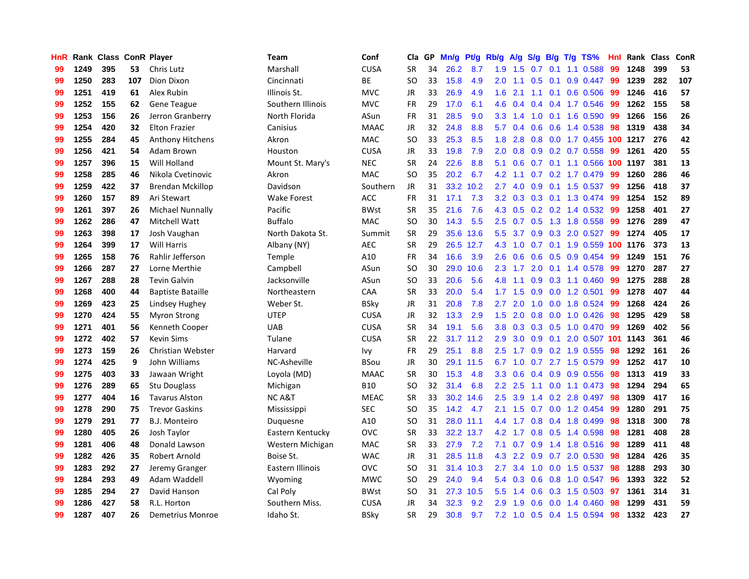| HnR | Rank | Class | ConR | Player | Team | Conf | Cla | GP | Mn/g | Pt/g | Rb/g | A/g | S/g | B/g | T/g | TS% | HnI | Rank | Class | ConR |
|---|---|---|---|---|---|---|---|---|---|---|---|---|---|---|---|---|---|---|---|---|
| 99 | 1249 | 395 | 53 | Chris Lutz | Marshall | CUSA | SR | 34 | 26.2 | 8.7 | 1.9 | 1.5 | 0.7 | 0.1 | 1.1 | 0.588 | 99 | 1248 | 399 | 53 |
| 99 | 1250 | 283 | 107 | Dion Dixon | Cincinnati | BE | SO | 33 | 15.8 | 4.9 | 2.0 | 1.1 | 0.5 | 0.1 | 0.9 | 0.447 | 99 | 1239 | 282 | 107 |
| 99 | 1251 | 419 | 61 | Alex Rubin | Illinois St. | MVC | JR | 33 | 26.9 | 4.9 | 1.6 | 2.1 | 1.1 | 0.1 | 0.6 | 0.506 | 99 | 1246 | 416 | 57 |
| 99 | 1252 | 155 | 62 | Gene Teague | Southern Illinois | MVC | FR | 29 | 17.0 | 6.1 | 4.6 | 0.4 | 0.4 | 0.4 | 1.7 | 0.546 | 99 | 1262 | 155 | 58 |
| 99 | 1253 | 156 | 26 | Jerron Granberry | North Florida | ASun | FR | 31 | 28.5 | 9.0 | 3.3 | 1.4 | 1.0 | 0.1 | 1.6 | 0.590 | 99 | 1266 | 156 | 26 |
| 99 | 1254 | 420 | 32 | Elton Frazier | Canisius | MAAC | JR | 32 | 24.8 | 8.8 | 5.7 | 0.4 | 0.6 | 0.6 | 1.4 | 0.538 | 98 | 1319 | 438 | 34 |
| 99 | 1255 | 284 | 45 | Anthony Hitchens | Akron | MAC | SO | 33 | 25.3 | 8.5 | 1.8 | 2.8 | 0.8 | 0.0 | 1.7 | 0.455 | 100 | 1217 | 276 | 42 |
| 99 | 1256 | 421 | 54 | Adam Brown | Houston | CUSA | JR | 33 | 19.8 | 7.9 | 2.0 | 0.8 | 0.9 | 0.2 | 0.7 | 0.558 | 99 | 1261 | 420 | 55 |
| 99 | 1257 | 396 | 15 | Will Holland | Mount St. Mary's | NEC | SR | 24 | 22.6 | 8.8 | 5.1 | 0.6 | 0.7 | 0.1 | 1.1 | 0.566 | 100 | 1197 | 381 | 13 |
| 99 | 1258 | 285 | 46 | Nikola Cvetinovic | Akron | MAC | SO | 35 | 20.2 | 6.7 | 4.2 | 1.1 | 0.7 | 0.2 | 1.7 | 0.479 | 99 | 1260 | 286 | 46 |
| 99 | 1259 | 422 | 37 | Brendan Mckillop | Davidson | Southern | JR | 31 | 33.2 | 10.2 | 2.7 | 4.0 | 0.9 | 0.1 | 1.5 | 0.537 | 99 | 1256 | 418 | 37 |
| 99 | 1260 | 157 | 89 | Ari Stewart | Wake Forest | ACC | FR | 31 | 17.1 | 7.3 | 3.2 | 0.3 | 0.3 | 0.1 | 1.3 | 0.474 | 99 | 1254 | 152 | 89 |
| 99 | 1261 | 397 | 26 | Michael Nunnally | Pacific | BWst | SR | 35 | 21.6 | 7.6 | 4.3 | 0.5 | 0.2 | 0.2 | 1.4 | 0.532 | 99 | 1258 | 401 | 27 |
| 99 | 1262 | 286 | 47 | Mitchell Watt | Buffalo | MAC | SO | 30 | 14.3 | 5.5 | 2.5 | 0.7 | 0.5 | 1.3 | 1.8 | 0.558 | 99 | 1276 | 289 | 47 |
| 99 | 1263 | 398 | 17 | Josh Vaughan | North Dakota St. | Summit | SR | 29 | 35.6 | 13.6 | 5.5 | 3.7 | 0.9 | 0.3 | 2.0 | 0.527 | 99 | 1274 | 405 | 17 |
| 99 | 1264 | 399 | 17 | Will Harris | Albany (NY) | AEC | SR | 29 | 26.5 | 12.7 | 4.3 | 1.0 | 0.7 | 0.1 | 1.9 | 0.559 | 100 | 1176 | 373 | 13 |
| 99 | 1265 | 158 | 76 | Rahlir Jefferson | Temple | A10 | FR | 34 | 16.6 | 3.9 | 2.6 | 0.6 | 0.6 | 0.5 | 0.9 | 0.454 | 99 | 1249 | 151 | 76 |
| 99 | 1266 | 287 | 27 | Lorne Merthie | Campbell | ASun | SO | 30 | 29.0 | 10.6 | 2.3 | 1.7 | 2.0 | 0.1 | 1.4 | 0.578 | 99 | 1270 | 287 | 27 |
| 99 | 1267 | 288 | 28 | Tevin Galvin | Jacksonville | ASun | SO | 33 | 20.6 | 5.6 | 4.8 | 1.1 | 0.9 | 0.3 | 1.1 | 0.460 | 99 | 1275 | 288 | 28 |
| 99 | 1268 | 400 | 44 | Baptiste Bataille | Northeastern | CAA | SR | 33 | 20.0 | 5.4 | 1.7 | 1.5 | 0.9 | 0.0 | 1.2 | 0.501 | 99 | 1278 | 407 | 44 |
| 99 | 1269 | 423 | 25 | Lindsey Hughey | Weber St. | BSky | JR | 31 | 20.8 | 7.8 | 2.7 | 2.0 | 1.0 | 0.0 | 1.8 | 0.524 | 99 | 1268 | 424 | 26 |
| 99 | 1270 | 424 | 55 | Myron Strong | UTEP | CUSA | JR | 32 | 13.3 | 2.9 | 1.5 | 2.0 | 0.8 | 0.0 | 1.0 | 0.426 | 98 | 1295 | 429 | 58 |
| 99 | 1271 | 401 | 56 | Kenneth Cooper | UAB | CUSA | SR | 34 | 19.1 | 5.6 | 3.8 | 0.3 | 0.3 | 0.5 | 1.0 | 0.470 | 99 | 1269 | 402 | 56 |
| 99 | 1272 | 402 | 57 | Kevin Sims | Tulane | CUSA | SR | 22 | 31.7 | 11.2 | 2.9 | 3.0 | 0.9 | 0.1 | 2.0 | 0.507 | 101 | 1143 | 361 | 46 |
| 99 | 1273 | 159 | 26 | Christian Webster | Harvard | Ivy | FR | 29 | 25.1 | 8.8 | 2.5 | 1.7 | 0.9 | 0.2 | 1.9 | 0.555 | 98 | 1292 | 161 | 26 |
| 99 | 1274 | 425 | 9 | John Williams | NC-Asheville | BSou | JR | 30 | 29.1 | 11.5 | 6.7 | 1.0 | 0.7 | 2.7 | 1.5 | 0.579 | 99 | 1252 | 417 | 10 |
| 99 | 1275 | 403 | 33 | Jawaan Wright | Loyola (MD) | MAAC | SR | 30 | 15.3 | 4.8 | 3.3 | 0.6 | 0.4 | 0.9 | 0.9 | 0.556 | 98 | 1313 | 419 | 33 |
| 99 | 1276 | 289 | 65 | Stu Douglass | Michigan | B10 | SO | 32 | 31.4 | 6.8 | 2.2 | 2.5 | 1.1 | 0.0 | 1.1 | 0.473 | 98 | 1294 | 294 | 65 |
| 99 | 1277 | 404 | 16 | Tavarus Alston | NC A&T | MEAC | SR | 33 | 30.2 | 14.6 | 2.5 | 3.9 | 1.4 | 0.2 | 2.8 | 0.497 | 98 | 1309 | 417 | 16 |
| 99 | 1278 | 290 | 75 | Trevor Gaskins | Mississippi | SEC | SO | 35 | 14.2 | 4.7 | 2.1 | 1.5 | 0.7 | 0.0 | 1.2 | 0.454 | 99 | 1280 | 291 | 75 |
| 99 | 1279 | 291 | 77 | B.J. Monteiro | Duquesne | A10 | SO | 31 | 28.0 | 11.1 | 4.4 | 1.7 | 0.8 | 0.4 | 1.8 | 0.499 | 98 | 1318 | 300 | 78 |
| 99 | 1280 | 405 | 26 | Josh Taylor | Eastern Kentucky | OVC | SR | 33 | 32.2 | 13.7 | 4.2 | 1.7 | 0.8 | 0.5 | 1.4 | 0.598 | 98 | 1281 | 408 | 28 |
| 99 | 1281 | 406 | 48 | Donald Lawson | Western Michigan | MAC | SR | 33 | 27.9 | 7.2 | 7.1 | 0.7 | 0.9 | 1.4 | 1.8 | 0.516 | 98 | 1289 | 411 | 48 |
| 99 | 1282 | 426 | 35 | Robert Arnold | Boise St. | WAC | JR | 31 | 28.5 | 11.8 | 4.3 | 2.2 | 0.9 | 0.7 | 2.0 | 0.530 | 98 | 1284 | 426 | 35 |
| 99 | 1283 | 292 | 27 | Jeremy Granger | Eastern Illinois | OVC | SO | 31 | 31.4 | 10.3 | 2.7 | 3.4 | 1.0 | 0.0 | 1.5 | 0.537 | 98 | 1288 | 293 | 30 |
| 99 | 1284 | 293 | 49 | Adam Waddell | Wyoming | MWC | SO | 29 | 24.0 | 9.4 | 5.4 | 0.3 | 0.6 | 0.8 | 1.0 | 0.547 | 96 | 1393 | 322 | 52 |
| 99 | 1285 | 294 | 27 | David Hanson | Cal Poly | BWst | SO | 31 | 27.3 | 10.5 | 5.5 | 1.4 | 0.6 | 0.3 | 1.5 | 0.503 | 97 | 1361 | 314 | 31 |
| 99 | 1286 | 427 | 58 | R.L. Horton | Southern Miss. | CUSA | JR | 34 | 32.3 | 9.2 | 2.9 | 1.9 | 0.6 | 0.0 | 1.4 | 0.460 | 98 | 1299 | 431 | 59 |
| 99 | 1287 | 407 | 26 | Demetrius Monroe | Idaho St. | BSky | SR | 29 | 30.8 | 9.7 | 7.2 | 1.0 | 0.5 | 0.4 | 1.5 | 0.594 | 98 | 1332 | 423 | 27 |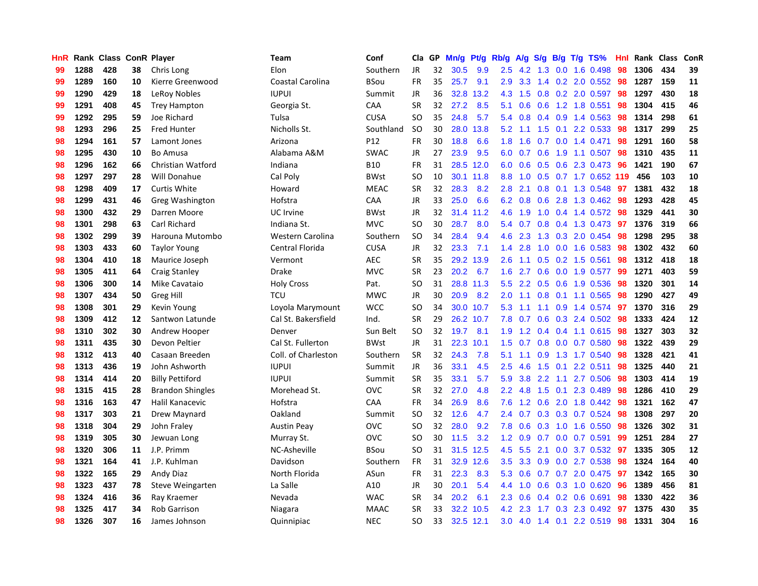| HnR | Rank | Class | ConR | Player | Team | Conf | Cla | GP | Mn/g | Pt/g | Rb/g | A/g | S/g | B/g | T/g | TS% | Hnl | Rank | Class | ConR |
|---|---|---|---|---|---|---|---|---|---|---|---|---|---|---|---|---|---|---|---|---|
| 99 | 1288 | 428 | 38 | Chris Long | Elon | Southern | JR | 32 | 30.5 | 9.9 | 2.5 | 4.2 | 1.3 | 0.0 | 1.6 | 0.498 | 98 | 1306 | 434 | 39 |
| 99 | 1289 | 160 | 10 | Kierre Greenwood | Coastal Carolina | BSou | FR | 35 | 25.7 | 9.1 | 2.9 | 3.3 | 1.4 | 0.2 | 2.0 | 0.552 | 98 | 1287 | 159 | 11 |
| 99 | 1290 | 429 | 18 | LeRoy Nobles | IUPUI | Summit | JR | 36 | 32.8 | 13.2 | 4.3 | 1.5 | 0.8 | 0.2 | 2.0 | 0.597 | 98 | 1297 | 430 | 18 |
| 99 | 1291 | 408 | 45 | Trey Hampton | Georgia St. | CAA | SR | 32 | 27.2 | 8.5 | 5.1 | 0.6 | 0.6 | 1.2 | 1.8 | 0.551 | 98 | 1304 | 415 | 46 |
| 99 | 1292 | 295 | 59 | Joe Richard | Tulsa | CUSA | SO | 35 | 24.8 | 5.7 | 5.4 | 0.8 | 0.4 | 0.9 | 1.4 | 0.563 | 98 | 1314 | 298 | 61 |
| 98 | 1293 | 296 | 25 | Fred Hunter | Nicholls St. | Southland | SO | 30 | 28.0 | 13.8 | 5.2 | 1.1 | 1.5 | 0.1 | 2.2 | 0.533 | 98 | 1317 | 299 | 25 |
| 98 | 1294 | 161 | 57 | Lamont Jones | Arizona | P12 | FR | 30 | 18.8 | 6.6 | 1.8 | 1.6 | 0.7 | 0.0 | 1.4 | 0.471 | 98 | 1291 | 160 | 58 |
| 98 | 1295 | 430 | 10 | Bo Amusa | Alabama A&M | SWAC | JR | 27 | 23.9 | 9.5 | 6.0 | 0.7 | 0.6 | 1.9 | 1.1 | 0.507 | 98 | 1310 | 435 | 11 |
| 98 | 1296 | 162 | 66 | Christian Watford | Indiana | B10 | FR | 31 | 28.5 | 12.0 | 6.0 | 0.6 | 0.5 | 0.6 | 2.3 | 0.473 | 96 | 1421 | 190 | 67 |
| 98 | 1297 | 297 | 28 | Will Donahue | Cal Poly | BWst | SO | 10 | 30.1 | 11.8 | 8.8 | 1.0 | 0.5 | 0.7 | 1.7 | 0.652 | 119 | 456 | 103 | 10 |
| 98 | 1298 | 409 | 17 | Curtis White | Howard | MEAC | SR | 32 | 28.3 | 8.2 | 2.8 | 2.1 | 0.8 | 0.1 | 1.3 | 0.548 | 97 | 1381 | 432 | 18 |
| 98 | 1299 | 431 | 46 | Greg Washington | Hofstra | CAA | JR | 33 | 25.0 | 6.6 | 6.2 | 0.8 | 0.6 | 2.8 | 1.3 | 0.462 | 98 | 1293 | 428 | 45 |
| 98 | 1300 | 432 | 29 | Darren Moore | UC Irvine | BWst | JR | 32 | 31.4 | 11.2 | 4.6 | 1.9 | 1.0 | 0.4 | 1.4 | 0.572 | 98 | 1329 | 441 | 30 |
| 98 | 1301 | 298 | 63 | Carl Richard | Indiana St. | MVC | SO | 30 | 28.7 | 8.0 | 5.4 | 0.7 | 0.8 | 0.4 | 1.3 | 0.473 | 97 | 1376 | 319 | 66 |
| 98 | 1302 | 299 | 39 | Harouna Mutombo | Western Carolina | Southern | SO | 34 | 28.4 | 9.4 | 4.6 | 2.3 | 1.3 | 0.3 | 2.0 | 0.454 | 98 | 1298 | 295 | 38 |
| 98 | 1303 | 433 | 60 | Taylor Young | Central Florida | CUSA | JR | 32 | 23.3 | 7.1 | 1.4 | 2.8 | 1.0 | 0.0 | 1.6 | 0.583 | 98 | 1302 | 432 | 60 |
| 98 | 1304 | 410 | 18 | Maurice Joseph | Vermont | AEC | SR | 35 | 29.2 | 13.9 | 2.6 | 1.1 | 0.5 | 0.2 | 1.5 | 0.561 | 98 | 1312 | 418 | 18 |
| 98 | 1305 | 411 | 64 | Craig Stanley | Drake | MVC | SR | 23 | 20.2 | 6.7 | 1.6 | 2.7 | 0.6 | 0.0 | 1.9 | 0.577 | 99 | 1271 | 403 | 59 |
| 98 | 1306 | 300 | 14 | Mike Cavataio | Holy Cross | Pat. | SO | 31 | 28.8 | 11.3 | 5.5 | 2.2 | 0.5 | 0.6 | 1.9 | 0.536 | 98 | 1320 | 301 | 14 |
| 98 | 1307 | 434 | 50 | Greg Hill | TCU | MWC | JR | 30 | 20.9 | 8.2 | 2.0 | 1.1 | 0.8 | 0.1 | 1.1 | 0.565 | 98 | 1290 | 427 | 49 |
| 98 | 1308 | 301 | 29 | Kevin Young | Loyola Marymount | WCC | SO | 34 | 30.0 | 10.7 | 5.3 | 1.1 | 1.1 | 0.9 | 1.4 | 0.574 | 97 | 1370 | 316 | 29 |
| 98 | 1309 | 412 | 12 | Santwon Latunde | Cal St. Bakersfield | Ind. | SR | 29 | 26.2 | 10.7 | 7.8 | 0.7 | 0.6 | 0.3 | 2.4 | 0.502 | 98 | 1333 | 424 | 12 |
| 98 | 1310 | 302 | 30 | Andrew Hooper | Denver | Sun Belt | SO | 32 | 19.7 | 8.1 | 1.9 | 1.2 | 0.4 | 0.4 | 1.1 | 0.615 | 98 | 1327 | 303 | 32 |
| 98 | 1311 | 435 | 30 | Devon Peltier | Cal St. Fullerton | BWst | JR | 31 | 22.3 | 10.1 | 1.5 | 0.7 | 0.8 | 0.0 | 0.7 | 0.580 | 98 | 1322 | 439 | 29 |
| 98 | 1312 | 413 | 40 | Casaan Breeden | Coll. of Charleston | Southern | SR | 32 | 24.3 | 7.8 | 5.1 | 1.1 | 0.9 | 1.3 | 1.7 | 0.540 | 98 | 1328 | 421 | 41 |
| 98 | 1313 | 436 | 19 | John Ashworth | IUPUI | Summit | JR | 36 | 33.1 | 4.5 | 2.5 | 4.6 | 1.5 | 0.1 | 2.2 | 0.511 | 98 | 1325 | 440 | 21 |
| 98 | 1314 | 414 | 20 | Billy Pettiford | IUPUI | Summit | SR | 35 | 33.1 | 5.7 | 5.9 | 3.8 | 2.2 | 1.1 | 2.7 | 0.506 | 98 | 1303 | 414 | 19 |
| 98 | 1315 | 415 | 28 | Brandon Shingles | Morehead St. | OVC | SR | 32 | 27.0 | 4.8 | 2.2 | 4.8 | 1.5 | 0.1 | 2.3 | 0.489 | 98 | 1286 | 410 | 29 |
| 98 | 1316 | 163 | 47 | Halil Kanacevic | Hofstra | CAA | FR | 34 | 26.9 | 8.6 | 7.6 | 1.2 | 0.6 | 2.0 | 1.8 | 0.442 | 98 | 1321 | 162 | 47 |
| 98 | 1317 | 303 | 21 | Drew Maynard | Oakland | Summit | SO | 32 | 12.6 | 4.7 | 2.4 | 0.7 | 0.3 | 0.3 | 0.7 | 0.524 | 98 | 1308 | 297 | 20 |
| 98 | 1318 | 304 | 29 | John Fraley | Austin Peay | OVC | SO | 32 | 28.0 | 9.2 | 7.8 | 0.6 | 0.3 | 1.0 | 1.6 | 0.550 | 98 | 1326 | 302 | 31 |
| 98 | 1319 | 305 | 30 | Jewuan Long | Murray St. | OVC | SO | 30 | 11.5 | 3.2 | 1.2 | 0.9 | 0.7 | 0.0 | 0.7 | 0.591 | 99 | 1251 | 284 | 27 |
| 98 | 1320 | 306 | 11 | J.P. Primm | NC-Asheville | BSou | SO | 31 | 31.5 | 12.5 | 4.5 | 5.5 | 2.1 | 0.0 | 3.7 | 0.532 | 97 | 1335 | 305 | 12 |
| 98 | 1321 | 164 | 41 | J.P. Kuhlman | Davidson | Southern | FR | 31 | 32.9 | 12.6 | 3.5 | 3.3 | 0.9 | 0.0 | 2.7 | 0.538 | 98 | 1324 | 164 | 40 |
| 98 | 1322 | 165 | 29 | Andy Diaz | North Florida | ASun | FR | 31 | 22.3 | 8.3 | 5.3 | 0.6 | 0.7 | 0.7 | 2.0 | 0.475 | 97 | 1342 | 165 | 30 |
| 98 | 1323 | 437 | 78 | Steve Weingarten | La Salle | A10 | JR | 30 | 20.1 | 5.4 | 4.4 | 1.0 | 0.6 | 0.3 | 1.0 | 0.620 | 96 | 1389 | 456 | 81 |
| 98 | 1324 | 416 | 36 | Ray Kraemer | Nevada | WAC | SR | 34 | 20.2 | 6.1 | 2.3 | 0.6 | 0.4 | 0.2 | 0.6 | 0.691 | 98 | 1330 | 422 | 36 |
| 98 | 1325 | 417 | 34 | Rob Garrison | Niagara | MAAC | SR | 33 | 32.2 | 10.5 | 4.2 | 2.3 | 1.7 | 0.3 | 2.3 | 0.492 | 97 | 1375 | 430 | 35 |
| 98 | 1326 | 307 | 16 | James Johnson | Quinnipiac | NEC | SO | 33 | 32.5 | 12.1 | 3.0 | 4.0 | 1.4 | 0.1 | 2.2 | 0.519 | 98 | 1331 | 304 | 16 |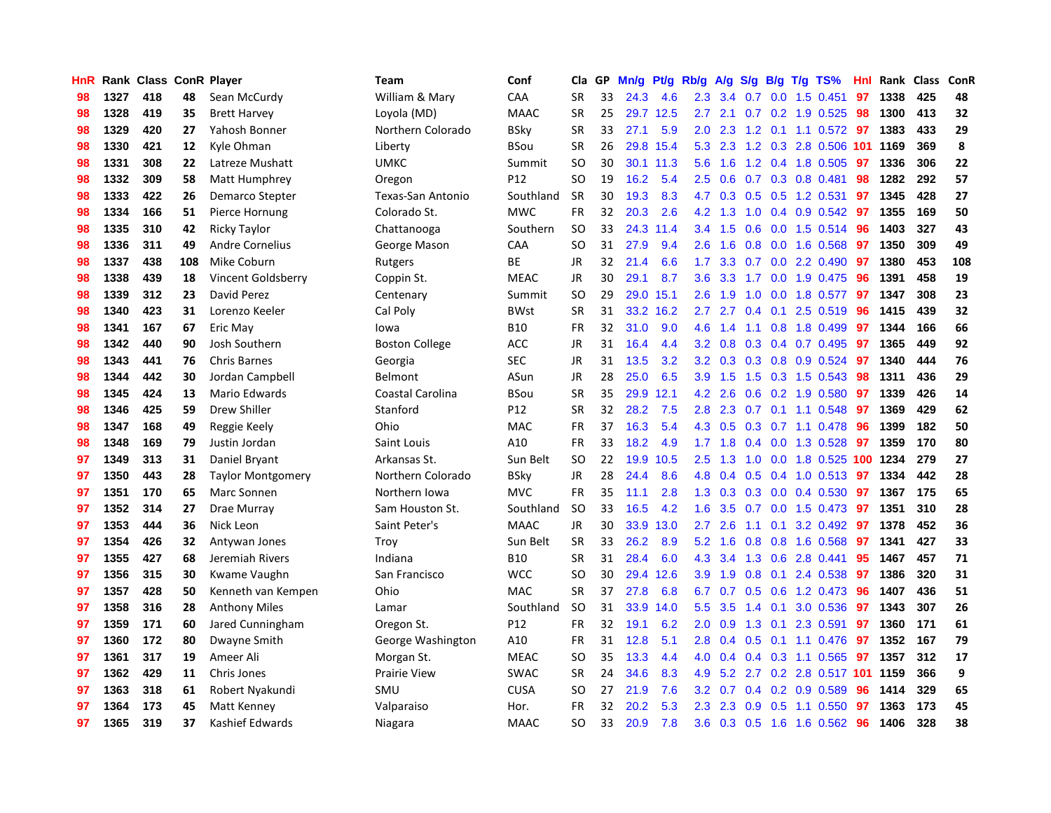| HnR | Rank | Class | ConR | Player | Team | Conf | Cla | GP | Mn/g | Pt/g | Rb/g | A/g | S/g | B/g | T/g | TS% | HnI | Rank | Class | ConR |
|---|---|---|---|---|---|---|---|---|---|---|---|---|---|---|---|---|---|---|---|---|
| 98 | 1327 | 418 | 48 | Sean McCurdy | William & Mary | CAA | SR | 33 | 24.3 | 4.6 | 2.3 | 3.4 | 0.7 | 0.0 | 1.5 | 0.451 | 97 | 1338 | 425 | 48 |
| 98 | 1328 | 419 | 35 | Brett Harvey | Loyola (MD) | MAAC | SR | 25 | 29.7 | 12.5 | 2.7 | 2.1 | 0.7 | 0.2 | 1.9 | 0.525 | 98 | 1300 | 413 | 32 |
| 98 | 1329 | 420 | 27 | Yahosh Bonner | Northern Colorado | BSky | SR | 33 | 27.1 | 5.9 | 2.0 | 2.3 | 1.2 | 0.1 | 1.1 | 0.572 | 97 | 1383 | 433 | 29 |
| 98 | 1330 | 421 | 12 | Kyle Ohman | Liberty | BSou | SR | 26 | 29.8 | 15.4 | 5.3 | 2.3 | 1.2 | 0.3 | 2.8 | 0.506 | 101 | 1169 | 369 | 8 |
| 98 | 1331 | 308 | 22 | Latreze Mushatt | UMKC | Summit | SO | 30 | 30.1 | 11.3 | 5.6 | 1.6 | 1.2 | 0.4 | 1.8 | 0.505 | 97 | 1336 | 306 | 22 |
| 98 | 1332 | 309 | 58 | Matt Humphrey | Oregon | P12 | SO | 19 | 16.2 | 5.4 | 2.5 | 0.6 | 0.7 | 0.3 | 0.8 | 0.481 | 98 | 1282 | 292 | 57 |
| 98 | 1333 | 422 | 26 | Demarco Stepter | Texas-San Antonio | Southland | SR | 30 | 19.3 | 8.3 | 4.7 | 0.3 | 0.5 | 0.5 | 1.2 | 0.531 | 97 | 1345 | 428 | 27 |
| 98 | 1334 | 166 | 51 | Pierce Hornung | Colorado St. | MWC | FR | 32 | 20.3 | 2.6 | 4.2 | 1.3 | 1.0 | 0.4 | 0.9 | 0.542 | 97 | 1355 | 169 | 50 |
| 98 | 1335 | 310 | 42 | Ricky Taylor | Chattanooga | Southern | SO | 33 | 24.3 | 11.4 | 3.4 | 1.5 | 0.6 | 0.0 | 1.5 | 0.514 | 96 | 1403 | 327 | 43 |
| 98 | 1336 | 311 | 49 | Andre Cornelius | George Mason | CAA | SO | 31 | 27.9 | 9.4 | 2.6 | 1.6 | 0.8 | 0.0 | 1.6 | 0.568 | 97 | 1350 | 309 | 49 |
| 98 | 1337 | 438 | 108 | Mike Coburn | Rutgers | BE | JR | 32 | 21.4 | 6.6 | 1.7 | 3.3 | 0.7 | 0.0 | 2.2 | 0.490 | 97 | 1380 | 453 | 108 |
| 98 | 1338 | 439 | 18 | Vincent Goldsberry | Coppin St. | MEAC | JR | 30 | 29.1 | 8.7 | 3.6 | 3.3 | 1.7 | 0.0 | 1.9 | 0.475 | 96 | 1391 | 458 | 19 |
| 98 | 1339 | 312 | 23 | David Perez | Centenary | Summit | SO | 29 | 29.0 | 15.1 | 2.6 | 1.9 | 1.0 | 0.0 | 1.8 | 0.577 | 97 | 1347 | 308 | 23 |
| 98 | 1340 | 423 | 31 | Lorenzo Keeler | Cal Poly | BWst | SR | 31 | 33.2 | 16.2 | 2.7 | 2.7 | 0.4 | 0.1 | 2.5 | 0.519 | 96 | 1415 | 439 | 32 |
| 98 | 1341 | 167 | 67 | Eric May | Iowa | B10 | FR | 32 | 31.0 | 9.0 | 4.6 | 1.4 | 1.1 | 0.8 | 1.8 | 0.499 | 97 | 1344 | 166 | 66 |
| 98 | 1342 | 440 | 90 | Josh Southern | Boston College | ACC | JR | 31 | 16.4 | 4.4 | 3.2 | 0.8 | 0.3 | 0.4 | 0.7 | 0.495 | 97 | 1365 | 449 | 92 |
| 98 | 1343 | 441 | 76 | Chris Barnes | Georgia | SEC | JR | 31 | 13.5 | 3.2 | 3.2 | 0.3 | 0.3 | 0.8 | 0.9 | 0.524 | 97 | 1340 | 444 | 76 |
| 98 | 1344 | 442 | 30 | Jordan Campbell | Belmont | ASun | JR | 28 | 25.0 | 6.5 | 3.9 | 1.5 | 1.5 | 0.3 | 1.5 | 0.543 | 98 | 1311 | 436 | 29 |
| 98 | 1345 | 424 | 13 | Mario Edwards | Coastal Carolina | BSou | SR | 35 | 29.9 | 12.1 | 4.2 | 2.6 | 0.6 | 0.2 | 1.9 | 0.580 | 97 | 1339 | 426 | 14 |
| 98 | 1346 | 425 | 59 | Drew Shiller | Stanford | P12 | SR | 32 | 28.2 | 7.5 | 2.8 | 2.3 | 0.7 | 0.1 | 1.1 | 0.548 | 97 | 1369 | 429 | 62 |
| 98 | 1347 | 168 | 49 | Reggie Keely | Ohio | MAC | FR | 37 | 16.3 | 5.4 | 4.3 | 0.5 | 0.3 | 0.7 | 1.1 | 0.478 | 96 | 1399 | 182 | 50 |
| 98 | 1348 | 169 | 79 | Justin Jordan | Saint Louis | A10 | FR | 33 | 18.2 | 4.9 | 1.7 | 1.8 | 0.4 | 0.0 | 1.3 | 0.528 | 97 | 1359 | 170 | 80 |
| 97 | 1349 | 313 | 31 | Daniel Bryant | Arkansas St. | Sun Belt | SO | 22 | 19.9 | 10.5 | 2.5 | 1.3 | 1.0 | 0.0 | 1.8 | 0.525 | 100 | 1234 | 279 | 27 |
| 97 | 1350 | 443 | 28 | Taylor Montgomery | Northern Colorado | BSky | JR | 28 | 24.4 | 8.6 | 4.8 | 0.4 | 0.5 | 0.4 | 1.0 | 0.513 | 97 | 1334 | 442 | 28 |
| 97 | 1351 | 170 | 65 | Marc Sonnen | Northern Iowa | MVC | FR | 35 | 11.1 | 2.8 | 1.3 | 0.3 | 0.3 | 0.0 | 0.4 | 0.530 | 97 | 1367 | 175 | 65 |
| 97 | 1352 | 314 | 27 | Drae Murray | Sam Houston St. | Southland | SO | 33 | 16.5 | 4.2 | 1.6 | 3.5 | 0.7 | 0.0 | 1.5 | 0.473 | 97 | 1351 | 310 | 28 |
| 97 | 1353 | 444 | 36 | Nick Leon | Saint Peter's | MAAC | JR | 30 | 33.9 | 13.0 | 2.7 | 2.6 | 1.1 | 0.1 | 3.2 | 0.492 | 97 | 1378 | 452 | 36 |
| 97 | 1354 | 426 | 32 | Antywan Jones | Troy | Sun Belt | SR | 33 | 26.2 | 8.9 | 5.2 | 1.6 | 0.8 | 0.8 | 1.6 | 0.568 | 97 | 1341 | 427 | 33 |
| 97 | 1355 | 427 | 68 | Jeremiah Rivers | Indiana | B10 | SR | 31 | 28.4 | 6.0 | 4.3 | 3.4 | 1.3 | 0.6 | 2.8 | 0.441 | 95 | 1467 | 457 | 71 |
| 97 | 1356 | 315 | 30 | Kwame Vaughn | San Francisco | WCC | SO | 30 | 29.4 | 12.6 | 3.9 | 1.9 | 0.8 | 0.1 | 2.4 | 0.538 | 97 | 1386 | 320 | 31 |
| 97 | 1357 | 428 | 50 | Kenneth van Kempen | Ohio | MAC | SR | 37 | 27.8 | 6.8 | 6.7 | 0.7 | 0.5 | 0.6 | 1.2 | 0.473 | 96 | 1407 | 436 | 51 |
| 97 | 1358 | 316 | 28 | Anthony Miles | Lamar | Southland | SO | 31 | 33.9 | 14.0 | 5.5 | 3.5 | 1.4 | 0.1 | 3.0 | 0.536 | 97 | 1343 | 307 | 26 |
| 97 | 1359 | 171 | 60 | Jared Cunningham | Oregon St. | P12 | FR | 32 | 19.1 | 6.2 | 2.0 | 0.9 | 1.3 | 0.1 | 2.3 | 0.591 | 97 | 1360 | 171 | 61 |
| 97 | 1360 | 172 | 80 | Dwayne Smith | George Washington | A10 | FR | 31 | 12.8 | 5.1 | 2.8 | 0.4 | 0.5 | 0.1 | 1.1 | 0.476 | 97 | 1352 | 167 | 79 |
| 97 | 1361 | 317 | 19 | Ameer Ali | Morgan St. | MEAC | SO | 35 | 13.3 | 4.4 | 4.0 | 0.4 | 0.4 | 0.3 | 1.1 | 0.565 | 97 | 1357 | 312 | 17 |
| 97 | 1362 | 429 | 11 | Chris Jones | Prairie View | SWAC | SR | 24 | 34.6 | 8.3 | 4.9 | 5.2 | 2.7 | 0.2 | 2.8 | 0.517 | 101 | 1159 | 366 | 9 |
| 97 | 1363 | 318 | 61 | Robert Nyakundi | SMU | CUSA | SO | 27 | 21.9 | 7.6 | 3.2 | 0.7 | 0.4 | 0.2 | 0.9 | 0.589 | 96 | 1414 | 329 | 65 |
| 97 | 1364 | 173 | 45 | Matt Kenney | Valparaiso | Hor. | FR | 32 | 20.2 | 5.3 | 2.3 | 2.3 | 0.9 | 0.5 | 1.1 | 0.550 | 97 | 1363 | 173 | 45 |
| 97 | 1365 | 319 | 37 | Kashief Edwards | Niagara | MAAC | SO | 33 | 20.9 | 7.8 | 3.6 | 0.3 | 0.5 | 1.6 | 1.6 | 0.562 | 96 | 1406 | 328 | 38 |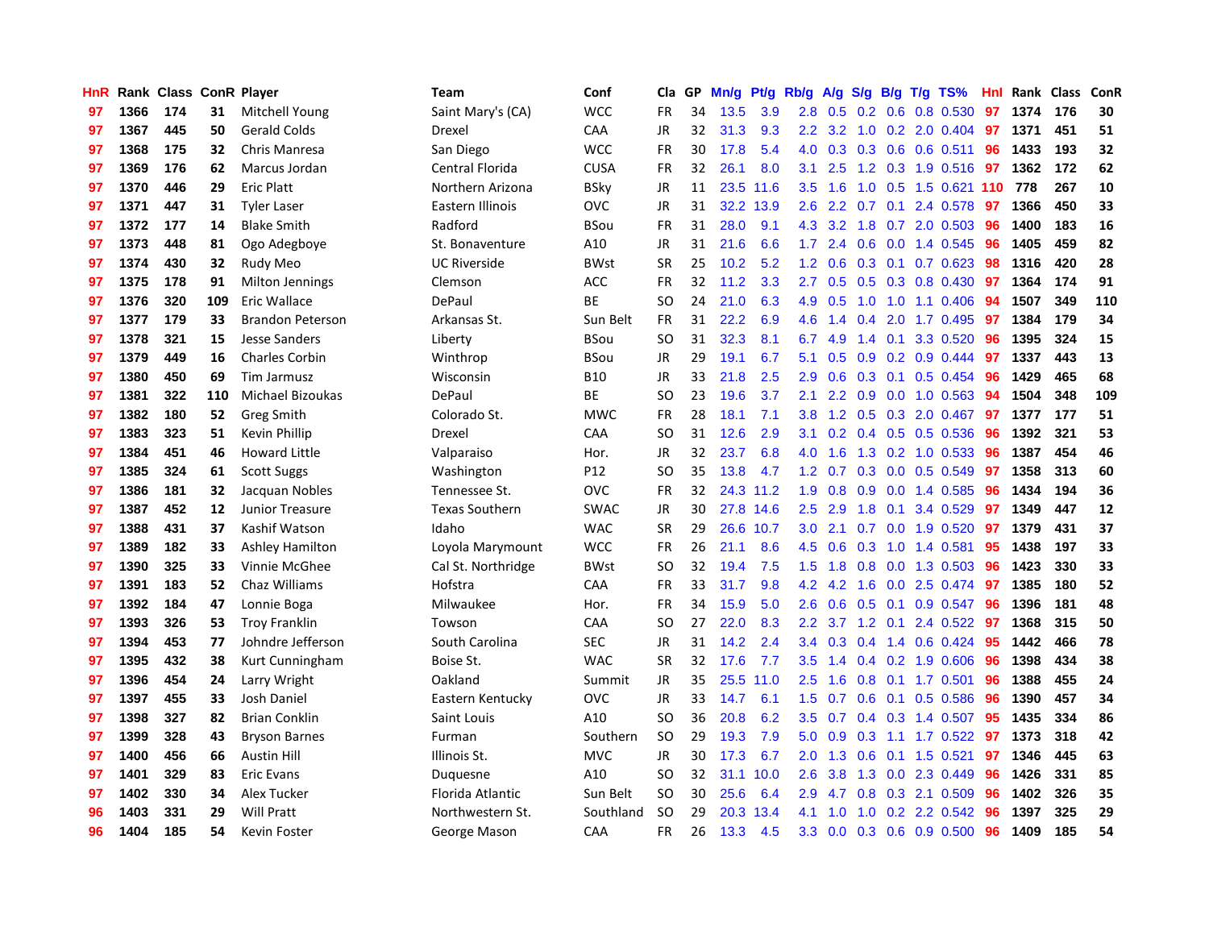| HnR | Rank | Class | ConR | Player | Team | Conf | Cla | GP | Mn/g | Pt/g | Rb/g | A/g | S/g | B/g | T/g | TS% | HnI | Rank | Class | ConR |
|---|---|---|---|---|---|---|---|---|---|---|---|---|---|---|---|---|---|---|---|---|
| 97 | 1366 | 174 | 31 | Mitchell Young | Saint Mary's (CA) | WCC | FR | 34 | 13.5 | 3.9 | 2.8 | 0.5 | 0.2 | 0.6 | 0.8 | 0.530 | 97 | 1374 | 176 | 30 |
| 97 | 1367 | 445 | 50 | Gerald Colds | Drexel | CAA | JR | 32 | 31.3 | 9.3 | 2.2 | 3.2 | 1.0 | 0.2 | 2.0 | 0.404 | 97 | 1371 | 451 | 51 |
| 97 | 1368 | 175 | 32 | Chris Manresa | San Diego | WCC | FR | 30 | 17.8 | 5.4 | 4.0 | 0.3 | 0.3 | 0.6 | 0.6 | 0.511 | 96 | 1433 | 193 | 32 |
| 97 | 1369 | 176 | 62 | Marcus Jordan | Central Florida | CUSA | FR | 32 | 26.1 | 8.0 | 3.1 | 2.5 | 1.2 | 0.3 | 1.9 | 0.516 | 97 | 1362 | 172 | 62 |
| 97 | 1370 | 446 | 29 | Eric Platt | Northern Arizona | BSky | JR | 11 | 23.5 | 11.6 | 3.5 | 1.6 | 1.0 | 0.5 | 1.5 | 0.621 | 110 | 778 | 267 | 10 |
| 97 | 1371 | 447 | 31 | Tyler Laser | Eastern Illinois | OVC | JR | 31 | 32.2 | 13.9 | 2.6 | 2.2 | 0.7 | 0.1 | 2.4 | 0.578 | 97 | 1366 | 450 | 33 |
| 97 | 1372 | 177 | 14 | Blake Smith | Radford | BSou | FR | 31 | 28.0 | 9.1 | 4.3 | 3.2 | 1.8 | 0.7 | 2.0 | 0.503 | 96 | 1400 | 183 | 16 |
| 97 | 1373 | 448 | 81 | Ogo Adegboye | St. Bonaventure | A10 | JR | 31 | 21.6 | 6.6 | 1.7 | 2.4 | 0.6 | 0.0 | 1.4 | 0.545 | 96 | 1405 | 459 | 82 |
| 97 | 1374 | 430 | 32 | Rudy Meo | UC Riverside | BWst | SR | 25 | 10.2 | 5.2 | 1.2 | 0.6 | 0.3 | 0.1 | 0.7 | 0.623 | 98 | 1316 | 420 | 28 |
| 97 | 1375 | 178 | 91 | Milton Jennings | Clemson | ACC | FR | 32 | 11.2 | 3.3 | 2.7 | 0.5 | 0.5 | 0.3 | 0.8 | 0.430 | 97 | 1364 | 174 | 91 |
| 97 | 1376 | 320 | 109 | Eric Wallace | DePaul | BE | SO | 24 | 21.0 | 6.3 | 4.9 | 0.5 | 1.0 | 1.0 | 1.1 | 0.406 | 94 | 1507 | 349 | 110 |
| 97 | 1377 | 179 | 33 | Brandon Peterson | Arkansas St. | Sun Belt | FR | 31 | 22.2 | 6.9 | 4.6 | 1.4 | 0.4 | 2.0 | 1.7 | 0.495 | 97 | 1384 | 179 | 34 |
| 97 | 1378 | 321 | 15 | Jesse Sanders | Liberty | BSou | SO | 31 | 32.3 | 8.1 | 6.7 | 4.9 | 1.4 | 0.1 | 3.3 | 0.520 | 96 | 1395 | 324 | 15 |
| 97 | 1379 | 449 | 16 | Charles Corbin | Winthrop | BSou | JR | 29 | 19.1 | 6.7 | 5.1 | 0.5 | 0.9 | 0.2 | 0.9 | 0.444 | 97 | 1337 | 443 | 13 |
| 97 | 1380 | 450 | 69 | Tim Jarmusz | Wisconsin | B10 | JR | 33 | 21.8 | 2.5 | 2.9 | 0.6 | 0.3 | 0.1 | 0.5 | 0.454 | 96 | 1429 | 465 | 68 |
| 97 | 1381 | 322 | 110 | Michael Bizoukas | DePaul | BE | SO | 23 | 19.6 | 3.7 | 2.1 | 2.2 | 0.9 | 0.0 | 1.0 | 0.563 | 94 | 1504 | 348 | 109 |
| 97 | 1382 | 180 | 52 | Greg Smith | Colorado St. | MWC | FR | 28 | 18.1 | 7.1 | 3.8 | 1.2 | 0.5 | 0.3 | 2.0 | 0.467 | 97 | 1377 | 177 | 51 |
| 97 | 1383 | 323 | 51 | Kevin Phillip | Drexel | CAA | SO | 31 | 12.6 | 2.9 | 3.1 | 0.2 | 0.4 | 0.5 | 0.5 | 0.536 | 96 | 1392 | 321 | 53 |
| 97 | 1384 | 451 | 46 | Howard Little | Valparaiso | Hor. | JR | 32 | 23.7 | 6.8 | 4.0 | 1.6 | 1.3 | 0.2 | 1.0 | 0.533 | 96 | 1387 | 454 | 46 |
| 97 | 1385 | 324 | 61 | Scott Suggs | Washington | P12 | SO | 35 | 13.8 | 4.7 | 1.2 | 0.7 | 0.3 | 0.0 | 0.5 | 0.549 | 97 | 1358 | 313 | 60 |
| 97 | 1386 | 181 | 32 | Jacquan Nobles | Tennessee St. | OVC | FR | 32 | 24.3 | 11.2 | 1.9 | 0.8 | 0.9 | 0.0 | 1.4 | 0.585 | 96 | 1434 | 194 | 36 |
| 97 | 1387 | 452 | 12 | Junior Treasure | Texas Southern | SWAC | JR | 30 | 27.8 | 14.6 | 2.5 | 2.9 | 1.8 | 0.1 | 3.4 | 0.529 | 97 | 1349 | 447 | 12 |
| 97 | 1388 | 431 | 37 | Kashif Watson | Idaho | WAC | SR | 29 | 26.6 | 10.7 | 3.0 | 2.1 | 0.7 | 0.0 | 1.9 | 0.520 | 97 | 1379 | 431 | 37 |
| 97 | 1389 | 182 | 33 | Ashley Hamilton | Loyola Marymount | WCC | FR | 26 | 21.1 | 8.6 | 4.5 | 0.6 | 0.3 | 1.0 | 1.4 | 0.581 | 95 | 1438 | 197 | 33 |
| 97 | 1390 | 325 | 33 | Vinnie McGhee | Cal St. Northridge | BWst | SO | 32 | 19.4 | 7.5 | 1.5 | 1.8 | 0.8 | 0.0 | 1.3 | 0.503 | 96 | 1423 | 330 | 33 |
| 97 | 1391 | 183 | 52 | Chaz Williams | Hofstra | CAA | FR | 33 | 31.7 | 9.8 | 4.2 | 4.2 | 1.6 | 0.0 | 2.5 | 0.474 | 97 | 1385 | 180 | 52 |
| 97 | 1392 | 184 | 47 | Lonnie Boga | Milwaukee | Hor. | FR | 34 | 15.9 | 5.0 | 2.6 | 0.6 | 0.5 | 0.1 | 0.9 | 0.547 | 96 | 1396 | 181 | 48 |
| 97 | 1393 | 326 | 53 | Troy Franklin | Towson | CAA | SO | 27 | 22.0 | 8.3 | 2.2 | 3.7 | 1.2 | 0.1 | 2.4 | 0.522 | 97 | 1368 | 315 | 50 |
| 97 | 1394 | 453 | 77 | Johndre Jefferson | South Carolina | SEC | JR | 31 | 14.2 | 2.4 | 3.4 | 0.3 | 0.4 | 1.4 | 0.6 | 0.424 | 95 | 1442 | 466 | 78 |
| 97 | 1395 | 432 | 38 | Kurt Cunningham | Boise St. | WAC | SR | 32 | 17.6 | 7.7 | 3.5 | 1.4 | 0.4 | 0.2 | 1.9 | 0.606 | 96 | 1398 | 434 | 38 |
| 97 | 1396 | 454 | 24 | Larry Wright | Oakland | Summit | JR | 35 | 25.5 | 11.0 | 2.5 | 1.6 | 0.8 | 0.1 | 1.7 | 0.501 | 96 | 1388 | 455 | 24 |
| 97 | 1397 | 455 | 33 | Josh Daniel | Eastern Kentucky | OVC | JR | 33 | 14.7 | 6.1 | 1.5 | 0.7 | 0.6 | 0.1 | 0.5 | 0.586 | 96 | 1390 | 457 | 34 |
| 97 | 1398 | 327 | 82 | Brian Conklin | Saint Louis | A10 | SO | 36 | 20.8 | 6.2 | 3.5 | 0.7 | 0.4 | 0.3 | 1.4 | 0.507 | 95 | 1435 | 334 | 86 |
| 97 | 1399 | 328 | 43 | Bryson Barnes | Furman | Southern | SO | 29 | 19.3 | 7.9 | 5.0 | 0.9 | 0.3 | 1.1 | 1.7 | 0.522 | 97 | 1373 | 318 | 42 |
| 97 | 1400 | 456 | 66 | Austin Hill | Illinois St. | MVC | JR | 30 | 17.3 | 6.7 | 2.0 | 1.3 | 0.6 | 0.1 | 1.5 | 0.521 | 97 | 1346 | 445 | 63 |
| 97 | 1401 | 329 | 83 | Eric Evans | Duquesne | A10 | SO | 32 | 31.1 | 10.0 | 2.6 | 3.8 | 1.3 | 0.0 | 2.3 | 0.449 | 96 | 1426 | 331 | 85 |
| 97 | 1402 | 330 | 34 | Alex Tucker | Florida Atlantic | Sun Belt | SO | 30 | 25.6 | 6.4 | 2.9 | 4.7 | 0.8 | 0.3 | 2.1 | 0.509 | 96 | 1402 | 326 | 35 |
| 96 | 1403 | 331 | 29 | Will Pratt | Northwestern St. | Southland | SO | 29 | 20.3 | 13.4 | 4.1 | 1.0 | 1.0 | 0.2 | 2.2 | 0.542 | 96 | 1397 | 325 | 29 |
| 96 | 1404 | 185 | 54 | Kevin Foster | George Mason | CAA | FR | 26 | 13.3 | 4.5 | 3.3 | 0.0 | 0.3 | 0.6 | 0.9 | 0.500 | 96 | 1409 | 185 | 54 |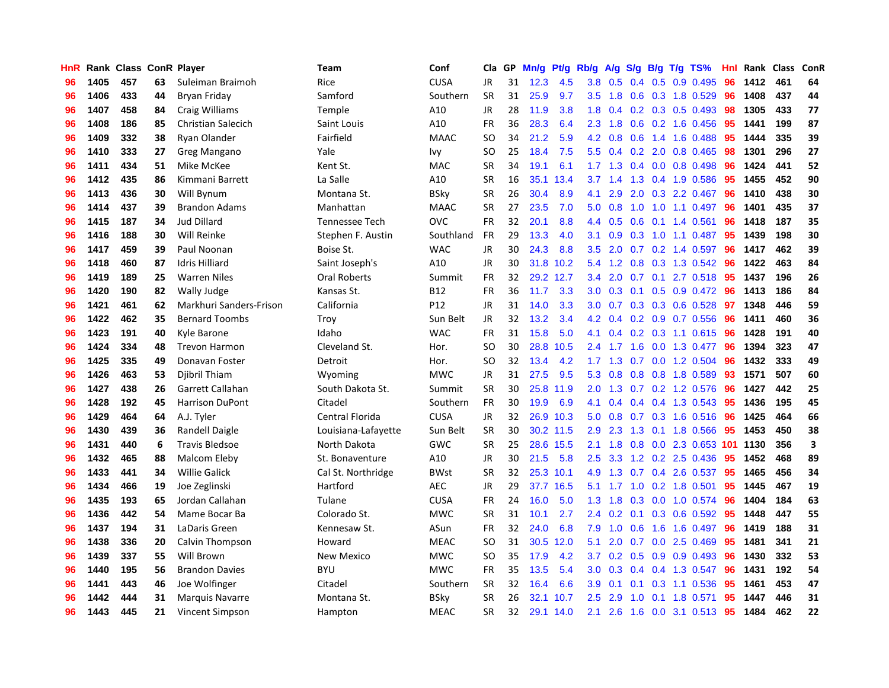| HnR | Rank | Class | ConR | Player | Team | Conf | Cla | GP | Mn/g | Pt/g | Rb/g | A/g | S/g | B/g | T/g | TS% | HnI | Rank | Class | ConR |
|---|---|---|---|---|---|---|---|---|---|---|---|---|---|---|---|---|---|---|---|---|
| 96 | 1405 | 457 | 63 | Suleiman Braimoh | Rice | CUSA | JR | 31 | 12.3 | 4.5 | 3.8 | 0.5 | 0.4 | 0.5 | 0.9 | 0.495 | 96 | 1412 | 461 | 64 |
| 96 | 1406 | 433 | 44 | Bryan Friday | Samford | Southern | SR | 31 | 25.9 | 9.7 | 3.5 | 1.8 | 0.6 | 0.3 | 1.8 | 0.529 | 96 | 1408 | 437 | 44 |
| 96 | 1407 | 458 | 84 | Craig Williams | Temple | A10 | JR | 28 | 11.9 | 3.8 | 1.8 | 0.4 | 0.2 | 0.3 | 0.5 | 0.493 | 98 | 1305 | 433 | 77 |
| 96 | 1408 | 186 | 85 | Christian Salecich | Saint Louis | A10 | FR | 36 | 28.3 | 6.4 | 2.3 | 1.8 | 0.6 | 0.2 | 1.6 | 0.456 | 95 | 1441 | 199 | 87 |
| 96 | 1409 | 332 | 38 | Ryan Olander | Fairfield | MAAC | SO | 34 | 21.2 | 5.9 | 4.2 | 0.8 | 0.6 | 1.4 | 1.6 | 0.488 | 95 | 1444 | 335 | 39 |
| 96 | 1410 | 333 | 27 | Greg Mangano | Yale | Ivy | SO | 25 | 18.4 | 7.5 | 5.5 | 0.4 | 0.2 | 2.0 | 0.8 | 0.465 | 98 | 1301 | 296 | 27 |
| 96 | 1411 | 434 | 51 | Mike McKee | Kent St. | MAC | SR | 34 | 19.1 | 6.1 | 1.7 | 1.3 | 0.4 | 0.0 | 0.8 | 0.498 | 96 | 1424 | 441 | 52 |
| 96 | 1412 | 435 | 86 | Kimmani Barrett | La Salle | A10 | SR | 16 | 35.1 | 13.4 | 3.7 | 1.4 | 1.3 | 0.4 | 1.9 | 0.586 | 95 | 1455 | 452 | 90 |
| 96 | 1413 | 436 | 30 | Will Bynum | Montana St. | BSky | SR | 26 | 30.4 | 8.9 | 4.1 | 2.9 | 2.0 | 0.3 | 2.2 | 0.467 | 96 | 1410 | 438 | 30 |
| 96 | 1414 | 437 | 39 | Brandon Adams | Manhattan | MAAC | SR | 27 | 23.5 | 7.0 | 5.0 | 0.8 | 1.0 | 1.0 | 1.1 | 0.497 | 96 | 1401 | 435 | 37 |
| 96 | 1415 | 187 | 34 | Jud Dillard | Tennessee Tech | OVC | FR | 32 | 20.1 | 8.8 | 4.4 | 0.5 | 0.6 | 0.1 | 1.4 | 0.561 | 96 | 1418 | 187 | 35 |
| 96 | 1416 | 188 | 30 | Will Reinke | Stephen F. Austin | Southland | FR | 29 | 13.3 | 4.0 | 3.1 | 0.9 | 0.3 | 1.0 | 1.1 | 0.487 | 95 | 1439 | 198 | 30 |
| 96 | 1417 | 459 | 39 | Paul Noonan | Boise St. | WAC | JR | 30 | 24.3 | 8.8 | 3.5 | 2.0 | 0.7 | 0.2 | 1.4 | 0.597 | 96 | 1417 | 462 | 39 |
| 96 | 1418 | 460 | 87 | Idris Hilliard | Saint Joseph's | A10 | JR | 30 | 31.8 | 10.2 | 5.4 | 1.2 | 0.8 | 0.3 | 1.3 | 0.542 | 96 | 1422 | 463 | 84 |
| 96 | 1419 | 189 | 25 | Warren Niles | Oral Roberts | Summit | FR | 32 | 29.2 | 12.7 | 3.4 | 2.0 | 0.7 | 0.1 | 2.7 | 0.518 | 95 | 1437 | 196 | 26 |
| 96 | 1420 | 190 | 82 | Wally Judge | Kansas St. | B12 | FR | 36 | 11.7 | 3.3 | 3.0 | 0.3 | 0.1 | 0.5 | 0.9 | 0.472 | 96 | 1413 | 186 | 84 |
| 96 | 1421 | 461 | 62 | Markhuri Sanders-Frison | California | P12 | JR | 31 | 14.0 | 3.3 | 3.0 | 0.7 | 0.3 | 0.3 | 0.6 | 0.528 | 97 | 1348 | 446 | 59 |
| 96 | 1422 | 462 | 35 | Bernard Toombs | Troy | Sun Belt | JR | 32 | 13.2 | 3.4 | 4.2 | 0.4 | 0.2 | 0.9 | 0.7 | 0.556 | 96 | 1411 | 460 | 36 |
| 96 | 1423 | 191 | 40 | Kyle Barone | Idaho | WAC | FR | 31 | 15.8 | 5.0 | 4.1 | 0.4 | 0.2 | 0.3 | 1.1 | 0.615 | 96 | 1428 | 191 | 40 |
| 96 | 1424 | 334 | 48 | Trevon Harmon | Cleveland St. | Hor. | SO | 30 | 28.8 | 10.5 | 2.4 | 1.7 | 1.6 | 0.0 | 1.3 | 0.477 | 96 | 1394 | 323 | 47 |
| 96 | 1425 | 335 | 49 | Donavan Foster | Detroit | Hor. | SO | 32 | 13.4 | 4.2 | 1.7 | 1.3 | 0.7 | 0.0 | 1.2 | 0.504 | 96 | 1432 | 333 | 49 |
| 96 | 1426 | 463 | 53 | Djibril Thiam | Wyoming | MWC | JR | 31 | 27.5 | 9.5 | 5.3 | 0.8 | 0.8 | 0.8 | 1.8 | 0.589 | 93 | 1571 | 507 | 60 |
| 96 | 1427 | 438 | 26 | Garrett Callahan | South Dakota St. | Summit | SR | 30 | 25.8 | 11.9 | 2.0 | 1.3 | 0.7 | 0.2 | 1.2 | 0.576 | 96 | 1427 | 442 | 25 |
| 96 | 1428 | 192 | 45 | Harrison DuPont | Citadel | Southern | FR | 30 | 19.9 | 6.9 | 4.1 | 0.4 | 0.4 | 0.4 | 1.3 | 0.543 | 95 | 1436 | 195 | 45 |
| 96 | 1429 | 464 | 64 | A.J. Tyler | Central Florida | CUSA | JR | 32 | 26.9 | 10.3 | 5.0 | 0.8 | 0.7 | 0.3 | 1.6 | 0.516 | 96 | 1425 | 464 | 66 |
| 96 | 1430 | 439 | 36 | Randell Daigle | Louisiana-Lafayette | Sun Belt | SR | 30 | 30.2 | 11.5 | 2.9 | 2.3 | 1.3 | 0.1 | 1.8 | 0.566 | 95 | 1453 | 450 | 38 |
| 96 | 1431 | 440 | 6 | Travis Bledsoe | North Dakota | GWC | SR | 25 | 28.6 | 15.5 | 2.1 | 1.8 | 0.8 | 0.0 | 2.3 | 0.653 | 101 | 1130 | 356 | 3 |
| 96 | 1432 | 465 | 88 | Malcom Eleby | St. Bonaventure | A10 | JR | 30 | 21.5 | 5.8 | 2.5 | 3.3 | 1.2 | 0.2 | 2.5 | 0.436 | 95 | 1452 | 468 | 89 |
| 96 | 1433 | 441 | 34 | Willie Galick | Cal St. Northridge | BWst | SR | 32 | 25.3 | 10.1 | 4.9 | 1.3 | 0.7 | 0.4 | 2.6 | 0.537 | 95 | 1465 | 456 | 34 |
| 96 | 1434 | 466 | 19 | Joe Zeglinski | Hartford | AEC | JR | 29 | 37.7 | 16.5 | 5.1 | 1.7 | 1.0 | 0.2 | 1.8 | 0.501 | 95 | 1445 | 467 | 19 |
| 96 | 1435 | 193 | 65 | Jordan Callahan | Tulane | CUSA | FR | 24 | 16.0 | 5.0 | 1.3 | 1.8 | 0.3 | 0.0 | 1.0 | 0.574 | 96 | 1404 | 184 | 63 |
| 96 | 1436 | 442 | 54 | Mame Bocar Ba | Colorado St. | MWC | SR | 31 | 10.1 | 2.7 | 2.4 | 0.2 | 0.1 | 0.3 | 0.6 | 0.592 | 95 | 1448 | 447 | 55 |
| 96 | 1437 | 194 | 31 | LaDaris Green | Kennesaw St. | ASun | FR | 32 | 24.0 | 6.8 | 7.9 | 1.0 | 0.6 | 1.6 | 1.6 | 0.497 | 96 | 1419 | 188 | 31 |
| 96 | 1438 | 336 | 20 | Calvin Thompson | Howard | MEAC | SO | 31 | 30.5 | 12.0 | 5.1 | 2.0 | 0.7 | 0.0 | 2.5 | 0.469 | 95 | 1481 | 341 | 21 |
| 96 | 1439 | 337 | 55 | Will Brown | New Mexico | MWC | SO | 35 | 17.9 | 4.2 | 3.7 | 0.2 | 0.5 | 0.9 | 0.9 | 0.493 | 96 | 1430 | 332 | 53 |
| 96 | 1440 | 195 | 56 | Brandon Davies | BYU | MWC | FR | 35 | 13.5 | 5.4 | 3.0 | 0.3 | 0.4 | 0.4 | 1.3 | 0.547 | 96 | 1431 | 192 | 54 |
| 96 | 1441 | 443 | 46 | Joe Wolfinger | Citadel | Southern | SR | 32 | 16.4 | 6.6 | 3.9 | 0.1 | 0.1 | 0.3 | 1.1 | 0.536 | 95 | 1461 | 453 | 47 |
| 96 | 1442 | 444 | 31 | Marquis Navarre | Montana St. | BSky | SR | 26 | 32.1 | 10.7 | 2.5 | 2.9 | 1.0 | 0.1 | 1.8 | 0.571 | 95 | 1447 | 446 | 31 |
| 96 | 1443 | 445 | 21 | Vincent Simpson | Hampton | MEAC | SR | 32 | 29.1 | 14.0 | 2.1 | 2.6 | 1.6 | 0.0 | 3.1 | 0.513 | 95 | 1484 | 462 | 22 |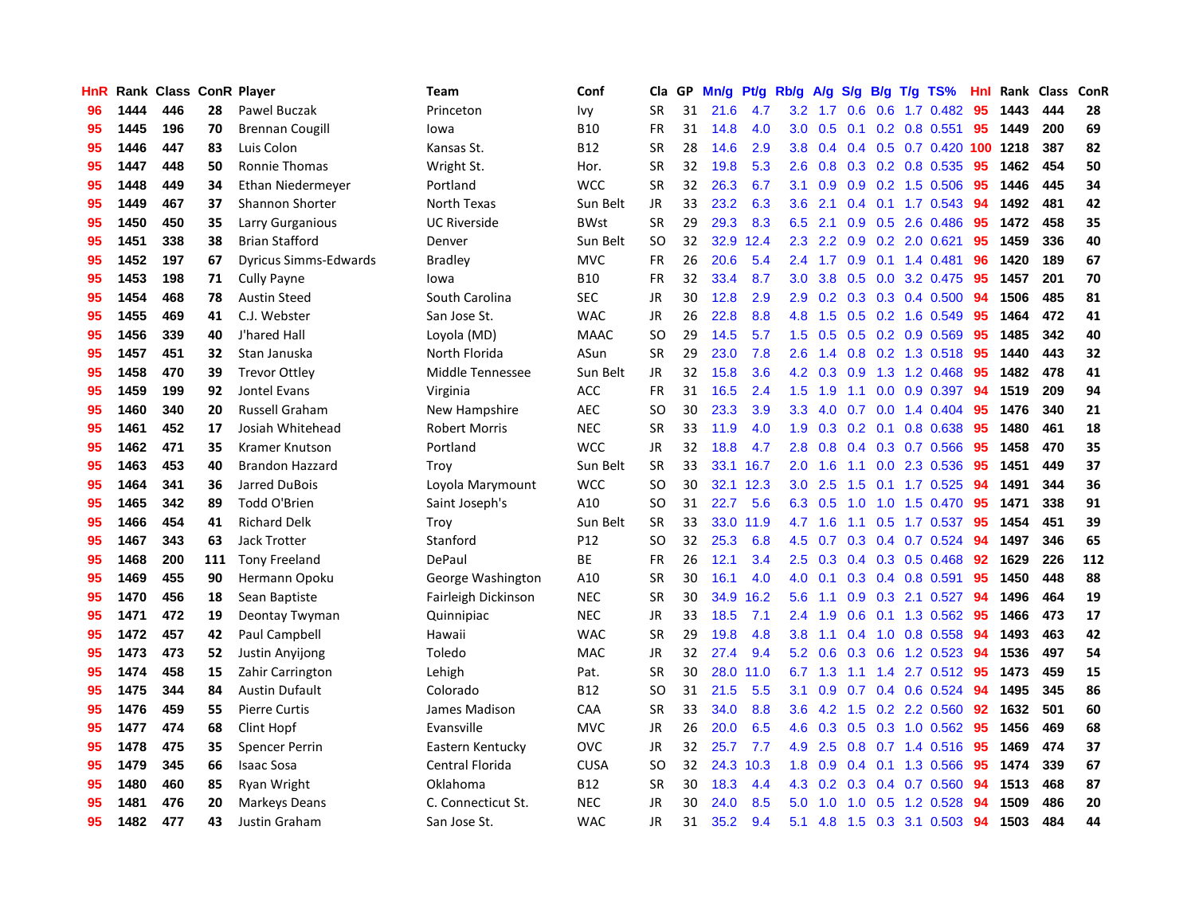| HnR | Rank | Class | ConR | Player | Team | Conf | Cla | GP | Mn/g | Pt/g | Rb/g | A/g | S/g | B/g | T/g | TS% | HnI | Rank | Class | ConR |
|---|---|---|---|---|---|---|---|---|---|---|---|---|---|---|---|---|---|---|---|---|
| 96 | 1444 | 446 | 28 | Pawel Buczak | Princeton | Ivy | SR | 31 | 21.6 | 4.7 | 3.2 | 1.7 | 0.6 | 0.6 | 1.7 | 0.482 | 95 | 1443 | 444 | 28 |
| 95 | 1445 | 196 | 70 | Brennan Cougill | Iowa | B10 | FR | 31 | 14.8 | 4.0 | 3.0 | 0.5 | 0.1 | 0.2 | 0.8 | 0.551 | 95 | 1449 | 200 | 69 |
| 95 | 1446 | 447 | 83 | Luis Colon | Kansas St. | B12 | SR | 28 | 14.6 | 2.9 | 3.8 | 0.4 | 0.4 | 0.5 | 0.7 | 0.420 | 100 | 1218 | 387 | 82 |
| 95 | 1447 | 448 | 50 | Ronnie Thomas | Wright St. | Hor. | SR | 32 | 19.8 | 5.3 | 2.6 | 0.8 | 0.3 | 0.2 | 0.8 | 0.535 | 95 | 1462 | 454 | 50 |
| 95 | 1448 | 449 | 34 | Ethan Niedermeyer | Portland | WCC | SR | 32 | 26.3 | 6.7 | 3.1 | 0.9 | 0.9 | 0.2 | 1.5 | 0.506 | 95 | 1446 | 445 | 34 |
| 95 | 1449 | 467 | 37 | Shannon Shorter | North Texas | Sun Belt | JR | 33 | 23.2 | 6.3 | 3.6 | 2.1 | 0.4 | 0.1 | 1.7 | 0.543 | 94 | 1492 | 481 | 42 |
| 95 | 1450 | 450 | 35 | Larry Gurganious | UC Riverside | BWst | SR | 29 | 29.3 | 8.3 | 6.5 | 2.1 | 0.9 | 0.5 | 2.6 | 0.486 | 95 | 1472 | 458 | 35 |
| 95 | 1451 | 338 | 38 | Brian Stafford | Denver | Sun Belt | SO | 32 | 32.9 | 12.4 | 2.3 | 2.2 | 0.9 | 0.2 | 2.0 | 0.621 | 95 | 1459 | 336 | 40 |
| 95 | 1452 | 197 | 67 | Dyricus Simms-Edwards | Bradley | MVC | FR | 26 | 20.6 | 5.4 | 2.4 | 1.7 | 0.9 | 0.1 | 1.4 | 0.481 | 96 | 1420 | 189 | 67 |
| 95 | 1453 | 198 | 71 | Cully Payne | Iowa | B10 | FR | 32 | 33.4 | 8.7 | 3.0 | 3.8 | 0.5 | 0.0 | 3.2 | 0.475 | 95 | 1457 | 201 | 70 |
| 95 | 1454 | 468 | 78 | Austin Steed | South Carolina | SEC | JR | 30 | 12.8 | 2.9 | 2.9 | 0.2 | 0.3 | 0.3 | 0.4 | 0.500 | 94 | 1506 | 485 | 81 |
| 95 | 1455 | 469 | 41 | C.J. Webster | San Jose St. | WAC | JR | 26 | 22.8 | 8.8 | 4.8 | 1.5 | 0.5 | 0.2 | 1.6 | 0.549 | 95 | 1464 | 472 | 41 |
| 95 | 1456 | 339 | 40 | J'hared Hall | Loyola (MD) | MAAC | SO | 29 | 14.5 | 5.7 | 1.5 | 0.5 | 0.5 | 0.2 | 0.9 | 0.569 | 95 | 1485 | 342 | 40 |
| 95 | 1457 | 451 | 32 | Stan Januska | North Florida | ASun | SR | 29 | 23.0 | 7.8 | 2.6 | 1.4 | 0.8 | 0.2 | 1.3 | 0.518 | 95 | 1440 | 443 | 32 |
| 95 | 1458 | 470 | 39 | Trevor Ottley | Middle Tennessee | Sun Belt | JR | 32 | 15.8 | 3.6 | 4.2 | 0.3 | 0.9 | 1.3 | 1.2 | 0.468 | 95 | 1482 | 478 | 41 |
| 95 | 1459 | 199 | 92 | Jontel Evans | Virginia | ACC | FR | 31 | 16.5 | 2.4 | 1.5 | 1.9 | 1.1 | 0.0 | 0.9 | 0.397 | 94 | 1519 | 209 | 94 |
| 95 | 1460 | 340 | 20 | Russell Graham | New Hampshire | AEC | SO | 30 | 23.3 | 3.9 | 3.3 | 4.0 | 0.7 | 0.0 | 1.4 | 0.404 | 95 | 1476 | 340 | 21 |
| 95 | 1461 | 452 | 17 | Josiah Whitehead | Robert Morris | NEC | SR | 33 | 11.9 | 4.0 | 1.9 | 0.3 | 0.2 | 0.1 | 0.8 | 0.638 | 95 | 1480 | 461 | 18 |
| 95 | 1462 | 471 | 35 | Kramer Knutson | Portland | WCC | JR | 32 | 18.8 | 4.7 | 2.8 | 0.8 | 0.4 | 0.3 | 0.7 | 0.566 | 95 | 1458 | 470 | 35 |
| 95 | 1463 | 453 | 40 | Brandon Hazzard | Troy | Sun Belt | SR | 33 | 33.1 | 16.7 | 2.0 | 1.6 | 1.1 | 0.0 | 2.3 | 0.536 | 95 | 1451 | 449 | 37 |
| 95 | 1464 | 341 | 36 | Jarred DuBois | Loyola Marymount | WCC | SO | 30 | 32.1 | 12.3 | 3.0 | 2.5 | 1.5 | 0.1 | 1.7 | 0.525 | 94 | 1491 | 344 | 36 |
| 95 | 1465 | 342 | 89 | Todd O'Brien | Saint Joseph's | A10 | SO | 31 | 22.7 | 5.6 | 6.3 | 0.5 | 1.0 | 1.0 | 1.5 | 0.470 | 95 | 1471 | 338 | 91 |
| 95 | 1466 | 454 | 41 | Richard Delk | Troy | Sun Belt | SR | 33 | 33.0 | 11.9 | 4.7 | 1.6 | 1.1 | 0.5 | 1.7 | 0.537 | 95 | 1454 | 451 | 39 |
| 95 | 1467 | 343 | 63 | Jack Trotter | Stanford | P12 | SO | 32 | 25.3 | 6.8 | 4.5 | 0.7 | 0.3 | 0.4 | 0.7 | 0.524 | 94 | 1497 | 346 | 65 |
| 95 | 1468 | 200 | 111 | Tony Freeland | DePaul | BE | FR | 26 | 12.1 | 3.4 | 2.5 | 0.3 | 0.4 | 0.3 | 0.5 | 0.468 | 92 | 1629 | 226 | 112 |
| 95 | 1469 | 455 | 90 | Hermann Opoku | George Washington | A10 | SR | 30 | 16.1 | 4.0 | 4.0 | 0.1 | 0.3 | 0.4 | 0.8 | 0.591 | 95 | 1450 | 448 | 88 |
| 95 | 1470 | 456 | 18 | Sean Baptiste | Fairleigh Dickinson | NEC | SR | 30 | 34.9 | 16.2 | 5.6 | 1.1 | 0.9 | 0.3 | 2.1 | 0.527 | 94 | 1496 | 464 | 19 |
| 95 | 1471 | 472 | 19 | Deontay Twyman | Quinnipiac | NEC | JR | 33 | 18.5 | 7.1 | 2.4 | 1.9 | 0.6 | 0.1 | 1.3 | 0.562 | 95 | 1466 | 473 | 17 |
| 95 | 1472 | 457 | 42 | Paul Campbell | Hawaii | WAC | SR | 29 | 19.8 | 4.8 | 3.8 | 1.1 | 0.4 | 1.0 | 0.8 | 0.558 | 94 | 1493 | 463 | 42 |
| 95 | 1473 | 473 | 52 | Justin Anyijong | Toledo | MAC | JR | 32 | 27.4 | 9.4 | 5.2 | 0.6 | 0.3 | 0.6 | 1.2 | 0.523 | 94 | 1536 | 497 | 54 |
| 95 | 1474 | 458 | 15 | Zahir Carrington | Lehigh | Pat. | SR | 30 | 28.0 | 11.0 | 6.7 | 1.3 | 1.1 | 1.4 | 2.7 | 0.512 | 95 | 1473 | 459 | 15 |
| 95 | 1475 | 344 | 84 | Austin Dufault | Colorado | B12 | SO | 31 | 21.5 | 5.5 | 3.1 | 0.9 | 0.7 | 0.4 | 0.6 | 0.524 | 94 | 1495 | 345 | 86 |
| 95 | 1476 | 459 | 55 | Pierre Curtis | James Madison | CAA | SR | 33 | 34.0 | 8.8 | 3.6 | 4.2 | 1.5 | 0.2 | 2.2 | 0.560 | 92 | 1632 | 501 | 60 |
| 95 | 1477 | 474 | 68 | Clint Hopf | Evansville | MVC | JR | 26 | 20.0 | 6.5 | 4.6 | 0.3 | 0.5 | 0.3 | 1.0 | 0.562 | 95 | 1456 | 469 | 68 |
| 95 | 1478 | 475 | 35 | Spencer Perrin | Eastern Kentucky | OVC | JR | 32 | 25.7 | 7.7 | 4.9 | 2.5 | 0.8 | 0.7 | 1.4 | 0.516 | 95 | 1469 | 474 | 37 |
| 95 | 1479 | 345 | 66 | Isaac Sosa | Central Florida | CUSA | SO | 32 | 24.3 | 10.3 | 1.8 | 0.9 | 0.4 | 0.1 | 1.3 | 0.566 | 95 | 1474 | 339 | 67 |
| 95 | 1480 | 460 | 85 | Ryan Wright | Oklahoma | B12 | SR | 30 | 18.3 | 4.4 | 4.3 | 0.2 | 0.3 | 0.4 | 0.7 | 0.560 | 94 | 1513 | 468 | 87 |
| 95 | 1481 | 476 | 20 | Markeys Deans | C. Connecticut St. | NEC | JR | 30 | 24.0 | 8.5 | 5.0 | 1.0 | 1.0 | 0.5 | 1.2 | 0.528 | 94 | 1509 | 486 | 20 |
| 95 | 1482 | 477 | 43 | Justin Graham | San Jose St. | WAC | JR | 31 | 35.2 | 9.4 | 5.1 | 4.8 | 1.5 | 0.3 | 3.1 | 0.503 | 94 | 1503 | 484 | 44 |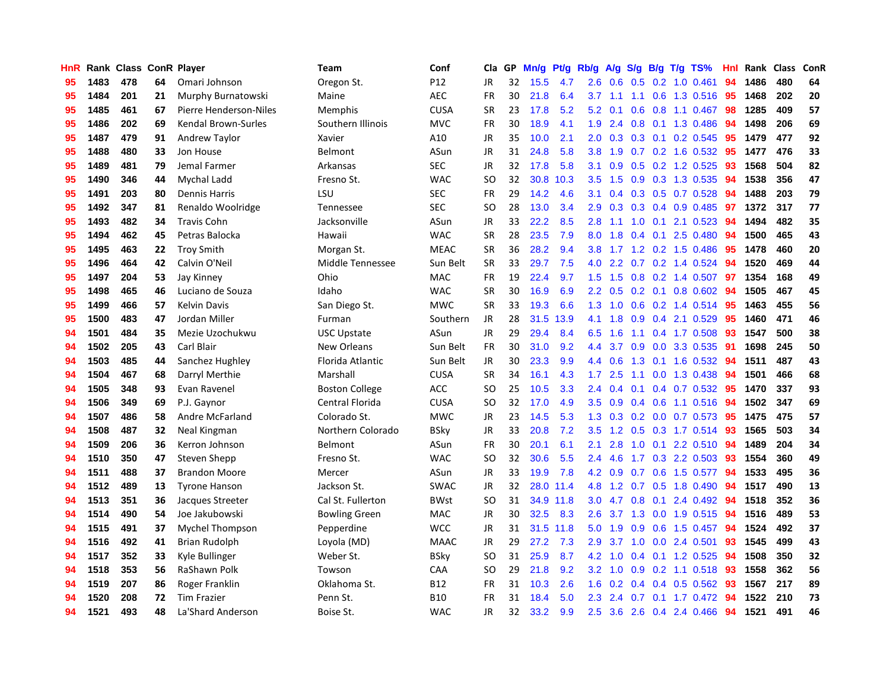| HnR | Rank | Class | ConR | Player | Team | Conf | Cla | GP | Mn/g | Pt/g | Rb/g | A/g | S/g | B/g | T/g | TS% | HnI | Rank | Class | ConR |
|---|---|---|---|---|---|---|---|---|---|---|---|---|---|---|---|---|---|---|---|---|
| 95 | 1483 | 478 | 64 | Omari Johnson | Oregon St. | P12 | JR | 32 | 15.5 | 4.7 | 2.6 | 0.6 | 0.5 | 0.2 | 1.0 | 0.461 | 94 | 1486 | 480 | 64 |
| 95 | 1484 | 201 | 21 | Murphy Burnatowski | Maine | AEC | FR | 30 | 21.8 | 6.4 | 3.7 | 1.1 | 1.1 | 0.6 | 1.3 | 0.516 | 95 | 1468 | 202 | 20 |
| 95 | 1485 | 461 | 67 | Pierre Henderson-Niles | Memphis | CUSA | SR | 23 | 17.8 | 5.2 | 5.2 | 0.1 | 0.6 | 0.8 | 1.1 | 0.467 | 98 | 1285 | 409 | 57 |
| 95 | 1486 | 202 | 69 | Kendal Brown-Surles | Southern Illinois | MVC | FR | 30 | 18.9 | 4.1 | 1.9 | 2.4 | 0.8 | 0.1 | 1.3 | 0.486 | 94 | 1498 | 206 | 69 |
| 95 | 1487 | 479 | 91 | Andrew Taylor | Xavier | A10 | JR | 35 | 10.0 | 2.1 | 2.0 | 0.3 | 0.3 | 0.1 | 0.2 | 0.545 | 95 | 1479 | 477 | 92 |
| 95 | 1488 | 480 | 33 | Jon House | Belmont | ASun | JR | 31 | 24.8 | 5.8 | 3.8 | 1.9 | 0.7 | 0.2 | 1.6 | 0.532 | 95 | 1477 | 476 | 33 |
| 95 | 1489 | 481 | 79 | Jemal Farmer | Arkansas | SEC | JR | 32 | 17.8 | 5.8 | 3.1 | 0.9 | 0.5 | 0.2 | 1.2 | 0.525 | 93 | 1568 | 504 | 82 |
| 95 | 1490 | 346 | 44 | Mychal Ladd | Fresno St. | WAC | SO | 32 | 30.8 | 10.3 | 3.5 | 1.5 | 0.9 | 0.3 | 1.3 | 0.535 | 94 | 1538 | 356 | 47 |
| 95 | 1491 | 203 | 80 | Dennis Harris | LSU | SEC | FR | 29 | 14.2 | 4.6 | 3.1 | 0.4 | 0.3 | 0.5 | 0.7 | 0.528 | 94 | 1488 | 203 | 79 |
| 95 | 1492 | 347 | 81 | Renaldo Woolridge | Tennessee | SEC | SO | 28 | 13.0 | 3.4 | 2.9 | 0.3 | 0.3 | 0.4 | 0.9 | 0.485 | 97 | 1372 | 317 | 77 |
| 95 | 1493 | 482 | 34 | Travis Cohn | Jacksonville | ASun | JR | 33 | 22.2 | 8.5 | 2.8 | 1.1 | 1.0 | 0.1 | 2.1 | 0.523 | 94 | 1494 | 482 | 35 |
| 95 | 1494 | 462 | 45 | Petras Balocka | Hawaii | WAC | SR | 28 | 23.5 | 7.9 | 8.0 | 1.8 | 0.4 | 0.1 | 2.5 | 0.480 | 94 | 1500 | 465 | 43 |
| 95 | 1495 | 463 | 22 | Troy Smith | Morgan St. | MEAC | SR | 36 | 28.2 | 9.4 | 3.8 | 1.7 | 1.2 | 0.2 | 1.5 | 0.486 | 95 | 1478 | 460 | 20 |
| 95 | 1496 | 464 | 42 | Calvin O'Neil | Middle Tennessee | Sun Belt | SR | 33 | 29.7 | 7.5 | 4.0 | 2.2 | 0.7 | 0.2 | 1.4 | 0.524 | 94 | 1520 | 469 | 44 |
| 95 | 1497 | 204 | 53 | Jay Kinney | Ohio | MAC | FR | 19 | 22.4 | 9.7 | 1.5 | 1.5 | 0.8 | 0.2 | 1.4 | 0.507 | 97 | 1354 | 168 | 49 |
| 95 | 1498 | 465 | 46 | Luciano de Souza | Idaho | WAC | SR | 30 | 16.9 | 6.9 | 2.2 | 0.5 | 0.2 | 0.1 | 0.8 | 0.602 | 94 | 1505 | 467 | 45 |
| 95 | 1499 | 466 | 57 | Kelvin Davis | San Diego St. | MWC | SR | 33 | 19.3 | 6.6 | 1.3 | 1.0 | 0.6 | 0.2 | 1.4 | 0.514 | 95 | 1463 | 455 | 56 |
| 95 | 1500 | 483 | 47 | Jordan Miller | Furman | Southern | JR | 28 | 31.5 | 13.9 | 4.1 | 1.8 | 0.9 | 0.4 | 2.1 | 0.529 | 95 | 1460 | 471 | 46 |
| 94 | 1501 | 484 | 35 | Mezie Uzochukwu | USC Upstate | ASun | JR | 29 | 29.4 | 8.4 | 6.5 | 1.6 | 1.1 | 0.4 | 1.7 | 0.508 | 93 | 1547 | 500 | 38 |
| 94 | 1502 | 205 | 43 | Carl Blair | New Orleans | Sun Belt | FR | 30 | 31.0 | 9.2 | 4.4 | 3.7 | 0.9 | 0.0 | 3.3 | 0.535 | 91 | 1698 | 245 | 50 |
| 94 | 1503 | 485 | 44 | Sanchez Hughley | Florida Atlantic | Sun Belt | JR | 30 | 23.3 | 9.9 | 4.4 | 0.6 | 1.3 | 0.1 | 1.6 | 0.532 | 94 | 1511 | 487 | 43 |
| 94 | 1504 | 467 | 68 | Darryl Merthie | Marshall | CUSA | SR | 34 | 16.1 | 4.3 | 1.7 | 2.5 | 1.1 | 0.0 | 1.3 | 0.438 | 94 | 1501 | 466 | 68 |
| 94 | 1505 | 348 | 93 | Evan Ravenel | Boston College | ACC | SO | 25 | 10.5 | 3.3 | 2.4 | 0.4 | 0.1 | 0.4 | 0.7 | 0.532 | 95 | 1470 | 337 | 93 |
| 94 | 1506 | 349 | 69 | P.J. Gaynor | Central Florida | CUSA | SO | 32 | 17.0 | 4.9 | 3.5 | 0.9 | 0.4 | 0.6 | 1.1 | 0.516 | 94 | 1502 | 347 | 69 |
| 94 | 1507 | 486 | 58 | Andre McFarland | Colorado St. | MWC | JR | 23 | 14.5 | 5.3 | 1.3 | 0.3 | 0.2 | 0.0 | 0.7 | 0.573 | 95 | 1475 | 475 | 57 |
| 94 | 1508 | 487 | 32 | Neal Kingman | Northern Colorado | BSky | JR | 33 | 20.8 | 7.2 | 3.5 | 1.2 | 0.5 | 0.3 | 1.7 | 0.514 | 93 | 1565 | 503 | 34 |
| 94 | 1509 | 206 | 36 | Kerron Johnson | Belmont | ASun | FR | 30 | 20.1 | 6.1 | 2.1 | 2.8 | 1.0 | 0.1 | 2.2 | 0.510 | 94 | 1489 | 204 | 34 |
| 94 | 1510 | 350 | 47 | Steven Shepp | Fresno St. | WAC | SO | 32 | 30.6 | 5.5 | 2.4 | 4.6 | 1.7 | 0.3 | 2.2 | 0.503 | 93 | 1554 | 360 | 49 |
| 94 | 1511 | 488 | 37 | Brandon Moore | Mercer | ASun | JR | 33 | 19.9 | 7.8 | 4.2 | 0.9 | 0.7 | 0.6 | 1.5 | 0.577 | 94 | 1533 | 495 | 36 |
| 94 | 1512 | 489 | 13 | Tyrone Hanson | Jackson St. | SWAC | JR | 32 | 28.0 | 11.4 | 4.8 | 1.2 | 0.7 | 0.5 | 1.8 | 0.490 | 94 | 1517 | 490 | 13 |
| 94 | 1513 | 351 | 36 | Jacques Streeter | Cal St. Fullerton | BWst | SO | 31 | 34.9 | 11.8 | 3.0 | 4.7 | 0.8 | 0.1 | 2.4 | 0.492 | 94 | 1518 | 352 | 36 |
| 94 | 1514 | 490 | 54 | Joe Jakubowski | Bowling Green | MAC | JR | 30 | 32.5 | 8.3 | 2.6 | 3.7 | 1.3 | 0.0 | 1.9 | 0.515 | 94 | 1516 | 489 | 53 |
| 94 | 1515 | 491 | 37 | Mychel Thompson | Pepperdine | WCC | JR | 31 | 31.5 | 11.8 | 5.0 | 1.9 | 0.9 | 0.6 | 1.5 | 0.457 | 94 | 1524 | 492 | 37 |
| 94 | 1516 | 492 | 41 | Brian Rudolph | Loyola (MD) | MAAC | JR | 29 | 27.2 | 7.3 | 2.9 | 3.7 | 1.0 | 0.0 | 2.4 | 0.501 | 93 | 1545 | 499 | 43 |
| 94 | 1517 | 352 | 33 | Kyle Bullinger | Weber St. | BSky | SO | 31 | 25.9 | 8.7 | 4.2 | 1.0 | 0.4 | 0.1 | 1.2 | 0.525 | 94 | 1508 | 350 | 32 |
| 94 | 1518 | 353 | 56 | RaShawn Polk | Towson | CAA | SO | 29 | 21.8 | 9.2 | 3.2 | 1.0 | 0.9 | 0.2 | 1.1 | 0.518 | 93 | 1558 | 362 | 56 |
| 94 | 1519 | 207 | 86 | Roger Franklin | Oklahoma St. | B12 | FR | 31 | 10.3 | 2.6 | 1.6 | 0.2 | 0.4 | 0.4 | 0.5 | 0.562 | 93 | 1567 | 217 | 89 |
| 94 | 1520 | 208 | 72 | Tim Frazier | Penn St. | B10 | FR | 31 | 18.4 | 5.0 | 2.3 | 2.4 | 0.7 | 0.1 | 1.7 | 0.472 | 94 | 1522 | 210 | 73 |
| 94 | 1521 | 493 | 48 | La'Shard Anderson | Boise St. | WAC | JR | 32 | 33.2 | 9.9 | 2.5 | 3.6 | 2.6 | 0.4 | 2.4 | 0.466 | 94 | 1521 | 491 | 46 |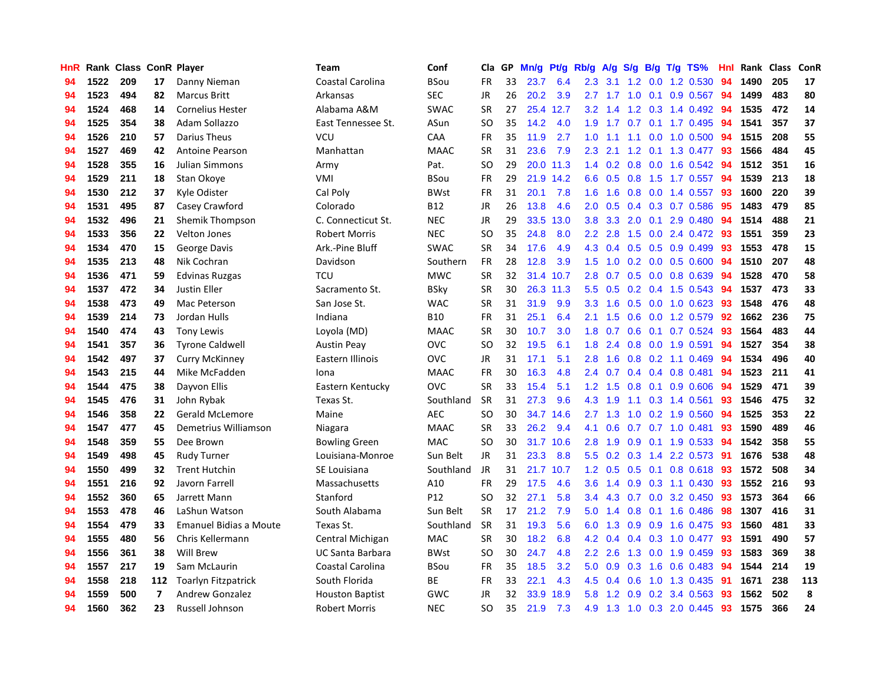| HnR | Rank | Class | ConR | Player | Team | Conf | Cla | GP | Mn/g | Pt/g | Rb/g | A/g | S/g | B/g | T/g | TS% | HnI | Rank | Class | ConR |
|---|---|---|---|---|---|---|---|---|---|---|---|---|---|---|---|---|---|---|---|---|
| 94 | 1522 | 209 | 17 | Danny Nieman | Coastal Carolina | BSou | FR | 33 | 23.7 | 6.4 | 2.3 | 3.1 | 1.2 | 0.0 | 1.2 | 0.530 | 94 | 1490 | 205 | 17 |
| 94 | 1523 | 494 | 82 | Marcus Britt | Arkansas | SEC | JR | 26 | 20.2 | 3.9 | 2.7 | 1.7 | 1.0 | 0.1 | 0.9 | 0.567 | 94 | 1499 | 483 | 80 |
| 94 | 1524 | 468 | 14 | Cornelius Hester | Alabama A&M | SWAC | SR | 27 | 25.4 | 12.7 | 3.2 | 1.4 | 1.2 | 0.3 | 1.4 | 0.492 | 94 | 1535 | 472 | 14 |
| 94 | 1525 | 354 | 38 | Adam Sollazzo | East Tennessee St. | ASun | SO | 35 | 14.2 | 4.0 | 1.9 | 1.7 | 0.7 | 0.1 | 1.7 | 0.495 | 94 | 1541 | 357 | 37 |
| 94 | 1526 | 210 | 57 | Darius Theus | VCU | CAA | FR | 35 | 11.9 | 2.7 | 1.0 | 1.1 | 1.1 | 0.0 | 1.0 | 0.500 | 94 | 1515 | 208 | 55 |
| 94 | 1527 | 469 | 42 | Antoine Pearson | Manhattan | MAAC | SR | 31 | 23.6 | 7.9 | 2.3 | 2.1 | 1.2 | 0.1 | 1.3 | 0.477 | 93 | 1566 | 484 | 45 |
| 94 | 1528 | 355 | 16 | Julian Simmons | Army | Pat. | SO | 29 | 20.0 | 11.3 | 1.4 | 0.2 | 0.8 | 0.0 | 1.6 | 0.542 | 94 | 1512 | 351 | 16 |
| 94 | 1529 | 211 | 18 | Stan Okoye | VMI | BSou | FR | 29 | 21.9 | 14.2 | 6.6 | 0.5 | 0.8 | 1.5 | 1.7 | 0.557 | 94 | 1539 | 213 | 18 |
| 94 | 1530 | 212 | 37 | Kyle Odister | Cal Poly | BWst | FR | 31 | 20.1 | 7.8 | 1.6 | 1.6 | 0.8 | 0.0 | 1.4 | 0.557 | 93 | 1600 | 220 | 39 |
| 94 | 1531 | 495 | 87 | Casey Crawford | Colorado | B12 | JR | 26 | 13.8 | 4.6 | 2.0 | 0.5 | 0.4 | 0.3 | 0.7 | 0.586 | 95 | 1483 | 479 | 85 |
| 94 | 1532 | 496 | 21 | Shemik Thompson | C. Connecticut St. | NEC | JR | 29 | 33.5 | 13.0 | 3.8 | 3.3 | 2.0 | 0.1 | 2.9 | 0.480 | 94 | 1514 | 488 | 21 |
| 94 | 1533 | 356 | 22 | Velton Jones | Robert Morris | NEC | SO | 35 | 24.8 | 8.0 | 2.2 | 2.8 | 1.5 | 0.0 | 2.4 | 0.472 | 93 | 1551 | 359 | 23 |
| 94 | 1534 | 470 | 15 | George Davis | Ark.-Pine Bluff | SWAC | SR | 34 | 17.6 | 4.9 | 4.3 | 0.4 | 0.5 | 0.5 | 0.9 | 0.499 | 93 | 1553 | 478 | 15 |
| 94 | 1535 | 213 | 48 | Nik Cochran | Davidson | Southern | FR | 28 | 12.8 | 3.9 | 1.5 | 1.0 | 0.2 | 0.0 | 0.5 | 0.600 | 94 | 1510 | 207 | 48 |
| 94 | 1536 | 471 | 59 | Edvinas Ruzgas | TCU | MWC | SR | 32 | 31.4 | 10.7 | 2.8 | 0.7 | 0.5 | 0.0 | 0.8 | 0.639 | 94 | 1528 | 470 | 58 |
| 94 | 1537 | 472 | 34 | Justin Eller | Sacramento St. | BSky | SR | 30 | 26.3 | 11.3 | 5.5 | 0.5 | 0.2 | 0.4 | 1.5 | 0.543 | 94 | 1537 | 473 | 33 |
| 94 | 1538 | 473 | 49 | Mac Peterson | San Jose St. | WAC | SR | 31 | 31.9 | 9.9 | 3.3 | 1.6 | 0.5 | 0.0 | 1.0 | 0.623 | 93 | 1548 | 476 | 48 |
| 94 | 1539 | 214 | 73 | Jordan Hulls | Indiana | B10 | FR | 31 | 25.1 | 6.4 | 2.1 | 1.5 | 0.6 | 0.0 | 1.2 | 0.579 | 92 | 1662 | 236 | 75 |
| 94 | 1540 | 474 | 43 | Tony Lewis | Loyola (MD) | MAAC | SR | 30 | 10.7 | 3.0 | 1.8 | 0.7 | 0.6 | 0.1 | 0.7 | 0.524 | 93 | 1564 | 483 | 44 |
| 94 | 1541 | 357 | 36 | Tyrone Caldwell | Austin Peay | OVC | SO | 32 | 19.5 | 6.1 | 1.8 | 2.4 | 0.8 | 0.0 | 1.9 | 0.591 | 94 | 1527 | 354 | 38 |
| 94 | 1542 | 497 | 37 | Curry McKinney | Eastern Illinois | OVC | JR | 31 | 17.1 | 5.1 | 2.8 | 1.6 | 0.8 | 0.2 | 1.1 | 0.469 | 94 | 1534 | 496 | 40 |
| 94 | 1543 | 215 | 44 | Mike McFadden | Iona | MAAC | FR | 30 | 16.3 | 4.8 | 2.4 | 0.7 | 0.4 | 0.4 | 0.8 | 0.481 | 94 | 1523 | 211 | 41 |
| 94 | 1544 | 475 | 38 | Dayvon Ellis | Eastern Kentucky | OVC | SR | 33 | 15.4 | 5.1 | 1.2 | 1.5 | 0.8 | 0.1 | 0.9 | 0.606 | 94 | 1529 | 471 | 39 |
| 94 | 1545 | 476 | 31 | John Rybak | Texas St. | Southland | SR | 31 | 27.3 | 9.6 | 4.3 | 1.9 | 1.1 | 0.3 | 1.4 | 0.561 | 93 | 1546 | 475 | 32 |
| 94 | 1546 | 358 | 22 | Gerald McLemore | Maine | AEC | SO | 30 | 34.7 | 14.6 | 2.7 | 1.3 | 1.0 | 0.2 | 1.9 | 0.560 | 94 | 1525 | 353 | 22 |
| 94 | 1547 | 477 | 45 | Demetrius Williamson | Niagara | MAAC | SR | 33 | 26.2 | 9.4 | 4.1 | 0.6 | 0.7 | 0.7 | 1.0 | 0.481 | 93 | 1590 | 489 | 46 |
| 94 | 1548 | 359 | 55 | Dee Brown | Bowling Green | MAC | SO | 30 | 31.7 | 10.6 | 2.8 | 1.9 | 0.9 | 0.1 | 1.9 | 0.533 | 94 | 1542 | 358 | 55 |
| 94 | 1549 | 498 | 45 | Rudy Turner | Louisiana-Monroe | Sun Belt | JR | 31 | 23.3 | 8.8 | 5.5 | 0.2 | 0.3 | 1.4 | 2.2 | 0.573 | 91 | 1676 | 538 | 48 |
| 94 | 1550 | 499 | 32 | Trent Hutchin | SE Louisiana | Southland | JR | 31 | 21.7 | 10.7 | 1.2 | 0.5 | 0.5 | 0.1 | 0.8 | 0.618 | 93 | 1572 | 508 | 34 |
| 94 | 1551 | 216 | 92 | Javorn Farrell | Massachusetts | A10 | FR | 29 | 17.5 | 4.6 | 3.6 | 1.4 | 0.9 | 0.3 | 1.1 | 0.430 | 93 | 1552 | 216 | 93 |
| 94 | 1552 | 360 | 65 | Jarrett Mann | Stanford | P12 | SO | 32 | 27.1 | 5.8 | 3.4 | 4.3 | 0.7 | 0.0 | 3.2 | 0.450 | 93 | 1573 | 364 | 66 |
| 94 | 1553 | 478 | 46 | LaShun Watson | South Alabama | Sun Belt | SR | 17 | 21.2 | 7.9 | 5.0 | 1.4 | 0.8 | 0.1 | 1.6 | 0.486 | 98 | 1307 | 416 | 31 |
| 94 | 1554 | 479 | 33 | Emanuel Bidias a Moute | Texas St. | Southland | SR | 31 | 19.3 | 5.6 | 6.0 | 1.3 | 0.9 | 0.9 | 1.6 | 0.475 | 93 | 1560 | 481 | 33 |
| 94 | 1555 | 480 | 56 | Chris Kellermann | Central Michigan | MAC | SR | 30 | 18.2 | 6.8 | 4.2 | 0.4 | 0.4 | 0.3 | 1.0 | 0.477 | 93 | 1591 | 490 | 57 |
| 94 | 1556 | 361 | 38 | Will Brew | UC Santa Barbara | BWst | SO | 30 | 24.7 | 4.8 | 2.2 | 2.6 | 1.3 | 0.0 | 1.9 | 0.459 | 93 | 1583 | 369 | 38 |
| 94 | 1557 | 217 | 19 | Sam McLaurin | Coastal Carolina | BSou | FR | 35 | 18.5 | 3.2 | 5.0 | 0.9 | 0.3 | 1.6 | 0.6 | 0.483 | 94 | 1544 | 214 | 19 |
| 94 | 1558 | 218 | 112 | Toarlyn Fitzpatrick | South Florida | BE | FR | 33 | 22.1 | 4.3 | 4.5 | 0.4 | 0.6 | 1.0 | 1.3 | 0.435 | 91 | 1671 | 238 | 113 |
| 94 | 1559 | 500 | 7 | Andrew Gonzalez | Houston Baptist | GWC | JR | 32 | 33.9 | 18.9 | 5.8 | 1.2 | 0.9 | 0.2 | 3.4 | 0.563 | 93 | 1562 | 502 | 8 |
| 94 | 1560 | 362 | 23 | Russell Johnson | Robert Morris | NEC | SO | 35 | 21.9 | 7.3 | 4.9 | 1.3 | 1.0 | 0.3 | 2.0 | 0.445 | 93 | 1575 | 366 | 24 |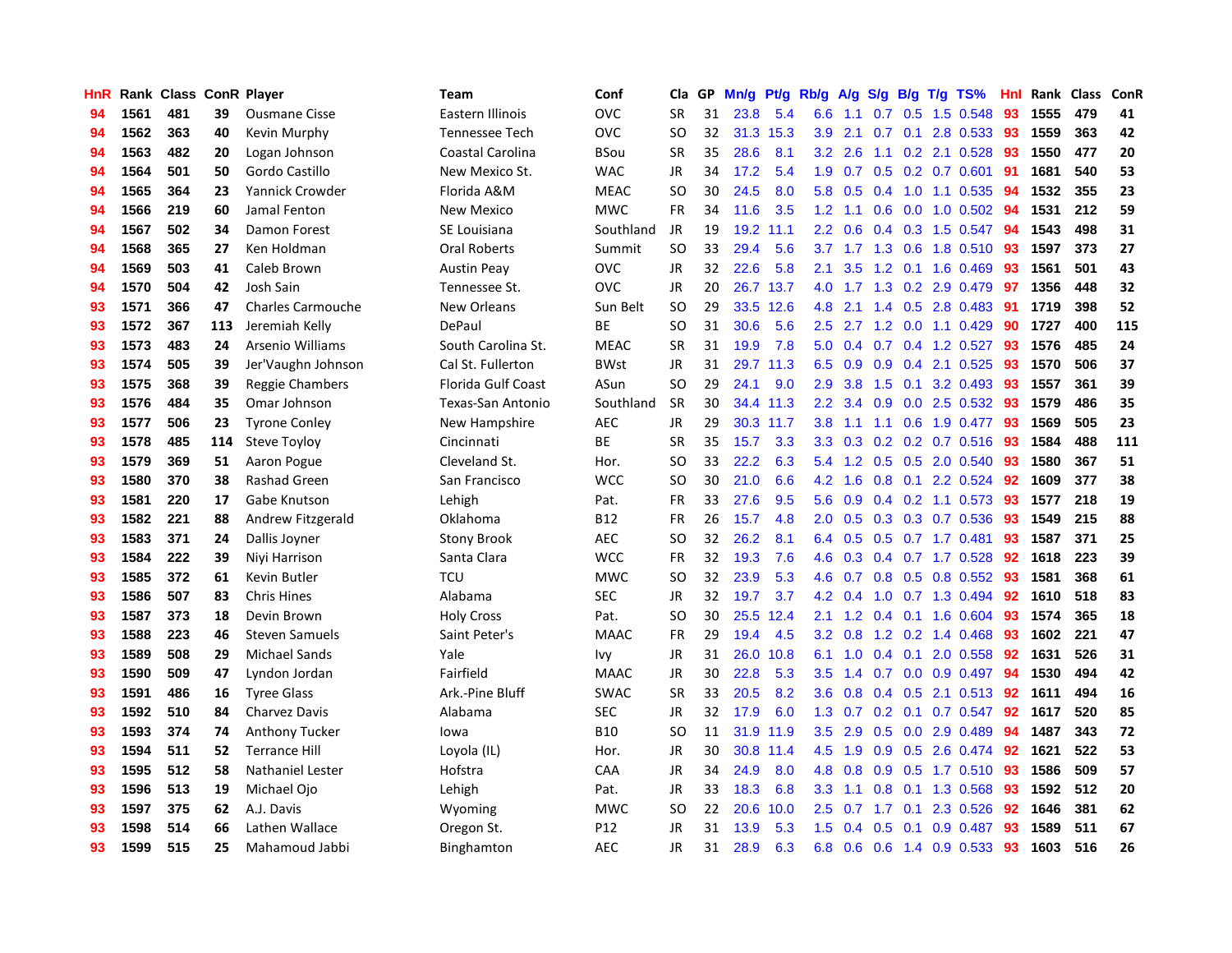| HnR | Rank | Class | ConR | Player | Team | Conf | Cla | GP | Mn/g | Pt/g | Rb/g | A/g | S/g | B/g | T/g | TS% | HnI | Rank | Class | ConR |
|---|---|---|---|---|---|---|---|---|---|---|---|---|---|---|---|---|---|---|---|---|
| 94 | 1561 | 481 | 39 | Ousmane Cisse | Eastern Illinois | OVC | SR | 31 | 23.8 | 5.4 | 6.6 | 1.1 | 0.7 | 0.5 | 1.5 | 0.548 | 93 | 1555 | 479 | 41 |
| 94 | 1562 | 363 | 40 | Kevin Murphy | Tennessee Tech | OVC | SO | 32 | 31.3 | 15.3 | 3.9 | 2.1 | 0.7 | 0.1 | 2.8 | 0.533 | 93 | 1559 | 363 | 42 |
| 94 | 1563 | 482 | 20 | Logan Johnson | Coastal Carolina | BSou | SR | 35 | 28.6 | 8.1 | 3.2 | 2.6 | 1.1 | 0.2 | 2.1 | 0.528 | 93 | 1550 | 477 | 20 |
| 94 | 1564 | 501 | 50 | Gordo Castillo | New Mexico St. | WAC | JR | 34 | 17.2 | 5.4 | 1.9 | 0.7 | 0.5 | 0.2 | 0.7 | 0.601 | 91 | 1681 | 540 | 53 |
| 94 | 1565 | 364 | 23 | Yannick Crowder | Florida A&M | MEAC | SO | 30 | 24.5 | 8.0 | 5.8 | 0.5 | 0.4 | 1.0 | 1.1 | 0.535 | 94 | 1532 | 355 | 23 |
| 94 | 1566 | 219 | 60 | Jamal Fenton | New Mexico | MWC | FR | 34 | 11.6 | 3.5 | 1.2 | 1.1 | 0.6 | 0.0 | 1.0 | 0.502 | 94 | 1531 | 212 | 59 |
| 94 | 1567 | 502 | 34 | Damon Forest | SE Louisiana | Southland | JR | 19 | 19.2 | 11.1 | 2.2 | 0.6 | 0.4 | 0.3 | 1.5 | 0.547 | 94 | 1543 | 498 | 31 |
| 94 | 1568 | 365 | 27 | Ken Holdman | Oral Roberts | Summit | SO | 33 | 29.4 | 5.6 | 3.7 | 1.7 | 1.3 | 0.6 | 1.8 | 0.510 | 93 | 1597 | 373 | 27 |
| 94 | 1569 | 503 | 41 | Caleb Brown | Austin Peay | OVC | JR | 32 | 22.6 | 5.8 | 2.1 | 3.5 | 1.2 | 0.1 | 1.6 | 0.469 | 93 | 1561 | 501 | 43 |
| 94 | 1570 | 504 | 42 | Josh Sain | Tennessee St. | OVC | JR | 20 | 26.7 | 13.7 | 4.0 | 1.7 | 1.3 | 0.2 | 2.9 | 0.479 | 97 | 1356 | 448 | 32 |
| 93 | 1571 | 366 | 47 | Charles Carmouche | New Orleans | Sun Belt | SO | 29 | 33.5 | 12.6 | 4.8 | 2.1 | 1.4 | 0.5 | 2.8 | 0.483 | 91 | 1719 | 398 | 52 |
| 93 | 1572 | 367 | 113 | Jeremiah Kelly | DePaul | BE | SO | 31 | 30.6 | 5.6 | 2.5 | 2.7 | 1.2 | 0.0 | 1.1 | 0.429 | 90 | 1727 | 400 | 115 |
| 93 | 1573 | 483 | 24 | Arsenio Williams | South Carolina St. | MEAC | SR | 31 | 19.9 | 7.8 | 5.0 | 0.4 | 0.7 | 0.4 | 1.2 | 0.527 | 93 | 1576 | 485 | 24 |
| 93 | 1574 | 505 | 39 | Jer'Vaughn Johnson | Cal St. Fullerton | BWst | JR | 31 | 29.7 | 11.3 | 6.5 | 0.9 | 0.9 | 0.4 | 2.1 | 0.525 | 93 | 1570 | 506 | 37 |
| 93 | 1575 | 368 | 39 | Reggie Chambers | Florida Gulf Coast | ASun | SO | 29 | 24.1 | 9.0 | 2.9 | 3.8 | 1.5 | 0.1 | 3.2 | 0.493 | 93 | 1557 | 361 | 39 |
| 93 | 1576 | 484 | 35 | Omar Johnson | Texas-San Antonio | Southland | SR | 30 | 34.4 | 11.3 | 2.2 | 3.4 | 0.9 | 0.0 | 2.5 | 0.532 | 93 | 1579 | 486 | 35 |
| 93 | 1577 | 506 | 23 | Tyrone Conley | New Hampshire | AEC | JR | 29 | 30.3 | 11.7 | 3.8 | 1.1 | 1.1 | 0.6 | 1.9 | 0.477 | 93 | 1569 | 505 | 23 |
| 93 | 1578 | 485 | 114 | Steve Toyloy | Cincinnati | BE | SR | 35 | 15.7 | 3.3 | 3.3 | 0.3 | 0.2 | 0.2 | 0.7 | 0.516 | 93 | 1584 | 488 | 111 |
| 93 | 1579 | 369 | 51 | Aaron Pogue | Cleveland St. | Hor. | SO | 33 | 22.2 | 6.3 | 5.4 | 1.2 | 0.5 | 0.5 | 2.0 | 0.540 | 93 | 1580 | 367 | 51 |
| 93 | 1580 | 370 | 38 | Rashad Green | San Francisco | WCC | SO | 30 | 21.0 | 6.6 | 4.2 | 1.6 | 0.8 | 0.1 | 2.2 | 0.524 | 92 | 1609 | 377 | 38 |
| 93 | 1581 | 220 | 17 | Gabe Knutson | Lehigh | Pat. | FR | 33 | 27.6 | 9.5 | 5.6 | 0.9 | 0.4 | 0.2 | 1.1 | 0.573 | 93 | 1577 | 218 | 19 |
| 93 | 1582 | 221 | 88 | Andrew Fitzgerald | Oklahoma | B12 | FR | 26 | 15.7 | 4.8 | 2.0 | 0.5 | 0.3 | 0.3 | 0.7 | 0.536 | 93 | 1549 | 215 | 88 |
| 93 | 1583 | 371 | 24 | Dallis Joyner | Stony Brook | AEC | SO | 32 | 26.2 | 8.1 | 6.4 | 0.5 | 0.5 | 0.7 | 1.7 | 0.481 | 93 | 1587 | 371 | 25 |
| 93 | 1584 | 222 | 39 | Niyi Harrison | Santa Clara | WCC | FR | 32 | 19.3 | 7.6 | 4.6 | 0.3 | 0.4 | 0.7 | 1.7 | 0.528 | 92 | 1618 | 223 | 39 |
| 93 | 1585 | 372 | 61 | Kevin Butler | TCU | MWC | SO | 32 | 23.9 | 5.3 | 4.6 | 0.7 | 0.8 | 0.5 | 0.8 | 0.552 | 93 | 1581 | 368 | 61 |
| 93 | 1586 | 507 | 83 | Chris Hines | Alabama | SEC | JR | 32 | 19.7 | 3.7 | 4.2 | 0.4 | 1.0 | 0.7 | 1.3 | 0.494 | 92 | 1610 | 518 | 83 |
| 93 | 1587 | 373 | 18 | Devin Brown | Holy Cross | Pat. | SO | 30 | 25.5 | 12.4 | 2.1 | 1.2 | 0.4 | 0.1 | 1.6 | 0.604 | 93 | 1574 | 365 | 18 |
| 93 | 1588 | 223 | 46 | Steven Samuels | Saint Peter's | MAAC | FR | 29 | 19.4 | 4.5 | 3.2 | 0.8 | 1.2 | 0.2 | 1.4 | 0.468 | 93 | 1602 | 221 | 47 |
| 93 | 1589 | 508 | 29 | Michael Sands | Yale | Ivy | JR | 31 | 26.0 | 10.8 | 6.1 | 1.0 | 0.4 | 0.1 | 2.0 | 0.558 | 92 | 1631 | 526 | 31 |
| 93 | 1590 | 509 | 47 | Lyndon Jordan | Fairfield | MAAC | JR | 30 | 22.8 | 5.3 | 3.5 | 1.4 | 0.7 | 0.0 | 0.9 | 0.497 | 94 | 1530 | 494 | 42 |
| 93 | 1591 | 486 | 16 | Tyree Glass | Ark.-Pine Bluff | SWAC | SR | 33 | 20.5 | 8.2 | 3.6 | 0.8 | 0.4 | 0.5 | 2.1 | 0.513 | 92 | 1611 | 494 | 16 |
| 93 | 1592 | 510 | 84 | Charvez Davis | Alabama | SEC | JR | 32 | 17.9 | 6.0 | 1.3 | 0.7 | 0.2 | 0.1 | 0.7 | 0.547 | 92 | 1617 | 520 | 85 |
| 93 | 1593 | 374 | 74 | Anthony Tucker | Iowa | B10 | SO | 11 | 31.9 | 11.9 | 3.5 | 2.9 | 0.5 | 0.0 | 2.9 | 0.489 | 94 | 1487 | 343 | 72 |
| 93 | 1594 | 511 | 52 | Terrance Hill | Loyola (IL) | Hor. | JR | 30 | 30.8 | 11.4 | 4.5 | 1.9 | 0.9 | 0.5 | 2.6 | 0.474 | 92 | 1621 | 522 | 53 |
| 93 | 1595 | 512 | 58 | Nathaniel Lester | Hofstra | CAA | JR | 34 | 24.9 | 8.0 | 4.8 | 0.8 | 0.9 | 0.5 | 1.7 | 0.510 | 93 | 1586 | 509 | 57 |
| 93 | 1596 | 513 | 19 | Michael Ojo | Lehigh | Pat. | JR | 33 | 18.3 | 6.8 | 3.3 | 1.1 | 0.8 | 0.1 | 1.3 | 0.568 | 93 | 1592 | 512 | 20 |
| 93 | 1597 | 375 | 62 | A.J. Davis | Wyoming | MWC | SO | 22 | 20.6 | 10.0 | 2.5 | 0.7 | 1.7 | 0.1 | 2.3 | 0.526 | 92 | 1646 | 381 | 62 |
| 93 | 1598 | 514 | 66 | Lathen Wallace | Oregon St. | P12 | JR | 31 | 13.9 | 5.3 | 1.5 | 0.4 | 0.5 | 0.1 | 0.9 | 0.487 | 93 | 1589 | 511 | 67 |
| 93 | 1599 | 515 | 25 | Mahamoud Jabbi | Binghamton | AEC | JR | 31 | 28.9 | 6.3 | 6.8 | 0.6 | 0.6 | 1.4 | 0.9 | 0.533 | 93 | 1603 | 516 | 26 |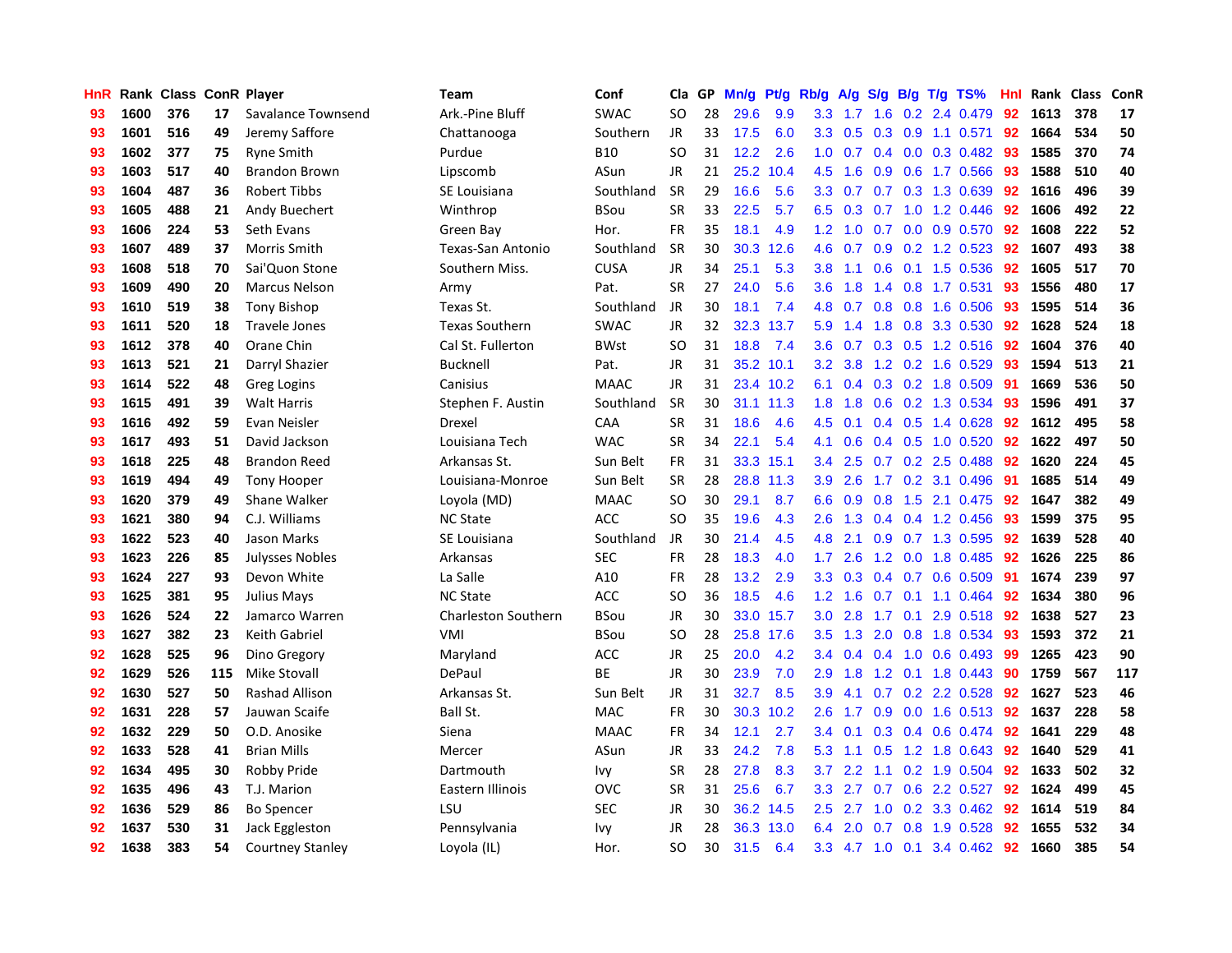| HnR | Rank | Class | ConR | Player | Team | Conf | Cla | GP | Mn/g | Pt/g | Rb/g | A/g | S/g | B/g | T/g | TS% | HnI | Rank | Class | ConR |
|---|---|---|---|---|---|---|---|---|---|---|---|---|---|---|---|---|---|---|---|---|
| 93 | 1600 | 376 | 17 | Savalance Townsend | Ark.-Pine Bluff | SWAC | SO | 28 | 29.6 | 9.9 | 3.3 | 1.7 | 1.6 | 0.2 | 2.4 | 0.479 | 92 | 1613 | 378 | 17 |
| 93 | 1601 | 516 | 49 | Jeremy Saffore | Chattanooga | Southern | JR | 33 | 17.5 | 6.0 | 3.3 | 0.5 | 0.3 | 0.9 | 1.1 | 0.571 | 92 | 1664 | 534 | 50 |
| 93 | 1602 | 377 | 75 | Ryne Smith | Purdue | B10 | SO | 31 | 12.2 | 2.6 | 1.0 | 0.7 | 0.4 | 0.0 | 0.3 | 0.482 | 93 | 1585 | 370 | 74 |
| 93 | 1603 | 517 | 40 | Brandon Brown | Lipscomb | ASun | JR | 21 | 25.2 | 10.4 | 4.5 | 1.6 | 0.9 | 0.6 | 1.7 | 0.566 | 93 | 1588 | 510 | 40 |
| 93 | 1604 | 487 | 36 | Robert Tibbs | SE Louisiana | Southland | SR | 29 | 16.6 | 5.6 | 3.3 | 0.7 | 0.7 | 0.3 | 1.3 | 0.639 | 92 | 1616 | 496 | 39 |
| 93 | 1605 | 488 | 21 | Andy Buechert | Winthrop | BSou | SR | 33 | 22.5 | 5.7 | 6.5 | 0.3 | 0.7 | 1.0 | 1.2 | 0.446 | 92 | 1606 | 492 | 22 |
| 93 | 1606 | 224 | 53 | Seth Evans | Green Bay | Hor. | FR | 35 | 18.1 | 4.9 | 1.2 | 1.0 | 0.7 | 0.0 | 0.9 | 0.570 | 92 | 1608 | 222 | 52 |
| 93 | 1607 | 489 | 37 | Morris Smith | Texas-San Antonio | Southland | SR | 30 | 30.3 | 12.6 | 4.6 | 0.7 | 0.9 | 0.2 | 1.2 | 0.523 | 92 | 1607 | 493 | 38 |
| 93 | 1608 | 518 | 70 | Sai'Quon Stone | Southern Miss. | CUSA | JR | 34 | 25.1 | 5.3 | 3.8 | 1.1 | 0.6 | 0.1 | 1.5 | 0.536 | 92 | 1605 | 517 | 70 |
| 93 | 1609 | 490 | 20 | Marcus Nelson | Army | Pat. | SR | 27 | 24.0 | 5.6 | 3.6 | 1.8 | 1.4 | 0.8 | 1.7 | 0.531 | 93 | 1556 | 480 | 17 |
| 93 | 1610 | 519 | 38 | Tony Bishop | Texas St. | Southland | JR | 30 | 18.1 | 7.4 | 4.8 | 0.7 | 0.8 | 0.8 | 1.6 | 0.506 | 93 | 1595 | 514 | 36 |
| 93 | 1611 | 520 | 18 | Travele Jones | Texas Southern | SWAC | JR | 32 | 32.3 | 13.7 | 5.9 | 1.4 | 1.8 | 0.8 | 3.3 | 0.530 | 92 | 1628 | 524 | 18 |
| 93 | 1612 | 378 | 40 | Orane Chin | Cal St. Fullerton | BWst | SO | 31 | 18.8 | 7.4 | 3.6 | 0.7 | 0.3 | 0.5 | 1.2 | 0.516 | 92 | 1604 | 376 | 40 |
| 93 | 1613 | 521 | 21 | Darryl Shazier | Bucknell | Pat. | JR | 31 | 35.2 | 10.1 | 3.2 | 3.8 | 1.2 | 0.2 | 1.6 | 0.529 | 93 | 1594 | 513 | 21 |
| 93 | 1614 | 522 | 48 | Greg Logins | Canisius | MAAC | JR | 31 | 23.4 | 10.2 | 6.1 | 0.4 | 0.3 | 0.2 | 1.8 | 0.509 | 91 | 1669 | 536 | 50 |
| 93 | 1615 | 491 | 39 | Walt Harris | Stephen F. Austin | Southland | SR | 30 | 31.1 | 11.3 | 1.8 | 1.8 | 0.6 | 0.2 | 1.3 | 0.534 | 93 | 1596 | 491 | 37 |
| 93 | 1616 | 492 | 59 | Evan Neisler | Drexel | CAA | SR | 31 | 18.6 | 4.6 | 4.5 | 0.1 | 0.4 | 0.5 | 1.4 | 0.628 | 92 | 1612 | 495 | 58 |
| 93 | 1617 | 493 | 51 | David Jackson | Louisiana Tech | WAC | SR | 34 | 22.1 | 5.4 | 4.1 | 0.6 | 0.4 | 0.5 | 1.0 | 0.520 | 92 | 1622 | 497 | 50 |
| 93 | 1618 | 225 | 48 | Brandon Reed | Arkansas St. | Sun Belt | FR | 31 | 33.3 | 15.1 | 3.4 | 2.5 | 0.7 | 0.2 | 2.5 | 0.488 | 92 | 1620 | 224 | 45 |
| 93 | 1619 | 494 | 49 | Tony Hooper | Louisiana-Monroe | Sun Belt | SR | 28 | 28.8 | 11.3 | 3.9 | 2.6 | 1.7 | 0.2 | 3.1 | 0.496 | 91 | 1685 | 514 | 49 |
| 93 | 1620 | 379 | 49 | Shane Walker | Loyola (MD) | MAAC | SO | 30 | 29.1 | 8.7 | 6.6 | 0.9 | 0.8 | 1.5 | 2.1 | 0.475 | 92 | 1647 | 382 | 49 |
| 93 | 1621 | 380 | 94 | C.J. Williams | NC State | ACC | SO | 35 | 19.6 | 4.3 | 2.6 | 1.3 | 0.4 | 0.4 | 1.2 | 0.456 | 93 | 1599 | 375 | 95 |
| 93 | 1622 | 523 | 40 | Jason Marks | SE Louisiana | Southland | JR | 30 | 21.4 | 4.5 | 4.8 | 2.1 | 0.9 | 0.7 | 1.3 | 0.595 | 92 | 1639 | 528 | 40 |
| 93 | 1623 | 226 | 85 | Julysses Nobles | Arkansas | SEC | FR | 28 | 18.3 | 4.0 | 1.7 | 2.6 | 1.2 | 0.0 | 1.8 | 0.485 | 92 | 1626 | 225 | 86 |
| 93 | 1624 | 227 | 93 | Devon White | La Salle | A10 | FR | 28 | 13.2 | 2.9 | 3.3 | 0.3 | 0.4 | 0.7 | 0.6 | 0.509 | 91 | 1674 | 239 | 97 |
| 93 | 1625 | 381 | 95 | Julius Mays | NC State | ACC | SO | 36 | 18.5 | 4.6 | 1.2 | 1.6 | 0.7 | 0.1 | 1.1 | 0.464 | 92 | 1634 | 380 | 96 |
| 93 | 1626 | 524 | 22 | Jamarco Warren | Charleston Southern | BSou | JR | 30 | 33.0 | 15.7 | 3.0 | 2.8 | 1.7 | 0.1 | 2.9 | 0.518 | 92 | 1638 | 527 | 23 |
| 93 | 1627 | 382 | 23 | Keith Gabriel | VMI | BSou | SO | 28 | 25.8 | 17.6 | 3.5 | 1.3 | 2.0 | 0.8 | 1.8 | 0.534 | 93 | 1593 | 372 | 21 |
| 92 | 1628 | 525 | 96 | Dino Gregory | Maryland | ACC | JR | 25 | 20.0 | 4.2 | 3.4 | 0.4 | 0.4 | 1.0 | 0.6 | 0.493 | 99 | 1265 | 423 | 90 |
| 92 | 1629 | 526 | 115 | Mike Stovall | DePaul | BE | JR | 30 | 23.9 | 7.0 | 2.9 | 1.8 | 1.2 | 0.1 | 1.8 | 0.443 | 90 | 1759 | 567 | 117 |
| 92 | 1630 | 527 | 50 | Rashad Allison | Arkansas St. | Sun Belt | JR | 31 | 32.7 | 8.5 | 3.9 | 4.1 | 0.7 | 0.2 | 2.2 | 0.528 | 92 | 1627 | 523 | 46 |
| 92 | 1631 | 228 | 57 | Jauwan Scaife | Ball St. | MAC | FR | 30 | 30.3 | 10.2 | 2.6 | 1.7 | 0.9 | 0.0 | 1.6 | 0.513 | 92 | 1637 | 228 | 58 |
| 92 | 1632 | 229 | 50 | O.D. Anosike | Siena | MAAC | FR | 34 | 12.1 | 2.7 | 3.4 | 0.1 | 0.3 | 0.4 | 0.6 | 0.474 | 92 | 1641 | 229 | 48 |
| 92 | 1633 | 528 | 41 | Brian Mills | Mercer | ASun | JR | 33 | 24.2 | 7.8 | 5.3 | 1.1 | 0.5 | 1.2 | 1.8 | 0.643 | 92 | 1640 | 529 | 41 |
| 92 | 1634 | 495 | 30 | Robby Pride | Dartmouth | Ivy | SR | 28 | 27.8 | 8.3 | 3.7 | 2.2 | 1.1 | 0.2 | 1.9 | 0.504 | 92 | 1633 | 502 | 32 |
| 92 | 1635 | 496 | 43 | T.J. Marion | Eastern Illinois | OVC | SR | 31 | 25.6 | 6.7 | 3.3 | 2.7 | 0.7 | 0.6 | 2.2 | 0.527 | 92 | 1624 | 499 | 45 |
| 92 | 1636 | 529 | 86 | Bo Spencer | LSU | SEC | JR | 30 | 36.2 | 14.5 | 2.5 | 2.7 | 1.0 | 0.2 | 3.3 | 0.462 | 92 | 1614 | 519 | 84 |
| 92 | 1637 | 530 | 31 | Jack Eggleston | Pennsylvania | Ivy | JR | 28 | 36.3 | 13.0 | 6.4 | 2.0 | 0.7 | 0.8 | 1.9 | 0.528 | 92 | 1655 | 532 | 34 |
| 92 | 1638 | 383 | 54 | Courtney Stanley | Loyola (IL) | Hor. | SO | 30 | 31.5 | 6.4 | 3.3 | 4.7 | 1.0 | 0.1 | 3.4 | 0.462 | 92 | 1660 | 385 | 54 |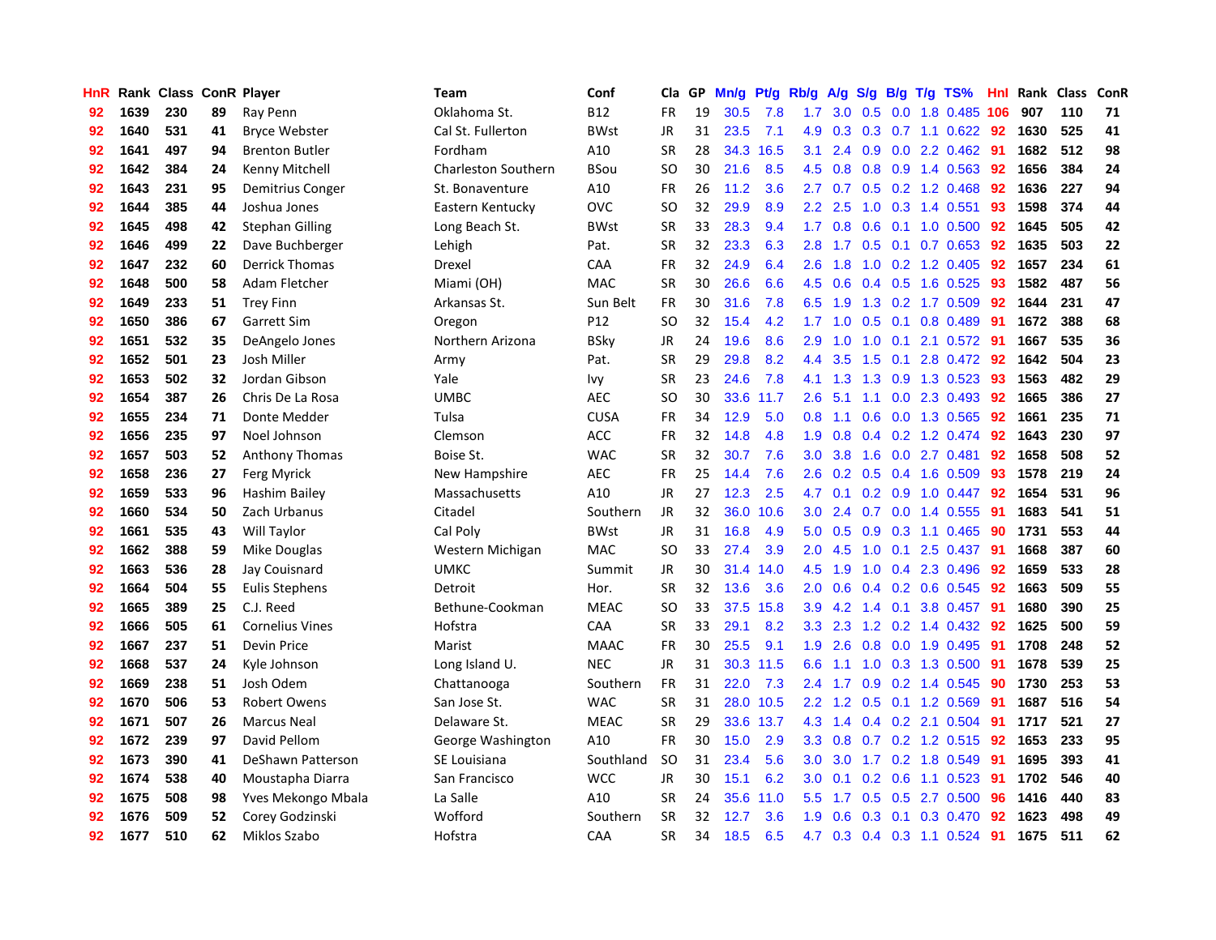| HnR | Rank | Class | ConR | Player | Team | Conf | Cla | GP | Mn/g | Pt/g | Rb/g | A/g | S/g | B/g | T/g | TS% | Hnl | Rank | Class | ConR |
|---|---|---|---|---|---|---|---|---|---|---|---|---|---|---|---|---|---|---|---|---|
| 92 | 1639 | 230 | 89 | Ray Penn | Oklahoma St. | B12 | FR | 19 | 30.5 | 7.8 | 1.7 | 3.0 | 0.5 | 0.0 | 1.8 | 0.485 | 106 | 907 | 110 | 71 |
| 92 | 1640 | 531 | 41 | Bryce Webster | Cal St. Fullerton | BWst | JR | 31 | 23.5 | 7.1 | 4.9 | 0.3 | 0.3 | 0.7 | 1.1 | 0.622 | 92 | 1630 | 525 | 41 |
| 92 | 1641 | 497 | 94 | Brenton Butler | Fordham | A10 | SR | 28 | 34.3 | 16.5 | 3.1 | 2.4 | 0.9 | 0.0 | 2.2 | 0.462 | 91 | 1682 | 512 | 98 |
| 92 | 1642 | 384 | 24 | Kenny Mitchell | Charleston Southern | BSou | SO | 30 | 21.6 | 8.5 | 4.5 | 0.8 | 0.8 | 0.9 | 1.4 | 0.563 | 92 | 1656 | 384 | 24 |
| 92 | 1643 | 231 | 95 | Demitrius Conger | St. Bonaventure | A10 | FR | 26 | 11.2 | 3.6 | 2.7 | 0.7 | 0.5 | 0.2 | 1.2 | 0.468 | 92 | 1636 | 227 | 94 |
| 92 | 1644 | 385 | 44 | Joshua Jones | Eastern Kentucky | OVC | SO | 32 | 29.9 | 8.9 | 2.2 | 2.5 | 1.0 | 0.3 | 1.4 | 0.551 | 93 | 1598 | 374 | 44 |
| 92 | 1645 | 498 | 42 | Stephan Gilling | Long Beach St. | BWst | SR | 33 | 28.3 | 9.4 | 1.7 | 0.8 | 0.6 | 0.1 | 1.0 | 0.500 | 92 | 1645 | 505 | 42 |
| 92 | 1646 | 499 | 22 | Dave Buchberger | Lehigh | Pat. | SR | 32 | 23.3 | 6.3 | 2.8 | 1.7 | 0.5 | 0.1 | 0.7 | 0.653 | 92 | 1635 | 503 | 22 |
| 92 | 1647 | 232 | 60 | Derrick Thomas | Drexel | CAA | FR | 32 | 24.9 | 6.4 | 2.6 | 1.8 | 1.0 | 0.2 | 1.2 | 0.405 | 92 | 1657 | 234 | 61 |
| 92 | 1648 | 500 | 58 | Adam Fletcher | Miami (OH) | MAC | SR | 30 | 26.6 | 6.6 | 4.5 | 0.6 | 0.4 | 0.5 | 1.6 | 0.525 | 93 | 1582 | 487 | 56 |
| 92 | 1649 | 233 | 51 | Trey Finn | Arkansas St. | Sun Belt | FR | 30 | 31.6 | 7.8 | 6.5 | 1.9 | 1.3 | 0.2 | 1.7 | 0.509 | 92 | 1644 | 231 | 47 |
| 92 | 1650 | 386 | 67 | Garrett Sim | Oregon | P12 | SO | 32 | 15.4 | 4.2 | 1.7 | 1.0 | 0.5 | 0.1 | 0.8 | 0.489 | 91 | 1672 | 388 | 68 |
| 92 | 1651 | 532 | 35 | DeAngelo Jones | Northern Arizona | BSky | JR | 24 | 19.6 | 8.6 | 2.9 | 1.0 | 1.0 | 0.1 | 2.1 | 0.572 | 91 | 1667 | 535 | 36 |
| 92 | 1652 | 501 | 23 | Josh Miller | Army | Pat. | SR | 29 | 29.8 | 8.2 | 4.4 | 3.5 | 1.5 | 0.1 | 2.8 | 0.472 | 92 | 1642 | 504 | 23 |
| 92 | 1653 | 502 | 32 | Jordan Gibson | Yale | Ivy | SR | 23 | 24.6 | 7.8 | 4.1 | 1.3 | 1.3 | 0.9 | 1.3 | 0.523 | 93 | 1563 | 482 | 29 |
| 92 | 1654 | 387 | 26 | Chris De La Rosa | UMBC | AEC | SO | 30 | 33.6 | 11.7 | 2.6 | 5.1 | 1.1 | 0.0 | 2.3 | 0.493 | 92 | 1665 | 386 | 27 |
| 92 | 1655 | 234 | 71 | Donte Medder | Tulsa | CUSA | FR | 34 | 12.9 | 5.0 | 0.8 | 1.1 | 0.6 | 0.0 | 1.3 | 0.565 | 92 | 1661 | 235 | 71 |
| 92 | 1656 | 235 | 97 | Noel Johnson | Clemson | ACC | FR | 32 | 14.8 | 4.8 | 1.9 | 0.8 | 0.4 | 0.2 | 1.2 | 0.474 | 92 | 1643 | 230 | 97 |
| 92 | 1657 | 503 | 52 | Anthony Thomas | Boise St. | WAC | SR | 32 | 30.7 | 7.6 | 3.0 | 3.8 | 1.6 | 0.0 | 2.7 | 0.481 | 92 | 1658 | 508 | 52 |
| 92 | 1658 | 236 | 27 | Ferg Myrick | New Hampshire | AEC | FR | 25 | 14.4 | 7.6 | 2.6 | 0.2 | 0.5 | 0.4 | 1.6 | 0.509 | 93 | 1578 | 219 | 24 |
| 92 | 1659 | 533 | 96 | Hashim Bailey | Massachusetts | A10 | JR | 27 | 12.3 | 2.5 | 4.7 | 0.1 | 0.2 | 0.9 | 1.0 | 0.447 | 92 | 1654 | 531 | 96 |
| 92 | 1660 | 534 | 50 | Zach Urbanus | Citadel | Southern | JR | 32 | 36.0 | 10.6 | 3.0 | 2.4 | 0.7 | 0.0 | 1.4 | 0.555 | 91 | 1683 | 541 | 51 |
| 92 | 1661 | 535 | 43 | Will Taylor | Cal Poly | BWst | JR | 31 | 16.8 | 4.9 | 5.0 | 0.5 | 0.9 | 0.3 | 1.1 | 0.465 | 90 | 1731 | 553 | 44 |
| 92 | 1662 | 388 | 59 | Mike Douglas | Western Michigan | MAC | SO | 33 | 27.4 | 3.9 | 2.0 | 4.5 | 1.0 | 0.1 | 2.5 | 0.437 | 91 | 1668 | 387 | 60 |
| 92 | 1663 | 536 | 28 | Jay Couisnard | UMKC | Summit | JR | 30 | 31.4 | 14.0 | 4.5 | 1.9 | 1.0 | 0.4 | 2.3 | 0.496 | 92 | 1659 | 533 | 28 |
| 92 | 1664 | 504 | 55 | Eulis Stephens | Detroit | Hor. | SR | 32 | 13.6 | 3.6 | 2.0 | 0.6 | 0.4 | 0.2 | 0.6 | 0.545 | 92 | 1663 | 509 | 55 |
| 92 | 1665 | 389 | 25 | C.J. Reed | Bethune-Cookman | MEAC | SO | 33 | 37.5 | 15.8 | 3.9 | 4.2 | 1.4 | 0.1 | 3.8 | 0.457 | 91 | 1680 | 390 | 25 |
| 92 | 1666 | 505 | 61 | Cornelius Vines | Hofstra | CAA | SR | 33 | 29.1 | 8.2 | 3.3 | 2.3 | 1.2 | 0.2 | 1.4 | 0.432 | 92 | 1625 | 500 | 59 |
| 92 | 1667 | 237 | 51 | Devin Price | Marist | MAAC | FR | 30 | 25.5 | 9.1 | 1.9 | 2.6 | 0.8 | 0.0 | 1.9 | 0.495 | 91 | 1708 | 248 | 52 |
| 92 | 1668 | 537 | 24 | Kyle Johnson | Long Island U. | NEC | JR | 31 | 30.3 | 11.5 | 6.6 | 1.1 | 1.0 | 0.3 | 1.3 | 0.500 | 91 | 1678 | 539 | 25 |
| 92 | 1669 | 238 | 51 | Josh Odem | Chattanooga | Southern | FR | 31 | 22.0 | 7.3 | 2.4 | 1.7 | 0.9 | 0.2 | 1.4 | 0.545 | 90 | 1730 | 253 | 53 |
| 92 | 1670 | 506 | 53 | Robert Owens | San Jose St. | WAC | SR | 31 | 28.0 | 10.5 | 2.2 | 1.2 | 0.5 | 0.1 | 1.2 | 0.569 | 91 | 1687 | 516 | 54 |
| 92 | 1671 | 507 | 26 | Marcus Neal | Delaware St. | MEAC | SR | 29 | 33.6 | 13.7 | 4.3 | 1.4 | 0.4 | 0.2 | 2.1 | 0.504 | 91 | 1717 | 521 | 27 |
| 92 | 1672 | 239 | 97 | David Pellom | George Washington | A10 | FR | 30 | 15.0 | 2.9 | 3.3 | 0.8 | 0.7 | 0.2 | 1.2 | 0.515 | 92 | 1653 | 233 | 95 |
| 92 | 1673 | 390 | 41 | DeShawn Patterson | SE Louisiana | Southland | SO | 31 | 23.4 | 5.6 | 3.0 | 3.0 | 1.7 | 0.2 | 1.8 | 0.549 | 91 | 1695 | 393 | 41 |
| 92 | 1674 | 538 | 40 | Moustapha Diarra | San Francisco | WCC | JR | 30 | 15.1 | 6.2 | 3.0 | 0.1 | 0.2 | 0.6 | 1.1 | 0.523 | 91 | 1702 | 546 | 40 |
| 92 | 1675 | 508 | 98 | Yves Mekongo Mbala | La Salle | A10 | SR | 24 | 35.6 | 11.0 | 5.5 | 1.7 | 0.5 | 0.5 | 2.7 | 0.500 | 96 | 1416 | 440 | 83 |
| 92 | 1676 | 509 | 52 | Corey Godzinski | Wofford | Southern | SR | 32 | 12.7 | 3.6 | 1.9 | 0.6 | 0.3 | 0.1 | 0.3 | 0.470 | 92 | 1623 | 498 | 49 |
| 92 | 1677 | 510 | 62 | Miklos Szabo | Hofstra | CAA | SR | 34 | 18.5 | 6.5 | 4.7 | 0.3 | 0.4 | 0.3 | 1.1 | 0.524 | 91 | 1675 | 511 | 62 |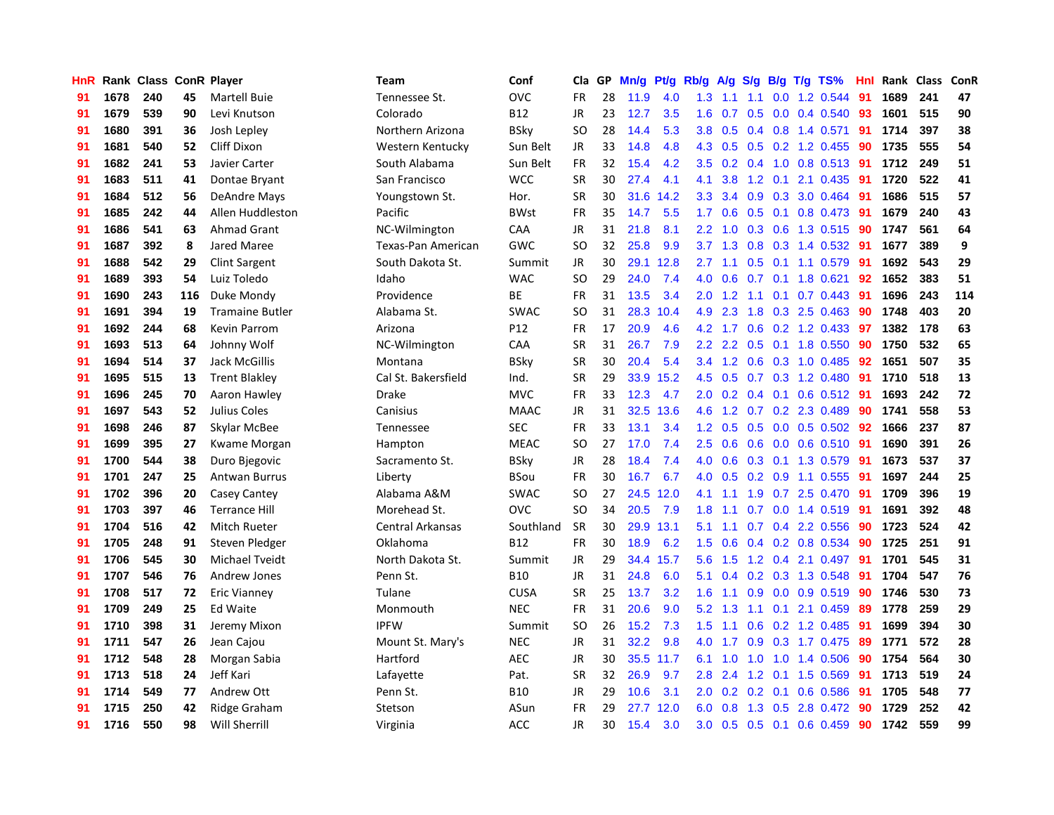| HnR | Rank | Class | ConR | Player | Team | Conf | Cla | GP | Mn/g | Pt/g | Rb/g | A/g | S/g | B/g | T/g | TS% | HnI | Rank | Class | ConR |
|---|---|---|---|---|---|---|---|---|---|---|---|---|---|---|---|---|---|---|---|---|
| 91 | 1678 | 240 | 45 | Martell Buie | Tennessee St. | OVC | FR | 28 | 11.9 | 4.0 | 1.3 | 1.1 | 1.1 | 0.0 | 1.2 | 0.544 | 91 | 1689 | 241 | 47 |
| 91 | 1679 | 539 | 90 | Levi Knutson | Colorado | B12 | JR | 23 | 12.7 | 3.5 | 1.6 | 0.7 | 0.5 | 0.0 | 0.4 | 0.540 | 93 | 1601 | 515 | 90 |
| 91 | 1680 | 391 | 36 | Josh Lepley | Northern Arizona | BSky | SO | 28 | 14.4 | 5.3 | 3.8 | 0.5 | 0.4 | 0.8 | 1.4 | 0.571 | 91 | 1714 | 397 | 38 |
| 91 | 1681 | 540 | 52 | Cliff Dixon | Western Kentucky | Sun Belt | JR | 33 | 14.8 | 4.8 | 4.3 | 0.5 | 0.5 | 0.2 | 1.2 | 0.455 | 90 | 1735 | 555 | 54 |
| 91 | 1682 | 241 | 53 | Javier Carter | South Alabama | Sun Belt | FR | 32 | 15.4 | 4.2 | 3.5 | 0.2 | 0.4 | 1.0 | 0.8 | 0.513 | 91 | 1712 | 249 | 51 |
| 91 | 1683 | 511 | 41 | Dontae Bryant | San Francisco | WCC | SR | 30 | 27.4 | 4.1 | 4.1 | 3.8 | 1.2 | 0.1 | 2.1 | 0.435 | 91 | 1720 | 522 | 41 |
| 91 | 1684 | 512 | 56 | DeAndre Mays | Youngstown St. | Hor. | SR | 30 | 31.6 | 14.2 | 3.3 | 3.4 | 0.9 | 0.3 | 3.0 | 0.464 | 91 | 1686 | 515 | 57 |
| 91 | 1685 | 242 | 44 | Allen Huddleston | Pacific | BWst | FR | 35 | 14.7 | 5.5 | 1.7 | 0.6 | 0.5 | 0.1 | 0.8 | 0.473 | 91 | 1679 | 240 | 43 |
| 91 | 1686 | 541 | 63 | Ahmad Grant | NC-Wilmington | CAA | JR | 31 | 21.8 | 8.1 | 2.2 | 1.0 | 0.3 | 0.6 | 1.3 | 0.515 | 90 | 1747 | 561 | 64 |
| 91 | 1687 | 392 | 8 | Jared Maree | Texas-Pan American | GWC | SO | 32 | 25.8 | 9.9 | 3.7 | 1.3 | 0.8 | 0.3 | 1.4 | 0.532 | 91 | 1677 | 389 | 9 |
| 91 | 1688 | 542 | 29 | Clint Sargent | South Dakota St. | Summit | JR | 30 | 29.1 | 12.8 | 2.7 | 1.1 | 0.5 | 0.1 | 1.1 | 0.579 | 91 | 1692 | 543 | 29 |
| 91 | 1689 | 393 | 54 | Luiz Toledo | Idaho | WAC | SO | 29 | 24.0 | 7.4 | 4.0 | 0.6 | 0.7 | 0.1 | 1.8 | 0.621 | 92 | 1652 | 383 | 51 |
| 91 | 1690 | 243 | 116 | Duke Mondy | Providence | BE | FR | 31 | 13.5 | 3.4 | 2.0 | 1.2 | 1.1 | 0.1 | 0.7 | 0.443 | 91 | 1696 | 243 | 114 |
| 91 | 1691 | 394 | 19 | Tramaine Butler | Alabama St. | SWAC | SO | 31 | 28.3 | 10.4 | 4.9 | 2.3 | 1.8 | 0.3 | 2.5 | 0.463 | 90 | 1748 | 403 | 20 |
| 91 | 1692 | 244 | 68 | Kevin Parrom | Arizona | P12 | FR | 17 | 20.9 | 4.6 | 4.2 | 1.7 | 0.6 | 0.2 | 1.2 | 0.433 | 97 | 1382 | 178 | 63 |
| 91 | 1693 | 513 | 64 | Johnny Wolf | NC-Wilmington | CAA | SR | 31 | 26.7 | 7.9 | 2.2 | 2.2 | 0.5 | 0.1 | 1.8 | 0.550 | 90 | 1750 | 532 | 65 |
| 91 | 1694 | 514 | 37 | Jack McGillis | Montana | BSky | SR | 30 | 20.4 | 5.4 | 3.4 | 1.2 | 0.6 | 0.3 | 1.0 | 0.485 | 92 | 1651 | 507 | 35 |
| 91 | 1695 | 515 | 13 | Trent Blakley | Cal St. Bakersfield | Ind. | SR | 29 | 33.9 | 15.2 | 4.5 | 0.5 | 0.7 | 0.3 | 1.2 | 0.480 | 91 | 1710 | 518 | 13 |
| 91 | 1696 | 245 | 70 | Aaron Hawley | Drake | MVC | FR | 33 | 12.3 | 4.7 | 2.0 | 0.2 | 0.4 | 0.1 | 0.6 | 0.512 | 91 | 1693 | 242 | 72 |
| 91 | 1697 | 543 | 52 | Julius Coles | Canisius | MAAC | JR | 31 | 32.5 | 13.6 | 4.6 | 1.2 | 0.7 | 0.2 | 2.3 | 0.489 | 90 | 1741 | 558 | 53 |
| 91 | 1698 | 246 | 87 | Skylar McBee | Tennessee | SEC | FR | 33 | 13.1 | 3.4 | 1.2 | 0.5 | 0.5 | 0.0 | 0.5 | 0.502 | 92 | 1666 | 237 | 87 |
| 91 | 1699 | 395 | 27 | Kwame Morgan | Hampton | MEAC | SO | 27 | 17.0 | 7.4 | 2.5 | 0.6 | 0.6 | 0.0 | 0.6 | 0.510 | 91 | 1690 | 391 | 26 |
| 91 | 1700 | 544 | 38 | Duro Bjegovic | Sacramento St. | BSky | JR | 28 | 18.4 | 7.4 | 4.0 | 0.6 | 0.3 | 0.1 | 1.3 | 0.579 | 91 | 1673 | 537 | 37 |
| 91 | 1701 | 247 | 25 | Antwan Burrus | Liberty | BSou | FR | 30 | 16.7 | 6.7 | 4.0 | 0.5 | 0.2 | 0.9 | 1.1 | 0.555 | 91 | 1697 | 244 | 25 |
| 91 | 1702 | 396 | 20 | Casey Cantey | Alabama A&M | SWAC | SO | 27 | 24.5 | 12.0 | 4.1 | 1.1 | 1.9 | 0.7 | 2.5 | 0.470 | 91 | 1709 | 396 | 19 |
| 91 | 1703 | 397 | 46 | Terrance Hill | Morehead St. | OVC | SO | 34 | 20.5 | 7.9 | 1.8 | 1.1 | 0.7 | 0.0 | 1.4 | 0.519 | 91 | 1691 | 392 | 48 |
| 91 | 1704 | 516 | 42 | Mitch Rueter | Central Arkansas | Southland | SR | 30 | 29.9 | 13.1 | 5.1 | 1.1 | 0.7 | 0.4 | 2.2 | 0.556 | 90 | 1723 | 524 | 42 |
| 91 | 1705 | 248 | 91 | Steven Pledger | Oklahoma | B12 | FR | 30 | 18.9 | 6.2 | 1.5 | 0.6 | 0.4 | 0.2 | 0.8 | 0.534 | 90 | 1725 | 251 | 91 |
| 91 | 1706 | 545 | 30 | Michael Tveidt | North Dakota St. | Summit | JR | 29 | 34.4 | 15.7 | 5.6 | 1.5 | 1.2 | 0.4 | 2.1 | 0.497 | 91 | 1701 | 545 | 31 |
| 91 | 1707 | 546 | 76 | Andrew Jones | Penn St. | B10 | JR | 31 | 24.8 | 6.0 | 5.1 | 0.4 | 0.2 | 0.3 | 1.3 | 0.548 | 91 | 1704 | 547 | 76 |
| 91 | 1708 | 517 | 72 | Eric Vianney | Tulane | CUSA | SR | 25 | 13.7 | 3.2 | 1.6 | 1.1 | 0.9 | 0.0 | 0.9 | 0.519 | 90 | 1746 | 530 | 73 |
| 91 | 1709 | 249 | 25 | Ed Waite | Monmouth | NEC | FR | 31 | 20.6 | 9.0 | 5.2 | 1.3 | 1.1 | 0.1 | 2.1 | 0.459 | 89 | 1778 | 259 | 29 |
| 91 | 1710 | 398 | 31 | Jeremy Mixon | IPFW | Summit | SO | 26 | 15.2 | 7.3 | 1.5 | 1.1 | 0.6 | 0.2 | 1.2 | 0.485 | 91 | 1699 | 394 | 30 |
| 91 | 1711 | 547 | 26 | Jean Cajou | Mount St. Mary's | NEC | JR | 31 | 32.2 | 9.8 | 4.0 | 1.7 | 0.9 | 0.3 | 1.7 | 0.475 | 89 | 1771 | 572 | 28 |
| 91 | 1712 | 548 | 28 | Morgan Sabia | Hartford | AEC | JR | 30 | 35.5 | 11.7 | 6.1 | 1.0 | 1.0 | 1.0 | 1.4 | 0.506 | 90 | 1754 | 564 | 30 |
| 91 | 1713 | 518 | 24 | Jeff Kari | Lafayette | Pat. | SR | 32 | 26.9 | 9.7 | 2.8 | 2.4 | 1.2 | 0.1 | 1.5 | 0.569 | 91 | 1713 | 519 | 24 |
| 91 | 1714 | 549 | 77 | Andrew Ott | Penn St. | B10 | JR | 29 | 10.6 | 3.1 | 2.0 | 0.2 | 0.2 | 0.1 | 0.6 | 0.586 | 91 | 1705 | 548 | 77 |
| 91 | 1715 | 250 | 42 | Ridge Graham | Stetson | ASun | FR | 29 | 27.7 | 12.0 | 6.0 | 0.8 | 1.3 | 0.5 | 2.8 | 0.472 | 90 | 1729 | 252 | 42 |
| 91 | 1716 | 550 | 98 | Will Sherrill | Virginia | ACC | JR | 30 | 15.4 | 3.0 | 3.0 | 0.5 | 0.5 | 0.1 | 0.6 | 0.459 | 90 | 1742 | 559 | 99 |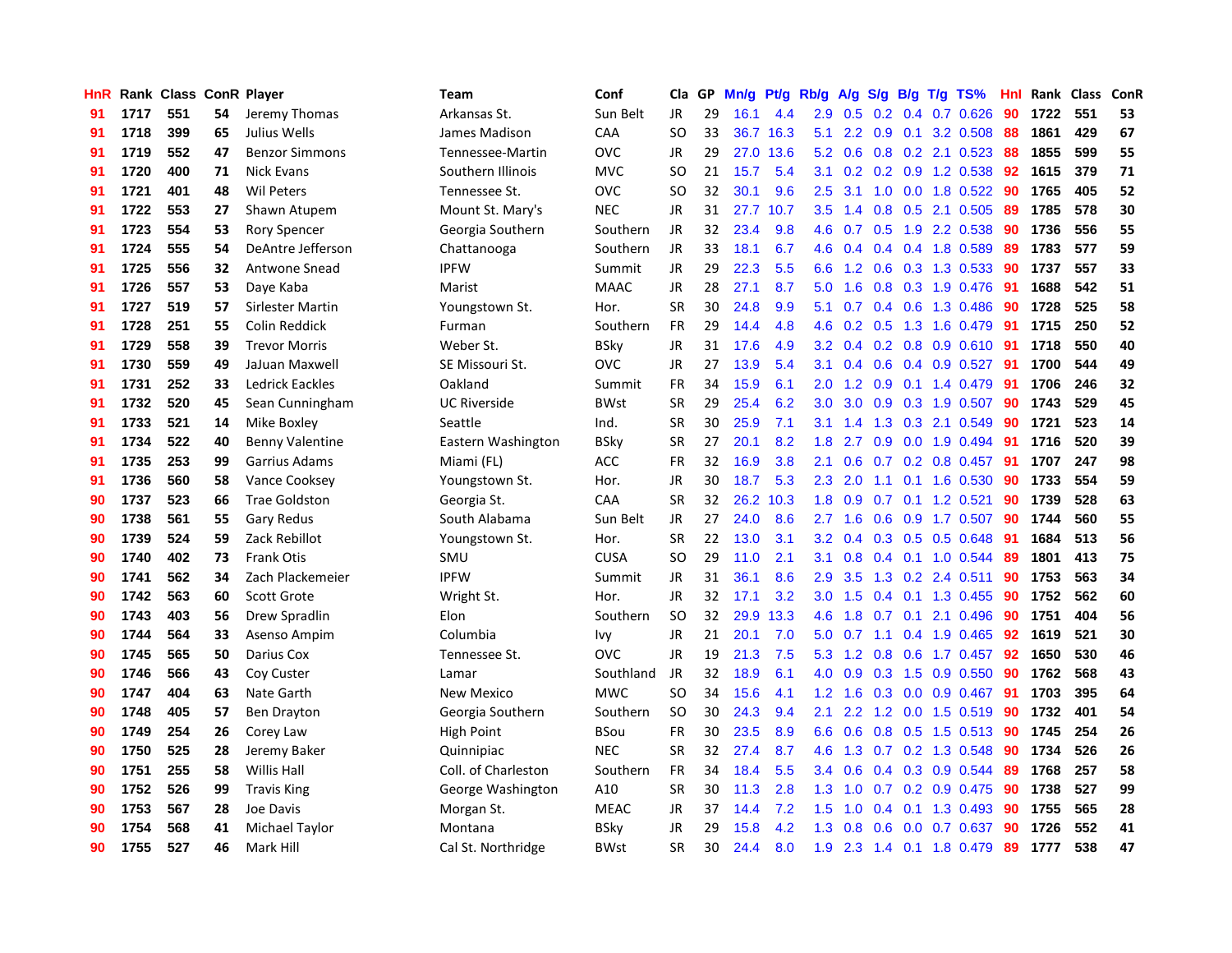| HnR | Rank | Class | ConR | Player | Team | Conf | Cla | GP | Mn/g | Pt/g | Rb/g | A/g | S/g | B/g | T/g | TS% | HnI | Rank | Class | ConR |
|---|---|---|---|---|---|---|---|---|---|---|---|---|---|---|---|---|---|---|---|---|
| 91 | 1717 | 551 | 54 | Jeremy Thomas | Arkansas St. | Sun Belt | JR | 29 | 16.1 | 4.4 | 2.9 | 0.5 | 0.2 | 0.4 | 0.7 | 0.626 | 90 | 1722 | 551 | 53 |
| 91 | 1718 | 399 | 65 | Julius Wells | James Madison | CAA | SO | 33 | 36.7 | 16.3 | 5.1 | 2.2 | 0.9 | 0.1 | 3.2 | 0.508 | 88 | 1861 | 429 | 67 |
| 91 | 1719 | 552 | 47 | Benzor Simmons | Tennessee-Martin | OVC | JR | 29 | 27.0 | 13.6 | 5.2 | 0.6 | 0.8 | 0.2 | 2.1 | 0.523 | 88 | 1855 | 599 | 55 |
| 91 | 1720 | 400 | 71 | Nick Evans | Southern Illinois | MVC | SO | 21 | 15.7 | 5.4 | 3.1 | 0.2 | 0.2 | 0.9 | 1.2 | 0.538 | 92 | 1615 | 379 | 71 |
| 91 | 1721 | 401 | 48 | Wil Peters | Tennessee St. | OVC | SO | 32 | 30.1 | 9.6 | 2.5 | 3.1 | 1.0 | 0.0 | 1.8 | 0.522 | 90 | 1765 | 405 | 52 |
| 91 | 1722 | 553 | 27 | Shawn Atupem | Mount St. Mary's | NEC | JR | 31 | 27.7 | 10.7 | 3.5 | 1.4 | 0.8 | 0.5 | 2.1 | 0.505 | 89 | 1785 | 578 | 30 |
| 91 | 1723 | 554 | 53 | Rory Spencer | Georgia Southern | Southern | JR | 32 | 23.4 | 9.8 | 4.6 | 0.7 | 0.5 | 1.9 | 2.2 | 0.538 | 90 | 1736 | 556 | 55 |
| 91 | 1724 | 555 | 54 | DeAntre Jefferson | Chattanooga | Southern | JR | 33 | 18.1 | 6.7 | 4.6 | 0.4 | 0.4 | 0.4 | 1.8 | 0.589 | 89 | 1783 | 577 | 59 |
| 91 | 1725 | 556 | 32 | Antwone Snead | IPFW | Summit | JR | 29 | 22.3 | 5.5 | 6.6 | 1.2 | 0.6 | 0.3 | 1.3 | 0.533 | 90 | 1737 | 557 | 33 |
| 91 | 1726 | 557 | 53 | Daye Kaba | Marist | MAAC | JR | 28 | 27.1 | 8.7 | 5.0 | 1.6 | 0.8 | 0.3 | 1.9 | 0.476 | 91 | 1688 | 542 | 51 |
| 91 | 1727 | 519 | 57 | Sirlester Martin | Youngstown St. | Hor. | SR | 30 | 24.8 | 9.9 | 5.1 | 0.7 | 0.4 | 0.6 | 1.3 | 0.486 | 90 | 1728 | 525 | 58 |
| 91 | 1728 | 251 | 55 | Colin Reddick | Furman | Southern | FR | 29 | 14.4 | 4.8 | 4.6 | 0.2 | 0.5 | 1.3 | 1.6 | 0.479 | 91 | 1715 | 250 | 52 |
| 91 | 1729 | 558 | 39 | Trevor Morris | Weber St. | BSky | JR | 31 | 17.6 | 4.9 | 3.2 | 0.4 | 0.2 | 0.8 | 0.9 | 0.610 | 91 | 1718 | 550 | 40 |
| 91 | 1730 | 559 | 49 | JaJuan Maxwell | SE Missouri St. | OVC | JR | 27 | 13.9 | 5.4 | 3.1 | 0.4 | 0.6 | 0.4 | 0.9 | 0.527 | 91 | 1700 | 544 | 49 |
| 91 | 1731 | 252 | 33 | Ledrick Eackles | Oakland | Summit | FR | 34 | 15.9 | 6.1 | 2.0 | 1.2 | 0.9 | 0.1 | 1.4 | 0.479 | 91 | 1706 | 246 | 32 |
| 91 | 1732 | 520 | 45 | Sean Cunningham | UC Riverside | BWst | SR | 29 | 25.4 | 6.2 | 3.0 | 3.0 | 0.9 | 0.3 | 1.9 | 0.507 | 90 | 1743 | 529 | 45 |
| 91 | 1733 | 521 | 14 | Mike Boxley | Seattle | Ind. | SR | 30 | 25.9 | 7.1 | 3.1 | 1.4 | 1.3 | 0.3 | 2.1 | 0.549 | 90 | 1721 | 523 | 14 |
| 91 | 1734 | 522 | 40 | Benny Valentine | Eastern Washington | BSky | SR | 27 | 20.1 | 8.2 | 1.8 | 2.7 | 0.9 | 0.0 | 1.9 | 0.494 | 91 | 1716 | 520 | 39 |
| 91 | 1735 | 253 | 99 | Garrius Adams | Miami (FL) | ACC | FR | 32 | 16.9 | 3.8 | 2.1 | 0.6 | 0.7 | 0.2 | 0.8 | 0.457 | 91 | 1707 | 247 | 98 |
| 91 | 1736 | 560 | 58 | Vance Cooksey | Youngstown St. | Hor. | JR | 30 | 18.7 | 5.3 | 2.3 | 2.0 | 1.1 | 0.1 | 1.6 | 0.530 | 90 | 1733 | 554 | 59 |
| 90 | 1737 | 523 | 66 | Trae Goldston | Georgia St. | CAA | SR | 32 | 26.2 | 10.3 | 1.8 | 0.9 | 0.7 | 0.1 | 1.2 | 0.521 | 90 | 1739 | 528 | 63 |
| 90 | 1738 | 561 | 55 | Gary Redus | South Alabama | Sun Belt | JR | 27 | 24.0 | 8.6 | 2.7 | 1.6 | 0.6 | 0.9 | 1.7 | 0.507 | 90 | 1744 | 560 | 55 |
| 90 | 1739 | 524 | 59 | Zack Rebillot | Youngstown St. | Hor. | SR | 22 | 13.0 | 3.1 | 3.2 | 0.4 | 0.3 | 0.5 | 0.5 | 0.648 | 91 | 1684 | 513 | 56 |
| 90 | 1740 | 402 | 73 | Frank Otis | SMU | CUSA | SO | 29 | 11.0 | 2.1 | 3.1 | 0.8 | 0.4 | 0.1 | 1.0 | 0.544 | 89 | 1801 | 413 | 75 |
| 90 | 1741 | 562 | 34 | Zach Plackemeier | IPFW | Summit | JR | 31 | 36.1 | 8.6 | 2.9 | 3.5 | 1.3 | 0.2 | 2.4 | 0.511 | 90 | 1753 | 563 | 34 |
| 90 | 1742 | 563 | 60 | Scott Grote | Wright St. | Hor. | JR | 32 | 17.1 | 3.2 | 3.0 | 1.5 | 0.4 | 0.1 | 1.3 | 0.455 | 90 | 1752 | 562 | 60 |
| 90 | 1743 | 403 | 56 | Drew Spradlin | Elon | Southern | SO | 32 | 29.9 | 13.3 | 4.6 | 1.8 | 0.7 | 0.1 | 2.1 | 0.496 | 90 | 1751 | 404 | 56 |
| 90 | 1744 | 564 | 33 | Asenso Ampim | Columbia | Ivy | JR | 21 | 20.1 | 7.0 | 5.0 | 0.7 | 1.1 | 0.4 | 1.9 | 0.465 | 92 | 1619 | 521 | 30 |
| 90 | 1745 | 565 | 50 | Darius Cox | Tennessee St. | OVC | JR | 19 | 21.3 | 7.5 | 5.3 | 1.2 | 0.8 | 0.6 | 1.7 | 0.457 | 92 | 1650 | 530 | 46 |
| 90 | 1746 | 566 | 43 | Coy Custer | Lamar | Southland | JR | 32 | 18.9 | 6.1 | 4.0 | 0.9 | 0.3 | 1.5 | 0.9 | 0.550 | 90 | 1762 | 568 | 43 |
| 90 | 1747 | 404 | 63 | Nate Garth | New Mexico | MWC | SO | 34 | 15.6 | 4.1 | 1.2 | 1.6 | 0.3 | 0.0 | 0.9 | 0.467 | 91 | 1703 | 395 | 64 |
| 90 | 1748 | 405 | 57 | Ben Drayton | Georgia Southern | Southern | SO | 30 | 24.3 | 9.4 | 2.1 | 2.2 | 1.2 | 0.0 | 1.5 | 0.519 | 90 | 1732 | 401 | 54 |
| 90 | 1749 | 254 | 26 | Corey Law | High Point | BSou | FR | 30 | 23.5 | 8.9 | 6.6 | 0.6 | 0.8 | 0.5 | 1.5 | 0.513 | 90 | 1745 | 254 | 26 |
| 90 | 1750 | 525 | 28 | Jeremy Baker | Quinnipiac | NEC | SR | 32 | 27.4 | 8.7 | 4.6 | 1.3 | 0.7 | 0.2 | 1.3 | 0.548 | 90 | 1734 | 526 | 26 |
| 90 | 1751 | 255 | 58 | Willis Hall | Coll. of Charleston | Southern | FR | 34 | 18.4 | 5.5 | 3.4 | 0.6 | 0.4 | 0.3 | 0.9 | 0.544 | 89 | 1768 | 257 | 58 |
| 90 | 1752 | 526 | 99 | Travis King | George Washington | A10 | SR | 30 | 11.3 | 2.8 | 1.3 | 1.0 | 0.7 | 0.2 | 0.9 | 0.475 | 90 | 1738 | 527 | 99 |
| 90 | 1753 | 567 | 28 | Joe Davis | Morgan St. | MEAC | JR | 37 | 14.4 | 7.2 | 1.5 | 1.0 | 0.4 | 0.1 | 1.3 | 0.493 | 90 | 1755 | 565 | 28 |
| 90 | 1754 | 568 | 41 | Michael Taylor | Montana | BSky | JR | 29 | 15.8 | 4.2 | 1.3 | 0.8 | 0.6 | 0.0 | 0.7 | 0.637 | 90 | 1726 | 552 | 41 |
| 90 | 1755 | 527 | 46 | Mark Hill | Cal St. Northridge | BWst | SR | 30 | 24.4 | 8.0 | 1.9 | 2.3 | 1.4 | 0.1 | 1.8 | 0.479 | 89 | 1777 | 538 | 47 |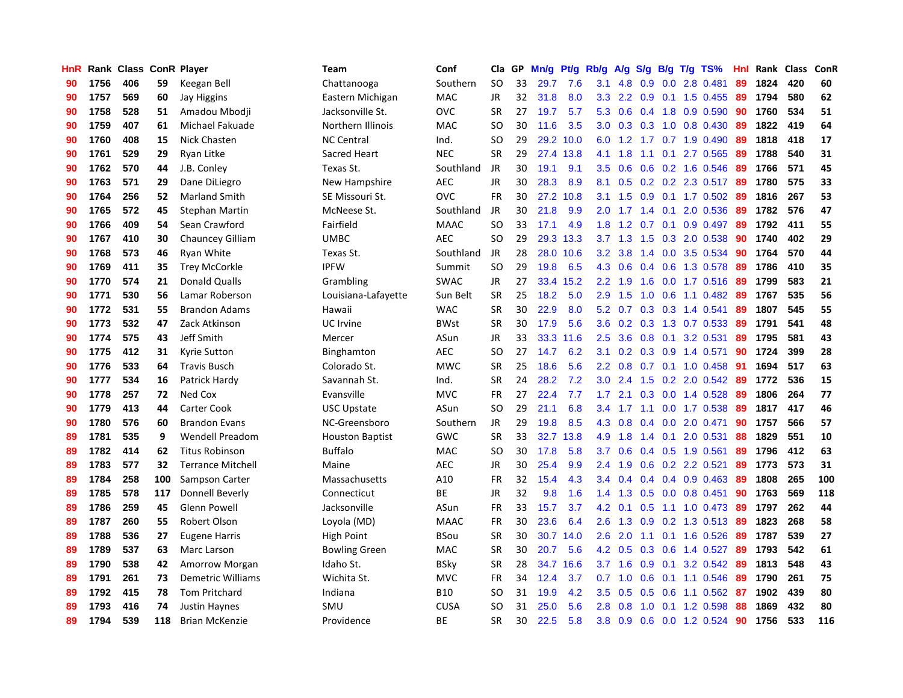| HnR | Rank | Class | ConR | Player | Team | Conf | Cla | GP | Mn/g | Pt/g | Rb/g | A/g | S/g | B/g | T/g | TS% | HnI | Rank | Class | ConR |
|---|---|---|---|---|---|---|---|---|---|---|---|---|---|---|---|---|---|---|---|---|
| 90 | 1756 | 406 | 59 | Keegan Bell | Chattanooga | Southern | SO | 33 | 29.7 | 7.6 | 3.1 | 4.8 | 0.9 | 0.0 | 2.8 | 0.481 | 89 | 1824 | 420 | 60 |
| 90 | 1757 | 569 | 60 | Jay Higgins | Eastern Michigan | MAC | JR | 32 | 31.8 | 8.0 | 3.3 | 2.2 | 0.9 | 0.1 | 1.5 | 0.455 | 89 | 1794 | 580 | 62 |
| 90 | 1758 | 528 | 51 | Amadou Mbodji | Jacksonville St. | OVC | SR | 27 | 19.7 | 5.7 | 5.3 | 0.6 | 0.4 | 1.8 | 0.9 | 0.590 | 90 | 1760 | 534 | 51 |
| 90 | 1759 | 407 | 61 | Michael Fakuade | Northern Illinois | MAC | SO | 30 | 11.6 | 3.5 | 3.0 | 0.3 | 0.3 | 1.0 | 0.8 | 0.430 | 89 | 1822 | 419 | 64 |
| 90 | 1760 | 408 | 15 | Nick Chasten | NC Central | Ind. | SO | 29 | 29.2 | 10.0 | 6.0 | 1.2 | 1.7 | 0.7 | 1.9 | 0.490 | 89 | 1818 | 418 | 17 |
| 90 | 1761 | 529 | 29 | Ryan Litke | Sacred Heart | NEC | SR | 29 | 27.4 | 13.8 | 4.1 | 1.8 | 1.1 | 0.1 | 2.7 | 0.565 | 89 | 1788 | 540 | 31 |
| 90 | 1762 | 570 | 44 | J.B. Conley | Texas St. | Southland | JR | 30 | 19.1 | 9.1 | 3.5 | 0.6 | 0.6 | 0.2 | 1.6 | 0.546 | 89 | 1766 | 571 | 45 |
| 90 | 1763 | 571 | 29 | Dane DiLiegro | New Hampshire | AEC | JR | 30 | 28.3 | 8.9 | 8.1 | 0.5 | 0.2 | 0.2 | 2.3 | 0.517 | 89 | 1780 | 575 | 33 |
| 90 | 1764 | 256 | 52 | Marland Smith | SE Missouri St. | OVC | FR | 30 | 27.2 | 10.8 | 3.1 | 1.5 | 0.9 | 0.1 | 1.7 | 0.502 | 89 | 1816 | 267 | 53 |
| 90 | 1765 | 572 | 45 | Stephan Martin | McNeese St. | Southland | JR | 30 | 21.8 | 9.9 | 2.0 | 1.7 | 1.4 | 0.1 | 2.0 | 0.536 | 89 | 1782 | 576 | 47 |
| 90 | 1766 | 409 | 54 | Sean Crawford | Fairfield | MAAC | SO | 33 | 17.1 | 4.9 | 1.8 | 1.2 | 0.7 | 0.1 | 0.9 | 0.497 | 89 | 1792 | 411 | 55 |
| 90 | 1767 | 410 | 30 | Chauncey Gilliam | UMBC | AEC | SO | 29 | 29.3 | 13.3 | 3.7 | 1.3 | 1.5 | 0.3 | 2.0 | 0.538 | 90 | 1740 | 402 | 29 |
| 90 | 1768 | 573 | 46 | Ryan White | Texas St. | Southland | JR | 28 | 28.0 | 10.6 | 3.2 | 3.8 | 1.4 | 0.0 | 3.5 | 0.534 | 90 | 1764 | 570 | 44 |
| 90 | 1769 | 411 | 35 | Trey McCorkle | IPFW | Summit | SO | 29 | 19.8 | 6.5 | 4.3 | 0.6 | 0.4 | 0.6 | 1.3 | 0.578 | 89 | 1786 | 410 | 35 |
| 90 | 1770 | 574 | 21 | Donald Qualls | Grambling | SWAC | JR | 27 | 33.4 | 15.2 | 2.2 | 1.9 | 1.6 | 0.0 | 1.7 | 0.516 | 89 | 1799 | 583 | 21 |
| 90 | 1771 | 530 | 56 | Lamar Roberson | Louisiana-Lafayette | Sun Belt | SR | 25 | 18.2 | 5.0 | 2.9 | 1.5 | 1.0 | 0.6 | 1.1 | 0.482 | 89 | 1767 | 535 | 56 |
| 90 | 1772 | 531 | 55 | Brandon Adams | Hawaii | WAC | SR | 30 | 22.9 | 8.0 | 5.2 | 0.7 | 0.3 | 0.3 | 1.4 | 0.541 | 89 | 1807 | 545 | 55 |
| 90 | 1773 | 532 | 47 | Zack Atkinson | UC Irvine | BWst | SR | 30 | 17.9 | 5.6 | 3.6 | 0.2 | 0.3 | 1.3 | 0.7 | 0.533 | 89 | 1791 | 541 | 48 |
| 90 | 1774 | 575 | 43 | Jeff Smith | Mercer | ASun | JR | 33 | 33.3 | 11.6 | 2.5 | 3.6 | 0.8 | 0.1 | 3.2 | 0.531 | 89 | 1795 | 581 | 43 |
| 90 | 1775 | 412 | 31 | Kyrie Sutton | Binghamton | AEC | SO | 27 | 14.7 | 6.2 | 3.1 | 0.2 | 0.3 | 0.9 | 1.4 | 0.571 | 90 | 1724 | 399 | 28 |
| 90 | 1776 | 533 | 64 | Travis Busch | Colorado St. | MWC | SR | 25 | 18.6 | 5.6 | 2.2 | 0.8 | 0.7 | 0.1 | 1.0 | 0.458 | 91 | 1694 | 517 | 63 |
| 90 | 1777 | 534 | 16 | Patrick Hardy | Savannah St. | Ind. | SR | 24 | 28.2 | 7.2 | 3.0 | 2.4 | 1.5 | 0.2 | 2.0 | 0.542 | 89 | 1772 | 536 | 15 |
| 90 | 1778 | 257 | 72 | Ned Cox | Evansville | MVC | FR | 27 | 22.4 | 7.7 | 1.7 | 2.1 | 0.3 | 0.0 | 1.4 | 0.528 | 89 | 1806 | 264 | 77 |
| 90 | 1779 | 413 | 44 | Carter Cook | USC Upstate | ASun | SO | 29 | 21.1 | 6.8 | 3.4 | 1.7 | 1.1 | 0.0 | 1.7 | 0.538 | 89 | 1817 | 417 | 46 |
| 90 | 1780 | 576 | 60 | Brandon Evans | NC-Greensboro | Southern | JR | 29 | 19.8 | 8.5 | 4.3 | 0.8 | 0.4 | 0.0 | 2.0 | 0.471 | 90 | 1757 | 566 | 57 |
| 89 | 1781 | 535 | 9 | Wendell Preadom | Houston Baptist | GWC | SR | 33 | 32.7 | 13.8 | 4.9 | 1.8 | 1.4 | 0.1 | 2.0 | 0.531 | 88 | 1829 | 551 | 10 |
| 89 | 1782 | 414 | 62 | Titus Robinson | Buffalo | MAC | SO | 30 | 17.8 | 5.8 | 3.7 | 0.6 | 0.4 | 0.5 | 1.9 | 0.561 | 89 | 1796 | 412 | 63 |
| 89 | 1783 | 577 | 32 | Terrance Mitchell | Maine | AEC | JR | 30 | 25.4 | 9.9 | 2.4 | 1.9 | 0.6 | 0.2 | 2.2 | 0.521 | 89 | 1773 | 573 | 31 |
| 89 | 1784 | 258 | 100 | Sampson Carter | Massachusetts | A10 | FR | 32 | 15.4 | 4.3 | 3.4 | 0.4 | 0.4 | 0.4 | 0.9 | 0.463 | 89 | 1808 | 265 | 100 |
| 89 | 1785 | 578 | 117 | Donnell Beverly | Connecticut | BE | JR | 32 | 9.8 | 1.6 | 1.4 | 1.3 | 0.5 | 0.0 | 0.8 | 0.451 | 90 | 1763 | 569 | 118 |
| 89 | 1786 | 259 | 45 | Glenn Powell | Jacksonville | ASun | FR | 33 | 15.7 | 3.7 | 4.2 | 0.1 | 0.5 | 1.1 | 1.0 | 0.473 | 89 | 1797 | 262 | 44 |
| 89 | 1787 | 260 | 55 | Robert Olson | Loyola (MD) | MAAC | FR | 30 | 23.6 | 6.4 | 2.6 | 1.3 | 0.9 | 0.2 | 1.3 | 0.513 | 89 | 1823 | 268 | 58 |
| 89 | 1788 | 536 | 27 | Eugene Harris | High Point | BSou | SR | 30 | 30.7 | 14.0 | 2.6 | 2.0 | 1.1 | 0.1 | 1.6 | 0.526 | 89 | 1787 | 539 | 27 |
| 89 | 1789 | 537 | 63 | Marc Larson | Bowling Green | MAC | SR | 30 | 20.7 | 5.6 | 4.2 | 0.5 | 0.3 | 0.6 | 1.4 | 0.527 | 89 | 1793 | 542 | 61 |
| 89 | 1790 | 538 | 42 | Amorrow Morgan | Idaho St. | BSky | SR | 28 | 34.7 | 16.6 | 3.7 | 1.6 | 0.9 | 0.1 | 3.2 | 0.542 | 89 | 1813 | 548 | 43 |
| 89 | 1791 | 261 | 73 | Demetric Williams | Wichita St. | MVC | FR | 34 | 12.4 | 3.7 | 0.7 | 1.0 | 0.6 | 0.1 | 1.1 | 0.546 | 89 | 1790 | 261 | 75 |
| 89 | 1792 | 415 | 78 | Tom Pritchard | Indiana | B10 | SO | 31 | 19.9 | 4.2 | 3.5 | 0.5 | 0.5 | 0.6 | 1.1 | 0.562 | 87 | 1902 | 439 | 80 |
| 89 | 1793 | 416 | 74 | Justin Haynes | SMU | CUSA | SO | 31 | 25.0 | 5.6 | 2.8 | 0.8 | 1.0 | 0.1 | 1.2 | 0.598 | 88 | 1869 | 432 | 80 |
| 89 | 1794 | 539 | 118 | Brian McKenzie | Providence | BE | SR | 30 | 22.5 | 5.8 | 3.8 | 0.9 | 0.6 | 0.0 | 1.2 | 0.524 | 90 | 1756 | 533 | 116 |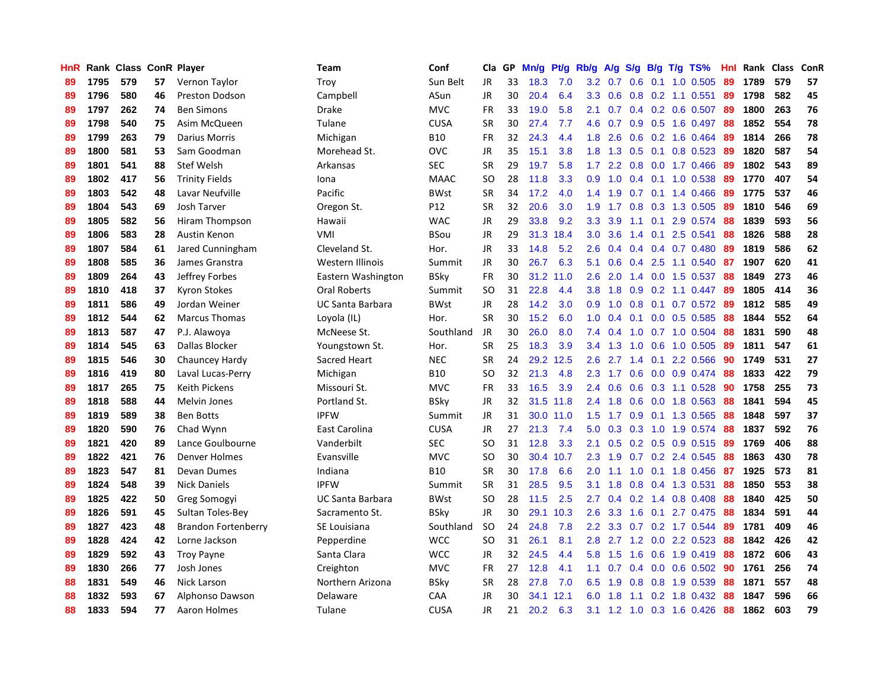| HnR | Rank | Class | ConR | Player | Team | Conf | Cla | GP | Mn/g | Pt/g | Rb/g | A/g | S/g | B/g | T/g | TS% | HnI | Rank | Class | ConR |
|---|---|---|---|---|---|---|---|---|---|---|---|---|---|---|---|---|---|---|---|---|
| 89 | 1795 | 579 | 57 | Vernon Taylor | Troy | Sun Belt | JR | 33 | 18.3 | 7.0 | 3.2 | 0.7 | 0.6 | 0.1 | 1.0 | 0.505 | 89 | 1789 | 579 | 57 |
| 89 | 1796 | 580 | 46 | Preston Dodson | Campbell | ASun | JR | 30 | 20.4 | 6.4 | 3.3 | 0.6 | 0.8 | 0.2 | 1.1 | 0.551 | 89 | 1798 | 582 | 45 |
| 89 | 1797 | 262 | 74 | Ben Simons | Drake | MVC | FR | 33 | 19.0 | 5.8 | 2.1 | 0.7 | 0.4 | 0.2 | 0.6 | 0.507 | 89 | 1800 | 263 | 76 |
| 89 | 1798 | 540 | 75 | Asim McQueen | Tulane | CUSA | SR | 30 | 27.4 | 7.7 | 4.6 | 0.7 | 0.9 | 0.5 | 1.6 | 0.497 | 88 | 1852 | 554 | 78 |
| 89 | 1799 | 263 | 79 | Darius Morris | Michigan | B10 | FR | 32 | 24.3 | 4.4 | 1.8 | 2.6 | 0.6 | 0.2 | 1.6 | 0.464 | 89 | 1814 | 266 | 78 |
| 89 | 1800 | 581 | 53 | Sam Goodman | Morehead St. | OVC | JR | 35 | 15.1 | 3.8 | 1.8 | 1.3 | 0.5 | 0.1 | 0.8 | 0.523 | 89 | 1820 | 587 | 54 |
| 89 | 1801 | 541 | 88 | Stef Welsh | Arkansas | SEC | SR | 29 | 19.7 | 5.8 | 1.7 | 2.2 | 0.8 | 0.0 | 1.7 | 0.466 | 89 | 1802 | 543 | 89 |
| 89 | 1802 | 417 | 56 | Trinity Fields | Iona | MAAC | SO | 28 | 11.8 | 3.3 | 0.9 | 1.0 | 0.4 | 0.1 | 1.0 | 0.538 | 89 | 1770 | 407 | 54 |
| 89 | 1803 | 542 | 48 | Lavar Neufville | Pacific | BWst | SR | 34 | 17.2 | 4.0 | 1.4 | 1.9 | 0.7 | 0.1 | 1.4 | 0.466 | 89 | 1775 | 537 | 46 |
| 89 | 1804 | 543 | 69 | Josh Tarver | Oregon St. | P12 | SR | 32 | 20.6 | 3.0 | 1.9 | 1.7 | 0.8 | 0.3 | 1.3 | 0.505 | 89 | 1810 | 546 | 69 |
| 89 | 1805 | 582 | 56 | Hiram Thompson | Hawaii | WAC | JR | 29 | 33.8 | 9.2 | 3.3 | 3.9 | 1.1 | 0.1 | 2.9 | 0.574 | 88 | 1839 | 593 | 56 |
| 89 | 1806 | 583 | 28 | Austin Kenon | VMI | BSou | JR | 29 | 31.3 | 18.4 | 3.0 | 3.6 | 1.4 | 0.1 | 2.5 | 0.541 | 88 | 1826 | 588 | 28 |
| 89 | 1807 | 584 | 61 | Jared Cunningham | Cleveland St. | Hor. | JR | 33 | 14.8 | 5.2 | 2.6 | 0.4 | 0.4 | 0.4 | 0.7 | 0.480 | 89 | 1819 | 586 | 62 |
| 89 | 1808 | 585 | 36 | James Granstra | Western Illinois | Summit | JR | 30 | 26.7 | 6.3 | 5.1 | 0.6 | 0.4 | 2.5 | 1.1 | 0.540 | 87 | 1907 | 620 | 41 |
| 89 | 1809 | 264 | 43 | Jeffrey Forbes | Eastern Washington | BSky | FR | 30 | 31.2 | 11.0 | 2.6 | 2.0 | 1.4 | 0.0 | 1.5 | 0.537 | 88 | 1849 | 273 | 46 |
| 89 | 1810 | 418 | 37 | Kyron Stokes | Oral Roberts | Summit | SO | 31 | 22.8 | 4.4 | 3.8 | 1.8 | 0.9 | 0.2 | 1.1 | 0.447 | 89 | 1805 | 414 | 36 |
| 89 | 1811 | 586 | 49 | Jordan Weiner | UC Santa Barbara | BWst | JR | 28 | 14.2 | 3.0 | 0.9 | 1.0 | 0.8 | 0.1 | 0.7 | 0.572 | 89 | 1812 | 585 | 49 |
| 89 | 1812 | 544 | 62 | Marcus Thomas | Loyola (IL) | Hor. | SR | 30 | 15.2 | 6.0 | 1.0 | 0.4 | 0.1 | 0.0 | 0.5 | 0.585 | 88 | 1844 | 552 | 64 |
| 89 | 1813 | 587 | 47 | P.J. Alawoya | McNeese St. | Southland | JR | 30 | 26.0 | 8.0 | 7.4 | 0.4 | 1.0 | 0.7 | 1.0 | 0.504 | 88 | 1831 | 590 | 48 |
| 89 | 1814 | 545 | 63 | Dallas Blocker | Youngstown St. | Hor. | SR | 25 | 18.3 | 3.9 | 3.4 | 1.3 | 1.0 | 0.6 | 1.0 | 0.505 | 89 | 1811 | 547 | 61 |
| 89 | 1815 | 546 | 30 | Chauncey Hardy | Sacred Heart | NEC | SR | 24 | 29.2 | 12.5 | 2.6 | 2.7 | 1.4 | 0.1 | 2.2 | 0.566 | 90 | 1749 | 531 | 27 |
| 89 | 1816 | 419 | 80 | Laval Lucas-Perry | Michigan | B10 | SO | 32 | 21.3 | 4.8 | 2.3 | 1.7 | 0.6 | 0.0 | 0.9 | 0.474 | 88 | 1833 | 422 | 79 |
| 89 | 1817 | 265 | 75 | Keith Pickens | Missouri St. | MVC | FR | 33 | 16.5 | 3.9 | 2.4 | 0.6 | 0.6 | 0.3 | 1.1 | 0.528 | 90 | 1758 | 255 | 73 |
| 89 | 1818 | 588 | 44 | Melvin Jones | Portland St. | BSky | JR | 32 | 31.5 | 11.8 | 2.4 | 1.8 | 0.6 | 0.0 | 1.8 | 0.563 | 88 | 1841 | 594 | 45 |
| 89 | 1819 | 589 | 38 | Ben Botts | IPFW | Summit | JR | 31 | 30.0 | 11.0 | 1.5 | 1.7 | 0.9 | 0.1 | 1.3 | 0.565 | 88 | 1848 | 597 | 37 |
| 89 | 1820 | 590 | 76 | Chad Wynn | East Carolina | CUSA | JR | 27 | 21.3 | 7.4 | 5.0 | 0.3 | 0.3 | 1.0 | 1.9 | 0.574 | 88 | 1837 | 592 | 76 |
| 89 | 1821 | 420 | 89 | Lance Goulbourne | Vanderbilt | SEC | SO | 31 | 12.8 | 3.3 | 2.1 | 0.5 | 0.2 | 0.5 | 0.9 | 0.515 | 89 | 1769 | 406 | 88 |
| 89 | 1822 | 421 | 76 | Denver Holmes | Evansville | MVC | SO | 30 | 30.4 | 10.7 | 2.3 | 1.9 | 0.7 | 0.2 | 2.4 | 0.545 | 88 | 1863 | 430 | 78 |
| 89 | 1823 | 547 | 81 | Devan Dumes | Indiana | B10 | SR | 30 | 17.8 | 6.6 | 2.0 | 1.1 | 1.0 | 0.1 | 1.8 | 0.456 | 87 | 1925 | 573 | 81 |
| 89 | 1824 | 548 | 39 | Nick Daniels | IPFW | Summit | SR | 31 | 28.5 | 9.5 | 3.1 | 1.8 | 0.8 | 0.4 | 1.3 | 0.531 | 88 | 1850 | 553 | 38 |
| 89 | 1825 | 422 | 50 | Greg Somogyi | UC Santa Barbara | BWst | SO | 28 | 11.5 | 2.5 | 2.7 | 0.4 | 0.2 | 1.4 | 0.8 | 0.408 | 88 | 1840 | 425 | 50 |
| 89 | 1826 | 591 | 45 | Sultan Toles-Bey | Sacramento St. | BSky | JR | 30 | 29.1 | 10.3 | 2.6 | 3.3 | 1.6 | 0.1 | 2.7 | 0.475 | 88 | 1834 | 591 | 44 |
| 89 | 1827 | 423 | 48 | Brandon Fortenberry | SE Louisiana | Southland | SO | 24 | 24.8 | 7.8 | 2.2 | 3.3 | 0.7 | 0.2 | 1.7 | 0.544 | 89 | 1781 | 409 | 46 |
| 89 | 1828 | 424 | 42 | Lorne Jackson | Pepperdine | WCC | SO | 31 | 26.1 | 8.1 | 2.8 | 2.7 | 1.2 | 0.0 | 2.2 | 0.523 | 88 | 1842 | 426 | 42 |
| 89 | 1829 | 592 | 43 | Troy Payne | Santa Clara | WCC | JR | 32 | 24.5 | 4.4 | 5.8 | 1.5 | 1.6 | 0.6 | 1.9 | 0.419 | 88 | 1872 | 606 | 43 |
| 89 | 1830 | 266 | 77 | Josh Jones | Creighton | MVC | FR | 27 | 12.8 | 4.1 | 1.1 | 0.7 | 0.4 | 0.0 | 0.6 | 0.502 | 90 | 1761 | 256 | 74 |
| 88 | 1831 | 549 | 46 | Nick Larson | Northern Arizona | BSky | SR | 28 | 27.8 | 7.0 | 6.5 | 1.9 | 0.8 | 0.8 | 1.9 | 0.539 | 88 | 1871 | 557 | 48 |
| 88 | 1832 | 593 | 67 | Alphonso Dawson | Delaware | CAA | JR | 30 | 34.1 | 12.1 | 6.0 | 1.8 | 1.1 | 0.2 | 1.8 | 0.432 | 88 | 1847 | 596 | 66 |
| 88 | 1833 | 594 | 77 | Aaron Holmes | Tulane | CUSA | JR | 21 | 20.2 | 6.3 | 3.1 | 1.2 | 1.0 | 0.3 | 1.6 | 0.426 | 88 | 1862 | 603 | 79 |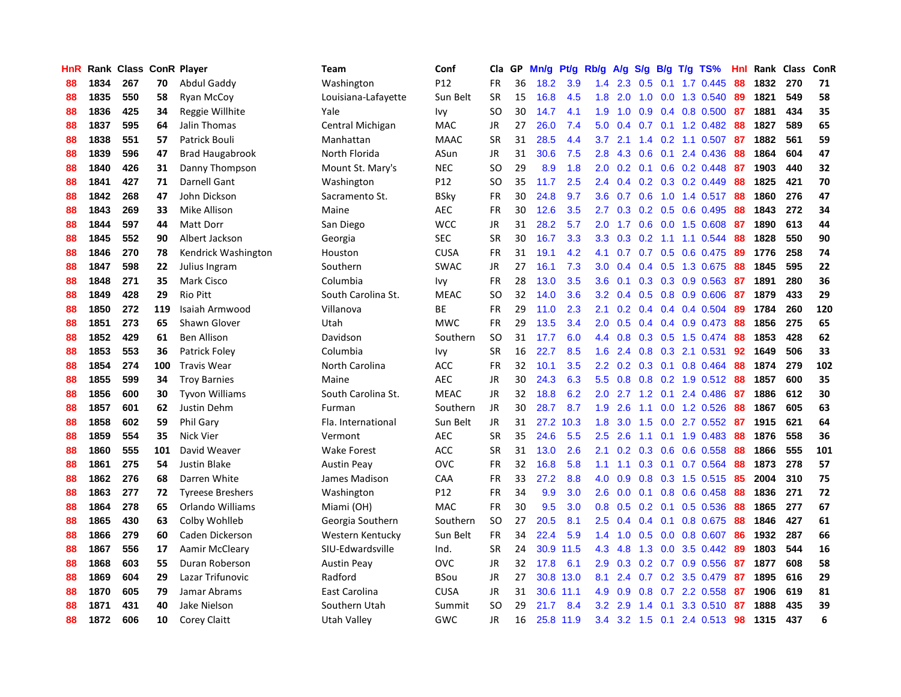| HnR | Rank | Class | ConR | Player | Team | Conf | Cla | GP | Mn/g | Pt/g | Rb/g | A/g | S/g | B/g | T/g | TS% | HnI | Rank | Class | ConR |
|---|---|---|---|---|---|---|---|---|---|---|---|---|---|---|---|---|---|---|---|---|
| 88 | 1834 | 267 | 70 | Abdul Gaddy | Washington | P12 | FR | 36 | 18.2 | 3.9 | 1.4 | 2.3 | 0.5 | 0.1 | 1.7 | 0.445 | 88 | 1832 | 270 | 71 |
| 88 | 1835 | 550 | 58 | Ryan McCoy | Louisiana-Lafayette | Sun Belt | SR | 15 | 16.8 | 4.5 | 1.8 | 2.0 | 1.0 | 0.0 | 1.3 | 0.540 | 89 | 1821 | 549 | 58 |
| 88 | 1836 | 425 | 34 | Reggie Willhite | Yale | Ivy | SO | 30 | 14.7 | 4.1 | 1.9 | 1.0 | 0.9 | 0.4 | 0.8 | 0.500 | 87 | 1881 | 434 | 35 |
| 88 | 1837 | 595 | 64 | Jalin Thomas | Central Michigan | MAC | JR | 27 | 26.0 | 7.4 | 5.0 | 0.4 | 0.7 | 0.1 | 1.2 | 0.482 | 88 | 1827 | 589 | 65 |
| 88 | 1838 | 551 | 57 | Patrick Bouli | Manhattan | MAAC | SR | 31 | 28.5 | 4.4 | 3.7 | 2.1 | 1.4 | 0.2 | 1.1 | 0.507 | 87 | 1882 | 561 | 59 |
| 88 | 1839 | 596 | 47 | Brad Haugabrook | North Florida | ASun | JR | 31 | 30.6 | 7.5 | 2.8 | 4.3 | 0.6 | 0.1 | 2.4 | 0.436 | 88 | 1864 | 604 | 47 |
| 88 | 1840 | 426 | 31 | Danny Thompson | Mount St. Mary's | NEC | SO | 29 | 8.9 | 1.8 | 2.0 | 0.2 | 0.1 | 0.6 | 0.2 | 0.448 | 87 | 1903 | 440 | 32 |
| 88 | 1841 | 427 | 71 | Darnell Gant | Washington | P12 | SO | 35 | 11.7 | 2.5 | 2.4 | 0.4 | 0.2 | 0.3 | 0.2 | 0.449 | 88 | 1825 | 421 | 70 |
| 88 | 1842 | 268 | 47 | John Dickson | Sacramento St. | BSky | FR | 30 | 24.8 | 9.7 | 3.6 | 0.7 | 0.6 | 1.0 | 1.4 | 0.517 | 88 | 1860 | 276 | 47 |
| 88 | 1843 | 269 | 33 | Mike Allison | Maine | AEC | FR | 30 | 12.6 | 3.5 | 2.7 | 0.3 | 0.2 | 0.5 | 0.6 | 0.495 | 88 | 1843 | 272 | 34 |
| 88 | 1844 | 597 | 44 | Matt Dorr | San Diego | WCC | JR | 31 | 28.2 | 5.7 | 2.0 | 1.7 | 0.6 | 0.0 | 1.5 | 0.608 | 87 | 1890 | 613 | 44 |
| 88 | 1845 | 552 | 90 | Albert Jackson | Georgia | SEC | SR | 30 | 16.7 | 3.3 | 3.3 | 0.3 | 0.2 | 1.1 | 1.1 | 0.544 | 88 | 1828 | 550 | 90 |
| 88 | 1846 | 270 | 78 | Kendrick Washington | Houston | CUSA | FR | 31 | 19.1 | 4.2 | 4.1 | 0.7 | 0.7 | 0.5 | 0.6 | 0.475 | 89 | 1776 | 258 | 74 |
| 88 | 1847 | 598 | 22 | Julius Ingram | Southern | SWAC | JR | 27 | 16.1 | 7.3 | 3.0 | 0.4 | 0.4 | 0.5 | 1.3 | 0.675 | 88 | 1845 | 595 | 22 |
| 88 | 1848 | 271 | 35 | Mark Cisco | Columbia | Ivy | FR | 28 | 13.0 | 3.5 | 3.6 | 0.1 | 0.3 | 0.3 | 0.9 | 0.563 | 87 | 1891 | 280 | 36 |
| 88 | 1849 | 428 | 29 | Rio Pitt | South Carolina St. | MEAC | SO | 32 | 14.0 | 3.6 | 3.2 | 0.4 | 0.5 | 0.8 | 0.9 | 0.606 | 87 | 1879 | 433 | 29 |
| 88 | 1850 | 272 | 119 | Isaiah Armwood | Villanova | BE | FR | 29 | 11.0 | 2.3 | 2.1 | 0.2 | 0.4 | 0.4 | 0.4 | 0.504 | 89 | 1784 | 260 | 120 |
| 88 | 1851 | 273 | 65 | Shawn Glover | Utah | MWC | FR | 29 | 13.5 | 3.4 | 2.0 | 0.5 | 0.4 | 0.4 | 0.9 | 0.473 | 88 | 1856 | 275 | 65 |
| 88 | 1852 | 429 | 61 | Ben Allison | Davidson | Southern | SO | 31 | 17.7 | 6.0 | 4.4 | 0.8 | 0.3 | 0.5 | 1.5 | 0.474 | 88 | 1853 | 428 | 62 |
| 88 | 1853 | 553 | 36 | Patrick Foley | Columbia | Ivy | SR | 16 | 22.7 | 8.5 | 1.6 | 2.4 | 0.8 | 0.3 | 2.1 | 0.531 | 92 | 1649 | 506 | 33 |
| 88 | 1854 | 274 | 100 | Travis Wear | North Carolina | ACC | FR | 32 | 10.1 | 3.5 | 2.2 | 0.2 | 0.3 | 0.1 | 0.8 | 0.464 | 88 | 1874 | 279 | 102 |
| 88 | 1855 | 599 | 34 | Troy Barnies | Maine | AEC | JR | 30 | 24.3 | 6.3 | 5.5 | 0.8 | 0.8 | 0.2 | 1.9 | 0.512 | 88 | 1857 | 600 | 35 |
| 88 | 1856 | 600 | 30 | Tyvon Williams | South Carolina St. | MEAC | JR | 32 | 18.8 | 6.2 | 2.0 | 2.7 | 1.2 | 0.1 | 2.4 | 0.486 | 87 | 1886 | 612 | 30 |
| 88 | 1857 | 601 | 62 | Justin Dehm | Furman | Southern | JR | 30 | 28.7 | 8.7 | 1.9 | 2.6 | 1.1 | 0.0 | 1.2 | 0.526 | 88 | 1867 | 605 | 63 |
| 88 | 1858 | 602 | 59 | Phil Gary | Fla. International | Sun Belt | JR | 31 | 27.2 | 10.3 | 1.8 | 3.0 | 1.5 | 0.0 | 2.7 | 0.552 | 87 | 1915 | 621 | 64 |
| 88 | 1859 | 554 | 35 | Nick Vier | Vermont | AEC | SR | 35 | 24.6 | 5.5 | 2.5 | 2.6 | 1.1 | 0.1 | 1.9 | 0.483 | 88 | 1876 | 558 | 36 |
| 88 | 1860 | 555 | 101 | David Weaver | Wake Forest | ACC | SR | 31 | 13.0 | 2.6 | 2.1 | 0.2 | 0.3 | 0.6 | 0.6 | 0.558 | 88 | 1866 | 555 | 101 |
| 88 | 1861 | 275 | 54 | Justin Blake | Austin Peay | OVC | FR | 32 | 16.8 | 5.8 | 1.1 | 1.1 | 0.3 | 0.1 | 0.7 | 0.564 | 88 | 1873 | 278 | 57 |
| 88 | 1862 | 276 | 68 | Darren White | James Madison | CAA | FR | 33 | 27.2 | 8.8 | 4.0 | 0.9 | 0.8 | 0.3 | 1.5 | 0.515 | 85 | 2004 | 310 | 75 |
| 88 | 1863 | 277 | 72 | Tyreese Breshers | Washington | P12 | FR | 34 | 9.9 | 3.0 | 2.6 | 0.0 | 0.1 | 0.8 | 0.6 | 0.458 | 88 | 1836 | 271 | 72 |
| 88 | 1864 | 278 | 65 | Orlando Williams | Miami (OH) | MAC | FR | 30 | 9.5 | 3.0 | 0.8 | 0.5 | 0.2 | 0.1 | 0.5 | 0.536 | 88 | 1865 | 277 | 67 |
| 88 | 1865 | 430 | 63 | Colby Wohlleb | Georgia Southern | Southern | SO | 27 | 20.5 | 8.1 | 2.5 | 0.4 | 0.4 | 0.1 | 0.8 | 0.675 | 88 | 1846 | 427 | 61 |
| 88 | 1866 | 279 | 60 | Caden Dickerson | Western Kentucky | Sun Belt | FR | 34 | 22.4 | 5.9 | 1.4 | 1.0 | 0.5 | 0.0 | 0.8 | 0.607 | 86 | 1932 | 287 | 66 |
| 88 | 1867 | 556 | 17 | Aamir McCleary | SIU-Edwardsville | Ind. | SR | 24 | 30.9 | 11.5 | 4.3 | 4.8 | 1.3 | 0.0 | 3.5 | 0.442 | 89 | 1803 | 544 | 16 |
| 88 | 1868 | 603 | 55 | Duran Roberson | Austin Peay | OVC | JR | 32 | 17.8 | 6.1 | 2.9 | 0.3 | 0.2 | 0.7 | 0.9 | 0.556 | 87 | 1877 | 608 | 58 |
| 88 | 1869 | 604 | 29 | Lazar Trifunovic | Radford | BSou | JR | 27 | 30.8 | 13.0 | 8.1 | 2.4 | 0.7 | 0.2 | 3.5 | 0.479 | 87 | 1895 | 616 | 29 |
| 88 | 1870 | 605 | 79 | Jamar Abrams | East Carolina | CUSA | JR | 31 | 30.6 | 11.1 | 4.9 | 0.9 | 0.8 | 0.7 | 2.2 | 0.558 | 87 | 1906 | 619 | 81 |
| 88 | 1871 | 431 | 40 | Jake Nielson | Southern Utah | Summit | SO | 29 | 21.7 | 8.4 | 3.2 | 2.9 | 1.4 | 0.1 | 3.3 | 0.510 | 87 | 1888 | 435 | 39 |
| 88 | 1872 | 606 | 10 | Corey Claitt | Utah Valley | GWC | JR | 16 | 25.8 | 11.9 | 3.4 | 3.2 | 1.5 | 0.1 | 2.4 | 0.513 | 98 | 1315 | 437 | 6 |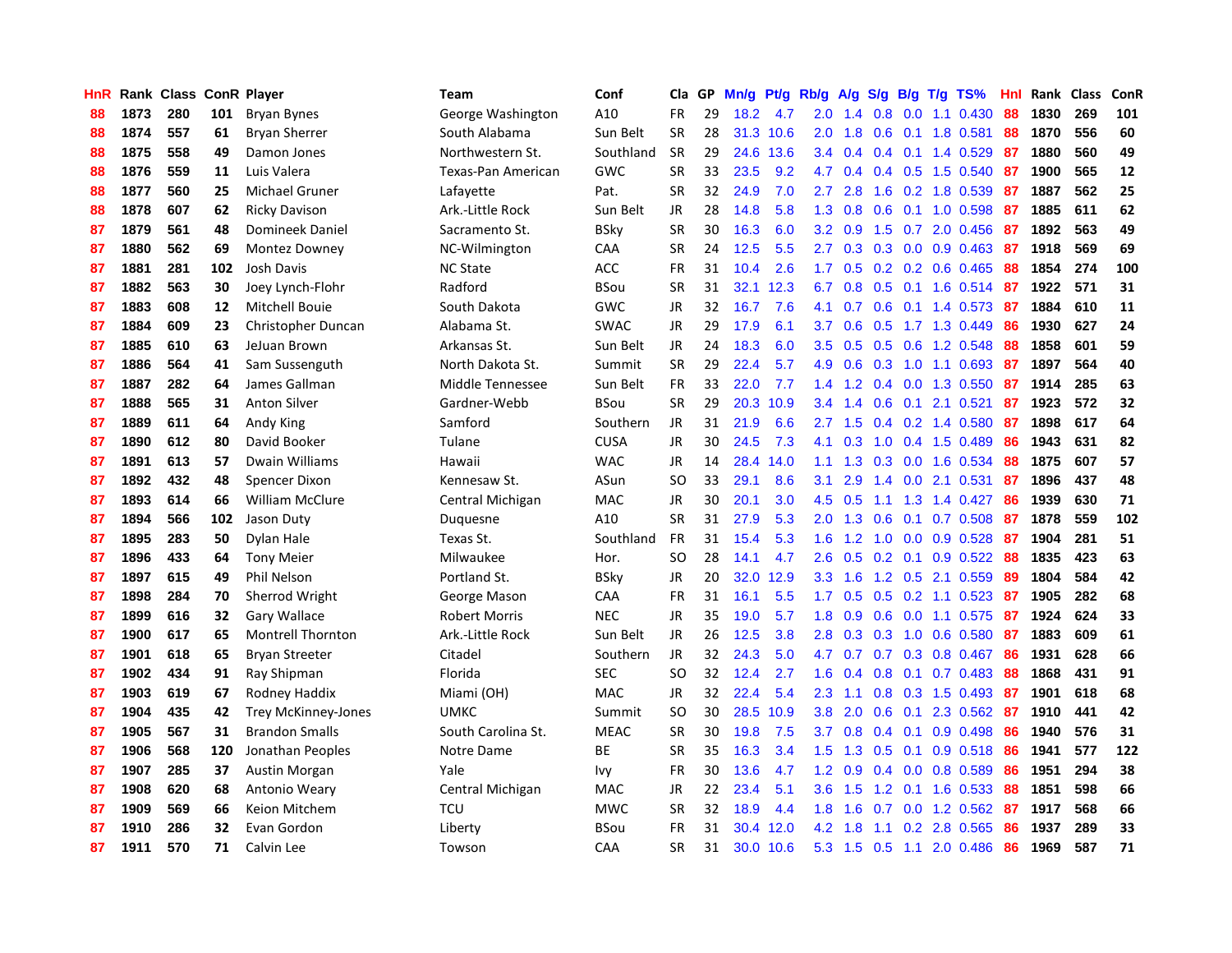| HnR | Rank | Class | ConR | Player | Team | Conf | Cla | GP | Mn/g | Pt/g | Rb/g | A/g | S/g | B/g | T/g | TS% | HnI | Rank | Class | ConR |
|---|---|---|---|---|---|---|---|---|---|---|---|---|---|---|---|---|---|---|---|---|
| 88 | 1873 | 280 | 101 | Bryan Bynes | George Washington | A10 | FR | 29 | 18.2 | 4.7 | 2.0 | 1.4 | 0.8 | 0.0 | 1.1 | 0.430 | 88 | 1830 | 269 | 101 |
| 88 | 1874 | 557 | 61 | Bryan Sherrer | South Alabama | Sun Belt | SR | 28 | 31.3 | 10.6 | 2.0 | 1.8 | 0.6 | 0.1 | 1.8 | 0.581 | 88 | 1870 | 556 | 60 |
| 88 | 1875 | 558 | 49 | Damon Jones | Northwestern St. | Southland | SR | 29 | 24.6 | 13.6 | 3.4 | 0.4 | 0.4 | 0.1 | 1.4 | 0.529 | 87 | 1880 | 560 | 49 |
| 88 | 1876 | 559 | 11 | Luis Valera | Texas-Pan American | GWC | SR | 33 | 23.5 | 9.2 | 4.7 | 0.4 | 0.4 | 0.5 | 1.5 | 0.540 | 87 | 1900 | 565 | 12 |
| 88 | 1877 | 560 | 25 | Michael Gruner | Lafayette | Pat. | SR | 32 | 24.9 | 7.0 | 2.7 | 2.8 | 1.6 | 0.2 | 1.8 | 0.539 | 87 | 1887 | 562 | 25 |
| 88 | 1878 | 607 | 62 | Ricky Davison | Ark.-Little Rock | Sun Belt | JR | 28 | 14.8 | 5.8 | 1.3 | 0.8 | 0.6 | 0.1 | 1.0 | 0.598 | 87 | 1885 | 611 | 62 |
| 87 | 1879 | 561 | 48 | Domineek Daniel | Sacramento St. | BSky | SR | 30 | 16.3 | 6.0 | 3.2 | 0.9 | 1.5 | 0.7 | 2.0 | 0.456 | 87 | 1892 | 563 | 49 |
| 87 | 1880 | 562 | 69 | Montez Downey | NC-Wilmington | CAA | SR | 24 | 12.5 | 5.5 | 2.7 | 0.3 | 0.3 | 0.0 | 0.9 | 0.463 | 87 | 1918 | 569 | 69 |
| 87 | 1881 | 281 | 102 | Josh Davis | NC State | ACC | FR | 31 | 10.4 | 2.6 | 1.7 | 0.5 | 0.2 | 0.2 | 0.6 | 0.465 | 88 | 1854 | 274 | 100 |
| 87 | 1882 | 563 | 30 | Joey Lynch-Flohr | Radford | BSou | SR | 31 | 32.1 | 12.3 | 6.7 | 0.8 | 0.5 | 0.1 | 1.6 | 0.514 | 87 | 1922 | 571 | 31 |
| 87 | 1883 | 608 | 12 | Mitchell Bouie | South Dakota | GWC | JR | 32 | 16.7 | 7.6 | 4.1 | 0.7 | 0.6 | 0.1 | 1.4 | 0.573 | 87 | 1884 | 610 | 11 |
| 87 | 1884 | 609 | 23 | Christopher Duncan | Alabama St. | SWAC | JR | 29 | 17.9 | 6.1 | 3.7 | 0.6 | 0.5 | 1.7 | 1.3 | 0.449 | 86 | 1930 | 627 | 24 |
| 87 | 1885 | 610 | 63 | JeJuan Brown | Arkansas St. | Sun Belt | JR | 24 | 18.3 | 6.0 | 3.5 | 0.5 | 0.5 | 0.6 | 1.2 | 0.548 | 88 | 1858 | 601 | 59 |
| 87 | 1886 | 564 | 41 | Sam Sussenguth | North Dakota St. | Summit | SR | 29 | 22.4 | 5.7 | 4.9 | 0.6 | 0.3 | 1.0 | 1.1 | 0.693 | 87 | 1897 | 564 | 40 |
| 87 | 1887 | 282 | 64 | James Gallman | Middle Tennessee | Sun Belt | FR | 33 | 22.0 | 7.7 | 1.4 | 1.2 | 0.4 | 0.0 | 1.3 | 0.550 | 87 | 1914 | 285 | 63 |
| 87 | 1888 | 565 | 31 | Anton Silver | Gardner-Webb | BSou | SR | 29 | 20.3 | 10.9 | 3.4 | 1.4 | 0.6 | 0.1 | 2.1 | 0.521 | 87 | 1923 | 572 | 32 |
| 87 | 1889 | 611 | 64 | Andy King | Samford | Southern | JR | 31 | 21.9 | 6.6 | 2.7 | 1.5 | 0.4 | 0.2 | 1.4 | 0.580 | 87 | 1898 | 617 | 64 |
| 87 | 1890 | 612 | 80 | David Booker | Tulane | CUSA | JR | 30 | 24.5 | 7.3 | 4.1 | 0.3 | 1.0 | 0.4 | 1.5 | 0.489 | 86 | 1943 | 631 | 82 |
| 87 | 1891 | 613 | 57 | Dwain Williams | Hawaii | WAC | JR | 14 | 28.4 | 14.0 | 1.1 | 1.3 | 0.3 | 0.0 | 1.6 | 0.534 | 88 | 1875 | 607 | 57 |
| 87 | 1892 | 432 | 48 | Spencer Dixon | Kennesaw St. | ASun | SO | 33 | 29.1 | 8.6 | 3.1 | 2.9 | 1.4 | 0.0 | 2.1 | 0.531 | 87 | 1896 | 437 | 48 |
| 87 | 1893 | 614 | 66 | William McClure | Central Michigan | MAC | JR | 30 | 20.1 | 3.0 | 4.5 | 0.5 | 1.1 | 1.3 | 1.4 | 0.427 | 86 | 1939 | 630 | 71 |
| 87 | 1894 | 566 | 102 | Jason Duty | Duquesne | A10 | SR | 31 | 27.9 | 5.3 | 2.0 | 1.3 | 0.6 | 0.1 | 0.7 | 0.508 | 87 | 1878 | 559 | 102 |
| 87 | 1895 | 283 | 50 | Dylan Hale | Texas St. | Southland | FR | 31 | 15.4 | 5.3 | 1.6 | 1.2 | 1.0 | 0.0 | 0.9 | 0.528 | 87 | 1904 | 281 | 51 |
| 87 | 1896 | 433 | 64 | Tony Meier | Milwaukee | Hor. | SO | 28 | 14.1 | 4.7 | 2.6 | 0.5 | 0.2 | 0.1 | 0.9 | 0.522 | 88 | 1835 | 423 | 63 |
| 87 | 1897 | 615 | 49 | Phil Nelson | Portland St. | BSky | JR | 20 | 32.0 | 12.9 | 3.3 | 1.6 | 1.2 | 0.5 | 2.1 | 0.559 | 89 | 1804 | 584 | 42 |
| 87 | 1898 | 284 | 70 | Sherrod Wright | George Mason | CAA | FR | 31 | 16.1 | 5.5 | 1.7 | 0.5 | 0.5 | 0.2 | 1.1 | 0.523 | 87 | 1905 | 282 | 68 |
| 87 | 1899 | 616 | 32 | Gary Wallace | Robert Morris | NEC | JR | 35 | 19.0 | 5.7 | 1.8 | 0.9 | 0.6 | 0.0 | 1.1 | 0.575 | 87 | 1924 | 624 | 33 |
| 87 | 1900 | 617 | 65 | Montrell Thornton | Ark.-Little Rock | Sun Belt | JR | 26 | 12.5 | 3.8 | 2.8 | 0.3 | 0.3 | 1.0 | 0.6 | 0.580 | 87 | 1883 | 609 | 61 |
| 87 | 1901 | 618 | 65 | Bryan Streeter | Citadel | Southern | JR | 32 | 24.3 | 5.0 | 4.7 | 0.7 | 0.7 | 0.3 | 0.8 | 0.467 | 86 | 1931 | 628 | 66 |
| 87 | 1902 | 434 | 91 | Ray Shipman | Florida | SEC | SO | 32 | 12.4 | 2.7 | 1.6 | 0.4 | 0.8 | 0.1 | 0.7 | 0.483 | 88 | 1868 | 431 | 91 |
| 87 | 1903 | 619 | 67 | Rodney Haddix | Miami (OH) | MAC | JR | 32 | 22.4 | 5.4 | 2.3 | 1.1 | 0.8 | 0.3 | 1.5 | 0.493 | 87 | 1901 | 618 | 68 |
| 87 | 1904 | 435 | 42 | Trey McKinney-Jones | UMKC | Summit | SO | 30 | 28.5 | 10.9 | 3.8 | 2.0 | 0.6 | 0.1 | 2.3 | 0.562 | 87 | 1910 | 441 | 42 |
| 87 | 1905 | 567 | 31 | Brandon Smalls | South Carolina St. | MEAC | SR | 30 | 19.8 | 7.5 | 3.7 | 0.8 | 0.4 | 0.1 | 0.9 | 0.498 | 86 | 1940 | 576 | 31 |
| 87 | 1906 | 568 | 120 | Jonathan Peoples | Notre Dame | BE | SR | 35 | 16.3 | 3.4 | 1.5 | 1.3 | 0.5 | 0.1 | 0.9 | 0.518 | 86 | 1941 | 577 | 122 |
| 87 | 1907 | 285 | 37 | Austin Morgan | Yale | Ivy | FR | 30 | 13.6 | 4.7 | 1.2 | 0.9 | 0.4 | 0.0 | 0.8 | 0.589 | 86 | 1951 | 294 | 38 |
| 87 | 1908 | 620 | 68 | Antonio Weary | Central Michigan | MAC | JR | 22 | 23.4 | 5.1 | 3.6 | 1.5 | 1.2 | 0.1 | 1.6 | 0.533 | 88 | 1851 | 598 | 66 |
| 87 | 1909 | 569 | 66 | Keion Mitchem | TCU | MWC | SR | 32 | 18.9 | 4.4 | 1.8 | 1.6 | 0.7 | 0.0 | 1.2 | 0.562 | 87 | 1917 | 568 | 66 |
| 87 | 1910 | 286 | 32 | Evan Gordon | Liberty | BSou | FR | 31 | 30.4 | 12.0 | 4.2 | 1.8 | 1.1 | 0.2 | 2.8 | 0.565 | 86 | 1937 | 289 | 33 |
| 87 | 1911 | 570 | 71 | Calvin Lee | Towson | CAA | SR | 31 | 30.0 | 10.6 | 5.3 | 1.5 | 0.5 | 1.1 | 2.0 | 0.486 | 86 | 1969 | 587 | 71 |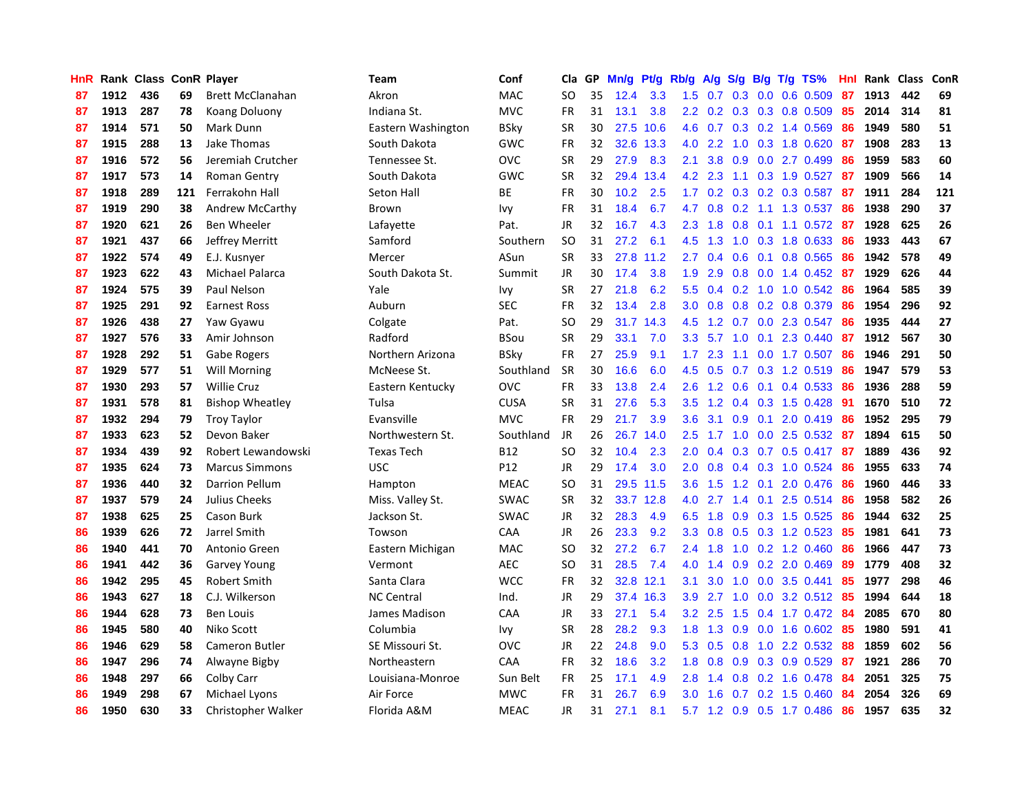| HnR | Rank | Class | ConR | Player | Team | Conf | Cla | GP | Mn/g | Pt/g | Rb/g | A/g | S/g | B/g | T/g | TS% | HnI | Rank | Class | ConR |
|---|---|---|---|---|---|---|---|---|---|---|---|---|---|---|---|---|---|---|---|---|
| 87 | 1912 | 436 | 69 | Brett McClanahan | Akron | MAC | SO | 35 | 12.4 | 3.3 | 1.5 | 0.7 | 0.3 | 0.0 | 0.6 | 0.509 | 87 | 1913 | 442 | 69 |
| 87 | 1913 | 287 | 78 | Koang Doluony | Indiana St. | MVC | FR | 31 | 13.1 | 3.8 | 2.2 | 0.2 | 0.3 | 0.3 | 0.8 | 0.509 | 85 | 2014 | 314 | 81 |
| 87 | 1914 | 571 | 50 | Mark Dunn | Eastern Washington | BSky | SR | 30 | 27.5 | 10.6 | 4.6 | 0.7 | 0.3 | 0.2 | 1.4 | 0.569 | 86 | 1949 | 580 | 51 |
| 87 | 1915 | 288 | 13 | Jake Thomas | South Dakota | GWC | FR | 32 | 32.6 | 13.3 | 4.0 | 2.2 | 1.0 | 0.3 | 1.8 | 0.620 | 87 | 1908 | 283 | 13 |
| 87 | 1916 | 572 | 56 | Jeremiah Crutcher | Tennessee St. | OVC | SR | 29 | 27.9 | 8.3 | 2.1 | 3.8 | 0.9 | 0.0 | 2.7 | 0.499 | 86 | 1959 | 583 | 60 |
| 87 | 1917 | 573 | 14 | Roman Gentry | South Dakota | GWC | SR | 32 | 29.4 | 13.4 | 4.2 | 2.3 | 1.1 | 0.3 | 1.9 | 0.527 | 87 | 1909 | 566 | 14 |
| 87 | 1918 | 289 | 121 | Ferrakohn Hall | Seton Hall | BE | FR | 30 | 10.2 | 2.5 | 1.7 | 0.2 | 0.3 | 0.2 | 0.3 | 0.587 | 87 | 1911 | 284 | 121 |
| 87 | 1919 | 290 | 38 | Andrew McCarthy | Brown | Ivy | FR | 31 | 18.4 | 6.7 | 4.7 | 0.8 | 0.2 | 1.1 | 1.3 | 0.537 | 86 | 1938 | 290 | 37 |
| 87 | 1920 | 621 | 26 | Ben Wheeler | Lafayette | Pat. | JR | 32 | 16.7 | 4.3 | 2.3 | 1.8 | 0.8 | 0.1 | 1.1 | 0.572 | 87 | 1928 | 625 | 26 |
| 87 | 1921 | 437 | 66 | Jeffrey Merritt | Samford | Southern | SO | 31 | 27.2 | 6.1 | 4.5 | 1.3 | 1.0 | 0.3 | 1.8 | 0.633 | 86 | 1933 | 443 | 67 |
| 87 | 1922 | 574 | 49 | E.J. Kusnyer | Mercer | ASun | SR | 33 | 27.8 | 11.2 | 2.7 | 0.4 | 0.6 | 0.1 | 0.8 | 0.565 | 86 | 1942 | 578 | 49 |
| 87 | 1923 | 622 | 43 | Michael Palarca | South Dakota St. | Summit | JR | 30 | 17.4 | 3.8 | 1.9 | 2.9 | 0.8 | 0.0 | 1.4 | 0.452 | 87 | 1929 | 626 | 44 |
| 87 | 1924 | 575 | 39 | Paul Nelson | Yale | Ivy | SR | 27 | 21.8 | 6.2 | 5.5 | 0.4 | 0.2 | 1.0 | 1.0 | 0.542 | 86 | 1964 | 585 | 39 |
| 87 | 1925 | 291 | 92 | Earnest Ross | Auburn | SEC | FR | 32 | 13.4 | 2.8 | 3.0 | 0.8 | 0.8 | 0.2 | 0.8 | 0.379 | 86 | 1954 | 296 | 92 |
| 87 | 1926 | 438 | 27 | Yaw Gyawu | Colgate | Pat. | SO | 29 | 31.7 | 14.3 | 4.5 | 1.2 | 0.7 | 0.0 | 2.3 | 0.547 | 86 | 1935 | 444 | 27 |
| 87 | 1927 | 576 | 33 | Amir Johnson | Radford | BSou | SR | 29 | 33.1 | 7.0 | 3.3 | 5.7 | 1.0 | 0.1 | 2.3 | 0.440 | 87 | 1912 | 567 | 30 |
| 87 | 1928 | 292 | 51 | Gabe Rogers | Northern Arizona | BSky | FR | 27 | 25.9 | 9.1 | 1.7 | 2.3 | 1.1 | 0.0 | 1.7 | 0.507 | 86 | 1946 | 291 | 50 |
| 87 | 1929 | 577 | 51 | Will Morning | McNeese St. | Southland | SR | 30 | 16.6 | 6.0 | 4.5 | 0.5 | 0.7 | 0.3 | 1.2 | 0.519 | 86 | 1947 | 579 | 53 |
| 87 | 1930 | 293 | 57 | Willie Cruz | Eastern Kentucky | OVC | FR | 33 | 13.8 | 2.4 | 2.6 | 1.2 | 0.6 | 0.1 | 0.4 | 0.533 | 86 | 1936 | 288 | 59 |
| 87 | 1931 | 578 | 81 | Bishop Wheatley | Tulsa | CUSA | SR | 31 | 27.6 | 5.3 | 3.5 | 1.2 | 0.4 | 0.3 | 1.5 | 0.428 | 91 | 1670 | 510 | 72 |
| 87 | 1932 | 294 | 79 | Troy Taylor | Evansville | MVC | FR | 29 | 21.7 | 3.9 | 3.6 | 3.1 | 0.9 | 0.1 | 2.0 | 0.419 | 86 | 1952 | 295 | 79 |
| 87 | 1933 | 623 | 52 | Devon Baker | Northwestern St. | Southland | JR | 26 | 26.7 | 14.0 | 2.5 | 1.7 | 1.0 | 0.0 | 2.5 | 0.532 | 87 | 1894 | 615 | 50 |
| 87 | 1934 | 439 | 92 | Robert Lewandowski | Texas Tech | B12 | SO | 32 | 10.4 | 2.3 | 2.0 | 0.4 | 0.3 | 0.7 | 0.5 | 0.417 | 87 | 1889 | 436 | 92 |
| 87 | 1935 | 624 | 73 | Marcus Simmons | USC | P12 | JR | 29 | 17.4 | 3.0 | 2.0 | 0.8 | 0.4 | 0.3 | 1.0 | 0.524 | 86 | 1955 | 633 | 74 |
| 87 | 1936 | 440 | 32 | Darrion Pellum | Hampton | MEAC | SO | 31 | 29.5 | 11.5 | 3.6 | 1.5 | 1.2 | 0.1 | 2.0 | 0.476 | 86 | 1960 | 446 | 33 |
| 87 | 1937 | 579 | 24 | Julius Cheeks | Miss. Valley St. | SWAC | SR | 32 | 33.7 | 12.8 | 4.0 | 2.7 | 1.4 | 0.1 | 2.5 | 0.514 | 86 | 1958 | 582 | 26 |
| 87 | 1938 | 625 | 25 | Cason Burk | Jackson St. | SWAC | JR | 32 | 28.3 | 4.9 | 6.5 | 1.8 | 0.9 | 0.3 | 1.5 | 0.525 | 86 | 1944 | 632 | 25 |
| 86 | 1939 | 626 | 72 | Jarrel Smith | Towson | CAA | JR | 26 | 23.3 | 9.2 | 3.3 | 0.8 | 0.5 | 0.3 | 1.2 | 0.523 | 85 | 1981 | 641 | 73 |
| 86 | 1940 | 441 | 70 | Antonio Green | Eastern Michigan | MAC | SO | 32 | 27.2 | 6.7 | 2.4 | 1.8 | 1.0 | 0.2 | 1.2 | 0.460 | 86 | 1966 | 447 | 73 |
| 86 | 1941 | 442 | 36 | Garvey Young | Vermont | AEC | SO | 31 | 28.5 | 7.4 | 4.0 | 1.4 | 0.9 | 0.2 | 2.0 | 0.469 | 89 | 1779 | 408 | 32 |
| 86 | 1942 | 295 | 45 | Robert Smith | Santa Clara | WCC | FR | 32 | 32.8 | 12.1 | 3.1 | 3.0 | 1.0 | 0.0 | 3.5 | 0.441 | 85 | 1977 | 298 | 46 |
| 86 | 1943 | 627 | 18 | C.J. Wilkerson | NC Central | Ind. | JR | 29 | 37.4 | 16.3 | 3.9 | 2.7 | 1.0 | 0.0 | 3.2 | 0.512 | 85 | 1994 | 644 | 18 |
| 86 | 1944 | 628 | 73 | Ben Louis | James Madison | CAA | JR | 33 | 27.1 | 5.4 | 3.2 | 2.5 | 1.5 | 0.4 | 1.7 | 0.472 | 84 | 2085 | 670 | 80 |
| 86 | 1945 | 580 | 40 | Niko Scott | Columbia | Ivy | SR | 28 | 28.2 | 9.3 | 1.8 | 1.3 | 0.9 | 0.0 | 1.6 | 0.602 | 85 | 1980 | 591 | 41 |
| 86 | 1946 | 629 | 58 | Cameron Butler | SE Missouri St. | OVC | JR | 22 | 24.8 | 9.0 | 5.3 | 0.5 | 0.8 | 1.0 | 2.2 | 0.532 | 88 | 1859 | 602 | 56 |
| 86 | 1947 | 296 | 74 | Alwayne Bigby | Northeastern | CAA | FR | 32 | 18.6 | 3.2 | 1.8 | 0.8 | 0.9 | 0.3 | 0.9 | 0.529 | 87 | 1921 | 286 | 70 |
| 86 | 1948 | 297 | 66 | Colby Carr | Louisiana-Monroe | Sun Belt | FR | 25 | 17.1 | 4.9 | 2.8 | 1.4 | 0.8 | 0.2 | 1.6 | 0.478 | 84 | 2051 | 325 | 75 |
| 86 | 1949 | 298 | 67 | Michael Lyons | Air Force | MWC | FR | 31 | 26.7 | 6.9 | 3.0 | 1.6 | 0.7 | 0.2 | 1.5 | 0.460 | 84 | 2054 | 326 | 69 |
| 86 | 1950 | 630 | 33 | Christopher Walker | Florida A&M | MEAC | JR | 31 | 27.1 | 8.1 | 5.7 | 1.2 | 0.9 | 0.5 | 1.7 | 0.486 | 86 | 1957 | 635 | 32 |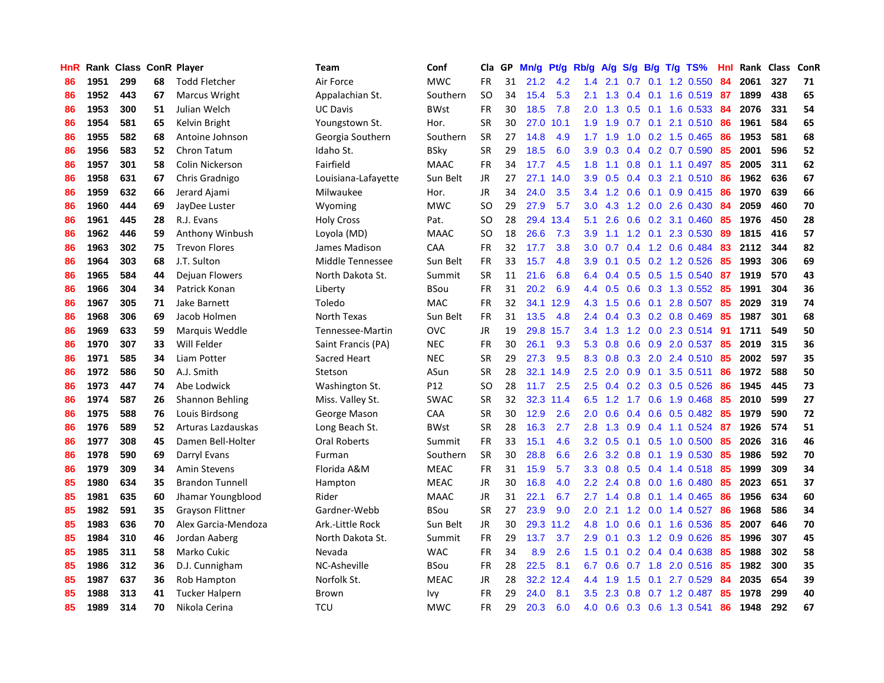| HnR | Rank | Class | ConR | Player | Team | Conf | Cla | GP | Mn/g | Pt/g | Rb/g | A/g | S/g | B/g | T/g | TS% | HnI | Rank | Class | ConR |
|---|---|---|---|---|---|---|---|---|---|---|---|---|---|---|---|---|---|---|---|---|
| 86 | 1951 | 299 | 68 | Todd Fletcher | Air Force | MWC | FR | 31 | 21.2 | 4.2 | 1.4 | 2.1 | 0.7 | 0.1 | 1.2 | 0.550 | 84 | 2061 | 327 | 71 |
| 86 | 1952 | 443 | 67 | Marcus Wright | Appalachian St. | Southern | SO | 34 | 15.4 | 5.3 | 2.1 | 1.3 | 0.4 | 0.1 | 1.6 | 0.519 | 87 | 1899 | 438 | 65 |
| 86 | 1953 | 300 | 51 | Julian Welch | UC Davis | BWst | FR | 30 | 18.5 | 7.8 | 2.0 | 1.3 | 0.5 | 0.1 | 1.6 | 0.533 | 84 | 2076 | 331 | 54 |
| 86 | 1954 | 581 | 65 | Kelvin Bright | Youngstown St. | Hor. | SR | 30 | 27.0 | 10.1 | 1.9 | 1.9 | 0.7 | 0.1 | 2.1 | 0.510 | 86 | 1961 | 584 | 65 |
| 86 | 1955 | 582 | 68 | Antoine Johnson | Georgia Southern | Southern | SR | 27 | 14.8 | 4.9 | 1.7 | 1.9 | 1.0 | 0.2 | 1.5 | 0.465 | 86 | 1953 | 581 | 68 |
| 86 | 1956 | 583 | 52 | Chron Tatum | Idaho St. | BSky | SR | 29 | 18.5 | 6.0 | 3.9 | 0.3 | 0.4 | 0.2 | 0.7 | 0.590 | 85 | 2001 | 596 | 52 |
| 86 | 1957 | 301 | 58 | Colin Nickerson | Fairfield | MAAC | FR | 34 | 17.7 | 4.5 | 1.8 | 1.1 | 0.8 | 0.1 | 1.1 | 0.497 | 85 | 2005 | 311 | 62 |
| 86 | 1958 | 631 | 67 | Chris Gradnigo | Louisiana-Lafayette | Sun Belt | JR | 27 | 27.1 | 14.0 | 3.9 | 0.5 | 0.4 | 0.3 | 2.1 | 0.510 | 86 | 1962 | 636 | 67 |
| 86 | 1959 | 632 | 66 | Jerard Ajami | Milwaukee | Hor. | JR | 34 | 24.0 | 3.5 | 3.4 | 1.2 | 0.6 | 0.1 | 0.9 | 0.415 | 86 | 1970 | 639 | 66 |
| 86 | 1960 | 444 | 69 | JayDee Luster | Wyoming | MWC | SO | 29 | 27.9 | 5.7 | 3.0 | 4.3 | 1.2 | 0.0 | 2.6 | 0.430 | 84 | 2059 | 460 | 70 |
| 86 | 1961 | 445 | 28 | R.J. Evans | Holy Cross | Pat. | SO | 28 | 29.4 | 13.4 | 5.1 | 2.6 | 0.6 | 0.2 | 3.1 | 0.460 | 85 | 1976 | 450 | 28 |
| 86 | 1962 | 446 | 59 | Anthony Winbush | Loyola (MD) | MAAC | SO | 18 | 26.6 | 7.3 | 3.9 | 1.1 | 1.2 | 0.1 | 2.3 | 0.530 | 89 | 1815 | 416 | 57 |
| 86 | 1963 | 302 | 75 | Trevon Flores | James Madison | CAA | FR | 32 | 17.7 | 3.8 | 3.0 | 0.7 | 0.4 | 1.2 | 0.6 | 0.484 | 83 | 2112 | 344 | 82 |
| 86 | 1964 | 303 | 68 | J.T. Sulton | Middle Tennessee | Sun Belt | FR | 33 | 15.7 | 4.8 | 3.9 | 0.1 | 0.5 | 0.2 | 1.2 | 0.526 | 85 | 1993 | 306 | 69 |
| 86 | 1965 | 584 | 44 | Dejuan Flowers | North Dakota St. | Summit | SR | 11 | 21.6 | 6.8 | 6.4 | 0.4 | 0.5 | 0.5 | 1.5 | 0.540 | 87 | 1919 | 570 | 43 |
| 86 | 1966 | 304 | 34 | Patrick Konan | Liberty | BSou | FR | 31 | 20.2 | 6.9 | 4.4 | 0.5 | 0.6 | 0.3 | 1.3 | 0.552 | 85 | 1991 | 304 | 36 |
| 86 | 1967 | 305 | 71 | Jake Barnett | Toledo | MAC | FR | 32 | 34.1 | 12.9 | 4.3 | 1.5 | 0.6 | 0.1 | 2.8 | 0.507 | 85 | 2029 | 319 | 74 |
| 86 | 1968 | 306 | 69 | Jacob Holmen | North Texas | Sun Belt | FR | 31 | 13.5 | 4.8 | 2.4 | 0.4 | 0.3 | 0.2 | 0.8 | 0.469 | 85 | 1987 | 301 | 68 |
| 86 | 1969 | 633 | 59 | Marquis Weddle | Tennessee-Martin | OVC | JR | 19 | 29.8 | 15.7 | 3.4 | 1.3 | 1.2 | 0.0 | 2.3 | 0.514 | 91 | 1711 | 549 | 50 |
| 86 | 1970 | 307 | 33 | Will Felder | Saint Francis (PA) | NEC | FR | 30 | 26.1 | 9.3 | 5.3 | 0.8 | 0.6 | 0.9 | 2.0 | 0.537 | 85 | 2019 | 315 | 36 |
| 86 | 1971 | 585 | 34 | Liam Potter | Sacred Heart | NEC | SR | 29 | 27.3 | 9.5 | 8.3 | 0.8 | 0.3 | 2.0 | 2.4 | 0.510 | 85 | 2002 | 597 | 35 |
| 86 | 1972 | 586 | 50 | A.J. Smith | Stetson | ASun | SR | 28 | 32.1 | 14.9 | 2.5 | 2.0 | 0.9 | 0.1 | 3.5 | 0.511 | 86 | 1972 | 588 | 50 |
| 86 | 1973 | 447 | 74 | Abe Lodwick | Washington St. | P12 | SO | 28 | 11.7 | 2.5 | 2.5 | 0.4 | 0.2 | 0.3 | 0.5 | 0.526 | 86 | 1945 | 445 | 73 |
| 86 | 1974 | 587 | 26 | Shannon Behling | Miss. Valley St. | SWAC | SR | 32 | 32.3 | 11.4 | 6.5 | 1.2 | 1.7 | 0.6 | 1.9 | 0.468 | 85 | 2010 | 599 | 27 |
| 86 | 1975 | 588 | 76 | Louis Birdsong | George Mason | CAA | SR | 30 | 12.9 | 2.6 | 2.0 | 0.6 | 0.4 | 0.6 | 0.5 | 0.482 | 85 | 1979 | 590 | 72 |
| 86 | 1976 | 589 | 52 | Arturas Lazdauskas | Long Beach St. | BWst | SR | 28 | 16.3 | 2.7 | 2.8 | 1.3 | 0.9 | 0.4 | 1.1 | 0.524 | 87 | 1926 | 574 | 51 |
| 86 | 1977 | 308 | 45 | Damen Bell-Holter | Oral Roberts | Summit | FR | 33 | 15.1 | 4.6 | 3.2 | 0.5 | 0.1 | 0.5 | 1.0 | 0.500 | 85 | 2026 | 316 | 46 |
| 86 | 1978 | 590 | 69 | Darryl Evans | Furman | Southern | SR | 30 | 28.8 | 6.6 | 2.6 | 3.2 | 0.8 | 0.1 | 1.9 | 0.530 | 85 | 1986 | 592 | 70 |
| 86 | 1979 | 309 | 34 | Amin Stevens | Florida A&M | MEAC | FR | 31 | 15.9 | 5.7 | 3.3 | 0.8 | 0.5 | 0.4 | 1.4 | 0.518 | 85 | 1999 | 309 | 34 |
| 85 | 1980 | 634 | 35 | Brandon Tunnell | Hampton | MEAC | JR | 30 | 16.8 | 4.0 | 2.2 | 2.4 | 0.8 | 0.0 | 1.6 | 0.480 | 85 | 2023 | 651 | 37 |
| 85 | 1981 | 635 | 60 | Jhamar Youngblood | Rider | MAAC | JR | 31 | 22.1 | 6.7 | 2.7 | 1.4 | 0.8 | 0.1 | 1.4 | 0.465 | 86 | 1956 | 634 | 60 |
| 85 | 1982 | 591 | 35 | Grayson Flittner | Gardner-Webb | BSou | SR | 27 | 23.9 | 9.0 | 2.0 | 2.1 | 1.2 | 0.0 | 1.4 | 0.527 | 86 | 1968 | 586 | 34 |
| 85 | 1983 | 636 | 70 | Alex Garcia-Mendoza | Ark.-Little Rock | Sun Belt | JR | 30 | 29.3 | 11.2 | 4.8 | 1.0 | 0.6 | 0.1 | 1.6 | 0.536 | 85 | 2007 | 646 | 70 |
| 85 | 1984 | 310 | 46 | Jordan Aaberg | North Dakota St. | Summit | FR | 29 | 13.7 | 3.7 | 2.9 | 0.1 | 0.3 | 1.2 | 0.9 | 0.626 | 85 | 1996 | 307 | 45 |
| 85 | 1985 | 311 | 58 | Marko Cukic | Nevada | WAC | FR | 34 | 8.9 | 2.6 | 1.5 | 0.1 | 0.2 | 0.4 | 0.4 | 0.638 | 85 | 1988 | 302 | 58 |
| 85 | 1986 | 312 | 36 | D.J. Cunnigham | NC-Asheville | BSou | FR | 28 | 22.5 | 8.1 | 6.7 | 0.6 | 0.7 | 1.8 | 2.0 | 0.516 | 85 | 1982 | 300 | 35 |
| 85 | 1987 | 637 | 36 | Rob Hampton | Norfolk St. | MEAC | JR | 28 | 32.2 | 12.4 | 4.4 | 1.9 | 1.5 | 0.1 | 2.7 | 0.529 | 84 | 2035 | 654 | 39 |
| 85 | 1988 | 313 | 41 | Tucker Halpern | Brown | Ivy | FR | 29 | 24.0 | 8.1 | 3.5 | 2.3 | 0.8 | 0.7 | 1.2 | 0.487 | 85 | 1978 | 299 | 40 |
| 85 | 1989 | 314 | 70 | Nikola Cerina | TCU | MWC | FR | 29 | 20.3 | 6.0 | 4.0 | 0.6 | 0.3 | 0.6 | 1.3 | 0.541 | 86 | 1948 | 292 | 67 |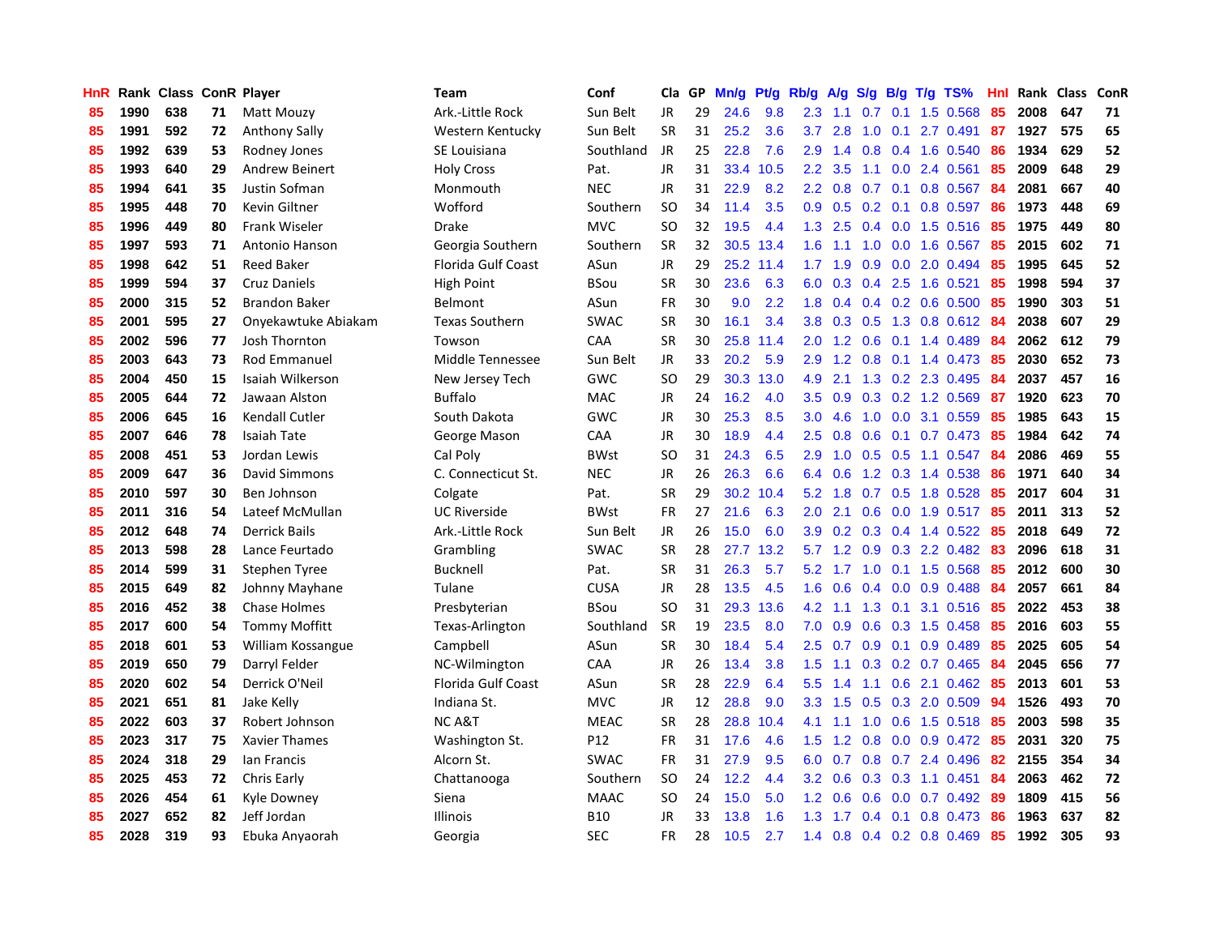| HnR | Rank | Class | ConR | Player | Team | Conf | Cla | GP | Mn/g | Pt/g | Rb/g | A/g | S/g | B/g | T/g | TS% | HnI | Rank | Class | ConR |
|---|---|---|---|---|---|---|---|---|---|---|---|---|---|---|---|---|---|---|---|---|
| 85 | 1990 | 638 | 71 | Matt Mouzy | Ark.-Little Rock | Sun Belt | JR | 29 | 24.6 | 9.8 | 2.3 | 1.1 | 0.7 | 0.1 | 1.5 | 0.568 | 85 | 2008 | 647 | 71 |
| 85 | 1991 | 592 | 72 | Anthony Sally | Western Kentucky | Sun Belt | SR | 31 | 25.2 | 3.6 | 3.7 | 2.8 | 1.0 | 0.1 | 2.7 | 0.491 | 87 | 1927 | 575 | 65 |
| 85 | 1992 | 639 | 53 | Rodney Jones | SE Louisiana | Southland | JR | 25 | 22.8 | 7.6 | 2.9 | 1.4 | 0.8 | 0.4 | 1.6 | 0.540 | 86 | 1934 | 629 | 52 |
| 85 | 1993 | 640 | 29 | Andrew Beinert | Holy Cross | Pat. | JR | 31 | 33.4 | 10.5 | 2.2 | 3.5 | 1.1 | 0.0 | 2.4 | 0.561 | 85 | 2009 | 648 | 29 |
| 85 | 1994 | 641 | 35 | Justin Sofman | Monmouth | NEC | JR | 31 | 22.9 | 8.2 | 2.2 | 0.8 | 0.7 | 0.1 | 0.8 | 0.567 | 84 | 2081 | 667 | 40 |
| 85 | 1995 | 448 | 70 | Kevin Giltner | Wofford | Southern | SO | 34 | 11.4 | 3.5 | 0.9 | 0.5 | 0.2 | 0.1 | 0.8 | 0.597 | 86 | 1973 | 448 | 69 |
| 85 | 1996 | 449 | 80 | Frank Wiseler | Drake | MVC | SO | 32 | 19.5 | 4.4 | 1.3 | 2.5 | 0.4 | 0.0 | 1.5 | 0.516 | 85 | 1975 | 449 | 80 |
| 85 | 1997 | 593 | 71 | Antonio Hanson | Georgia Southern | Southern | SR | 32 | 30.5 | 13.4 | 1.6 | 1.1 | 1.0 | 0.0 | 1.6 | 0.567 | 85 | 2015 | 602 | 71 |
| 85 | 1998 | 642 | 51 | Reed Baker | Florida Gulf Coast | ASun | JR | 29 | 25.2 | 11.4 | 1.7 | 1.9 | 0.9 | 0.0 | 2.0 | 0.494 | 85 | 1995 | 645 | 52 |
| 85 | 1999 | 594 | 37 | Cruz Daniels | High Point | BSou | SR | 30 | 23.6 | 6.3 | 6.0 | 0.3 | 0.4 | 2.5 | 1.6 | 0.521 | 85 | 1998 | 594 | 37 |
| 85 | 2000 | 315 | 52 | Brandon Baker | Belmont | ASun | FR | 30 | 9.0 | 2.2 | 1.8 | 0.4 | 0.4 | 0.2 | 0.6 | 0.500 | 85 | 1990 | 303 | 51 |
| 85 | 2001 | 595 | 27 | Onyekawtuke Abiakam | Texas Southern | SWAC | SR | 30 | 16.1 | 3.4 | 3.8 | 0.3 | 0.5 | 1.3 | 0.8 | 0.612 | 84 | 2038 | 607 | 29 |
| 85 | 2002 | 596 | 77 | Josh Thornton | Towson | CAA | SR | 30 | 25.8 | 11.4 | 2.0 | 1.2 | 0.6 | 0.1 | 1.4 | 0.489 | 84 | 2062 | 612 | 79 |
| 85 | 2003 | 643 | 73 | Rod Emmanuel | Middle Tennessee | Sun Belt | JR | 33 | 20.2 | 5.9 | 2.9 | 1.2 | 0.8 | 0.1 | 1.4 | 0.473 | 85 | 2030 | 652 | 73 |
| 85 | 2004 | 450 | 15 | Isaiah Wilkerson | New Jersey Tech | GWC | SO | 29 | 30.3 | 13.0 | 4.9 | 2.1 | 1.3 | 0.2 | 2.3 | 0.495 | 84 | 2037 | 457 | 16 |
| 85 | 2005 | 644 | 72 | Jawaan Alston | Buffalo | MAC | JR | 24 | 16.2 | 4.0 | 3.5 | 0.9 | 0.3 | 0.2 | 1.2 | 0.569 | 87 | 1920 | 623 | 70 |
| 85 | 2006 | 645 | 16 | Kendall Cutler | South Dakota | GWC | JR | 30 | 25.3 | 8.5 | 3.0 | 4.6 | 1.0 | 0.0 | 3.1 | 0.559 | 85 | 1985 | 643 | 15 |
| 85 | 2007 | 646 | 78 | Isaiah Tate | George Mason | CAA | JR | 30 | 18.9 | 4.4 | 2.5 | 0.8 | 0.6 | 0.1 | 0.7 | 0.473 | 85 | 1984 | 642 | 74 |
| 85 | 2008 | 451 | 53 | Jordan Lewis | Cal Poly | BWst | SO | 31 | 24.3 | 6.5 | 2.9 | 1.0 | 0.5 | 0.5 | 1.1 | 0.547 | 84 | 2086 | 469 | 55 |
| 85 | 2009 | 647 | 36 | David Simmons | C. Connecticut St. | NEC | JR | 26 | 26.3 | 6.6 | 6.4 | 0.6 | 1.2 | 0.3 | 1.4 | 0.538 | 86 | 1971 | 640 | 34 |
| 85 | 2010 | 597 | 30 | Ben Johnson | Colgate | Pat. | SR | 29 | 30.2 | 10.4 | 5.2 | 1.8 | 0.7 | 0.5 | 1.8 | 0.528 | 85 | 2017 | 604 | 31 |
| 85 | 2011 | 316 | 54 | Lateef McMullan | UC Riverside | BWst | FR | 27 | 21.6 | 6.3 | 2.0 | 2.1 | 0.6 | 0.0 | 1.9 | 0.517 | 85 | 2011 | 313 | 52 |
| 85 | 2012 | 648 | 74 | Derrick Bails | Ark.-Little Rock | Sun Belt | JR | 26 | 15.0 | 6.0 | 3.9 | 0.2 | 0.3 | 0.4 | 1.4 | 0.522 | 85 | 2018 | 649 | 72 |
| 85 | 2013 | 598 | 28 | Lance Feurtado | Grambling | SWAC | SR | 28 | 27.7 | 13.2 | 5.7 | 1.2 | 0.9 | 0.3 | 2.2 | 0.482 | 83 | 2096 | 618 | 31 |
| 85 | 2014 | 599 | 31 | Stephen Tyree | Bucknell | Pat. | SR | 31 | 26.3 | 5.7 | 5.2 | 1.7 | 1.0 | 0.1 | 1.5 | 0.568 | 85 | 2012 | 600 | 30 |
| 85 | 2015 | 649 | 82 | Johnny Mayhane | Tulane | CUSA | JR | 28 | 13.5 | 4.5 | 1.6 | 0.6 | 0.4 | 0.0 | 0.9 | 0.488 | 84 | 2057 | 661 | 84 |
| 85 | 2016 | 452 | 38 | Chase Holmes | Presbyterian | BSou | SO | 31 | 29.3 | 13.6 | 4.2 | 1.1 | 1.3 | 0.1 | 3.1 | 0.516 | 85 | 2022 | 453 | 38 |
| 85 | 2017 | 600 | 54 | Tommy Moffitt | Texas-Arlington | Southland | SR | 19 | 23.5 | 8.0 | 7.0 | 0.9 | 0.6 | 0.3 | 1.5 | 0.458 | 85 | 2016 | 603 | 55 |
| 85 | 2018 | 601 | 53 | William Kossangue | Campbell | ASun | SR | 30 | 18.4 | 5.4 | 2.5 | 0.7 | 0.9 | 0.1 | 0.9 | 0.489 | 85 | 2025 | 605 | 54 |
| 85 | 2019 | 650 | 79 | Darryl Felder | NC-Wilmington | CAA | JR | 26 | 13.4 | 3.8 | 1.5 | 1.1 | 0.3 | 0.2 | 0.7 | 0.465 | 84 | 2045 | 656 | 77 |
| 85 | 2020 | 602 | 54 | Derrick O'Neil | Florida Gulf Coast | ASun | SR | 28 | 22.9 | 6.4 | 5.5 | 1.4 | 1.1 | 0.6 | 2.1 | 0.462 | 85 | 2013 | 601 | 53 |
| 85 | 2021 | 651 | 81 | Jake Kelly | Indiana St. | MVC | JR | 12 | 28.8 | 9.0 | 3.3 | 1.5 | 0.5 | 0.3 | 2.0 | 0.509 | 94 | 1526 | 493 | 70 |
| 85 | 2022 | 603 | 37 | Robert Johnson | NC A&T | MEAC | SR | 28 | 28.8 | 10.4 | 4.1 | 1.1 | 1.0 | 0.6 | 1.5 | 0.518 | 85 | 2003 | 598 | 35 |
| 85 | 2023 | 317 | 75 | Xavier Thames | Washington St. | P12 | FR | 31 | 17.6 | 4.6 | 1.5 | 1.2 | 0.8 | 0.0 | 0.9 | 0.472 | 85 | 2031 | 320 | 75 |
| 85 | 2024 | 318 | 29 | Ian Francis | Alcorn St. | SWAC | FR | 31 | 27.9 | 9.5 | 6.0 | 0.7 | 0.8 | 0.7 | 2.4 | 0.496 | 82 | 2155 | 354 | 34 |
| 85 | 2025 | 453 | 72 | Chris Early | Chattanooga | Southern | SO | 24 | 12.2 | 4.4 | 3.2 | 0.6 | 0.3 | 0.3 | 1.1 | 0.451 | 84 | 2063 | 462 | 72 |
| 85 | 2026 | 454 | 61 | Kyle Downey | Siena | MAAC | SO | 24 | 15.0 | 5.0 | 1.2 | 0.6 | 0.6 | 0.0 | 0.7 | 0.492 | 89 | 1809 | 415 | 56 |
| 85 | 2027 | 652 | 82 | Jeff Jordan | Illinois | B10 | JR | 33 | 13.8 | 1.6 | 1.3 | 1.7 | 0.4 | 0.1 | 0.8 | 0.473 | 86 | 1963 | 637 | 82 |
| 85 | 2028 | 319 | 93 | Ebuka Anyaorah | Georgia | SEC | FR | 28 | 10.5 | 2.7 | 1.4 | 0.8 | 0.4 | 0.2 | 0.8 | 0.469 | 85 | 1992 | 305 | 93 |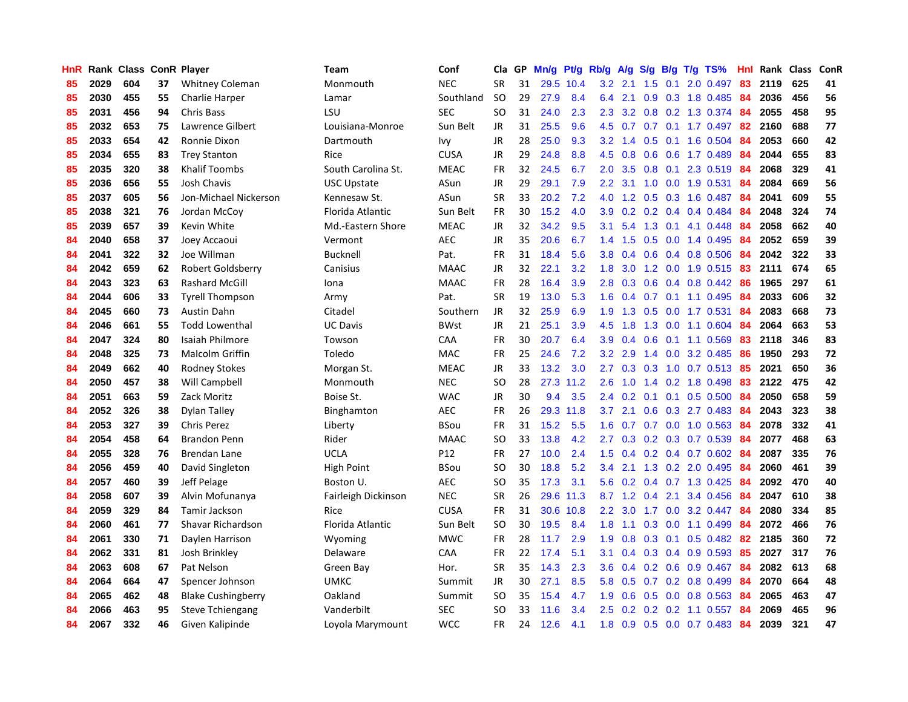| HnR | Rank | Class | ConR | Player | Team | Conf | Cla | GP | Mn/g | Pt/g | Rb/g | A/g | S/g | B/g | T/g | TS% | HnI | Rank | Class | ConR |
|---|---|---|---|---|---|---|---|---|---|---|---|---|---|---|---|---|---|---|---|---|
| 85 | 2029 | 604 | 37 | Whitney Coleman | Monmouth | NEC | SR | 31 | 29.5 | 10.4 | 3.2 | 2.1 | 1.5 | 0.1 | 2.0 | 0.497 | 83 | 2119 | 625 | 41 |
| 85 | 2030 | 455 | 55 | Charlie Harper | Lamar | Southland | SO | 29 | 27.9 | 8.4 | 6.4 | 2.1 | 0.9 | 0.3 | 1.8 | 0.485 | 84 | 2036 | 456 | 56 |
| 85 | 2031 | 456 | 94 | Chris Bass | LSU | SEC | SO | 31 | 24.0 | 2.3 | 2.3 | 3.2 | 0.8 | 0.2 | 1.3 | 0.374 | 84 | 2055 | 458 | 95 |
| 85 | 2032 | 653 | 75 | Lawrence Gilbert | Louisiana-Monroe | Sun Belt | JR | 31 | 25.5 | 9.6 | 4.5 | 0.7 | 0.7 | 0.1 | 1.7 | 0.497 | 82 | 2160 | 688 | 77 |
| 85 | 2033 | 654 | 42 | Ronnie Dixon | Dartmouth | Ivy | JR | 28 | 25.0 | 9.3 | 3.2 | 1.4 | 0.5 | 0.1 | 1.6 | 0.504 | 84 | 2053 | 660 | 42 |
| 85 | 2034 | 655 | 83 | Trey Stanton | Rice | CUSA | JR | 29 | 24.8 | 8.8 | 4.5 | 0.8 | 0.6 | 0.6 | 1.7 | 0.489 | 84 | 2044 | 655 | 83 |
| 85 | 2035 | 320 | 38 | Khalif Toombs | South Carolina St. | MEAC | FR | 32 | 24.5 | 6.7 | 2.0 | 3.5 | 0.8 | 0.1 | 2.3 | 0.519 | 84 | 2068 | 329 | 41 |
| 85 | 2036 | 656 | 55 | Josh Chavis | USC Upstate | ASun | JR | 29 | 29.1 | 7.9 | 2.2 | 3.1 | 1.0 | 0.0 | 1.9 | 0.531 | 84 | 2084 | 669 | 56 |
| 85 | 2037 | 605 | 56 | Jon-Michael Nickerson | Kennesaw St. | ASun | SR | 33 | 20.2 | 7.2 | 4.0 | 1.2 | 0.5 | 0.3 | 1.6 | 0.487 | 84 | 2041 | 609 | 55 |
| 85 | 2038 | 321 | 76 | Jordan McCoy | Florida Atlantic | Sun Belt | FR | 30 | 15.2 | 4.0 | 3.9 | 0.2 | 0.2 | 0.4 | 0.4 | 0.484 | 84 | 2048 | 324 | 74 |
| 85 | 2039 | 657 | 39 | Kevin White | Md.-Eastern Shore | MEAC | JR | 32 | 34.2 | 9.5 | 3.1 | 5.4 | 1.3 | 0.1 | 4.1 | 0.448 | 84 | 2058 | 662 | 40 |
| 84 | 2040 | 658 | 37 | Joey Accaoui | Vermont | AEC | JR | 35 | 20.6 | 6.7 | 1.4 | 1.5 | 0.5 | 0.0 | 1.4 | 0.495 | 84 | 2052 | 659 | 39 |
| 84 | 2041 | 322 | 32 | Joe Willman | Bucknell | Pat. | FR | 31 | 18.4 | 5.6 | 3.8 | 0.4 | 0.6 | 0.4 | 0.8 | 0.506 | 84 | 2042 | 322 | 33 |
| 84 | 2042 | 659 | 62 | Robert Goldsberry | Canisius | MAAC | JR | 32 | 22.1 | 3.2 | 1.8 | 3.0 | 1.2 | 0.0 | 1.9 | 0.515 | 83 | 2111 | 674 | 65 |
| 84 | 2043 | 323 | 63 | Rashard McGill | Iona | MAAC | FR | 28 | 16.4 | 3.9 | 2.8 | 0.3 | 0.6 | 0.4 | 0.8 | 0.442 | 86 | 1965 | 297 | 61 |
| 84 | 2044 | 606 | 33 | Tyrell Thompson | Army | Pat. | SR | 19 | 13.0 | 5.3 | 1.6 | 0.4 | 0.7 | 0.1 | 1.1 | 0.495 | 84 | 2033 | 606 | 32 |
| 84 | 2045 | 660 | 73 | Austin Dahn | Citadel | Southern | JR | 32 | 25.9 | 6.9 | 1.9 | 1.3 | 0.5 | 0.0 | 1.7 | 0.531 | 84 | 2083 | 668 | 73 |
| 84 | 2046 | 661 | 55 | Todd Lowenthal | UC Davis | BWst | JR | 21 | 25.1 | 3.9 | 4.5 | 1.8 | 1.3 | 0.0 | 1.1 | 0.604 | 84 | 2064 | 663 | 53 |
| 84 | 2047 | 324 | 80 | Isaiah Philmore | Towson | CAA | FR | 30 | 20.7 | 6.4 | 3.9 | 0.4 | 0.6 | 0.1 | 1.1 | 0.569 | 83 | 2118 | 346 | 83 |
| 84 | 2048 | 325 | 73 | Malcolm Griffin | Toledo | MAC | FR | 25 | 24.6 | 7.2 | 3.2 | 2.9 | 1.4 | 0.0 | 3.2 | 0.485 | 86 | 1950 | 293 | 72 |
| 84 | 2049 | 662 | 40 | Rodney Stokes | Morgan St. | MEAC | JR | 33 | 13.2 | 3.0 | 2.7 | 0.3 | 0.3 | 1.0 | 0.7 | 0.513 | 85 | 2021 | 650 | 36 |
| 84 | 2050 | 457 | 38 | Will Campbell | Monmouth | NEC | SO | 28 | 27.3 | 11.2 | 2.6 | 1.0 | 1.4 | 0.2 | 1.8 | 0.498 | 83 | 2122 | 475 | 42 |
| 84 | 2051 | 663 | 59 | Zack Moritz | Boise St. | WAC | JR | 30 | 9.4 | 3.5 | 2.4 | 0.2 | 0.1 | 0.1 | 0.5 | 0.500 | 84 | 2050 | 658 | 59 |
| 84 | 2052 | 326 | 38 | Dylan Talley | Binghamton | AEC | FR | 26 | 29.3 | 11.8 | 3.7 | 2.1 | 0.6 | 0.3 | 2.7 | 0.483 | 84 | 2043 | 323 | 38 |
| 84 | 2053 | 327 | 39 | Chris Perez | Liberty | BSou | FR | 31 | 15.2 | 5.5 | 1.6 | 0.7 | 0.7 | 0.0 | 1.0 | 0.563 | 84 | 2078 | 332 | 41 |
| 84 | 2054 | 458 | 64 | Brandon Penn | Rider | MAAC | SO | 33 | 13.8 | 4.2 | 2.7 | 0.3 | 0.2 | 0.3 | 0.7 | 0.539 | 84 | 2077 | 468 | 63 |
| 84 | 2055 | 328 | 76 | Brendan Lane | UCLA | P12 | FR | 27 | 10.0 | 2.4 | 1.5 | 0.4 | 0.2 | 0.4 | 0.7 | 0.602 | 84 | 2087 | 335 | 76 |
| 84 | 2056 | 459 | 40 | David Singleton | High Point | BSou | SO | 30 | 18.8 | 5.2 | 3.4 | 2.1 | 1.3 | 0.2 | 2.0 | 0.495 | 84 | 2060 | 461 | 39 |
| 84 | 2057 | 460 | 39 | Jeff Pelage | Boston U. | AEC | SO | 35 | 17.3 | 3.1 | 5.6 | 0.2 | 0.4 | 0.7 | 1.3 | 0.425 | 84 | 2092 | 470 | 40 |
| 84 | 2058 | 607 | 39 | Alvin Mofunanya | Fairleigh Dickinson | NEC | SR | 26 | 29.6 | 11.3 | 8.7 | 1.2 | 0.4 | 2.1 | 3.4 | 0.456 | 84 | 2047 | 610 | 38 |
| 84 | 2059 | 329 | 84 | Tamir Jackson | Rice | CUSA | FR | 31 | 30.6 | 10.8 | 2.2 | 3.0 | 1.7 | 0.0 | 3.2 | 0.447 | 84 | 2080 | 334 | 85 |
| 84 | 2060 | 461 | 77 | Shavar Richardson | Florida Atlantic | Sun Belt | SO | 30 | 19.5 | 8.4 | 1.8 | 1.1 | 0.3 | 0.0 | 1.1 | 0.499 | 84 | 2072 | 466 | 76 |
| 84 | 2061 | 330 | 71 | Daylen Harrison | Wyoming | MWC | FR | 28 | 11.7 | 2.9 | 1.9 | 0.8 | 0.3 | 0.1 | 0.5 | 0.482 | 82 | 2185 | 360 | 72 |
| 84 | 2062 | 331 | 81 | Josh Brinkley | Delaware | CAA | FR | 22 | 17.4 | 5.1 | 3.1 | 0.4 | 0.3 | 0.4 | 0.9 | 0.593 | 85 | 2027 | 317 | 76 |
| 84 | 2063 | 608 | 67 | Pat Nelson | Green Bay | Hor. | SR | 35 | 14.3 | 2.3 | 3.6 | 0.4 | 0.2 | 0.6 | 0.9 | 0.467 | 84 | 2082 | 613 | 68 |
| 84 | 2064 | 664 | 47 | Spencer Johnson | UMKC | Summit | JR | 30 | 27.1 | 8.5 | 5.8 | 0.5 | 0.7 | 0.2 | 0.8 | 0.499 | 84 | 2070 | 664 | 48 |
| 84 | 2065 | 462 | 48 | Blake Cushingberry | Oakland | Summit | SO | 35 | 15.4 | 4.7 | 1.9 | 0.6 | 0.5 | 0.0 | 0.8 | 0.563 | 84 | 2065 | 463 | 47 |
| 84 | 2066 | 463 | 95 | Steve Tchiengang | Vanderbilt | SEC | SO | 33 | 11.6 | 3.4 | 2.5 | 0.2 | 0.2 | 0.2 | 1.1 | 0.557 | 84 | 2069 | 465 | 96 |
| 84 | 2067 | 332 | 46 | Given Kalipinde | Loyola Marymount | WCC | FR | 24 | 12.6 | 4.1 | 1.8 | 0.9 | 0.5 | 0.0 | 0.7 | 0.483 | 84 | 2039 | 321 | 47 |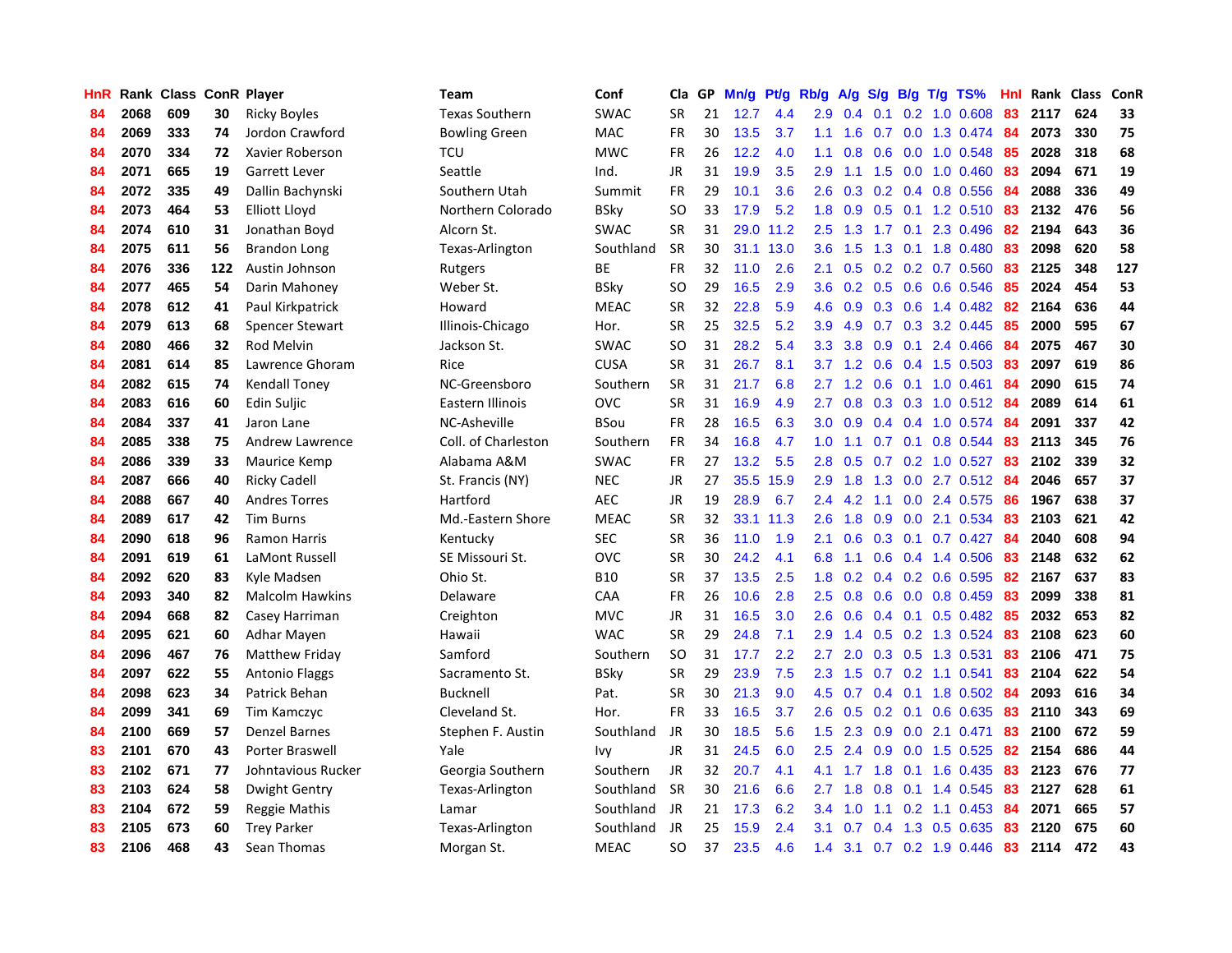| HnR | Rank | Class | ConR | Player | Team | Conf | Cla | GP | Mn/g | Pt/g | Rb/g | A/g | S/g | B/g | T/g | TS% | HnI | Rank | Class | ConR |
|---|---|---|---|---|---|---|---|---|---|---|---|---|---|---|---|---|---|---|---|---|
| 84 | 2068 | 609 | 30 | Ricky Boyles | Texas Southern | SWAC | SR | 21 | 12.7 | 4.4 | 2.9 | 0.4 | 0.1 | 0.2 | 1.0 | 0.608 | 83 | 2117 | 624 | 33 |
| 84 | 2069 | 333 | 74 | Jordon Crawford | Bowling Green | MAC | FR | 30 | 13.5 | 3.7 | 1.1 | 1.6 | 0.7 | 0.0 | 1.3 | 0.474 | 84 | 2073 | 330 | 75 |
| 84 | 2070 | 334 | 72 | Xavier Roberson | TCU | MWC | FR | 26 | 12.2 | 4.0 | 1.1 | 0.8 | 0.6 | 0.0 | 1.0 | 0.548 | 85 | 2028 | 318 | 68 |
| 84 | 2071 | 665 | 19 | Garrett Lever | Seattle | Ind. | JR | 31 | 19.9 | 3.5 | 2.9 | 1.1 | 1.5 | 0.0 | 1.0 | 0.460 | 83 | 2094 | 671 | 19 |
| 84 | 2072 | 335 | 49 | Dallin Bachynski | Southern Utah | Summit | FR | 29 | 10.1 | 3.6 | 2.6 | 0.3 | 0.2 | 0.4 | 0.8 | 0.556 | 84 | 2088 | 336 | 49 |
| 84 | 2073 | 464 | 53 | Elliott Lloyd | Northern Colorado | BSky | SO | 33 | 17.9 | 5.2 | 1.8 | 0.9 | 0.5 | 0.1 | 1.2 | 0.510 | 83 | 2132 | 476 | 56 |
| 84 | 2074 | 610 | 31 | Jonathan Boyd | Alcorn St. | SWAC | SR | 31 | 29.0 | 11.2 | 2.5 | 1.3 | 1.7 | 0.1 | 2.3 | 0.496 | 82 | 2194 | 643 | 36 |
| 84 | 2075 | 611 | 56 | Brandon Long | Texas-Arlington | Southland | SR | 30 | 31.1 | 13.0 | 3.6 | 1.5 | 1.3 | 0.1 | 1.8 | 0.480 | 83 | 2098 | 620 | 58 |
| 84 | 2076 | 336 | 122 | Austin Johnson | Rutgers | BE | FR | 32 | 11.0 | 2.6 | 2.1 | 0.5 | 0.2 | 0.2 | 0.7 | 0.560 | 83 | 2125 | 348 | 127 |
| 84 | 2077 | 465 | 54 | Darin Mahoney | Weber St. | BSky | SO | 29 | 16.5 | 2.9 | 3.6 | 0.2 | 0.5 | 0.6 | 0.6 | 0.546 | 85 | 2024 | 454 | 53 |
| 84 | 2078 | 612 | 41 | Paul Kirkpatrick | Howard | MEAC | SR | 32 | 22.8 | 5.9 | 4.6 | 0.9 | 0.3 | 0.6 | 1.4 | 0.482 | 82 | 2164 | 636 | 44 |
| 84 | 2079 | 613 | 68 | Spencer Stewart | Illinois-Chicago | Hor. | SR | 25 | 32.5 | 5.2 | 3.9 | 4.9 | 0.7 | 0.3 | 3.2 | 0.445 | 85 | 2000 | 595 | 67 |
| 84 | 2080 | 466 | 32 | Rod Melvin | Jackson St. | SWAC | SO | 31 | 28.2 | 5.4 | 3.3 | 3.8 | 0.9 | 0.1 | 2.4 | 0.466 | 84 | 2075 | 467 | 30 |
| 84 | 2081 | 614 | 85 | Lawrence Ghoram | Rice | CUSA | SR | 31 | 26.7 | 8.1 | 3.7 | 1.2 | 0.6 | 0.4 | 1.5 | 0.503 | 83 | 2097 | 619 | 86 |
| 84 | 2082 | 615 | 74 | Kendall Toney | NC-Greensboro | Southern | SR | 31 | 21.7 | 6.8 | 2.7 | 1.2 | 0.6 | 0.1 | 1.0 | 0.461 | 84 | 2090 | 615 | 74 |
| 84 | 2083 | 616 | 60 | Edin Suljic | Eastern Illinois | OVC | SR | 31 | 16.9 | 4.9 | 2.7 | 0.8 | 0.3 | 0.3 | 1.0 | 0.512 | 84 | 2089 | 614 | 61 |
| 84 | 2084 | 337 | 41 | Jaron Lane | NC-Asheville | BSou | FR | 28 | 16.5 | 6.3 | 3.0 | 0.9 | 0.4 | 0.4 | 1.0 | 0.574 | 84 | 2091 | 337 | 42 |
| 84 | 2085 | 338 | 75 | Andrew Lawrence | Coll. of Charleston | Southern | FR | 34 | 16.8 | 4.7 | 1.0 | 1.1 | 0.7 | 0.1 | 0.8 | 0.544 | 83 | 2113 | 345 | 76 |
| 84 | 2086 | 339 | 33 | Maurice Kemp | Alabama A&M | SWAC | FR | 27 | 13.2 | 5.5 | 2.8 | 0.5 | 0.7 | 0.2 | 1.0 | 0.527 | 83 | 2102 | 339 | 32 |
| 84 | 2087 | 666 | 40 | Ricky Cadell | St. Francis (NY) | NEC | JR | 27 | 35.5 | 15.9 | 2.9 | 1.8 | 1.3 | 0.0 | 2.7 | 0.512 | 84 | 2046 | 657 | 37 |
| 84 | 2088 | 667 | 40 | Andres Torres | Hartford | AEC | JR | 19 | 28.9 | 6.7 | 2.4 | 4.2 | 1.1 | 0.0 | 2.4 | 0.575 | 86 | 1967 | 638 | 37 |
| 84 | 2089 | 617 | 42 | Tim Burns | Md.-Eastern Shore | MEAC | SR | 32 | 33.1 | 11.3 | 2.6 | 1.8 | 0.9 | 0.0 | 2.1 | 0.534 | 83 | 2103 | 621 | 42 |
| 84 | 2090 | 618 | 96 | Ramon Harris | Kentucky | SEC | SR | 36 | 11.0 | 1.9 | 2.1 | 0.6 | 0.3 | 0.1 | 0.7 | 0.427 | 84 | 2040 | 608 | 94 |
| 84 | 2091 | 619 | 61 | LaMont Russell | SE Missouri St. | OVC | SR | 30 | 24.2 | 4.1 | 6.8 | 1.1 | 0.6 | 0.4 | 1.4 | 0.506 | 83 | 2148 | 632 | 62 |
| 84 | 2092 | 620 | 83 | Kyle Madsen | Ohio St. | B10 | SR | 37 | 13.5 | 2.5 | 1.8 | 0.2 | 0.4 | 0.2 | 0.6 | 0.595 | 82 | 2167 | 637 | 83 |
| 84 | 2093 | 340 | 82 | Malcolm Hawkins | Delaware | CAA | FR | 26 | 10.6 | 2.8 | 2.5 | 0.8 | 0.6 | 0.0 | 0.8 | 0.459 | 83 | 2099 | 338 | 81 |
| 84 | 2094 | 668 | 82 | Casey Harriman | Creighton | MVC | JR | 31 | 16.5 | 3.0 | 2.6 | 0.6 | 0.4 | 0.1 | 0.5 | 0.482 | 85 | 2032 | 653 | 82 |
| 84 | 2095 | 621 | 60 | Adhar Mayen | Hawaii | WAC | SR | 29 | 24.8 | 7.1 | 2.9 | 1.4 | 0.5 | 0.2 | 1.3 | 0.524 | 83 | 2108 | 623 | 60 |
| 84 | 2096 | 467 | 76 | Matthew Friday | Samford | Southern | SO | 31 | 17.7 | 2.2 | 2.7 | 2.0 | 0.3 | 0.5 | 1.3 | 0.531 | 83 | 2106 | 471 | 75 |
| 84 | 2097 | 622 | 55 | Antonio Flaggs | Sacramento St. | BSky | SR | 29 | 23.9 | 7.5 | 2.3 | 1.5 | 0.7 | 0.2 | 1.1 | 0.541 | 83 | 2104 | 622 | 54 |
| 84 | 2098 | 623 | 34 | Patrick Behan | Bucknell | Pat. | SR | 30 | 21.3 | 9.0 | 4.5 | 0.7 | 0.4 | 0.1 | 1.8 | 0.502 | 84 | 2093 | 616 | 34 |
| 84 | 2099 | 341 | 69 | Tim Kamczyc | Cleveland St. | Hor. | FR | 33 | 16.5 | 3.7 | 2.6 | 0.5 | 0.2 | 0.1 | 0.6 | 0.635 | 83 | 2110 | 343 | 69 |
| 84 | 2100 | 669 | 57 | Denzel Barnes | Stephen F. Austin | Southland | JR | 30 | 18.5 | 5.6 | 1.5 | 2.3 | 0.9 | 0.0 | 2.1 | 0.471 | 83 | 2100 | 672 | 59 |
| 83 | 2101 | 670 | 43 | Porter Braswell | Yale | Ivy | JR | 31 | 24.5 | 6.0 | 2.5 | 2.4 | 0.9 | 0.0 | 1.5 | 0.525 | 82 | 2154 | 686 | 44 |
| 83 | 2102 | 671 | 77 | Johntavious Rucker | Georgia Southern | Southern | JR | 32 | 20.7 | 4.1 | 4.1 | 1.7 | 1.8 | 0.1 | 1.6 | 0.435 | 83 | 2123 | 676 | 77 |
| 83 | 2103 | 624 | 58 | Dwight Gentry | Texas-Arlington | Southland | SR | 30 | 21.6 | 6.6 | 2.7 | 1.8 | 0.8 | 0.1 | 1.4 | 0.545 | 83 | 2127 | 628 | 61 |
| 83 | 2104 | 672 | 59 | Reggie Mathis | Lamar | Southland | JR | 21 | 17.3 | 6.2 | 3.4 | 1.0 | 1.1 | 0.2 | 1.1 | 0.453 | 84 | 2071 | 665 | 57 |
| 83 | 2105 | 673 | 60 | Trey Parker | Texas-Arlington | Southland | JR | 25 | 15.9 | 2.4 | 3.1 | 0.7 | 0.4 | 1.3 | 0.5 | 0.635 | 83 | 2120 | 675 | 60 |
| 83 | 2106 | 468 | 43 | Sean Thomas | Morgan St. | MEAC | SO | 37 | 23.5 | 4.6 | 1.4 | 3.1 | 0.7 | 0.2 | 1.9 | 0.446 | 83 | 2114 | 472 | 43 |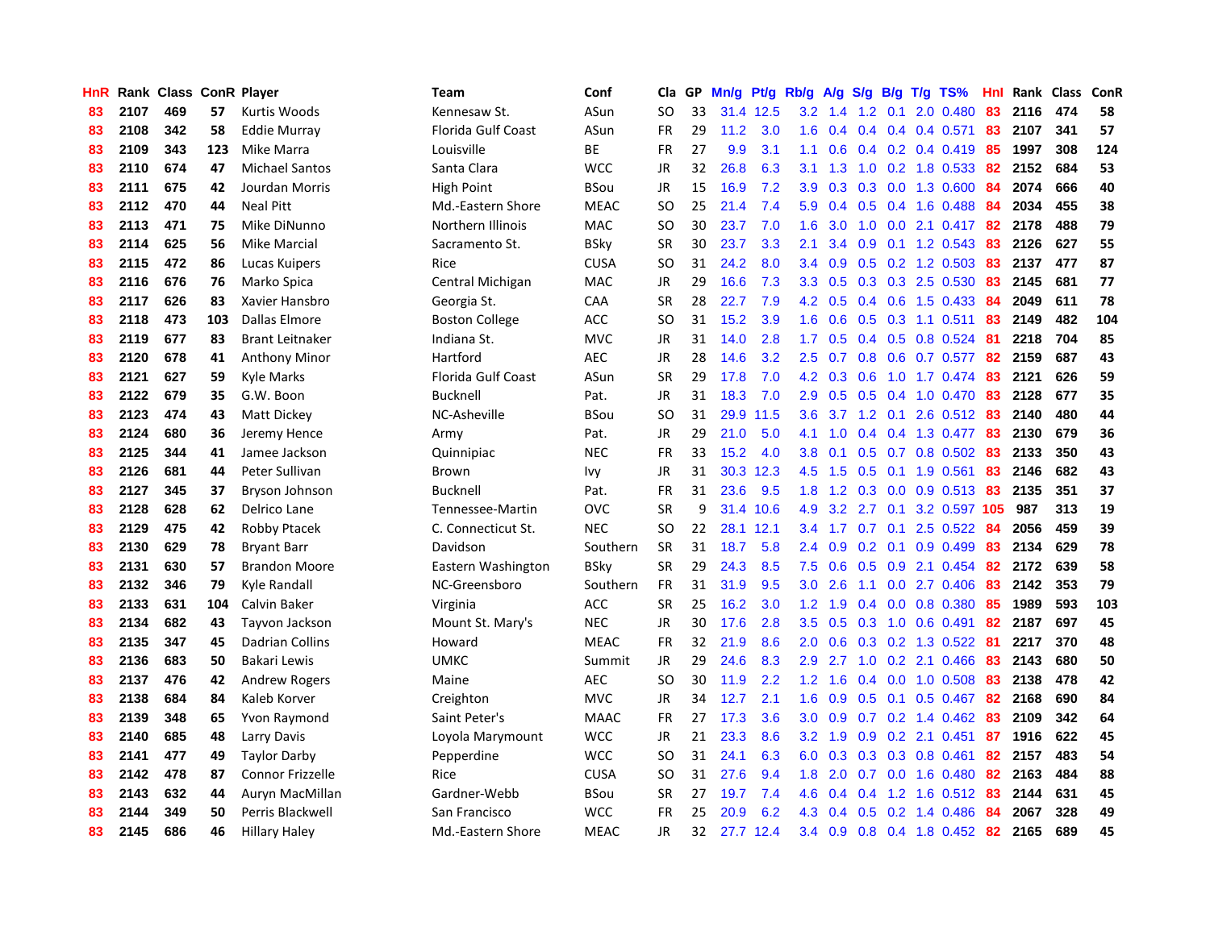| HnR | Rank | Class | ConR | Player | Team | Conf | Cla | GP | Mn/g | Pt/g | Rb/g | A/g | S/g | B/g | T/g | TS% | HnI | Rank | Class | ConR |
|---|---|---|---|---|---|---|---|---|---|---|---|---|---|---|---|---|---|---|---|---|
| 83 | 2107 | 469 | 57 | Kurtis Woods | Kennesaw St. | ASun | SO | 33 | 31.4 | 12.5 | 3.2 | 1.4 | 1.2 | 0.1 | 2.0 | 0.480 | 83 | 2116 | 474 | 58 |
| 83 | 2108 | 342 | 58 | Eddie Murray | Florida Gulf Coast | ASun | FR | 29 | 11.2 | 3.0 | 1.6 | 0.4 | 0.4 | 0.4 | 0.4 | 0.571 | 83 | 2107 | 341 | 57 |
| 83 | 2109 | 343 | 123 | Mike Marra | Louisville | BE | FR | 27 | 9.9 | 3.1 | 1.1 | 0.6 | 0.4 | 0.2 | 0.4 | 0.419 | 85 | 1997 | 308 | 124 |
| 83 | 2110 | 674 | 47 | Michael Santos | Santa Clara | WCC | JR | 32 | 26.8 | 6.3 | 3.1 | 1.3 | 1.0 | 0.2 | 1.8 | 0.533 | 82 | 2152 | 684 | 53 |
| 83 | 2111 | 675 | 42 | Jourdan Morris | High Point | BSou | JR | 15 | 16.9 | 7.2 | 3.9 | 0.3 | 0.3 | 0.0 | 1.3 | 0.600 | 84 | 2074 | 666 | 40 |
| 83 | 2112 | 470 | 44 | Neal Pitt | Md.-Eastern Shore | MEAC | SO | 25 | 21.4 | 7.4 | 5.9 | 0.4 | 0.5 | 0.4 | 1.6 | 0.488 | 84 | 2034 | 455 | 38 |
| 83 | 2113 | 471 | 75 | Mike DiNunno | Northern Illinois | MAC | SO | 30 | 23.7 | 7.0 | 1.6 | 3.0 | 1.0 | 0.0 | 2.1 | 0.417 | 82 | 2178 | 488 | 79 |
| 83 | 2114 | 625 | 56 | Mike Marcial | Sacramento St. | BSky | SR | 30 | 23.7 | 3.3 | 2.1 | 3.4 | 0.9 | 0.1 | 1.2 | 0.543 | 83 | 2126 | 627 | 55 |
| 83 | 2115 | 472 | 86 | Lucas Kuipers | Rice | CUSA | SO | 31 | 24.2 | 8.0 | 3.4 | 0.9 | 0.5 | 0.2 | 1.2 | 0.503 | 83 | 2137 | 477 | 87 |
| 83 | 2116 | 676 | 76 | Marko Spica | Central Michigan | MAC | JR | 29 | 16.6 | 7.3 | 3.3 | 0.5 | 0.3 | 0.3 | 2.5 | 0.530 | 83 | 2145 | 681 | 77 |
| 83 | 2117 | 626 | 83 | Xavier Hansbro | Georgia St. | CAA | SR | 28 | 22.7 | 7.9 | 4.2 | 0.5 | 0.4 | 0.6 | 1.5 | 0.433 | 84 | 2049 | 611 | 78 |
| 83 | 2118 | 473 | 103 | Dallas Elmore | Boston College | ACC | SO | 31 | 15.2 | 3.9 | 1.6 | 0.6 | 0.5 | 0.3 | 1.1 | 0.511 | 83 | 2149 | 482 | 104 |
| 83 | 2119 | 677 | 83 | Brant Leitnaker | Indiana St. | MVC | JR | 31 | 14.0 | 2.8 | 1.7 | 0.5 | 0.4 | 0.5 | 0.8 | 0.524 | 81 | 2218 | 704 | 85 |
| 83 | 2120 | 678 | 41 | Anthony Minor | Hartford | AEC | JR | 28 | 14.6 | 3.2 | 2.5 | 0.7 | 0.8 | 0.6 | 0.7 | 0.577 | 82 | 2159 | 687 | 43 |
| 83 | 2121 | 627 | 59 | Kyle Marks | Florida Gulf Coast | ASun | SR | 29 | 17.8 | 7.0 | 4.2 | 0.3 | 0.6 | 1.0 | 1.7 | 0.474 | 83 | 2121 | 626 | 59 |
| 83 | 2122 | 679 | 35 | G.W. Boon | Bucknell | Pat. | JR | 31 | 18.3 | 7.0 | 2.9 | 0.5 | 0.5 | 0.4 | 1.0 | 0.470 | 83 | 2128 | 677 | 35 |
| 83 | 2123 | 474 | 43 | Matt Dickey | NC-Asheville | BSou | SO | 31 | 29.9 | 11.5 | 3.6 | 3.7 | 1.2 | 0.1 | 2.6 | 0.512 | 83 | 2140 | 480 | 44 |
| 83 | 2124 | 680 | 36 | Jeremy Hence | Army | Pat. | JR | 29 | 21.0 | 5.0 | 4.1 | 1.0 | 0.4 | 0.4 | 1.3 | 0.477 | 83 | 2130 | 679 | 36 |
| 83 | 2125 | 344 | 41 | Jamee Jackson | Quinnipiac | NEC | FR | 33 | 15.2 | 4.0 | 3.8 | 0.1 | 0.5 | 0.7 | 0.8 | 0.502 | 83 | 2133 | 350 | 43 |
| 83 | 2126 | 681 | 44 | Peter Sullivan | Brown | Ivy | JR | 31 | 30.3 | 12.3 | 4.5 | 1.5 | 0.5 | 0.1 | 1.9 | 0.561 | 83 | 2146 | 682 | 43 |
| 83 | 2127 | 345 | 37 | Bryson Johnson | Bucknell | Pat. | FR | 31 | 23.6 | 9.5 | 1.8 | 1.2 | 0.3 | 0.0 | 0.9 | 0.513 | 83 | 2135 | 351 | 37 |
| 83 | 2128 | 628 | 62 | Delrico Lane | Tennessee-Martin | OVC | SR | 9 | 31.4 | 10.6 | 4.9 | 3.2 | 2.7 | 0.1 | 3.2 | 0.597 | 105 | 987 | 313 | 19 |
| 83 | 2129 | 475 | 42 | Robby Ptacek | C. Connecticut St. | NEC | SO | 22 | 28.1 | 12.1 | 3.4 | 1.7 | 0.7 | 0.1 | 2.5 | 0.522 | 84 | 2056 | 459 | 39 |
| 83 | 2130 | 629 | 78 | Bryant Barr | Davidson | Southern | SR | 31 | 18.7 | 5.8 | 2.4 | 0.9 | 0.2 | 0.1 | 0.9 | 0.499 | 83 | 2134 | 629 | 78 |
| 83 | 2131 | 630 | 57 | Brandon Moore | Eastern Washington | BSky | SR | 29 | 24.3 | 8.5 | 7.5 | 0.6 | 0.5 | 0.9 | 2.1 | 0.454 | 82 | 2172 | 639 | 58 |
| 83 | 2132 | 346 | 79 | Kyle Randall | NC-Greensboro | Southern | FR | 31 | 31.9 | 9.5 | 3.0 | 2.6 | 1.1 | 0.0 | 2.7 | 0.406 | 83 | 2142 | 353 | 79 |
| 83 | 2133 | 631 | 104 | Calvin Baker | Virginia | ACC | SR | 25 | 16.2 | 3.0 | 1.2 | 1.9 | 0.4 | 0.0 | 0.8 | 0.380 | 85 | 1989 | 593 | 103 |
| 83 | 2134 | 682 | 43 | Tayvon Jackson | Mount St. Mary's | NEC | JR | 30 | 17.6 | 2.8 | 3.5 | 0.5 | 0.3 | 1.0 | 0.6 | 0.491 | 82 | 2187 | 697 | 45 |
| 83 | 2135 | 347 | 45 | Dadrian Collins | Howard | MEAC | FR | 32 | 21.9 | 8.6 | 2.0 | 0.6 | 0.3 | 0.2 | 1.3 | 0.522 | 81 | 2217 | 370 | 48 |
| 83 | 2136 | 683 | 50 | Bakari Lewis | UMKC | Summit | JR | 29 | 24.6 | 8.3 | 2.9 | 2.7 | 1.0 | 0.2 | 2.1 | 0.466 | 83 | 2143 | 680 | 50 |
| 83 | 2137 | 476 | 42 | Andrew Rogers | Maine | AEC | SO | 30 | 11.9 | 2.2 | 1.2 | 1.6 | 0.4 | 0.0 | 1.0 | 0.508 | 83 | 2138 | 478 | 42 |
| 83 | 2138 | 684 | 84 | Kaleb Korver | Creighton | MVC | JR | 34 | 12.7 | 2.1 | 1.6 | 0.9 | 0.5 | 0.1 | 0.5 | 0.467 | 82 | 2168 | 690 | 84 |
| 83 | 2139 | 348 | 65 | Yvon Raymond | Saint Peter's | MAAC | FR | 27 | 17.3 | 3.6 | 3.0 | 0.9 | 0.7 | 0.2 | 1.4 | 0.462 | 83 | 2109 | 342 | 64 |
| 83 | 2140 | 685 | 48 | Larry Davis | Loyola Marymount | WCC | JR | 21 | 23.3 | 8.6 | 3.2 | 1.9 | 0.9 | 0.2 | 2.1 | 0.451 | 87 | 1916 | 622 | 45 |
| 83 | 2141 | 477 | 49 | Taylor Darby | Pepperdine | WCC | SO | 31 | 24.1 | 6.3 | 6.0 | 0.3 | 0.3 | 0.3 | 0.8 | 0.461 | 82 | 2157 | 483 | 54 |
| 83 | 2142 | 478 | 87 | Connor Frizzelle | Rice | CUSA | SO | 31 | 27.6 | 9.4 | 1.8 | 2.0 | 0.7 | 0.0 | 1.6 | 0.480 | 82 | 2163 | 484 | 88 |
| 83 | 2143 | 632 | 44 | Auryn MacMillan | Gardner-Webb | BSou | SR | 27 | 19.7 | 7.4 | 4.6 | 0.4 | 0.4 | 1.2 | 1.6 | 0.512 | 83 | 2144 | 631 | 45 |
| 83 | 2144 | 349 | 50 | Perris Blackwell | San Francisco | WCC | FR | 25 | 20.9 | 6.2 | 4.3 | 0.4 | 0.5 | 0.2 | 1.4 | 0.486 | 84 | 2067 | 328 | 49 |
| 83 | 2145 | 686 | 46 | Hillary Haley | Md.-Eastern Shore | MEAC | JR | 32 | 27.7 | 12.4 | 3.4 | 0.9 | 0.8 | 0.4 | 1.8 | 0.452 | 82 | 2165 | 689 | 45 |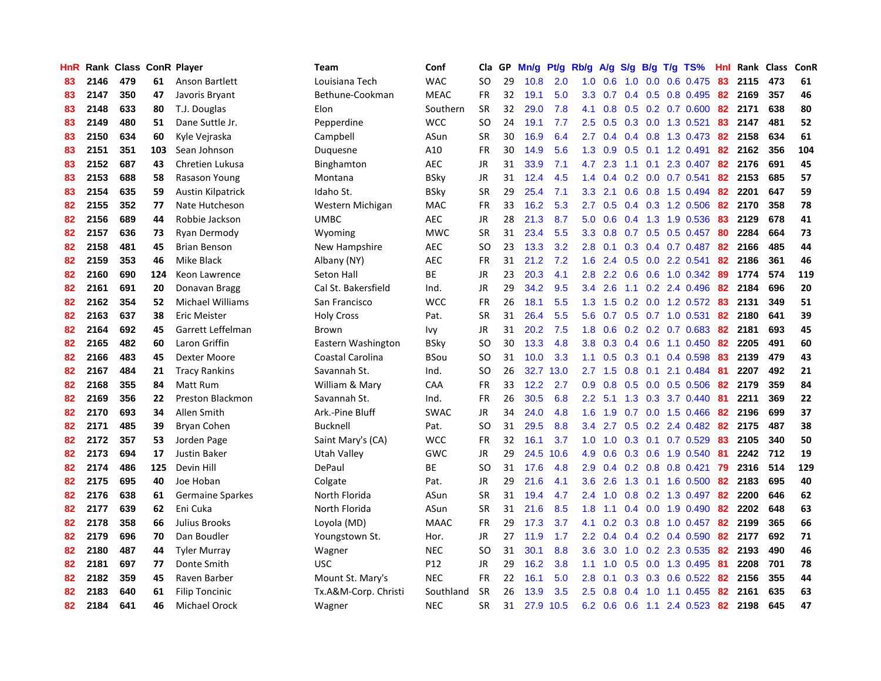| HnR | Rank | Class | ConR | Player | Team | Conf | Cla | GP | Mn/g | Pt/g | Rb/g | A/g | S/g | B/g | T/g | TS% | HnI | Rank | Class | ConR |
|---|---|---|---|---|---|---|---|---|---|---|---|---|---|---|---|---|---|---|---|---|
| 83 | 2146 | 479 | 61 | Anson Bartlett | Louisiana Tech | WAC | SO | 29 | 10.8 | 2.0 | 1.0 | 0.6 | 1.0 | 0.0 | 0.6 | 0.475 | 83 | 2115 | 473 | 61 |
| 83 | 2147 | 350 | 47 | Javoris Bryant | Bethune-Cookman | MEAC | FR | 32 | 19.1 | 5.0 | 3.3 | 0.7 | 0.4 | 0.5 | 0.8 | 0.495 | 82 | 2169 | 357 | 46 |
| 83 | 2148 | 633 | 80 | T.J. Douglas | Elon | Southern | SR | 32 | 29.0 | 7.8 | 4.1 | 0.8 | 0.5 | 0.2 | 0.7 | 0.600 | 82 | 2171 | 638 | 80 |
| 83 | 2149 | 480 | 51 | Dane Suttle Jr. | Pepperdine | WCC | SO | 24 | 19.1 | 7.7 | 2.5 | 0.5 | 0.3 | 0.0 | 1.3 | 0.521 | 83 | 2147 | 481 | 52 |
| 83 | 2150 | 634 | 60 | Kyle Vejraska | Campbell | ASun | SR | 30 | 16.9 | 6.4 | 2.7 | 0.4 | 0.4 | 0.8 | 1.3 | 0.473 | 82 | 2158 | 634 | 61 |
| 83 | 2151 | 351 | 103 | Sean Johnson | Duquesne | A10 | FR | 30 | 14.9 | 5.6 | 1.3 | 0.9 | 0.5 | 0.1 | 1.2 | 0.491 | 82 | 2162 | 356 | 104 |
| 83 | 2152 | 687 | 43 | Chretien Lukusa | Binghamton | AEC | JR | 31 | 33.9 | 7.1 | 4.7 | 2.3 | 1.1 | 0.1 | 2.3 | 0.407 | 82 | 2176 | 691 | 45 |
| 83 | 2153 | 688 | 58 | Rasason Young | Montana | BSky | JR | 31 | 12.4 | 4.5 | 1.4 | 0.4 | 0.2 | 0.0 | 0.7 | 0.541 | 82 | 2153 | 685 | 57 |
| 83 | 2154 | 635 | 59 | Austin Kilpatrick | Idaho St. | BSky | SR | 29 | 25.4 | 7.1 | 3.3 | 2.1 | 0.6 | 0.8 | 1.5 | 0.494 | 82 | 2201 | 647 | 59 |
| 82 | 2155 | 352 | 77 | Nate Hutcheson | Western Michigan | MAC | FR | 33 | 16.2 | 5.3 | 2.7 | 0.5 | 0.4 | 0.3 | 1.2 | 0.506 | 82 | 2170 | 358 | 78 |
| 82 | 2156 | 689 | 44 | Robbie Jackson | UMBC | AEC | JR | 28 | 21.3 | 8.7 | 5.0 | 0.6 | 0.4 | 1.3 | 1.9 | 0.536 | 83 | 2129 | 678 | 41 |
| 82 | 2157 | 636 | 73 | Ryan Dermody | Wyoming | MWC | SR | 31 | 23.4 | 5.5 | 3.3 | 0.8 | 0.7 | 0.5 | 0.5 | 0.457 | 80 | 2284 | 664 | 73 |
| 82 | 2158 | 481 | 45 | Brian Benson | New Hampshire | AEC | SO | 23 | 13.3 | 3.2 | 2.8 | 0.1 | 0.3 | 0.4 | 0.7 | 0.487 | 82 | 2166 | 485 | 44 |
| 82 | 2159 | 353 | 46 | Mike Black | Albany (NY) | AEC | FR | 31 | 21.2 | 7.2 | 1.6 | 2.4 | 0.5 | 0.0 | 2.2 | 0.541 | 82 | 2186 | 361 | 46 |
| 82 | 2160 | 690 | 124 | Keon Lawrence | Seton Hall | BE | JR | 23 | 20.3 | 4.1 | 2.8 | 2.2 | 0.6 | 0.6 | 1.0 | 0.342 | 89 | 1774 | 574 | 119 |
| 82 | 2161 | 691 | 20 | Donavan Bragg | Cal St. Bakersfield | Ind. | JR | 29 | 34.2 | 9.5 | 3.4 | 2.6 | 1.1 | 0.2 | 2.4 | 0.496 | 82 | 2184 | 696 | 20 |
| 82 | 2162 | 354 | 52 | Michael Williams | San Francisco | WCC | FR | 26 | 18.1 | 5.5 | 1.3 | 1.5 | 0.2 | 0.0 | 1.2 | 0.572 | 83 | 2131 | 349 | 51 |
| 82 | 2163 | 637 | 38 | Eric Meister | Holy Cross | Pat. | SR | 31 | 26.4 | 5.5 | 5.6 | 0.7 | 0.5 | 0.7 | 1.0 | 0.531 | 82 | 2180 | 641 | 39 |
| 82 | 2164 | 692 | 45 | Garrett Leffelman | Brown | Ivy | JR | 31 | 20.2 | 7.5 | 1.8 | 0.6 | 0.2 | 0.2 | 0.7 | 0.683 | 82 | 2181 | 693 | 45 |
| 82 | 2165 | 482 | 60 | Laron Griffin | Eastern Washington | BSky | SO | 30 | 13.3 | 4.8 | 3.8 | 0.3 | 0.4 | 0.6 | 1.1 | 0.450 | 82 | 2205 | 491 | 60 |
| 82 | 2166 | 483 | 45 | Dexter Moore | Coastal Carolina | BSou | SO | 31 | 10.0 | 3.3 | 1.1 | 0.5 | 0.3 | 0.1 | 0.4 | 0.598 | 83 | 2139 | 479 | 43 |
| 82 | 2167 | 484 | 21 | Tracy Rankins | Savannah St. | Ind. | SO | 26 | 32.7 | 13.0 | 2.7 | 1.5 | 0.8 | 0.1 | 2.1 | 0.484 | 81 | 2207 | 492 | 21 |
| 82 | 2168 | 355 | 84 | Matt Rum | William & Mary | CAA | FR | 33 | 12.2 | 2.7 | 0.9 | 0.8 | 0.5 | 0.0 | 0.5 | 0.506 | 82 | 2179 | 359 | 84 |
| 82 | 2169 | 356 | 22 | Preston Blackmon | Savannah St. | Ind. | FR | 26 | 30.5 | 6.8 | 2.2 | 5.1 | 1.3 | 0.3 | 3.7 | 0.440 | 81 | 2211 | 369 | 22 |
| 82 | 2170 | 693 | 34 | Allen Smith | Ark.-Pine Bluff | SWAC | JR | 34 | 24.0 | 4.8 | 1.6 | 1.9 | 0.7 | 0.0 | 1.5 | 0.466 | 82 | 2196 | 699 | 37 |
| 82 | 2171 | 485 | 39 | Bryan Cohen | Bucknell | Pat. | SO | 31 | 29.5 | 8.8 | 3.4 | 2.7 | 0.5 | 0.2 | 2.4 | 0.482 | 82 | 2175 | 487 | 38 |
| 82 | 2172 | 357 | 53 | Jorden Page | Saint Mary's (CA) | WCC | FR | 32 | 16.1 | 3.7 | 1.0 | 1.0 | 0.3 | 0.1 | 0.7 | 0.529 | 83 | 2105 | 340 | 50 |
| 82 | 2173 | 694 | 17 | Justin Baker | Utah Valley | GWC | JR | 29 | 24.5 | 10.6 | 4.9 | 0.6 | 0.3 | 0.6 | 1.9 | 0.540 | 81 | 2242 | 712 | 19 |
| 82 | 2174 | 486 | 125 | Devin Hill | DePaul | BE | SO | 31 | 17.6 | 4.8 | 2.9 | 0.4 | 0.2 | 0.8 | 0.8 | 0.421 | 79 | 2316 | 514 | 129 |
| 82 | 2175 | 695 | 40 | Joe Hoban | Colgate | Pat. | JR | 29 | 21.6 | 4.1 | 3.6 | 2.6 | 1.3 | 0.1 | 1.6 | 0.500 | 82 | 2183 | 695 | 40 |
| 82 | 2176 | 638 | 61 | Germaine Sparkes | North Florida | ASun | SR | 31 | 19.4 | 4.7 | 2.4 | 1.0 | 0.8 | 0.2 | 1.3 | 0.497 | 82 | 2200 | 646 | 62 |
| 82 | 2177 | 639 | 62 | Eni Cuka | North Florida | ASun | SR | 31 | 21.6 | 8.5 | 1.8 | 1.1 | 0.4 | 0.0 | 1.9 | 0.490 | 82 | 2202 | 648 | 63 |
| 82 | 2178 | 358 | 66 | Julius Brooks | Loyola (MD) | MAAC | FR | 29 | 17.3 | 3.7 | 4.1 | 0.2 | 0.3 | 0.8 | 1.0 | 0.457 | 82 | 2199 | 365 | 66 |
| 82 | 2179 | 696 | 70 | Dan Boudler | Youngstown St. | Hor. | JR | 27 | 11.9 | 1.7 | 2.2 | 0.4 | 0.4 | 0.2 | 0.4 | 0.590 | 82 | 2177 | 692 | 71 |
| 82 | 2180 | 487 | 44 | Tyler Murray | Wagner | NEC | SO | 31 | 30.1 | 8.8 | 3.6 | 3.0 | 1.0 | 0.2 | 2.3 | 0.535 | 82 | 2193 | 490 | 46 |
| 82 | 2181 | 697 | 77 | Donte Smith | USC | P12 | JR | 29 | 16.2 | 3.8 | 1.1 | 1.0 | 0.5 | 0.0 | 1.3 | 0.495 | 81 | 2208 | 701 | 78 |
| 82 | 2182 | 359 | 45 | Raven Barber | Mount St. Mary's | NEC | FR | 22 | 16.1 | 5.0 | 2.8 | 0.1 | 0.3 | 0.3 | 0.6 | 0.522 | 82 | 2156 | 355 | 44 |
| 82 | 2183 | 640 | 61 | Filip Toncinic | Tx.A&M-Corp. Christi | Southland | SR | 26 | 13.9 | 3.5 | 2.5 | 0.8 | 0.4 | 1.0 | 1.1 | 0.455 | 82 | 2161 | 635 | 63 |
| 82 | 2184 | 641 | 46 | Michael Orock | Wagner | NEC | SR | 31 | 27.9 | 10.5 | 6.2 | 0.6 | 0.6 | 1.1 | 2.4 | 0.523 | 82 | 2198 | 645 | 47 |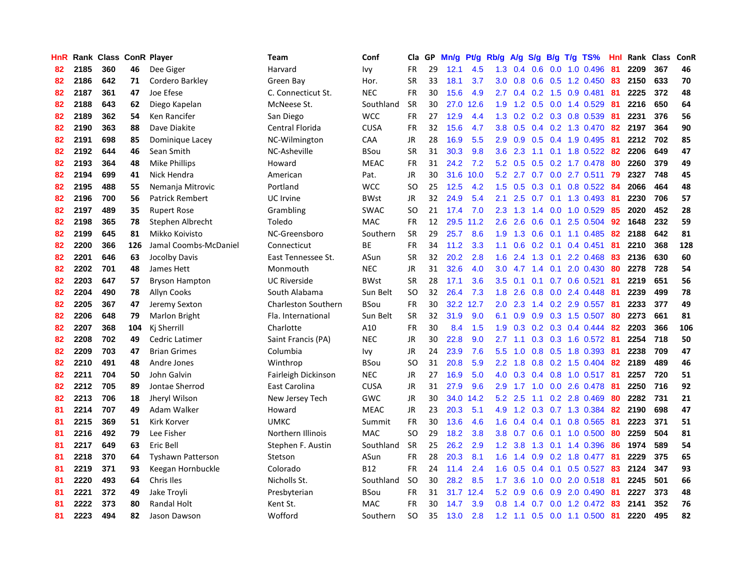| HnR | Rank | Class | ConR | Player | Team | Conf | Cla | GP | Mn/g | Pt/g | Rb/g | A/g | S/g | B/g | T/g | TS% | HnI | Rank | Class | ConR |
|---|---|---|---|---|---|---|---|---|---|---|---|---|---|---|---|---|---|---|---|---|
| 82 | 2185 | 360 | 46 | Dee Giger | Harvard | Ivy | FR | 29 | 12.1 | 4.5 | 1.3 | 0.4 | 0.6 | 0.0 | 1.0 | 0.496 | 81 | 2209 | 367 | 46 |
| 82 | 2186 | 642 | 71 | Cordero Barkley | Green Bay | Hor. | SR | 33 | 18.1 | 3.7 | 3.0 | 0.8 | 0.6 | 0.5 | 1.2 | 0.450 | 83 | 2150 | 633 | 70 |
| 82 | 2187 | 361 | 47 | Joe Efese | C. Connecticut St. | NEC | FR | 30 | 15.6 | 4.9 | 2.7 | 0.4 | 0.2 | 1.5 | 0.9 | 0.481 | 81 | 2225 | 372 | 48 |
| 82 | 2188 | 643 | 62 | Diego Kapelan | McNeese St. | Southland | SR | 30 | 27.0 | 12.6 | 1.9 | 1.2 | 0.5 | 0.0 | 1.4 | 0.529 | 81 | 2216 | 650 | 64 |
| 82 | 2189 | 362 | 54 | Ken Rancifer | San Diego | WCC | FR | 27 | 12.9 | 4.4 | 1.3 | 0.2 | 0.2 | 0.3 | 0.8 | 0.539 | 81 | 2231 | 376 | 56 |
| 82 | 2190 | 363 | 88 | Dave Diakite | Central Florida | CUSA | FR | 32 | 15.6 | 4.7 | 3.8 | 0.5 | 0.4 | 0.2 | 1.3 | 0.470 | 82 | 2197 | 364 | 90 |
| 82 | 2191 | 698 | 85 | Dominique Lacey | NC-Wilmington | CAA | JR | 28 | 16.9 | 5.5 | 2.9 | 0.9 | 0.5 | 0.4 | 1.9 | 0.495 | 81 | 2212 | 702 | 85 |
| 82 | 2192 | 644 | 46 | Sean Smith | NC-Asheville | BSou | SR | 31 | 30.3 | 9.8 | 3.6 | 2.3 | 1.1 | 0.1 | 1.8 | 0.522 | 82 | 2206 | 649 | 47 |
| 82 | 2193 | 364 | 48 | Mike Phillips | Howard | MEAC | FR | 31 | 24.2 | 7.2 | 5.2 | 0.5 | 0.5 | 0.2 | 1.7 | 0.478 | 80 | 2260 | 379 | 49 |
| 82 | 2194 | 699 | 41 | Nick Hendra | American | Pat. | JR | 30 | 31.6 | 10.0 | 5.2 | 2.7 | 0.7 | 0.0 | 2.7 | 0.511 | 79 | 2327 | 748 | 45 |
| 82 | 2195 | 488 | 55 | Nemanja Mitrovic | Portland | WCC | SO | 25 | 12.5 | 4.2 | 1.5 | 0.5 | 0.3 | 0.1 | 0.8 | 0.522 | 84 | 2066 | 464 | 48 |
| 82 | 2196 | 700 | 56 | Patrick Rembert | UC Irvine | BWst | JR | 32 | 24.9 | 5.4 | 2.1 | 2.5 | 0.7 | 0.1 | 1.3 | 0.493 | 81 | 2230 | 706 | 57 |
| 82 | 2197 | 489 | 35 | Rupert Rose | Grambling | SWAC | SO | 21 | 17.4 | 7.0 | 2.3 | 1.3 | 1.4 | 0.0 | 1.0 | 0.529 | 85 | 2020 | 452 | 28 |
| 82 | 2198 | 365 | 78 | Stephen Albrecht | Toledo | MAC | FR | 12 | 29.5 | 11.2 | 2.6 | 2.6 | 0.6 | 0.1 | 2.5 | 0.504 | 92 | 1648 | 232 | 59 |
| 82 | 2199 | 645 | 81 | Mikko Koivisto | NC-Greensboro | Southern | SR | 29 | 25.7 | 8.6 | 1.9 | 1.3 | 0.6 | 0.1 | 1.1 | 0.485 | 82 | 2188 | 642 | 81 |
| 82 | 2200 | 366 | 126 | Jamal Coombs-McDaniel | Connecticut | BE | FR | 34 | 11.2 | 3.3 | 1.1 | 0.6 | 0.2 | 0.1 | 0.4 | 0.451 | 81 | 2210 | 368 | 128 |
| 82 | 2201 | 646 | 63 | Jocolby Davis | East Tennessee St. | ASun | SR | 32 | 20.2 | 2.8 | 1.6 | 2.4 | 1.3 | 0.1 | 2.2 | 0.468 | 83 | 2136 | 630 | 60 |
| 82 | 2202 | 701 | 48 | James Hett | Monmouth | NEC | JR | 31 | 32.6 | 4.0 | 3.0 | 4.7 | 1.4 | 0.1 | 2.0 | 0.430 | 80 | 2278 | 728 | 54 |
| 82 | 2203 | 647 | 57 | Bryson Hampton | UC Riverside | BWst | SR | 28 | 17.1 | 3.6 | 3.5 | 0.1 | 0.1 | 0.7 | 0.6 | 0.521 | 81 | 2219 | 651 | 56 |
| 82 | 2204 | 490 | 78 | Allyn Cooks | South Alabama | Sun Belt | SO | 32 | 26.4 | 7.3 | 1.8 | 2.6 | 0.8 | 0.0 | 2.4 | 0.448 | 81 | 2239 | 499 | 78 |
| 82 | 2205 | 367 | 47 | Jeremy Sexton | Charleston Southern | BSou | FR | 30 | 32.2 | 12.7 | 2.0 | 2.3 | 1.4 | 0.2 | 2.9 | 0.557 | 81 | 2233 | 377 | 49 |
| 82 | 2206 | 648 | 79 | Marlon Bright | Fla. International | Sun Belt | SR | 32 | 31.9 | 9.0 | 6.1 | 0.9 | 0.9 | 0.3 | 1.5 | 0.507 | 80 | 2273 | 661 | 81 |
| 82 | 2207 | 368 | 104 | Kj Sherrill | Charlotte | A10 | FR | 30 | 8.4 | 1.5 | 1.9 | 0.3 | 0.2 | 0.3 | 0.4 | 0.444 | 82 | 2203 | 366 | 106 |
| 82 | 2208 | 702 | 49 | Cedric Latimer | Saint Francis (PA) | NEC | JR | 30 | 22.8 | 9.0 | 2.7 | 1.1 | 0.3 | 0.3 | 1.6 | 0.572 | 81 | 2254 | 718 | 50 |
| 82 | 2209 | 703 | 47 | Brian Grimes | Columbia | Ivy | JR | 24 | 23.9 | 7.6 | 5.5 | 1.0 | 0.8 | 0.5 | 1.8 | 0.393 | 81 | 2238 | 709 | 47 |
| 82 | 2210 | 491 | 48 | Andre Jones | Winthrop | BSou | SO | 31 | 20.8 | 5.9 | 2.2 | 1.8 | 0.8 | 0.2 | 1.5 | 0.404 | 82 | 2189 | 489 | 46 |
| 82 | 2211 | 704 | 50 | John Galvin | Fairleigh Dickinson | NEC | JR | 27 | 16.9 | 5.0 | 4.0 | 0.3 | 0.4 | 0.8 | 1.0 | 0.517 | 81 | 2257 | 720 | 51 |
| 82 | 2212 | 705 | 89 | Jontae Sherrod | East Carolina | CUSA | JR | 31 | 27.9 | 9.6 | 2.9 | 1.7 | 1.0 | 0.0 | 2.6 | 0.478 | 81 | 2250 | 716 | 92 |
| 82 | 2213 | 706 | 18 | Jheryl Wilson | New Jersey Tech | GWC | JR | 30 | 34.0 | 14.2 | 5.2 | 2.5 | 1.1 | 0.2 | 2.8 | 0.469 | 80 | 2282 | 731 | 21 |
| 81 | 2214 | 707 | 49 | Adam Walker | Howard | MEAC | JR | 23 | 20.3 | 5.1 | 4.9 | 1.2 | 0.3 | 0.7 | 1.3 | 0.384 | 82 | 2190 | 698 | 47 |
| 81 | 2215 | 369 | 51 | Kirk Korver | UMKC | Summit | FR | 30 | 13.6 | 4.6 | 1.6 | 0.4 | 0.4 | 0.1 | 0.8 | 0.565 | 81 | 2223 | 371 | 51 |
| 81 | 2216 | 492 | 79 | Lee Fisher | Northern Illinois | MAC | SO | 29 | 18.2 | 3.8 | 3.8 | 0.7 | 0.6 | 0.1 | 1.0 | 0.500 | 80 | 2259 | 504 | 81 |
| 81 | 2217 | 649 | 63 | Eric Bell | Stephen F. Austin | Southland | SR | 25 | 26.2 | 2.9 | 1.2 | 3.8 | 1.3 | 0.1 | 1.4 | 0.396 | 86 | 1974 | 589 | 54 |
| 81 | 2218 | 370 | 64 | Tyshawn Patterson | Stetson | ASun | FR | 28 | 20.3 | 8.1 | 1.6 | 1.4 | 0.9 | 0.2 | 1.8 | 0.477 | 81 | 2229 | 375 | 65 |
| 81 | 2219 | 371 | 93 | Keegan Hornbuckle | Colorado | B12 | FR | 24 | 11.4 | 2.4 | 1.6 | 0.5 | 0.4 | 0.1 | 0.5 | 0.527 | 83 | 2124 | 347 | 93 |
| 81 | 2220 | 493 | 64 | Chris Iles | Nicholls St. | Southland | SO | 30 | 28.2 | 8.5 | 1.7 | 3.6 | 1.0 | 0.0 | 2.0 | 0.518 | 81 | 2245 | 501 | 66 |
| 81 | 2221 | 372 | 49 | Jake Troyli | Presbyterian | BSou | FR | 31 | 31.7 | 12.4 | 5.2 | 0.9 | 0.6 | 0.9 | 2.0 | 0.490 | 81 | 2227 | 373 | 48 |
| 81 | 2222 | 373 | 80 | Randal Holt | Kent St. | MAC | FR | 30 | 14.7 | 3.9 | 0.8 | 1.4 | 0.7 | 0.0 | 1.2 | 0.472 | 83 | 2141 | 352 | 76 |
| 81 | 2223 | 494 | 82 | Jason Dawson | Wofford | Southern | SO | 35 | 13.0 | 2.8 | 1.2 | 1.1 | 0.5 | 0.0 | 1.1 | 0.500 | 81 | 2220 | 495 | 82 |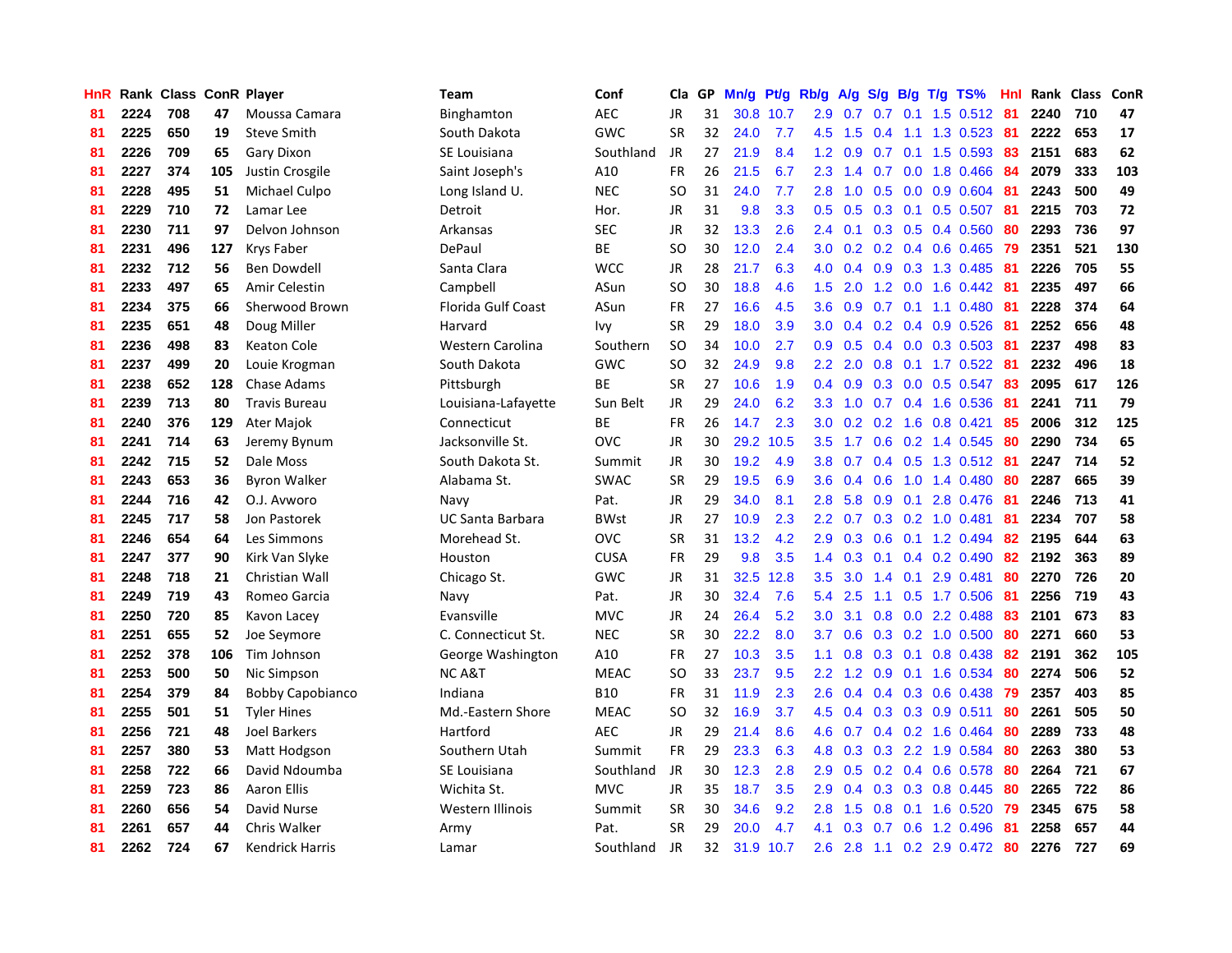| HnR | Rank | Class | ConR | Player | Team | Conf | Cla | GP | Mn/g | Pt/g | Rb/g | A/g | S/g | B/g | T/g | TS% | HnI | Rank | Class | ConR |
|---|---|---|---|---|---|---|---|---|---|---|---|---|---|---|---|---|---|---|---|---|
| 81 | 2224 | 708 | 47 | Moussa Camara | Binghamton | AEC | JR | 31 | 30.8 | 10.7 | 2.9 | 0.7 | 0.7 | 0.1 | 1.5 | 0.512 | 81 | 2240 | 710 | 47 |
| 81 | 2225 | 650 | 19 | Steve Smith | South Dakota | GWC | SR | 32 | 24.0 | 7.7 | 4.5 | 1.5 | 0.4 | 1.1 | 1.3 | 0.523 | 81 | 2222 | 653 | 17 |
| 81 | 2226 | 709 | 65 | Gary Dixon | SE Louisiana | Southland | JR | 27 | 21.9 | 8.4 | 1.2 | 0.9 | 0.7 | 0.1 | 1.5 | 0.593 | 83 | 2151 | 683 | 62 |
| 81 | 2227 | 374 | 105 | Justin Crosgile | Saint Joseph's | A10 | FR | 26 | 21.5 | 6.7 | 2.3 | 1.4 | 0.7 | 0.0 | 1.8 | 0.466 | 84 | 2079 | 333 | 103 |
| 81 | 2228 | 495 | 51 | Michael Culpo | Long Island U. | NEC | SO | 31 | 24.0 | 7.7 | 2.8 | 1.0 | 0.5 | 0.0 | 0.9 | 0.604 | 81 | 2243 | 500 | 49 |
| 81 | 2229 | 710 | 72 | Lamar Lee | Detroit | Hor. | JR | 31 | 9.8 | 3.3 | 0.5 | 0.5 | 0.3 | 0.1 | 0.5 | 0.507 | 81 | 2215 | 703 | 72 |
| 81 | 2230 | 711 | 97 | Delvon Johnson | Arkansas | SEC | JR | 32 | 13.3 | 2.6 | 2.4 | 0.1 | 0.3 | 0.5 | 0.4 | 0.560 | 80 | 2293 | 736 | 97 |
| 81 | 2231 | 496 | 127 | Krys Faber | DePaul | BE | SO | 30 | 12.0 | 2.4 | 3.0 | 0.2 | 0.2 | 0.4 | 0.6 | 0.465 | 79 | 2351 | 521 | 130 |
| 81 | 2232 | 712 | 56 | Ben Dowdell | Santa Clara | WCC | JR | 28 | 21.7 | 6.3 | 4.0 | 0.4 | 0.9 | 0.3 | 1.3 | 0.485 | 81 | 2226 | 705 | 55 |
| 81 | 2233 | 497 | 65 | Amir Celestin | Campbell | ASun | SO | 30 | 18.8 | 4.6 | 1.5 | 2.0 | 1.2 | 0.0 | 1.6 | 0.442 | 81 | 2235 | 497 | 66 |
| 81 | 2234 | 375 | 66 | Sherwood Brown | Florida Gulf Coast | ASun | FR | 27 | 16.6 | 4.5 | 3.6 | 0.9 | 0.7 | 0.1 | 1.1 | 0.480 | 81 | 2228 | 374 | 64 |
| 81 | 2235 | 651 | 48 | Doug Miller | Harvard | Ivy | SR | 29 | 18.0 | 3.9 | 3.0 | 0.4 | 0.2 | 0.4 | 0.9 | 0.526 | 81 | 2252 | 656 | 48 |
| 81 | 2236 | 498 | 83 | Keaton Cole | Western Carolina | Southern | SO | 34 | 10.0 | 2.7 | 0.9 | 0.5 | 0.4 | 0.0 | 0.3 | 0.503 | 81 | 2237 | 498 | 83 |
| 81 | 2237 | 499 | 20 | Louie Krogman | South Dakota | GWC | SO | 32 | 24.9 | 9.8 | 2.2 | 2.0 | 0.8 | 0.1 | 1.7 | 0.522 | 81 | 2232 | 496 | 18 |
| 81 | 2238 | 652 | 128 | Chase Adams | Pittsburgh | BE | SR | 27 | 10.6 | 1.9 | 0.4 | 0.9 | 0.3 | 0.0 | 0.5 | 0.547 | 83 | 2095 | 617 | 126 |
| 81 | 2239 | 713 | 80 | Travis Bureau | Louisiana-Lafayette | Sun Belt | JR | 29 | 24.0 | 6.2 | 3.3 | 1.0 | 0.7 | 0.4 | 1.6 | 0.536 | 81 | 2241 | 711 | 79 |
| 81 | 2240 | 376 | 129 | Ater Majok | Connecticut | BE | FR | 26 | 14.7 | 2.3 | 3.0 | 0.2 | 0.2 | 1.6 | 0.8 | 0.421 | 85 | 2006 | 312 | 125 |
| 81 | 2241 | 714 | 63 | Jeremy Bynum | Jacksonville St. | OVC | JR | 30 | 29.2 | 10.5 | 3.5 | 1.7 | 0.6 | 0.2 | 1.4 | 0.545 | 80 | 2290 | 734 | 65 |
| 81 | 2242 | 715 | 52 | Dale Moss | South Dakota St. | Summit | JR | 30 | 19.2 | 4.9 | 3.8 | 0.7 | 0.4 | 0.5 | 1.3 | 0.512 | 81 | 2247 | 714 | 52 |
| 81 | 2243 | 653 | 36 | Byron Walker | Alabama St. | SWAC | SR | 29 | 19.5 | 6.9 | 3.6 | 0.4 | 0.6 | 1.0 | 1.4 | 0.480 | 80 | 2287 | 665 | 39 |
| 81 | 2244 | 716 | 42 | O.J. Avworo | Navy | Pat. | JR | 29 | 34.0 | 8.1 | 2.8 | 5.8 | 0.9 | 0.1 | 2.8 | 0.476 | 81 | 2246 | 713 | 41 |
| 81 | 2245 | 717 | 58 | Jon Pastorek | UC Santa Barbara | BWst | JR | 27 | 10.9 | 2.3 | 2.2 | 0.7 | 0.3 | 0.2 | 1.0 | 0.481 | 81 | 2234 | 707 | 58 |
| 81 | 2246 | 654 | 64 | Les Simmons | Morehead St. | OVC | SR | 31 | 13.2 | 4.2 | 2.9 | 0.3 | 0.6 | 0.1 | 1.2 | 0.494 | 82 | 2195 | 644 | 63 |
| 81 | 2247 | 377 | 90 | Kirk Van Slyke | Houston | CUSA | FR | 29 | 9.8 | 3.5 | 1.4 | 0.3 | 0.1 | 0.4 | 0.2 | 0.490 | 82 | 2192 | 363 | 89 |
| 81 | 2248 | 718 | 21 | Christian Wall | Chicago St. | GWC | JR | 31 | 32.5 | 12.8 | 3.5 | 3.0 | 1.4 | 0.1 | 2.9 | 0.481 | 80 | 2270 | 726 | 20 |
| 81 | 2249 | 719 | 43 | Romeo Garcia | Navy | Pat. | JR | 30 | 32.4 | 7.6 | 5.4 | 2.5 | 1.1 | 0.5 | 1.7 | 0.506 | 81 | 2256 | 719 | 43 |
| 81 | 2250 | 720 | 85 | Kavon Lacey | Evansville | MVC | JR | 24 | 26.4 | 5.2 | 3.0 | 3.1 | 0.8 | 0.0 | 2.2 | 0.488 | 83 | 2101 | 673 | 83 |
| 81 | 2251 | 655 | 52 | Joe Seymore | C. Connecticut St. | NEC | SR | 30 | 22.2 | 8.0 | 3.7 | 0.6 | 0.3 | 0.2 | 1.0 | 0.500 | 80 | 2271 | 660 | 53 |
| 81 | 2252 | 378 | 106 | Tim Johnson | George Washington | A10 | FR | 27 | 10.3 | 3.5 | 1.1 | 0.8 | 0.3 | 0.1 | 0.8 | 0.438 | 82 | 2191 | 362 | 105 |
| 81 | 2253 | 500 | 50 | Nic Simpson | NC A&T | MEAC | SO | 33 | 23.7 | 9.5 | 2.2 | 1.2 | 0.9 | 0.1 | 1.6 | 0.534 | 80 | 2274 | 506 | 52 |
| 81 | 2254 | 379 | 84 | Bobby Capobianco | Indiana | B10 | FR | 31 | 11.9 | 2.3 | 2.6 | 0.4 | 0.4 | 0.3 | 0.6 | 0.438 | 79 | 2357 | 403 | 85 |
| 81 | 2255 | 501 | 51 | Tyler Hines | Md.-Eastern Shore | MEAC | SO | 32 | 16.9 | 3.7 | 4.5 | 0.4 | 0.3 | 0.3 | 0.9 | 0.511 | 80 | 2261 | 505 | 50 |
| 81 | 2256 | 721 | 48 | Joel Barkers | Hartford | AEC | JR | 29 | 21.4 | 8.6 | 4.6 | 0.7 | 0.4 | 0.2 | 1.6 | 0.464 | 80 | 2289 | 733 | 48 |
| 81 | 2257 | 380 | 53 | Matt Hodgson | Southern Utah | Summit | FR | 29 | 23.3 | 6.3 | 4.8 | 0.3 | 0.3 | 2.2 | 1.9 | 0.584 | 80 | 2263 | 380 | 53 |
| 81 | 2258 | 722 | 66 | David Ndoumba | SE Louisiana | Southland | JR | 30 | 12.3 | 2.8 | 2.9 | 0.5 | 0.2 | 0.4 | 0.6 | 0.578 | 80 | 2264 | 721 | 67 |
| 81 | 2259 | 723 | 86 | Aaron Ellis | Wichita St. | MVC | JR | 35 | 18.7 | 3.5 | 2.9 | 0.4 | 0.3 | 0.3 | 0.8 | 0.445 | 80 | 2265 | 722 | 86 |
| 81 | 2260 | 656 | 54 | David Nurse | Western Illinois | Summit | SR | 30 | 34.6 | 9.2 | 2.8 | 1.5 | 0.8 | 0.1 | 1.6 | 0.520 | 79 | 2345 | 675 | 58 |
| 81 | 2261 | 657 | 44 | Chris Walker | Army | Pat. | SR | 29 | 20.0 | 4.7 | 4.1 | 0.3 | 0.7 | 0.6 | 1.2 | 0.496 | 81 | 2258 | 657 | 44 |
| 81 | 2262 | 724 | 67 | Kendrick Harris | Lamar | Southland | JR | 32 | 31.9 | 10.7 | 2.6 | 2.8 | 1.1 | 0.2 | 2.9 | 0.472 | 80 | 2276 | 727 | 69 |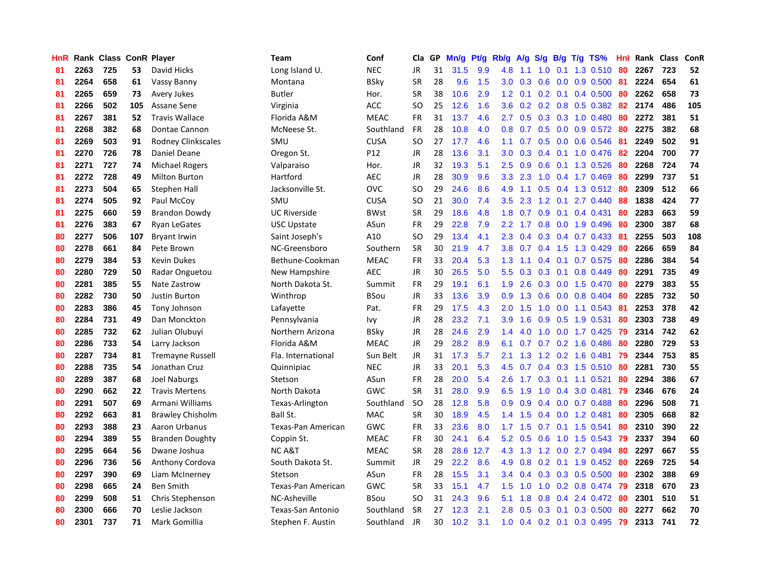| HnR | Rank | Class | ConR | Player | Team | Conf | Cla | GP | Mn/g | Pt/g | Rb/g | A/g | S/g | B/g | T/g | TS% | HnI | Rank | Class | ConR |
|---|---|---|---|---|---|---|---|---|---|---|---|---|---|---|---|---|---|---|---|---|
| 81 | 2263 | 725 | 53 | David Hicks | Long Island U. | NEC | JR | 31 | 31.5 | 9.9 | 4.8 | 1.1 | 1.0 | 0.1 | 1.3 | 0.510 | 80 | 2267 | 723 | 52 |
| 81 | 2264 | 658 | 61 | Vassy Banny | Montana | BSky | SR | 28 | 9.6 | 1.5 | 3.0 | 0.3 | 0.6 | 0.0 | 0.9 | 0.500 | 81 | 2224 | 654 | 61 |
| 81 | 2265 | 659 | 73 | Avery Jukes | Butler | Hor. | SR | 38 | 10.6 | 2.9 | 1.2 | 0.1 | 0.2 | 0.1 | 0.4 | 0.500 | 80 | 2262 | 658 | 73 |
| 81 | 2266 | 502 | 105 | Assane Sene | Virginia | ACC | SO | 25 | 12.6 | 1.6 | 3.6 | 0.2 | 0.2 | 0.8 | 0.5 | 0.382 | 82 | 2174 | 486 | 105 |
| 81 | 2267 | 381 | 52 | Travis Wallace | Florida A&M | MEAC | FR | 31 | 13.7 | 4.6 | 2.7 | 0.5 | 0.3 | 0.3 | 1.0 | 0.480 | 80 | 2272 | 381 | 51 |
| 81 | 2268 | 382 | 68 | Dontae Cannon | McNeese St. | Southland | FR | 28 | 10.8 | 4.0 | 0.8 | 0.7 | 0.5 | 0.0 | 0.9 | 0.572 | 80 | 2275 | 382 | 68 |
| 81 | 2269 | 503 | 91 | Rodney Clinkscales | SMU | CUSA | SO | 27 | 17.7 | 4.6 | 1.1 | 0.7 | 0.5 | 0.0 | 0.6 | 0.546 | 81 | 2249 | 502 | 91 |
| 81 | 2270 | 726 | 78 | Daniel Deane | Oregon St. | P12 | JR | 28 | 13.6 | 3.1 | 3.0 | 0.3 | 0.4 | 0.1 | 1.0 | 0.476 | 82 | 2204 | 700 | 77 |
| 81 | 2271 | 727 | 74 | Michael Rogers | Valparaiso | Hor. | JR | 32 | 19.3 | 5.1 | 2.5 | 0.9 | 0.6 | 0.1 | 1.3 | 0.526 | 80 | 2268 | 724 | 74 |
| 81 | 2272 | 728 | 49 | Milton Burton | Hartford | AEC | JR | 28 | 30.9 | 9.6 | 3.3 | 2.3 | 1.0 | 0.4 | 1.7 | 0.469 | 80 | 2299 | 737 | 51 |
| 81 | 2273 | 504 | 65 | Stephen Hall | Jacksonville St. | OVC | SO | 29 | 24.6 | 8.6 | 4.9 | 1.1 | 0.5 | 0.4 | 1.3 | 0.512 | 80 | 2309 | 512 | 66 |
| 81 | 2274 | 505 | 92 | Paul McCoy | SMU | CUSA | SO | 21 | 30.0 | 7.4 | 3.5 | 2.3 | 1.2 | 0.1 | 2.7 | 0.440 | 88 | 1838 | 424 | 77 |
| 81 | 2275 | 660 | 59 | Brandon Dowdy | UC Riverside | BWst | SR | 29 | 18.6 | 4.8 | 1.8 | 0.7 | 0.9 | 0.1 | 0.4 | 0.431 | 80 | 2283 | 663 | 59 |
| 81 | 2276 | 383 | 67 | Ryan LeGates | USC Upstate | ASun | FR | 29 | 22.8 | 7.9 | 2.2 | 1.7 | 0.8 | 0.0 | 1.9 | 0.496 | 80 | 2300 | 387 | 68 |
| 80 | 2277 | 506 | 107 | Bryant Irwin | Saint Joseph's | A10 | SO | 29 | 13.4 | 4.1 | 2.3 | 0.4 | 0.3 | 0.4 | 0.7 | 0.433 | 81 | 2255 | 503 | 108 |
| 80 | 2278 | 661 | 84 | Pete Brown | NC-Greensboro | Southern | SR | 30 | 21.9 | 4.7 | 3.8 | 0.7 | 0.4 | 1.5 | 1.3 | 0.429 | 80 | 2266 | 659 | 84 |
| 80 | 2279 | 384 | 53 | Kevin Dukes | Bethune-Cookman | MEAC | FR | 33 | 20.4 | 5.3 | 1.3 | 1.1 | 0.4 | 0.1 | 0.7 | 0.575 | 80 | 2286 | 384 | 54 |
| 80 | 2280 | 729 | 50 | Radar Onguetou | New Hampshire | AEC | JR | 30 | 26.5 | 5.0 | 5.5 | 0.3 | 0.3 | 0.1 | 0.8 | 0.449 | 80 | 2291 | 735 | 49 |
| 80 | 2281 | 385 | 55 | Nate Zastrow | North Dakota St. | Summit | FR | 29 | 19.1 | 6.1 | 1.9 | 2.6 | 0.3 | 0.0 | 1.5 | 0.470 | 80 | 2279 | 383 | 55 |
| 80 | 2282 | 730 | 50 | Justin Burton | Winthrop | BSou | JR | 33 | 13.6 | 3.9 | 0.9 | 1.3 | 0.6 | 0.0 | 0.8 | 0.404 | 80 | 2285 | 732 | 50 |
| 80 | 2283 | 386 | 45 | Tony Johnson | Lafayette | Pat. | FR | 29 | 17.5 | 4.3 | 2.0 | 1.5 | 1.0 | 0.0 | 1.1 | 0.543 | 81 | 2253 | 378 | 42 |
| 80 | 2284 | 731 | 49 | Dan Monckton | Pennsylvania | Ivy | JR | 28 | 23.2 | 7.1 | 3.9 | 1.6 | 0.9 | 0.5 | 1.9 | 0.531 | 80 | 2303 | 738 | 49 |
| 80 | 2285 | 732 | 62 | Julian Olubuyi | Northern Arizona | BSky | JR | 28 | 24.6 | 2.9 | 1.4 | 4.0 | 1.0 | 0.0 | 1.7 | 0.425 | 79 | 2314 | 742 | 62 |
| 80 | 2286 | 733 | 54 | Larry Jackson | Florida A&M | MEAC | JR | 29 | 28.2 | 8.9 | 6.1 | 0.7 | 0.7 | 0.2 | 1.6 | 0.486 | 80 | 2280 | 729 | 53 |
| 80 | 2287 | 734 | 81 | Tremayne Russell | Fla. International | Sun Belt | JR | 31 | 17.3 | 5.7 | 2.1 | 1.3 | 1.2 | 0.2 | 1.6 | 0.481 | 79 | 2344 | 753 | 85 |
| 80 | 2288 | 735 | 54 | Jonathan Cruz | Quinnipiac | NEC | JR | 33 | 20.1 | 5.3 | 4.5 | 0.7 | 0.4 | 0.3 | 1.5 | 0.510 | 80 | 2281 | 730 | 55 |
| 80 | 2289 | 387 | 68 | Joel Naburgs | Stetson | ASun | FR | 28 | 20.0 | 5.4 | 2.6 | 1.7 | 0.3 | 0.1 | 1.1 | 0.521 | 80 | 2294 | 386 | 67 |
| 80 | 2290 | 662 | 22 | Travis Mertens | North Dakota | GWC | SR | 31 | 28.0 | 9.9 | 6.5 | 1.9 | 1.0 | 0.4 | 3.0 | 0.481 | 79 | 2346 | 676 | 24 |
| 80 | 2291 | 507 | 69 | Armani Williams | Texas-Arlington | Southland | SO | 28 | 12.8 | 5.8 | 0.9 | 0.9 | 0.4 | 0.0 | 0.7 | 0.488 | 80 | 2296 | 508 | 71 |
| 80 | 2292 | 663 | 81 | Brawley Chisholm | Ball St. | MAC | SR | 30 | 18.9 | 4.5 | 1.4 | 1.5 | 0.4 | 0.0 | 1.2 | 0.481 | 80 | 2305 | 668 | 82 |
| 80 | 2293 | 388 | 23 | Aaron Urbanus | Texas-Pan American | GWC | FR | 33 | 23.6 | 8.0 | 1.7 | 1.5 | 0.7 | 0.1 | 1.5 | 0.541 | 80 | 2310 | 390 | 22 |
| 80 | 2294 | 389 | 55 | Branden Doughty | Coppin St. | MEAC | FR | 30 | 24.1 | 6.4 | 5.2 | 0.5 | 0.6 | 1.0 | 1.5 | 0.543 | 79 | 2337 | 394 | 60 |
| 80 | 2295 | 664 | 56 | Dwane Joshua | NC A&T | MEAC | SR | 28 | 28.6 | 12.7 | 4.3 | 1.3 | 1.2 | 0.0 | 2.7 | 0.494 | 80 | 2297 | 667 | 55 |
| 80 | 2296 | 736 | 56 | Anthony Cordova | South Dakota St. | Summit | JR | 29 | 22.2 | 8.6 | 4.9 | 0.8 | 0.2 | 0.1 | 1.9 | 0.452 | 80 | 2269 | 725 | 54 |
| 80 | 2297 | 390 | 69 | Liam McInerney | Stetson | ASun | FR | 28 | 15.5 | 3.1 | 3.4 | 0.4 | 0.3 | 0.3 | 0.5 | 0.500 | 80 | 2302 | 388 | 69 |
| 80 | 2298 | 665 | 24 | Ben Smith | Texas-Pan American | GWC | SR | 33 | 15.1 | 4.7 | 1.5 | 1.0 | 1.0 | 0.2 | 0.8 | 0.474 | 79 | 2318 | 670 | 23 |
| 80 | 2299 | 508 | 51 | Chris Stephenson | NC-Asheville | BSou | SO | 31 | 24.3 | 9.6 | 5.1 | 1.8 | 0.8 | 0.4 | 2.4 | 0.472 | 80 | 2301 | 510 | 51 |
| 80 | 2300 | 666 | 70 | Leslie Jackson | Texas-San Antonio | Southland | SR | 27 | 12.3 | 2.1 | 2.8 | 0.5 | 0.3 | 0.1 | 0.3 | 0.500 | 80 | 2277 | 662 | 70 |
| 80 | 2301 | 737 | 71 | Mark Gomillia | Stephen F. Austin | Southland | JR | 30 | 10.2 | 3.1 | 1.0 | 0.4 | 0.2 | 0.1 | 0.3 | 0.495 | 79 | 2313 | 741 | 72 |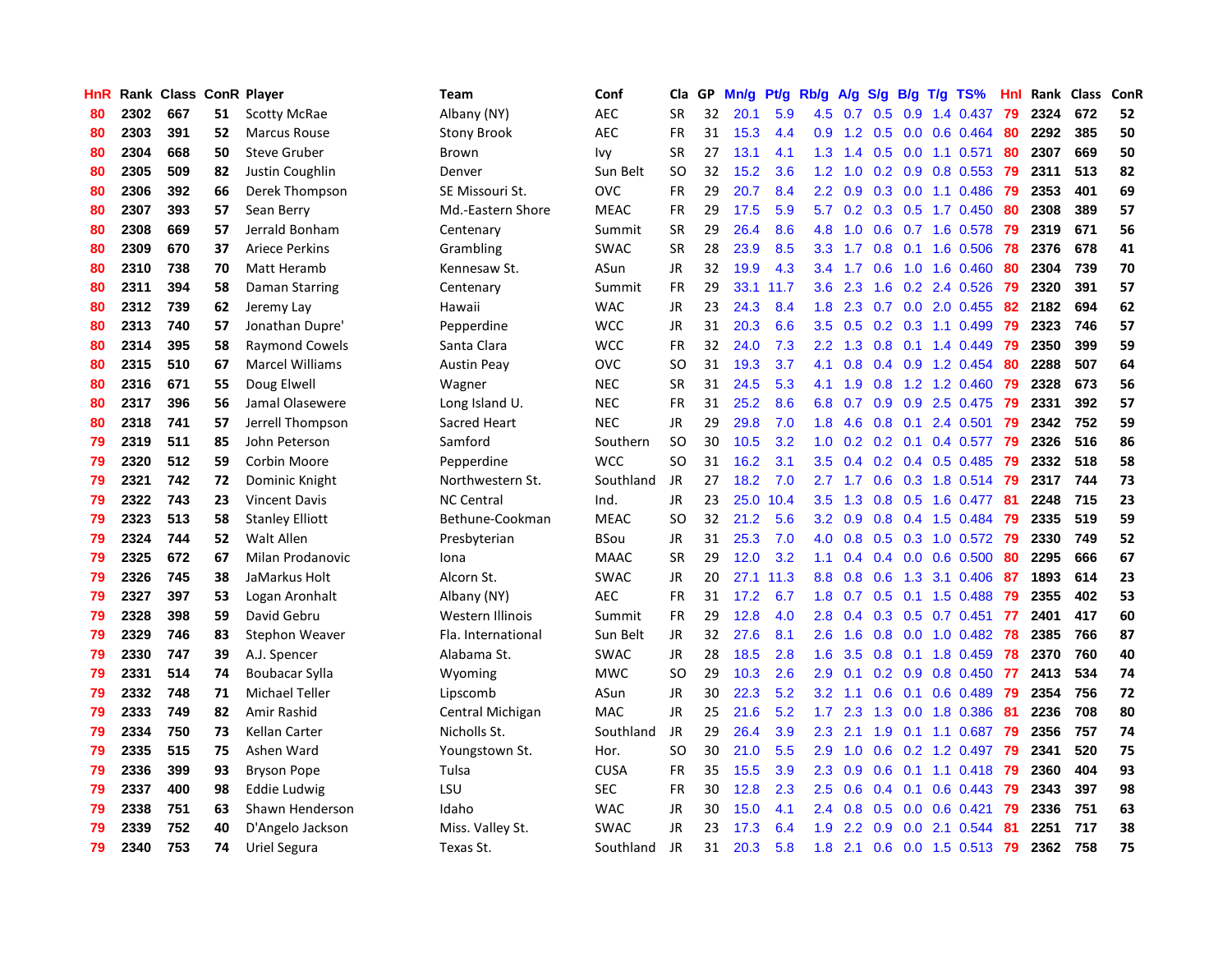| HnR | Rank | Class | ConR | Player | Team | Conf | Cla | GP | Mn/g | Pt/g | Rb/g | A/g | S/g | B/g | T/g | TS% | HnI | Rank | Class | ConR |
|---|---|---|---|---|---|---|---|---|---|---|---|---|---|---|---|---|---|---|---|---|
| 80 | 2302 | 667 | 51 | Scotty McRae | Albany (NY) | AEC | SR | 32 | 20.1 | 5.9 | 4.5 | 0.7 | 0.5 | 0.9 | 1.4 | 0.437 | 79 | 2324 | 672 | 52 |
| 80 | 2303 | 391 | 52 | Marcus Rouse | Stony Brook | AEC | FR | 31 | 15.3 | 4.4 | 0.9 | 1.2 | 0.5 | 0.0 | 0.6 | 0.464 | 80 | 2292 | 385 | 50 |
| 80 | 2304 | 668 | 50 | Steve Gruber | Brown | Ivy | SR | 27 | 13.1 | 4.1 | 1.3 | 1.4 | 0.5 | 0.0 | 1.1 | 0.571 | 80 | 2307 | 669 | 50 |
| 80 | 2305 | 509 | 82 | Justin Coughlin | Denver | Sun Belt | SO | 32 | 15.2 | 3.6 | 1.2 | 1.0 | 0.2 | 0.9 | 0.8 | 0.553 | 79 | 2311 | 513 | 82 |
| 80 | 2306 | 392 | 66 | Derek Thompson | SE Missouri St. | OVC | FR | 29 | 20.7 | 8.4 | 2.2 | 0.9 | 0.3 | 0.0 | 1.1 | 0.486 | 79 | 2353 | 401 | 69 |
| 80 | 2307 | 393 | 57 | Sean Berry | Md.-Eastern Shore | MEAC | FR | 29 | 17.5 | 5.9 | 5.7 | 0.2 | 0.3 | 0.5 | 1.7 | 0.450 | 80 | 2308 | 389 | 57 |
| 80 | 2308 | 669 | 57 | Jerrald Bonham | Centenary | Summit | SR | 29 | 26.4 | 8.6 | 4.8 | 1.0 | 0.6 | 0.7 | 1.6 | 0.578 | 79 | 2319 | 671 | 56 |
| 80 | 2309 | 670 | 37 | Ariece Perkins | Grambling | SWAC | SR | 28 | 23.9 | 8.5 | 3.3 | 1.7 | 0.8 | 0.1 | 1.6 | 0.506 | 78 | 2376 | 678 | 41 |
| 80 | 2310 | 738 | 70 | Matt Heramb | Kennesaw St. | ASun | JR | 32 | 19.9 | 4.3 | 3.4 | 1.7 | 0.6 | 1.0 | 1.6 | 0.460 | 80 | 2304 | 739 | 70 |
| 80 | 2311 | 394 | 58 | Daman Starring | Centenary | Summit | FR | 29 | 33.1 | 11.7 | 3.6 | 2.3 | 1.6 | 0.2 | 2.4 | 0.526 | 79 | 2320 | 391 | 57 |
| 80 | 2312 | 739 | 62 | Jeremy Lay | Hawaii | WAC | JR | 23 | 24.3 | 8.4 | 1.8 | 2.3 | 0.7 | 0.0 | 2.0 | 0.455 | 82 | 2182 | 694 | 62 |
| 80 | 2313 | 740 | 57 | Jonathan Dupre' | Pepperdine | WCC | JR | 31 | 20.3 | 6.6 | 3.5 | 0.5 | 0.2 | 0.3 | 1.1 | 0.499 | 79 | 2323 | 746 | 57 |
| 80 | 2314 | 395 | 58 | Raymond Cowels | Santa Clara | WCC | FR | 32 | 24.0 | 7.3 | 2.2 | 1.3 | 0.8 | 0.1 | 1.4 | 0.449 | 79 | 2350 | 399 | 59 |
| 80 | 2315 | 510 | 67 | Marcel Williams | Austin Peay | OVC | SO | 31 | 19.3 | 3.7 | 4.1 | 0.8 | 0.4 | 0.9 | 1.2 | 0.454 | 80 | 2288 | 507 | 64 |
| 80 | 2316 | 671 | 55 | Doug Elwell | Wagner | NEC | SR | 31 | 24.5 | 5.3 | 4.1 | 1.9 | 0.8 | 1.2 | 1.2 | 0.460 | 79 | 2328 | 673 | 56 |
| 80 | 2317 | 396 | 56 | Jamal Olasewere | Long Island U. | NEC | FR | 31 | 25.2 | 8.6 | 6.8 | 0.7 | 0.9 | 0.9 | 2.5 | 0.475 | 79 | 2331 | 392 | 57 |
| 80 | 2318 | 741 | 57 | Jerrell Thompson | Sacred Heart | NEC | JR | 29 | 29.8 | 7.0 | 1.8 | 4.6 | 0.8 | 0.1 | 2.4 | 0.501 | 79 | 2342 | 752 | 59 |
| 79 | 2319 | 511 | 85 | John Peterson | Samford | Southern | SO | 30 | 10.5 | 3.2 | 1.0 | 0.2 | 0.2 | 0.1 | 0.4 | 0.577 | 79 | 2326 | 516 | 86 |
| 79 | 2320 | 512 | 59 | Corbin Moore | Pepperdine | WCC | SO | 31 | 16.2 | 3.1 | 3.5 | 0.4 | 0.2 | 0.4 | 0.5 | 0.485 | 79 | 2332 | 518 | 58 |
| 79 | 2321 | 742 | 72 | Dominic Knight | Northwestern St. | Southland | JR | 27 | 18.2 | 7.0 | 2.7 | 1.7 | 0.6 | 0.3 | 1.8 | 0.514 | 79 | 2317 | 744 | 73 |
| 79 | 2322 | 743 | 23 | Vincent Davis | NC Central | Ind. | JR | 23 | 25.0 | 10.4 | 3.5 | 1.3 | 0.8 | 0.5 | 1.6 | 0.477 | 81 | 2248 | 715 | 23 |
| 79 | 2323 | 513 | 58 | Stanley Elliott | Bethune-Cookman | MEAC | SO | 32 | 21.2 | 5.6 | 3.2 | 0.9 | 0.8 | 0.4 | 1.5 | 0.484 | 79 | 2335 | 519 | 59 |
| 79 | 2324 | 744 | 52 | Walt Allen | Presbyterian | BSou | JR | 31 | 25.3 | 7.0 | 4.0 | 0.8 | 0.5 | 0.3 | 1.0 | 0.572 | 79 | 2330 | 749 | 52 |
| 79 | 2325 | 672 | 67 | Milan Prodanovic | Iona | MAAC | SR | 29 | 12.0 | 3.2 | 1.1 | 0.4 | 0.4 | 0.0 | 0.6 | 0.500 | 80 | 2295 | 666 | 67 |
| 79 | 2326 | 745 | 38 | JaMarkus Holt | Alcorn St. | SWAC | JR | 20 | 27.1 | 11.3 | 8.8 | 0.8 | 0.6 | 1.3 | 3.1 | 0.406 | 87 | 1893 | 614 | 23 |
| 79 | 2327 | 397 | 53 | Logan Aronhalt | Albany (NY) | AEC | FR | 31 | 17.2 | 6.7 | 1.8 | 0.7 | 0.5 | 0.1 | 1.5 | 0.488 | 79 | 2355 | 402 | 53 |
| 79 | 2328 | 398 | 59 | David Gebru | Western Illinois | Summit | FR | 29 | 12.8 | 4.0 | 2.8 | 0.4 | 0.3 | 0.5 | 0.7 | 0.451 | 77 | 2401 | 417 | 60 |
| 79 | 2329 | 746 | 83 | Stephon Weaver | Fla. International | Sun Belt | JR | 32 | 27.6 | 8.1 | 2.6 | 1.6 | 0.8 | 0.0 | 1.0 | 0.482 | 78 | 2385 | 766 | 87 |
| 79 | 2330 | 747 | 39 | A.J. Spencer | Alabama St. | SWAC | JR | 28 | 18.5 | 2.8 | 1.6 | 3.5 | 0.8 | 0.1 | 1.8 | 0.459 | 78 | 2370 | 760 | 40 |
| 79 | 2331 | 514 | 74 | Boubacar Sylla | Wyoming | MWC | SO | 29 | 10.3 | 2.6 | 2.9 | 0.1 | 0.2 | 0.9 | 0.8 | 0.450 | 77 | 2413 | 534 | 74 |
| 79 | 2332 | 748 | 71 | Michael Teller | Lipscomb | ASun | JR | 30 | 22.3 | 5.2 | 3.2 | 1.1 | 0.6 | 0.1 | 0.6 | 0.489 | 79 | 2354 | 756 | 72 |
| 79 | 2333 | 749 | 82 | Amir Rashid | Central Michigan | MAC | JR | 25 | 21.6 | 5.2 | 1.7 | 2.3 | 1.3 | 0.0 | 1.8 | 0.386 | 81 | 2236 | 708 | 80 |
| 79 | 2334 | 750 | 73 | Kellan Carter | Nicholls St. | Southland | JR | 29 | 26.4 | 3.9 | 2.3 | 2.1 | 1.9 | 0.1 | 1.1 | 0.687 | 79 | 2356 | 757 | 74 |
| 79 | 2335 | 515 | 75 | Ashen Ward | Youngstown St. | Hor. | SO | 30 | 21.0 | 5.5 | 2.9 | 1.0 | 0.6 | 0.2 | 1.2 | 0.497 | 79 | 2341 | 520 | 75 |
| 79 | 2336 | 399 | 93 | Bryson Pope | Tulsa | CUSA | FR | 35 | 15.5 | 3.9 | 2.3 | 0.9 | 0.6 | 0.1 | 1.1 | 0.418 | 79 | 2360 | 404 | 93 |
| 79 | 2337 | 400 | 98 | Eddie Ludwig | LSU | SEC | FR | 30 | 12.8 | 2.3 | 2.5 | 0.6 | 0.4 | 0.1 | 0.6 | 0.443 | 79 | 2343 | 397 | 98 |
| 79 | 2338 | 751 | 63 | Shawn Henderson | Idaho | WAC | JR | 30 | 15.0 | 4.1 | 2.4 | 0.8 | 0.5 | 0.0 | 0.6 | 0.421 | 79 | 2336 | 751 | 63 |
| 79 | 2339 | 752 | 40 | D'Angelo Jackson | Miss. Valley St. | SWAC | JR | 23 | 17.3 | 6.4 | 1.9 | 2.2 | 0.9 | 0.0 | 2.1 | 0.544 | 81 | 2251 | 717 | 38 |
| 79 | 2340 | 753 | 74 | Uriel Segura | Texas St. | Southland | JR | 31 | 20.3 | 5.8 | 1.8 | 2.1 | 0.6 | 0.0 | 1.5 | 0.513 | 79 | 2362 | 758 | 75 |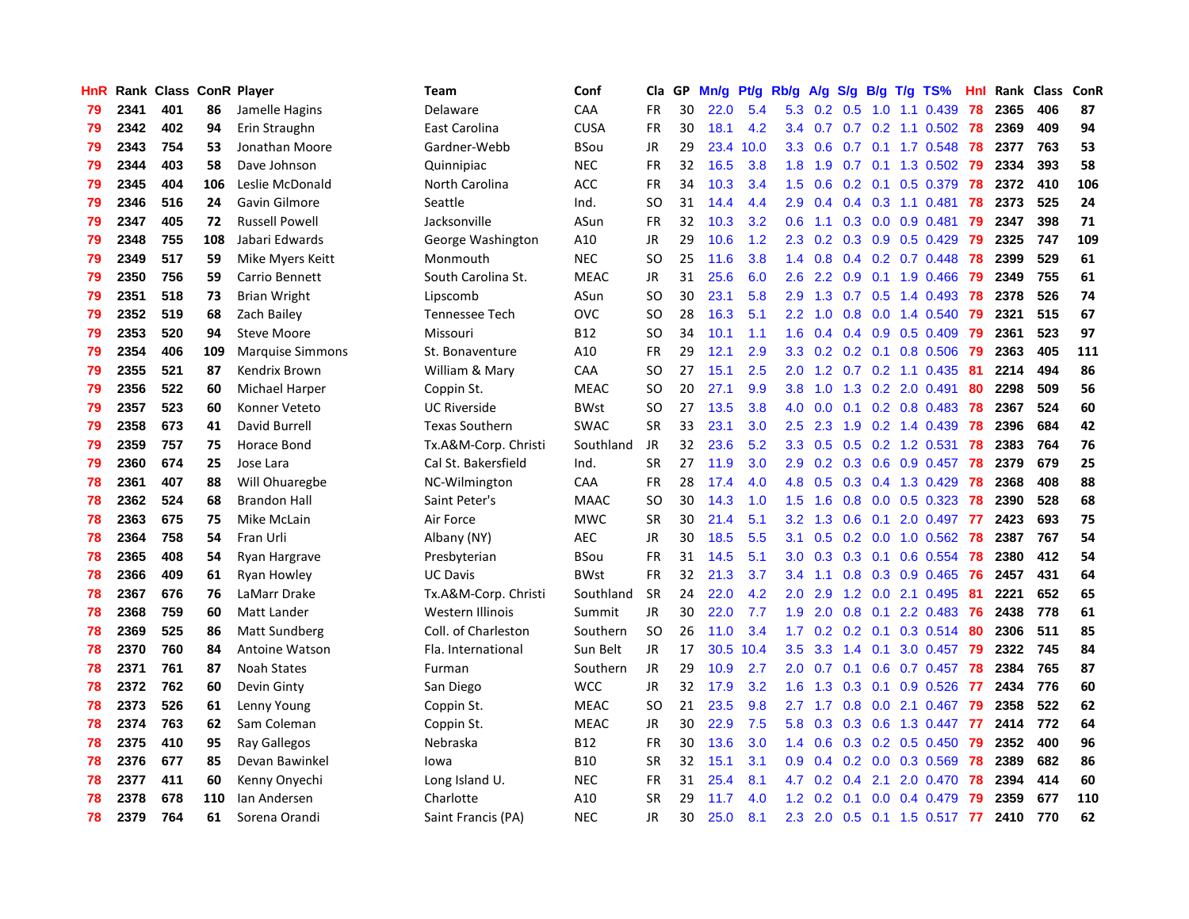| HnR | Rank | Class | ConR | Player | Team | Conf | Cla | GP | Mn/g | Pt/g | Rb/g | A/g | S/g | B/g | T/g | TS% | HnI | Rank | Class | ConR |
|---|---|---|---|---|---|---|---|---|---|---|---|---|---|---|---|---|---|---|---|---|
| 79 | 2341 | 401 | 86 | Jamelle Hagins | Delaware | CAA | FR | 30 | 22.0 | 5.4 | 5.3 | 0.2 | 0.5 | 1.0 | 1.1 | 0.439 | 78 | 2365 | 406 | 87 |
| 79 | 2342 | 402 | 94 | Erin Straughn | East Carolina | CUSA | FR | 30 | 18.1 | 4.2 | 3.4 | 0.7 | 0.7 | 0.2 | 1.1 | 0.502 | 78 | 2369 | 409 | 94 |
| 79 | 2343 | 754 | 53 | Jonathan Moore | Gardner-Webb | BSou | JR | 29 | 23.4 | 10.0 | 3.3 | 0.6 | 0.7 | 0.1 | 1.7 | 0.548 | 78 | 2377 | 763 | 53 |
| 79 | 2344 | 403 | 58 | Dave Johnson | Quinnipiac | NEC | FR | 32 | 16.5 | 3.8 | 1.8 | 1.9 | 0.7 | 0.1 | 1.3 | 0.502 | 79 | 2334 | 393 | 58 |
| 79 | 2345 | 404 | 106 | Leslie McDonald | North Carolina | ACC | FR | 34 | 10.3 | 3.4 | 1.5 | 0.6 | 0.2 | 0.1 | 0.5 | 0.379 | 78 | 2372 | 410 | 106 |
| 79 | 2346 | 516 | 24 | Gavin Gilmore | Seattle | Ind. | SO | 31 | 14.4 | 4.4 | 2.9 | 0.4 | 0.4 | 0.3 | 1.1 | 0.481 | 78 | 2373 | 525 | 24 |
| 79 | 2347 | 405 | 72 | Russell Powell | Jacksonville | ASun | FR | 32 | 10.3 | 3.2 | 0.6 | 1.1 | 0.3 | 0.0 | 0.9 | 0.481 | 79 | 2347 | 398 | 71 |
| 79 | 2348 | 755 | 108 | Jabari Edwards | George Washington | A10 | JR | 29 | 10.6 | 1.2 | 2.3 | 0.2 | 0.3 | 0.9 | 0.5 | 0.429 | 79 | 2325 | 747 | 109 |
| 79 | 2349 | 517 | 59 | Mike Myers Keitt | Monmouth | NEC | SO | 25 | 11.6 | 3.8 | 1.4 | 0.8 | 0.4 | 0.2 | 0.7 | 0.448 | 78 | 2399 | 529 | 61 |
| 79 | 2350 | 756 | 59 | Carrio Bennett | South Carolina St. | MEAC | JR | 31 | 25.6 | 6.0 | 2.6 | 2.2 | 0.9 | 0.1 | 1.9 | 0.466 | 79 | 2349 | 755 | 61 |
| 79 | 2351 | 518 | 73 | Brian Wright | Lipscomb | ASun | SO | 30 | 23.1 | 5.8 | 2.9 | 1.3 | 0.7 | 0.5 | 1.4 | 0.493 | 78 | 2378 | 526 | 74 |
| 79 | 2352 | 519 | 68 | Zach Bailey | Tennessee Tech | OVC | SO | 28 | 16.3 | 5.1 | 2.2 | 1.0 | 0.8 | 0.0 | 1.4 | 0.540 | 79 | 2321 | 515 | 67 |
| 79 | 2353 | 520 | 94 | Steve Moore | Missouri | B12 | SO | 34 | 10.1 | 1.1 | 1.6 | 0.4 | 0.4 | 0.9 | 0.5 | 0.409 | 79 | 2361 | 523 | 97 |
| 79 | 2354 | 406 | 109 | Marquise Simmons | St. Bonaventure | A10 | FR | 29 | 12.1 | 2.9 | 3.3 | 0.2 | 0.2 | 0.1 | 0.8 | 0.506 | 79 | 2363 | 405 | 111 |
| 79 | 2355 | 521 | 87 | Kendrix Brown | William & Mary | CAA | SO | 27 | 15.1 | 2.5 | 2.0 | 1.2 | 0.7 | 0.2 | 1.1 | 0.435 | 81 | 2214 | 494 | 86 |
| 79 | 2356 | 522 | 60 | Michael Harper | Coppin St. | MEAC | SO | 20 | 27.1 | 9.9 | 3.8 | 1.0 | 1.3 | 0.2 | 2.0 | 0.491 | 80 | 2298 | 509 | 56 |
| 79 | 2357 | 523 | 60 | Konner Veteto | UC Riverside | BWst | SO | 27 | 13.5 | 3.8 | 4.0 | 0.0 | 0.1 | 0.2 | 0.8 | 0.483 | 78 | 2367 | 524 | 60 |
| 79 | 2358 | 673 | 41 | David Burrell | Texas Southern | SWAC | SR | 33 | 23.1 | 3.0 | 2.5 | 2.3 | 1.9 | 0.2 | 1.4 | 0.439 | 78 | 2396 | 684 | 42 |
| 79 | 2359 | 757 | 75 | Horace Bond | Tx.A&M-Corp. Christi | Southland | JR | 32 | 23.6 | 5.2 | 3.3 | 0.5 | 0.5 | 0.2 | 1.2 | 0.531 | 78 | 2383 | 764 | 76 |
| 79 | 2360 | 674 | 25 | Jose Lara | Cal St. Bakersfield | Ind. | SR | 27 | 11.9 | 3.0 | 2.9 | 0.2 | 0.3 | 0.6 | 0.9 | 0.457 | 78 | 2379 | 679 | 25 |
| 78 | 2361 | 407 | 88 | Will Ohuaregbe | NC-Wilmington | CAA | FR | 28 | 17.4 | 4.0 | 4.8 | 0.5 | 0.3 | 0.4 | 1.3 | 0.429 | 78 | 2368 | 408 | 88 |
| 78 | 2362 | 524 | 68 | Brandon Hall | Saint Peter's | MAAC | SO | 30 | 14.3 | 1.0 | 1.5 | 1.6 | 0.8 | 0.0 | 0.5 | 0.323 | 78 | 2390 | 528 | 68 |
| 78 | 2363 | 675 | 75 | Mike McLain | Air Force | MWC | SR | 30 | 21.4 | 5.1 | 3.2 | 1.3 | 0.6 | 0.1 | 2.0 | 0.497 | 77 | 2423 | 693 | 75 |
| 78 | 2364 | 758 | 54 | Fran Urli | Albany (NY) | AEC | JR | 30 | 18.5 | 5.5 | 3.1 | 0.5 | 0.2 | 0.0 | 1.0 | 0.562 | 78 | 2387 | 767 | 54 |
| 78 | 2365 | 408 | 54 | Ryan Hargrave | Presbyterian | BSou | FR | 31 | 14.5 | 5.1 | 3.0 | 0.3 | 0.3 | 0.1 | 0.6 | 0.554 | 78 | 2380 | 412 | 54 |
| 78 | 2366 | 409 | 61 | Ryan Howley | UC Davis | BWst | FR | 32 | 21.3 | 3.7 | 3.4 | 1.1 | 0.8 | 0.3 | 0.9 | 0.465 | 76 | 2457 | 431 | 64 |
| 78 | 2367 | 676 | 76 | LaMarr Drake | Tx.A&M-Corp. Christi | Southland | SR | 24 | 22.0 | 4.2 | 2.0 | 2.9 | 1.2 | 0.0 | 2.1 | 0.495 | 81 | 2221 | 652 | 65 |
| 78 | 2368 | 759 | 60 | Matt Lander | Western Illinois | Summit | JR | 30 | 22.0 | 7.7 | 1.9 | 2.0 | 0.8 | 0.1 | 2.2 | 0.483 | 76 | 2438 | 778 | 61 |
| 78 | 2369 | 525 | 86 | Matt Sundberg | Coll. of Charleston | Southern | SO | 26 | 11.0 | 3.4 | 1.7 | 0.2 | 0.2 | 0.1 | 0.3 | 0.514 | 80 | 2306 | 511 | 85 |
| 78 | 2370 | 760 | 84 | Antoine Watson | Fla. International | Sun Belt | JR | 17 | 30.5 | 10.4 | 3.5 | 3.3 | 1.4 | 0.1 | 3.0 | 0.457 | 79 | 2322 | 745 | 84 |
| 78 | 2371 | 761 | 87 | Noah States | Furman | Southern | JR | 29 | 10.9 | 2.7 | 2.0 | 0.7 | 0.1 | 0.6 | 0.7 | 0.457 | 78 | 2384 | 765 | 87 |
| 78 | 2372 | 762 | 60 | Devin Ginty | San Diego | WCC | JR | 32 | 17.9 | 3.2 | 1.6 | 1.3 | 0.3 | 0.1 | 0.9 | 0.526 | 77 | 2434 | 776 | 60 |
| 78 | 2373 | 526 | 61 | Lenny Young | Coppin St. | MEAC | SO | 21 | 23.5 | 9.8 | 2.7 | 1.7 | 0.8 | 0.0 | 2.1 | 0.467 | 79 | 2358 | 522 | 62 |
| 78 | 2374 | 763 | 62 | Sam Coleman | Coppin St. | MEAC | JR | 30 | 22.9 | 7.5 | 5.8 | 0.3 | 0.3 | 0.6 | 1.3 | 0.447 | 77 | 2414 | 772 | 64 |
| 78 | 2375 | 410 | 95 | Ray Gallegos | Nebraska | B12 | FR | 30 | 13.6 | 3.0 | 1.4 | 0.6 | 0.3 | 0.2 | 0.5 | 0.450 | 79 | 2352 | 400 | 96 |
| 78 | 2376 | 677 | 85 | Devan Bawinkel | Iowa | B10 | SR | 32 | 15.1 | 3.1 | 0.9 | 0.4 | 0.2 | 0.0 | 0.3 | 0.569 | 78 | 2389 | 682 | 86 |
| 78 | 2377 | 411 | 60 | Kenny Onyechi | Long Island U. | NEC | FR | 31 | 25.4 | 8.1 | 4.7 | 0.2 | 0.4 | 2.1 | 2.0 | 0.470 | 78 | 2394 | 414 | 60 |
| 78 | 2378 | 678 | 110 | Ian Andersen | Charlotte | A10 | SR | 29 | 11.7 | 4.0 | 1.2 | 0.2 | 0.1 | 0.0 | 0.4 | 0.479 | 79 | 2359 | 677 | 110 |
| 78 | 2379 | 764 | 61 | Sorena Orandi | Saint Francis (PA) | NEC | JR | 30 | 25.0 | 8.1 | 2.3 | 2.0 | 0.5 | 0.1 | 1.5 | 0.517 | 77 | 2410 | 770 | 62 |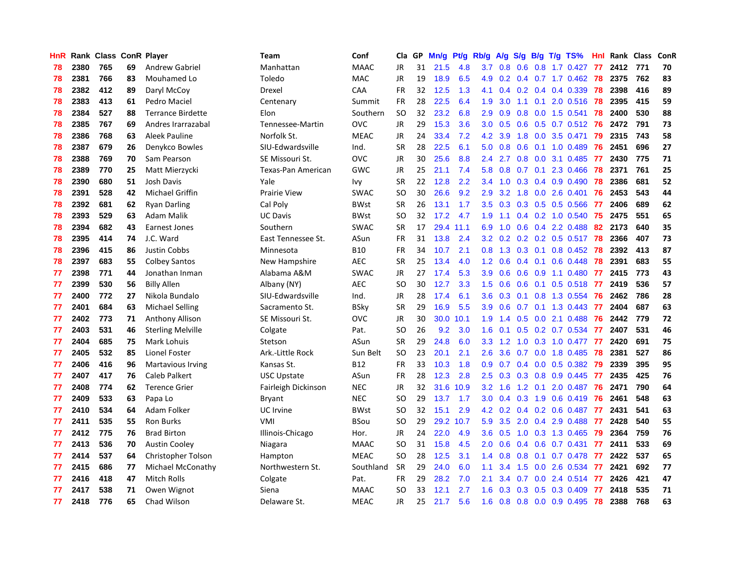| HnR | Rank | Class | ConR | Player | Team | Conf | Cla | GP | Mn/g | Pt/g | Rb/g | A/g | S/g | B/g | T/g | TS% | HnI | Rank | Class | ConR |
|---|---|---|---|---|---|---|---|---|---|---|---|---|---|---|---|---|---|---|---|---|
| 78 | 2380 | 765 | 69 | Andrew Gabriel | Manhattan | MAAC | JR | 31 | 21.5 | 4.8 | 3.7 | 0.8 | 0.6 | 0.8 | 1.7 | 0.427 | 77 | 2412 | 771 | 70 |
| 78 | 2381 | 766 | 83 | Mouhamed Lo | Toledo | MAC | JR | 19 | 18.9 | 6.5 | 4.9 | 0.2 | 0.4 | 0.7 | 1.7 | 0.462 | 78 | 2375 | 762 | 83 |
| 78 | 2382 | 412 | 89 | Daryl McCoy | Drexel | CAA | FR | 32 | 12.5 | 1.3 | 4.1 | 0.4 | 0.2 | 0.4 | 0.4 | 0.339 | 78 | 2398 | 416 | 89 |
| 78 | 2383 | 413 | 61 | Pedro Maciel | Centenary | Summit | FR | 28 | 22.5 | 6.4 | 1.9 | 3.0 | 1.1 | 0.1 | 2.0 | 0.516 | 78 | 2395 | 415 | 59 |
| 78 | 2384 | 527 | 88 | Terrance Birdette | Elon | Southern | SO | 32 | 23.2 | 6.8 | 2.9 | 0.9 | 0.8 | 0.0 | 1.5 | 0.541 | 78 | 2400 | 530 | 88 |
| 78 | 2385 | 767 | 69 | Andres Irarrazabal | Tennessee-Martin | OVC | JR | 29 | 15.3 | 3.6 | 3.0 | 0.5 | 0.6 | 0.5 | 0.7 | 0.512 | 76 | 2472 | 791 | 73 |
| 78 | 2386 | 768 | 63 | Aleek Pauline | Norfolk St. | MEAC | JR | 24 | 33.4 | 7.2 | 4.2 | 3.9 | 1.8 | 0.0 | 3.5 | 0.471 | 79 | 2315 | 743 | 58 |
| 78 | 2387 | 679 | 26 | Denykco Bowles | SIU-Edwardsville | Ind. | SR | 28 | 22.5 | 6.1 | 5.0 | 0.8 | 0.6 | 0.1 | 1.0 | 0.489 | 76 | 2451 | 696 | 27 |
| 78 | 2388 | 769 | 70 | Sam Pearson | SE Missouri St. | OVC | JR | 30 | 25.6 | 8.8 | 2.4 | 2.7 | 0.8 | 0.0 | 3.1 | 0.485 | 77 | 2430 | 775 | 71 |
| 78 | 2389 | 770 | 25 | Matt Mierzycki | Texas-Pan American | GWC | JR | 25 | 21.1 | 7.4 | 5.8 | 0.8 | 0.7 | 0.1 | 2.3 | 0.466 | 78 | 2371 | 761 | 25 |
| 78 | 2390 | 680 | 51 | Josh Davis | Yale | Ivy | SR | 22 | 12.8 | 2.2 | 3.4 | 1.0 | 0.3 | 0.4 | 0.9 | 0.490 | 78 | 2386 | 681 | 52 |
| 78 | 2391 | 528 | 42 | Michael Griffin | Prairie View | SWAC | SO | 30 | 26.6 | 9.2 | 2.9 | 3.2 | 1.8 | 0.0 | 2.6 | 0.401 | 76 | 2453 | 543 | 44 |
| 78 | 2392 | 681 | 62 | Ryan Darling | Cal Poly | BWst | SR | 26 | 13.1 | 1.7 | 3.5 | 0.3 | 0.3 | 0.5 | 0.5 | 0.566 | 77 | 2406 | 689 | 62 |
| 78 | 2393 | 529 | 63 | Adam Malik | UC Davis | BWst | SO | 32 | 17.2 | 4.7 | 1.9 | 1.1 | 0.4 | 0.2 | 1.0 | 0.540 | 75 | 2475 | 551 | 65 |
| 78 | 2394 | 682 | 43 | Earnest Jones | Southern | SWAC | SR | 17 | 29.4 | 11.1 | 6.9 | 1.0 | 0.6 | 0.4 | 2.2 | 0.488 | 82 | 2173 | 640 | 35 |
| 78 | 2395 | 414 | 74 | J.C. Ward | East Tennessee St. | ASun | FR | 31 | 13.8 | 2.4 | 3.2 | 0.2 | 0.2 | 0.2 | 0.5 | 0.517 | 78 | 2366 | 407 | 73 |
| 78 | 2396 | 415 | 86 | Justin Cobbs | Minnesota | B10 | FR | 34 | 10.7 | 2.1 | 0.8 | 1.3 | 0.3 | 0.1 | 0.8 | 0.452 | 78 | 2392 | 413 | 87 |
| 78 | 2397 | 683 | 55 | Colbey Santos | New Hampshire | AEC | SR | 25 | 13.4 | 4.0 | 1.2 | 0.6 | 0.4 | 0.1 | 0.6 | 0.448 | 78 | 2391 | 683 | 55 |
| 77 | 2398 | 771 | 44 | Jonathan Inman | Alabama A&M | SWAC | JR | 27 | 17.4 | 5.3 | 3.9 | 0.6 | 0.6 | 0.9 | 1.1 | 0.480 | 77 | 2415 | 773 | 43 |
| 77 | 2399 | 530 | 56 | Billy Allen | Albany (NY) | AEC | SO | 30 | 12.7 | 3.3 | 1.5 | 0.6 | 0.6 | 0.1 | 0.5 | 0.518 | 77 | 2419 | 536 | 57 |
| 77 | 2400 | 772 | 27 | Nikola Bundalo | SIU-Edwardsville | Ind. | JR | 28 | 17.4 | 6.1 | 3.6 | 0.3 | 0.1 | 0.8 | 1.3 | 0.554 | 76 | 2462 | 786 | 28 |
| 77 | 2401 | 684 | 63 | Michael Selling | Sacramento St. | BSky | SR | 29 | 16.9 | 5.5 | 3.9 | 0.6 | 0.7 | 0.1 | 1.3 | 0.443 | 77 | 2404 | 687 | 63 |
| 77 | 2402 | 773 | 71 | Anthony Allison | SE Missouri St. | OVC | JR | 30 | 30.0 | 10.1 | 1.9 | 1.4 | 0.5 | 0.0 | 2.1 | 0.488 | 76 | 2442 | 779 | 72 |
| 77 | 2403 | 531 | 46 | Sterling Melville | Colgate | Pat. | SO | 26 | 9.2 | 3.0 | 1.6 | 0.1 | 0.5 | 0.2 | 0.7 | 0.534 | 77 | 2407 | 531 | 46 |
| 77 | 2404 | 685 | 75 | Mark Lohuis | Stetson | ASun | SR | 29 | 24.8 | 6.0 | 3.3 | 1.2 | 1.0 | 0.3 | 1.0 | 0.477 | 77 | 2420 | 691 | 75 |
| 77 | 2405 | 532 | 85 | Lionel Foster | Ark.-Little Rock | Sun Belt | SO | 23 | 20.1 | 2.1 | 2.6 | 3.6 | 0.7 | 0.0 | 1.8 | 0.485 | 78 | 2381 | 527 | 86 |
| 77 | 2406 | 416 | 96 | Martavious Irving | Kansas St. | B12 | FR | 33 | 10.3 | 1.8 | 0.9 | 0.7 | 0.4 | 0.0 | 0.5 | 0.382 | 79 | 2339 | 395 | 95 |
| 77 | 2407 | 417 | 76 | Caleb Palkert | USC Upstate | ASun | FR | 28 | 12.3 | 2.8 | 2.5 | 0.3 | 0.3 | 0.8 | 0.9 | 0.445 | 77 | 2435 | 425 | 76 |
| 77 | 2408 | 774 | 62 | Terence Grier | Fairleigh Dickinson | NEC | JR | 32 | 31.6 | 10.9 | 3.2 | 1.6 | 1.2 | 0.1 | 2.0 | 0.487 | 76 | 2471 | 790 | 64 |
| 77 | 2409 | 533 | 63 | Papa Lo | Bryant | NEC | SO | 29 | 13.7 | 1.7 | 3.0 | 0.4 | 0.3 | 1.9 | 0.6 | 0.419 | 76 | 2461 | 548 | 63 |
| 77 | 2410 | 534 | 64 | Adam Folker | UC Irvine | BWst | SO | 32 | 15.1 | 2.9 | 4.2 | 0.2 | 0.4 | 0.2 | 0.6 | 0.487 | 77 | 2431 | 541 | 63 |
| 77 | 2411 | 535 | 55 | Ron Burks | VMI | BSou | SO | 29 | 29.2 | 10.7 | 5.9 | 3.5 | 2.0 | 0.4 | 2.9 | 0.488 | 77 | 2428 | 540 | 55 |
| 77 | 2412 | 775 | 76 | Brad Birton | Illinois-Chicago | Hor. | JR | 24 | 22.0 | 4.9 | 3.6 | 0.5 | 1.0 | 0.3 | 1.3 | 0.465 | 79 | 2364 | 759 | 76 |
| 77 | 2413 | 536 | 70 | Austin Cooley | Niagara | MAAC | SO | 31 | 15.8 | 4.5 | 2.0 | 0.6 | 0.4 | 0.6 | 0.7 | 0.431 | 77 | 2411 | 533 | 69 |
| 77 | 2414 | 537 | 64 | Christopher Tolson | Hampton | MEAC | SO | 28 | 12.5 | 3.1 | 1.4 | 0.8 | 0.8 | 0.1 | 0.7 | 0.478 | 77 | 2422 | 537 | 65 |
| 77 | 2415 | 686 | 77 | Michael McConathy | Northwestern St. | Southland | SR | 29 | 24.0 | 6.0 | 1.1 | 3.4 | 1.5 | 0.0 | 2.6 | 0.534 | 77 | 2421 | 692 | 77 |
| 77 | 2416 | 418 | 47 | Mitch Rolls | Colgate | Pat. | FR | 29 | 28.2 | 7.0 | 2.1 | 3.4 | 0.7 | 0.0 | 2.4 | 0.514 | 77 | 2426 | 421 | 47 |
| 77 | 2417 | 538 | 71 | Owen Wignot | Siena | MAAC | SO | 33 | 12.1 | 2.7 | 1.6 | 0.3 | 0.3 | 0.5 | 0.3 | 0.409 | 77 | 2418 | 535 | 71 |
| 77 | 2418 | 776 | 65 | Chad Wilson | Delaware St. | MEAC | JR | 25 | 21.7 | 5.6 | 1.6 | 0.8 | 0.8 | 0.0 | 0.9 | 0.495 | 78 | 2388 | 768 | 63 |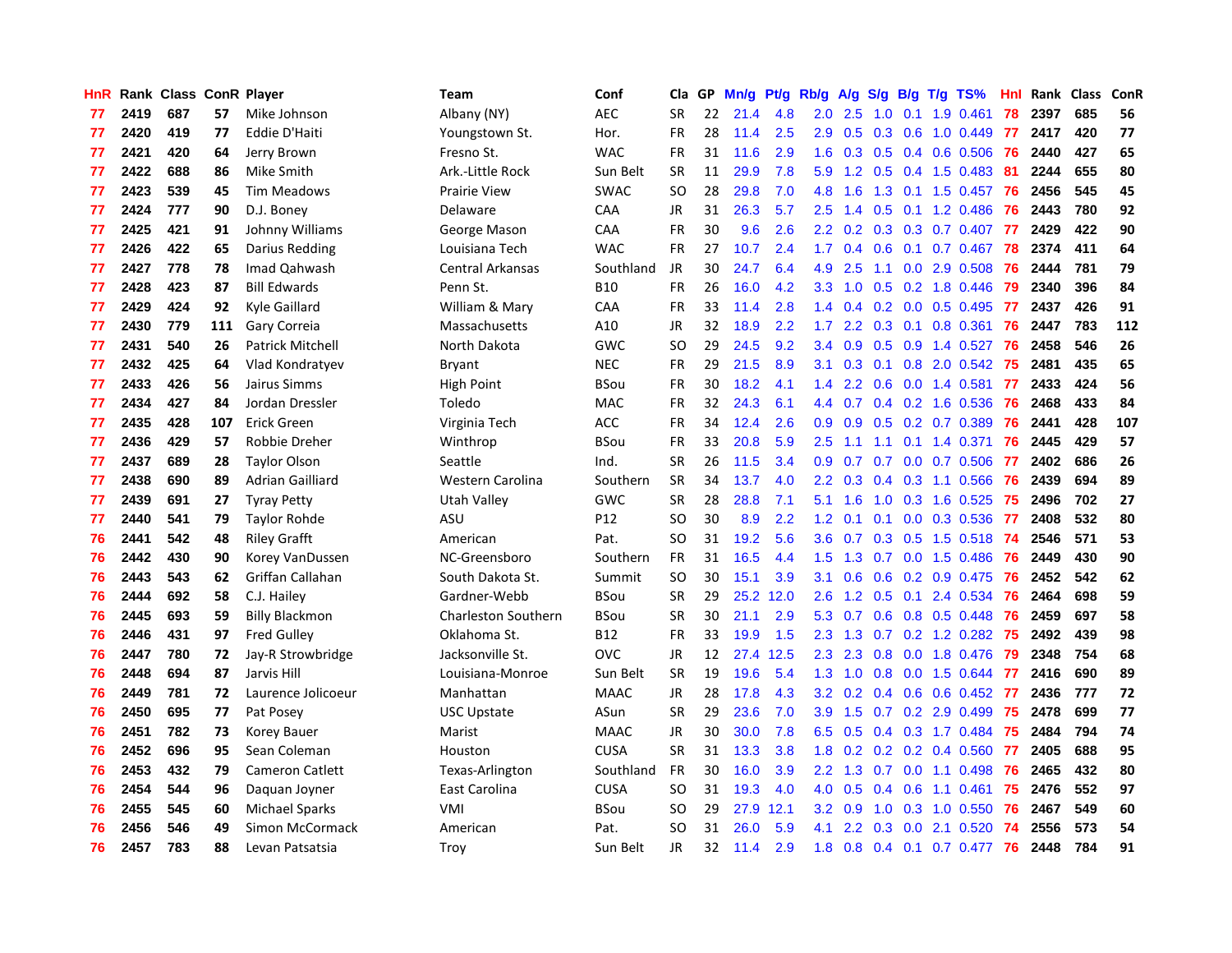| HnR | Rank | Class | ConR | Player | Team | Conf | Cla | GP | Mn/g | Pt/g | Rb/g | A/g | S/g | B/g | T/g | TS% | HnI | Rank | Class | ConR |
|---|---|---|---|---|---|---|---|---|---|---|---|---|---|---|---|---|---|---|---|---|
| 77 | 2419 | 687 | 57 | Mike Johnson | Albany (NY) | AEC | SR | 22 | 21.4 | 4.8 | 2.0 | 2.5 | 1.0 | 0.1 | 1.9 | 0.461 | 78 | 2397 | 685 | 56 |
| 77 | 2420 | 419 | 77 | Eddie D'Haiti | Youngstown St. | Hor. | FR | 28 | 11.4 | 2.5 | 2.9 | 0.5 | 0.3 | 0.6 | 1.0 | 0.449 | 77 | 2417 | 420 | 77 |
| 77 | 2421 | 420 | 64 | Jerry Brown | Fresno St. | WAC | FR | 31 | 11.6 | 2.9 | 1.6 | 0.3 | 0.5 | 0.4 | 0.6 | 0.506 | 76 | 2440 | 427 | 65 |
| 77 | 2422 | 688 | 86 | Mike Smith | Ark.-Little Rock | Sun Belt | SR | 11 | 29.9 | 7.8 | 5.9 | 1.2 | 0.5 | 0.4 | 1.5 | 0.483 | 81 | 2244 | 655 | 80 |
| 77 | 2423 | 539 | 45 | Tim Meadows | Prairie View | SWAC | SO | 28 | 29.8 | 7.0 | 4.8 | 1.6 | 1.3 | 0.1 | 1.5 | 0.457 | 76 | 2456 | 545 | 45 |
| 77 | 2424 | 777 | 90 | D.J. Boney | Delaware | CAA | JR | 31 | 26.3 | 5.7 | 2.5 | 1.4 | 0.5 | 0.1 | 1.2 | 0.486 | 76 | 2443 | 780 | 92 |
| 77 | 2425 | 421 | 91 | Johnny Williams | George Mason | CAA | FR | 30 | 9.6 | 2.6 | 2.2 | 0.2 | 0.3 | 0.3 | 0.7 | 0.407 | 77 | 2429 | 422 | 90 |
| 77 | 2426 | 422 | 65 | Darius Redding | Louisiana Tech | WAC | FR | 27 | 10.7 | 2.4 | 1.7 | 0.4 | 0.6 | 0.1 | 0.7 | 0.467 | 78 | 2374 | 411 | 64 |
| 77 | 2427 | 778 | 78 | Imad Qahwash | Central Arkansas | Southland | JR | 30 | 24.7 | 6.4 | 4.9 | 2.5 | 1.1 | 0.0 | 2.9 | 0.508 | 76 | 2444 | 781 | 79 |
| 77 | 2428 | 423 | 87 | Bill Edwards | Penn St. | B10 | FR | 26 | 16.0 | 4.2 | 3.3 | 1.0 | 0.5 | 0.2 | 1.8 | 0.446 | 79 | 2340 | 396 | 84 |
| 77 | 2429 | 424 | 92 | Kyle Gaillard | William & Mary | CAA | FR | 33 | 11.4 | 2.8 | 1.4 | 0.4 | 0.2 | 0.0 | 0.5 | 0.495 | 77 | 2437 | 426 | 91 |
| 77 | 2430 | 779 | 111 | Gary Correia | Massachusetts | A10 | JR | 32 | 18.9 | 2.2 | 1.7 | 2.2 | 0.3 | 0.1 | 0.8 | 0.361 | 76 | 2447 | 783 | 112 |
| 77 | 2431 | 540 | 26 | Patrick Mitchell | North Dakota | GWC | SO | 29 | 24.5 | 9.2 | 3.4 | 0.9 | 0.5 | 0.9 | 1.4 | 0.527 | 76 | 2458 | 546 | 26 |
| 77 | 2432 | 425 | 64 | Vlad Kondratyev | Bryant | NEC | FR | 29 | 21.5 | 8.9 | 3.1 | 0.3 | 0.1 | 0.8 | 2.0 | 0.542 | 75 | 2481 | 435 | 65 |
| 77 | 2433 | 426 | 56 | Jairus Simms | High Point | BSou | FR | 30 | 18.2 | 4.1 | 1.4 | 2.2 | 0.6 | 0.0 | 1.4 | 0.581 | 77 | 2433 | 424 | 56 |
| 77 | 2434 | 427 | 84 | Jordan Dressler | Toledo | MAC | FR | 32 | 24.3 | 6.1 | 4.4 | 0.7 | 0.4 | 0.2 | 1.6 | 0.536 | 76 | 2468 | 433 | 84 |
| 77 | 2435 | 428 | 107 | Erick Green | Virginia Tech | ACC | FR | 34 | 12.4 | 2.6 | 0.9 | 0.9 | 0.5 | 0.2 | 0.7 | 0.389 | 76 | 2441 | 428 | 107 |
| 77 | 2436 | 429 | 57 | Robbie Dreher | Winthrop | BSou | FR | 33 | 20.8 | 5.9 | 2.5 | 1.1 | 1.1 | 0.1 | 1.4 | 0.371 | 76 | 2445 | 429 | 57 |
| 77 | 2437 | 689 | 28 | Taylor Olson | Seattle | Ind. | SR | 26 | 11.5 | 3.4 | 0.9 | 0.7 | 0.7 | 0.0 | 0.7 | 0.506 | 77 | 2402 | 686 | 26 |
| 77 | 2438 | 690 | 89 | Adrian Gailliard | Western Carolina | Southern | SR | 34 | 13.7 | 4.0 | 2.2 | 0.3 | 0.4 | 0.3 | 1.1 | 0.566 | 76 | 2439 | 694 | 89 |
| 77 | 2439 | 691 | 27 | Tyray Petty | Utah Valley | GWC | SR | 28 | 28.8 | 7.1 | 5.1 | 1.6 | 1.0 | 0.3 | 1.6 | 0.525 | 75 | 2496 | 702 | 27 |
| 77 | 2440 | 541 | 79 | Taylor Rohde | ASU | P12 | SO | 30 | 8.9 | 2.2 | 1.2 | 0.1 | 0.1 | 0.0 | 0.3 | 0.536 | 77 | 2408 | 532 | 80 |
| 76 | 2441 | 542 | 48 | Riley Grafft | American | Pat. | SO | 31 | 19.2 | 5.6 | 3.6 | 0.7 | 0.3 | 0.5 | 1.5 | 0.518 | 74 | 2546 | 571 | 53 |
| 76 | 2442 | 430 | 90 | Korey VanDussen | NC-Greensboro | Southern | FR | 31 | 16.5 | 4.4 | 1.5 | 1.3 | 0.7 | 0.0 | 1.5 | 0.486 | 76 | 2449 | 430 | 90 |
| 76 | 2443 | 543 | 62 | Griffan Callahan | South Dakota St. | Summit | SO | 30 | 15.1 | 3.9 | 3.1 | 0.6 | 0.6 | 0.2 | 0.9 | 0.475 | 76 | 2452 | 542 | 62 |
| 76 | 2444 | 692 | 58 | C.J. Hailey | Gardner-Webb | BSou | SR | 29 | 25.2 | 12.0 | 2.6 | 1.2 | 0.5 | 0.1 | 2.4 | 0.534 | 76 | 2464 | 698 | 59 |
| 76 | 2445 | 693 | 59 | Billy Blackmon | Charleston Southern | BSou | SR | 30 | 21.1 | 2.9 | 5.3 | 0.7 | 0.6 | 0.8 | 0.5 | 0.448 | 76 | 2459 | 697 | 58 |
| 76 | 2446 | 431 | 97 | Fred Gulley | Oklahoma St. | B12 | FR | 33 | 19.9 | 1.5 | 2.3 | 1.3 | 0.7 | 0.2 | 1.2 | 0.282 | 75 | 2492 | 439 | 98 |
| 76 | 2447 | 780 | 72 | Jay-R Strowbridge | Jacksonville St. | OVC | JR | 12 | 27.4 | 12.5 | 2.3 | 2.3 | 0.8 | 0.0 | 1.8 | 0.476 | 79 | 2348 | 754 | 68 |
| 76 | 2448 | 694 | 87 | Jarvis Hill | Louisiana-Monroe | Sun Belt | SR | 19 | 19.6 | 5.4 | 1.3 | 1.0 | 0.8 | 0.0 | 1.5 | 0.644 | 77 | 2416 | 690 | 89 |
| 76 | 2449 | 781 | 72 | Laurence Jolicoeur | Manhattan | MAAC | JR | 28 | 17.8 | 4.3 | 3.2 | 0.2 | 0.4 | 0.6 | 0.6 | 0.452 | 77 | 2436 | 777 | 72 |
| 76 | 2450 | 695 | 77 | Pat Posey | USC Upstate | ASun | SR | 29 | 23.6 | 7.0 | 3.9 | 1.5 | 0.7 | 0.2 | 2.9 | 0.499 | 75 | 2478 | 699 | 77 |
| 76 | 2451 | 782 | 73 | Korey Bauer | Marist | MAAC | JR | 30 | 30.0 | 7.8 | 6.5 | 0.5 | 0.4 | 0.3 | 1.7 | 0.484 | 75 | 2484 | 794 | 74 |
| 76 | 2452 | 696 | 95 | Sean Coleman | Houston | CUSA | SR | 31 | 13.3 | 3.8 | 1.8 | 0.2 | 0.2 | 0.2 | 0.4 | 0.560 | 77 | 2405 | 688 | 95 |
| 76 | 2453 | 432 | 79 | Cameron Catlett | Texas-Arlington | Southland | FR | 30 | 16.0 | 3.9 | 2.2 | 1.3 | 0.7 | 0.0 | 1.1 | 0.498 | 76 | 2465 | 432 | 80 |
| 76 | 2454 | 544 | 96 | Daquan Joyner | East Carolina | CUSA | SO | 31 | 19.3 | 4.0 | 4.0 | 0.5 | 0.4 | 0.6 | 1.1 | 0.461 | 75 | 2476 | 552 | 97 |
| 76 | 2455 | 545 | 60 | Michael Sparks | VMI | BSou | SO | 29 | 27.9 | 12.1 | 3.2 | 0.9 | 1.0 | 0.3 | 1.0 | 0.550 | 76 | 2467 | 549 | 60 |
| 76 | 2456 | 546 | 49 | Simon McCormack | American | Pat. | SO | 31 | 26.0 | 5.9 | 4.1 | 2.2 | 0.3 | 0.0 | 2.1 | 0.520 | 74 | 2556 | 573 | 54 |
| 76 | 2457 | 783 | 88 | Levan Patsatsia | Troy | Sun Belt | JR | 32 | 11.4 | 2.9 | 1.8 | 0.8 | 0.4 | 0.1 | 0.7 | 0.477 | 76 | 2448 | 784 | 91 |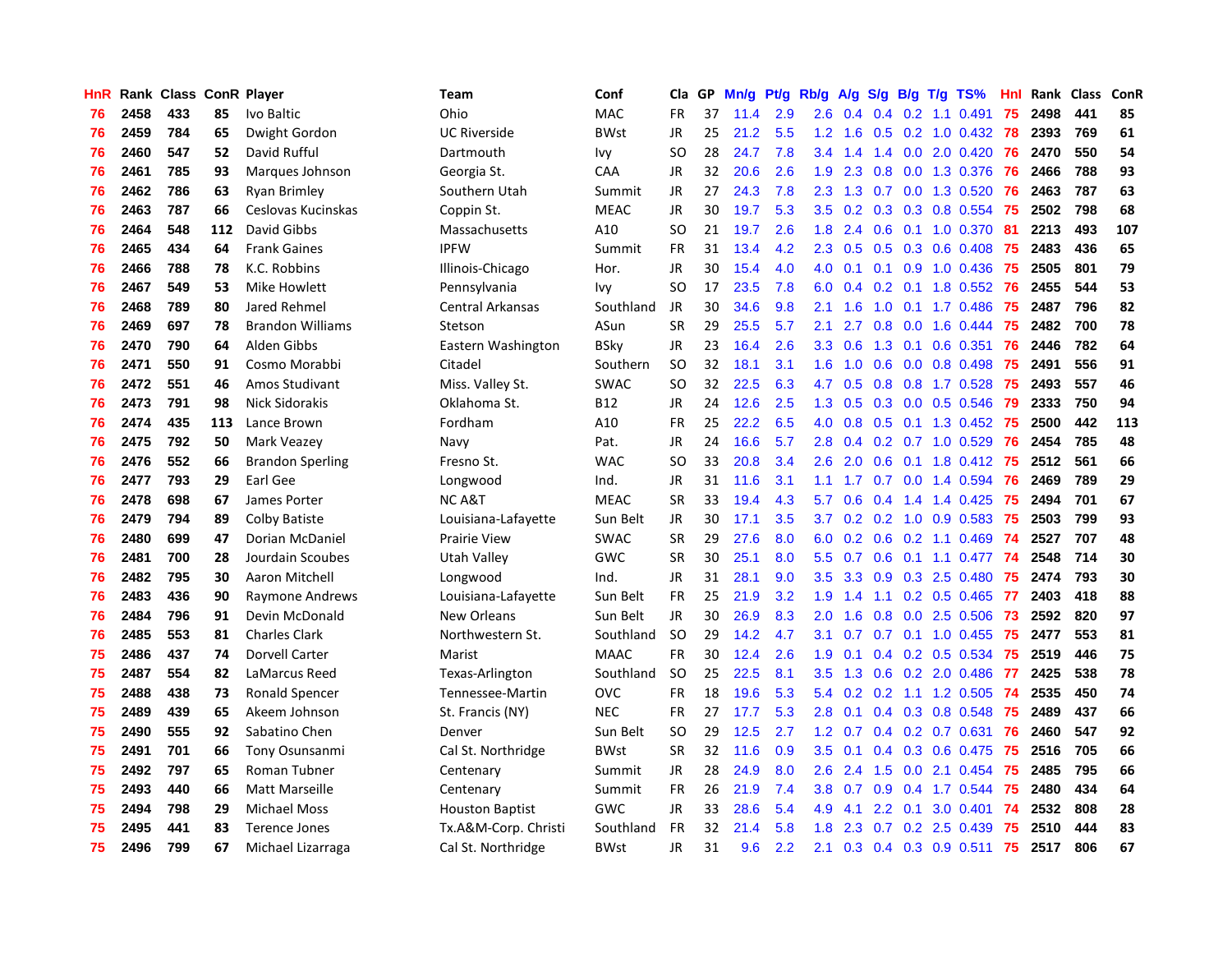| HnR | Rank | Class | ConR | Player | Team | Conf | Cla | GP | Mn/g | Pt/g | Rb/g | A/g | S/g | B/g | T/g | TS% | HnI | Rank | Class | ConR |
|---|---|---|---|---|---|---|---|---|---|---|---|---|---|---|---|---|---|---|---|---|
| 76 | 2458 | 433 | 85 | Ivo Baltic | Ohio | MAC | FR | 37 | 11.4 | 2.9 | 2.6 | 0.4 | 0.4 | 0.2 | 1.1 | 0.491 | 75 | 2498 | 441 | 85 |
| 76 | 2459 | 784 | 65 | Dwight Gordon | UC Riverside | BWst | JR | 25 | 21.2 | 5.5 | 1.2 | 1.6 | 0.5 | 0.2 | 1.0 | 0.432 | 78 | 2393 | 769 | 61 |
| 76 | 2460 | 547 | 52 | David Rufful | Dartmouth | Ivy | SO | 28 | 24.7 | 7.8 | 3.4 | 1.4 | 1.4 | 0.0 | 2.0 | 0.420 | 76 | 2470 | 550 | 54 |
| 76 | 2461 | 785 | 93 | Marques Johnson | Georgia St. | CAA | JR | 32 | 20.6 | 2.6 | 1.9 | 2.3 | 0.8 | 0.0 | 1.3 | 0.376 | 76 | 2466 | 788 | 93 |
| 76 | 2462 | 786 | 63 | Ryan Brimley | Southern Utah | Summit | JR | 27 | 24.3 | 7.8 | 2.3 | 1.3 | 0.7 | 0.0 | 1.3 | 0.520 | 76 | 2463 | 787 | 63 |
| 76 | 2463 | 787 | 66 | Ceslovas Kucinskas | Coppin St. | MEAC | JR | 30 | 19.7 | 5.3 | 3.5 | 0.2 | 0.3 | 0.3 | 0.8 | 0.554 | 75 | 2502 | 798 | 68 |
| 76 | 2464 | 548 | 112 | David Gibbs | Massachusetts | A10 | SO | 21 | 19.7 | 2.6 | 1.8 | 2.4 | 0.6 | 0.1 | 1.0 | 0.370 | 81 | 2213 | 493 | 107 |
| 76 | 2465 | 434 | 64 | Frank Gaines | IPFW | Summit | FR | 31 | 13.4 | 4.2 | 2.3 | 0.5 | 0.5 | 0.3 | 0.6 | 0.408 | 75 | 2483 | 436 | 65 |
| 76 | 2466 | 788 | 78 | K.C. Robbins | Illinois-Chicago | Hor. | JR | 30 | 15.4 | 4.0 | 4.0 | 0.1 | 0.1 | 0.9 | 1.0 | 0.436 | 75 | 2505 | 801 | 79 |
| 76 | 2467 | 549 | 53 | Mike Howlett | Pennsylvania | Ivy | SO | 17 | 23.5 | 7.8 | 6.0 | 0.4 | 0.2 | 0.1 | 1.8 | 0.552 | 76 | 2455 | 544 | 53 |
| 76 | 2468 | 789 | 80 | Jared Rehmel | Central Arkansas | Southland | JR | 30 | 34.6 | 9.8 | 2.1 | 1.6 | 1.0 | 0.1 | 1.7 | 0.486 | 75 | 2487 | 796 | 82 |
| 76 | 2469 | 697 | 78 | Brandon Williams | Stetson | ASun | SR | 29 | 25.5 | 5.7 | 2.1 | 2.7 | 0.8 | 0.0 | 1.6 | 0.444 | 75 | 2482 | 700 | 78 |
| 76 | 2470 | 790 | 64 | Alden Gibbs | Eastern Washington | BSky | JR | 23 | 16.4 | 2.6 | 3.3 | 0.6 | 1.3 | 0.1 | 0.6 | 0.351 | 76 | 2446 | 782 | 64 |
| 76 | 2471 | 550 | 91 | Cosmo Morabbi | Citadel | Southern | SO | 32 | 18.1 | 3.1 | 1.6 | 1.0 | 0.6 | 0.0 | 0.8 | 0.498 | 75 | 2491 | 556 | 91 |
| 76 | 2472 | 551 | 46 | Amos Studivant | Miss. Valley St. | SWAC | SO | 32 | 22.5 | 6.3 | 4.7 | 0.5 | 0.8 | 0.8 | 1.7 | 0.528 | 75 | 2493 | 557 | 46 |
| 76 | 2473 | 791 | 98 | Nick Sidorakis | Oklahoma St. | B12 | JR | 24 | 12.6 | 2.5 | 1.3 | 0.5 | 0.3 | 0.0 | 0.5 | 0.546 | 79 | 2333 | 750 | 94 |
| 76 | 2474 | 435 | 113 | Lance Brown | Fordham | A10 | FR | 25 | 22.2 | 6.5 | 4.0 | 0.8 | 0.5 | 0.1 | 1.3 | 0.452 | 75 | 2500 | 442 | 113 |
| 76 | 2475 | 792 | 50 | Mark Veazey | Navy | Pat. | JR | 24 | 16.6 | 5.7 | 2.8 | 0.4 | 0.2 | 0.7 | 1.0 | 0.529 | 76 | 2454 | 785 | 48 |
| 76 | 2476 | 552 | 66 | Brandon Sperling | Fresno St. | WAC | SO | 33 | 20.8 | 3.4 | 2.6 | 2.0 | 0.6 | 0.1 | 1.8 | 0.412 | 75 | 2512 | 561 | 66 |
| 76 | 2477 | 793 | 29 | Earl Gee | Longwood | Ind. | JR | 31 | 11.6 | 3.1 | 1.1 | 1.7 | 0.7 | 0.0 | 1.4 | 0.594 | 76 | 2469 | 789 | 29 |
| 76 | 2478 | 698 | 67 | James Porter | NC A&T | MEAC | SR | 33 | 19.4 | 4.3 | 5.7 | 0.6 | 0.4 | 1.4 | 1.4 | 0.425 | 75 | 2494 | 701 | 67 |
| 76 | 2479 | 794 | 89 | Colby Batiste | Louisiana-Lafayette | Sun Belt | JR | 30 | 17.1 | 3.5 | 3.7 | 0.2 | 0.2 | 1.0 | 0.9 | 0.583 | 75 | 2503 | 799 | 93 |
| 76 | 2480 | 699 | 47 | Dorian McDaniel | Prairie View | SWAC | SR | 29 | 27.6 | 8.0 | 6.0 | 0.2 | 0.6 | 0.2 | 1.1 | 0.469 | 74 | 2527 | 707 | 48 |
| 76 | 2481 | 700 | 28 | Jourdain Scoubes | Utah Valley | GWC | SR | 30 | 25.1 | 8.0 | 5.5 | 0.7 | 0.6 | 0.1 | 1.1 | 0.477 | 74 | 2548 | 714 | 30 |
| 76 | 2482 | 795 | 30 | Aaron Mitchell | Longwood | Ind. | JR | 31 | 28.1 | 9.0 | 3.5 | 3.3 | 0.9 | 0.3 | 2.5 | 0.480 | 75 | 2474 | 793 | 30 |
| 76 | 2483 | 436 | 90 | Raymone Andrews | Louisiana-Lafayette | Sun Belt | FR | 25 | 21.9 | 3.2 | 1.9 | 1.4 | 1.1 | 0.2 | 0.5 | 0.465 | 77 | 2403 | 418 | 88 |
| 76 | 2484 | 796 | 91 | Devin McDonald | New Orleans | Sun Belt | JR | 30 | 26.9 | 8.3 | 2.0 | 1.6 | 0.8 | 0.0 | 2.5 | 0.506 | 73 | 2592 | 820 | 97 |
| 76 | 2485 | 553 | 81 | Charles Clark | Northwestern St. | Southland | SO | 29 | 14.2 | 4.7 | 3.1 | 0.7 | 0.7 | 0.1 | 1.0 | 0.455 | 75 | 2477 | 553 | 81 |
| 75 | 2486 | 437 | 74 | Dorvell Carter | Marist | MAAC | FR | 30 | 12.4 | 2.6 | 1.9 | 0.1 | 0.4 | 0.2 | 0.5 | 0.534 | 75 | 2519 | 446 | 75 |
| 75 | 2487 | 554 | 82 | LaMarcus Reed | Texas-Arlington | Southland | SO | 25 | 22.5 | 8.1 | 3.5 | 1.3 | 0.6 | 0.2 | 2.0 | 0.486 | 77 | 2425 | 538 | 78 |
| 75 | 2488 | 438 | 73 | Ronald Spencer | Tennesee-Martin | OVC | FR | 18 | 19.6 | 5.3 | 5.4 | 0.2 | 0.2 | 1.1 | 1.2 | 0.505 | 74 | 2535 | 450 | 74 |
| 75 | 2489 | 439 | 65 | Akeem Johnson | St. Francis (NY) | NEC | FR | 27 | 17.7 | 5.3 | 2.8 | 0.1 | 0.4 | 0.3 | 0.8 | 0.548 | 75 | 2489 | 437 | 66 |
| 75 | 2490 | 555 | 92 | Sabatino Chen | Denver | Sun Belt | SO | 29 | 12.5 | 2.7 | 1.2 | 0.7 | 0.4 | 0.2 | 0.7 | 0.631 | 76 | 2460 | 547 | 92 |
| 75 | 2491 | 701 | 66 | Tony Osunsanmi | Cal St. Northridge | BWst | SR | 32 | 11.6 | 0.9 | 3.5 | 0.1 | 0.4 | 0.3 | 0.6 | 0.475 | 75 | 2516 | 705 | 66 |
| 75 | 2492 | 797 | 65 | Roman Tubner | Centenary | Summit | JR | 28 | 24.9 | 8.0 | 2.6 | 2.4 | 1.5 | 0.0 | 2.1 | 0.454 | 75 | 2485 | 795 | 66 |
| 75 | 2493 | 440 | 66 | Matt Marseille | Centenary | Summit | FR | 26 | 21.9 | 7.4 | 3.8 | 0.7 | 0.9 | 0.4 | 1.7 | 0.544 | 75 | 2480 | 434 | 64 |
| 75 | 2494 | 798 | 29 | Michael Moss | Houston Baptist | GWC | JR | 33 | 28.6 | 5.4 | 4.9 | 4.1 | 2.2 | 0.1 | 3.0 | 0.401 | 74 | 2532 | 808 | 28 |
| 75 | 2495 | 441 | 83 | Terence Jones | Tx.A&M-Corp. Christi | Southland | FR | 32 | 21.4 | 5.8 | 1.8 | 2.3 | 0.7 | 0.2 | 2.5 | 0.439 | 75 | 2510 | 444 | 83 |
| 75 | 2496 | 799 | 67 | Michael Lizarraga | Cal St. Northridge | BWst | JR | 31 | 9.6 | 2.2 | 2.1 | 0.3 | 0.4 | 0.3 | 0.9 | 0.511 | 75 | 2517 | 806 | 67 |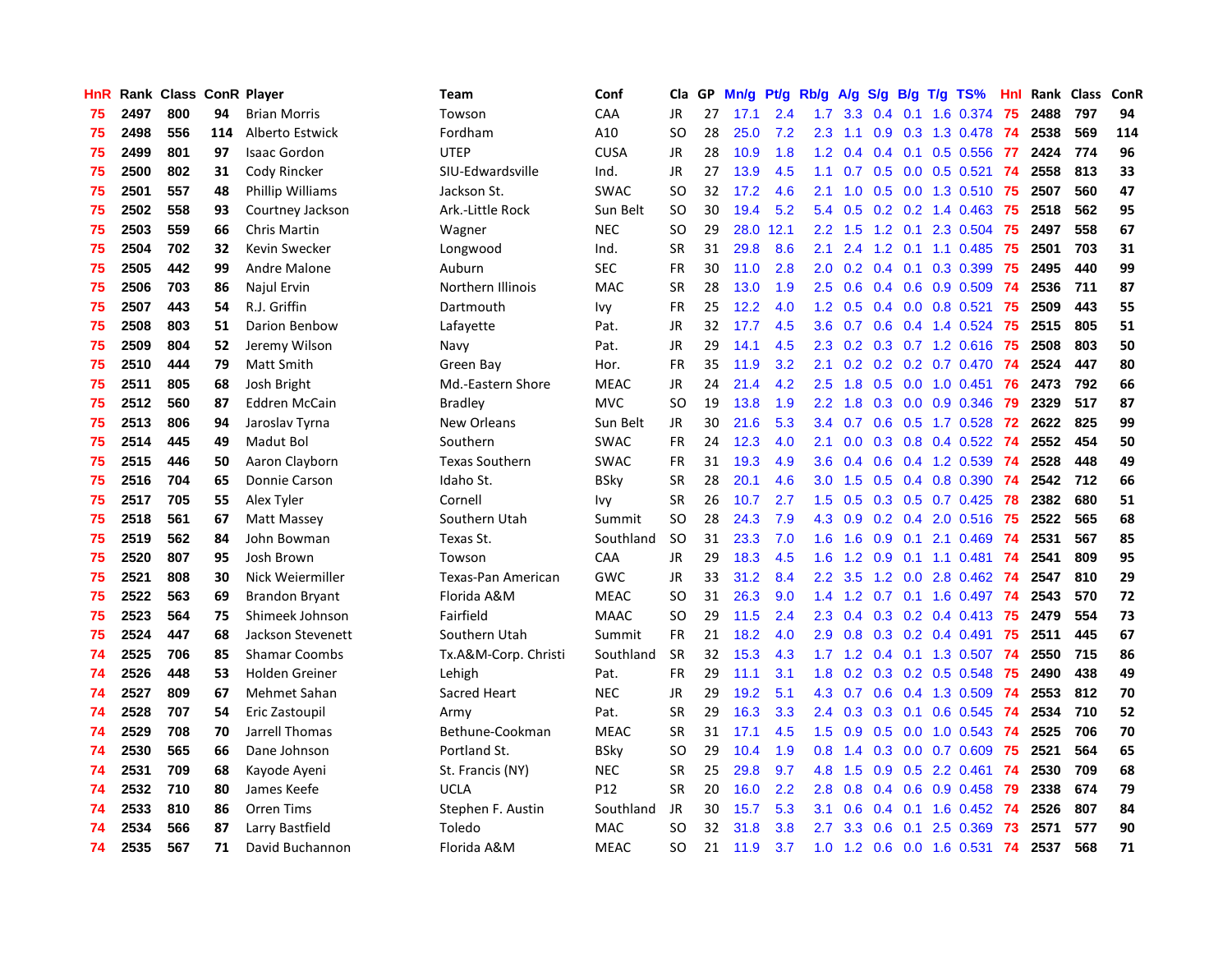| HnR | Rank | Class | ConR | Player | Team | Conf | Cla | GP | Mn/g | Pt/g | Rb/g | A/g | S/g | B/g | T/g | TS% | HnI | Rank | Class | ConR |
|---|---|---|---|---|---|---|---|---|---|---|---|---|---|---|---|---|---|---|---|---|
| 75 | 2497 | 800 | 94 | Brian Morris | Towson | CAA | JR | 27 | 17.1 | 2.4 | 1.7 | 3.3 | 0.4 | 0.1 | 1.6 | 0.374 | 75 | 2488 | 797 | 94 |
| 75 | 2498 | 556 | 114 | Alberto Estwick | Fordham | A10 | SO | 28 | 25.0 | 7.2 | 2.3 | 1.1 | 0.9 | 0.3 | 1.3 | 0.478 | 74 | 2538 | 569 | 114 |
| 75 | 2499 | 801 | 97 | Isaac Gordon | UTEP | CUSA | JR | 28 | 10.9 | 1.8 | 1.2 | 0.4 | 0.4 | 0.1 | 0.5 | 0.556 | 77 | 2424 | 774 | 96 |
| 75 | 2500 | 802 | 31 | Cody Rincker | SIU-Edwardsville | Ind. | JR | 27 | 13.9 | 4.5 | 1.1 | 0.7 | 0.5 | 0.0 | 0.5 | 0.521 | 74 | 2558 | 813 | 33 |
| 75 | 2501 | 557 | 48 | Phillip Williams | Jackson St. | SWAC | SO | 32 | 17.2 | 4.6 | 2.1 | 1.0 | 0.5 | 0.0 | 1.3 | 0.510 | 75 | 2507 | 560 | 47 |
| 75 | 2502 | 558 | 93 | Courtney Jackson | Ark.-Little Rock | Sun Belt | SO | 30 | 19.4 | 5.2 | 5.4 | 0.5 | 0.2 | 0.2 | 1.4 | 0.463 | 75 | 2518 | 562 | 95 |
| 75 | 2503 | 559 | 66 | Chris Martin | Wagner | NEC | SO | 29 | 28.0 | 12.1 | 2.2 | 1.5 | 1.2 | 0.1 | 2.3 | 0.504 | 75 | 2497 | 558 | 67 |
| 75 | 2504 | 702 | 32 | Kevin Swecker | Longwood | Ind. | SR | 31 | 29.8 | 8.6 | 2.1 | 2.4 | 1.2 | 0.1 | 1.1 | 0.485 | 75 | 2501 | 703 | 31 |
| 75 | 2505 | 442 | 99 | Andre Malone | Auburn | SEC | FR | 30 | 11.0 | 2.8 | 2.0 | 0.2 | 0.4 | 0.1 | 0.3 | 0.399 | 75 | 2495 | 440 | 99 |
| 75 | 2506 | 703 | 86 | Najul Ervin | Northern Illinois | MAC | SR | 28 | 13.0 | 1.9 | 2.5 | 0.6 | 0.4 | 0.6 | 0.9 | 0.509 | 74 | 2536 | 711 | 87 |
| 75 | 2507 | 443 | 54 | R.J. Griffin | Dartmouth | Ivy | FR | 25 | 12.2 | 4.0 | 1.2 | 0.5 | 0.4 | 0.0 | 0.8 | 0.521 | 75 | 2509 | 443 | 55 |
| 75 | 2508 | 803 | 51 | Darion Benbow | Lafayette | Pat. | JR | 32 | 17.7 | 4.5 | 3.6 | 0.7 | 0.6 | 0.4 | 1.4 | 0.524 | 75 | 2515 | 805 | 51 |
| 75 | 2509 | 804 | 52 | Jeremy Wilson | Navy | Pat. | JR | 29 | 14.1 | 4.5 | 2.3 | 0.2 | 0.3 | 0.7 | 1.2 | 0.616 | 75 | 2508 | 803 | 50 |
| 75 | 2510 | 444 | 79 | Matt Smith | Green Bay | Hor. | FR | 35 | 11.9 | 3.2 | 2.1 | 0.2 | 0.2 | 0.2 | 0.7 | 0.470 | 74 | 2524 | 447 | 80 |
| 75 | 2511 | 805 | 68 | Josh Bright | Md.-Eastern Shore | MEAC | JR | 24 | 21.4 | 4.2 | 2.5 | 1.8 | 0.5 | 0.0 | 1.0 | 0.451 | 76 | 2473 | 792 | 66 |
| 75 | 2512 | 560 | 87 | Eddren McCain | Bradley | MVC | SO | 19 | 13.8 | 1.9 | 2.2 | 1.8 | 0.3 | 0.0 | 0.9 | 0.346 | 79 | 2329 | 517 | 87 |
| 75 | 2513 | 806 | 94 | Jaroslav Tyrna | New Orleans | Sun Belt | JR | 30 | 21.6 | 5.3 | 3.4 | 0.7 | 0.6 | 0.5 | 1.7 | 0.528 | 72 | 2622 | 825 | 99 |
| 75 | 2514 | 445 | 49 | Madut Bol | Southern | SWAC | FR | 24 | 12.3 | 4.0 | 2.1 | 0.0 | 0.3 | 0.8 | 0.4 | 0.522 | 74 | 2552 | 454 | 50 |
| 75 | 2515 | 446 | 50 | Aaron Clayborn | Texas Southern | SWAC | FR | 31 | 19.3 | 4.9 | 3.6 | 0.4 | 0.6 | 0.4 | 1.2 | 0.539 | 74 | 2528 | 448 | 49 |
| 75 | 2516 | 704 | 65 | Donnie Carson | Idaho St. | BSky | SR | 28 | 20.1 | 4.6 | 3.0 | 1.5 | 0.5 | 0.4 | 0.8 | 0.390 | 74 | 2542 | 712 | 66 |
| 75 | 2517 | 705 | 55 | Alex Tyler | Cornell | Ivy | SR | 26 | 10.7 | 2.7 | 1.5 | 0.5 | 0.3 | 0.5 | 0.7 | 0.425 | 78 | 2382 | 680 | 51 |
| 75 | 2518 | 561 | 67 | Matt Massey | Southern Utah | Summit | SO | 28 | 24.3 | 7.9 | 4.3 | 0.9 | 0.2 | 0.4 | 2.0 | 0.516 | 75 | 2522 | 565 | 68 |
| 75 | 2519 | 562 | 84 | John Bowman | Texas St. | Southland | SO | 31 | 23.3 | 7.0 | 1.6 | 1.6 | 0.9 | 0.1 | 2.1 | 0.469 | 74 | 2531 | 567 | 85 |
| 75 | 2520 | 807 | 95 | Josh Brown | Towson | CAA | JR | 29 | 18.3 | 4.5 | 1.6 | 1.2 | 0.9 | 0.1 | 1.1 | 0.481 | 74 | 2541 | 809 | 95 |
| 75 | 2521 | 808 | 30 | Nick Weiermiller | Texas-Pan American | GWC | JR | 33 | 31.2 | 8.4 | 2.2 | 3.5 | 1.2 | 0.0 | 2.8 | 0.462 | 74 | 2547 | 810 | 29 |
| 75 | 2522 | 563 | 69 | Brandon Bryant | Florida A&M | MEAC | SO | 31 | 26.3 | 9.0 | 1.4 | 1.2 | 0.7 | 0.1 | 1.6 | 0.497 | 74 | 2543 | 570 | 72 |
| 75 | 2523 | 564 | 75 | Shimeek Johnson | Fairfield | MAAC | SO | 29 | 11.5 | 2.4 | 2.3 | 0.4 | 0.3 | 0.2 | 0.4 | 0.413 | 75 | 2479 | 554 | 73 |
| 75 | 2524 | 447 | 68 | Jackson Stevenett | Southern Utah | Summit | FR | 21 | 18.2 | 4.0 | 2.9 | 0.8 | 0.3 | 0.2 | 0.4 | 0.491 | 75 | 2511 | 445 | 67 |
| 74 | 2525 | 706 | 85 | Shamar Coombs | Tx.A&M-Corp. Christi | Southland | SR | 32 | 15.3 | 4.3 | 1.7 | 1.2 | 0.4 | 0.1 | 1.3 | 0.507 | 74 | 2550 | 715 | 86 |
| 74 | 2526 | 448 | 53 | Holden Greiner | Lehigh | Pat. | FR | 29 | 11.1 | 3.1 | 1.8 | 0.2 | 0.3 | 0.2 | 0.5 | 0.548 | 75 | 2490 | 438 | 49 |
| 74 | 2527 | 809 | 67 | Mehmet Sahan | Sacred Heart | NEC | JR | 29 | 19.2 | 5.1 | 4.3 | 0.7 | 0.6 | 0.4 | 1.3 | 0.509 | 74 | 2553 | 812 | 70 |
| 74 | 2528 | 707 | 54 | Eric Zastoupil | Army | Pat. | SR | 29 | 16.3 | 3.3 | 2.4 | 0.3 | 0.3 | 0.1 | 0.6 | 0.545 | 74 | 2534 | 710 | 52 |
| 74 | 2529 | 708 | 70 | Jarrell Thomas | Bethune-Cookman | MEAC | SR | 31 | 17.1 | 4.5 | 1.5 | 0.9 | 0.5 | 0.0 | 1.0 | 0.543 | 74 | 2525 | 706 | 70 |
| 74 | 2530 | 565 | 66 | Dane Johnson | Portland St. | BSky | SO | 29 | 10.4 | 1.9 | 0.8 | 1.4 | 0.3 | 0.0 | 0.7 | 0.609 | 75 | 2521 | 564 | 65 |
| 74 | 2531 | 709 | 68 | Kayode Ayeni | St. Francis (NY) | NEC | SR | 25 | 29.8 | 9.7 | 4.8 | 1.5 | 0.9 | 0.5 | 2.2 | 0.461 | 74 | 2530 | 709 | 68 |
| 74 | 2532 | 710 | 80 | James Keefe | UCLA | P12 | SR | 20 | 16.0 | 2.2 | 2.8 | 0.8 | 0.4 | 0.6 | 0.9 | 0.458 | 79 | 2338 | 674 | 79 |
| 74 | 2533 | 810 | 86 | Orren Tims | Stephen F. Austin | Southland | JR | 30 | 15.7 | 5.3 | 3.1 | 0.6 | 0.4 | 0.1 | 1.6 | 0.452 | 74 | 2526 | 807 | 84 |
| 74 | 2534 | 566 | 87 | Larry Bastfield | Toledo | MAC | SO | 32 | 31.8 | 3.8 | 2.7 | 3.3 | 0.6 | 0.1 | 2.5 | 0.369 | 73 | 2571 | 577 | 90 |
| 74 | 2535 | 567 | 71 | David Buchannon | Florida A&M | MEAC | SO | 21 | 11.9 | 3.7 | 1.0 | 1.2 | 0.6 | 0.0 | 1.6 | 0.531 | 74 | 2537 | 568 | 71 |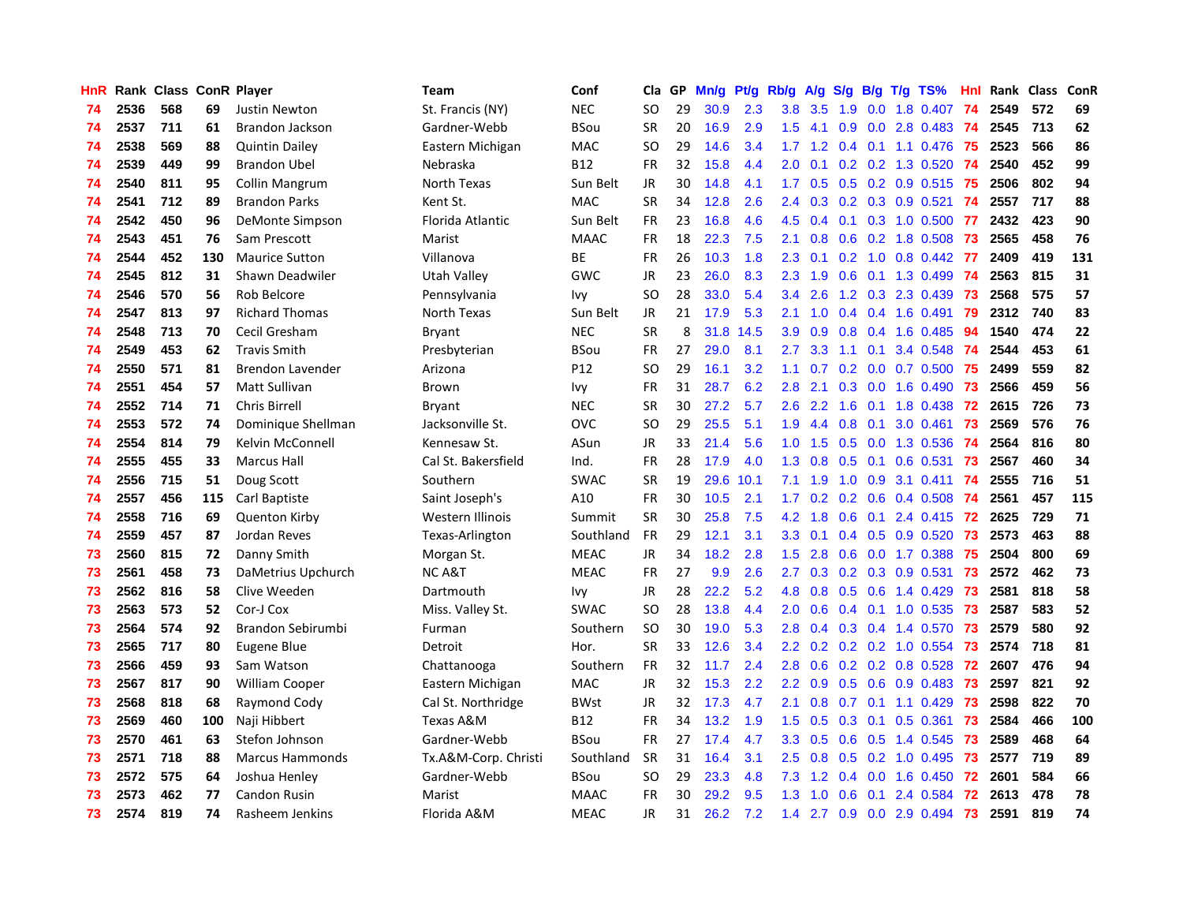| HnR | Rank | Class | ConR | Player | Team | Conf | Cla | GP | Mn/g | Pt/g | Rb/g | A/g | S/g | B/g | T/g | TS% | HnI | Rank | Class | ConR |
|---|---|---|---|---|---|---|---|---|---|---|---|---|---|---|---|---|---|---|---|---|
| 74 | 2536 | 568 | 69 | Justin Newton | St. Francis (NY) | NEC | SO | 29 | 30.9 | 2.3 | 3.8 | 3.5 | 1.9 | 0.0 | 1.8 | 0.407 | 74 | 2549 | 572 | 69 |
| 74 | 2537 | 711 | 61 | Brandon Jackson | Gardner-Webb | BSou | SR | 20 | 16.9 | 2.9 | 1.5 | 4.1 | 0.9 | 0.0 | 2.8 | 0.483 | 74 | 2545 | 713 | 62 |
| 74 | 2538 | 569 | 88 | Quintin Dailey | Eastern Michigan | MAC | SO | 29 | 14.6 | 3.4 | 1.7 | 1.2 | 0.4 | 0.1 | 1.1 | 0.476 | 75 | 2523 | 566 | 86 |
| 74 | 2539 | 449 | 99 | Brandon Ubel | Nebraska | B12 | FR | 32 | 15.8 | 4.4 | 2.0 | 0.1 | 0.2 | 0.2 | 1.3 | 0.520 | 74 | 2540 | 452 | 99 |
| 74 | 2540 | 811 | 95 | Collin Mangrum | North Texas | Sun Belt | JR | 30 | 14.8 | 4.1 | 1.7 | 0.5 | 0.5 | 0.2 | 0.9 | 0.515 | 75 | 2506 | 802 | 94 |
| 74 | 2541 | 712 | 89 | Brandon Parks | Kent St. | MAC | SR | 34 | 12.8 | 2.6 | 2.4 | 0.3 | 0.2 | 0.3 | 0.9 | 0.521 | 74 | 2557 | 717 | 88 |
| 74 | 2542 | 450 | 96 | DeMonte Simpson | Florida Atlantic | Sun Belt | FR | 23 | 16.8 | 4.6 | 4.5 | 0.4 | 0.1 | 0.3 | 1.0 | 0.500 | 77 | 2432 | 423 | 90 |
| 74 | 2543 | 451 | 76 | Sam Prescott | Marist | MAAC | FR | 18 | 22.3 | 7.5 | 2.1 | 0.8 | 0.6 | 0.2 | 1.8 | 0.508 | 73 | 2565 | 458 | 76 |
| 74 | 2544 | 452 | 130 | Maurice Sutton | Villanova | BE | FR | 26 | 10.3 | 1.8 | 2.3 | 0.1 | 0.2 | 1.0 | 0.8 | 0.442 | 77 | 2409 | 419 | 131 |
| 74 | 2545 | 812 | 31 | Shawn Deadwiler | Utah Valley | GWC | JR | 23 | 26.0 | 8.3 | 2.3 | 1.9 | 0.6 | 0.1 | 1.3 | 0.499 | 74 | 2563 | 815 | 31 |
| 74 | 2546 | 570 | 56 | Rob Belcore | Pennsylvania | Ivy | SO | 28 | 33.0 | 5.4 | 3.4 | 2.6 | 1.2 | 0.3 | 2.3 | 0.439 | 73 | 2568 | 575 | 57 |
| 74 | 2547 | 813 | 97 | Richard Thomas | North Texas | Sun Belt | JR | 21 | 17.9 | 5.3 | 2.1 | 1.0 | 0.4 | 0.4 | 1.6 | 0.491 | 79 | 2312 | 740 | 83 |
| 74 | 2548 | 713 | 70 | Cecil Gresham | Bryant | NEC | SR | 8 | 31.8 | 14.5 | 3.9 | 0.9 | 0.8 | 0.4 | 1.6 | 0.485 | 94 | 1540 | 474 | 22 |
| 74 | 2549 | 453 | 62 | Travis Smith | Presbyterian | BSou | FR | 27 | 29.0 | 8.1 | 2.7 | 3.3 | 1.1 | 0.1 | 3.4 | 0.548 | 74 | 2544 | 453 | 61 |
| 74 | 2550 | 571 | 81 | Brendon Lavender | Arizona | P12 | SO | 29 | 16.1 | 3.2 | 1.1 | 0.7 | 0.2 | 0.0 | 0.7 | 0.500 | 75 | 2499 | 559 | 82 |
| 74 | 2551 | 454 | 57 | Matt Sullivan | Brown | Ivy | FR | 31 | 28.7 | 6.2 | 2.8 | 2.1 | 0.3 | 0.0 | 1.6 | 0.490 | 73 | 2566 | 459 | 56 |
| 74 | 2552 | 714 | 71 | Chris Birrell | Bryant | NEC | SR | 30 | 27.2 | 5.7 | 2.6 | 2.2 | 1.6 | 0.1 | 1.8 | 0.438 | 72 | 2615 | 726 | 73 |
| 74 | 2553 | 572 | 74 | Dominique Shellman | Jacksonville St. | OVC | SO | 29 | 25.5 | 5.1 | 1.9 | 4.4 | 0.8 | 0.1 | 3.0 | 0.461 | 73 | 2569 | 576 | 76 |
| 74 | 2554 | 814 | 79 | Kelvin McConnell | Kennesaw St. | ASun | JR | 33 | 21.4 | 5.6 | 1.0 | 1.5 | 0.5 | 0.0 | 1.3 | 0.536 | 74 | 2564 | 816 | 80 |
| 74 | 2555 | 455 | 33 | Marcus Hall | Cal St. Bakersfield | Ind. | FR | 28 | 17.9 | 4.0 | 1.3 | 0.8 | 0.5 | 0.1 | 0.6 | 0.531 | 73 | 2567 | 460 | 34 |
| 74 | 2556 | 715 | 51 | Doug Scott | Southern | SWAC | SR | 19 | 29.6 | 10.1 | 7.1 | 1.9 | 1.0 | 0.9 | 3.1 | 0.411 | 74 | 2555 | 716 | 51 |
| 74 | 2557 | 456 | 115 | Carl Baptiste | Saint Joseph's | A10 | FR | 30 | 10.5 | 2.1 | 1.7 | 0.2 | 0.2 | 0.6 | 0.4 | 0.508 | 74 | 2561 | 457 | 115 |
| 74 | 2558 | 716 | 69 | Quenton Kirby | Western Illinois | Summit | SR | 30 | 25.8 | 7.5 | 4.2 | 1.8 | 0.6 | 0.1 | 2.4 | 0.415 | 72 | 2625 | 729 | 71 |
| 74 | 2559 | 457 | 87 | Jordan Reves | Texas-Arlington | Southland | FR | 29 | 12.1 | 3.1 | 3.3 | 0.1 | 0.4 | 0.5 | 0.9 | 0.520 | 73 | 2573 | 463 | 88 |
| 73 | 2560 | 815 | 72 | Danny Smith | Morgan St. | MEAC | JR | 34 | 18.2 | 2.8 | 1.5 | 2.8 | 0.6 | 0.0 | 1.7 | 0.388 | 75 | 2504 | 800 | 69 |
| 73 | 2561 | 458 | 73 | DaMetrius Upchurch | NC A&T | MEAC | FR | 27 | 9.9 | 2.6 | 2.7 | 0.3 | 0.2 | 0.3 | 0.9 | 0.531 | 73 | 2572 | 462 | 73 |
| 73 | 2562 | 816 | 58 | Clive Weeden | Dartmouth | Ivy | JR | 28 | 22.2 | 5.2 | 4.8 | 0.8 | 0.5 | 0.6 | 1.4 | 0.429 | 73 | 2581 | 818 | 58 |
| 73 | 2563 | 573 | 52 | Cor-J Cox | Miss. Valley St. | SWAC | SO | 28 | 13.8 | 4.4 | 2.0 | 0.6 | 0.4 | 0.1 | 1.0 | 0.535 | 73 | 2587 | 583 | 52 |
| 73 | 2564 | 574 | 92 | Brandon Sebirumbi | Furman | Southern | SO | 30 | 19.0 | 5.3 | 2.8 | 0.4 | 0.3 | 0.4 | 1.4 | 0.570 | 73 | 2579 | 580 | 92 |
| 73 | 2565 | 717 | 80 | Eugene Blue | Detroit | Hor. | SR | 33 | 12.6 | 3.4 | 2.2 | 0.2 | 0.2 | 0.2 | 1.0 | 0.554 | 73 | 2574 | 718 | 81 |
| 73 | 2566 | 459 | 93 | Sam Watson | Chattanooga | Southern | FR | 32 | 11.7 | 2.4 | 2.8 | 0.6 | 0.2 | 0.2 | 0.8 | 0.528 | 72 | 2607 | 476 | 94 |
| 73 | 2567 | 817 | 90 | William Cooper | Eastern Michigan | MAC | JR | 32 | 15.3 | 2.2 | 2.2 | 0.9 | 0.5 | 0.6 | 0.9 | 0.483 | 73 | 2597 | 821 | 92 |
| 73 | 2568 | 818 | 68 | Raymond Cody | Cal St. Northridge | BWst | JR | 32 | 17.3 | 4.7 | 2.1 | 0.8 | 0.7 | 0.1 | 1.1 | 0.429 | 73 | 2598 | 822 | 70 |
| 73 | 2569 | 460 | 100 | Naji Hibbert | Texas A&M | B12 | FR | 34 | 13.2 | 1.9 | 1.5 | 0.5 | 0.3 | 0.1 | 0.5 | 0.361 | 73 | 2584 | 466 | 100 |
| 73 | 2570 | 461 | 63 | Stefon Johnson | Gardner-Webb | BSou | FR | 27 | 17.4 | 4.7 | 3.3 | 0.5 | 0.6 | 0.5 | 1.4 | 0.545 | 73 | 2589 | 468 | 64 |
| 73 | 2571 | 718 | 88 | Marcus Hammonds | Tx.A&M-Corp. Christi | Southland | SR | 31 | 16.4 | 3.1 | 2.5 | 0.8 | 0.5 | 0.2 | 1.0 | 0.495 | 73 | 2577 | 719 | 89 |
| 73 | 2572 | 575 | 64 | Joshua Henley | Gardner-Webb | BSou | SO | 29 | 23.3 | 4.8 | 7.3 | 1.2 | 0.4 | 0.0 | 1.6 | 0.450 | 72 | 2601 | 584 | 66 |
| 73 | 2573 | 462 | 77 | Candon Rusin | Marist | MAAC | FR | 30 | 29.2 | 9.5 | 1.3 | 1.0 | 0.6 | 0.1 | 2.4 | 0.584 | 72 | 2613 | 478 | 78 |
| 73 | 2574 | 819 | 74 | Rasheem Jenkins | Florida A&M | MEAC | JR | 31 | 26.2 | 7.2 | 1.4 | 2.7 | 0.9 | 0.0 | 2.9 | 0.494 | 73 | 2591 | 819 | 74 |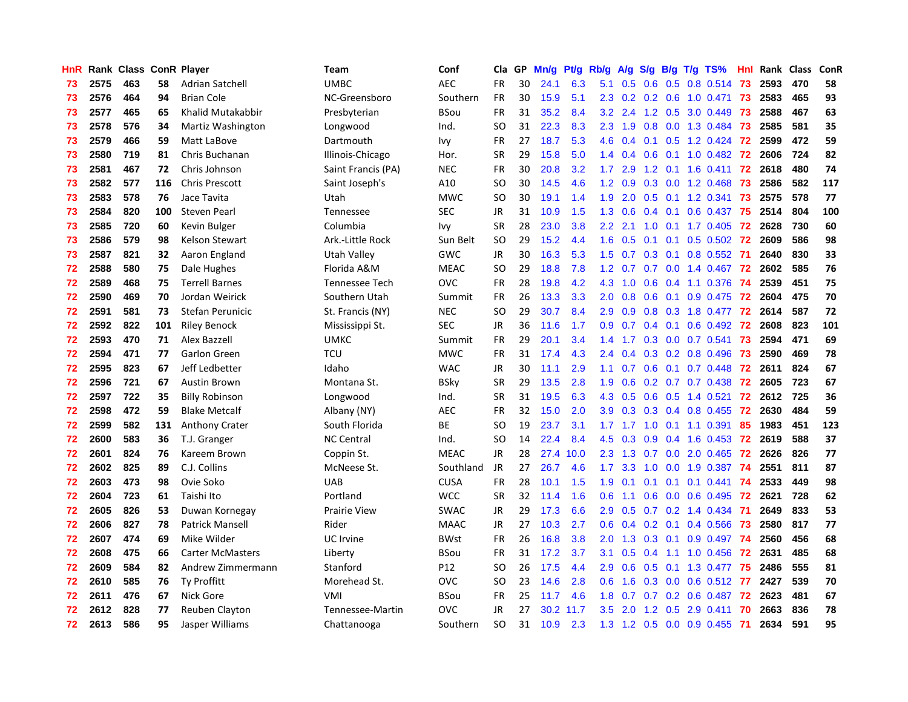| HnR | Rank | Class | ConR | Player | Team | Conf | Cla | GP | Mn/g | Pt/g | Rb/g | A/g | S/g | B/g | T/g | TS% | HnI | Rank | Class | ConR |
|---|---|---|---|---|---|---|---|---|---|---|---|---|---|---|---|---|---|---|---|---|
| 73 | 2575 | 463 | 58 | Adrian Satchell | UMBC | AEC | FR | 30 | 24.1 | 6.3 | 5.1 | 0.5 | 0.6 | 0.5 | 0.8 | 0.514 | 73 | 2593 | 470 | 58 |
| 73 | 2576 | 464 | 94 | Brian Cole | NC-Greensboro | Southern | FR | 30 | 15.9 | 5.1 | 2.3 | 0.2 | 0.2 | 0.6 | 1.0 | 0.471 | 73 | 2583 | 465 | 93 |
| 73 | 2577 | 465 | 65 | Khalid Mutakabbir | Presbyterian | BSou | FR | 31 | 35.2 | 8.4 | 3.2 | 2.4 | 1.2 | 0.5 | 3.0 | 0.449 | 73 | 2588 | 467 | 63 |
| 73 | 2578 | 576 | 34 | Martiz Washington | Longwood | Ind. | SO | 31 | 22.3 | 8.3 | 2.3 | 1.9 | 0.8 | 0.0 | 1.3 | 0.484 | 73 | 2585 | 581 | 35 |
| 73 | 2579 | 466 | 59 | Matt LaBove | Dartmouth | Ivy | FR | 27 | 18.7 | 5.3 | 4.6 | 0.4 | 0.1 | 0.5 | 1.2 | 0.424 | 72 | 2599 | 472 | 59 |
| 73 | 2580 | 719 | 81 | Chris Buchanan | Illinois-Chicago | Hor. | SR | 29 | 15.8 | 5.0 | 1.4 | 0.4 | 0.6 | 0.1 | 1.0 | 0.482 | 72 | 2606 | 724 | 82 |
| 73 | 2581 | 467 | 72 | Chris Johnson | Saint Francis (PA) | NEC | FR | 30 | 20.8 | 3.2 | 1.7 | 2.9 | 1.2 | 0.1 | 1.6 | 0.411 | 72 | 2618 | 480 | 74 |
| 73 | 2582 | 577 | 116 | Chris Prescott | Saint Joseph's | A10 | SO | 30 | 14.5 | 4.6 | 1.2 | 0.9 | 0.3 | 0.0 | 1.2 | 0.468 | 73 | 2586 | 582 | 117 |
| 73 | 2583 | 578 | 76 | Jace Tavita | Utah | MWC | SO | 30 | 19.1 | 1.4 | 1.9 | 2.0 | 0.5 | 0.1 | 1.2 | 0.341 | 73 | 2575 | 578 | 77 |
| 73 | 2584 | 820 | 100 | Steven Pearl | Tennessee | SEC | JR | 31 | 10.9 | 1.5 | 1.3 | 0.6 | 0.4 | 0.1 | 0.6 | 0.437 | 75 | 2514 | 804 | 100 |
| 73 | 2585 | 720 | 60 | Kevin Bulger | Columbia | Ivy | SR | 28 | 23.0 | 3.8 | 2.2 | 2.1 | 1.0 | 0.1 | 1.7 | 0.405 | 72 | 2628 | 730 | 60 |
| 73 | 2586 | 579 | 98 | Kelson Stewart | Ark.-Little Rock | Sun Belt | SO | 29 | 15.2 | 4.4 | 1.6 | 0.5 | 0.1 | 0.1 | 0.5 | 0.502 | 72 | 2609 | 586 | 98 |
| 73 | 2587 | 821 | 32 | Aaron England | Utah Valley | GWC | JR | 30 | 16.3 | 5.3 | 1.5 | 0.7 | 0.3 | 0.1 | 0.8 | 0.552 | 71 | 2640 | 830 | 33 |
| 72 | 2588 | 580 | 75 | Dale Hughes | Florida A&M | MEAC | SO | 29 | 18.8 | 7.8 | 1.2 | 0.7 | 0.7 | 0.0 | 1.4 | 0.467 | 72 | 2602 | 585 | 76 |
| 72 | 2589 | 468 | 75 | Terrell Barnes | Tennessee Tech | OVC | FR | 28 | 19.8 | 4.2 | 4.3 | 1.0 | 0.6 | 0.4 | 1.1 | 0.376 | 74 | 2539 | 451 | 75 |
| 72 | 2590 | 469 | 70 | Jordan Weirick | Southern Utah | Summit | FR | 26 | 13.3 | 3.3 | 2.0 | 0.8 | 0.6 | 0.1 | 0.9 | 0.475 | 72 | 2604 | 475 | 70 |
| 72 | 2591 | 581 | 73 | Stefan Perunicic | St. Francis (NY) | NEC | SO | 29 | 30.7 | 8.4 | 2.9 | 0.9 | 0.8 | 0.3 | 1.8 | 0.477 | 72 | 2614 | 587 | 72 |
| 72 | 2592 | 822 | 101 | Riley Benock | Mississippi St. | SEC | JR | 36 | 11.6 | 1.7 | 0.9 | 0.7 | 0.4 | 0.1 | 0.6 | 0.492 | 72 | 2608 | 823 | 101 |
| 72 | 2593 | 470 | 71 | Alex Bazzell | UMKC | Summit | FR | 29 | 20.1 | 3.4 | 1.4 | 1.7 | 0.3 | 0.0 | 0.7 | 0.541 | 73 | 2594 | 471 | 69 |
| 72 | 2594 | 471 | 77 | Garlon Green | TCU | MWC | FR | 31 | 17.4 | 4.3 | 2.4 | 0.4 | 0.3 | 0.2 | 0.8 | 0.496 | 73 | 2590 | 469 | 78 |
| 72 | 2595 | 823 | 67 | Jeff Ledbetter | Idaho | WAC | JR | 30 | 11.1 | 2.9 | 1.1 | 0.7 | 0.6 | 0.1 | 0.7 | 0.448 | 72 | 2611 | 824 | 67 |
| 72 | 2596 | 721 | 67 | Austin Brown | Montana St. | BSky | SR | 29 | 13.5 | 2.8 | 1.9 | 0.6 | 0.2 | 0.7 | 0.7 | 0.438 | 72 | 2605 | 723 | 67 |
| 72 | 2597 | 722 | 35 | Billy Robinson | Longwood | Ind. | SR | 31 | 19.5 | 6.3 | 4.3 | 0.5 | 0.6 | 0.5 | 1.4 | 0.521 | 72 | 2612 | 725 | 36 |
| 72 | 2598 | 472 | 59 | Blake Metcalf | Albany (NY) | AEC | FR | 32 | 15.0 | 2.0 | 3.9 | 0.3 | 0.3 | 0.4 | 0.8 | 0.455 | 72 | 2630 | 484 | 59 |
| 72 | 2599 | 582 | 131 | Anthony Crater | South Florida | BE | SO | 19 | 23.7 | 3.1 | 1.7 | 1.7 | 1.0 | 0.1 | 1.1 | 0.391 | 85 | 1983 | 451 | 123 |
| 72 | 2600 | 583 | 36 | T.J. Granger | NC Central | Ind. | SO | 14 | 22.4 | 8.4 | 4.5 | 0.3 | 0.9 | 0.4 | 1.6 | 0.453 | 72 | 2619 | 588 | 37 |
| 72 | 2601 | 824 | 76 | Kareem Brown | Coppin St. | MEAC | JR | 28 | 27.4 | 10.0 | 2.3 | 1.3 | 0.7 | 0.0 | 2.0 | 0.465 | 72 | 2626 | 826 | 77 |
| 72 | 2602 | 825 | 89 | C.J. Collins | McNeese St. | Southland | JR | 27 | 26.7 | 4.6 | 1.7 | 3.3 | 1.0 | 0.0 | 1.9 | 0.387 | 74 | 2551 | 811 | 87 |
| 72 | 2603 | 473 | 98 | Ovie Soko | UAB | CUSA | FR | 28 | 10.1 | 1.5 | 1.9 | 0.1 | 0.1 | 0.1 | 0.1 | 0.441 | 74 | 2533 | 449 | 98 |
| 72 | 2604 | 723 | 61 | Taishi Ito | Portland | WCC | SR | 32 | 11.4 | 1.6 | 0.6 | 1.1 | 0.6 | 0.0 | 0.6 | 0.495 | 72 | 2621 | 728 | 62 |
| 72 | 2605 | 826 | 53 | Duwan Kornegay | Prairie View | SWAC | JR | 29 | 17.3 | 6.6 | 2.9 | 0.5 | 0.7 | 0.2 | 1.4 | 0.434 | 71 | 2649 | 833 | 53 |
| 72 | 2606 | 827 | 78 | Patrick Mansell | Rider | MAAC | JR | 27 | 10.3 | 2.7 | 0.6 | 0.4 | 0.2 | 0.1 | 0.4 | 0.566 | 73 | 2580 | 817 | 77 |
| 72 | 2607 | 474 | 69 | Mike Wilder | UC Irvine | BWst | FR | 26 | 16.8 | 3.8 | 2.0 | 1.3 | 0.3 | 0.1 | 0.9 | 0.497 | 74 | 2560 | 456 | 68 |
| 72 | 2608 | 475 | 66 | Carter McMasters | Liberty | BSou | FR | 31 | 17.2 | 3.7 | 3.1 | 0.5 | 0.4 | 1.1 | 1.0 | 0.456 | 72 | 2631 | 485 | 68 |
| 72 | 2609 | 584 | 82 | Andrew Zimmermann | Stanford | P12 | SO | 26 | 17.5 | 4.4 | 2.9 | 0.6 | 0.5 | 0.1 | 1.3 | 0.477 | 75 | 2486 | 555 | 81 |
| 72 | 2610 | 585 | 76 | Ty Proffitt | Morehead St. | OVC | SO | 23 | 14.6 | 2.8 | 0.6 | 1.6 | 0.3 | 0.0 | 0.6 | 0.512 | 77 | 2427 | 539 | 70 |
| 72 | 2611 | 476 | 67 | Nick Gore | VMI | BSou | FR | 25 | 11.7 | 4.6 | 1.8 | 0.7 | 0.7 | 0.2 | 0.6 | 0.487 | 72 | 2623 | 481 | 67 |
| 72 | 2612 | 828 | 77 | Reuben Clayton | Tennessee-Martin | OVC | JR | 27 | 30.2 | 11.7 | 3.5 | 2.0 | 1.2 | 0.5 | 2.9 | 0.411 | 70 | 2663 | 836 | 78 |
| 72 | 2613 | 586 | 95 | Jasper Williams | Chattanooga | Southern | SO | 31 | 10.9 | 2.3 | 1.3 | 1.2 | 0.5 | 0.0 | 0.9 | 0.455 | 71 | 2634 | 591 | 95 |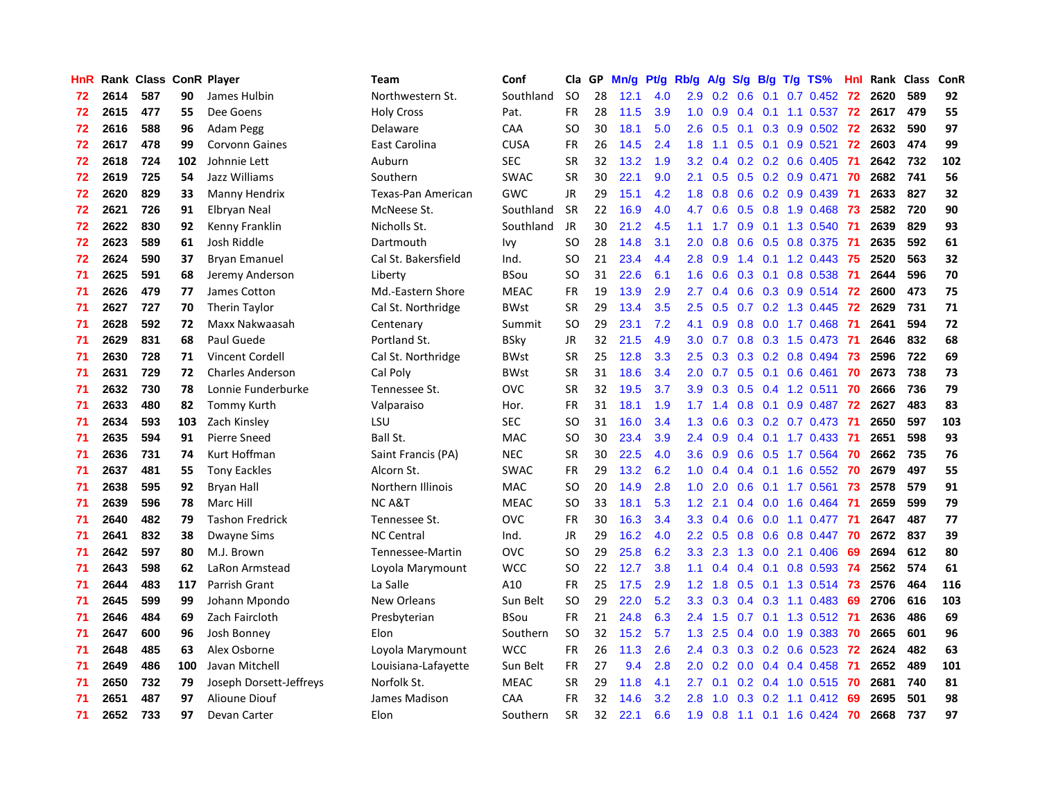| HnR | Rank | Class | ConR | Player | Team | Conf | Cla | GP | Mn/g | Pt/g | Rb/g | A/g | S/g | B/g | T/g | TS% | HnI | Rank | Class | ConR |
|---|---|---|---|---|---|---|---|---|---|---|---|---|---|---|---|---|---|---|---|---|
| 72 | 2614 | 587 | 90 | James Hulbin | Northwestern St. | Southland | SO | 28 | 12.1 | 4.0 | 2.9 | 0.2 | 0.6 | 0.1 | 0.7 | 0.452 | 72 | 2620 | 589 | 92 |
| 72 | 2615 | 477 | 55 | Dee Goens | Holy Cross | Pat. | FR | 28 | 11.5 | 3.9 | 1.0 | 0.9 | 0.4 | 0.1 | 1.1 | 0.537 | 72 | 2617 | 479 | 55 |
| 72 | 2616 | 588 | 96 | Adam Pegg | Delaware | CAA | SO | 30 | 18.1 | 5.0 | 2.6 | 0.5 | 0.1 | 0.3 | 0.9 | 0.502 | 72 | 2632 | 590 | 97 |
| 72 | 2617 | 478 | 99 | Corvonn Gaines | East Carolina | CUSA | FR | 26 | 14.5 | 2.4 | 1.8 | 1.1 | 0.5 | 0.1 | 0.9 | 0.521 | 72 | 2603 | 474 | 99 |
| 72 | 2618 | 724 | 102 | Johnnie Lett | Auburn | SEC | SR | 32 | 13.2 | 1.9 | 3.2 | 0.4 | 0.2 | 0.2 | 0.6 | 0.405 | 71 | 2642 | 732 | 102 |
| 72 | 2619 | 725 | 54 | Jazz Williams | Southern | SWAC | SR | 30 | 22.1 | 9.0 | 2.1 | 0.5 | 0.5 | 0.2 | 0.9 | 0.471 | 70 | 2682 | 741 | 56 |
| 72 | 2620 | 829 | 33 | Manny Hendrix | Texas-Pan American | GWC | JR | 29 | 15.1 | 4.2 | 1.8 | 0.8 | 0.6 | 0.2 | 0.9 | 0.439 | 71 | 2633 | 827 | 32 |
| 72 | 2621 | 726 | 91 | Elbryan Neal | McNeese St. | Southland | SR | 22 | 16.9 | 4.0 | 4.7 | 0.6 | 0.5 | 0.8 | 1.9 | 0.468 | 73 | 2582 | 720 | 90 |
| 72 | 2622 | 830 | 92 | Kenny Franklin | Nicholls St. | Southland | JR | 30 | 21.2 | 4.5 | 1.1 | 1.7 | 0.9 | 0.1 | 1.3 | 0.540 | 71 | 2639 | 829 | 93 |
| 72 | 2623 | 589 | 61 | Josh Riddle | Dartmouth | Ivy | SO | 28 | 14.8 | 3.1 | 2.0 | 0.8 | 0.6 | 0.5 | 0.8 | 0.375 | 71 | 2635 | 592 | 61 |
| 72 | 2624 | 590 | 37 | Bryan Emanuel | Cal St. Bakersfield | Ind. | SO | 21 | 23.4 | 4.4 | 2.8 | 0.9 | 1.4 | 0.1 | 1.2 | 0.443 | 75 | 2520 | 563 | 32 |
| 71 | 2625 | 591 | 68 | Jeremy Anderson | Liberty | BSou | SO | 31 | 22.6 | 6.1 | 1.6 | 0.6 | 0.3 | 0.1 | 0.8 | 0.538 | 71 | 2644 | 596 | 70 |
| 71 | 2626 | 479 | 77 | James Cotton | Md.-Eastern Shore | MEAC | FR | 19 | 13.9 | 2.9 | 2.7 | 0.4 | 0.6 | 0.3 | 0.9 | 0.514 | 72 | 2600 | 473 | 75 |
| 71 | 2627 | 727 | 70 | Therin Taylor | Cal St. Northridge | BWst | SR | 29 | 13.4 | 3.5 | 2.5 | 0.5 | 0.7 | 0.2 | 1.3 | 0.445 | 72 | 2629 | 731 | 71 |
| 71 | 2628 | 592 | 72 | Maxx Nakwaasah | Centenary | Summit | SO | 29 | 23.1 | 7.2 | 4.1 | 0.9 | 0.8 | 0.0 | 1.7 | 0.468 | 71 | 2641 | 594 | 72 |
| 71 | 2629 | 831 | 68 | Paul Guede | Portland St. | BSky | JR | 32 | 21.5 | 4.9 | 3.0 | 0.7 | 0.8 | 0.3 | 1.5 | 0.473 | 71 | 2646 | 832 | 68 |
| 71 | 2630 | 728 | 71 | Vincent Cordell | Cal St. Northridge | BWst | SR | 25 | 12.8 | 3.3 | 2.5 | 0.3 | 0.3 | 0.2 | 0.8 | 0.494 | 73 | 2596 | 722 | 69 |
| 71 | 2631 | 729 | 72 | Charles Anderson | Cal Poly | BWst | SR | 31 | 18.6 | 3.4 | 2.0 | 0.7 | 0.5 | 0.1 | 0.6 | 0.461 | 70 | 2673 | 738 | 73 |
| 71 | 2632 | 730 | 78 | Lonnie Funderburke | Tennessee St. | OVC | SR | 32 | 19.5 | 3.7 | 3.9 | 0.3 | 0.5 | 0.4 | 1.2 | 0.511 | 70 | 2666 | 736 | 79 |
| 71 | 2633 | 480 | 82 | Tommy Kurth | Valparaiso | Hor. | FR | 31 | 18.1 | 1.9 | 1.7 | 1.4 | 0.8 | 0.1 | 0.9 | 0.487 | 72 | 2627 | 483 | 83 |
| 71 | 2634 | 593 | 103 | Zach Kinsley | LSU | SEC | SO | 31 | 16.0 | 3.4 | 1.3 | 0.6 | 0.3 | 0.2 | 0.7 | 0.473 | 71 | 2650 | 597 | 103 |
| 71 | 2635 | 594 | 91 | Pierre Sneed | Ball St. | MAC | SO | 30 | 23.4 | 3.9 | 2.4 | 0.9 | 0.4 | 0.1 | 1.7 | 0.433 | 71 | 2651 | 598 | 93 |
| 71 | 2636 | 731 | 74 | Kurt Hoffman | Saint Francis (PA) | NEC | SR | 30 | 22.5 | 4.0 | 3.6 | 0.9 | 0.6 | 0.5 | 1.7 | 0.564 | 70 | 2662 | 735 | 76 |
| 71 | 2637 | 481 | 55 | Tony Eackles | Alcorn St. | SWAC | FR | 29 | 13.2 | 6.2 | 1.0 | 0.4 | 0.4 | 0.1 | 1.6 | 0.552 | 70 | 2679 | 497 | 55 |
| 71 | 2638 | 595 | 92 | Bryan Hall | Northern Illinois | MAC | SO | 20 | 14.9 | 2.8 | 1.0 | 2.0 | 0.6 | 0.1 | 1.7 | 0.561 | 73 | 2578 | 579 | 91 |
| 71 | 2639 | 596 | 78 | Marc Hill | NC A&T | MEAC | SO | 33 | 18.1 | 5.3 | 1.2 | 2.1 | 0.4 | 0.0 | 1.6 | 0.464 | 71 | 2659 | 599 | 79 |
| 71 | 2640 | 482 | 79 | Tashon Fredrick | Tennessee St. | OVC | FR | 30 | 16.3 | 3.4 | 3.3 | 0.4 | 0.6 | 0.0 | 1.1 | 0.477 | 71 | 2647 | 487 | 77 |
| 71 | 2641 | 832 | 38 | Dwayne Sims | NC Central | Ind. | JR | 29 | 16.2 | 4.0 | 2.2 | 0.5 | 0.8 | 0.6 | 0.8 | 0.447 | 70 | 2672 | 837 | 39 |
| 71 | 2642 | 597 | 80 | M.J. Brown | Tennessee-Martin | OVC | SO | 29 | 25.8 | 6.2 | 3.3 | 2.3 | 1.3 | 0.0 | 2.1 | 0.406 | 69 | 2694 | 612 | 80 |
| 71 | 2643 | 598 | 62 | LaRon Armstead | Loyola Marymount | WCC | SO | 22 | 12.7 | 3.8 | 1.1 | 0.4 | 0.4 | 0.1 | 0.8 | 0.593 | 74 | 2562 | 574 | 61 |
| 71 | 2644 | 483 | 117 | Parrish Grant | La Salle | A10 | FR | 25 | 17.5 | 2.9 | 1.2 | 1.8 | 0.5 | 0.1 | 1.3 | 0.514 | 73 | 2576 | 464 | 116 |
| 71 | 2645 | 599 | 99 | Johann Mpondo | New Orleans | Sun Belt | SO | 29 | 22.0 | 5.2 | 3.3 | 0.3 | 0.4 | 0.3 | 1.1 | 0.483 | 69 | 2706 | 616 | 103 |
| 71 | 2646 | 484 | 69 | Zach Faircloth | Presbyterian | BSou | FR | 21 | 24.8 | 6.3 | 2.4 | 1.5 | 0.7 | 0.1 | 1.3 | 0.512 | 71 | 2636 | 486 | 69 |
| 71 | 2647 | 600 | 96 | Josh Bonney | Elon | Southern | SO | 32 | 15.2 | 5.7 | 1.3 | 2.5 | 0.4 | 0.0 | 1.9 | 0.383 | 70 | 2665 | 601 | 96 |
| 71 | 2648 | 485 | 63 | Alex Osborne | Loyola Marymount | WCC | FR | 26 | 11.3 | 2.6 | 2.4 | 0.3 | 0.3 | 0.2 | 0.6 | 0.523 | 72 | 2624 | 482 | 63 |
| 71 | 2649 | 486 | 100 | Javan Mitchell | Louisiana-Lafayette | Sun Belt | FR | 27 | 9.4 | 2.8 | 2.0 | 0.2 | 0.0 | 0.4 | 0.4 | 0.458 | 71 | 2652 | 489 | 101 |
| 71 | 2650 | 732 | 79 | Joseph Dorsett-Jeffreys | Norfolk St. | MEAC | SR | 29 | 11.8 | 4.1 | 2.7 | 0.1 | 0.2 | 0.4 | 1.0 | 0.515 | 70 | 2681 | 740 | 81 |
| 71 | 2651 | 487 | 97 | Alioune Diouf | James Madison | CAA | FR | 32 | 14.6 | 3.2 | 2.8 | 1.0 | 0.3 | 0.2 | 1.1 | 0.412 | 69 | 2695 | 501 | 98 |
| 71 | 2652 | 733 | 97 | Devan Carter | Elon | Southern | SR | 32 | 22.1 | 6.6 | 1.9 | 0.8 | 1.1 | 0.1 | 1.6 | 0.424 | 70 | 2668 | 737 | 97 |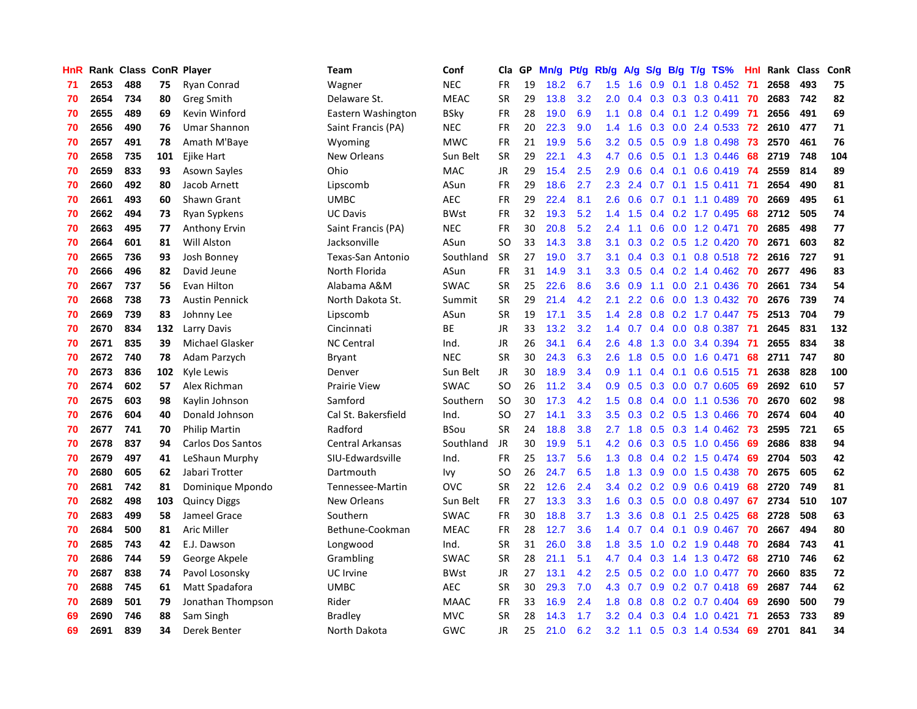| HnR | Rank | Class | ConR | Player | Team | Conf | Cla | GP | Mn/g | Pt/g | Rb/g | A/g | S/g | B/g | T/g | TS% | HnI | Rank | Class | ConR |
|---|---|---|---|---|---|---|---|---|---|---|---|---|---|---|---|---|---|---|---|---|
| 71 | 2653 | 488 | 75 | Ryan Conrad | Wagner | NEC | FR | 19 | 18.2 | 6.7 | 1.5 | 1.6 | 0.9 | 0.1 | 1.8 | 0.452 | 71 | 2658 | 493 | 75 |
| 70 | 2654 | 734 | 80 | Greg Smith | Delaware St. | MEAC | SR | 29 | 13.8 | 3.2 | 2.0 | 0.4 | 0.3 | 0.3 | 0.3 | 0.411 | 70 | 2683 | 742 | 82 |
| 70 | 2655 | 489 | 69 | Kevin Winford | Eastern Washington | BSky | FR | 28 | 19.0 | 6.9 | 1.1 | 0.8 | 0.4 | 0.1 | 1.2 | 0.499 | 71 | 2656 | 491 | 69 |
| 70 | 2656 | 490 | 76 | Umar Shannon | Saint Francis (PA) | NEC | FR | 20 | 22.3 | 9.0 | 1.4 | 1.6 | 0.3 | 0.0 | 2.4 | 0.533 | 72 | 2610 | 477 | 71 |
| 70 | 2657 | 491 | 78 | Amath M'Baye | Wyoming | MWC | FR | 21 | 19.9 | 5.6 | 3.2 | 0.5 | 0.5 | 0.9 | 1.8 | 0.498 | 73 | 2570 | 461 | 76 |
| 70 | 2658 | 735 | 101 | Ejike Hart | New Orleans | Sun Belt | SR | 29 | 22.1 | 4.3 | 4.7 | 0.6 | 0.5 | 0.1 | 1.3 | 0.446 | 68 | 2719 | 748 | 104 |
| 70 | 2659 | 833 | 93 | Asown Sayles | Ohio | MAC | JR | 29 | 15.4 | 2.5 | 2.9 | 0.6 | 0.4 | 0.1 | 0.6 | 0.419 | 74 | 2559 | 814 | 89 |
| 70 | 2660 | 492 | 80 | Jacob Arnett | Lipscomb | ASun | FR | 29 | 18.6 | 2.7 | 2.3 | 2.4 | 0.7 | 0.1 | 1.5 | 0.411 | 71 | 2654 | 490 | 81 |
| 70 | 2661 | 493 | 60 | Shawn Grant | UMBC | AEC | FR | 29 | 22.4 | 8.1 | 2.6 | 0.6 | 0.7 | 0.1 | 1.1 | 0.489 | 70 | 2669 | 495 | 61 |
| 70 | 2662 | 494 | 73 | Ryan Sypkens | UC Davis | BWst | FR | 32 | 19.3 | 5.2 | 1.4 | 1.5 | 0.4 | 0.2 | 1.7 | 0.495 | 68 | 2712 | 505 | 74 |
| 70 | 2663 | 495 | 77 | Anthony Ervin | Saint Francis (PA) | NEC | FR | 30 | 20.8 | 5.2 | 2.4 | 1.1 | 0.6 | 0.0 | 1.2 | 0.471 | 70 | 2685 | 498 | 77 |
| 70 | 2664 | 601 | 81 | Will Alston | Jacksonville | ASun | SO | 33 | 14.3 | 3.8 | 3.1 | 0.3 | 0.2 | 0.5 | 1.2 | 0.420 | 70 | 2671 | 603 | 82 |
| 70 | 2665 | 736 | 93 | Josh Bonney | Texas-San Antonio | Southland | SR | 27 | 19.0 | 3.7 | 3.1 | 0.4 | 0.3 | 0.1 | 0.8 | 0.518 | 72 | 2616 | 727 | 91 |
| 70 | 2666 | 496 | 82 | David Jeune | North Florida | ASun | FR | 31 | 14.9 | 3.1 | 3.3 | 0.5 | 0.4 | 0.2 | 1.4 | 0.462 | 70 | 2677 | 496 | 83 |
| 70 | 2667 | 737 | 56 | Evan Hilton | Alabama A&M | SWAC | SR | 25 | 22.6 | 8.6 | 3.6 | 0.9 | 1.1 | 0.0 | 2.1 | 0.436 | 70 | 2661 | 734 | 54 |
| 70 | 2668 | 738 | 73 | Austin Pennick | North Dakota St. | Summit | SR | 29 | 21.4 | 4.2 | 2.1 | 2.2 | 0.6 | 0.0 | 1.3 | 0.432 | 70 | 2676 | 739 | 74 |
| 70 | 2669 | 739 | 83 | Johnny Lee | Lipscomb | ASun | SR | 19 | 17.1 | 3.5 | 1.4 | 2.8 | 0.8 | 0.2 | 1.7 | 0.447 | 75 | 2513 | 704 | 79 |
| 70 | 2670 | 834 | 132 | Larry Davis | Cincinnati | BE | JR | 33 | 13.2 | 3.2 | 1.4 | 0.7 | 0.4 | 0.0 | 0.8 | 0.387 | 71 | 2645 | 831 | 132 |
| 70 | 2671 | 835 | 39 | Michael Glasker | NC Central | Ind. | JR | 26 | 34.1 | 6.4 | 2.6 | 4.8 | 1.3 | 0.0 | 3.4 | 0.394 | 71 | 2655 | 834 | 38 |
| 70 | 2672 | 740 | 78 | Adam Parzych | Bryant | NEC | SR | 30 | 24.3 | 6.3 | 2.6 | 1.8 | 0.5 | 0.0 | 1.6 | 0.471 | 68 | 2711 | 747 | 80 |
| 70 | 2673 | 836 | 102 | Kyle Lewis | Denver | Sun Belt | JR | 30 | 18.9 | 3.4 | 0.9 | 1.1 | 0.4 | 0.1 | 0.6 | 0.515 | 71 | 2638 | 828 | 100 |
| 70 | 2674 | 602 | 57 | Alex Richman | Prairie View | SWAC | SO | 26 | 11.2 | 3.4 | 0.9 | 0.5 | 0.3 | 0.0 | 0.7 | 0.605 | 69 | 2692 | 610 | 57 |
| 70 | 2675 | 603 | 98 | Kaylin Johnson | Samford | Southern | SO | 30 | 17.3 | 4.2 | 1.5 | 0.8 | 0.4 | 0.0 | 1.1 | 0.536 | 70 | 2670 | 602 | 98 |
| 70 | 2676 | 604 | 40 | Donald Johnson | Cal St. Bakersfield | Ind. | SO | 27 | 14.1 | 3.3 | 3.5 | 0.3 | 0.2 | 0.5 | 1.3 | 0.466 | 70 | 2674 | 604 | 40 |
| 70 | 2677 | 741 | 70 | Philip Martin | Radford | BSou | SR | 24 | 18.8 | 3.8 | 2.7 | 1.8 | 0.5 | 0.3 | 1.4 | 0.462 | 73 | 2595 | 721 | 65 |
| 70 | 2678 | 837 | 94 | Carlos Dos Santos | Central Arkansas | Southland | JR | 30 | 19.9 | 5.1 | 4.2 | 0.6 | 0.3 | 0.5 | 1.0 | 0.456 | 69 | 2686 | 838 | 94 |
| 70 | 2679 | 497 | 41 | LeShaun Murphy | SIU-Edwardsville | Ind. | FR | 25 | 13.7 | 5.6 | 1.3 | 0.8 | 0.4 | 0.2 | 1.5 | 0.474 | 69 | 2704 | 503 | 42 |
| 70 | 2680 | 605 | 62 | Jabari Trotter | Dartmouth | Ivy | SO | 26 | 24.7 | 6.5 | 1.8 | 1.3 | 0.9 | 0.0 | 1.5 | 0.438 | 70 | 2675 | 605 | 62 |
| 70 | 2681 | 742 | 81 | Dominique Mpondo | Tennessee-Martin | OVC | SR | 22 | 12.6 | 2.4 | 3.4 | 0.2 | 0.2 | 0.9 | 0.6 | 0.419 | 68 | 2720 | 749 | 81 |
| 70 | 2682 | 498 | 103 | Quincy Diggs | New Orleans | Sun Belt | FR | 27 | 13.3 | 3.3 | 1.6 | 0.3 | 0.5 | 0.0 | 0.8 | 0.497 | 67 | 2734 | 510 | 107 |
| 70 | 2683 | 499 | 58 | Jameel Grace | Southern | SWAC | FR | 30 | 18.8 | 3.7 | 1.3 | 3.6 | 0.8 | 0.1 | 2.5 | 0.425 | 68 | 2728 | 508 | 63 |
| 70 | 2684 | 500 | 81 | Aric Miller | Bethune-Cookman | MEAC | FR | 28 | 12.7 | 3.6 | 1.4 | 0.7 | 0.4 | 0.1 | 0.9 | 0.467 | 70 | 2667 | 494 | 80 |
| 70 | 2685 | 743 | 42 | E.J. Dawson | Longwood | Ind. | SR | 31 | 26.0 | 3.8 | 1.8 | 3.5 | 1.0 | 0.2 | 1.9 | 0.448 | 70 | 2684 | 743 | 41 |
| 70 | 2686 | 744 | 59 | George Akpele | Grambling | SWAC | SR | 28 | 21.1 | 5.1 | 4.7 | 0.4 | 0.3 | 1.4 | 1.3 | 0.472 | 68 | 2710 | 746 | 62 |
| 70 | 2687 | 838 | 74 | Pavol Losonsky | UC Irvine | BWst | JR | 27 | 13.1 | 4.2 | 2.5 | 0.5 | 0.2 | 0.0 | 1.0 | 0.477 | 70 | 2660 | 835 | 72 |
| 70 | 2688 | 745 | 61 | Matt Spadafora | UMBC | AEC | SR | 30 | 29.3 | 7.0 | 4.3 | 0.7 | 0.9 | 0.2 | 0.7 | 0.418 | 69 | 2687 | 744 | 62 |
| 70 | 2689 | 501 | 79 | Jonathan Thompson | Rider | MAAC | FR | 33 | 16.9 | 2.4 | 1.8 | 0.8 | 0.8 | 0.2 | 0.7 | 0.404 | 69 | 2690 | 500 | 79 |
| 69 | 2690 | 746 | 88 | Sam Singh | Bradley | MVC | SR | 28 | 14.3 | 1.7 | 3.2 | 0.4 | 0.3 | 0.4 | 1.0 | 0.421 | 71 | 2653 | 733 | 89 |
| 69 | 2691 | 839 | 34 | Derek Benter | North Dakota | GWC | JR | 25 | 21.0 | 6.2 | 3.2 | 1.1 | 0.5 | 0.3 | 1.4 | 0.534 | 69 | 2701 | 841 | 34 |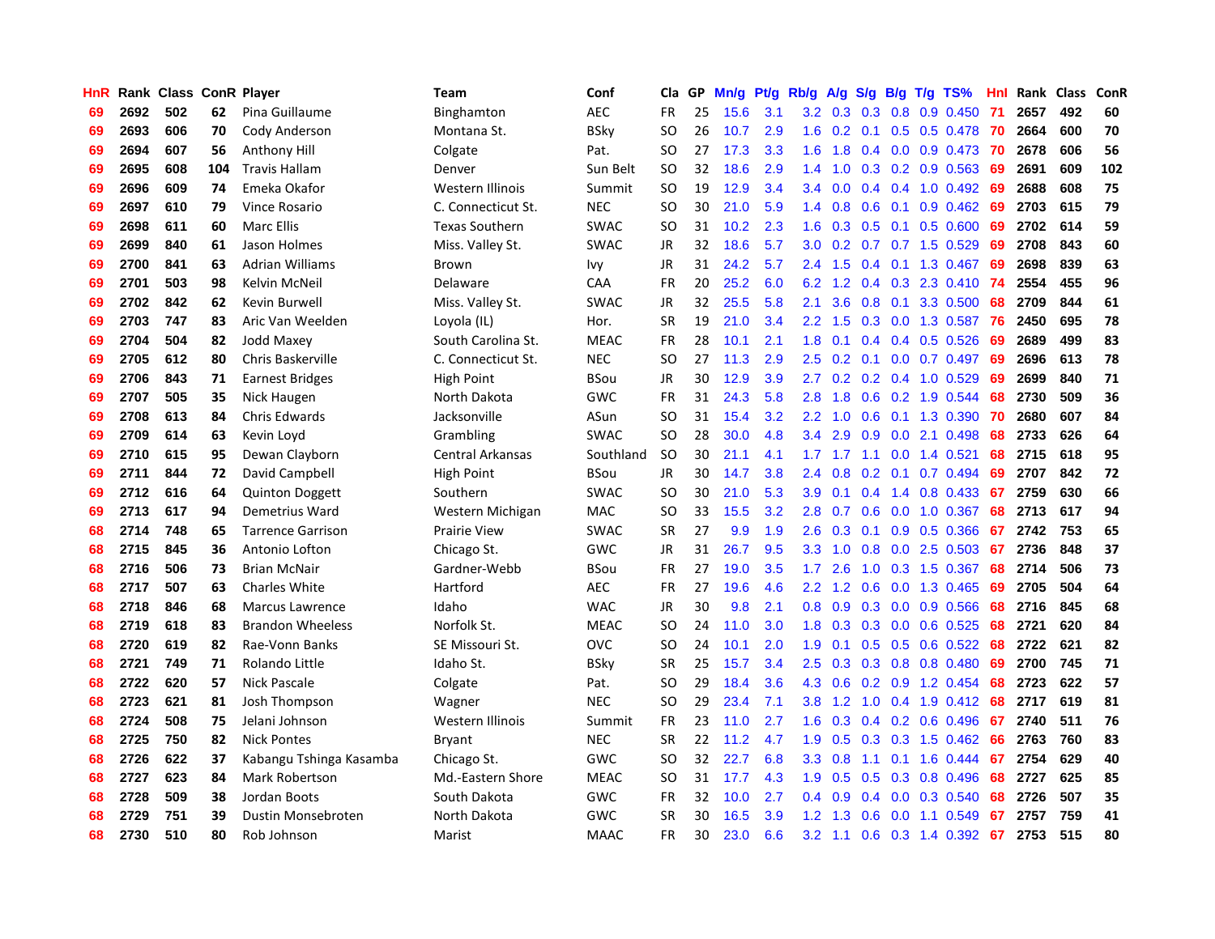| HnR | Rank | Class | ConR | Player | Team | Conf | Cla | GP | Mn/g | Pt/g | Rb/g | A/g | S/g | B/g | T/g | TS% | HnI | Rank | Class | ConR |
|---|---|---|---|---|---|---|---|---|---|---|---|---|---|---|---|---|---|---|---|---|
| 69 | 2692 | 502 | 62 | Pina Guillaume | Binghamton | AEC | FR | 25 | 15.6 | 3.1 | 3.2 | 0.3 | 0.3 | 0.8 | 0.9 | 0.450 | 71 | 2657 | 492 | 60 |
| 69 | 2693 | 606 | 70 | Cody Anderson | Montana St. | BSky | SO | 26 | 10.7 | 2.9 | 1.6 | 0.2 | 0.1 | 0.5 | 0.5 | 0.478 | 70 | 2664 | 600 | 70 |
| 69 | 2694 | 607 | 56 | Anthony Hill | Colgate | Pat. | SO | 27 | 17.3 | 3.3 | 1.6 | 1.8 | 0.4 | 0.0 | 0.9 | 0.473 | 70 | 2678 | 606 | 56 |
| 69 | 2695 | 608 | 104 | Travis Hallam | Denver | Sun Belt | SO | 32 | 18.6 | 2.9 | 1.4 | 1.0 | 0.3 | 0.2 | 0.9 | 0.563 | 69 | 2691 | 609 | 102 |
| 69 | 2696 | 609 | 74 | Emeka Okafor | Western Illinois | Summit | SO | 19 | 12.9 | 3.4 | 3.4 | 0.0 | 0.4 | 0.4 | 1.0 | 0.492 | 69 | 2688 | 608 | 75 |
| 69 | 2697 | 610 | 79 | Vince Rosario | C. Connecticut St. | NEC | SO | 30 | 21.0 | 5.9 | 1.4 | 0.8 | 0.6 | 0.1 | 0.9 | 0.462 | 69 | 2703 | 615 | 79 |
| 69 | 2698 | 611 | 60 | Marc Ellis | Texas Southern | SWAC | SO | 31 | 10.2 | 2.3 | 1.6 | 0.3 | 0.5 | 0.1 | 0.5 | 0.600 | 69 | 2702 | 614 | 59 |
| 69 | 2699 | 840 | 61 | Jason Holmes | Miss. Valley St. | SWAC | JR | 32 | 18.6 | 5.7 | 3.0 | 0.2 | 0.7 | 0.7 | 1.5 | 0.529 | 69 | 2708 | 843 | 60 |
| 69 | 2700 | 841 | 63 | Adrian Williams | Brown | Ivy | JR | 31 | 24.2 | 5.7 | 2.4 | 1.5 | 0.4 | 0.1 | 1.3 | 0.467 | 69 | 2698 | 839 | 63 |
| 69 | 2701 | 503 | 98 | Kelvin McNeil | Delaware | CAA | FR | 20 | 25.2 | 6.0 | 6.2 | 1.2 | 0.4 | 0.3 | 2.3 | 0.410 | 74 | 2554 | 455 | 96 |
| 69 | 2702 | 842 | 62 | Kevin Burwell | Miss. Valley St. | SWAC | JR | 32 | 25.5 | 5.8 | 2.1 | 3.6 | 0.8 | 0.1 | 3.3 | 0.500 | 68 | 2709 | 844 | 61 |
| 69 | 2703 | 747 | 83 | Aric Van Weelden | Loyola (IL) | Hor. | SR | 19 | 21.0 | 3.4 | 2.2 | 1.5 | 0.3 | 0.0 | 1.3 | 0.587 | 76 | 2450 | 695 | 78 |
| 69 | 2704 | 504 | 82 | Jodd Maxey | South Carolina St. | MEAC | FR | 28 | 10.1 | 2.1 | 1.8 | 0.1 | 0.4 | 0.4 | 0.5 | 0.526 | 69 | 2689 | 499 | 83 |
| 69 | 2705 | 612 | 80 | Chris Baskerville | C. Connecticut St. | NEC | SO | 27 | 11.3 | 2.9 | 2.5 | 0.2 | 0.1 | 0.0 | 0.7 | 0.497 | 69 | 2696 | 613 | 78 |
| 69 | 2706 | 843 | 71 | Earnest Bridges | High Point | BSou | JR | 30 | 12.9 | 3.9 | 2.7 | 0.2 | 0.2 | 0.4 | 1.0 | 0.529 | 69 | 2699 | 840 | 71 |
| 69 | 2707 | 505 | 35 | Nick Haugen | North Dakota | GWC | FR | 31 | 24.3 | 5.8 | 2.8 | 1.8 | 0.6 | 0.2 | 1.9 | 0.544 | 68 | 2730 | 509 | 36 |
| 69 | 2708 | 613 | 84 | Chris Edwards | Jacksonville | ASun | SO | 31 | 15.4 | 3.2 | 2.2 | 1.0 | 0.6 | 0.1 | 1.3 | 0.390 | 70 | 2680 | 607 | 84 |
| 69 | 2709 | 614 | 63 | Kevin Loyd | Grambling | SWAC | SO | 28 | 30.0 | 4.8 | 3.4 | 2.9 | 0.9 | 0.0 | 2.1 | 0.498 | 68 | 2733 | 626 | 64 |
| 69 | 2710 | 615 | 95 | Dewan Clayborn | Central Arkansas | Southland | SO | 30 | 21.1 | 4.1 | 1.7 | 1.7 | 1.1 | 0.0 | 1.4 | 0.521 | 68 | 2715 | 618 | 95 |
| 69 | 2711 | 844 | 72 | David Campbell | High Point | BSou | JR | 30 | 14.7 | 3.8 | 2.4 | 0.8 | 0.2 | 0.1 | 0.7 | 0.494 | 69 | 2707 | 842 | 72 |
| 69 | 2712 | 616 | 64 | Quinton Doggett | Southern | SWAC | SO | 30 | 21.0 | 5.3 | 3.9 | 0.1 | 0.4 | 1.4 | 0.8 | 0.433 | 67 | 2759 | 630 | 66 |
| 69 | 2713 | 617 | 94 | Demetrius Ward | Western Michigan | MAC | SO | 33 | 15.5 | 3.2 | 2.8 | 0.7 | 0.6 | 0.0 | 1.0 | 0.367 | 68 | 2713 | 617 | 94 |
| 68 | 2714 | 748 | 65 | Tarrence Garrison | Prairie View | SWAC | SR | 27 | 9.9 | 1.9 | 2.6 | 0.3 | 0.1 | 0.9 | 0.5 | 0.366 | 67 | 2742 | 753 | 65 |
| 68 | 2715 | 845 | 36 | Antonio Lofton | Chicago St. | GWC | JR | 31 | 26.7 | 9.5 | 3.3 | 1.0 | 0.8 | 0.0 | 2.5 | 0.503 | 67 | 2736 | 848 | 37 |
| 68 | 2716 | 506 | 73 | Brian McNair | Gardner-Webb | BSou | FR | 27 | 19.0 | 3.5 | 1.7 | 2.6 | 1.0 | 0.3 | 1.5 | 0.367 | 68 | 2714 | 506 | 73 |
| 68 | 2717 | 507 | 63 | Charles White | Hartford | AEC | FR | 27 | 19.6 | 4.6 | 2.2 | 1.2 | 0.6 | 0.0 | 1.3 | 0.465 | 69 | 2705 | 504 | 64 |
| 68 | 2718 | 846 | 68 | Marcus Lawrence | Idaho | WAC | JR | 30 | 9.8 | 2.1 | 0.8 | 0.9 | 0.3 | 0.0 | 0.9 | 0.566 | 68 | 2716 | 845 | 68 |
| 68 | 2719 | 618 | 83 | Brandon Wheeless | Norfolk St. | MEAC | SO | 24 | 11.0 | 3.0 | 1.8 | 0.3 | 0.3 | 0.0 | 0.6 | 0.525 | 68 | 2721 | 620 | 84 |
| 68 | 2720 | 619 | 82 | Rae-Vonn Banks | SE Missouri St. | OVC | SO | 24 | 10.1 | 2.0 | 1.9 | 0.1 | 0.5 | 0.5 | 0.6 | 0.522 | 68 | 2722 | 621 | 82 |
| 68 | 2721 | 749 | 71 | Rolando Little | Idaho St. | BSky | SR | 25 | 15.7 | 3.4 | 2.5 | 0.3 | 0.3 | 0.8 | 0.8 | 0.480 | 69 | 2700 | 745 | 71 |
| 68 | 2722 | 620 | 57 | Nick Pascale | Colgate | Pat. | SO | 29 | 18.4 | 3.6 | 4.3 | 0.6 | 0.2 | 0.9 | 1.2 | 0.454 | 68 | 2723 | 622 | 57 |
| 68 | 2723 | 621 | 81 | Josh Thompson | Wagner | NEC | SO | 29 | 23.4 | 7.1 | 3.8 | 1.2 | 1.0 | 0.4 | 1.9 | 0.412 | 68 | 2717 | 619 | 81 |
| 68 | 2724 | 508 | 75 | Jelani Johnson | Western Illinois | Summit | FR | 23 | 11.0 | 2.7 | 1.6 | 0.3 | 0.4 | 0.2 | 0.6 | 0.496 | 67 | 2740 | 511 | 76 |
| 68 | 2725 | 750 | 82 | Nick Pontes | Bryant | NEC | SR | 22 | 11.2 | 4.7 | 1.9 | 0.5 | 0.3 | 0.3 | 1.5 | 0.462 | 66 | 2763 | 760 | 83 |
| 68 | 2726 | 622 | 37 | Kabangu Tshinga Kasamba | Chicago St. | GWC | SO | 32 | 22.7 | 6.8 | 3.3 | 0.8 | 1.1 | 0.1 | 1.6 | 0.444 | 67 | 2754 | 629 | 40 |
| 68 | 2727 | 623 | 84 | Mark Robertson | Md.-Eastern Shore | MEAC | SO | 31 | 17.7 | 4.3 | 1.9 | 0.5 | 0.5 | 0.3 | 0.8 | 0.496 | 68 | 2727 | 625 | 85 |
| 68 | 2728 | 509 | 38 | Jordan Boots | South Dakota | GWC | FR | 32 | 10.0 | 2.7 | 0.4 | 0.9 | 0.4 | 0.0 | 0.3 | 0.540 | 68 | 2726 | 507 | 35 |
| 68 | 2729 | 751 | 39 | Dustin Monsebroten | North Dakota | GWC | SR | 30 | 16.5 | 3.9 | 1.2 | 1.3 | 0.6 | 0.0 | 1.1 | 0.549 | 67 | 2757 | 759 | 41 |
| 68 | 2730 | 510 | 80 | Rob Johnson | Marist | MAAC | FR | 30 | 23.0 | 6.6 | 3.2 | 1.1 | 0.6 | 0.3 | 1.4 | 0.392 | 67 | 2753 | 515 | 80 |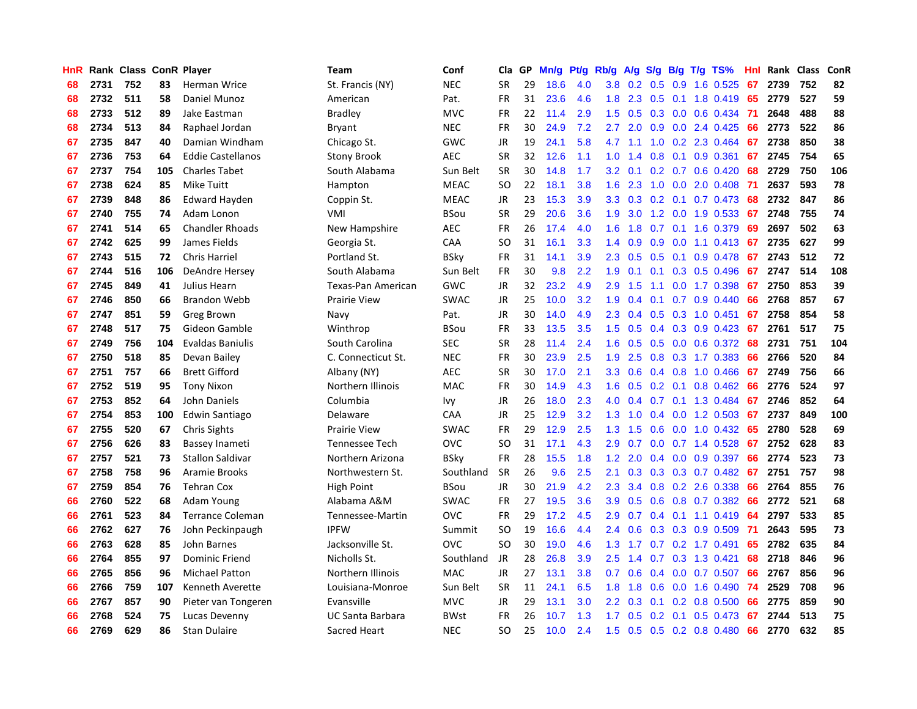| HnR | Rank | Class | ConR | Player | Team | Conf | Cla | GP | Mn/g | Pt/g | Rb/g | A/g | S/g | B/g | T/g | TS% | HnI | Rank | Class | ConR |
|---|---|---|---|---|---|---|---|---|---|---|---|---|---|---|---|---|---|---|---|---|
| 68 | 2731 | 752 | 83 | Herman Wrice | St. Francis (NY) | NEC | SR | 29 | 18.6 | 4.0 | 3.8 | 0.2 | 0.5 | 0.9 | 1.6 | 0.525 | 67 | 2739 | 752 | 82 |
| 68 | 2732 | 511 | 58 | Daniel Munoz | American | Pat. | FR | 31 | 23.6 | 4.6 | 1.8 | 2.3 | 0.5 | 0.1 | 1.8 | 0.419 | 65 | 2779 | 527 | 59 |
| 68 | 2733 | 512 | 89 | Jake Eastman | Bradley | MVC | FR | 22 | 11.4 | 2.9 | 1.5 | 0.5 | 0.3 | 0.0 | 0.6 | 0.434 | 71 | 2648 | 488 | 88 |
| 68 | 2734 | 513 | 84 | Raphael Jordan | Bryant | NEC | FR | 30 | 24.9 | 7.2 | 2.7 | 2.0 | 0.9 | 0.0 | 2.4 | 0.425 | 66 | 2773 | 522 | 86 |
| 67 | 2735 | 847 | 40 | Damian Windham | Chicago St. | GWC | JR | 19 | 24.1 | 5.8 | 4.7 | 1.1 | 1.0 | 0.2 | 2.3 | 0.464 | 67 | 2738 | 850 | 38 |
| 67 | 2736 | 753 | 64 | Eddie Castellanos | Stony Brook | AEC | SR | 32 | 12.6 | 1.1 | 1.0 | 1.4 | 0.8 | 0.1 | 0.9 | 0.361 | 67 | 2745 | 754 | 65 |
| 67 | 2737 | 754 | 105 | Charles Tabet | South Alabama | Sun Belt | SR | 30 | 14.8 | 1.7 | 3.2 | 0.1 | 0.2 | 0.7 | 0.6 | 0.420 | 68 | 2729 | 750 | 106 |
| 67 | 2738 | 624 | 85 | Mike Tuitt | Hampton | MEAC | SO | 22 | 18.1 | 3.8 | 1.6 | 2.3 | 1.0 | 0.0 | 2.0 | 0.408 | 71 | 2637 | 593 | 78 |
| 67 | 2739 | 848 | 86 | Edward Hayden | Coppin St. | MEAC | JR | 23 | 15.3 | 3.9 | 3.3 | 0.3 | 0.2 | 0.1 | 0.7 | 0.473 | 68 | 2732 | 847 | 86 |
| 67 | 2740 | 755 | 74 | Adam Lonon | VMI | BSou | SR | 29 | 20.6 | 3.6 | 1.9 | 3.0 | 1.2 | 0.0 | 1.9 | 0.533 | 67 | 2748 | 755 | 74 |
| 67 | 2741 | 514 | 65 | Chandler Rhoads | New Hampshire | AEC | FR | 26 | 17.4 | 4.0 | 1.6 | 1.8 | 0.7 | 0.1 | 1.6 | 0.379 | 69 | 2697 | 502 | 63 |
| 67 | 2742 | 625 | 99 | James Fields | Georgia St. | CAA | SO | 31 | 16.1 | 3.3 | 1.4 | 0.9 | 0.9 | 0.0 | 1.1 | 0.413 | 67 | 2735 | 627 | 99 |
| 67 | 2743 | 515 | 72 | Chris Harriel | Portland St. | BSky | FR | 31 | 14.1 | 3.9 | 2.3 | 0.5 | 0.5 | 0.1 | 0.9 | 0.478 | 67 | 2743 | 512 | 72 |
| 67 | 2744 | 516 | 106 | DeAndre Hersey | South Alabama | Sun Belt | FR | 30 | 9.8 | 2.2 | 1.9 | 0.1 | 0.1 | 0.3 | 0.5 | 0.496 | 67 | 2747 | 514 | 108 |
| 67 | 2745 | 849 | 41 | Julius Hearn | Texas-Pan American | GWC | JR | 32 | 23.2 | 4.9 | 2.9 | 1.5 | 1.1 | 0.0 | 1.7 | 0.398 | 67 | 2750 | 853 | 39 |
| 67 | 2746 | 850 | 66 | Brandon Webb | Prairie View | SWAC | JR | 25 | 10.0 | 3.2 | 1.9 | 0.4 | 0.1 | 0.7 | 0.9 | 0.440 | 66 | 2768 | 857 | 67 |
| 67 | 2747 | 851 | 59 | Greg Brown | Navy | Pat. | JR | 30 | 14.0 | 4.9 | 2.3 | 0.4 | 0.5 | 0.3 | 1.0 | 0.451 | 67 | 2758 | 854 | 58 |
| 67 | 2748 | 517 | 75 | Gideon Gamble | Winthrop | BSou | FR | 33 | 13.5 | 3.5 | 1.5 | 0.5 | 0.4 | 0.3 | 0.9 | 0.423 | 67 | 2761 | 517 | 75 |
| 67 | 2749 | 756 | 104 | Evaldas Baniulis | South Carolina | SEC | SR | 28 | 11.4 | 2.4 | 1.6 | 0.5 | 0.5 | 0.0 | 0.6 | 0.372 | 68 | 2731 | 751 | 104 |
| 67 | 2750 | 518 | 85 | Devan Bailey | C. Connecticut St. | NEC | FR | 30 | 23.9 | 2.5 | 1.9 | 2.5 | 0.8 | 0.3 | 1.7 | 0.383 | 66 | 2766 | 520 | 84 |
| 67 | 2751 | 757 | 66 | Brett Gifford | Albany (NY) | AEC | SR | 30 | 17.0 | 2.1 | 3.3 | 0.6 | 0.4 | 0.8 | 1.0 | 0.466 | 67 | 2749 | 756 | 66 |
| 67 | 2752 | 519 | 95 | Tony Nixon | Northern Illinois | MAC | FR | 30 | 14.9 | 4.3 | 1.6 | 0.5 | 0.2 | 0.1 | 0.8 | 0.462 | 66 | 2776 | 524 | 97 |
| 67 | 2753 | 852 | 64 | John Daniels | Columbia | Ivy | JR | 26 | 18.0 | 2.3 | 4.0 | 0.4 | 0.7 | 0.1 | 1.3 | 0.484 | 67 | 2746 | 852 | 64 |
| 67 | 2754 | 853 | 100 | Edwin Santiago | Delaware | CAA | JR | 25 | 12.9 | 3.2 | 1.3 | 1.0 | 0.4 | 0.0 | 1.2 | 0.503 | 67 | 2737 | 849 | 100 |
| 67 | 2755 | 520 | 67 | Chris Sights | Prairie View | SWAC | FR | 29 | 12.9 | 2.5 | 1.3 | 1.5 | 0.6 | 0.0 | 1.0 | 0.432 | 65 | 2780 | 528 | 69 |
| 67 | 2756 | 626 | 83 | Bassey Inameti | Tennessee Tech | OVC | SO | 31 | 17.1 | 4.3 | 2.9 | 0.7 | 0.0 | 0.7 | 1.4 | 0.528 | 67 | 2752 | 628 | 83 |
| 67 | 2757 | 521 | 73 | Stallon Saldivar | Northern Arizona | BSky | FR | 28 | 15.5 | 1.8 | 1.2 | 2.0 | 0.4 | 0.0 | 0.9 | 0.397 | 66 | 2774 | 523 | 73 |
| 67 | 2758 | 758 | 96 | Aramie Brooks | Northwestern St. | Southland | SR | 26 | 9.6 | 2.5 | 2.1 | 0.3 | 0.3 | 0.3 | 0.7 | 0.482 | 67 | 2751 | 757 | 98 |
| 67 | 2759 | 854 | 76 | Tehran Cox | High Point | BSou | JR | 30 | 21.9 | 4.2 | 2.3 | 3.4 | 0.8 | 0.2 | 2.6 | 0.338 | 66 | 2764 | 855 | 76 |
| 66 | 2760 | 522 | 68 | Adam Young | Alabama A&M | SWAC | FR | 27 | 19.5 | 3.6 | 3.9 | 0.5 | 0.6 | 0.8 | 0.7 | 0.382 | 66 | 2772 | 521 | 68 |
| 66 | 2761 | 523 | 84 | Terrance Coleman | Tennessee-Martin | OVC | FR | 29 | 17.2 | 4.5 | 2.9 | 0.7 | 0.4 | 0.1 | 1.1 | 0.419 | 64 | 2797 | 533 | 85 |
| 66 | 2762 | 627 | 76 | John Peckinpaugh | IPFW | Summit | SO | 19 | 16.6 | 4.4 | 2.4 | 0.6 | 0.3 | 0.3 | 0.9 | 0.509 | 71 | 2643 | 595 | 73 |
| 66 | 2763 | 628 | 85 | John Barnes | Jacksonville St. | OVC | SO | 30 | 19.0 | 4.6 | 1.3 | 1.7 | 0.7 | 0.2 | 1.7 | 0.491 | 65 | 2782 | 635 | 84 |
| 66 | 2764 | 855 | 97 | Dominic Friend | Nicholls St. | Southland | JR | 28 | 26.8 | 3.9 | 2.5 | 1.4 | 0.7 | 0.3 | 1.3 | 0.421 | 68 | 2718 | 846 | 96 |
| 66 | 2765 | 856 | 96 | Michael Patton | Northern Illinois | MAC | JR | 27 | 13.1 | 3.8 | 0.7 | 0.6 | 0.4 | 0.0 | 0.7 | 0.507 | 66 | 2767 | 856 | 96 |
| 66 | 2766 | 759 | 107 | Kenneth Averette | Louisiana-Monroe | Sun Belt | SR | 11 | 24.1 | 6.5 | 1.8 | 1.8 | 0.6 | 0.0 | 1.6 | 0.490 | 74 | 2529 | 708 | 96 |
| 66 | 2767 | 857 | 90 | Pieter van Tongeren | Evansville | MVC | JR | 29 | 13.1 | 3.0 | 2.2 | 0.3 | 0.1 | 0.2 | 0.8 | 0.500 | 66 | 2775 | 859 | 90 |
| 66 | 2768 | 524 | 75 | Lucas Devenny | UC Santa Barbara | BWst | FR | 26 | 10.7 | 1.3 | 1.7 | 0.5 | 0.2 | 0.1 | 0.5 | 0.473 | 67 | 2744 | 513 | 75 |
| 66 | 2769 | 629 | 86 | Stan Dulaire | Sacred Heart | NEC | SO | 25 | 10.0 | 2.4 | 1.5 | 0.5 | 0.5 | 0.2 | 0.8 | 0.480 | 66 | 2770 | 632 | 85 |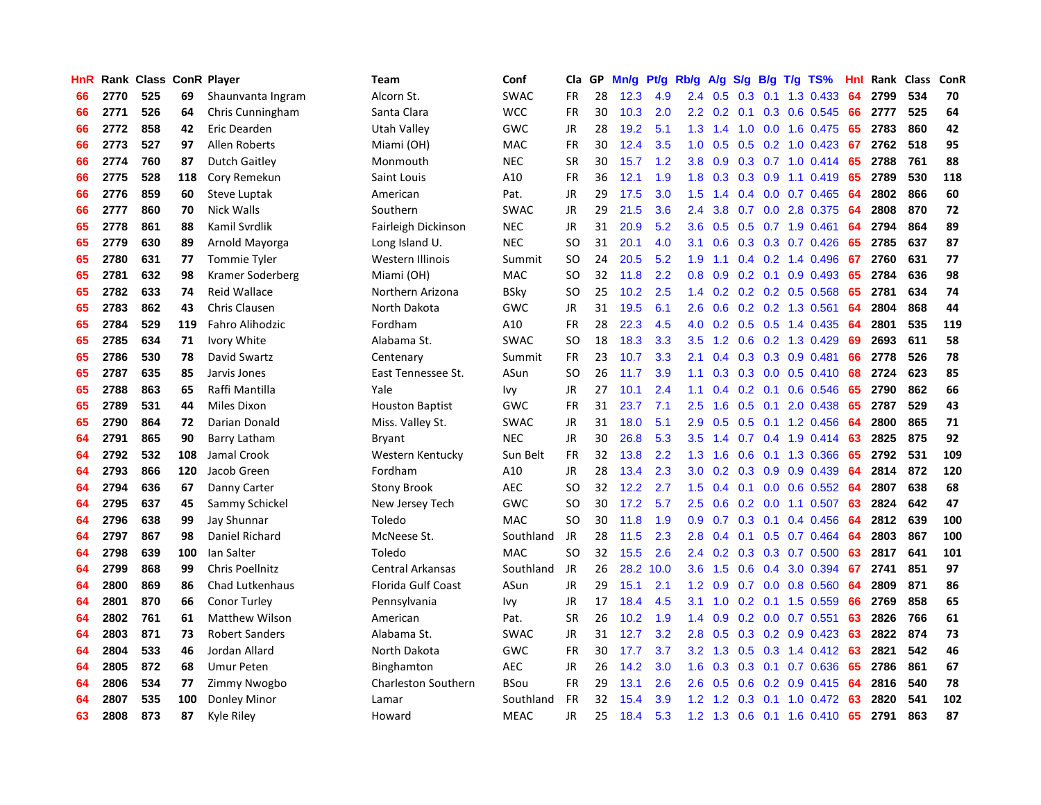| HnR | Rank | Class | ConR | Player | Team | Conf | Cla | GP | Mn/g | Pt/g | Rb/g | A/g | S/g | B/g | T/g | TS% | HnI | Rank | Class | ConR |
|---|---|---|---|---|---|---|---|---|---|---|---|---|---|---|---|---|---|---|---|---|
| 66 | 2770 | 525 | 69 | Shaunvanta Ingram | Alcorn St. | SWAC | FR | 28 | 12.3 | 4.9 | 2.4 | 0.5 | 0.3 | 0.1 | 1.3 | 0.433 | 64 | 2799 | 534 | 70 |
| 66 | 2771 | 526 | 64 | Chris Cunningham | Santa Clara | WCC | FR | 30 | 10.3 | 2.0 | 2.2 | 0.2 | 0.1 | 0.3 | 0.6 | 0.545 | 66 | 2777 | 525 | 64 |
| 66 | 2772 | 858 | 42 | Eric Dearden | Utah Valley | GWC | JR | 28 | 19.2 | 5.1 | 1.3 | 1.4 | 1.0 | 0.0 | 1.6 | 0.475 | 65 | 2783 | 860 | 42 |
| 66 | 2773 | 527 | 97 | Allen Roberts | Miami (OH) | MAC | FR | 30 | 12.4 | 3.5 | 1.0 | 0.5 | 0.5 | 0.2 | 1.0 | 0.423 | 67 | 2762 | 518 | 95 |
| 66 | 2774 | 760 | 87 | Dutch Gaitley | Monmouth | NEC | SR | 30 | 15.7 | 1.2 | 3.8 | 0.9 | 0.3 | 0.7 | 1.0 | 0.414 | 65 | 2788 | 761 | 88 |
| 66 | 2775 | 528 | 118 | Cory Remekun | Saint Louis | A10 | FR | 36 | 12.1 | 1.9 | 1.8 | 0.3 | 0.3 | 0.9 | 1.1 | 0.419 | 65 | 2789 | 530 | 118 |
| 66 | 2776 | 859 | 60 | Steve Luptak | American | Pat. | JR | 29 | 17.5 | 3.0 | 1.5 | 1.4 | 0.4 | 0.0 | 0.7 | 0.465 | 64 | 2802 | 866 | 60 |
| 66 | 2777 | 860 | 70 | Nick Walls | Southern | SWAC | JR | 29 | 21.5 | 3.6 | 2.4 | 3.8 | 0.7 | 0.0 | 2.8 | 0.375 | 64 | 2808 | 870 | 72 |
| 65 | 2778 | 861 | 88 | Kamil Svrdlik | Fairleigh Dickinson | NEC | JR | 31 | 20.9 | 5.2 | 3.6 | 0.5 | 0.5 | 0.7 | 1.9 | 0.461 | 64 | 2794 | 864 | 89 |
| 65 | 2779 | 630 | 89 | Arnold Mayorga | Long Island U. | NEC | SO | 31 | 20.1 | 4.0 | 3.1 | 0.6 | 0.3 | 0.3 | 0.7 | 0.426 | 65 | 2785 | 637 | 87 |
| 65 | 2780 | 631 | 77 | Tommie Tyler | Western Illinois | Summit | SO | 24 | 20.5 | 5.2 | 1.9 | 1.1 | 0.4 | 0.2 | 1.4 | 0.496 | 67 | 2760 | 631 | 77 |
| 65 | 2781 | 632 | 98 | Kramer Soderberg | Miami (OH) | MAC | SO | 32 | 11.8 | 2.2 | 0.8 | 0.9 | 0.2 | 0.1 | 0.9 | 0.493 | 65 | 2784 | 636 | 98 |
| 65 | 2782 | 633 | 74 | Reid Wallace | Northern Arizona | BSky | SO | 25 | 10.2 | 2.5 | 1.4 | 0.2 | 0.2 | 0.2 | 0.5 | 0.568 | 65 | 2781 | 634 | 74 |
| 65 | 2783 | 862 | 43 | Chris Clausen | North Dakota | GWC | JR | 31 | 19.5 | 6.1 | 2.6 | 0.6 | 0.2 | 0.2 | 1.3 | 0.561 | 64 | 2804 | 868 | 44 |
| 65 | 2784 | 529 | 119 | Fahro Alihodzic | Fordham | A10 | FR | 28 | 22.3 | 4.5 | 4.0 | 0.2 | 0.5 | 0.5 | 1.4 | 0.435 | 64 | 2801 | 535 | 119 |
| 65 | 2785 | 634 | 71 | Ivory White | Alabama St. | SWAC | SO | 18 | 18.3 | 3.3 | 3.5 | 1.2 | 0.6 | 0.2 | 1.3 | 0.429 | 69 | 2693 | 611 | 58 |
| 65 | 2786 | 530 | 78 | David Swartz | Centenary | Summit | FR | 23 | 10.7 | 3.3 | 2.1 | 0.4 | 0.3 | 0.3 | 0.9 | 0.481 | 66 | 2778 | 526 | 78 |
| 65 | 2787 | 635 | 85 | Jarvis Jones | East Tennessee St. | ASun | SO | 26 | 11.7 | 3.9 | 1.1 | 0.3 | 0.3 | 0.0 | 0.5 | 0.410 | 68 | 2724 | 623 | 85 |
| 65 | 2788 | 863 | 65 | Raffi Mantilla | Yale | Ivy | JR | 27 | 10.1 | 2.4 | 1.1 | 0.4 | 0.2 | 0.1 | 0.6 | 0.546 | 65 | 2790 | 862 | 66 |
| 65 | 2789 | 531 | 44 | Miles Dixon | Houston Baptist | GWC | FR | 31 | 23.7 | 7.1 | 2.5 | 1.6 | 0.5 | 0.1 | 2.0 | 0.438 | 65 | 2787 | 529 | 43 |
| 65 | 2790 | 864 | 72 | Darian Donald | Miss. Valley St. | SWAC | JR | 31 | 18.0 | 5.1 | 2.9 | 0.5 | 0.5 | 0.1 | 1.2 | 0.456 | 64 | 2800 | 865 | 71 |
| 64 | 2791 | 865 | 90 | Barry Latham | Bryant | NEC | JR | 30 | 26.8 | 5.3 | 3.5 | 1.4 | 0.7 | 0.4 | 1.9 | 0.414 | 63 | 2825 | 875 | 92 |
| 64 | 2792 | 532 | 108 | Jamal Crook | Western Kentucky | Sun Belt | FR | 32 | 13.8 | 2.2 | 1.3 | 1.6 | 0.6 | 0.1 | 1.3 | 0.366 | 65 | 2792 | 531 | 109 |
| 64 | 2793 | 866 | 120 | Jacob Green | Fordham | A10 | JR | 28 | 13.4 | 2.3 | 3.0 | 0.2 | 0.3 | 0.9 | 0.9 | 0.439 | 64 | 2814 | 872 | 120 |
| 64 | 2794 | 636 | 67 | Danny Carter | Stony Brook | AEC | SO | 32 | 12.2 | 2.7 | 1.5 | 0.4 | 0.1 | 0.0 | 0.6 | 0.552 | 64 | 2807 | 638 | 68 |
| 64 | 2795 | 637 | 45 | Sammy Schickel | New Jersey Tech | GWC | SO | 30 | 17.2 | 5.7 | 2.5 | 0.6 | 0.2 | 0.0 | 1.1 | 0.507 | 63 | 2824 | 642 | 47 |
| 64 | 2796 | 638 | 99 | Jay Shunnar | Toledo | MAC | SO | 30 | 11.8 | 1.9 | 0.9 | 0.7 | 0.3 | 0.1 | 0.4 | 0.456 | 64 | 2812 | 639 | 100 |
| 64 | 2797 | 867 | 98 | Daniel Richard | McNeese St. | Southland | JR | 28 | 11.5 | 2.3 | 2.8 | 0.4 | 0.1 | 0.5 | 0.7 | 0.464 | 64 | 2803 | 867 | 100 |
| 64 | 2798 | 639 | 100 | Ian Salter | Toledo | MAC | SO | 32 | 15.5 | 2.6 | 2.4 | 0.2 | 0.3 | 0.3 | 0.7 | 0.500 | 63 | 2817 | 641 | 101 |
| 64 | 2799 | 868 | 99 | Chris Poellnitz | Central Arkansas | Southland | JR | 26 | 28.2 | 10.0 | 3.6 | 1.5 | 0.6 | 0.4 | 3.0 | 0.394 | 67 | 2741 | 851 | 97 |
| 64 | 2800 | 869 | 86 | Chad Lutkenhaus | Florida Gulf Coast | ASun | JR | 29 | 15.1 | 2.1 | 1.2 | 0.9 | 0.7 | 0.0 | 0.8 | 0.560 | 64 | 2809 | 871 | 86 |
| 64 | 2801 | 870 | 66 | Conor Turley | Pennsylvania | Ivy | JR | 17 | 18.4 | 4.5 | 3.1 | 1.0 | 0.2 | 0.1 | 1.5 | 0.559 | 66 | 2769 | 858 | 65 |
| 64 | 2802 | 761 | 61 | Matthew Wilson | American | Pat. | SR | 26 | 10.2 | 1.9 | 1.4 | 0.9 | 0.2 | 0.0 | 0.7 | 0.551 | 63 | 2826 | 766 | 61 |
| 64 | 2803 | 871 | 73 | Robert Sanders | Alabama St. | SWAC | JR | 31 | 12.7 | 3.2 | 2.8 | 0.5 | 0.3 | 0.2 | 0.9 | 0.423 | 63 | 2822 | 874 | 73 |
| 64 | 2804 | 533 | 46 | Jordan Allard | North Dakota | GWC | FR | 30 | 17.7 | 3.7 | 3.2 | 1.3 | 0.5 | 0.3 | 1.4 | 0.412 | 63 | 2821 | 542 | 46 |
| 64 | 2805 | 872 | 68 | Umur Peten | Binghamton | AEC | JR | 26 | 14.2 | 3.0 | 1.6 | 0.3 | 0.3 | 0.1 | 0.7 | 0.636 | 65 | 2786 | 861 | 67 |
| 64 | 2806 | 534 | 77 | Zimmy Nwogbo | Charleston Southern | BSou | FR | 29 | 13.1 | 2.6 | 2.6 | 0.5 | 0.6 | 0.2 | 0.9 | 0.415 | 64 | 2816 | 540 | 78 |
| 64 | 2807 | 535 | 100 | Donley Minor | Lamar | Southland | FR | 32 | 15.4 | 3.9 | 1.2 | 1.2 | 0.3 | 0.1 | 1.0 | 0.472 | 63 | 2820 | 541 | 102 |
| 63 | 2808 | 873 | 87 | Kyle Riley | Howard | MEAC | JR | 25 | 18.4 | 5.3 | 1.2 | 1.3 | 0.6 | 0.1 | 1.6 | 0.410 | 65 | 2791 | 863 | 87 |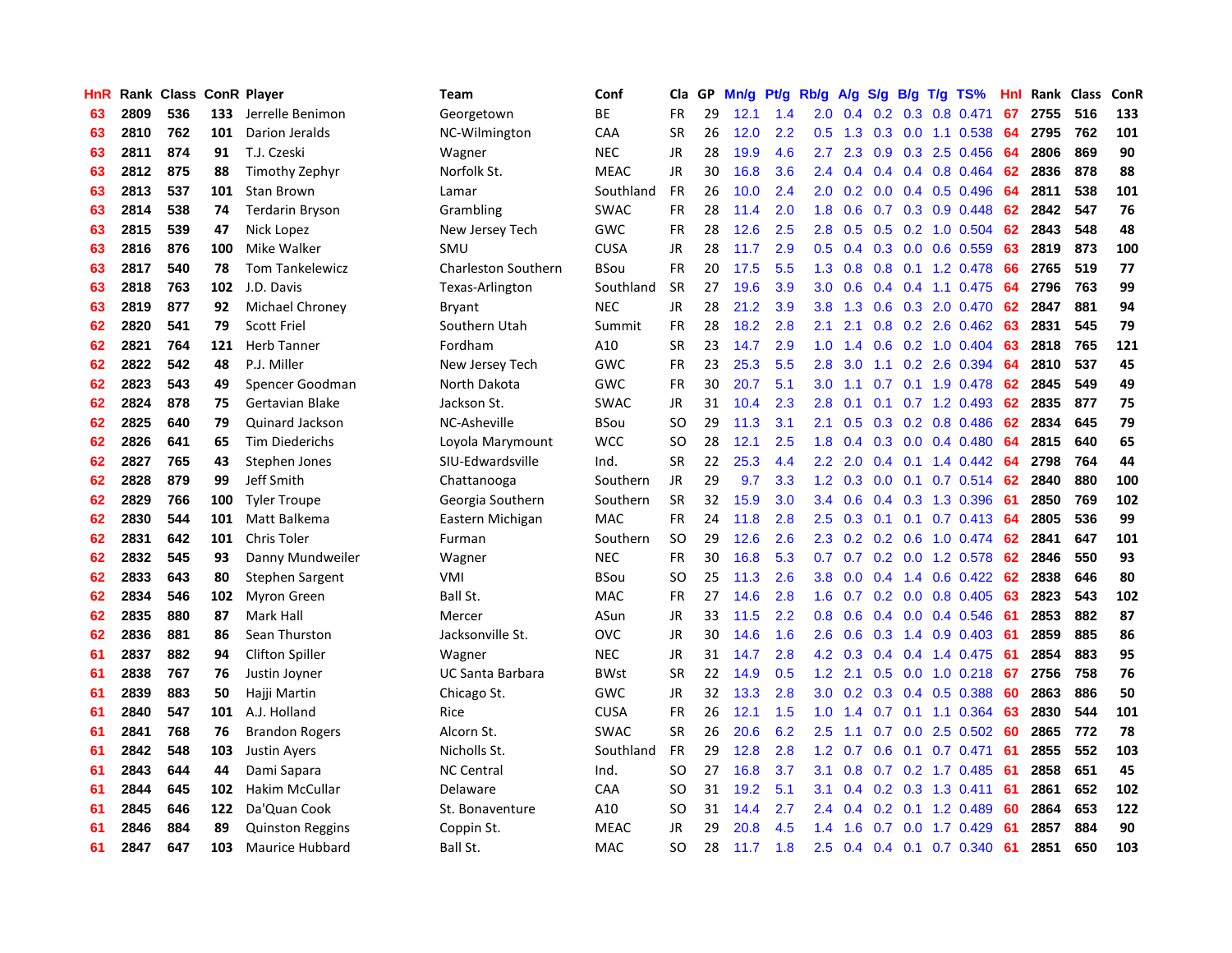| HnR | Rank | Class | ConR | Player | Team | Conf | Cla | GP | Mn/g | Pt/g | Rb/g | A/g | S/g | B/g | T/g | TS% | HnI | Rank | Class | ConR |
|---|---|---|---|---|---|---|---|---|---|---|---|---|---|---|---|---|---|---|---|---|
| 63 | 2809 | 536 | 133 | Jerrelle Benimon | Georgetown | BE | FR | 29 | 12.1 | 1.4 | 2.0 | 0.4 | 0.2 | 0.3 | 0.8 | 0.471 | 67 | 2755 | 516 | 133 |
| 63 | 2810 | 762 | 101 | Darion Jeralds | NC-Wilmington | CAA | SR | 26 | 12.0 | 2.2 | 0.5 | 1.3 | 0.3 | 0.0 | 1.1 | 0.538 | 64 | 2795 | 762 | 101 |
| 63 | 2811 | 874 | 91 | T.J. Czeski | Wagner | NEC | JR | 28 | 19.9 | 4.6 | 2.7 | 2.3 | 0.9 | 0.3 | 2.5 | 0.456 | 64 | 2806 | 869 | 90 |
| 63 | 2812 | 875 | 88 | Timothy Zephyr | Norfolk St. | MEAC | JR | 30 | 16.8 | 3.6 | 2.4 | 0.4 | 0.4 | 0.4 | 0.8 | 0.464 | 62 | 2836 | 878 | 88 |
| 63 | 2813 | 537 | 101 | Stan Brown | Lamar | Southland | FR | 26 | 10.0 | 2.4 | 2.0 | 0.2 | 0.0 | 0.4 | 0.5 | 0.496 | 64 | 2811 | 538 | 101 |
| 63 | 2814 | 538 | 74 | Terdarin Bryson | Grambling | SWAC | FR | 28 | 11.4 | 2.0 | 1.8 | 0.6 | 0.7 | 0.3 | 0.9 | 0.448 | 62 | 2842 | 547 | 76 |
| 63 | 2815 | 539 | 47 | Nick Lopez | New Jersey Tech | GWC | FR | 28 | 12.6 | 2.5 | 2.8 | 0.5 | 0.5 | 0.2 | 1.0 | 0.504 | 62 | 2843 | 548 | 48 |
| 63 | 2816 | 876 | 100 | Mike Walker | SMU | CUSA | JR | 28 | 11.7 | 2.9 | 0.5 | 0.4 | 0.3 | 0.0 | 0.6 | 0.559 | 63 | 2819 | 873 | 100 |
| 63 | 2817 | 540 | 78 | Tom Tankelewicz | Charleston Southern | BSou | FR | 20 | 17.5 | 5.5 | 1.3 | 0.8 | 0.8 | 0.1 | 1.2 | 0.478 | 66 | 2765 | 519 | 77 |
| 63 | 2818 | 763 | 102 | J.D. Davis | Texas-Arlington | Southland | SR | 27 | 19.6 | 3.9 | 3.0 | 0.6 | 0.4 | 0.4 | 1.1 | 0.475 | 64 | 2796 | 763 | 99 |
| 63 | 2819 | 877 | 92 | Michael Chroney | Bryant | NEC | JR | 28 | 21.2 | 3.9 | 3.8 | 1.3 | 0.6 | 0.3 | 2.0 | 0.470 | 62 | 2847 | 881 | 94 |
| 62 | 2820 | 541 | 79 | Scott Friel | Southern Utah | Summit | FR | 28 | 18.2 | 2.8 | 2.1 | 2.1 | 0.8 | 0.2 | 2.6 | 0.462 | 63 | 2831 | 545 | 79 |
| 62 | 2821 | 764 | 121 | Herb Tanner | Fordham | A10 | SR | 23 | 14.7 | 2.9 | 1.0 | 1.4 | 0.6 | 0.2 | 1.0 | 0.404 | 63 | 2818 | 765 | 121 |
| 62 | 2822 | 542 | 48 | P.J. Miller | New Jersey Tech | GWC | FR | 23 | 25.3 | 5.5 | 2.8 | 3.0 | 1.1 | 0.2 | 2.6 | 0.394 | 64 | 2810 | 537 | 45 |
| 62 | 2823 | 543 | 49 | Spencer Goodman | North Dakota | GWC | FR | 30 | 20.7 | 5.1 | 3.0 | 1.1 | 0.7 | 0.1 | 1.9 | 0.478 | 62 | 2845 | 549 | 49 |
| 62 | 2824 | 878 | 75 | Gertavian Blake | Jackson St. | SWAC | JR | 31 | 10.4 | 2.3 | 2.8 | 0.1 | 0.1 | 0.7 | 1.2 | 0.493 | 62 | 2835 | 877 | 75 |
| 62 | 2825 | 640 | 79 | Quinard Jackson | NC-Asheville | BSou | SO | 29 | 11.3 | 3.1 | 2.1 | 0.5 | 0.3 | 0.2 | 0.8 | 0.486 | 62 | 2834 | 645 | 79 |
| 62 | 2826 | 641 | 65 | Tim Diederichs | Loyola Marymount | WCC | SO | 28 | 12.1 | 2.5 | 1.8 | 0.4 | 0.3 | 0.0 | 0.4 | 0.480 | 64 | 2815 | 640 | 65 |
| 62 | 2827 | 765 | 43 | Stephen Jones | SIU-Edwardsville | Ind. | SR | 22 | 25.3 | 4.4 | 2.2 | 2.0 | 0.4 | 0.1 | 1.4 | 0.442 | 64 | 2798 | 764 | 44 |
| 62 | 2828 | 879 | 99 | Jeff Smith | Chattanooga | Southern | JR | 29 | 9.7 | 3.3 | 1.2 | 0.3 | 0.0 | 0.1 | 0.7 | 0.514 | 62 | 2840 | 880 | 100 |
| 62 | 2829 | 766 | 100 | Tyler Troupe | Georgia Southern | Southern | SR | 32 | 15.9 | 3.0 | 3.4 | 0.6 | 0.4 | 0.3 | 1.3 | 0.396 | 61 | 2850 | 769 | 102 |
| 62 | 2830 | 544 | 101 | Matt Balkema | Eastern Michigan | MAC | FR | 24 | 11.8 | 2.8 | 2.5 | 0.3 | 0.1 | 0.1 | 0.7 | 0.413 | 64 | 2805 | 536 | 99 |
| 62 | 2831 | 642 | 101 | Chris Toler | Furman | Southern | SO | 29 | 12.6 | 2.6 | 2.3 | 0.2 | 0.2 | 0.6 | 1.0 | 0.474 | 62 | 2841 | 647 | 101 |
| 62 | 2832 | 545 | 93 | Danny Mundweiler | Wagner | NEC | FR | 30 | 16.8 | 5.3 | 0.7 | 0.7 | 0.2 | 0.0 | 1.2 | 0.578 | 62 | 2846 | 550 | 93 |
| 62 | 2833 | 643 | 80 | Stephen Sargent | VMI | BSou | SO | 25 | 11.3 | 2.6 | 3.8 | 0.0 | 0.4 | 1.4 | 0.6 | 0.422 | 62 | 2838 | 646 | 80 |
| 62 | 2834 | 546 | 102 | Myron Green | Ball St. | MAC | FR | 27 | 14.6 | 2.8 | 1.6 | 0.7 | 0.2 | 0.0 | 0.8 | 0.405 | 63 | 2823 | 543 | 102 |
| 62 | 2835 | 880 | 87 | Mark Hall | Mercer | ASun | JR | 33 | 11.5 | 2.2 | 0.8 | 0.6 | 0.4 | 0.0 | 0.4 | 0.546 | 61 | 2853 | 882 | 87 |
| 62 | 2836 | 881 | 86 | Sean Thurston | Jacksonville St. | OVC | JR | 30 | 14.6 | 1.6 | 2.6 | 0.6 | 0.3 | 1.4 | 0.9 | 0.403 | 61 | 2859 | 885 | 86 |
| 61 | 2837 | 882 | 94 | Clifton Spiller | Wagner | NEC | JR | 31 | 14.7 | 2.8 | 4.2 | 0.3 | 0.4 | 0.4 | 1.4 | 0.475 | 61 | 2854 | 883 | 95 |
| 61 | 2838 | 767 | 76 | Justin Joyner | UC Santa Barbara | BWst | SR | 22 | 14.9 | 0.5 | 1.2 | 2.1 | 0.5 | 0.0 | 1.0 | 0.218 | 67 | 2756 | 758 | 76 |
| 61 | 2839 | 883 | 50 | Hajji Martin | Chicago St. | GWC | JR | 32 | 13.3 | 2.8 | 3.0 | 0.2 | 0.3 | 0.4 | 0.5 | 0.388 | 60 | 2863 | 886 | 50 |
| 61 | 2840 | 547 | 101 | A.J. Holland | Rice | CUSA | FR | 26 | 12.1 | 1.5 | 1.0 | 1.4 | 0.7 | 0.1 | 1.1 | 0.364 | 63 | 2830 | 544 | 101 |
| 61 | 2841 | 768 | 76 | Brandon Rogers | Alcorn St. | SWAC | SR | 26 | 20.6 | 6.2 | 2.5 | 1.1 | 0.7 | 0.0 | 2.5 | 0.502 | 60 | 2865 | 772 | 78 |
| 61 | 2842 | 548 | 103 | Justin Ayers | Nicholls St. | Southland | FR | 29 | 12.8 | 2.8 | 1.2 | 0.7 | 0.6 | 0.1 | 0.7 | 0.471 | 61 | 2855 | 552 | 103 |
| 61 | 2843 | 644 | 44 | Dami Sapara | NC Central | Ind. | SO | 27 | 16.8 | 3.7 | 3.1 | 0.8 | 0.7 | 0.2 | 1.7 | 0.485 | 61 | 2858 | 651 | 45 |
| 61 | 2844 | 645 | 102 | Hakim McCullar | Delaware | CAA | SO | 31 | 19.2 | 5.1 | 3.1 | 0.4 | 0.2 | 0.3 | 1.3 | 0.411 | 61 | 2861 | 652 | 102 |
| 61 | 2845 | 646 | 122 | Da'Quan Cook | St. Bonaventure | A10 | SO | 31 | 14.4 | 2.7 | 2.4 | 0.4 | 0.2 | 0.1 | 1.2 | 0.489 | 60 | 2864 | 653 | 122 |
| 61 | 2846 | 884 | 89 | Quinston Reggins | Coppin St. | MEAC | JR | 29 | 20.8 | 4.5 | 1.4 | 1.6 | 0.7 | 0.0 | 1.7 | 0.429 | 61 | 2857 | 884 | 90 |
| 61 | 2847 | 647 | 103 | Maurice Hubbard | Ball St. | MAC | SO | 28 | 11.7 | 1.8 | 2.5 | 0.4 | 0.4 | 0.1 | 0.7 | 0.340 | 61 | 2851 | 650 | 103 |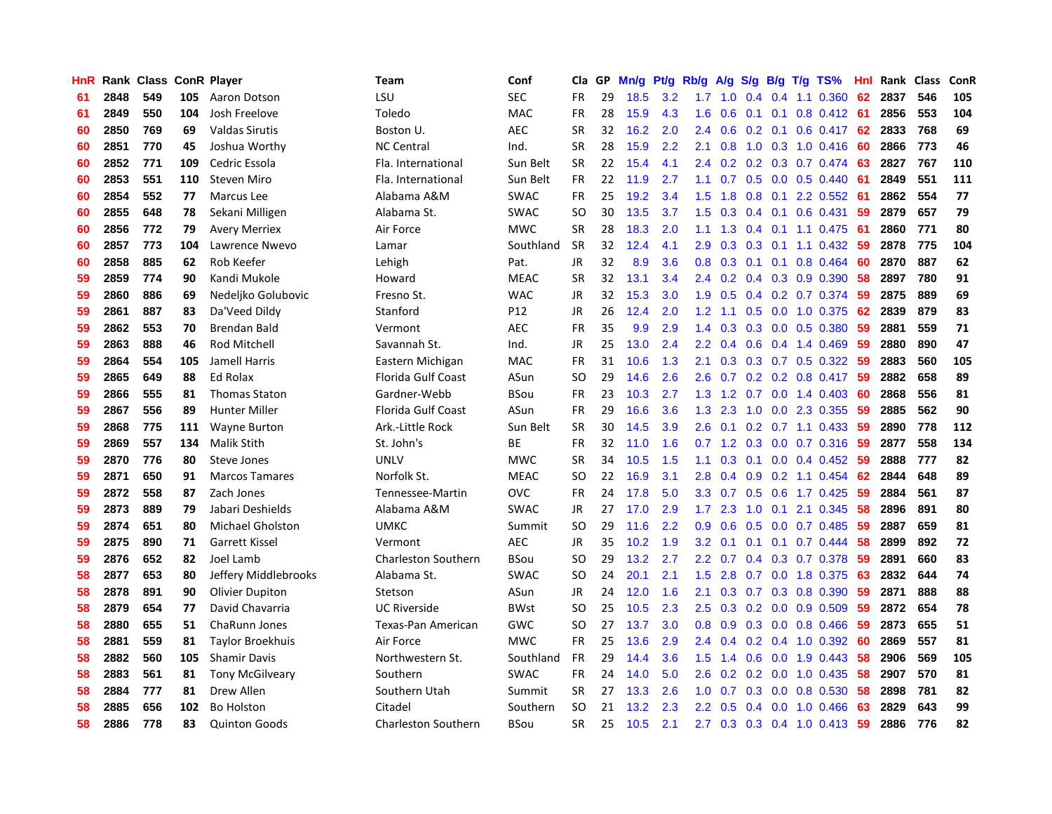| HnR | Rank | Class | ConR | Player | Team | Conf | Cla | GP | Mn/g | Pt/g | Rb/g | A/g | S/g | B/g | T/g | TS% | HnI | Rank | Class | ConR |
|---|---|---|---|---|---|---|---|---|---|---|---|---|---|---|---|---|---|---|---|---|
| 61 | 2848 | 549 | 105 | Aaron Dotson | LSU | SEC | FR | 29 | 18.5 | 3.2 | 1.7 | 1.0 | 0.4 | 0.4 | 1.1 | 0.360 | 62 | 2837 | 546 | 105 |
| 61 | 2849 | 550 | 104 | Josh Freelove | Toledo | MAC | FR | 28 | 15.9 | 4.3 | 1.6 | 0.6 | 0.1 | 0.1 | 0.8 | 0.412 | 61 | 2856 | 553 | 104 |
| 60 | 2850 | 769 | 69 | Valdas Sirutis | Boston U. | AEC | SR | 32 | 16.2 | 2.0 | 2.4 | 0.6 | 0.2 | 0.1 | 0.6 | 0.417 | 62 | 2833 | 768 | 69 |
| 60 | 2851 | 770 | 45 | Joshua Worthy | NC Central | Ind. | SR | 28 | 15.9 | 2.2 | 2.1 | 0.8 | 1.0 | 0.3 | 1.0 | 0.416 | 60 | 2866 | 773 | 46 |
| 60 | 2852 | 771 | 109 | Cedric Essola | Fla. International | Sun Belt | SR | 22 | 15.4 | 4.1 | 2.4 | 0.2 | 0.2 | 0.3 | 0.7 | 0.474 | 63 | 2827 | 767 | 110 |
| 60 | 2853 | 551 | 110 | Steven Miro | Fla. International | Sun Belt | FR | 22 | 11.9 | 2.7 | 1.1 | 0.7 | 0.5 | 0.0 | 0.5 | 0.440 | 61 | 2849 | 551 | 111 |
| 60 | 2854 | 552 | 77 | Marcus Lee | Alabama A&M | SWAC | FR | 25 | 19.2 | 3.4 | 1.5 | 1.8 | 0.8 | 0.1 | 2.2 | 0.552 | 61 | 2862 | 554 | 77 |
| 60 | 2855 | 648 | 78 | Sekani Milligen | Alabama St. | SWAC | SO | 30 | 13.5 | 3.7 | 1.5 | 0.3 | 0.4 | 0.1 | 0.6 | 0.431 | 59 | 2879 | 657 | 79 |
| 60 | 2856 | 772 | 79 | Avery Merriex | Air Force | MWC | SR | 28 | 18.3 | 2.0 | 1.1 | 1.3 | 0.4 | 0.1 | 1.1 | 0.475 | 61 | 2860 | 771 | 80 |
| 60 | 2857 | 773 | 104 | Lawrence Nwevo | Lamar | Southland | SR | 32 | 12.4 | 4.1 | 2.9 | 0.3 | 0.3 | 0.1 | 1.1 | 0.432 | 59 | 2878 | 775 | 104 |
| 60 | 2858 | 885 | 62 | Rob Keefer | Lehigh | Pat. | JR | 32 | 8.9 | 3.6 | 0.8 | 0.3 | 0.1 | 0.1 | 0.8 | 0.464 | 60 | 2870 | 887 | 62 |
| 59 | 2859 | 774 | 90 | Kandi Mukole | Howard | MEAC | SR | 32 | 13.1 | 3.4 | 2.4 | 0.2 | 0.4 | 0.3 | 0.9 | 0.390 | 58 | 2897 | 780 | 91 |
| 59 | 2860 | 886 | 69 | Nedeljko Golubovic | Fresno St. | WAC | JR | 32 | 15.3 | 3.0 | 1.9 | 0.5 | 0.4 | 0.2 | 0.7 | 0.374 | 59 | 2875 | 889 | 69 |
| 59 | 2861 | 887 | 83 | Da'Veed Dildy | Stanford | P12 | JR | 26 | 12.4 | 2.0 | 1.2 | 1.1 | 0.5 | 0.0 | 1.0 | 0.375 | 62 | 2839 | 879 | 83 |
| 59 | 2862 | 553 | 70 | Brendan Bald | Vermont | AEC | FR | 35 | 9.9 | 2.9 | 1.4 | 0.3 | 0.3 | 0.0 | 0.5 | 0.380 | 59 | 2881 | 559 | 71 |
| 59 | 2863 | 888 | 46 | Rod Mitchell | Savannah St. | Ind. | JR | 25 | 13.0 | 2.4 | 2.2 | 0.4 | 0.6 | 0.4 | 1.4 | 0.469 | 59 | 2880 | 890 | 47 |
| 59 | 2864 | 554 | 105 | Jamell Harris | Eastern Michigan | MAC | FR | 31 | 10.6 | 1.3 | 2.1 | 0.3 | 0.3 | 0.7 | 0.5 | 0.322 | 59 | 2883 | 560 | 105 |
| 59 | 2865 | 649 | 88 | Ed Rolax | Florida Gulf Coast | ASun | SO | 29 | 14.6 | 2.6 | 2.6 | 0.7 | 0.2 | 0.2 | 0.8 | 0.417 | 59 | 2882 | 658 | 89 |
| 59 | 2866 | 555 | 81 | Thomas Staton | Gardner-Webb | BSou | FR | 23 | 10.3 | 2.7 | 1.3 | 1.2 | 0.7 | 0.0 | 1.4 | 0.403 | 60 | 2868 | 556 | 81 |
| 59 | 2867 | 556 | 89 | Hunter Miller | Florida Gulf Coast | ASun | FR | 29 | 16.6 | 3.6 | 1.3 | 2.3 | 1.0 | 0.0 | 2.3 | 0.355 | 59 | 2885 | 562 | 90 |
| 59 | 2868 | 775 | 111 | Wayne Burton | Ark.-Little Rock | Sun Belt | SR | 30 | 14.5 | 3.9 | 2.6 | 0.1 | 0.2 | 0.7 | 1.1 | 0.433 | 59 | 2890 | 778 | 112 |
| 59 | 2869 | 557 | 134 | Malik Stith | St. John's | BE | FR | 32 | 11.0 | 1.6 | 0.7 | 1.2 | 0.3 | 0.0 | 0.7 | 0.316 | 59 | 2877 | 558 | 134 |
| 59 | 2870 | 776 | 80 | Steve Jones | UNLV | MWC | SR | 34 | 10.5 | 1.5 | 1.1 | 0.3 | 0.1 | 0.0 | 0.4 | 0.452 | 59 | 2888 | 777 | 82 |
| 59 | 2871 | 650 | 91 | Marcos Tamares | Norfolk St. | MEAC | SO | 22 | 16.9 | 3.1 | 2.8 | 0.4 | 0.9 | 0.2 | 1.1 | 0.454 | 62 | 2844 | 648 | 89 |
| 59 | 2872 | 558 | 87 | Zach Jones | Tennessee-Martin | OVC | FR | 24 | 17.8 | 5.0 | 3.3 | 0.7 | 0.5 | 0.6 | 1.7 | 0.425 | 59 | 2884 | 561 | 87 |
| 59 | 2873 | 889 | 79 | Jabari Deshields | Alabama A&M | SWAC | JR | 27 | 17.0 | 2.9 | 1.7 | 2.3 | 1.0 | 0.1 | 2.1 | 0.345 | 58 | 2896 | 891 | 80 |
| 59 | 2874 | 651 | 80 | Michael Gholston | UMKC | Summit | SO | 29 | 11.6 | 2.2 | 0.9 | 0.6 | 0.5 | 0.0 | 0.7 | 0.485 | 59 | 2887 | 659 | 81 |
| 59 | 2875 | 890 | 71 | Garrett Kissel | Vermont | AEC | JR | 35 | 10.2 | 1.9 | 3.2 | 0.1 | 0.1 | 0.1 | 0.7 | 0.444 | 58 | 2899 | 892 | 72 |
| 59 | 2876 | 652 | 82 | Joel Lamb | Charleston Southern | BSou | SO | 29 | 13.2 | 2.7 | 2.2 | 0.7 | 0.4 | 0.3 | 0.7 | 0.378 | 59 | 2891 | 660 | 83 |
| 58 | 2877 | 653 | 80 | Jeffery Middlebrooks | Alabama St. | SWAC | SO | 24 | 20.1 | 2.1 | 1.5 | 2.8 | 0.7 | 0.0 | 1.8 | 0.375 | 63 | 2832 | 644 | 74 |
| 58 | 2878 | 891 | 90 | Olivier Dupiton | Stetson | ASun | JR | 24 | 12.0 | 1.6 | 2.1 | 0.3 | 0.7 | 0.3 | 0.8 | 0.390 | 59 | 2871 | 888 | 88 |
| 58 | 2879 | 654 | 77 | David Chavarria | UC Riverside | BWst | SO | 25 | 10.5 | 2.3 | 2.5 | 0.3 | 0.2 | 0.0 | 0.9 | 0.509 | 59 | 2872 | 654 | 78 |
| 58 | 2880 | 655 | 51 | ChaRunn Jones | Texas-Pan American | GWC | SO | 27 | 13.7 | 3.0 | 0.8 | 0.9 | 0.3 | 0.0 | 0.8 | 0.466 | 59 | 2873 | 655 | 51 |
| 58 | 2881 | 559 | 81 | Taylor Broekhuis | Air Force | MWC | FR | 25 | 13.6 | 2.9 | 2.4 | 0.4 | 0.2 | 0.4 | 1.0 | 0.392 | 60 | 2869 | 557 | 81 |
| 58 | 2882 | 560 | 105 | Shamir Davis | Northwestern St. | Southland | FR | 29 | 14.4 | 3.6 | 1.5 | 1.4 | 0.6 | 0.0 | 1.9 | 0.443 | 58 | 2906 | 569 | 105 |
| 58 | 2883 | 561 | 81 | Tony McGilveary | Southern | SWAC | FR | 24 | 14.0 | 5.0 | 2.6 | 0.2 | 0.2 | 0.0 | 1.0 | 0.435 | 58 | 2907 | 570 | 81 |
| 58 | 2884 | 777 | 81 | Drew Allen | Southern Utah | Summit | SR | 27 | 13.3 | 2.6 | 1.0 | 0.7 | 0.3 | 0.0 | 0.8 | 0.530 | 58 | 2898 | 781 | 82 |
| 58 | 2885 | 656 | 102 | Bo Holston | Citadel | Southern | SO | 21 | 13.2 | 2.3 | 2.2 | 0.5 | 0.4 | 0.0 | 1.0 | 0.466 | 63 | 2829 | 643 | 99 |
| 58 | 2886 | 778 | 83 | Quinton Goods | Charleston Southern | BSou | SR | 25 | 10.5 | 2.1 | 2.7 | 0.3 | 0.3 | 0.4 | 1.0 | 0.413 | 59 | 2886 | 776 | 82 |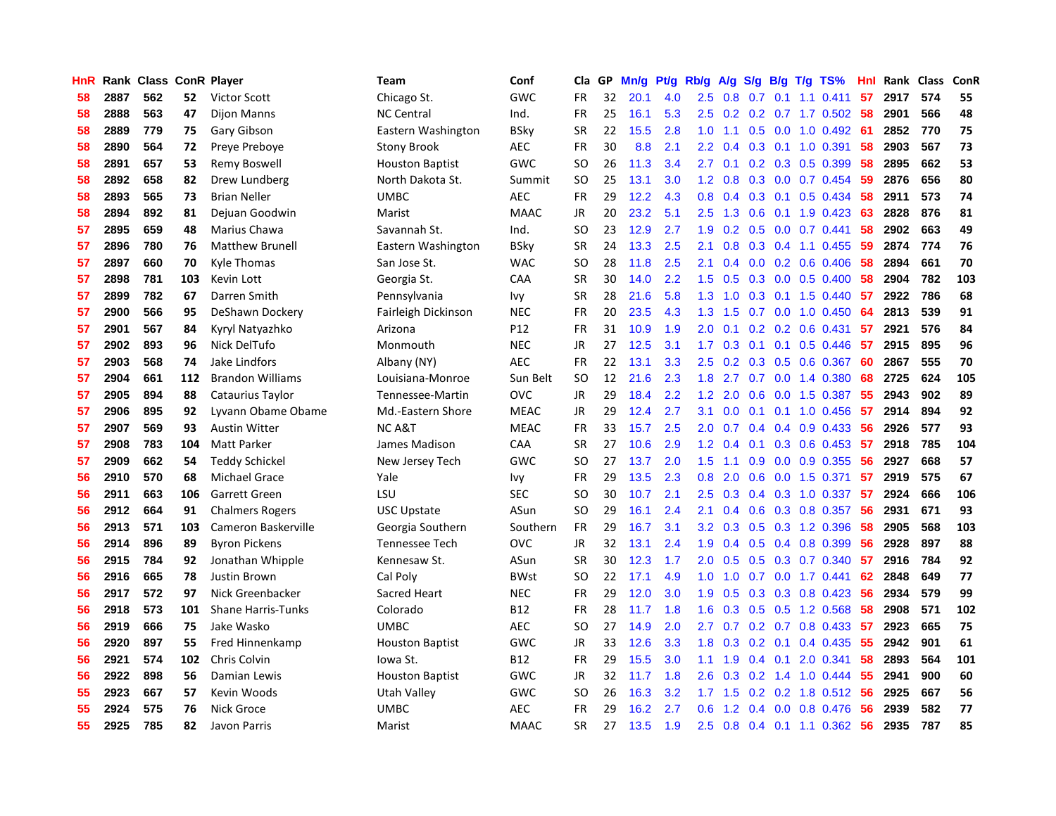| HnR | Rank | Class | ConR | Player | Team | Conf | Cla | GP | Mn/g | Pt/g | Rb/g | A/g | S/g | B/g | T/g | TS% | HnI | Rank | Class | ConR |
|---|---|---|---|---|---|---|---|---|---|---|---|---|---|---|---|---|---|---|---|---|
| 58 | 2887 | 562 | 52 | Victor Scott | Chicago St. | GWC | FR | 32 | 20.1 | 4.0 | 2.5 | 0.8 | 0.7 | 0.1 | 1.1 | 0.411 | 57 | 2917 | 574 | 55 |
| 58 | 2888 | 563 | 47 | Dijon Manns | NC Central | Ind. | FR | 25 | 16.1 | 5.3 | 2.5 | 0.2 | 0.2 | 0.7 | 1.7 | 0.502 | 58 | 2901 | 566 | 48 |
| 58 | 2889 | 779 | 75 | Gary Gibson | Eastern Washington | BSky | SR | 22 | 15.5 | 2.8 | 1.0 | 1.1 | 0.5 | 0.0 | 1.0 | 0.492 | 61 | 2852 | 770 | 75 |
| 58 | 2890 | 564 | 72 | Preye Preboye | Stony Brook | AEC | FR | 30 | 8.8 | 2.1 | 2.2 | 0.4 | 0.3 | 0.1 | 1.0 | 0.391 | 58 | 2903 | 567 | 73 |
| 58 | 2891 | 657 | 53 | Remy Boswell | Houston Baptist | GWC | SO | 26 | 11.3 | 3.4 | 2.7 | 0.1 | 0.2 | 0.3 | 0.5 | 0.399 | 58 | 2895 | 662 | 53 |
| 58 | 2892 | 658 | 82 | Drew Lundberg | North Dakota St. | Summit | SO | 25 | 13.1 | 3.0 | 1.2 | 0.8 | 0.3 | 0.0 | 0.7 | 0.454 | 59 | 2876 | 656 | 80 |
| 58 | 2893 | 565 | 73 | Brian Neller | UMBC | AEC | FR | 29 | 12.2 | 4.3 | 0.8 | 0.4 | 0.3 | 0.1 | 0.5 | 0.434 | 58 | 2911 | 573 | 74 |
| 58 | 2894 | 892 | 81 | Dejuan Goodwin | Marist | MAAC | JR | 20 | 23.2 | 5.1 | 2.5 | 1.3 | 0.6 | 0.1 | 1.9 | 0.423 | 63 | 2828 | 876 | 81 |
| 57 | 2895 | 659 | 48 | Marius Chawa | Savannah St. | Ind. | SO | 23 | 12.9 | 2.7 | 1.9 | 0.2 | 0.5 | 0.0 | 0.7 | 0.441 | 58 | 2902 | 663 | 49 |
| 57 | 2896 | 780 | 76 | Matthew Brunell | Eastern Washington | BSky | SR | 24 | 13.3 | 2.5 | 2.1 | 0.8 | 0.3 | 0.4 | 1.1 | 0.455 | 59 | 2874 | 774 | 76 |
| 57 | 2897 | 660 | 70 | Kyle Thomas | San Jose St. | WAC | SO | 28 | 11.8 | 2.5 | 2.1 | 0.4 | 0.0 | 0.2 | 0.6 | 0.406 | 58 | 2894 | 661 | 70 |
| 57 | 2898 | 781 | 103 | Kevin Lott | Georgia St. | CAA | SR | 30 | 14.0 | 2.2 | 1.5 | 0.5 | 0.3 | 0.0 | 0.5 | 0.400 | 58 | 2904 | 782 | 103 |
| 57 | 2899 | 782 | 67 | Darren Smith | Pennsylvania | Ivy | SR | 28 | 21.6 | 5.8 | 1.3 | 1.0 | 0.3 | 0.1 | 1.5 | 0.440 | 57 | 2922 | 786 | 68 |
| 57 | 2900 | 566 | 95 | DeShawn Dockery | Fairleigh Dickinson | NEC | FR | 20 | 23.5 | 4.3 | 1.3 | 1.5 | 0.7 | 0.0 | 1.0 | 0.450 | 64 | 2813 | 539 | 91 |
| 57 | 2901 | 567 | 84 | Kyryl Natyazhko | Arizona | P12 | FR | 31 | 10.9 | 1.9 | 2.0 | 0.1 | 0.2 | 0.2 | 0.6 | 0.431 | 57 | 2921 | 576 | 84 |
| 57 | 2902 | 893 | 96 | Nick DelTufo | Monmouth | NEC | JR | 27 | 12.5 | 3.1 | 1.7 | 0.3 | 0.1 | 0.1 | 0.5 | 0.446 | 57 | 2915 | 895 | 96 |
| 57 | 2903 | 568 | 74 | Jake Lindfors | Albany (NY) | AEC | FR | 22 | 13.1 | 3.3 | 2.5 | 0.2 | 0.3 | 0.5 | 0.6 | 0.367 | 60 | 2867 | 555 | 70 |
| 57 | 2904 | 661 | 112 | Brandon Williams | Louisiana-Monroe | Sun Belt | SO | 12 | 21.6 | 2.3 | 1.8 | 2.7 | 0.7 | 0.0 | 1.4 | 0.380 | 68 | 2725 | 624 | 105 |
| 57 | 2905 | 894 | 88 | Cataurius Taylor | Tennessee-Martin | OVC | JR | 29 | 18.4 | 2.2 | 1.2 | 2.0 | 0.6 | 0.0 | 1.5 | 0.387 | 55 | 2943 | 902 | 89 |
| 57 | 2906 | 895 | 92 | Lyvann Obame Obame | Md.-Eastern Shore | MEAC | JR | 29 | 12.4 | 2.7 | 3.1 | 0.0 | 0.1 | 0.1 | 1.0 | 0.456 | 57 | 2914 | 894 | 92 |
| 57 | 2907 | 569 | 93 | Austin Witter | NC A&T | MEAC | FR | 33 | 15.7 | 2.5 | 2.0 | 0.7 | 0.4 | 0.4 | 0.9 | 0.433 | 56 | 2926 | 577 | 93 |
| 57 | 2908 | 783 | 104 | Matt Parker | James Madison | CAA | SR | 27 | 10.6 | 2.9 | 1.2 | 0.4 | 0.1 | 0.3 | 0.6 | 0.453 | 57 | 2918 | 785 | 104 |
| 57 | 2909 | 662 | 54 | Teddy Schickel | New Jersey Tech | GWC | SO | 27 | 13.7 | 2.0 | 1.5 | 1.1 | 0.9 | 0.0 | 0.9 | 0.355 | 56 | 2927 | 668 | 57 |
| 56 | 2910 | 570 | 68 | Michael Grace | Yale | Ivy | FR | 29 | 13.5 | 2.3 | 0.8 | 2.0 | 0.6 | 0.0 | 1.5 | 0.371 | 57 | 2919 | 575 | 67 |
| 56 | 2911 | 663 | 106 | Garrett Green | LSU | SEC | SO | 30 | 10.7 | 2.1 | 2.5 | 0.3 | 0.4 | 0.3 | 1.0 | 0.337 | 57 | 2924 | 666 | 106 |
| 56 | 2912 | 664 | 91 | Chalmers Rogers | USC Upstate | ASun | SO | 29 | 16.1 | 2.4 | 2.1 | 0.4 | 0.6 | 0.3 | 0.8 | 0.357 | 56 | 2931 | 671 | 93 |
| 56 | 2913 | 571 | 103 | Cameron Baskerville | Georgia Southern | Southern | FR | 29 | 16.7 | 3.1 | 3.2 | 0.3 | 0.5 | 0.3 | 1.2 | 0.396 | 58 | 2905 | 568 | 103 |
| 56 | 2914 | 896 | 89 | Byron Pickens | Tennessee Tech | OVC | JR | 32 | 13.1 | 2.4 | 1.9 | 0.4 | 0.5 | 0.4 | 0.8 | 0.399 | 56 | 2928 | 897 | 88 |
| 56 | 2915 | 784 | 92 | Jonathan Whipple | Kennesaw St. | ASun | SR | 30 | 12.3 | 1.7 | 2.0 | 0.5 | 0.5 | 0.3 | 0.7 | 0.340 | 57 | 2916 | 784 | 92 |
| 56 | 2916 | 665 | 78 | Justin Brown | Cal Poly | BWst | SO | 22 | 17.1 | 4.9 | 1.0 | 1.0 | 0.7 | 0.0 | 1.7 | 0.441 | 62 | 2848 | 649 | 77 |
| 56 | 2917 | 572 | 97 | Nick Greenbacker | Sacred Heart | NEC | FR | 29 | 12.0 | 3.0 | 1.9 | 0.5 | 0.3 | 0.3 | 0.8 | 0.423 | 56 | 2934 | 579 | 99 |
| 56 | 2918 | 573 | 101 | Shane Harris-Tunks | Colorado | B12 | FR | 28 | 11.7 | 1.8 | 1.6 | 0.3 | 0.5 | 0.5 | 1.2 | 0.568 | 58 | 2908 | 571 | 102 |
| 56 | 2919 | 666 | 75 | Jake Wasko | UMBC | AEC | SO | 27 | 14.9 | 2.0 | 2.7 | 0.7 | 0.2 | 0.7 | 0.8 | 0.433 | 57 | 2923 | 665 | 75 |
| 56 | 2920 | 897 | 55 | Fred Hinnenkamp | Houston Baptist | GWC | JR | 33 | 12.6 | 3.3 | 1.8 | 0.3 | 0.2 | 0.1 | 0.4 | 0.435 | 55 | 2942 | 901 | 61 |
| 56 | 2921 | 574 | 102 | Chris Colvin | Iowa St. | B12 | FR | 29 | 15.5 | 3.0 | 1.1 | 1.9 | 0.4 | 0.1 | 2.0 | 0.341 | 58 | 2893 | 564 | 101 |
| 56 | 2922 | 898 | 56 | Damian Lewis | Houston Baptist | GWC | JR | 32 | 11.7 | 1.8 | 2.6 | 0.3 | 0.2 | 1.4 | 1.0 | 0.444 | 55 | 2941 | 900 | 60 |
| 55 | 2923 | 667 | 57 | Kevin Woods | Utah Valley | GWC | SO | 26 | 16.3 | 3.2 | 1.7 | 1.5 | 0.2 | 0.2 | 1.8 | 0.512 | 56 | 2925 | 667 | 56 |
| 55 | 2924 | 575 | 76 | Nick Groce | UMBC | AEC | FR | 29 | 16.2 | 2.7 | 0.6 | 1.2 | 0.4 | 0.0 | 0.8 | 0.476 | 56 | 2939 | 582 | 77 |
| 55 | 2925 | 785 | 82 | Javon Parris | Marist | MAAC | SR | 27 | 13.5 | 1.9 | 2.5 | 0.8 | 0.4 | 0.1 | 1.1 | 0.362 | 56 | 2935 | 787 | 85 |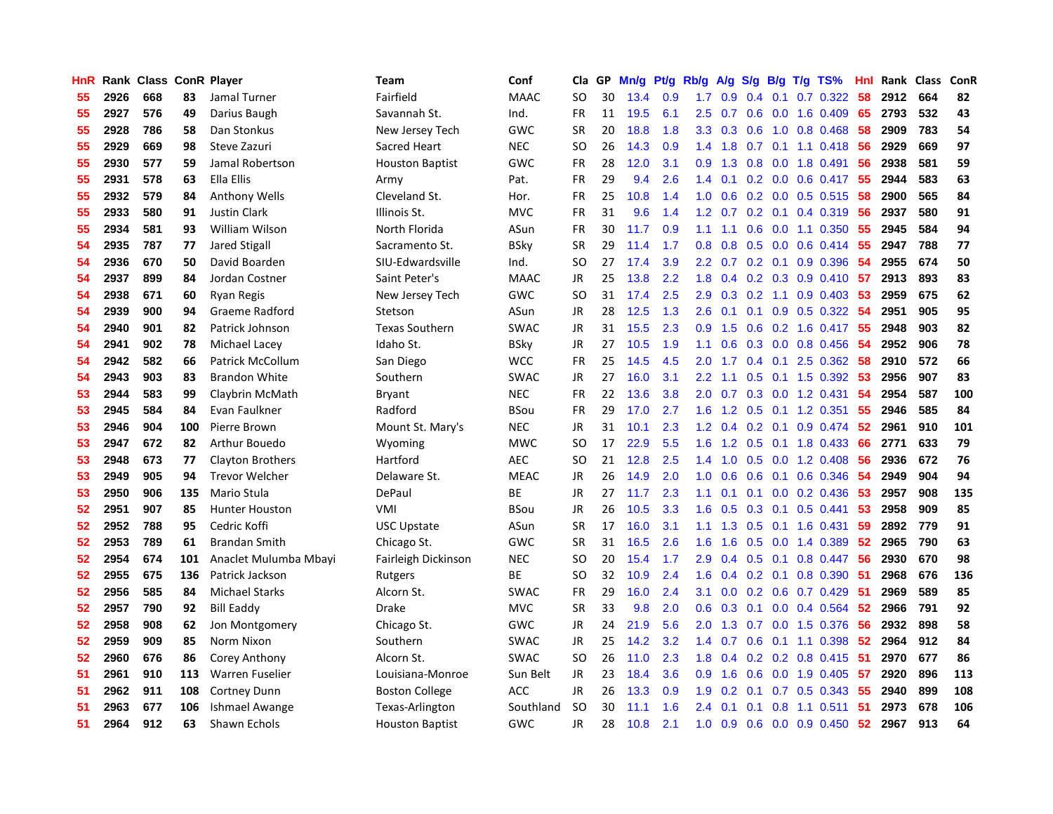| HnR | Rank | Class | ConR | Player | Team | Conf | Cla | GP | Mn/g | Pt/g | Rb/g | A/g | S/g | B/g | T/g | TS% | HnI | Rank | Class | ConR |
|---|---|---|---|---|---|---|---|---|---|---|---|---|---|---|---|---|---|---|---|---|
| 55 | 2926 | 668 | 83 | Jamal Turner | Fairfield | MAAC | SO | 30 | 13.4 | 0.9 | 1.7 | 0.9 | 0.4 | 0.1 | 0.7 | 0.322 | 58 | 2912 | 664 | 82 |
| 55 | 2927 | 576 | 49 | Darius Baugh | Savannah St. | Ind. | FR | 11 | 19.5 | 6.1 | 2.5 | 0.7 | 0.6 | 0.0 | 1.6 | 0.409 | 65 | 2793 | 532 | 43 |
| 55 | 2928 | 786 | 58 | Dan Stonkus | New Jersey Tech | GWC | SR | 20 | 18.8 | 1.8 | 3.3 | 0.3 | 0.6 | 1.0 | 0.8 | 0.468 | 58 | 2909 | 783 | 54 |
| 55 | 2929 | 669 | 98 | Steve Zazuri | Sacred Heart | NEC | SO | 26 | 14.3 | 0.9 | 1.4 | 1.8 | 0.7 | 0.1 | 1.1 | 0.418 | 56 | 2929 | 669 | 97 |
| 55 | 2930 | 577 | 59 | Jamal Robertson | Houston Baptist | GWC | FR | 28 | 12.0 | 3.1 | 0.9 | 1.3 | 0.8 | 0.0 | 1.8 | 0.491 | 56 | 2938 | 581 | 59 |
| 55 | 2931 | 578 | 63 | Ella Ellis | Army | Pat. | FR | 29 | 9.4 | 2.6 | 1.4 | 0.1 | 0.2 | 0.0 | 0.6 | 0.417 | 55 | 2944 | 583 | 63 |
| 55 | 2932 | 579 | 84 | Anthony Wells | Cleveland St. | Hor. | FR | 25 | 10.8 | 1.4 | 1.0 | 0.6 | 0.2 | 0.0 | 0.5 | 0.515 | 58 | 2900 | 565 | 84 |
| 55 | 2933 | 580 | 91 | Justin Clark | Illinois St. | MVC | FR | 31 | 9.6 | 1.4 | 1.2 | 0.7 | 0.2 | 0.1 | 0.4 | 0.319 | 56 | 2937 | 580 | 91 |
| 55 | 2934 | 581 | 93 | William Wilson | North Florida | ASun | FR | 30 | 11.7 | 0.9 | 1.1 | 1.1 | 0.6 | 0.0 | 1.1 | 0.350 | 55 | 2945 | 584 | 94 |
| 54 | 2935 | 787 | 77 | Jared Stigall | Sacramento St. | BSky | SR | 29 | 11.4 | 1.7 | 0.8 | 0.8 | 0.5 | 0.0 | 0.6 | 0.414 | 55 | 2947 | 788 | 77 |
| 54 | 2936 | 670 | 50 | David Boarden | SIU-Edwardsville | Ind. | SO | 27 | 17.4 | 3.9 | 2.2 | 0.7 | 0.2 | 0.1 | 0.9 | 0.396 | 54 | 2955 | 674 | 50 |
| 54 | 2937 | 899 | 84 | Jordan Costner | Saint Peter's | MAAC | JR | 25 | 13.8 | 2.2 | 1.8 | 0.4 | 0.2 | 0.3 | 0.9 | 0.410 | 57 | 2913 | 893 | 83 |
| 54 | 2938 | 671 | 60 | Ryan Regis | New Jersey Tech | GWC | SO | 31 | 17.4 | 2.5 | 2.9 | 0.3 | 0.2 | 1.1 | 0.9 | 0.403 | 53 | 2959 | 675 | 62 |
| 54 | 2939 | 900 | 94 | Graeme Radford | Stetson | ASun | JR | 28 | 12.5 | 1.3 | 2.6 | 0.1 | 0.1 | 0.9 | 0.5 | 0.322 | 54 | 2951 | 905 | 95 |
| 54 | 2940 | 901 | 82 | Patrick Johnson | Texas Southern | SWAC | JR | 31 | 15.5 | 2.3 | 0.9 | 1.5 | 0.6 | 0.2 | 1.6 | 0.417 | 55 | 2948 | 903 | 82 |
| 54 | 2941 | 902 | 78 | Michael Lacey | Idaho St. | BSky | JR | 27 | 10.5 | 1.9 | 1.1 | 0.6 | 0.3 | 0.0 | 0.8 | 0.456 | 54 | 2952 | 906 | 78 |
| 54 | 2942 | 582 | 66 | Patrick McCollum | San Diego | WCC | FR | 25 | 14.5 | 4.5 | 2.0 | 1.7 | 0.4 | 0.1 | 2.5 | 0.362 | 58 | 2910 | 572 | 66 |
| 54 | 2943 | 903 | 83 | Brandon White | Southern | SWAC | JR | 27 | 16.0 | 3.1 | 2.2 | 1.1 | 0.5 | 0.1 | 1.5 | 0.392 | 53 | 2956 | 907 | 83 |
| 53 | 2944 | 583 | 99 | Claybrin McMath | Bryant | NEC | FR | 22 | 13.6 | 3.8 | 2.0 | 0.7 | 0.3 | 0.0 | 1.2 | 0.431 | 54 | 2954 | 587 | 100 |
| 53 | 2945 | 584 | 84 | Evan Faulkner | Radford | BSou | FR | 29 | 17.0 | 2.7 | 1.6 | 1.2 | 0.5 | 0.1 | 1.2 | 0.351 | 55 | 2946 | 585 | 84 |
| 53 | 2946 | 904 | 100 | Pierre Brown | Mount St. Mary's | NEC | JR | 31 | 10.1 | 2.3 | 1.2 | 0.4 | 0.2 | 0.1 | 0.9 | 0.474 | 52 | 2961 | 910 | 101 |
| 53 | 2947 | 672 | 82 | Arthur Bouedo | Wyoming | MWC | SO | 17 | 22.9 | 5.5 | 1.6 | 1.2 | 0.5 | 0.1 | 1.8 | 0.433 | 66 | 2771 | 633 | 79 |
| 53 | 2948 | 673 | 77 | Clayton Brothers | Hartford | AEC | SO | 21 | 12.8 | 2.5 | 1.4 | 1.0 | 0.5 | 0.0 | 1.2 | 0.408 | 56 | 2936 | 672 | 76 |
| 53 | 2949 | 905 | 94 | Trevor Welcher | Delaware St. | MEAC | JR | 26 | 14.9 | 2.0 | 1.0 | 0.6 | 0.6 | 0.1 | 0.6 | 0.346 | 54 | 2949 | 904 | 94 |
| 53 | 2950 | 906 | 135 | Mario Stula | DePaul | BE | JR | 27 | 11.7 | 2.3 | 1.1 | 0.1 | 0.1 | 0.0 | 0.2 | 0.436 | 53 | 2957 | 908 | 135 |
| 52 | 2951 | 907 | 85 | Hunter Houston | VMI | BSou | JR | 26 | 10.5 | 3.3 | 1.6 | 0.5 | 0.3 | 0.1 | 0.5 | 0.441 | 53 | 2958 | 909 | 85 |
| 52 | 2952 | 788 | 95 | Cedric Koffi | USC Upstate | ASun | SR | 17 | 16.0 | 3.1 | 1.1 | 1.3 | 0.5 | 0.1 | 1.6 | 0.431 | 59 | 2892 | 779 | 91 |
| 52 | 2953 | 789 | 61 | Brandan Smith | Chicago St. | GWC | SR | 31 | 16.5 | 2.6 | 1.6 | 1.6 | 0.5 | 0.0 | 1.4 | 0.389 | 52 | 2965 | 790 | 63 |
| 52 | 2954 | 674 | 101 | Anaclet Mulumba Mbayi | Fairleigh Dickinson | NEC | SO | 20 | 15.4 | 1.7 | 2.9 | 0.4 | 0.5 | 0.1 | 0.8 | 0.447 | 56 | 2930 | 670 | 98 |
| 52 | 2955 | 675 | 136 | Patrick Jackson | Rutgers | BE | SO | 32 | 10.9 | 2.4 | 1.6 | 0.4 | 0.2 | 0.1 | 0.8 | 0.390 | 51 | 2968 | 676 | 136 |
| 52 | 2956 | 585 | 84 | Michael Starks | Alcorn St. | SWAC | FR | 29 | 16.0 | 2.4 | 3.1 | 0.0 | 0.2 | 0.6 | 0.7 | 0.429 | 51 | 2969 | 589 | 85 |
| 52 | 2957 | 790 | 92 | Bill Eaddy | Drake | MVC | SR | 33 | 9.8 | 2.0 | 0.6 | 0.3 | 0.1 | 0.0 | 0.4 | 0.564 | 52 | 2966 | 791 | 92 |
| 52 | 2958 | 908 | 62 | Jon Montgomery | Chicago St. | GWC | JR | 24 | 21.9 | 5.6 | 2.0 | 1.3 | 0.7 | 0.0 | 1.5 | 0.376 | 56 | 2932 | 898 | 58 |
| 52 | 2959 | 909 | 85 | Norm Nixon | Southern | SWAC | JR | 25 | 14.2 | 3.2 | 1.4 | 0.7 | 0.6 | 0.1 | 1.1 | 0.398 | 52 | 2964 | 912 | 84 |
| 52 | 2960 | 676 | 86 | Corey Anthony | Alcorn St. | SWAC | SO | 26 | 11.0 | 2.3 | 1.8 | 0.4 | 0.2 | 0.2 | 0.8 | 0.415 | 51 | 2970 | 677 | 86 |
| 51 | 2961 | 910 | 113 | Warren Fuselier | Louisiana-Monroe | Sun Belt | JR | 23 | 18.4 | 3.6 | 0.9 | 1.6 | 0.6 | 0.0 | 1.9 | 0.405 | 57 | 2920 | 896 | 113 |
| 51 | 2962 | 911 | 108 | Cortney Dunn | Boston College | ACC | JR | 26 | 13.3 | 0.9 | 1.9 | 0.2 | 0.1 | 0.7 | 0.5 | 0.343 | 55 | 2940 | 899 | 108 |
| 51 | 2963 | 677 | 106 | Ishmael Awange | Texas-Arlington | Southland | SO | 30 | 11.1 | 1.6 | 2.4 | 0.1 | 0.1 | 0.8 | 1.1 | 0.511 | 51 | 2973 | 678 | 106 |
| 51 | 2964 | 912 | 63 | Shawn Echols | Houston Baptist | GWC | JR | 28 | 10.8 | 2.1 | 1.0 | 0.9 | 0.6 | 0.0 | 0.9 | 0.450 | 52 | 2967 | 913 | 64 |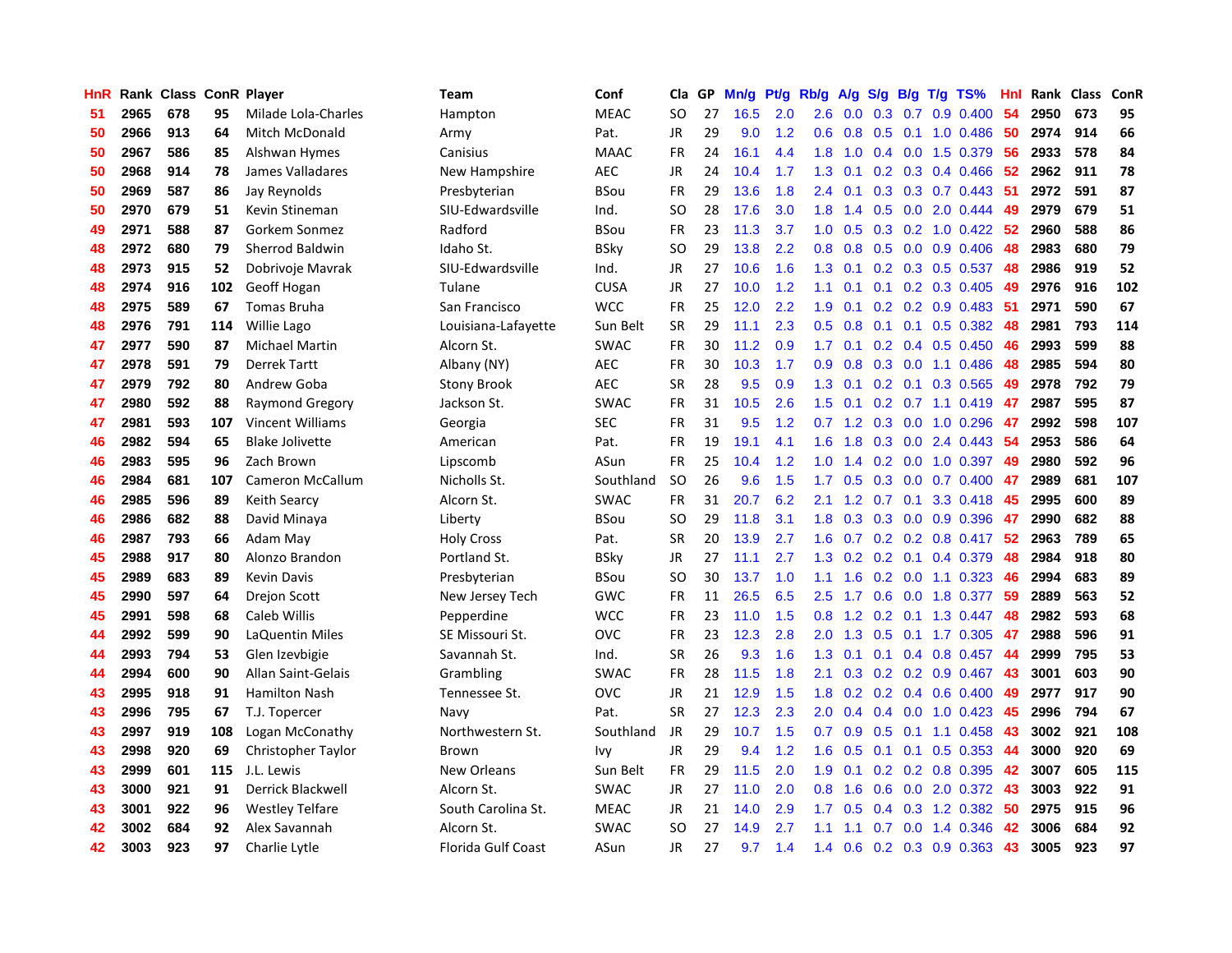| HnR | Rank | Class | ConR | Player | Team | Conf | Cla | GP | Mn/g | Pt/g | Rb/g | A/g | S/g | B/g | T/g | TS% | HnI | Rank | Class | ConR |
|---|---|---|---|---|---|---|---|---|---|---|---|---|---|---|---|---|---|---|---|---|
| 51 | 2965 | 678 | 95 | Milade Lola-Charles | Hampton | MEAC | SO | 27 | 16.5 | 2.0 | 2.6 | 0.0 | 0.3 | 0.7 | 0.9 | 0.400 | 54 | 2950 | 673 | 95 |
| 50 | 2966 | 913 | 64 | Mitch McDonald | Army | Pat. | JR | 29 | 9.0 | 1.2 | 0.6 | 0.8 | 0.5 | 0.1 | 1.0 | 0.486 | 50 | 2974 | 914 | 66 |
| 50 | 2967 | 586 | 85 | Alshwan Hymes | Canisius | MAAC | FR | 24 | 16.1 | 4.4 | 1.8 | 1.0 | 0.4 | 0.0 | 1.5 | 0.379 | 56 | 2933 | 578 | 84 |
| 50 | 2968 | 914 | 78 | James Valladares | New Hampshire | AEC | JR | 24 | 10.4 | 1.7 | 1.3 | 0.1 | 0.2 | 0.3 | 0.4 | 0.466 | 52 | 2962 | 911 | 78 |
| 50 | 2969 | 587 | 86 | Jay Reynolds | Presbyterian | BSou | FR | 29 | 13.6 | 1.8 | 2.4 | 0.1 | 0.3 | 0.3 | 0.7 | 0.443 | 51 | 2972 | 591 | 87 |
| 50 | 2970 | 679 | 51 | Kevin Stineman | SIU-Edwardsville | Ind. | SO | 28 | 17.6 | 3.0 | 1.8 | 1.4 | 0.5 | 0.0 | 2.0 | 0.444 | 49 | 2979 | 679 | 51 |
| 49 | 2971 | 588 | 87 | Gorkem Sonmez | Radford | BSou | FR | 23 | 11.3 | 3.7 | 1.0 | 0.5 | 0.3 | 0.2 | 1.0 | 0.422 | 52 | 2960 | 588 | 86 |
| 48 | 2972 | 680 | 79 | Sherrod Baldwin | Idaho St. | BSky | SO | 29 | 13.8 | 2.2 | 0.8 | 0.8 | 0.5 | 0.0 | 0.9 | 0.406 | 48 | 2983 | 680 | 79 |
| 48 | 2973 | 915 | 52 | Dobrivoje Mavrak | SIU-Edwardsville | Ind. | JR | 27 | 10.6 | 1.6 | 1.3 | 0.1 | 0.2 | 0.3 | 0.5 | 0.537 | 48 | 2986 | 919 | 52 |
| 48 | 2974 | 916 | 102 | Geoff Hogan | Tulane | CUSA | JR | 27 | 10.0 | 1.2 | 1.1 | 0.1 | 0.1 | 0.2 | 0.3 | 0.405 | 49 | 2976 | 916 | 102 |
| 48 | 2975 | 589 | 67 | Tomas Bruha | San Francisco | WCC | FR | 25 | 12.0 | 2.2 | 1.9 | 0.1 | 0.2 | 0.2 | 0.9 | 0.483 | 51 | 2971 | 590 | 67 |
| 48 | 2976 | 791 | 114 | Willie Lago | Louisiana-Lafayette | Sun Belt | SR | 29 | 11.1 | 2.3 | 0.5 | 0.8 | 0.1 | 0.1 | 0.5 | 0.382 | 48 | 2981 | 793 | 114 |
| 47 | 2977 | 590 | 87 | Michael Martin | Alcorn St. | SWAC | FR | 30 | 11.2 | 0.9 | 1.7 | 0.1 | 0.2 | 0.4 | 0.5 | 0.450 | 46 | 2993 | 599 | 88 |
| 47 | 2978 | 591 | 79 | Derrek Tartt | Albany (NY) | AEC | FR | 30 | 10.3 | 1.7 | 0.9 | 0.8 | 0.3 | 0.0 | 1.1 | 0.486 | 48 | 2985 | 594 | 80 |
| 47 | 2979 | 792 | 80 | Andrew Goba | Stony Brook | AEC | SR | 28 | 9.5 | 0.9 | 1.3 | 0.1 | 0.2 | 0.1 | 0.3 | 0.565 | 49 | 2978 | 792 | 79 |
| 47 | 2980 | 592 | 88 | Raymond Gregory | Jackson St. | SWAC | FR | 31 | 10.5 | 2.6 | 1.5 | 0.1 | 0.2 | 0.7 | 1.1 | 0.419 | 47 | 2987 | 595 | 87 |
| 47 | 2981 | 593 | 107 | Vincent Williams | Georgia | SEC | FR | 31 | 9.5 | 1.2 | 0.7 | 1.2 | 0.3 | 0.0 | 1.0 | 0.296 | 47 | 2992 | 598 | 107 |
| 46 | 2982 | 594 | 65 | Blake Jolivette | American | Pat. | FR | 19 | 19.1 | 4.1 | 1.6 | 1.8 | 0.3 | 0.0 | 2.4 | 0.443 | 54 | 2953 | 586 | 64 |
| 46 | 2983 | 595 | 96 | Zach Brown | Lipscomb | ASun | FR | 25 | 10.4 | 1.2 | 1.0 | 1.4 | 0.2 | 0.0 | 1.0 | 0.397 | 49 | 2980 | 592 | 96 |
| 46 | 2984 | 681 | 107 | Cameron McCallum | Nicholls St. | Southland | SO | 26 | 9.6 | 1.5 | 1.7 | 0.5 | 0.3 | 0.0 | 0.7 | 0.400 | 47 | 2989 | 681 | 107 |
| 46 | 2985 | 596 | 89 | Keith Searcy | Alcorn St. | SWAC | FR | 31 | 20.7 | 6.2 | 2.1 | 1.2 | 0.7 | 0.1 | 3.3 | 0.418 | 45 | 2995 | 600 | 89 |
| 46 | 2986 | 682 | 88 | David Minaya | Liberty | BSou | SO | 29 | 11.8 | 3.1 | 1.8 | 0.3 | 0.3 | 0.0 | 0.9 | 0.396 | 47 | 2990 | 682 | 88 |
| 46 | 2987 | 793 | 66 | Adam May | Holy Cross | Pat. | SR | 20 | 13.9 | 2.7 | 1.6 | 0.7 | 0.2 | 0.2 | 0.8 | 0.417 | 52 | 2963 | 789 | 65 |
| 45 | 2988 | 917 | 80 | Alonzo Brandon | Portland St. | BSky | JR | 27 | 11.1 | 2.7 | 1.3 | 0.2 | 0.2 | 0.1 | 0.4 | 0.379 | 48 | 2984 | 918 | 80 |
| 45 | 2989 | 683 | 89 | Kevin Davis | Presbyterian | BSou | SO | 30 | 13.7 | 1.0 | 1.1 | 1.6 | 0.2 | 0.0 | 1.1 | 0.323 | 46 | 2994 | 683 | 89 |
| 45 | 2990 | 597 | 64 | Drejon Scott | New Jersey Tech | GWC | FR | 11 | 26.5 | 6.5 | 2.5 | 1.7 | 0.6 | 0.0 | 1.8 | 0.377 | 59 | 2889 | 563 | 52 |
| 45 | 2991 | 598 | 68 | Caleb Willis | Pepperdine | WCC | FR | 23 | 11.0 | 1.5 | 0.8 | 1.2 | 0.2 | 0.1 | 1.3 | 0.447 | 48 | 2982 | 593 | 68 |
| 44 | 2992 | 599 | 90 | LaQuentin Miles | SE Missouri St. | OVC | FR | 23 | 12.3 | 2.8 | 2.0 | 1.3 | 0.5 | 0.1 | 1.7 | 0.305 | 47 | 2988 | 596 | 91 |
| 44 | 2993 | 794 | 53 | Glen Izevbigie | Savannah St. | Ind. | SR | 26 | 9.3 | 1.6 | 1.3 | 0.1 | 0.1 | 0.4 | 0.8 | 0.457 | 44 | 2999 | 795 | 53 |
| 44 | 2994 | 600 | 90 | Allan Saint-Gelais | Grambling | SWAC | FR | 28 | 11.5 | 1.8 | 2.1 | 0.3 | 0.2 | 0.2 | 0.9 | 0.467 | 43 | 3001 | 603 | 90 |
| 43 | 2995 | 918 | 91 | Hamilton Nash | Tennessee St. | OVC | JR | 21 | 12.9 | 1.5 | 1.8 | 0.2 | 0.2 | 0.4 | 0.6 | 0.400 | 49 | 2977 | 917 | 90 |
| 43 | 2996 | 795 | 67 | T.J. Topercer | Navy | Pat. | SR | 27 | 12.3 | 2.3 | 2.0 | 0.4 | 0.4 | 0.0 | 1.0 | 0.423 | 45 | 2996 | 794 | 67 |
| 43 | 2997 | 919 | 108 | Logan McConathy | Northwestern St. | Southland | JR | 29 | 10.7 | 1.5 | 0.7 | 0.9 | 0.5 | 0.1 | 1.1 | 0.458 | 43 | 3002 | 921 | 108 |
| 43 | 2998 | 920 | 69 | Christopher Taylor | Brown | Ivy | JR | 29 | 9.4 | 1.2 | 1.6 | 0.5 | 0.1 | 0.1 | 0.5 | 0.353 | 44 | 3000 | 920 | 69 |
| 43 | 2999 | 601 | 115 | J.L. Lewis | New Orleans | Sun Belt | FR | 29 | 11.5 | 2.0 | 1.9 | 0.1 | 0.2 | 0.2 | 0.8 | 0.395 | 42 | 3007 | 605 | 115 |
| 43 | 3000 | 921 | 91 | Derrick Blackwell | Alcorn St. | SWAC | JR | 27 | 11.0 | 2.0 | 0.8 | 1.6 | 0.6 | 0.0 | 2.0 | 0.372 | 43 | 3003 | 922 | 91 |
| 43 | 3001 | 922 | 96 | Westley Telfare | South Carolina St. | MEAC | JR | 21 | 14.0 | 2.9 | 1.7 | 0.5 | 0.4 | 0.3 | 1.2 | 0.382 | 50 | 2975 | 915 | 96 |
| 42 | 3002 | 684 | 92 | Alex Savannah | Alcorn St. | SWAC | SO | 27 | 14.9 | 2.7 | 1.1 | 1.1 | 0.7 | 0.0 | 1.4 | 0.346 | 42 | 3006 | 684 | 92 |
| 42 | 3003 | 923 | 97 | Charlie Lytle | Florida Gulf Coast | ASun | JR | 27 | 9.7 | 1.4 | 1.4 | 0.6 | 0.2 | 0.3 | 0.9 | 0.363 | 43 | 3005 | 923 | 97 |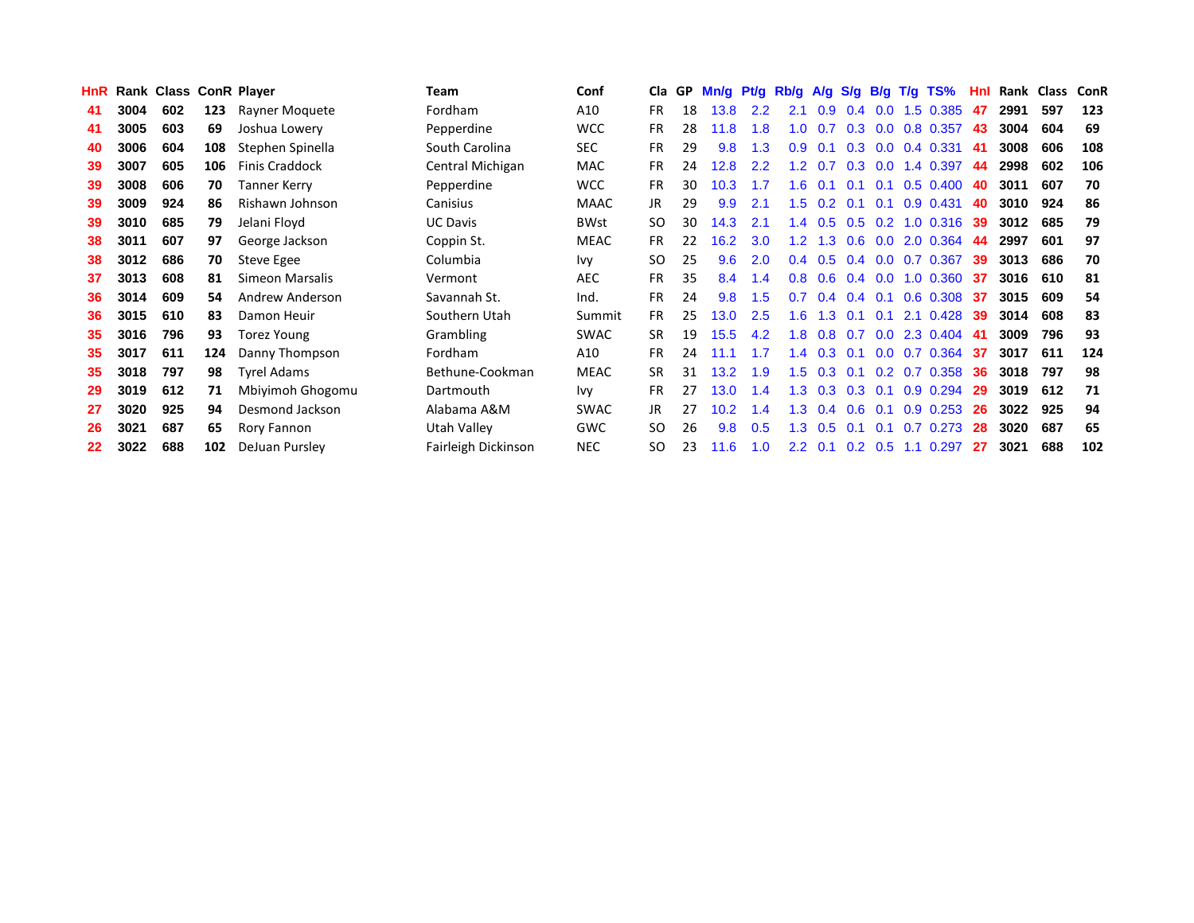| HnR | Rank | Class | ConR | Player | Team | Conf | Cla | GP | Mn/g | Pt/g | Rb/g | A/g | S/g | B/g | T/g | TS% | HnI | Rank | Class | ConR |
|---|---|---|---|---|---|---|---|---|---|---|---|---|---|---|---|---|---|---|---|---|
| 41 | 3004 | 602 | 123 | Rayner Moquete | Fordham | A10 | FR | 18 | 13.8 | 2.2 | 2.1 | 0.9 | 0.4 | 0.0 | 1.5 | 0.385 | 47 | 2991 | 597 | 123 |
| 41 | 3005 | 603 | 69 | Joshua Lowery | Pepperdine | WCC | FR | 28 | 11.8 | 1.8 | 1.0 | 0.7 | 0.3 | 0.0 | 0.8 | 0.357 | 43 | 3004 | 604 | 69 |
| 40 | 3006 | 604 | 108 | Stephen Spinella | South Carolina | SEC | FR | 29 | 9.8 | 1.3 | 0.9 | 0.1 | 0.3 | 0.0 | 0.4 | 0.331 | 41 | 3008 | 606 | 108 |
| 39 | 3007 | 605 | 106 | Finis Craddock | Central Michigan | MAC | FR | 24 | 12.8 | 2.2 | 1.2 | 0.7 | 0.3 | 0.0 | 1.4 | 0.397 | 44 | 2998 | 602 | 106 |
| 39 | 3008 | 606 | 70 | Tanner Kerry | Pepperdine | WCC | FR | 30 | 10.3 | 1.7 | 1.6 | 0.1 | 0.1 | 0.1 | 0.5 | 0.400 | 40 | 3011 | 607 | 70 |
| 39 | 3009 | 924 | 86 | Rishawn Johnson | Canisius | MAAC | JR | 29 | 9.9 | 2.1 | 1.5 | 0.2 | 0.1 | 0.1 | 0.9 | 0.431 | 40 | 3010 | 924 | 86 |
| 39 | 3010 | 685 | 79 | Jelani Floyd | UC Davis | BWst | SO | 30 | 14.3 | 2.1 | 1.4 | 0.5 | 0.5 | 0.2 | 1.0 | 0.316 | 39 | 3012 | 685 | 79 |
| 38 | 3011 | 607 | 97 | George Jackson | Coppin St. | MEAC | FR | 22 | 16.2 | 3.0 | 1.2 | 1.3 | 0.6 | 0.0 | 2.0 | 0.364 | 44 | 2997 | 601 | 97 |
| 38 | 3012 | 686 | 70 | Steve Egee | Columbia | Ivy | SO | 25 | 9.6 | 2.0 | 0.4 | 0.5 | 0.4 | 0.0 | 0.7 | 0.367 | 39 | 3013 | 686 | 70 |
| 37 | 3013 | 608 | 81 | Simeon Marsalis | Vermont | AEC | FR | 35 | 8.4 | 1.4 | 0.8 | 0.6 | 0.4 | 0.0 | 1.0 | 0.360 | 37 | 3016 | 610 | 81 |
| 36 | 3014 | 609 | 54 | Andrew Anderson | Savannah St. | Ind. | FR | 24 | 9.8 | 1.5 | 0.7 | 0.4 | 0.4 | 0.1 | 0.6 | 0.308 | 37 | 3015 | 609 | 54 |
| 36 | 3015 | 610 | 83 | Damon Heuir | Southern Utah | Summit | FR | 25 | 13.0 | 2.5 | 1.6 | 1.3 | 0.1 | 0.1 | 2.1 | 0.428 | 39 | 3014 | 608 | 83 |
| 35 | 3016 | 796 | 93 | Torez Young | Grambling | SWAC | SR | 19 | 15.5 | 4.2 | 1.8 | 0.8 | 0.7 | 0.0 | 2.3 | 0.404 | 41 | 3009 | 796 | 93 |
| 35 | 3017 | 611 | 124 | Danny Thompson | Fordham | A10 | FR | 24 | 11.1 | 1.7 | 1.4 | 0.3 | 0.1 | 0.0 | 0.7 | 0.364 | 37 | 3017 | 611 | 124 |
| 35 | 3018 | 797 | 98 | Tyrel Adams | Bethune-Cookman | MEAC | SR | 31 | 13.2 | 1.9 | 1.5 | 0.3 | 0.1 | 0.2 | 0.7 | 0.358 | 36 | 3018 | 797 | 98 |
| 29 | 3019 | 612 | 71 | Mbiyimoh Ghogomu | Dartmouth | Ivy | FR | 27 | 13.0 | 1.4 | 1.3 | 0.3 | 0.3 | 0.1 | 0.9 | 0.294 | 29 | 3019 | 612 | 71 |
| 27 | 3020 | 925 | 94 | Desmond Jackson | Alabama A&M | SWAC | JR | 27 | 10.2 | 1.4 | 1.3 | 0.4 | 0.6 | 0.1 | 0.9 | 0.253 | 26 | 3022 | 925 | 94 |
| 26 | 3021 | 687 | 65 | Rory Fannon | Utah Valley | GWC | SO | 26 | 9.8 | 0.5 | 1.3 | 0.5 | 0.1 | 0.1 | 0.7 | 0.273 | 28 | 3020 | 687 | 65 |
| 22 | 3022 | 688 | 102 | DeJuan Pursley | Fairleigh Dickinson | NEC | SO | 23 | 11.6 | 1.0 | 2.2 | 0.1 | 0.2 | 0.5 | 1.1 | 0.297 | 27 | 3021 | 688 | 102 |